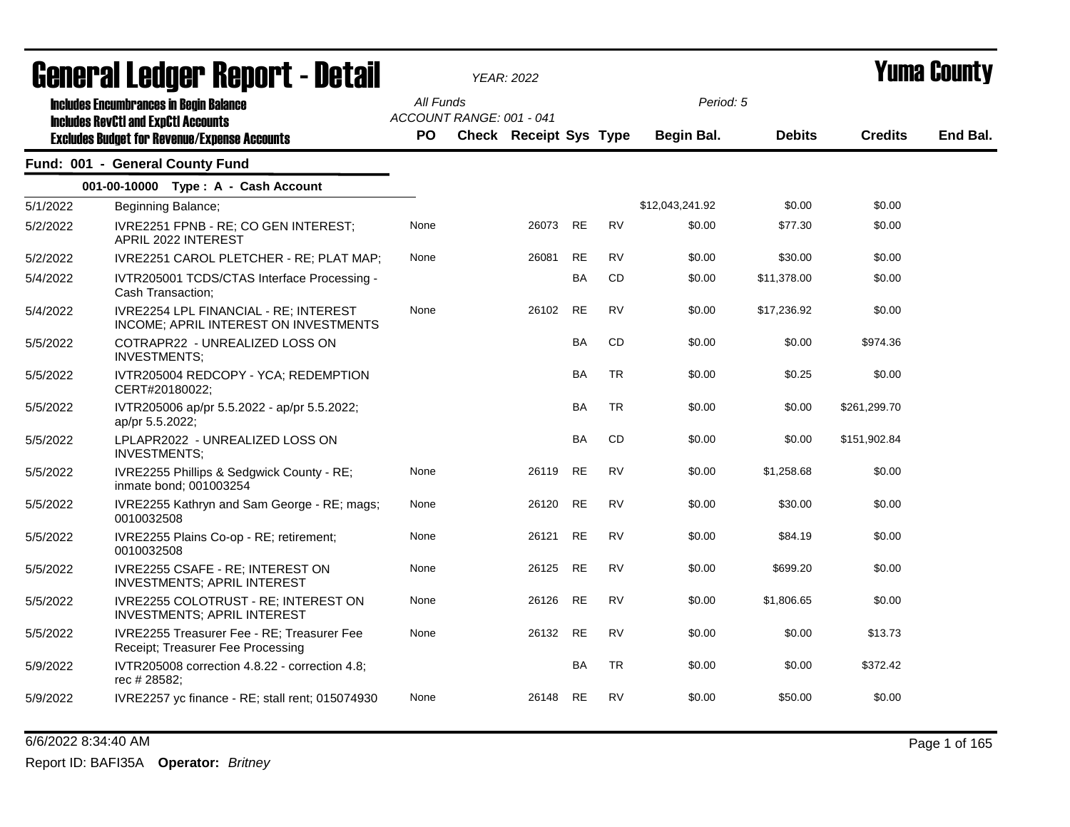# General Ledger Report - Detail

*YEAR: 2022*

# Yuma County

**Includes Encumbrances in Begin Balance**
**Includes RevCtl and ExpCtl Accounts**
**Excludes Budget for Revenue/Expense Accounts**

*All Funds*
*ACCOUNT RANGE: 001 - 041*

*Period: 5*

## Fund: 001 - General County Fund

### 001-00-10000 Type : A - Cash Account

| Date | Description | PO | Check | Receipt | Sys | Type | Begin Bal. | Debits | Credits | End Bal. |
|---|---|---|---|---|---|---|---|---|---|---|
| 5/1/2022 | Beginning Balance; | | | | | | $12,043,241.92 | $0.00 | $0.00 | |
| 5/2/2022 | IVRE2251 FPNB - RE; CO GEN INTEREST; APRIL 2022 INTEREST | None | | 26073 | RE | RV | $0.00 | $77.30 | $0.00 | |
| 5/2/2022 | IVRE2251 CAROL PLETCHER - RE; PLAT MAP; | None | | 26081 | RE | RV | $0.00 | $30.00 | $0.00 | |
| 5/4/2022 | IVTR205001 TCDS/CTAS Interface Processing - Cash Transaction; | | | | BA | CD | $0.00 | $11,378.00 | $0.00 | |
| 5/4/2022 | IVRE2254 LPL FINANCIAL - RE; INTEREST INCOME; APRIL INTEREST ON INVESTMENTS | None | | 26102 | RE | RV | $0.00 | $17,236.92 | $0.00 | |
| 5/5/2022 | COTRAPR22 - UNREALIZED LOSS ON INVESTMENTS; | | | | BA | CD | $0.00 | $0.00 | $974.36 | |
| 5/5/2022 | IVTR205004 REDCOPY - YCA; REDEMPTION CERT#20180022; | | | | BA | TR | $0.00 | $0.25 | $0.00 | |
| 5/5/2022 | IVTR205006 ap/pr 5.5.2022 - ap/pr 5.5.2022; ap/pr 5.5.2022; | | | | BA | TR | $0.00 | $0.00 | $261,299.70 | |
| 5/5/2022 | LPLAPR2022 - UNREALIZED LOSS ON INVESTMENTS; | | | | BA | CD | $0.00 | $0.00 | $151,902.84 | |
| 5/5/2022 | IVRE2255 Phillips & Sedgwick County - RE; inmate bond; 001003254 | None | | 26119 | RE | RV | $0.00 | $1,258.68 | $0.00 | |
| 5/5/2022 | IVRE2255 Kathryn and Sam George - RE; mags; 0010032508 | None | | 26120 | RE | RV | $0.00 | $30.00 | $0.00 | |
| 5/5/2022 | IVRE2255 Plains Co-op - RE; retirement; 0010032508 | None | | 26121 | RE | RV | $0.00 | $84.19 | $0.00 | |
| 5/5/2022 | IVRE2255 CSAFE - RE; INTEREST ON INVESTMENTS; APRIL INTEREST | None | | 26125 | RE | RV | $0.00 | $699.20 | $0.00 | |
| 5/5/2022 | IVRE2255 COLOTRUST - RE; INTEREST ON INVESTMENTS; APRIL INTEREST | None | | 26126 | RE | RV | $0.00 | $1,806.65 | $0.00 | |
| 5/5/2022 | IVRE2255 Treasurer Fee - RE; Treasurer Fee Receipt; Treasurer Fee Processing | None | | 26132 | RE | RV | $0.00 | $0.00 | $13.73 | |
| 5/9/2022 | IVTR205008 correction 4.8.22 - correction 4.8; rec # 28582; | | | | BA | TR | $0.00 | $0.00 | $372.42 | |
| 5/9/2022 | IVRE2257 yc finance - RE; stall rent; 015074930 | None | | 26148 | RE | RV | $0.00 | $50.00 | $0.00 | |

6/6/2022 8:34:40 AM

Report ID: BAFI35A **Operator:** *Britney*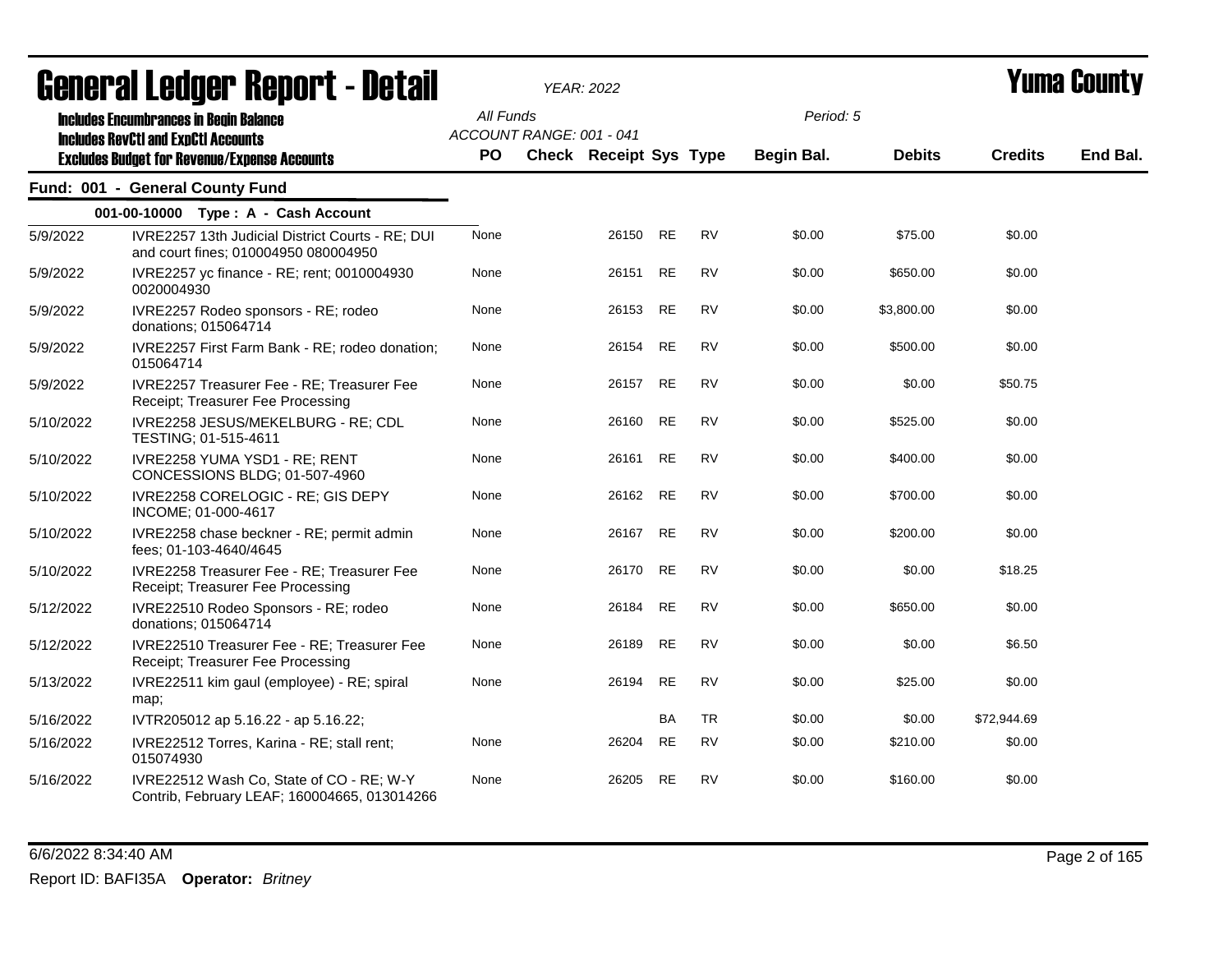# General Ledger Report - Detail

*YEAR: 2022*

# Yuma County

**Includes Encumbrances in Begin Balance**
**Includes RevCtl and ExpCtl Accounts**
**Excludes Budget for Revenue/Expense Accounts**

*All Funds*
*ACCOUNT RANGE: 001 - 041*
*Period: 5*

## Fund: 001 - General County Fund

### 001-00-10000 Type : A - Cash Account

| Date | Description | PO | Check | Receipt | Sys | Type | Begin Bal. | Debits | Credits | End Bal. |
|---|---|---|---|---|---|---|---|---|---|---|
| 5/9/2022 | IVRE2257 13th Judicial District Courts - RE; DUI and court fines; 010004950 080004950 | None | | 26150 | RE | RV | $0.00 | $75.00 | $0.00 | |
| 5/9/2022 | IVRE2257 yc finance - RE; rent; 0010004930 0020004930 | None | | 26151 | RE | RV | $0.00 | $650.00 | $0.00 | |
| 5/9/2022 | IVRE2257 Rodeo sponsors - RE; rodeo donations; 015064714 | None | | 26153 | RE | RV | $0.00 | $3,800.00 | $0.00 | |
| 5/9/2022 | IVRE2257 First Farm Bank - RE; rodeo donation; 015064714 | None | | 26154 | RE | RV | $0.00 | $500.00 | $0.00 | |
| 5/9/2022 | IVRE2257 Treasurer Fee - RE; Treasurer Fee Receipt; Treasurer Fee Processing | None | | 26157 | RE | RV | $0.00 | $0.00 | $50.75 | |
| 5/10/2022 | IVRE2258 JESUS/MEKELBURG - RE; CDL TESTING; 01-515-4611 | None | | 26160 | RE | RV | $0.00 | $525.00 | $0.00 | |
| 5/10/2022 | IVRE2258 YUMA YSD1 - RE; RENT CONCESSIONS BLDG; 01-507-4960 | None | | 26161 | RE | RV | $0.00 | $400.00 | $0.00 | |
| 5/10/2022 | IVRE2258 CORELOGIC - RE; GIS DEPY INCOME; 01-000-4617 | None | | 26162 | RE | RV | $0.00 | $700.00 | $0.00 | |
| 5/10/2022 | IVRE2258 chase beckner - RE; permit admin fees; 01-103-4640/4645 | None | | 26167 | RE | RV | $0.00 | $200.00 | $0.00 | |
| 5/10/2022 | IVRE2258 Treasurer Fee - RE; Treasurer Fee Receipt; Treasurer Fee Processing | None | | 26170 | RE | RV | $0.00 | $0.00 | $18.25 | |
| 5/12/2022 | IVRE22510 Rodeo Sponsors - RE; rodeo donations; 015064714 | None | | 26184 | RE | RV | $0.00 | $650.00 | $0.00 | |
| 5/12/2022 | IVRE22510 Treasurer Fee - RE; Treasurer Fee Receipt; Treasurer Fee Processing | None | | 26189 | RE | RV | $0.00 | $0.00 | $6.50 | |
| 5/13/2022 | IVRE22511 kim gaul (employee) - RE; spiral map; | None | | 26194 | RE | RV | $0.00 | $25.00 | $0.00 | |
| 5/16/2022 | IVTR205012 ap 5.16.22 - ap 5.16.22; | | | | BA | TR | $0.00 | $0.00 | $72,944.69 | |
| 5/16/2022 | IVRE22512 Torres, Karina - RE; stall rent; 015074930 | None | | 26204 | RE | RV | $0.00 | $210.00 | $0.00 | |
| 5/16/2022 | IVRE22512 Wash Co, State of CO - RE; W-Y Contrib, February LEAF; 160004665, 013014266 | None | | 26205 | RE | RV | $0.00 | $160.00 | $0.00 | |

6/6/2022 8:34:40 AM

Report ID: BAFI35A **Operator:** *Britney*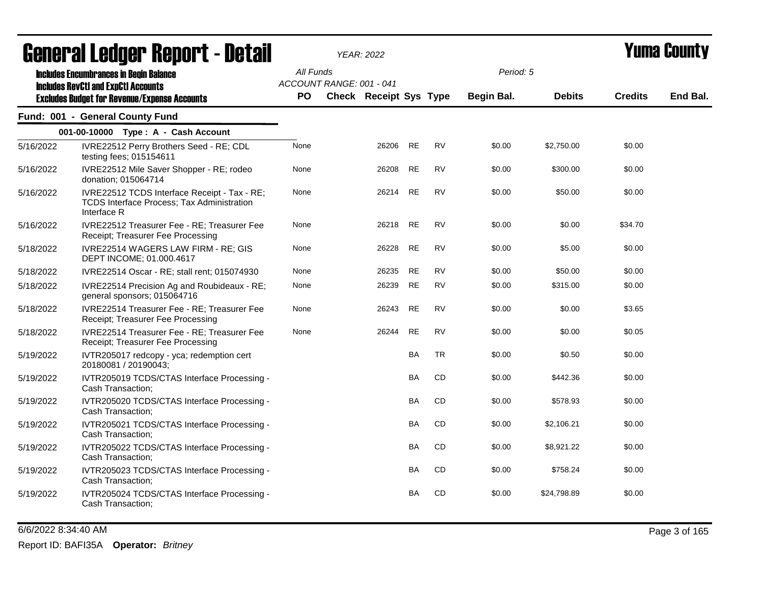# General Ledger Report - Detail

YEAR: 2022

**Yuma County**

Includes Encumbrances in Begin Balance
Includes RevCtl and ExpCtl Accounts
Excludes Budget for Revenue/Expense Accounts

All Funds
ACCOUNT RANGE: 001 - 041

Period: 5

## Fund: 001 - General County Fund

### 001-00-10000 Type : A - Cash Account

| Date | Description | PO | Check | Receipt | Sys | Type | Begin Bal. | Debits | Credits | End Bal. |
|---|---|---|---|---|---|---|---|---|---|---|
| 5/16/2022 | IVRE22512 Perry Brothers Seed - RE; CDL testing fees; 015154611 | None | | 26206 | RE | RV | $0.00 | $2,750.00 | $0.00 | |
| 5/16/2022 | IVRE22512 Mile Saver Shopper - RE; rodeo donation; 015064714 | None | | 26208 | RE | RV | $0.00 | $300.00 | $0.00 | |
| 5/16/2022 | IVRE22512 TCDS Interface Receipt - Tax - RE; TCDS Interface Process; Tax Administration Interface R | None | | 26214 | RE | RV | $0.00 | $50.00 | $0.00 | |
| 5/16/2022 | IVRE22512 Treasurer Fee - RE; Treasurer Fee Receipt; Treasurer Fee Processing | None | | 26218 | RE | RV | $0.00 | $0.00 | $34.70 | |
| 5/18/2022 | IVRE22514 WAGERS LAW FIRM - RE; GIS DEPT INCOME; 01.000.4617 | None | | 26228 | RE | RV | $0.00 | $5.00 | $0.00 | |
| 5/18/2022 | IVRE22514 Oscar - RE; stall rent; 015074930 | None | | 26235 | RE | RV | $0.00 | $50.00 | $0.00 | |
| 5/18/2022 | IVRE22514 Precision Ag and Roubideaux - RE; general sponsors; 015064716 | None | | 26239 | RE | RV | $0.00 | $315.00 | $0.00 | |
| 5/18/2022 | IVRE22514 Treasurer Fee - RE; Treasurer Fee Receipt; Treasurer Fee Processing | None | | 26243 | RE | RV | $0.00 | $0.00 | $3.65 | |
| 5/18/2022 | IVRE22514 Treasurer Fee - RE; Treasurer Fee Receipt; Treasurer Fee Processing | None | | 26244 | RE | RV | $0.00 | $0.00 | $0.05 | |
| 5/19/2022 | IVTR205017 redcopy - yca; redemption cert 20180081 / 20190043; | | | | BA | TR | $0.00 | $0.50 | $0.00 | |
| 5/19/2022 | IVTR205019 TCDS/CTAS Interface Processing - Cash Transaction; | | | | BA | CD | $0.00 | $442.36 | $0.00 | |
| 5/19/2022 | IVTR205020 TCDS/CTAS Interface Processing - Cash Transaction; | | | | BA | CD | $0.00 | $578.93 | $0.00 | |
| 5/19/2022 | IVTR205021 TCDS/CTAS Interface Processing - Cash Transaction; | | | | BA | CD | $0.00 | $2,106.21 | $0.00 | |
| 5/19/2022 | IVTR205022 TCDS/CTAS Interface Processing - Cash Transaction; | | | | BA | CD | $0.00 | $8,921.22 | $0.00 | |
| 5/19/2022 | IVTR205023 TCDS/CTAS Interface Processing - Cash Transaction; | | | | BA | CD | $0.00 | $758.24 | $0.00 | |
| 5/19/2022 | IVTR205024 TCDS/CTAS Interface Processing - Cash Transaction; | | | | BA | CD | $0.00 | $24,798.89 | $0.00 | |

6/6/2022 8:34:40 AM

Report ID: BAFI35A **Operator:** *Britney*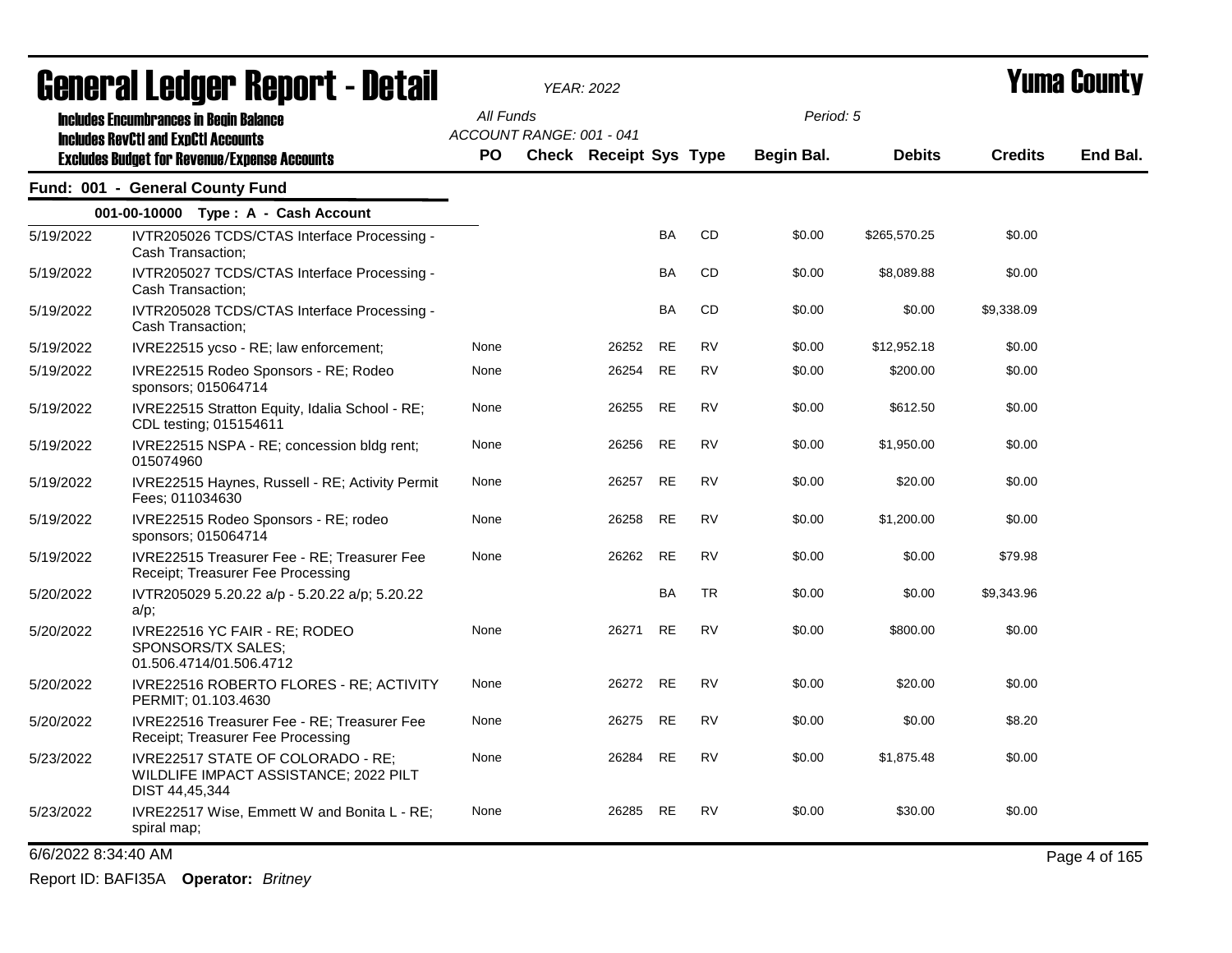# General Ledger Report - Detail

*YEAR: 2022*

# Yuma County

**Includes Encumbrances in Begin Balance**
**Includes RevCtl and ExpCtl Accounts**
**Excludes Budget for Revenue/Expense Accounts**

All Funds
ACCOUNT RANGE: 001 - 041

Period: 5

## Fund: 001 - General County Fund

### 001-00-10000 Type : A - Cash Account

| Date | Description | PO | Check | Receipt | Sys | Type | Begin Bal. | Debits | Credits | End Bal. |
|---|---|---|---|---|---|---|---|---|---|---|
| 5/19/2022 | IVTR205026 TCDS/CTAS Interface Processing - Cash Transaction; | | | | BA | CD | $0.00 | $265,570.25 | $0.00 | |
| 5/19/2022 | IVTR205027 TCDS/CTAS Interface Processing - Cash Transaction; | | | | BA | CD | $0.00 | $8,089.88 | $0.00 | |
| 5/19/2022 | IVTR205028 TCDS/CTAS Interface Processing - Cash Transaction; | | | | BA | CD | $0.00 | $0.00 | $9,338.09 | |
| 5/19/2022 | IVRE22515 ycso - RE; law enforcement; | None | | 26252 | RE | RV | $0.00 | $12,952.18 | $0.00 | |
| 5/19/2022 | IVRE22515 Rodeo Sponsors - RE; Rodeo sponsors; 015064714 | None | | 26254 | RE | RV | $0.00 | $200.00 | $0.00 | |
| 5/19/2022 | IVRE22515 Stratton Equity, Idalia School - RE; CDL testing; 015154611 | None | | 26255 | RE | RV | $0.00 | $612.50 | $0.00 | |
| 5/19/2022 | IVRE22515 NSPA - RE; concession bldg rent; 015074960 | None | | 26256 | RE | RV | $0.00 | $1,950.00 | $0.00 | |
| 5/19/2022 | IVRE22515 Haynes, Russell - RE; Activity Permit Fees; 011034630 | None | | 26257 | RE | RV | $0.00 | $20.00 | $0.00 | |
| 5/19/2022 | IVRE22515 Rodeo Sponsors - RE; rodeo sponsors; 015064714 | None | | 26258 | RE | RV | $0.00 | $1,200.00 | $0.00 | |
| 5/19/2022 | IVRE22515 Treasurer Fee - RE; Treasurer Fee Receipt; Treasurer Fee Processing | None | | 26262 | RE | RV | $0.00 | $0.00 | $79.98 | |
| 5/20/2022 | IVTR205029 5.20.22 a/p - 5.20.22 a/p; 5.20.22 a/p; | | | | BA | TR | $0.00 | $0.00 | $9,343.96 | |
| 5/20/2022 | IVRE22516 YC FAIR - RE; RODEO SPONSORS/TX SALES; 01.506.4714/01.506.4712 | None | | 26271 | RE | RV | $0.00 | $800.00 | $0.00 | |
| 5/20/2022 | IVRE22516 ROBERTO FLORES - RE; ACTIVITY PERMIT; 01.103.4630 | None | | 26272 | RE | RV | $0.00 | $20.00 | $0.00 | |
| 5/20/2022 | IVRE22516 Treasurer Fee - RE; Treasurer Fee Receipt; Treasurer Fee Processing | None | | 26275 | RE | RV | $0.00 | $0.00 | $8.20 | |
| 5/23/2022 | IVRE22517 STATE OF COLORADO - RE; WILDLIFE IMPACT ASSISTANCE; 2022 PILT DIST 44,45,344 | None | | 26284 | RE | RV | $0.00 | $1,875.48 | $0.00 | |
| 5/23/2022 | IVRE22517 Wise, Emmett W and Bonita L - RE; spiral map; | None | | 26285 | RE | RV | $0.00 | $30.00 | $0.00 | |

6/6/2022 8:34:40 AM

Report ID: BAFI35A **Operator:** *Britney*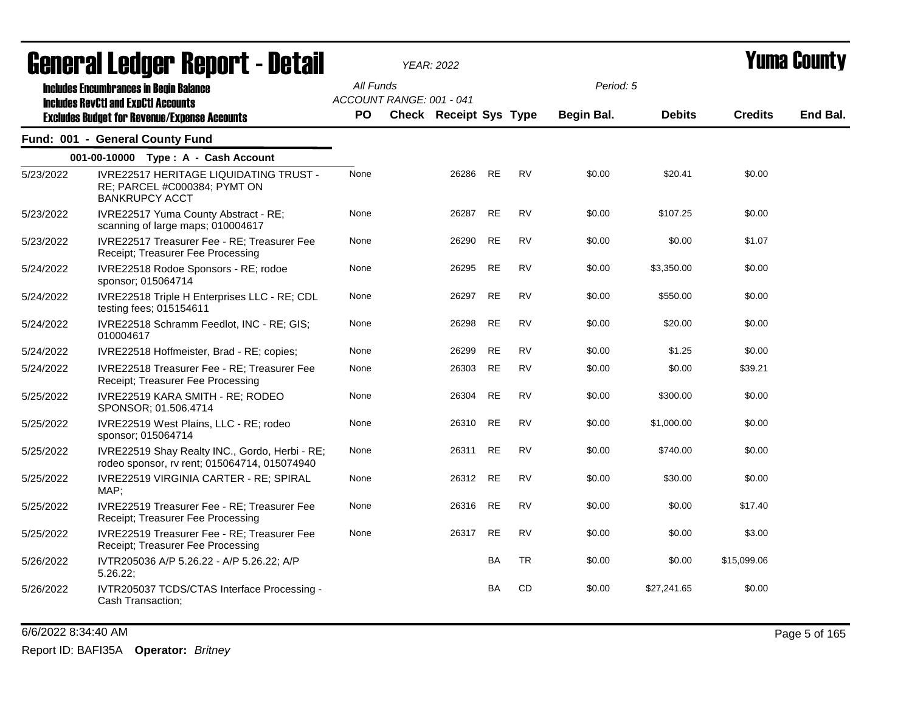# General Ledger Report - Detail

*YEAR: 2022*

# Yuma County

**Includes Encumbrances in Begin Balance**
**Includes RevCtl and ExpCtl Accounts**
**Excludes Budget for Revenue/Expense Accounts**

*All Funds*
*ACCOUNT RANGE: 001 - 041*
*Period: 5*

## Fund: 001 - General County Fund

### 001-00-10000 Type : A - Cash Account

| Date | Description | PO | Check | Receipt | Sys | Type | Begin Bal. | Debits | Credits | End Bal. |
|---|---|---|---|---|---|---|---|---|---|---|
| 5/23/2022 | IVRE22517 HERITAGE LIQUIDATING TRUST - RE; PARCEL #C000384; PYMT ON BANKRUPCY ACCT | None | | 26286 | RE | RV | $0.00 | $20.41 | $0.00 | |
| 5/23/2022 | IVRE22517 Yuma County Abstract - RE; scanning of large maps; 010004617 | None | | 26287 | RE | RV | $0.00 | $107.25 | $0.00 | |
| 5/23/2022 | IVRE22517 Treasurer Fee - RE; Treasurer Fee Receipt; Treasurer Fee Processing | None | | 26290 | RE | RV | $0.00 | $0.00 | $1.07 | |
| 5/24/2022 | IVRE22518 Rodoe Sponsors - RE; rodoe sponsor; 015064714 | None | | 26295 | RE | RV | $0.00 | $3,350.00 | $0.00 | |
| 5/24/2022 | IVRE22518 Triple H Enterprises LLC - RE; CDL testing fees; 015154611 | None | | 26297 | RE | RV | $0.00 | $550.00 | $0.00 | |
| 5/24/2022 | IVRE22518 Schramm Feedlot, INC - RE; GIS; 010004617 | None | | 26298 | RE | RV | $0.00 | $20.00 | $0.00 | |
| 5/24/2022 | IVRE22518 Hoffmeister, Brad - RE; copies; | None | | 26299 | RE | RV | $0.00 | $1.25 | $0.00 | |
| 5/24/2022 | IVRE22518 Treasurer Fee - RE; Treasurer Fee Receipt; Treasurer Fee Processing | None | | 26303 | RE | RV | $0.00 | $0.00 | $39.21 | |
| 5/25/2022 | IVRE22519 KARA SMITH - RE; RODEO SPONSOR; 01.506.4714 | None | | 26304 | RE | RV | $0.00 | $300.00 | $0.00 | |
| 5/25/2022 | IVRE22519 West Plains, LLC - RE; rodeo sponsor; 015064714 | None | | 26310 | RE | RV | $0.00 | $1,000.00 | $0.00 | |
| 5/25/2022 | IVRE22519 Shay Realty INC., Gordo, Herbi - RE; rodeo sponsor, rv rent; 015064714, 015074940 | None | | 26311 | RE | RV | $0.00 | $740.00 | $0.00 | |
| 5/25/2022 | IVRE22519 VIRGINIA CARTER - RE; SPIRAL MAP; | None | | 26312 | RE | RV | $0.00 | $30.00 | $0.00 | |
| 5/25/2022 | IVRE22519 Treasurer Fee - RE; Treasurer Fee Receipt; Treasurer Fee Processing | None | | 26316 | RE | RV | $0.00 | $0.00 | $17.40 | |
| 5/25/2022 | IVRE22519 Treasurer Fee - RE; Treasurer Fee Receipt; Treasurer Fee Processing | None | | 26317 | RE | RV | $0.00 | $0.00 | $3.00 | |
| 5/26/2022 | IVTR205036 A/P 5.26.22 - A/P 5.26.22; A/P 5.26.22; | | | | BA | TR | $0.00 | $0.00 | $15,099.06 | |
| 5/26/2022 | IVTR205037 TCDS/CTAS Interface Processing - Cash Transaction; | | | | BA | CD | $0.00 | $27,241.65 | $0.00 | |

6/6/2022 8:34:40 AM

Report ID: BAFI35A **Operator:** *Britney*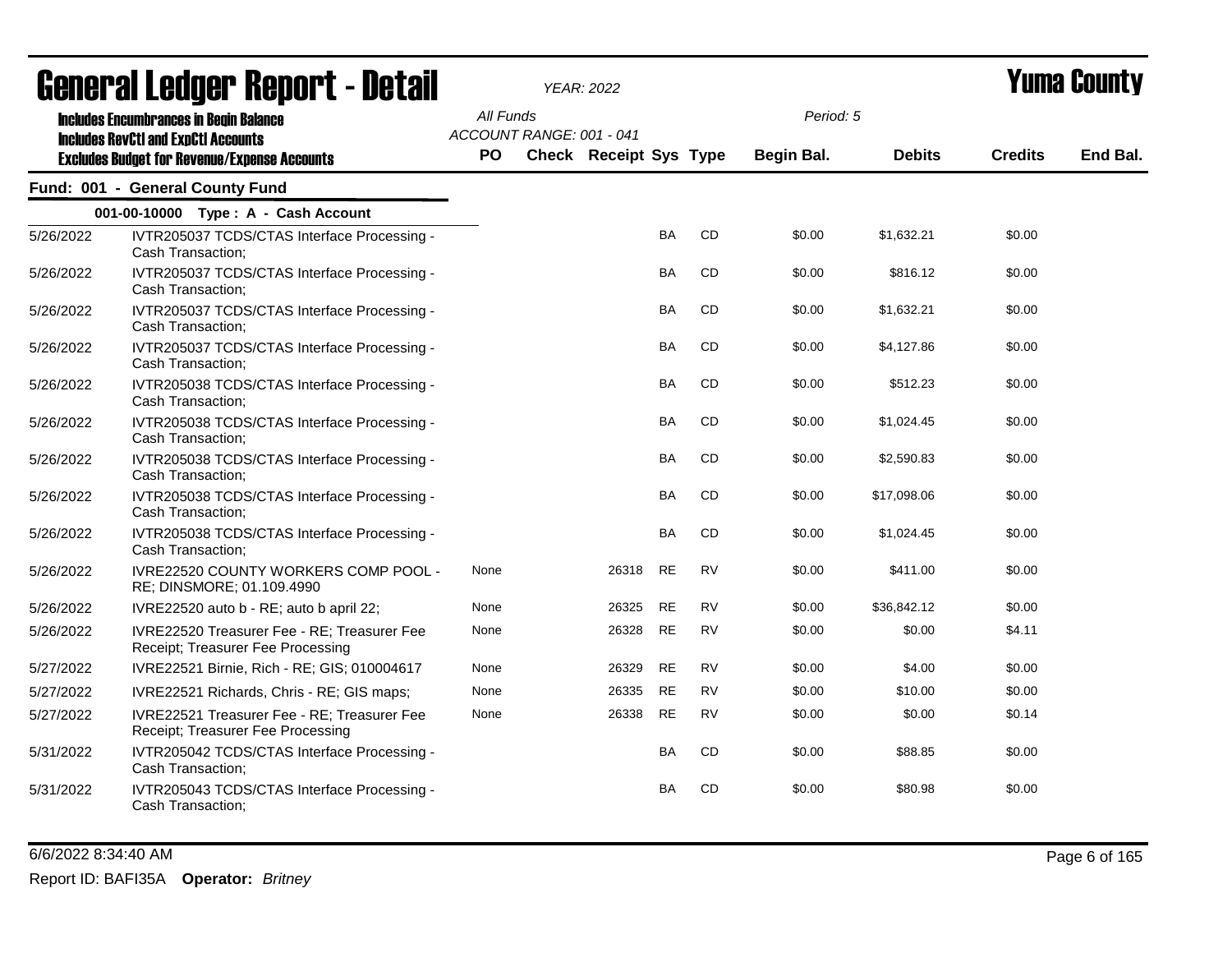# General Ledger Report - Detail

*YEAR: 2022*

**Yuma County**

**Includes Encumbrances in Begin Balance**
**Includes RevCtl and ExpCtl Accounts**
**Excludes Budget for Revenue/Expense Accounts**

*All Funds*
*ACCOUNT RANGE: 001 - 041*
*Period: 5*

## Fund: 001 - General County Fund

### 001-00-10000 Type : A - Cash Account

| Date | Description | PO | Check | Receipt | Sys | Type | Begin Bal. | Debits | Credits | End Bal. |
|---|---|---|---|---|---|---|---|---|---|---|
| 5/26/2022 | IVTR205037 TCDS/CTAS Interface Processing - Cash Transaction; | | | | BA | CD | $0.00 | $1,632.21 | $0.00 | |
| 5/26/2022 | IVTR205037 TCDS/CTAS Interface Processing - Cash Transaction; | | | | BA | CD | $0.00 | $816.12 | $0.00 | |
| 5/26/2022 | IVTR205037 TCDS/CTAS Interface Processing - Cash Transaction; | | | | BA | CD | $0.00 | $1,632.21 | $0.00 | |
| 5/26/2022 | IVTR205037 TCDS/CTAS Interface Processing - Cash Transaction; | | | | BA | CD | $0.00 | $4,127.86 | $0.00 | |
| 5/26/2022 | IVTR205038 TCDS/CTAS Interface Processing - Cash Transaction; | | | | BA | CD | $0.00 | $512.23 | $0.00 | |
| 5/26/2022 | IVTR205038 TCDS/CTAS Interface Processing - Cash Transaction; | | | | BA | CD | $0.00 | $1,024.45 | $0.00 | |
| 5/26/2022 | IVTR205038 TCDS/CTAS Interface Processing - Cash Transaction; | | | | BA | CD | $0.00 | $2,590.83 | $0.00 | |
| 5/26/2022 | IVTR205038 TCDS/CTAS Interface Processing - Cash Transaction; | | | | BA | CD | $0.00 | $17,098.06 | $0.00 | |
| 5/26/2022 | IVTR205038 TCDS/CTAS Interface Processing - Cash Transaction; | | | | BA | CD | $0.00 | $1,024.45 | $0.00 | |
| 5/26/2022 | IVRE22520 COUNTY WORKERS COMP POOL - RE; DINSMORE; 01.109.4990 | None | | 26318 | RE | RV | $0.00 | $411.00 | $0.00 | |
| 5/26/2022 | IVRE22520 auto b - RE; auto b april 22; | None | | 26325 | RE | RV | $0.00 | $36,842.12 | $0.00 | |
| 5/26/2022 | IVRE22520 Treasurer Fee - RE; Treasurer Fee Receipt; Treasurer Fee Processing | None | | 26328 | RE | RV | $0.00 | $0.00 | $4.11 | |
| 5/27/2022 | IVRE22521 Birnie, Rich - RE; GIS; 010004617 | None | | 26329 | RE | RV | $0.00 | $4.00 | $0.00 | |
| 5/27/2022 | IVRE22521 Richards, Chris - RE; GIS maps; | None | | 26335 | RE | RV | $0.00 | $10.00 | $0.00 | |
| 5/27/2022 | IVRE22521 Treasurer Fee - RE; Treasurer Fee Receipt; Treasurer Fee Processing | None | | 26338 | RE | RV | $0.00 | $0.00 | $0.14 | |
| 5/31/2022 | IVTR205042 TCDS/CTAS Interface Processing - Cash Transaction; | | | | BA | CD | $0.00 | $88.85 | $0.00 | |
| 5/31/2022 | IVTR205043 TCDS/CTAS Interface Processing - Cash Transaction; | | | | BA | CD | $0.00 | $80.98 | $0.00 | |

6/6/2022 8:34:40 AM

Report ID: BAFI35A **Operator:** *Britney*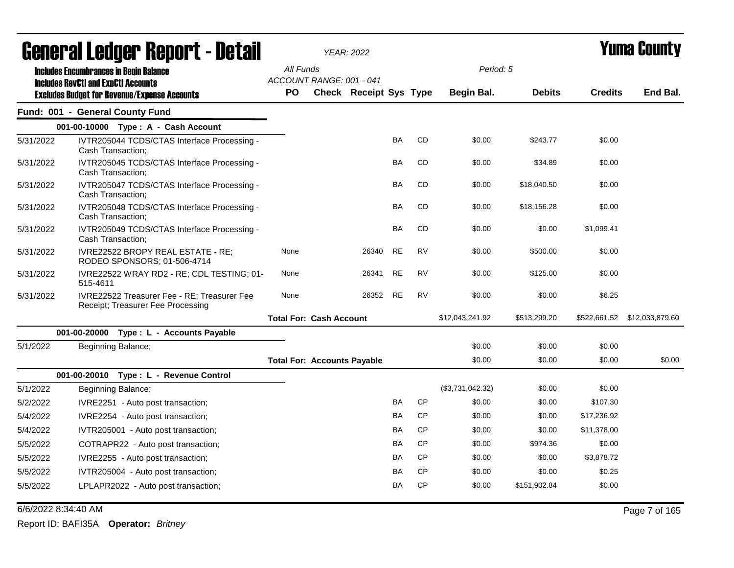# General Ledger Report - Detail

*YEAR: 2022*

# Yuma County

**Includes Encumbrances in Begin Balance**
**Includes RevCtl and ExpCtl Accounts**
**Excludes Budget for Revenue/Expense Accounts**

*All Funds*
*ACCOUNT RANGE: 001 - 041*
*Period: 5*

## Fund: 001 - General County Fund

| Date | Description | PO | Check | Receipt | Sys | Type | Begin Bal. | Debits | Credits | End Bal. |
|---|---|---|---|---|---|---|---|---|---|---|
| | **001-00-10000 Type : A - Cash Account** | | | | | | | | | |
| 5/31/2022 | IVTR205044 TCDS/CTAS Interface Processing - Cash Transaction; | | | | BA | CD | $0.00 | $243.77 | $0.00 | |
| 5/31/2022 | IVTR205045 TCDS/CTAS Interface Processing - Cash Transaction; | | | | BA | CD | $0.00 | $34.89 | $0.00 | |
| 5/31/2022 | IVTR205047 TCDS/CTAS Interface Processing - Cash Transaction; | | | | BA | CD | $0.00 | $18,040.50 | $0.00 | |
| 5/31/2022 | IVTR205048 TCDS/CTAS Interface Processing - Cash Transaction; | | | | BA | CD | $0.00 | $18,156.28 | $0.00 | |
| 5/31/2022 | IVTR205049 TCDS/CTAS Interface Processing - Cash Transaction; | | | | BA | CD | $0.00 | $0.00 | $1,099.41 | |
| 5/31/2022 | IVRE22522 BROPY REAL ESTATE - RE; RODEO SPONSORS; 01-506-4714 | None | | 26340 | RE | RV | $0.00 | $500.00 | $0.00 | |
| 5/31/2022 | IVRE22522 WRAY RD2 - RE; CDL TESTING; 01-515-4611 | None | | 26341 | RE | RV | $0.00 | $125.00 | $0.00 | |
| 5/31/2022 | IVRE22522 Treasurer Fee - RE; Treasurer Fee Receipt; Treasurer Fee Processing | None | | 26352 | RE | RV | $0.00 | $0.00 | $6.25 | |
| | **Total For: Cash Account** | | | | | | $12,043,241.92 | $513,299.20 | $522,661.52 | $12,033,879.60 |
| | **001-00-20000 Type : L - Accounts Payable** | | | | | | | | | |
| 5/1/2022 | Beginning Balance; | | | | | | $0.00 | $0.00 | $0.00 | |
| | **Total For: Accounts Payable** | | | | | | $0.00 | $0.00 | $0.00 | $0.00 |
| | **001-00-20010 Type : L - Revenue Control** | | | | | | | | | |
| 5/1/2022 | Beginning Balance; | | | | | | ($3,731,042.32) | $0.00 | $0.00 | |
| 5/2/2022 | IVRE2251 - Auto post transaction; | | | | BA | CP | $0.00 | $0.00 | $107.30 | |
| 5/4/2022 | IVRE2254 - Auto post transaction; | | | | BA | CP | $0.00 | $0.00 | $17,236.92 | |
| 5/4/2022 | IVTR205001 - Auto post transaction; | | | | BA | CP | $0.00 | $0.00 | $11,378.00 | |
| 5/5/2022 | COTRAPR22 - Auto post transaction; | | | | BA | CP | $0.00 | $974.36 | $0.00 | |
| 5/5/2022 | IVRE2255 - Auto post transaction; | | | | BA | CP | $0.00 | $0.00 | $3,878.72 | |
| 5/5/2022 | IVTR205004 - Auto post transaction; | | | | BA | CP | $0.00 | $0.00 | $0.25 | |
| 5/5/2022 | LPLAPR2022 - Auto post transaction; | | | | BA | CP | $0.00 | $151,902.84 | $0.00 | |

6/6/2022 8:34:40 AM

Report ID: BAFI35A **Operator:** *Britney*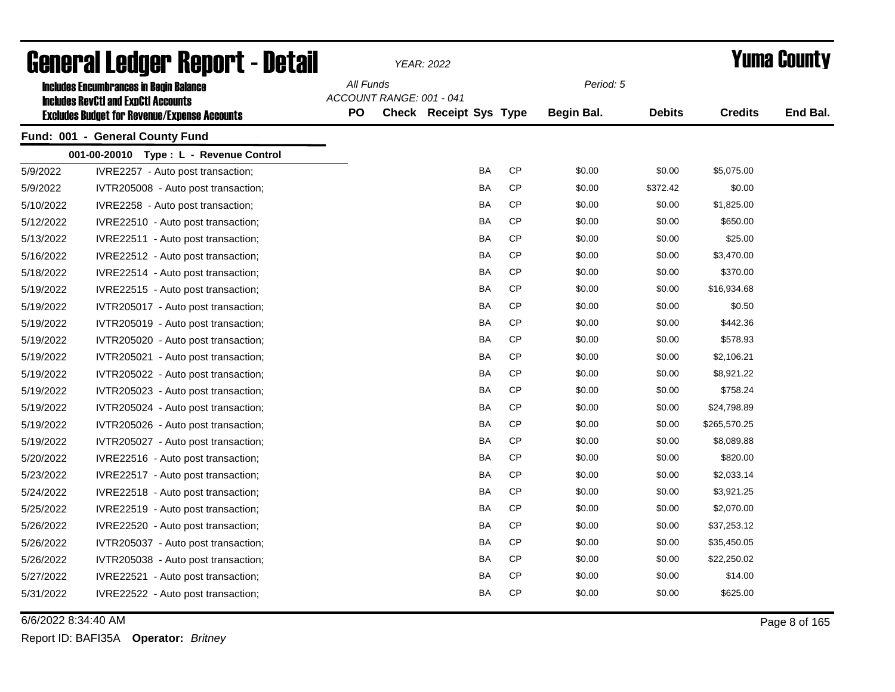# General Ledger Report - Detail

*YEAR: 2022*

# Yuma County

**Includes Encumbrances in Begin Balance**
**Includes RevCtl and ExpCtl Accounts**
**Excludes Budget for Revenue/Expense Accounts**

*All Funds*
*ACCOUNT RANGE: 001 - 041*
*Period: 5*

## Fund: 001 - General County Fund

### 001-00-20010 Type : L - Revenue Control

| Date | Description | PO | Check | Receipt | Sys | Type | Begin Bal. | Debits | Credits | End Bal. |
|---|---|---|---|---|---|---|---|---|---|---|
| 5/9/2022 | IVRE2257 - Auto post transaction; | | | | BA | CP | $0.00 | $0.00 | $5,075.00 | |
| 5/9/2022 | IVTR205008 - Auto post transaction; | | | | BA | CP | $0.00 | $372.42 | $0.00 | |
| 5/10/2022 | IVRE2258 - Auto post transaction; | | | | BA | CP | $0.00 | $0.00 | $1,825.00 | |
| 5/12/2022 | IVRE22510 - Auto post transaction; | | | | BA | CP | $0.00 | $0.00 | $650.00 | |
| 5/13/2022 | IVRE22511 - Auto post transaction; | | | | BA | CP | $0.00 | $0.00 | $25.00 | |
| 5/16/2022 | IVRE22512 - Auto post transaction; | | | | BA | CP | $0.00 | $0.00 | $3,470.00 | |
| 5/18/2022 | IVRE22514 - Auto post transaction; | | | | BA | CP | $0.00 | $0.00 | $370.00 | |
| 5/19/2022 | IVRE22515 - Auto post transaction; | | | | BA | CP | $0.00 | $0.00 | $16,934.68 | |
| 5/19/2022 | IVTR205017 - Auto post transaction; | | | | BA | CP | $0.00 | $0.00 | $0.50 | |
| 5/19/2022 | IVTR205019 - Auto post transaction; | | | | BA | CP | $0.00 | $0.00 | $442.36 | |
| 5/19/2022 | IVTR205020 - Auto post transaction; | | | | BA | CP | $0.00 | $0.00 | $578.93 | |
| 5/19/2022 | IVTR205021 - Auto post transaction; | | | | BA | CP | $0.00 | $0.00 | $2,106.21 | |
| 5/19/2022 | IVTR205022 - Auto post transaction; | | | | BA | CP | $0.00 | $0.00 | $8,921.22 | |
| 5/19/2022 | IVTR205023 - Auto post transaction; | | | | BA | CP | $0.00 | $0.00 | $758.24 | |
| 5/19/2022 | IVTR205024 - Auto post transaction; | | | | BA | CP | $0.00 | $0.00 | $24,798.89 | |
| 5/19/2022 | IVTR205026 - Auto post transaction; | | | | BA | CP | $0.00 | $0.00 | $265,570.25 | |
| 5/19/2022 | IVTR205027 - Auto post transaction; | | | | BA | CP | $0.00 | $0.00 | $8,089.88 | |
| 5/20/2022 | IVRE22516 - Auto post transaction; | | | | BA | CP | $0.00 | $0.00 | $820.00 | |
| 5/23/2022 | IVRE22517 - Auto post transaction; | | | | BA | CP | $0.00 | $0.00 | $2,033.14 | |
| 5/24/2022 | IVRE22518 - Auto post transaction; | | | | BA | CP | $0.00 | $0.00 | $3,921.25 | |
| 5/25/2022 | IVRE22519 - Auto post transaction; | | | | BA | CP | $0.00 | $0.00 | $2,070.00 | |
| 5/26/2022 | IVRE22520 - Auto post transaction; | | | | BA | CP | $0.00 | $0.00 | $37,253.12 | |
| 5/26/2022 | IVTR205037 - Auto post transaction; | | | | BA | CP | $0.00 | $0.00 | $35,450.05 | |
| 5/26/2022 | IVTR205038 - Auto post transaction; | | | | BA | CP | $0.00 | $0.00 | $22,250.02 | |
| 5/27/2022 | IVRE22521 - Auto post transaction; | | | | BA | CP | $0.00 | $0.00 | $14.00 | |
| 5/31/2022 | IVRE22522 - Auto post transaction; | | | | BA | CP | $0.00 | $0.00 | $625.00 | |

6/6/2022 8:34:40 AM

Report ID: BAFI35A **Operator:** *Britney*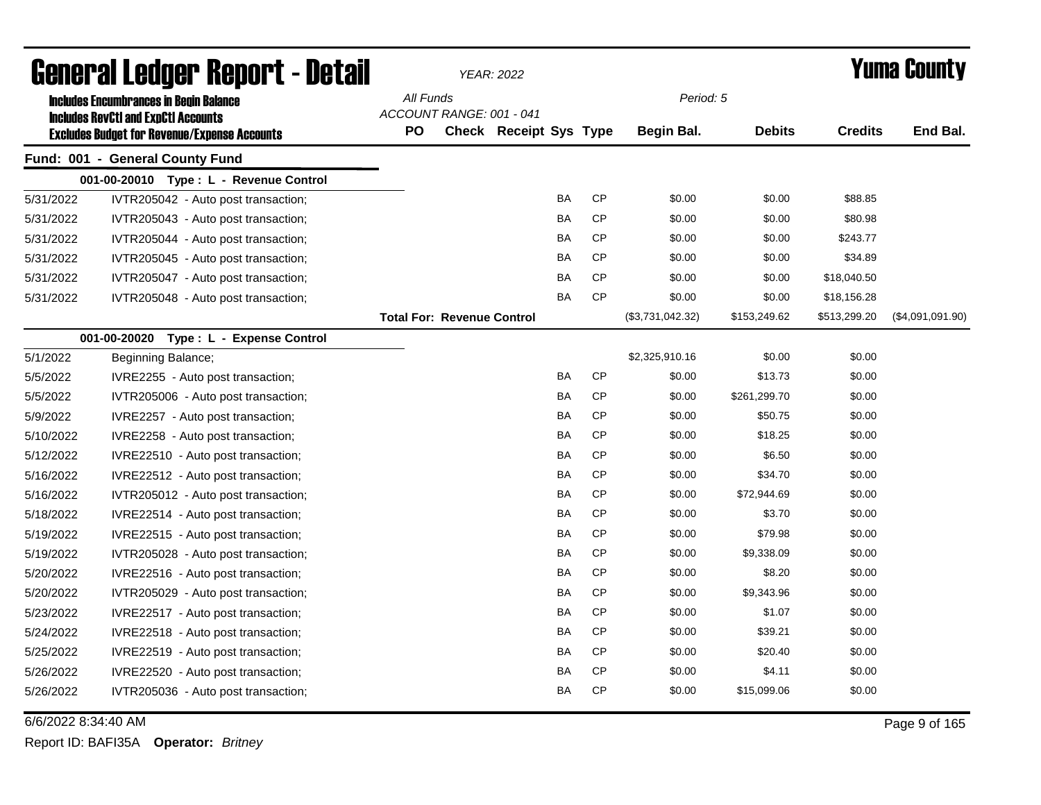# General Ledger Report - Detail

*YEAR: 2022*

## Yuma County

**Includes Encumbrances in Begin Balance**
**Includes RevCtl and ExpCtl Accounts**
**Excludes Budget for Revenue/Expense Accounts**

*All Funds*
*ACCOUNT RANGE: 001 - 041*
*Period: 5*

### Fund: 001 - General County Fund

| Date | Description | PO | Check | Receipt | Sys | Type | Begin Bal. | Debits | Credits | End Bal. |
|---|---|---|---|---|---|---|---|---|---|---|
| **001-00-20010 Type : L - Revenue Control** | | | | | | | | | | |
| 5/31/2022 | IVTR205042 - Auto post transaction; | | | | BA | CP | $0.00 | $0.00 | $88.85 | |
| 5/31/2022 | IVTR205043 - Auto post transaction; | | | | BA | CP | $0.00 | $0.00 | $80.98 | |
| 5/31/2022 | IVTR205044 - Auto post transaction; | | | | BA | CP | $0.00 | $0.00 | $243.77 | |
| 5/31/2022 | IVTR205045 - Auto post transaction; | | | | BA | CP | $0.00 | $0.00 | $34.89 | |
| 5/31/2022 | IVTR205047 - Auto post transaction; | | | | BA | CP | $0.00 | $0.00 | $18,040.50 | |
| 5/31/2022 | IVTR205048 - Auto post transaction; | | | | BA | CP | $0.00 | $0.00 | $18,156.28 | |
| | | **Total For: Revenue Control** | | | | | ($3,731,042.32) | $153,249.62 | $513,299.20 | ($4,091,091.90) |
| **001-00-20020 Type : L - Expense Control** | | | | | | | | | | |
| 5/1/2022 | Beginning Balance; | | | | | | $2,325,910.16 | $0.00 | $0.00 | |
| 5/5/2022 | IVRE2255 - Auto post transaction; | | | | BA | CP | $0.00 | $13.73 | $0.00 | |
| 5/5/2022 | IVTR205006 - Auto post transaction; | | | | BA | CP | $0.00 | $261,299.70 | $0.00 | |
| 5/9/2022 | IVRE2257 - Auto post transaction; | | | | BA | CP | $0.00 | $50.75 | $0.00 | |
| 5/10/2022 | IVRE2258 - Auto post transaction; | | | | BA | CP | $0.00 | $18.25 | $0.00 | |
| 5/12/2022 | IVRE22510 - Auto post transaction; | | | | BA | CP | $0.00 | $6.50 | $0.00 | |
| 5/16/2022 | IVRE22512 - Auto post transaction; | | | | BA | CP | $0.00 | $34.70 | $0.00 | |
| 5/16/2022 | IVTR205012 - Auto post transaction; | | | | BA | CP | $0.00 | $72,944.69 | $0.00 | |
| 5/18/2022 | IVRE22514 - Auto post transaction; | | | | BA | CP | $0.00 | $3.70 | $0.00 | |
| 5/19/2022 | IVRE22515 - Auto post transaction; | | | | BA | CP | $0.00 | $79.98 | $0.00 | |
| 5/19/2022 | IVTR205028 - Auto post transaction; | | | | BA | CP | $0.00 | $9,338.09 | $0.00 | |
| 5/20/2022 | IVRE22516 - Auto post transaction; | | | | BA | CP | $0.00 | $8.20 | $0.00 | |
| 5/20/2022 | IVTR205029 - Auto post transaction; | | | | BA | CP | $0.00 | $9,343.96 | $0.00 | |
| 5/23/2022 | IVRE22517 - Auto post transaction; | | | | BA | CP | $0.00 | $1.07 | $0.00 | |
| 5/24/2022 | IVRE22518 - Auto post transaction; | | | | BA | CP | $0.00 | $39.21 | $0.00 | |
| 5/25/2022 | IVRE22519 - Auto post transaction; | | | | BA | CP | $0.00 | $20.40 | $0.00 | |
| 5/26/2022 | IVRE22520 - Auto post transaction; | | | | BA | CP | $0.00 | $4.11 | $0.00 | |
| 5/26/2022 | IVTR205036 - Auto post transaction; | | | | BA | CP | $0.00 | $15,099.06 | $0.00 | |

6/6/2022 8:34:40 AM

Report ID: BAFI35A **Operator:** *Britney*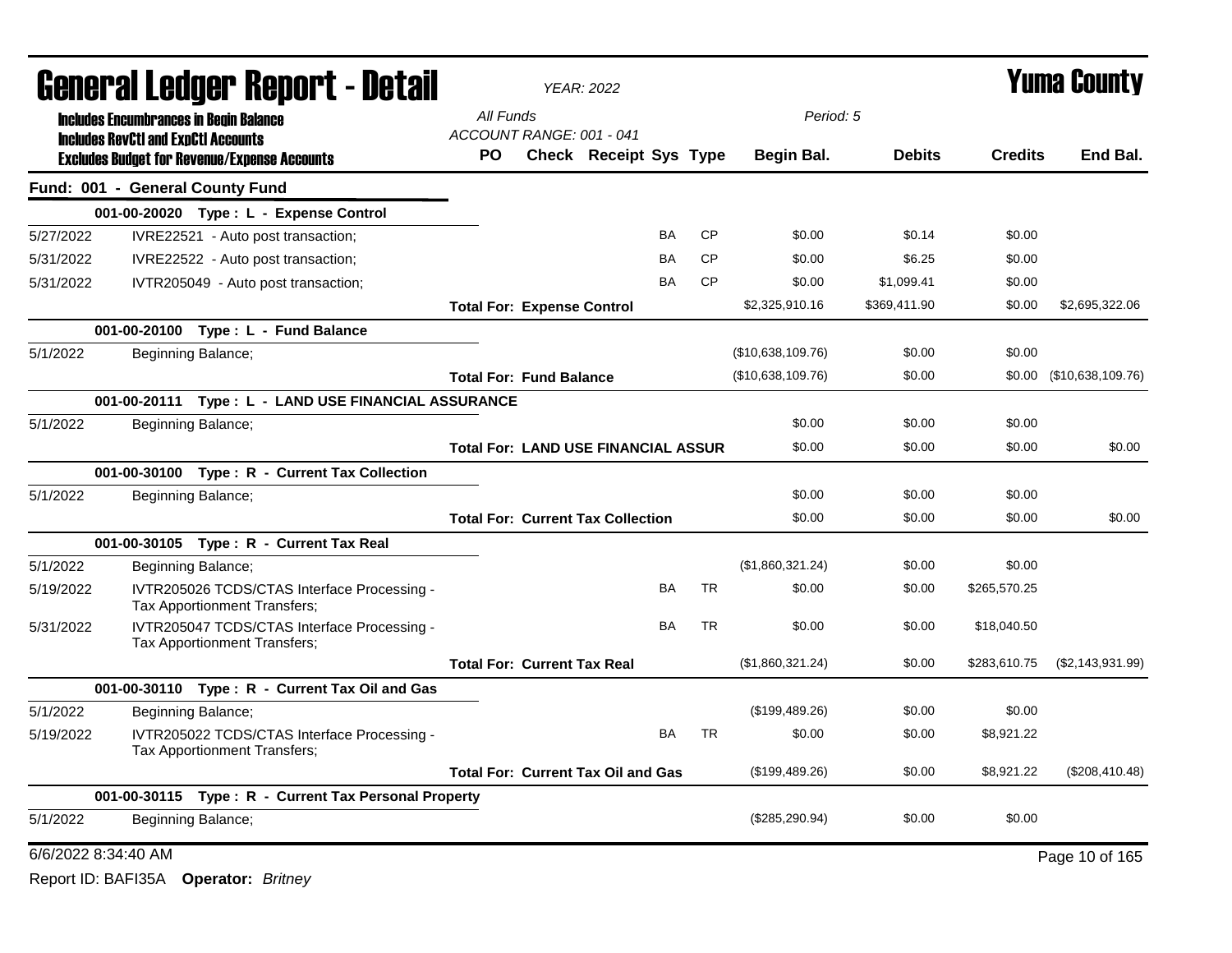# General Ledger Report - Detail

*YEAR: 2022*

# Yuma County

**Includes Encumbrances in Begin Balance**
**Includes RevCtl and ExpCtl Accounts**
**Excludes Budget for Revenue/Expense Accounts**

*All Funds*
*ACCOUNT RANGE: 001 - 041*
*Period: 5*

| | | PO | Check | Receipt | Sys | Type | Begin Bal. | Debits | Credits | End Bal. |
|---|---|---|---|---|---|---|---|---|---|---|
| **Fund: 001 - General County Fund** | | | | | | | | | | |
| **001-00-20020 Type : L - Expense Control** | | | | | | | | | | |
| 5/27/2022 | IVRE22521 - Auto post transaction; | | | | BA | CP | $0.00 | $0.14 | $0.00 | |
| 5/31/2022 | IVRE22522 - Auto post transaction; | | | | BA | CP | $0.00 | $6.25 | $0.00 | |
| 5/31/2022 | IVTR205049 - Auto post transaction; | | | | BA | CP | $0.00 | $1,099.41 | $0.00 | |
| | | **Total For: Expense Control** | | | | | $2,325,910.16 | $369,411.90 | $0.00 | $2,695,322.06 |
| **001-00-20100 Type : L - Fund Balance** | | | | | | | | | | |
| 5/1/2022 | Beginning Balance; | | | | | | ($10,638,109.76) | $0.00 | $0.00 | |
| | | **Total For: Fund Balance** | | | | | ($10,638,109.76) | $0.00 | $0.00 | ($10,638,109.76) |
| **001-00-20111 Type : L - LAND USE FINANCIAL ASSURANCE** | | | | | | | | | | |
| 5/1/2022 | Beginning Balance; | | | | | | $0.00 | $0.00 | $0.00 | |
| | | **Total For: LAND USE FINANCIAL ASSUR** | | | | | $0.00 | $0.00 | $0.00 | $0.00 |
| **001-00-30100 Type : R - Current Tax Collection** | | | | | | | | | | |
| 5/1/2022 | Beginning Balance; | | | | | | $0.00 | $0.00 | $0.00 | |
| | | **Total For: Current Tax Collection** | | | | | $0.00 | $0.00 | $0.00 | $0.00 |
| **001-00-30105 Type : R - Current Tax Real** | | | | | | | | | | |
| 5/1/2022 | Beginning Balance; | | | | | | ($1,860,321.24) | $0.00 | $0.00 | |
| 5/19/2022 | IVTR205026 TCDS/CTAS Interface Processing - Tax Apportionment Transfers; | | | | BA | TR | $0.00 | $0.00 | $265,570.25 | |
| 5/31/2022 | IVTR205047 TCDS/CTAS Interface Processing - Tax Apportionment Transfers; | | | | BA | TR | $0.00 | $0.00 | $18,040.50 | |
| | | **Total For: Current Tax Real** | | | | | ($1,860,321.24) | $0.00 | $283,610.75 | ($2,143,931.99) |
| **001-00-30110 Type : R - Current Tax Oil and Gas** | | | | | | | | | | |
| 5/1/2022 | Beginning Balance; | | | | | | ($199,489.26) | $0.00 | $0.00 | |
| 5/19/2022 | IVTR205022 TCDS/CTAS Interface Processing - Tax Apportionment Transfers; | | | | BA | TR | $0.00 | $0.00 | $8,921.22 | |
| | | **Total For: Current Tax Oil and Gas** | | | | | ($199,489.26) | $0.00 | $8,921.22 | ($208,410.48) |
| **001-00-30115 Type : R - Current Tax Personal Property** | | | | | | | | | | |
| 5/1/2022 | Beginning Balance; | | | | | | ($285,290.94) | $0.00 | $0.00 | |

6/6/2022 8:34:40 AM

Report ID: BAFI35A **Operator:** *Britney*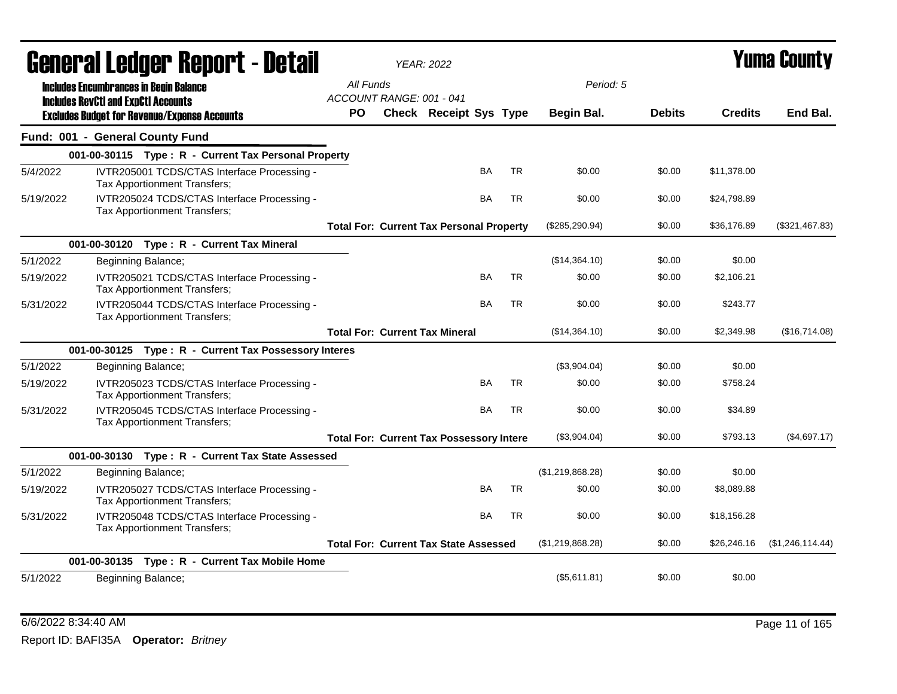# General Ledger Report - Detail

**YEAR: 2022**

# Yuma County

**Includes Encumbrances in Begin Balance**
**Includes RevCtl and ExpCtl Accounts**
**Excludes Budget for Revenue/Expense Accounts**

All Funds
ACCOUNT RANGE: 001 - 041

Period: 5

| | | PO | Check | Receipt | Sys | Type | Begin Bal. | Debits | Credits | End Bal. |
|---|---|---|---|---|---|---|---|---|---|---|
| **Fund: 001 - General County Fund** | | | | | | | | | | |
| | **001-00-30115 Type : R - Current Tax Personal Property** | | | | | | | | | |
| 5/4/2022 | IVTR205001 TCDS/CTAS Interface Processing - Tax Apportionment Transfers; | | | | BA | TR | $0.00 | $0.00 | $11,378.00 | |
| 5/19/2022 | IVTR205024 TCDS/CTAS Interface Processing - Tax Apportionment Transfers; | | | | BA | TR | $0.00 | $0.00 | $24,798.89 | |
| | | **Total For: Current Tax Personal Property** | | | | | ($285,290.94) | $0.00 | $36,176.89 | ($321,467.83) |
| | **001-00-30120 Type : R - Current Tax Mineral** | | | | | | | | | |
| 5/1/2022 | Beginning Balance; | | | | | | ($14,364.10) | $0.00 | $0.00 | |
| 5/19/2022 | IVTR205021 TCDS/CTAS Interface Processing - Tax Apportionment Transfers; | | | | BA | TR | $0.00 | $0.00 | $2,106.21 | |
| 5/31/2022 | IVTR205044 TCDS/CTAS Interface Processing - Tax Apportionment Transfers; | | | | BA | TR | $0.00 | $0.00 | $243.77 | |
| | | **Total For: Current Tax Mineral** | | | | | ($14,364.10) | $0.00 | $2,349.98 | ($16,714.08) |
| | **001-00-30125 Type : R - Current Tax Possessory Interes** | | | | | | | | | |
| 5/1/2022 | Beginning Balance; | | | | | | ($3,904.04) | $0.00 | $0.00 | |
| 5/19/2022 | IVTR205023 TCDS/CTAS Interface Processing - Tax Apportionment Transfers; | | | | BA | TR | $0.00 | $0.00 | $758.24 | |
| 5/31/2022 | IVTR205045 TCDS/CTAS Interface Processing - Tax Apportionment Transfers; | | | | BA | TR | $0.00 | $0.00 | $34.89 | |
| | | **Total For: Current Tax Possessory Intere** | | | | | ($3,904.04) | $0.00 | $793.13 | ($4,697.17) |
| | **001-00-30130 Type : R - Current Tax State Assessed** | | | | | | | | | |
| 5/1/2022 | Beginning Balance; | | | | | | ($1,219,868.28) | $0.00 | $0.00 | |
| 5/19/2022 | IVTR205027 TCDS/CTAS Interface Processing - Tax Apportionment Transfers; | | | | BA | TR | $0.00 | $0.00 | $8,089.88 | |
| 5/31/2022 | IVTR205048 TCDS/CTAS Interface Processing - Tax Apportionment Transfers; | | | | BA | TR | $0.00 | $0.00 | $18,156.28 | |
| | | **Total For: Current Tax State Assessed** | | | | | ($1,219,868.28) | $0.00 | $26,246.16 | ($1,246,114.44) |
| | **001-00-30135 Type : R - Current Tax Mobile Home** | | | | | | | | | |
| 5/1/2022 | Beginning Balance; | | | | | | ($5,611.81) | $0.00 | $0.00 | |

6/6/2022 8:34:40 AM

Report ID: BAFI35A **Operator:** *Britney*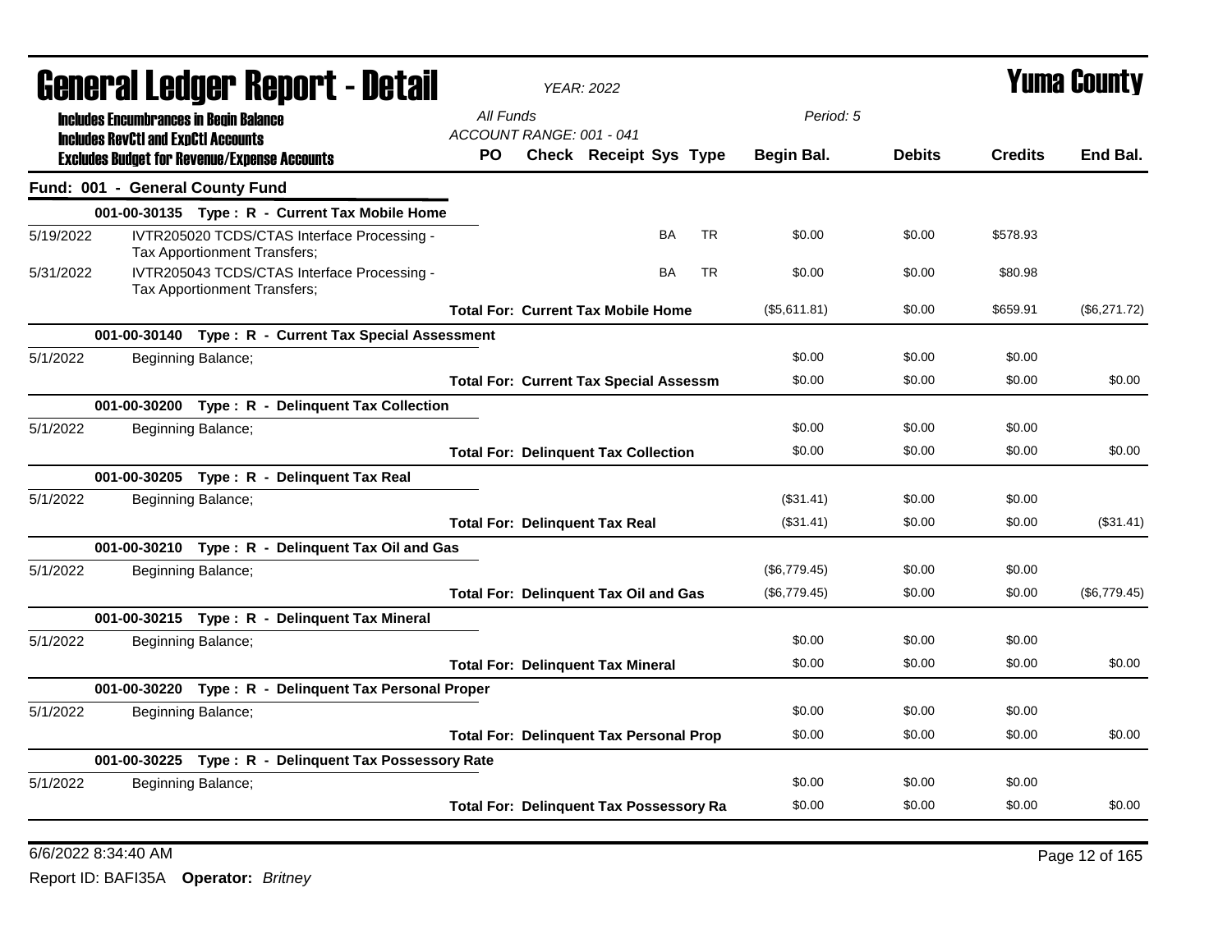# General Ledger Report - Detail

**YEAR: 2022**

**Yuma County**

**Includes Encumbrances in Begin Balance**
**Includes RevCtl and ExpCtl Accounts**
**Excludes Budget for Revenue/Expense Accounts**

All Funds
ACCOUNT RANGE: 001 - 041
Period: 5

| | | PO | Check | Receipt | Sys | Type | Begin Bal. | Debits | Credits | End Bal. |
|---|---|---|---|---|---|---|---|---|---|---|
| **Fund: 001 - General County Fund** | | | | | | | | | | |
| | **001-00-30135 Type : R - Current Tax Mobile Home** | | | | | | | | | |
| 5/19/2022 | IVTR205020 TCDS/CTAS Interface Processing - Tax Apportionment Transfers; | | | | BA | TR | $0.00 | $0.00 | $578.93 | |
| 5/31/2022 | IVTR205043 TCDS/CTAS Interface Processing - Tax Apportionment Transfers; | | | | BA | TR | $0.00 | $0.00 | $80.98 | |
| | | **Total For: Current Tax Mobile Home** | | | | | ($5,611.81) | $0.00 | $659.91 | ($6,271.72) |
| | **001-00-30140 Type : R - Current Tax Special Assessment** | | | | | | | | | |
| 5/1/2022 | Beginning Balance; | | | | | | $0.00 | $0.00 | $0.00 | |
| | | **Total For: Current Tax Special Assessm** | | | | | $0.00 | $0.00 | $0.00 | $0.00 |
| | **001-00-30200 Type : R - Delinquent Tax Collection** | | | | | | | | | |
| 5/1/2022 | Beginning Balance; | | | | | | $0.00 | $0.00 | $0.00 | |
| | | **Total For: Delinquent Tax Collection** | | | | | $0.00 | $0.00 | $0.00 | $0.00 |
| | **001-00-30205 Type : R - Delinquent Tax Real** | | | | | | | | | |
| 5/1/2022 | Beginning Balance; | | | | | | ($31.41) | $0.00 | $0.00 | |
| | | **Total For: Delinquent Tax Real** | | | | | ($31.41) | $0.00 | $0.00 | ($31.41) |
| | **001-00-30210 Type : R - Delinquent Tax Oil and Gas** | | | | | | | | | |
| 5/1/2022 | Beginning Balance; | | | | | | ($6,779.45) | $0.00 | $0.00 | |
| | | **Total For: Delinquent Tax Oil and Gas** | | | | | ($6,779.45) | $0.00 | $0.00 | ($6,779.45) |
| | **001-00-30215 Type : R - Delinquent Tax Mineral** | | | | | | | | | |
| 5/1/2022 | Beginning Balance; | | | | | | $0.00 | $0.00 | $0.00 | |
| | | **Total For: Delinquent Tax Mineral** | | | | | $0.00 | $0.00 | $0.00 | $0.00 |
| | **001-00-30220 Type : R - Delinquent Tax Personal Proper** | | | | | | | | | |
| 5/1/2022 | Beginning Balance; | | | | | | $0.00 | $0.00 | $0.00 | |
| | | **Total For: Delinquent Tax Personal Prop** | | | | | $0.00 | $0.00 | $0.00 | $0.00 |
| | **001-00-30225 Type : R - Delinquent Tax Possessory Rate** | | | | | | | | | |
| 5/1/2022 | Beginning Balance; | | | | | | $0.00 | $0.00 | $0.00 | |
| | | **Total For: Delinquent Tax Possessory Ra** | | | | | $0.00 | $0.00 | $0.00 | $0.00 |

6/6/2022 8:34:40 AM

Report ID: BAFI35A **Operator:** *Britney*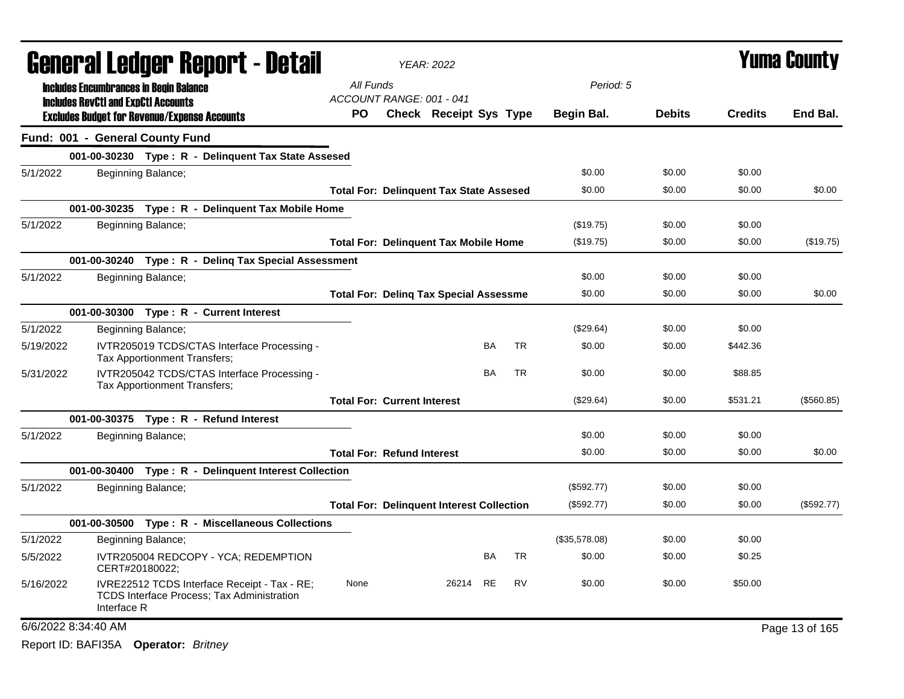# General Ledger Report - Detail

**YEAR: 2022**

**Yuma County**

Includes Encumbrances in Begin Balance
Includes RevCtl and ExpCtl Accounts
Excludes Budget for Revenue/Expense Accounts

All Funds
ACCOUNT RANGE: 001 - 041

Period: 5

## Fund: 001 - General County Fund

| Date | Description | PO | Check | Receipt | Sys | Type | Begin Bal. | Debits | Credits | End Bal. |
|---|---|---|---|---|---|---|---|---|---|---|
| | **001-00-30230 Type : R - Delinquent Tax State Assesed** | | | | | | | | | |
| 5/1/2022 | Beginning Balance; | | | | | | $0.00 | $0.00 | $0.00 | |
| | **Total For: Delinquent Tax State Assesed** | | | | | | $0.00 | $0.00 | $0.00 | $0.00 |
| | **001-00-30235 Type : R - Delinquent Tax Mobile Home** | | | | | | | | | |
| 5/1/2022 | Beginning Balance; | | | | | | ($19.75) | $0.00 | $0.00 | |
| | **Total For: Delinquent Tax Mobile Home** | | | | | | ($19.75) | $0.00 | $0.00 | ($19.75) |
| | **001-00-30240 Type : R - Delinq Tax Special Assessment** | | | | | | | | | |
| 5/1/2022 | Beginning Balance; | | | | | | $0.00 | $0.00 | $0.00 | |
| | **Total For: Delinq Tax Special Assessme** | | | | | | $0.00 | $0.00 | $0.00 | $0.00 |
| | **001-00-30300 Type : R - Current Interest** | | | | | | | | | |
| 5/1/2022 | Beginning Balance; | | | | | | ($29.64) | $0.00 | $0.00 | |
| 5/19/2022 | IVTR205019 TCDS/CTAS Interface Processing - Tax Apportionment Transfers; | | | | BA | TR | $0.00 | $0.00 | $442.36 | |
| 5/31/2022 | IVTR205042 TCDS/CTAS Interface Processing - Tax Apportionment Transfers; | | | | BA | TR | $0.00 | $0.00 | $88.85 | |
| | **Total For: Current Interest** | | | | | | ($29.64) | $0.00 | $531.21 | ($560.85) |
| | **001-00-30375 Type : R - Refund Interest** | | | | | | | | | |
| 5/1/2022 | Beginning Balance; | | | | | | $0.00 | $0.00 | $0.00 | |
| | **Total For: Refund Interest** | | | | | | $0.00 | $0.00 | $0.00 | $0.00 |
| | **001-00-30400 Type : R - Delinquent Interest Collection** | | | | | | | | | |
| 5/1/2022 | Beginning Balance; | | | | | | ($592.77) | $0.00 | $0.00 | |
| | **Total For: Delinquent Interest Collection** | | | | | | ($592.77) | $0.00 | $0.00 | ($592.77) |
| | **001-00-30500 Type : R - Miscellaneous Collections** | | | | | | | | | |
| 5/1/2022 | Beginning Balance; | | | | | | ($35,578.08) | $0.00 | $0.00 | |
| 5/5/2022 | IVTR205004 REDCOPY - YCA; REDEMPTION CERT#20180022; | | | | BA | TR | $0.00 | $0.00 | $0.25 | |
| 5/16/2022 | IVRE22512 TCDS Interface Receipt - Tax - RE; TCDS Interface Process; Tax Administration Interface R | None | | 26214 | RE | RV | $0.00 | $0.00 | $50.00 | |

6/6/2022 8:34:40 AM

Report ID: BAFI35A **Operator:** *Britney*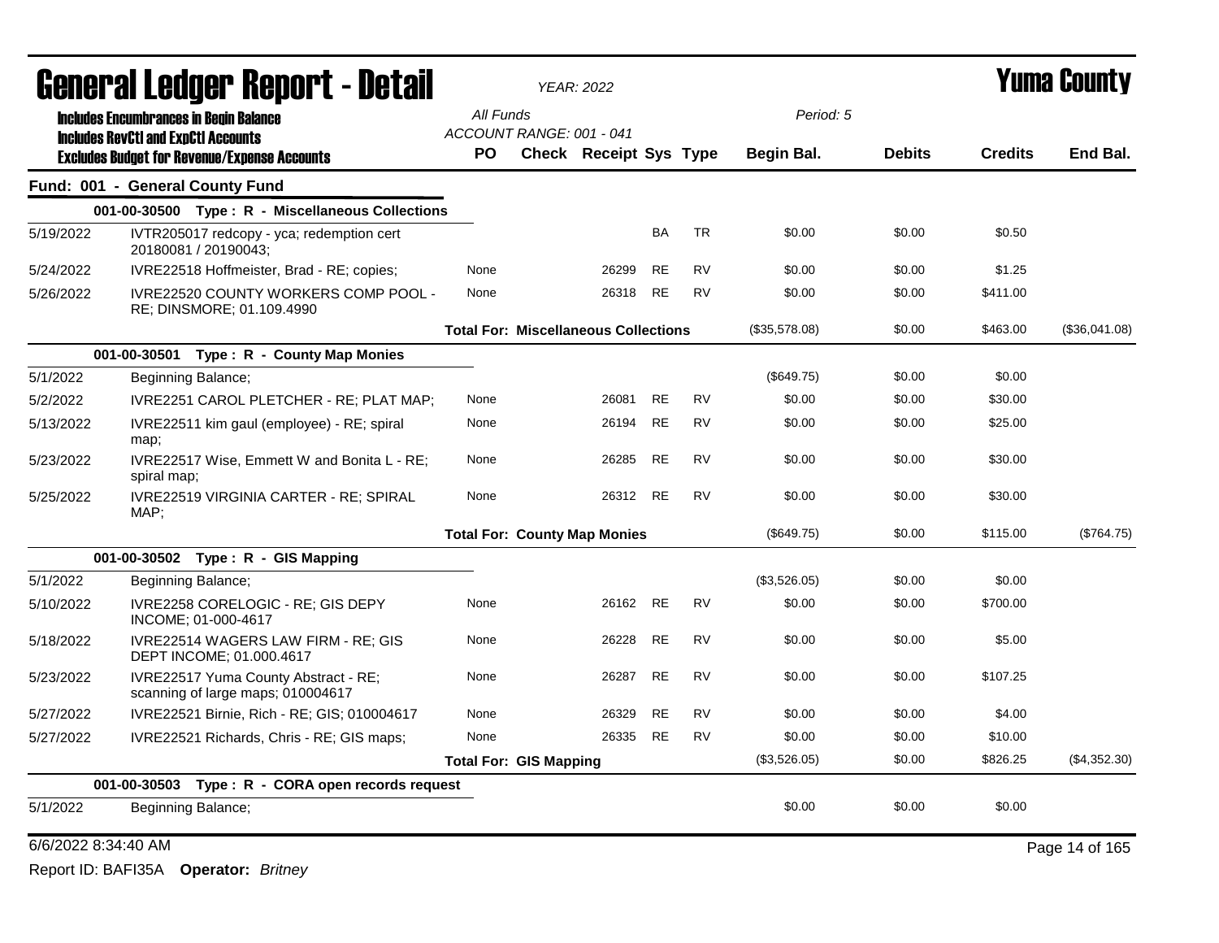# General Ledger Report - Detail

*YEAR: 2022*

**Yuma County**

**Includes Encumbrances in Begin Balance**
**Includes RevCtl and ExpCtl Accounts**
**Excludes Budget for Revenue/Expense Accounts**

*All Funds*
*ACCOUNT RANGE: 001 - 041*

*Period: 5*

## Fund: 001 - General County Fund

| Date | Description | PO | Check | Receipt | Sys | Type | Begin Bal. | Debits | Credits | End Bal. |
|---|---|---|---|---|---|---|---|---|---|---|
| | **001-00-30500 Type : R - Miscellaneous Collections** | | | | | | | | | |
| 5/19/2022 | IVTR205017 redcopy - yca; redemption cert 20180081 / 20190043; | | | | BA | TR | $0.00 | $0.00 | $0.50 | |
| 5/24/2022 | IVRE22518 Hoffmeister, Brad - RE; copies; | None | | 26299 | RE | RV | $0.00 | $0.00 | $1.25 | |
| 5/26/2022 | IVRE22520 COUNTY WORKERS COMP POOL - RE; DINSMORE; 01.109.4990 | None | | 26318 | RE | RV | $0.00 | $0.00 | $411.00 | |
| | | **Total For: Miscellaneous Collections** | | | | | ($35,578.08) | $0.00 | $463.00 | ($36,041.08) |
| | **001-00-30501 Type : R - County Map Monies** | | | | | | | | | |
| 5/1/2022 | Beginning Balance; | | | | | | ($649.75) | $0.00 | $0.00 | |
| 5/2/2022 | IVRE2251 CAROL PLETCHER - RE; PLAT MAP; | None | | 26081 | RE | RV | $0.00 | $0.00 | $30.00 | |
| 5/13/2022 | IVRE22511 kim gaul (employee) - RE; spiral map; | None | | 26194 | RE | RV | $0.00 | $0.00 | $25.00 | |
| 5/23/2022 | IVRE22517 Wise, Emmett W and Bonita L - RE; spiral map; | None | | 26285 | RE | RV | $0.00 | $0.00 | $30.00 | |
| 5/25/2022 | IVRE22519 VIRGINIA CARTER - RE; SPIRAL MAP; | None | | 26312 | RE | RV | $0.00 | $0.00 | $30.00 | |
| | | **Total For: County Map Monies** | | | | | ($649.75) | $0.00 | $115.00 | ($764.75) |
| | **001-00-30502 Type : R - GIS Mapping** | | | | | | | | | |
| 5/1/2022 | Beginning Balance; | | | | | | ($3,526.05) | $0.00 | $0.00 | |
| 5/10/2022 | IVRE2258 CORELOGIC - RE; GIS DEPY INCOME; 01-000-4617 | None | | 26162 | RE | RV | $0.00 | $0.00 | $700.00 | |
| 5/18/2022 | IVRE22514 WAGERS LAW FIRM - RE; GIS DEPT INCOME; 01.000.4617 | None | | 26228 | RE | RV | $0.00 | $0.00 | $5.00 | |
| 5/23/2022 | IVRE22517 Yuma County Abstract - RE; scanning of large maps; 010004617 | None | | 26287 | RE | RV | $0.00 | $0.00 | $107.25 | |
| 5/27/2022 | IVRE22521 Birnie, Rich - RE; GIS; 010004617 | None | | 26329 | RE | RV | $0.00 | $0.00 | $4.00 | |
| 5/27/2022 | IVRE22521 Richards, Chris - RE; GIS maps; | None | | 26335 | RE | RV | $0.00 | $0.00 | $10.00 | |
| | | **Total For: GIS Mapping** | | | | | ($3,526.05) | $0.00 | $826.25 | ($4,352.30) |
| | **001-00-30503 Type : R - CORA open records request** | | | | | | | | | |
| 5/1/2022 | Beginning Balance; | | | | | | $0.00 | $0.00 | $0.00 | |

6/6/2022 8:34:40 AM

Report ID: BAFI35A **Operator:** *Britney*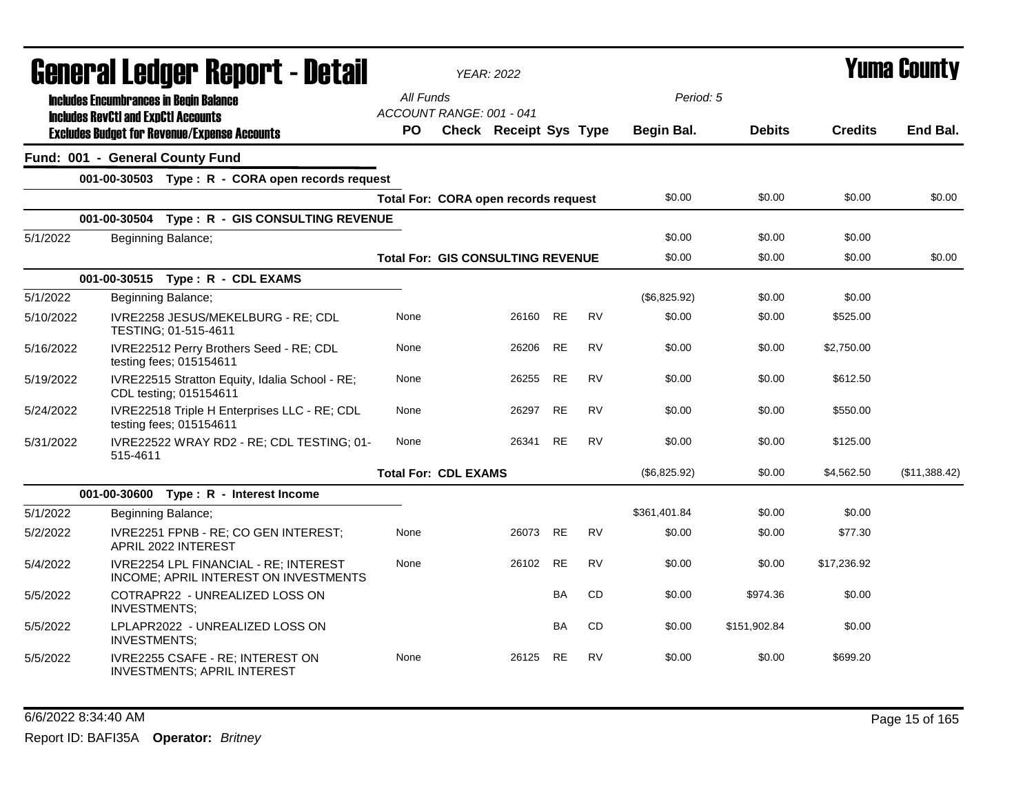# General Ledger Report - Detail

**YEAR: 2022**

# Yuma County

**Includes Encumbrances in Begin Balance**
**Includes RevCtl and ExpCtl Accounts**
**Excludes Budget for Revenue/Expense Accounts**

All Funds
ACCOUNT RANGE: 001 - 041

Period: 5

## Fund: 001 - General County Fund

| Date | Description | PO | Check | Receipt | Sys | Type | Begin Bal. | Debits | Credits | End Bal. |
|---|---|---|---|---|---|---|---|---|---|---|
| | **001-00-30503 Type : R - CORA open records request** | | | | | | | | | |
| | | **Total For: CORA open records request** | | | | | $0.00 | $0.00 | $0.00 | $0.00 |
| | **001-00-30504 Type : R - GIS CONSULTING REVENUE** | | | | | | | | | |
| 5/1/2022 | Beginning Balance; | | | | | | $0.00 | $0.00 | $0.00 | |
| | | **Total For: GIS CONSULTING REVENUE** | | | | | $0.00 | $0.00 | $0.00 | $0.00 |
| | **001-00-30515 Type : R - CDL EXAMS** | | | | | | | | | |
| 5/1/2022 | Beginning Balance; | | | | | | ($6,825.92) | $0.00 | $0.00 | |
| 5/10/2022 | IVRE2258 JESUS/MEKELBURG - RE; CDL TESTING; 01-515-4611 | None | | 26160 | RE | RV | $0.00 | $0.00 | $525.00 | |
| 5/16/2022 | IVRE22512 Perry Brothers Seed - RE; CDL testing fees; 015154611 | None | | 26206 | RE | RV | $0.00 | $0.00 | $2,750.00 | |
| 5/19/2022 | IVRE22515 Stratton Equity, Idalia School - RE; CDL testing; 015154611 | None | | 26255 | RE | RV | $0.00 | $0.00 | $612.50 | |
| 5/24/2022 | IVRE22518 Triple H Enterprises LLC - RE; CDL testing fees; 015154611 | None | | 26297 | RE | RV | $0.00 | $0.00 | $550.00 | |
| 5/31/2022 | IVRE22522 WRAY RD2 - RE; CDL TESTING; 01-515-4611 | None | | 26341 | RE | RV | $0.00 | $0.00 | $125.00 | |
| | | **Total For: CDL EXAMS** | | | | | ($6,825.92) | $0.00 | $4,562.50 | ($11,388.42) |
| | **001-00-30600 Type : R - Interest Income** | | | | | | | | | |
| 5/1/2022 | Beginning Balance; | | | | | | $361,401.84 | $0.00 | $0.00 | |
| 5/2/2022 | IVRE2251 FPNB - RE; CO GEN INTEREST; APRIL 2022 INTEREST | None | | 26073 | RE | RV | $0.00 | $0.00 | $77.30 | |
| 5/4/2022 | IVRE2254 LPL FINANCIAL - RE; INTEREST INCOME; APRIL INTEREST ON INVESTMENTS | None | | 26102 | RE | RV | $0.00 | $0.00 | $17,236.92 | |
| 5/5/2022 | COTRAPR22 - UNREALIZED LOSS ON INVESTMENTS; | | | | BA | CD | $0.00 | $974.36 | $0.00 | |
| 5/5/2022 | LPLAPR2022 - UNREALIZED LOSS ON INVESTMENTS; | | | | BA | CD | $0.00 | $151,902.84 | $0.00 | |
| 5/5/2022 | IVRE2255 CSAFE - RE; INTEREST ON INVESTMENTS; APRIL INTEREST | None | | 26125 | RE | RV | $0.00 | $0.00 | $699.20 | |

6/6/2022 8:34:40 AM

Report ID: BAFI35A **Operator:** *Britney*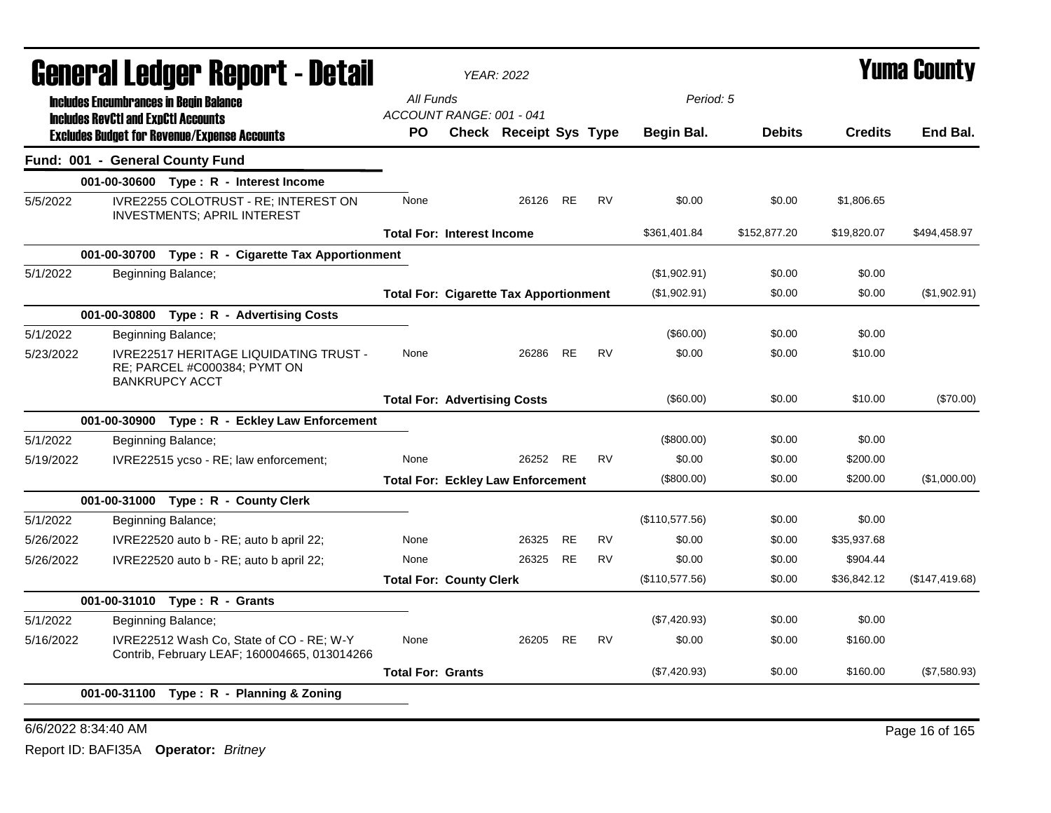# General Ledger Report - Detail

*YEAR: 2022*

# Yuma County

**Includes Encumbrances in Begin Balance**
**Includes RevCtl and ExpCtl Accounts**
**Excludes Budget for Revenue/Expense Accounts**

*All Funds*
*ACCOUNT RANGE: 001 - 041*
*Period: 5*

| | | PO | Check | Receipt | Sys | Type | Begin Bal. | Debits | Credits | End Bal. |
|---|---|---|---|---|---|---|---|---|---|---|
| **Fund: 001 - General County Fund** | | | | | | | | | | |
| | **001-00-30600 Type : R - Interest Income** | | | | | | | | | |
| 5/5/2022 | IVRE2255 COLOTRUST - RE; INTEREST ON INVESTMENTS; APRIL INTEREST | None | | 26126 | RE | RV | $0.00 | $0.00 | $1,806.65 | |
| | | **Total For: Interest Income** | | | | | $361,401.84 | $152,877.20 | $19,820.07 | $494,458.97 |
| | **001-00-30700 Type : R - Cigarette Tax Apportionment** | | | | | | | | | |
| 5/1/2022 | Beginning Balance; | | | | | | ($1,902.91) | $0.00 | $0.00 | |
| | | **Total For: Cigarette Tax Apportionment** | | | | | ($1,902.91) | $0.00 | $0.00 | ($1,902.91) |
| | **001-00-30800 Type : R - Advertising Costs** | | | | | | | | | |
| 5/1/2022 | Beginning Balance; | | | | | | ($60.00) | $0.00 | $0.00 | |
| 5/23/2022 | IVRE22517 HERITAGE LIQUIDATING TRUST - RE; PARCEL #C000384; PYMT ON BANKRUPCY ACCT | None | | 26286 | RE | RV | $0.00 | $0.00 | $10.00 | |
| | | **Total For: Advertising Costs** | | | | | ($60.00) | $0.00 | $10.00 | ($70.00) |
| | **001-00-30900 Type : R - Eckley Law Enforcement** | | | | | | | | | |
| 5/1/2022 | Beginning Balance; | | | | | | ($800.00) | $0.00 | $0.00 | |
| 5/19/2022 | IVRE22515 ycso - RE; law enforcement; | None | | 26252 | RE | RV | $0.00 | $0.00 | $200.00 | |
| | | **Total For: Eckley Law Enforcement** | | | | | ($800.00) | $0.00 | $200.00 | ($1,000.00) |
| | **001-00-31000 Type : R - County Clerk** | | | | | | | | | |
| 5/1/2022 | Beginning Balance; | | | | | | ($110,577.56) | $0.00 | $0.00 | |
| 5/26/2022 | IVRE22520 auto b - RE; auto b april 22; | None | | 26325 | RE | RV | $0.00 | $0.00 | $35,937.68 | |
| 5/26/2022 | IVRE22520 auto b - RE; auto b april 22; | None | | 26325 | RE | RV | $0.00 | $0.00 | $904.44 | |
| | | **Total For: County Clerk** | | | | | ($110,577.56) | $0.00 | $36,842.12 | ($147,419.68) |
| | **001-00-31010 Type : R - Grants** | | | | | | | | | |
| 5/1/2022 | Beginning Balance; | | | | | | ($7,420.93) | $0.00 | $0.00 | |
| 5/16/2022 | IVRE22512 Wash Co, State of CO - RE; W-Y Contrib, February LEAF; 160004665, 013014266 | None | | 26205 | RE | RV | $0.00 | $0.00 | $160.00 | |
| | | **Total For: Grants** | | | | | ($7,420.93) | $0.00 | $160.00 | ($7,580.93) |
| | **001-00-31100 Type : R - Planning & Zoning** | | | | | | | | | |

6/6/2022 8:34:40 AM

Report ID: BAFI35A **Operator:** *Britney*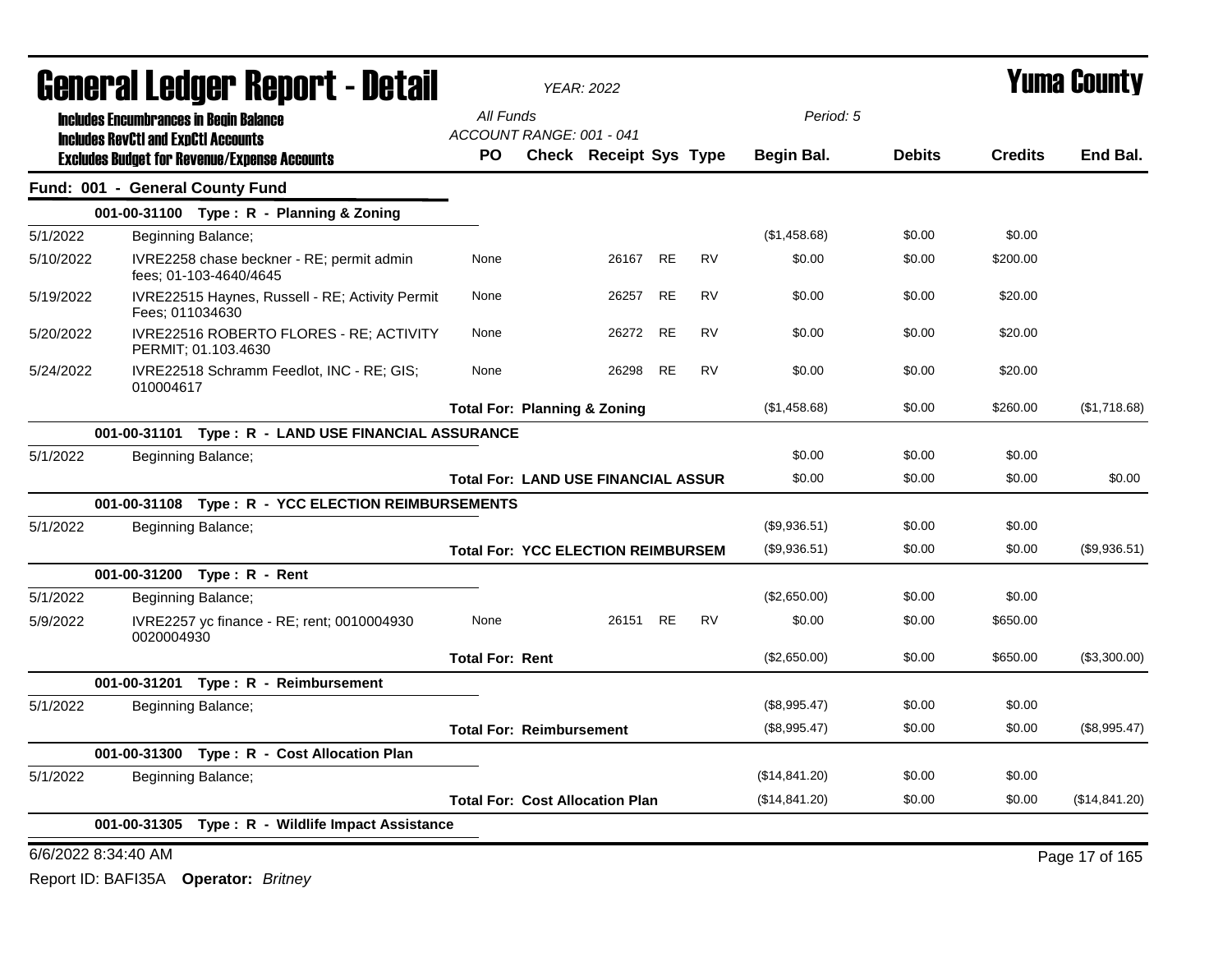# General Ledger Report - Detail

*YEAR: 2022*

# Yuma County

**Includes Encumbrances in Begin Balance**
**Includes RevCtl and ExpCtl Accounts**
**Excludes Budget for Revenue/Expense Accounts**

*All Funds*
*ACCOUNT RANGE: 001 - 041*

*Period: 5*

## Fund: 001 - General County Fund

| Date | Description | PO | Check | Receipt | Sys | Type | Begin Bal. | Debits | Credits | End Bal. |
|---|---|---|---|---|---|---|---|---|---|---|
| | **001-00-31100 Type : R - Planning & Zoning** | | | | | | | | | |
| 5/1/2022 | Beginning Balance; | | | | | | ($1,458.68) | $0.00 | $0.00 | |
| 5/10/2022 | IVRE2258 chase beckner - RE; permit admin fees; 01-103-4640/4645 | None | | 26167 | RE | RV | $0.00 | $0.00 | $200.00 | |
| 5/19/2022 | IVRE22515 Haynes, Russell - RE; Activity Permit Fees; 011034630 | None | | 26257 | RE | RV | $0.00 | $0.00 | $20.00 | |
| 5/20/2022 | IVRE22516 ROBERTO FLORES - RE; ACTIVITY PERMIT; 01.103.4630 | None | | 26272 | RE | RV | $0.00 | $0.00 | $20.00 | |
| 5/24/2022 | IVRE22518 Schramm Feedlot, INC - RE; GIS; 010004617 | None | | 26298 | RE | RV | $0.00 | $0.00 | $20.00 | |
| | | **Total For: Planning & Zoning** | | | | | ($1,458.68) | $0.00 | $260.00 | ($1,718.68) |
| | **001-00-31101 Type : R - LAND USE FINANCIAL ASSURANCE** | | | | | | | | | |
| 5/1/2022 | Beginning Balance; | | | | | | $0.00 | $0.00 | $0.00 | |
| | | **Total For: LAND USE FINANCIAL ASSUR** | | | | | $0.00 | $0.00 | $0.00 | $0.00 |
| | **001-00-31108 Type : R - YCC ELECTION REIMBURSEMENTS** | | | | | | | | | |
| 5/1/2022 | Beginning Balance; | | | | | | ($9,936.51) | $0.00 | $0.00 | |
| | | **Total For: YCC ELECTION REIMBURSEM** | | | | | ($9,936.51) | $0.00 | $0.00 | ($9,936.51) |
| | **001-00-31200 Type : R - Rent** | | | | | | | | | |
| 5/1/2022 | Beginning Balance; | | | | | | ($2,650.00) | $0.00 | $0.00 | |
| 5/9/2022 | IVRE2257 yc finance - RE; rent; 0010004930 0020004930 | None | | 26151 | RE | RV | $0.00 | $0.00 | $650.00 | |
| | | **Total For: Rent** | | | | | ($2,650.00) | $0.00 | $650.00 | ($3,300.00) |
| | **001-00-31201 Type : R - Reimbursement** | | | | | | | | | |
| 5/1/2022 | Beginning Balance; | | | | | | ($8,995.47) | $0.00 | $0.00 | |
| | | **Total For: Reimbursement** | | | | | ($8,995.47) | $0.00 | $0.00 | ($8,995.47) |
| | **001-00-31300 Type : R - Cost Allocation Plan** | | | | | | | | | |
| 5/1/2022 | Beginning Balance; | | | | | | ($14,841.20) | $0.00 | $0.00 | |
| | | **Total For: Cost Allocation Plan** | | | | | ($14,841.20) | $0.00 | $0.00 | ($14,841.20) |
| | **001-00-31305 Type : R - Wildlife Impact Assistance** | | | | | | | | | |

6/6/2022 8:34:40 AM

Report ID: BAFI35A **Operator:** *Britney*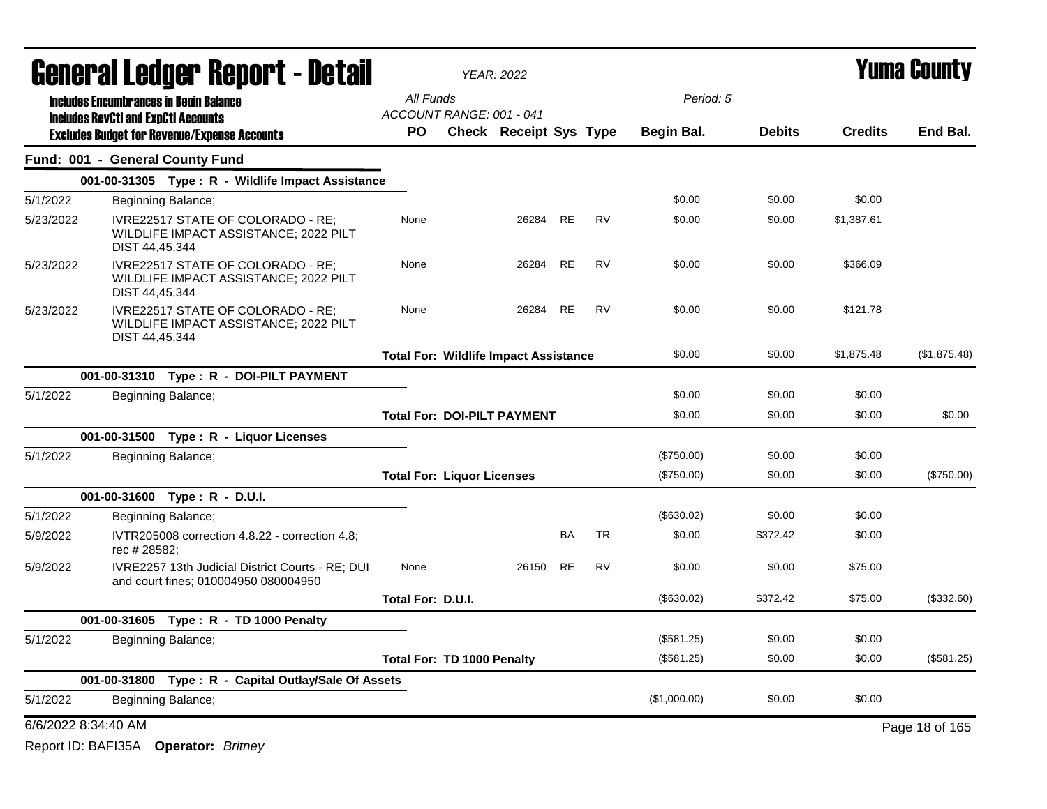# General Ledger Report - Detail

*YEAR: 2022*

# Yuma County

**Includes Encumbrances in Begin Balance**
**Includes RevCtl and ExpCtl Accounts**
**Excludes Budget for Revenue/Expense Accounts**

*All Funds*
*ACCOUNT RANGE: 001 - 041*
*Period: 5*

| | | PO | Check | Receipt | Sys | Type | Begin Bal. | Debits | Credits | End Bal. |
|---|---|---|---|---|---|---|---|---|---|---|
| **Fund: 001 - General County Fund** | | | | | | | | | | |
| | **001-00-31305 Type : R - Wildlife Impact Assistance** | | | | | | | | | |
| 5/1/2022 | Beginning Balance; | | | | | | $0.00 | $0.00 | $0.00 | |
| 5/23/2022 | IVRE22517 STATE OF COLORADO - RE; WILDLIFE IMPACT ASSISTANCE; 2022 PILT DIST 44,45,344 | None | | 26284 | RE | RV | $0.00 | $0.00 | $1,387.61 | |
| 5/23/2022 | IVRE22517 STATE OF COLORADO - RE; WILDLIFE IMPACT ASSISTANCE; 2022 PILT DIST 44,45,344 | None | | 26284 | RE | RV | $0.00 | $0.00 | $366.09 | |
| 5/23/2022 | IVRE22517 STATE OF COLORADO - RE; WILDLIFE IMPACT ASSISTANCE; 2022 PILT DIST 44,45,344 | None | | 26284 | RE | RV | $0.00 | $0.00 | $121.78 | |
| | | **Total For: Wildlife Impact Assistance** | | | | | $0.00 | $0.00 | $1,875.48 | ($1,875.48) |
| | **001-00-31310 Type : R - DOI-PILT PAYMENT** | | | | | | | | | |
| 5/1/2022 | Beginning Balance; | | | | | | $0.00 | $0.00 | $0.00 | |
| | | **Total For: DOI-PILT PAYMENT** | | | | | $0.00 | $0.00 | $0.00 | $0.00 |
| | **001-00-31500 Type : R - Liquor Licenses** | | | | | | | | | |
| 5/1/2022 | Beginning Balance; | | | | | | ($750.00) | $0.00 | $0.00 | |
| | | **Total For: Liquor Licenses** | | | | | ($750.00) | $0.00 | $0.00 | ($750.00) |
| | **001-00-31600 Type : R - D.U.I.** | | | | | | | | | |
| 5/1/2022 | Beginning Balance; | | | | | | ($630.02) | $0.00 | $0.00 | |
| 5/9/2022 | IVTR205008 correction 4.8.22 - correction 4.8; rec # 28582; | | | | BA | TR | $0.00 | $372.42 | $0.00 | |
| 5/9/2022 | IVRE2257 13th Judicial District Courts - RE; DUI and court fines; 010004950 080004950 | None | | 26150 | RE | RV | $0.00 | $0.00 | $75.00 | |
| | | **Total For: D.U.I.** | | | | | ($630.02) | $372.42 | $75.00 | ($332.60) |
| | **001-00-31605 Type : R - TD 1000 Penalty** | | | | | | | | | |
| 5/1/2022 | Beginning Balance; | | | | | | ($581.25) | $0.00 | $0.00 | |
| | | **Total For: TD 1000 Penalty** | | | | | ($581.25) | $0.00 | $0.00 | ($581.25) |
| | **001-00-31800 Type : R - Capital Outlay/Sale Of Assets** | | | | | | | | | |
| 5/1/2022 | Beginning Balance; | | | | | | ($1,000.00) | $0.00 | $0.00 | |

6/6/2022 8:34:40 AM

Report ID: BAFI35A **Operator:** *Britney*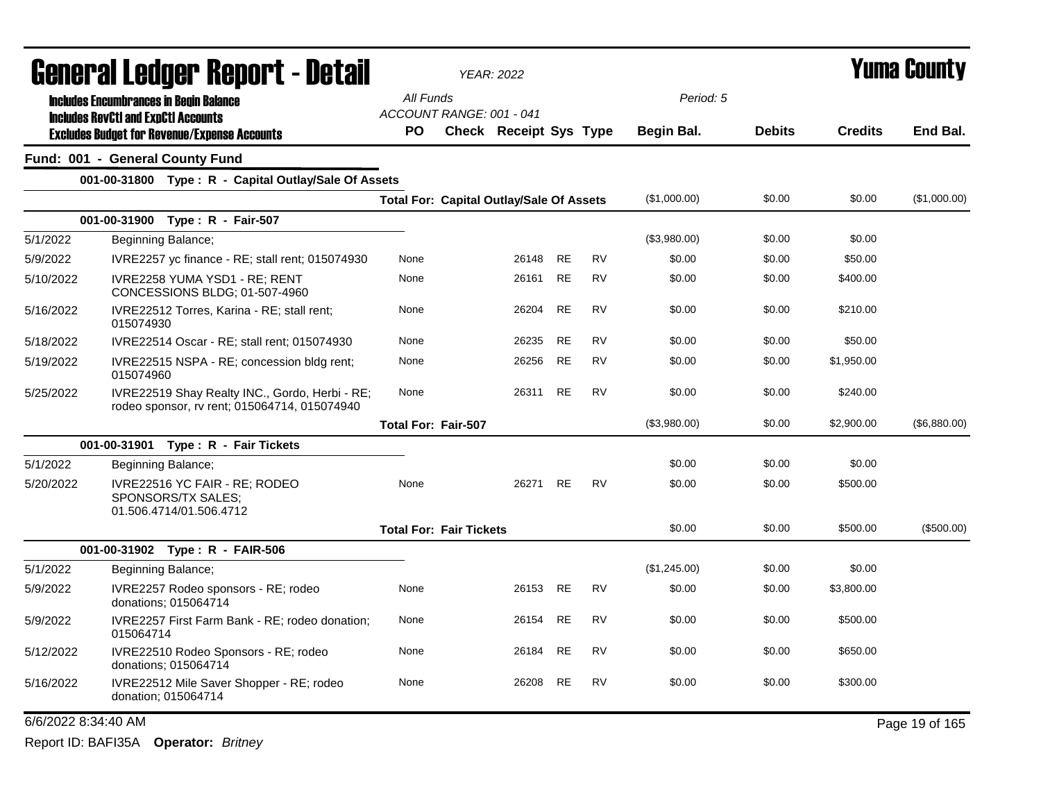# General Ledger Report - Detail

*YEAR: 2022*

**Yuma County**

Includes Encumbrances in Begin Balance
Includes RevCtl and ExpCtl Accounts
Excludes Budget for Revenue/Expense Accounts

*All Funds*
*ACCOUNT RANGE: 001 - 041*
*Period: 5*

## Fund: 001 - General County Fund

| | | PO | Check | Receipt | Sys | Type | Begin Bal. | Debits | Credits | End Bal. |
|---|---|---|---|---|---|---|---|---|---|---|
| **001-00-31800 Type : R - Capital Outlay/Sale Of Assets** | | | | | | | | | | |
| | **Total For: Capital Outlay/Sale Of Assets** | | | | | | ($1,000.00) | $0.00 | $0.00 | ($1,000.00) |
| **001-00-31900 Type : R - Fair-507** | | | | | | | | | | |
| 5/1/2022 | Beginning Balance; | | | | | | ($3,980.00) | $0.00 | $0.00 | |
| 5/9/2022 | IVRE2257 yc finance - RE; stall rent; 015074930 | None | | 26148 | RE | RV | $0.00 | $0.00 | $50.00 | |
| 5/10/2022 | IVRE2258 YUMA YSD1 - RE; RENT CONCESSIONS BLDG; 01-507-4960 | None | | 26161 | RE | RV | $0.00 | $0.00 | $400.00 | |
| 5/16/2022 | IVRE22512 Torres, Karina - RE; stall rent; 015074930 | None | | 26204 | RE | RV | $0.00 | $0.00 | $210.00 | |
| 5/18/2022 | IVRE22514 Oscar - RE; stall rent; 015074930 | None | | 26235 | RE | RV | $0.00 | $0.00 | $50.00 | |
| 5/19/2022 | IVRE22515 NSPA - RE; concession bldg rent; 015074960 | None | | 26256 | RE | RV | $0.00 | $0.00 | $1,950.00 | |
| 5/25/2022 | IVRE22519 Shay Realty INC., Gordo, Herbi - RE; rodeo sponsor, rv rent; 015064714, 015074940 | None | | 26311 | RE | RV | $0.00 | $0.00 | $240.00 | |
| | **Total For: Fair-507** | | | | | | ($3,980.00) | $0.00 | $2,900.00 | ($6,880.00) |
| **001-00-31901 Type : R - Fair Tickets** | | | | | | | | | | |
| 5/1/2022 | Beginning Balance; | | | | | | $0.00 | $0.00 | $0.00 | |
| 5/20/2022 | IVRE22516 YC FAIR - RE; RODEO SPONSORS/TX SALES; 01.506.4714/01.506.4712 | None | | 26271 | RE | RV | $0.00 | $0.00 | $500.00 | |
| | **Total For: Fair Tickets** | | | | | | $0.00 | $0.00 | $500.00 | ($500.00) |
| **001-00-31902 Type : R - FAIR-506** | | | | | | | | | | |
| 5/1/2022 | Beginning Balance; | | | | | | ($1,245.00) | $0.00 | $0.00 | |
| 5/9/2022 | IVRE2257 Rodeo sponsors - RE; rodeo donations; 015064714 | None | | 26153 | RE | RV | $0.00 | $0.00 | $3,800.00 | |
| 5/9/2022 | IVRE2257 First Farm Bank - RE; rodeo donation; 015064714 | None | | 26154 | RE | RV | $0.00 | $0.00 | $500.00 | |
| 5/12/2022 | IVRE22510 Rodeo Sponsors - RE; rodeo donations; 015064714 | None | | 26184 | RE | RV | $0.00 | $0.00 | $650.00 | |
| 5/16/2022 | IVRE22512 Mile Saver Shopper - RE; rodeo donation; 015064714 | None | | 26208 | RE | RV | $0.00 | $0.00 | $300.00 | |

6/6/2022 8:34:40 AM

Report ID: BAFI35A **Operator:** *Britney*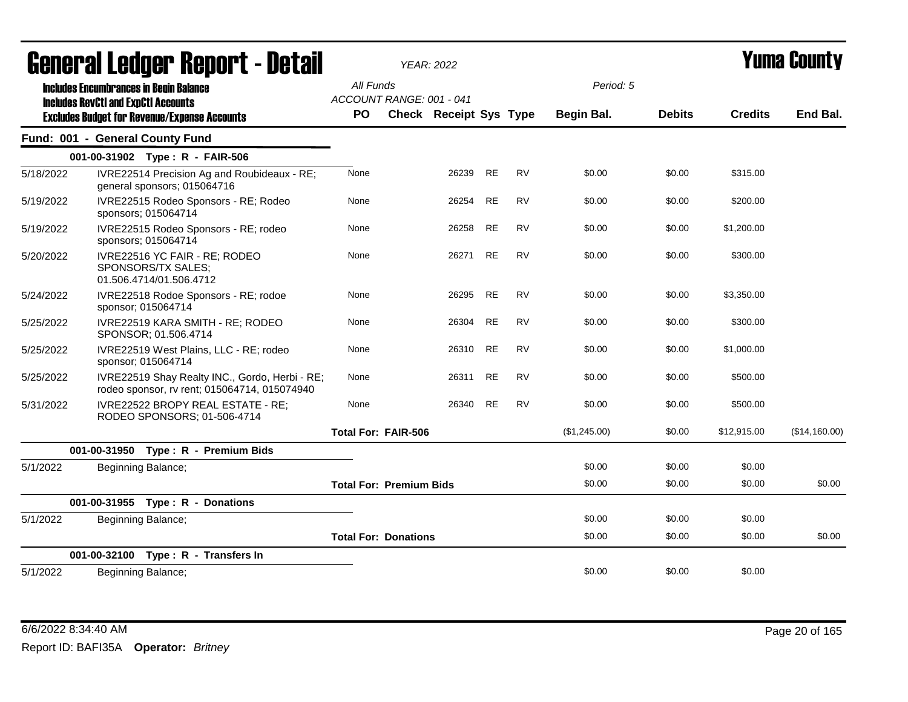# General Ledger Report - Detail

*YEAR: 2022*

# Yuma County

**Includes Encumbrances in Begin Balance**
**Includes RevCtl and ExpCtl Accounts**
**Excludes Budget for Revenue/Expense Accounts**

*All Funds*
*ACCOUNT RANGE: 001 - 041*
*Period: 5*

| | | PO | Check | Receipt | Sys | Type | Begin Bal. | Debits | Credits | End Bal. |
|---|---|---|---|---|---|---|---|---|---|---|
| **Fund: 001 - General County Fund** | | | | | | | | | | |
| | **001-00-31902 Type : R - FAIR-506** | | | | | | | | | |
| 5/18/2022 | IVRE22514 Precision Ag and Roubideaux - RE; general sponsors; 015064716 | None | | 26239 | RE | RV | $0.00 | $0.00 | $315.00 | |
| 5/19/2022 | IVRE22515 Rodeo Sponsors - RE; Rodeo sponsors; 015064714 | None | | 26254 | RE | RV | $0.00 | $0.00 | $200.00 | |
| 5/19/2022 | IVRE22515 Rodeo Sponsors - RE; rodeo sponsors; 015064714 | None | | 26258 | RE | RV | $0.00 | $0.00 | $1,200.00 | |
| 5/20/2022 | IVRE22516 YC FAIR - RE; RODEO SPONSORS/TX SALES; 01.506.4714/01.506.4712 | None | | 26271 | RE | RV | $0.00 | $0.00 | $300.00 | |
| 5/24/2022 | IVRE22518 Rodoe Sponsors - RE; rodoe sponsor; 015064714 | None | | 26295 | RE | RV | $0.00 | $0.00 | $3,350.00 | |
| 5/25/2022 | IVRE22519 KARA SMITH - RE; RODEO SPONSOR; 01.506.4714 | None | | 26304 | RE | RV | $0.00 | $0.00 | $300.00 | |
| 5/25/2022 | IVRE22519 West Plains, LLC - RE; rodeo sponsor; 015064714 | None | | 26310 | RE | RV | $0.00 | $0.00 | $1,000.00 | |
| 5/25/2022 | IVRE22519 Shay Realty INC., Gordo, Herbi - RE; rodeo sponsor, rv rent; 015064714, 015074940 | None | | 26311 | RE | RV | $0.00 | $0.00 | $500.00 | |
| 5/31/2022 | IVRE22522 BROPY REAL ESTATE - RE; RODEO SPONSORS; 01-506-4714 | None | | 26340 | RE | RV | $0.00 | $0.00 | $500.00 | |
| | | **Total For: FAIR-506** | | | | | ($1,245.00) | $0.00 | $12,915.00 | ($14,160.00) |
| | **001-00-31950 Type : R - Premium Bids** | | | | | | | | | |
| 5/1/2022 | Beginning Balance; | | | | | | $0.00 | $0.00 | $0.00 | |
| | | **Total For: Premium Bids** | | | | | $0.00 | $0.00 | $0.00 | $0.00 |
| | **001-00-31955 Type : R - Donations** | | | | | | | | | |
| 5/1/2022 | Beginning Balance; | | | | | | $0.00 | $0.00 | $0.00 | |
| | | **Total For: Donations** | | | | | $0.00 | $0.00 | $0.00 | $0.00 |
| | **001-00-32100 Type : R - Transfers In** | | | | | | | | | |
| 5/1/2022 | Beginning Balance; | | | | | | $0.00 | $0.00 | $0.00 | |

6/6/2022 8:34:40 AM

Report ID: BAFI35A **Operator:** *Britney*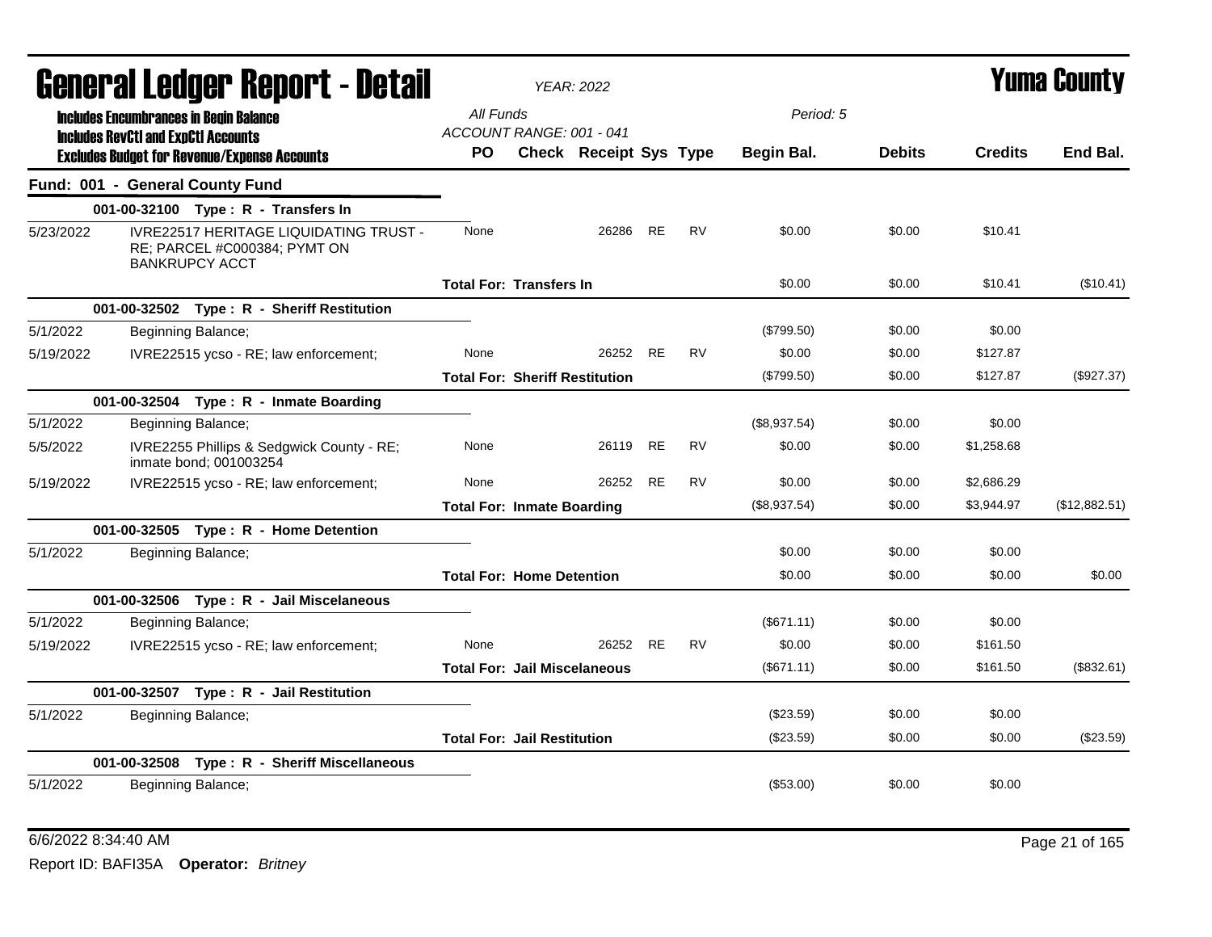# General Ledger Report - Detail

*YEAR: 2022*

**Yuma County**

**Includes Encumbrances in Begin Balance**
**Includes RevCtl and ExpCtl Accounts**
**Excludes Budget for Revenue/Expense Accounts**

*All Funds*
*ACCOUNT RANGE: 001 - 041*
*Period: 5*

## Fund: 001 - General County Fund

| Date | Description | PO | Check | Receipt | Sys | Type | Begin Bal. | Debits | Credits | End Bal. |
|---|---|---|---|---|---|---|---|---|---|---|
| **001-00-32100 Type : R - Transfers In** | | | | | | | | | | |
| 5/23/2022 | IVRE22517 HERITAGE LIQUIDATING TRUST - RE; PARCEL #C000384; PYMT ON BANKRUPCY ACCT | None | | 26286 | RE | RV | $0.00 | $0.00 | $10.41 | |
| | **Total For: Transfers In** | | | | | | $0.00 | $0.00 | $10.41 | ($10.41) |
| **001-00-32502 Type : R - Sheriff Restitution** | | | | | | | | | | |
| 5/1/2022 | Beginning Balance; | | | | | | ($799.50) | $0.00 | $0.00 | |
| 5/19/2022 | IVRE22515 ycso - RE; law enforcement; | None | | 26252 | RE | RV | $0.00 | $0.00 | $127.87 | |
| | **Total For: Sheriff Restitution** | | | | | | ($799.50) | $0.00 | $127.87 | ($927.37) |
| **001-00-32504 Type : R - Inmate Boarding** | | | | | | | | | | |
| 5/1/2022 | Beginning Balance; | | | | | | ($8,937.54) | $0.00 | $0.00 | |
| 5/5/2022 | IVRE2255 Phillips & Sedgwick County - RE; inmate bond; 001003254 | None | | 26119 | RE | RV | $0.00 | $0.00 | $1,258.68 | |
| 5/19/2022 | IVRE22515 ycso - RE; law enforcement; | None | | 26252 | RE | RV | $0.00 | $0.00 | $2,686.29 | |
| | **Total For: Inmate Boarding** | | | | | | ($8,937.54) | $0.00 | $3,944.97 | ($12,882.51) |
| **001-00-32505 Type : R - Home Detention** | | | | | | | | | | |
| 5/1/2022 | Beginning Balance; | | | | | | $0.00 | $0.00 | $0.00 | |
| | **Total For: Home Detention** | | | | | | $0.00 | $0.00 | $0.00 | $0.00 |
| **001-00-32506 Type : R - Jail Miscelaneous** | | | | | | | | | | |
| 5/1/2022 | Beginning Balance; | | | | | | ($671.11) | $0.00 | $0.00 | |
| 5/19/2022 | IVRE22515 ycso - RE; law enforcement; | None | | 26252 | RE | RV | $0.00 | $0.00 | $161.50 | |
| | **Total For: Jail Miscelaneous** | | | | | | ($671.11) | $0.00 | $161.50 | ($832.61) |
| **001-00-32507 Type : R - Jail Restitution** | | | | | | | | | | |
| 5/1/2022 | Beginning Balance; | | | | | | ($23.59) | $0.00 | $0.00 | |
| | **Total For: Jail Restitution** | | | | | | ($23.59) | $0.00 | $0.00 | ($23.59) |
| **001-00-32508 Type : R - Sheriff Miscellaneous** | | | | | | | | | | |
| 5/1/2022 | Beginning Balance; | | | | | | ($53.00) | $0.00 | $0.00 | |

6/6/2022 8:34:40 AM

Report ID: BAFI35A **Operator:** *Britney*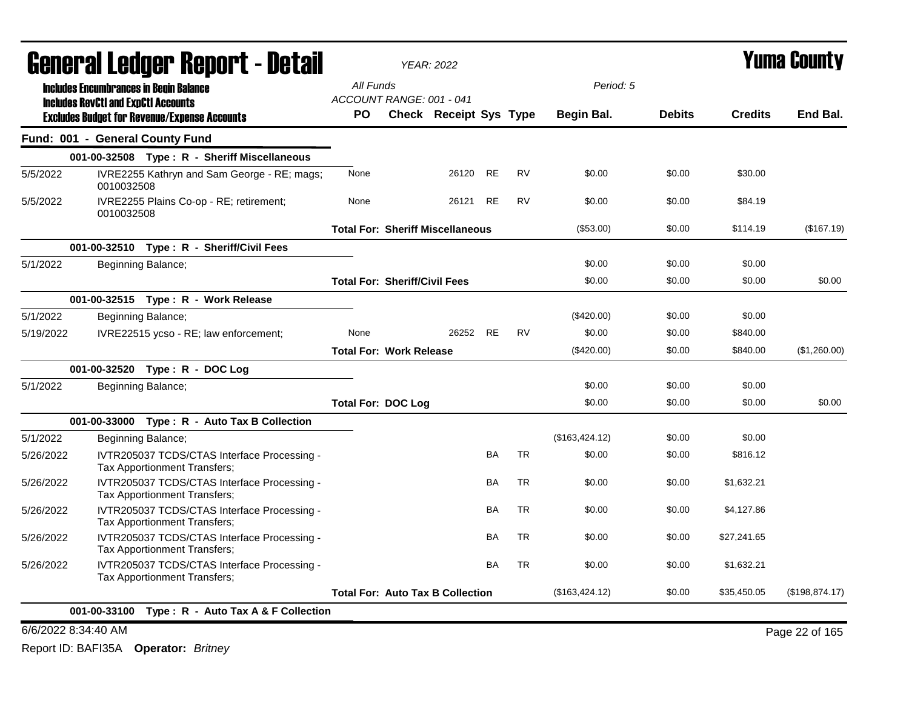# General Ledger Report - Detail

**YEAR: 2022**

**Yuma County**

Includes Encumbrances in Begin Balance
Includes RevCtl and ExpCtl Accounts
Excludes Budget for Revenue/Expense Accounts

All Funds
ACCOUNT RANGE: 001 - 041

Period: 5

| | | PO | Check | Receipt | Sys | Type | Begin Bal. | Debits | Credits | End Bal. |
|---|---|---|---|---|---|---|---|---|---|---|
| **Fund: 001 - General County Fund** | | | | | | | | | | |
| **001-00-32508 Type : R - Sheriff Miscellaneous** | | | | | | | | | | |
| 5/5/2022 | IVRE2255 Kathryn and Sam George - RE; mags; 0010032508 | None | | 26120 | RE | RV | $0.00 | $0.00 | $30.00 | |
| 5/5/2022 | IVRE2255 Plains Co-op - RE; retirement; 0010032508 | None | | 26121 | RE | RV | $0.00 | $0.00 | $84.19 | |
| | **Total For: Sheriff Miscellaneous** | | | | | | ($53.00) | $0.00 | $114.19 | ($167.19) |
| **001-00-32510 Type : R - Sheriff/Civil Fees** | | | | | | | | | | |
| 5/1/2022 | Beginning Balance; | | | | | | $0.00 | $0.00 | $0.00 | |
| | **Total For: Sheriff/Civil Fees** | | | | | | $0.00 | $0.00 | $0.00 | $0.00 |
| **001-00-32515 Type : R - Work Release** | | | | | | | | | | |
| 5/1/2022 | Beginning Balance; | | | | | | ($420.00) | $0.00 | $0.00 | |
| 5/19/2022 | IVRE22515 ycso - RE; law enforcement; | None | | 26252 | RE | RV | $0.00 | $0.00 | $840.00 | |
| | **Total For: Work Release** | | | | | | ($420.00) | $0.00 | $840.00 | ($1,260.00) |
| **001-00-32520 Type : R - DOC Log** | | | | | | | | | | |
| 5/1/2022 | Beginning Balance; | | | | | | $0.00 | $0.00 | $0.00 | |
| | **Total For: DOC Log** | | | | | | $0.00 | $0.00 | $0.00 | $0.00 |
| **001-00-33000 Type : R - Auto Tax B Collection** | | | | | | | | | | |
| 5/1/2022 | Beginning Balance; | | | | | | ($163,424.12) | $0.00 | $0.00 | |
| 5/26/2022 | IVTR205037 TCDS/CTAS Interface Processing - Tax Apportionment Transfers; | | | | BA | TR | $0.00 | $0.00 | $816.12 | |
| 5/26/2022 | IVTR205037 TCDS/CTAS Interface Processing - Tax Apportionment Transfers; | | | | BA | TR | $0.00 | $0.00 | $1,632.21 | |
| 5/26/2022 | IVTR205037 TCDS/CTAS Interface Processing - Tax Apportionment Transfers; | | | | BA | TR | $0.00 | $0.00 | $4,127.86 | |
| 5/26/2022 | IVTR205037 TCDS/CTAS Interface Processing - Tax Apportionment Transfers; | | | | BA | TR | $0.00 | $0.00 | $27,241.65 | |
| 5/26/2022 | IVTR205037 TCDS/CTAS Interface Processing - Tax Apportionment Transfers; | | | | BA | TR | $0.00 | $0.00 | $1,632.21 | |
| | **Total For: Auto Tax B Collection** | | | | | | ($163,424.12) | $0.00 | $35,450.05 | ($198,874.17) |
| **001-00-33100 Type : R - Auto Tax A & F Collection** | | | | | | | | | | |

6/6/2022 8:34:40 AM

Report ID: BAFI35A **Operator:** *Britney*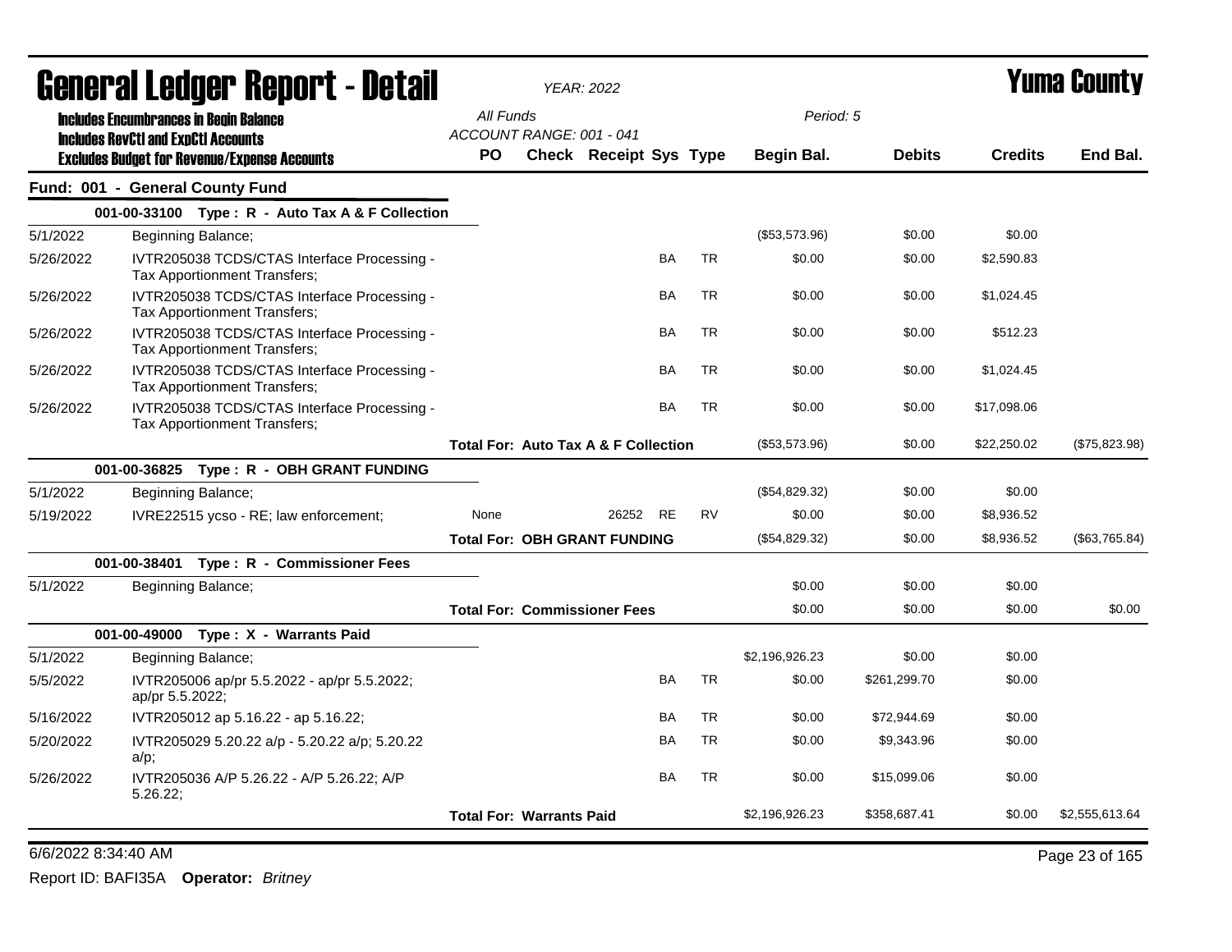# General Ledger Report - Detail

*YEAR: 2022*

# Yuma County

**Includes Encumbrances in Begin Balance**
**Includes RevCtl and ExpCtl Accounts**
**Excludes Budget for Revenue/Expense Accounts**

*All Funds*
*ACCOUNT RANGE: 001 - 041*
*Period: 5*

## Fund: 001 - General County Fund

| Date | Description | PO | Check | Receipt | Sys | Type | Begin Bal. | Debits | Credits | End Bal. |
|---|---|---|---|---|---|---|---|---|---|---|
| **001-00-33100 Type : R - Auto Tax A & F Collection** | | | | | | | | | | |
| 5/1/2022 | Beginning Balance; | | | | | | ($53,573.96) | $0.00 | $0.00 | |
| 5/26/2022 | IVTR205038 TCDS/CTAS Interface Processing - Tax Apportionment Transfers; | | | | BA | TR | $0.00 | $0.00 | $2,590.83 | |
| 5/26/2022 | IVTR205038 TCDS/CTAS Interface Processing - Tax Apportionment Transfers; | | | | BA | TR | $0.00 | $0.00 | $1,024.45 | |
| 5/26/2022 | IVTR205038 TCDS/CTAS Interface Processing - Tax Apportionment Transfers; | | | | BA | TR | $0.00 | $0.00 | $512.23 | |
| 5/26/2022 | IVTR205038 TCDS/CTAS Interface Processing - Tax Apportionment Transfers; | | | | BA | TR | $0.00 | $0.00 | $1,024.45 | |
| 5/26/2022 | IVTR205038 TCDS/CTAS Interface Processing - Tax Apportionment Transfers; | | | | BA | TR | $0.00 | $0.00 | $17,098.06 | |
| | **Total For: Auto Tax A & F Collection** | | | | | | ($53,573.96) | $0.00 | $22,250.02 | ($75,823.98) |
| **001-00-36825 Type : R - OBH GRANT FUNDING** | | | | | | | | | | |
| 5/1/2022 | Beginning Balance; | | | | | | ($54,829.32) | $0.00 | $0.00 | |
| 5/19/2022 | IVRE22515 ycso - RE; law enforcement; | None | | 26252 | RE | RV | $0.00 | $0.00 | $8,936.52 | |
| | **Total For: OBH GRANT FUNDING** | | | | | | ($54,829.32) | $0.00 | $8,936.52 | ($63,765.84) |
| **001-00-38401 Type : R - Commissioner Fees** | | | | | | | | | | |
| 5/1/2022 | Beginning Balance; | | | | | | $0.00 | $0.00 | $0.00 | |
| | **Total For: Commissioner Fees** | | | | | | $0.00 | $0.00 | $0.00 | $0.00 |
| **001-00-49000 Type : X - Warrants Paid** | | | | | | | | | | |
| 5/1/2022 | Beginning Balance; | | | | | | $2,196,926.23 | $0.00 | $0.00 | |
| 5/5/2022 | IVTR205006 ap/pr 5.5.2022 - ap/pr 5.5.2022; ap/pr 5.5.2022; | | | | BA | TR | $0.00 | $261,299.70 | $0.00 | |
| 5/16/2022 | IVTR205012 ap 5.16.22 - ap 5.16.22; | | | | BA | TR | $0.00 | $72,944.69 | $0.00 | |
| 5/20/2022 | IVTR205029 5.20.22 a/p - 5.20.22 a/p; 5.20.22 a/p; | | | | BA | TR | $0.00 | $9,343.96 | $0.00 | |
| 5/26/2022 | IVTR205036 A/P 5.26.22 - A/P 5.26.22; A/P 5.26.22; | | | | BA | TR | $0.00 | $15,099.06 | $0.00 | |
| | **Total For: Warrants Paid** | | | | | | $2,196,926.23 | $358,687.41 | $0.00 | $2,555,613.64 |

6/6/2022 8:34:40 AM

Report ID: BAFI35A **Operator:** *Britney*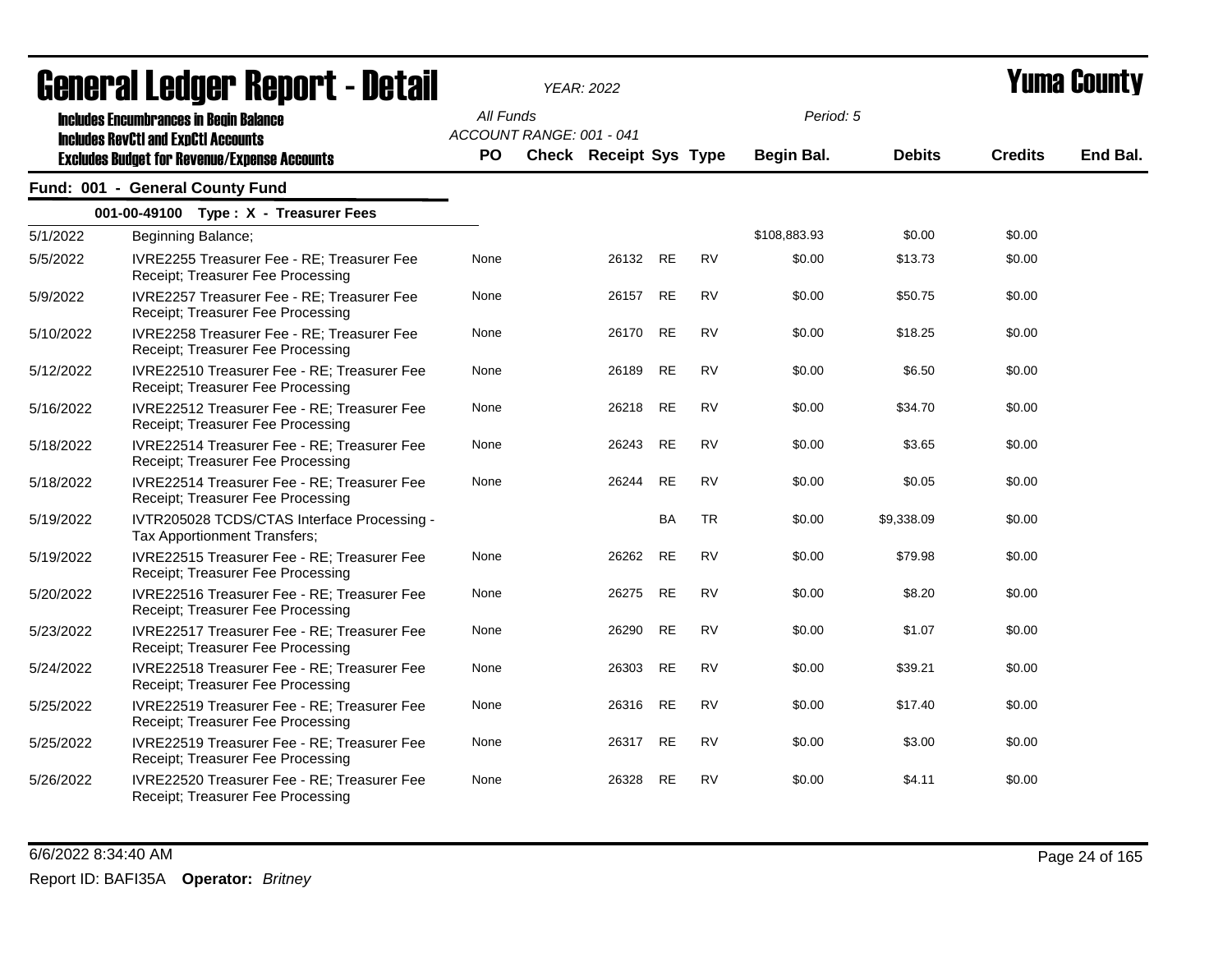# General Ledger Report - Detail

*YEAR: 2022*

# Yuma County

**Includes Encumbrances in Begin Balance**
**Includes RevCtl and ExpCtl Accounts**
**Excludes Budget for Revenue/Expense Accounts**

*All Funds*
*ACCOUNT RANGE: 001 - 041*
*Period: 5*

## Fund: 001 - General County Fund

### 001-00-49100 Type : X - Treasurer Fees

| Date | Description | PO | Check | Receipt | Sys | Type | Begin Bal. | Debits | Credits | End Bal. |
|---|---|---|---|---|---|---|---|---|---|---|
| 5/1/2022 | Beginning Balance; | | | | | | $108,883.93 | $0.00 | $0.00 | |
| 5/5/2022 | IVRE2255 Treasurer Fee - RE; Treasurer Fee Receipt; Treasurer Fee Processing | None | | 26132 | RE | RV | $0.00 | $13.73 | $0.00 | |
| 5/9/2022 | IVRE2257 Treasurer Fee - RE; Treasurer Fee Receipt; Treasurer Fee Processing | None | | 26157 | RE | RV | $0.00 | $50.75 | $0.00 | |
| 5/10/2022 | IVRE2258 Treasurer Fee - RE; Treasurer Fee Receipt; Treasurer Fee Processing | None | | 26170 | RE | RV | $0.00 | $18.25 | $0.00 | |
| 5/12/2022 | IVRE22510 Treasurer Fee - RE; Treasurer Fee Receipt; Treasurer Fee Processing | None | | 26189 | RE | RV | $0.00 | $6.50 | $0.00 | |
| 5/16/2022 | IVRE22512 Treasurer Fee - RE; Treasurer Fee Receipt; Treasurer Fee Processing | None | | 26218 | RE | RV | $0.00 | $34.70 | $0.00 | |
| 5/18/2022 | IVRE22514 Treasurer Fee - RE; Treasurer Fee Receipt; Treasurer Fee Processing | None | | 26243 | RE | RV | $0.00 | $3.65 | $0.00 | |
| 5/18/2022 | IVRE22514 Treasurer Fee - RE; Treasurer Fee Receipt; Treasurer Fee Processing | None | | 26244 | RE | RV | $0.00 | $0.05 | $0.00 | |
| 5/19/2022 | IVTR205028 TCDS/CTAS Interface Processing - Tax Apportionment Transfers; | | | | BA | TR | $0.00 | $9,338.09 | $0.00 | |
| 5/19/2022 | IVRE22515 Treasurer Fee - RE; Treasurer Fee Receipt; Treasurer Fee Processing | None | | 26262 | RE | RV | $0.00 | $79.98 | $0.00 | |
| 5/20/2022 | IVRE22516 Treasurer Fee - RE; Treasurer Fee Receipt; Treasurer Fee Processing | None | | 26275 | RE | RV | $0.00 | $8.20 | $0.00 | |
| 5/23/2022 | IVRE22517 Treasurer Fee - RE; Treasurer Fee Receipt; Treasurer Fee Processing | None | | 26290 | RE | RV | $0.00 | $1.07 | $0.00 | |
| 5/24/2022 | IVRE22518 Treasurer Fee - RE; Treasurer Fee Receipt; Treasurer Fee Processing | None | | 26303 | RE | RV | $0.00 | $39.21 | $0.00 | |
| 5/25/2022 | IVRE22519 Treasurer Fee - RE; Treasurer Fee Receipt; Treasurer Fee Processing | None | | 26316 | RE | RV | $0.00 | $17.40 | $0.00 | |
| 5/25/2022 | IVRE22519 Treasurer Fee - RE; Treasurer Fee Receipt; Treasurer Fee Processing | None | | 26317 | RE | RV | $0.00 | $3.00 | $0.00 | |
| 5/26/2022 | IVRE22520 Treasurer Fee - RE; Treasurer Fee Receipt; Treasurer Fee Processing | None | | 26328 | RE | RV | $0.00 | $4.11 | $0.00 | |

6/6/2022 8:34:40 AM

Report ID: BAFI35A **Operator:** *Britney*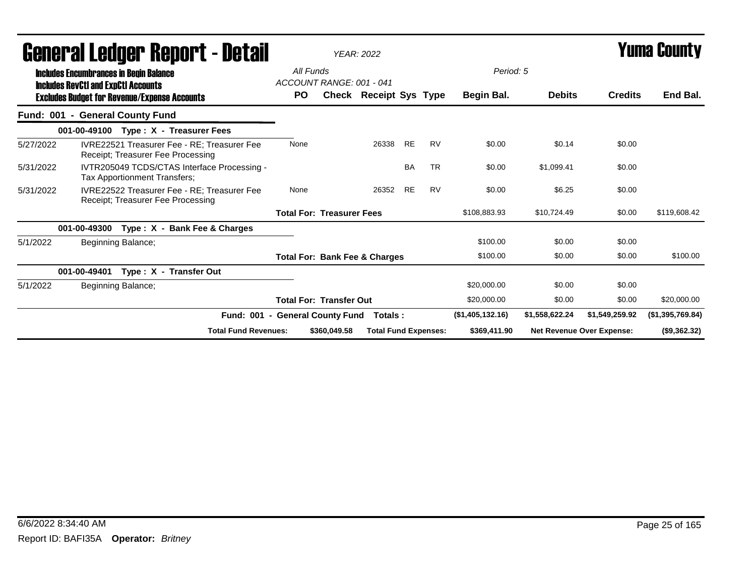# General Ledger Report - Detail

*YEAR: 2022*

# Yuma County

**Includes Encumbrances in Begin Balance**
**Includes RevCtl and ExpCtl Accounts**
**Excludes Budget for Revenue/Expense Accounts**

*All Funds*
*ACCOUNT RANGE: 001 - 041*

*Period: 5*

| | | PO | Check | Receipt | Sys | Type | Begin Bal. | Debits | Credits | End Bal. |
|---|---|---|---|---|---|---|---|---|---|---|
| **Fund: 001 - General County Fund** | | | | | | | | | | |
| | **001-00-49100 Type : X - Treasurer Fees** | | | | | | | | | |
| 5/27/2022 | IVRE22521 Treasurer Fee - RE; Treasurer Fee Receipt; Treasurer Fee Processing | None | | 26338 | RE | RV | $0.00 | $0.14 | $0.00 | |
| 5/31/2022 | IVTR205049 TCDS/CTAS Interface Processing - Tax Apportionment Transfers; | | | | BA | TR | $0.00 | $1,099.41 | $0.00 | |
| 5/31/2022 | IVRE22522 Treasurer Fee - RE; Treasurer Fee Receipt; Treasurer Fee Processing | None | | 26352 | RE | RV | $0.00 | $6.25 | $0.00 | |
| | | **Total For: Treasurer Fees** | | | | | $108,883.93 | $10,724.49 | $0.00 | $119,608.42 |
| | **001-00-49300 Type : X - Bank Fee & Charges** | | | | | | | | | |
| 5/1/2022 | Beginning Balance; | | | | | | $100.00 | $0.00 | $0.00 | |
| | | **Total For: Bank Fee & Charges** | | | | | $100.00 | $0.00 | $0.00 | $100.00 |
| | **001-00-49401 Type : X - Transfer Out** | | | | | | | | | |
| 5/1/2022 | Beginning Balance; | | | | | | $20,000.00 | $0.00 | $0.00 | |
| | | **Total For: Transfer Out** | | | | | $20,000.00 | $0.00 | $0.00 | $20,000.00 |
| | **Fund: 001 - General County Fund** | | | **Totals :** | | | **($1,405,132.16)** | **$1,558,622.24** | **$1,549,259.92** | **($1,395,769.84)** |
| | **Total Fund Revenues:** | | **$360,049.58** | **Total Fund Expenses:** | | | **$369,411.90** | **Net Revenue Over Expense:** | | **($9,362.32)** |

6/6/2022 8:34:40 AM

Report ID: BAFI35A **Operator:** *Britney*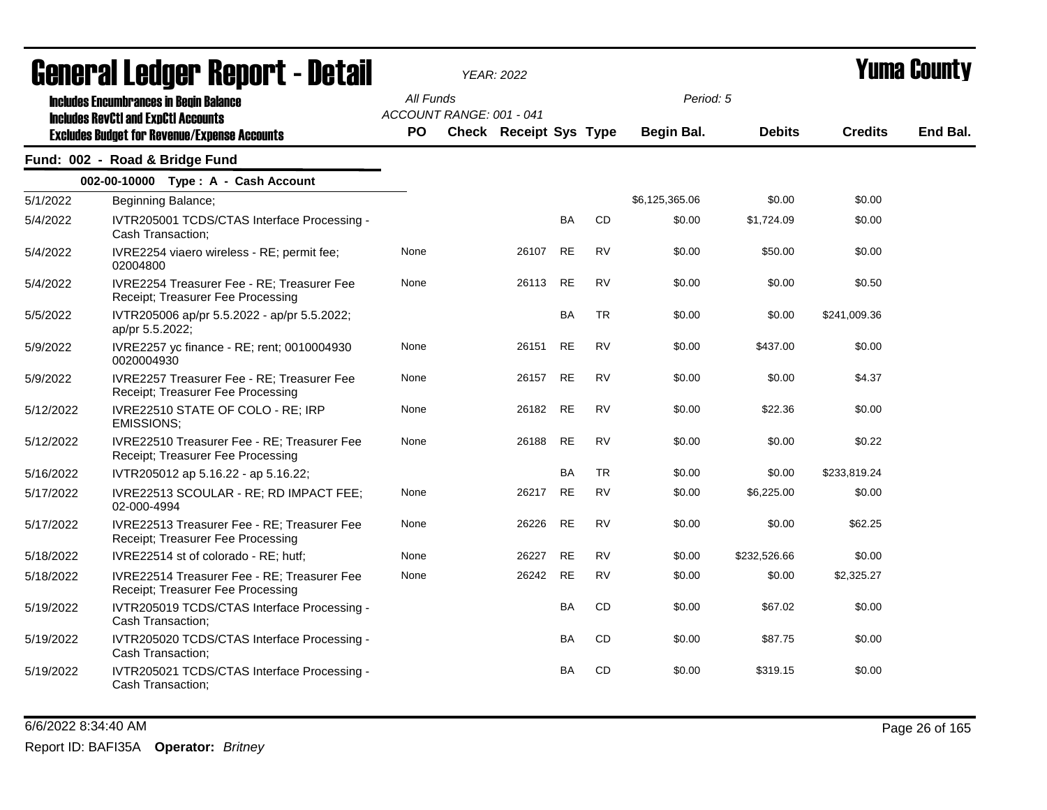# General Ledger Report - Detail

*YEAR: 2022*

# Yuma County

**Includes Encumbrances in Begin Balance**
**Includes RevCtl and ExpCtl Accounts**
**Excludes Budget for Revenue/Expense Accounts**

*All Funds*
*ACCOUNT RANGE: 001 - 041*

*Period: 5*

## Fund: 002 - Road & Bridge Fund

### 002-00-10000 Type : A - Cash Account

| Date | Description | PO | Check | Receipt | Sys | Type | Begin Bal. | Debits | Credits | End Bal. |
|---|---|---|---|---|---|---|---|---|---|---|
| 5/1/2022 | Beginning Balance; | | | | | | $6,125,365.06 | $0.00 | $0.00 | |
| 5/4/2022 | IVTR205001 TCDS/CTAS Interface Processing - Cash Transaction; | | | | BA | CD | $0.00 | $1,724.09 | $0.00 | |
| 5/4/2022 | IVRE2254 viaero wireless - RE; permit fee; 02004800 | None | | 26107 | RE | RV | $0.00 | $50.00 | $0.00 | |
| 5/4/2022 | IVRE2254 Treasurer Fee - RE; Treasurer Fee Receipt; Treasurer Fee Processing | None | | 26113 | RE | RV | $0.00 | $0.00 | $0.50 | |
| 5/5/2022 | IVTR205006 ap/pr 5.5.2022 - ap/pr 5.5.2022; ap/pr 5.5.2022; | | | | BA | TR | $0.00 | $0.00 | $241,009.36 | |
| 5/9/2022 | IVRE2257 yc finance - RE; rent; 0010004930 0020004930 | None | | 26151 | RE | RV | $0.00 | $437.00 | $0.00 | |
| 5/9/2022 | IVRE2257 Treasurer Fee - RE; Treasurer Fee Receipt; Treasurer Fee Processing | None | | 26157 | RE | RV | $0.00 | $0.00 | $4.37 | |
| 5/12/2022 | IVRE22510 STATE OF COLO - RE; IRP EMISSIONS; | None | | 26182 | RE | RV | $0.00 | $22.36 | $0.00 | |
| 5/12/2022 | IVRE22510 Treasurer Fee - RE; Treasurer Fee Receipt; Treasurer Fee Processing | None | | 26188 | RE | RV | $0.00 | $0.00 | $0.22 | |
| 5/16/2022 | IVTR205012 ap 5.16.22 - ap 5.16.22; | | | | BA | TR | $0.00 | $0.00 | $233,819.24 | |
| 5/17/2022 | IVRE22513 SCOULAR - RE; RD IMPACT FEE; 02-000-4994 | None | | 26217 | RE | RV | $0.00 | $6,225.00 | $0.00 | |
| 5/17/2022 | IVRE22513 Treasurer Fee - RE; Treasurer Fee Receipt; Treasurer Fee Processing | None | | 26226 | RE | RV | $0.00 | $0.00 | $62.25 | |
| 5/18/2022 | IVRE22514 st of colorado - RE; hutf; | None | | 26227 | RE | RV | $0.00 | $232,526.66 | $0.00 | |
| 5/18/2022 | IVRE22514 Treasurer Fee - RE; Treasurer Fee Receipt; Treasurer Fee Processing | None | | 26242 | RE | RV | $0.00 | $0.00 | $2,325.27 | |
| 5/19/2022 | IVTR205019 TCDS/CTAS Interface Processing - Cash Transaction; | | | | BA | CD | $0.00 | $67.02 | $0.00 | |
| 5/19/2022 | IVTR205020 TCDS/CTAS Interface Processing - Cash Transaction; | | | | BA | CD | $0.00 | $87.75 | $0.00 | |
| 5/19/2022 | IVTR205021 TCDS/CTAS Interface Processing - Cash Transaction; | | | | BA | CD | $0.00 | $319.15 | $0.00 | |

6/6/2022 8:34:40 AM

Report ID: BAFI35A **Operator:** *Britney*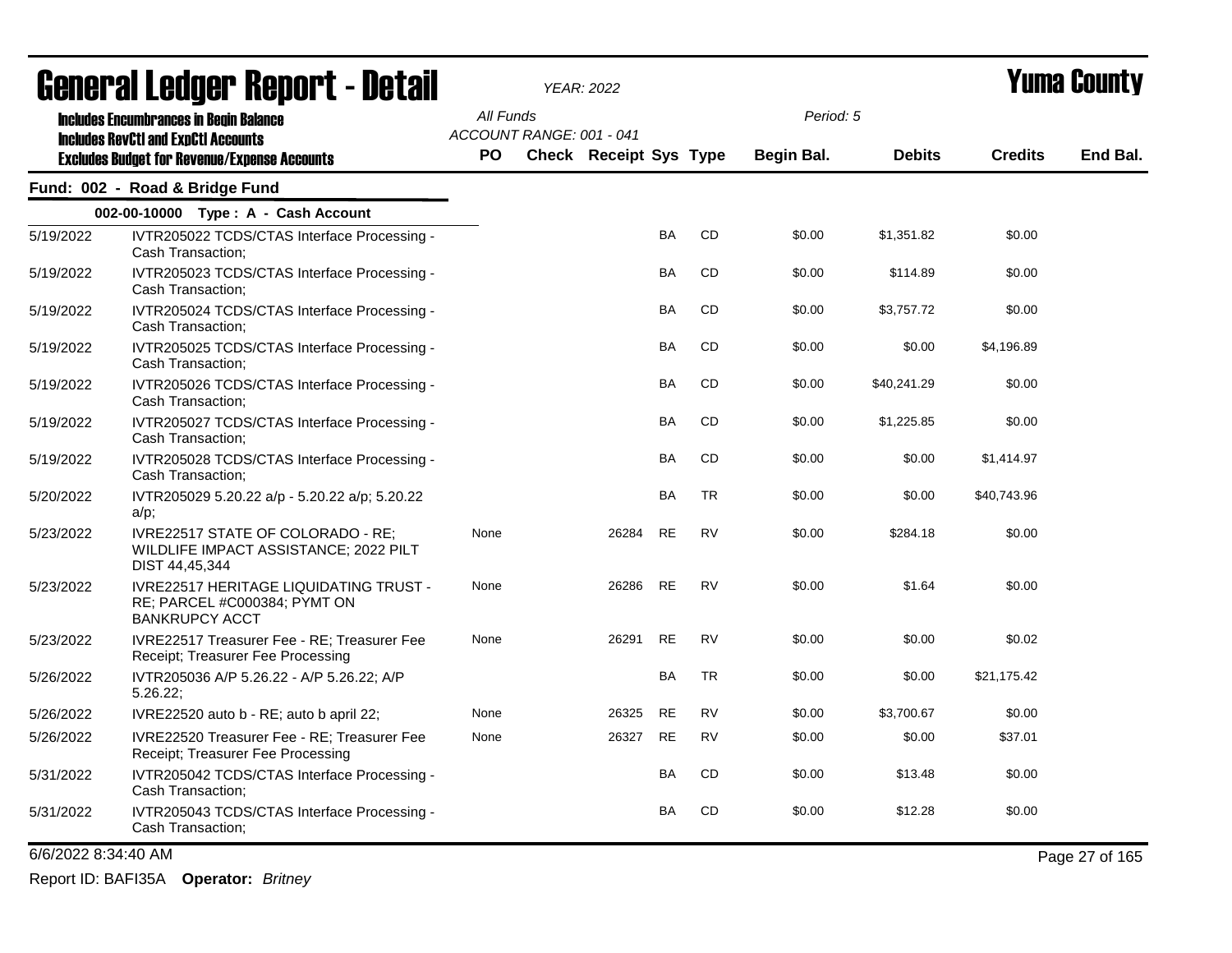# General Ledger Report - Detail

*YEAR: 2022*

## Yuma County

**Includes Encumbrances in Begin Balance**
**Includes RevCtl and ExpCtl Accounts**
**Excludes Budget for Revenue/Expense Accounts**

All Funds
ACCOUNT RANGE: 001 - 041

Period: 5

### Fund: 002 - Road & Bridge Fund

**002-00-10000 Type : A - Cash Account**

| Date | Description | PO | Check | Receipt | Sys | Type | Begin Bal. | Debits | Credits | End Bal. |
|---|---|---|---|---|---|---|---|---|---|---|
| 5/19/2022 | IVTR205022 TCDS/CTAS Interface Processing - Cash Transaction; | | | | BA | CD | $0.00 | $1,351.82 | $0.00 | |
| 5/19/2022 | IVTR205023 TCDS/CTAS Interface Processing - Cash Transaction; | | | | BA | CD | $0.00 | $114.89 | $0.00 | |
| 5/19/2022 | IVTR205024 TCDS/CTAS Interface Processing - Cash Transaction; | | | | BA | CD | $0.00 | $3,757.72 | $0.00 | |
| 5/19/2022 | IVTR205025 TCDS/CTAS Interface Processing - Cash Transaction; | | | | BA | CD | $0.00 | $0.00 | $4,196.89 | |
| 5/19/2022 | IVTR205026 TCDS/CTAS Interface Processing - Cash Transaction; | | | | BA | CD | $0.00 | $40,241.29 | $0.00 | |
| 5/19/2022 | IVTR205027 TCDS/CTAS Interface Processing - Cash Transaction; | | | | BA | CD | $0.00 | $1,225.85 | $0.00 | |
| 5/19/2022 | IVTR205028 TCDS/CTAS Interface Processing - Cash Transaction; | | | | BA | CD | $0.00 | $0.00 | $1,414.97 | |
| 5/20/2022 | IVTR205029 5.20.22 a/p - 5.20.22 a/p; 5.20.22 a/p; | | | | BA | TR | $0.00 | $0.00 | $40,743.96 | |
| 5/23/2022 | IVRE22517 STATE OF COLORADO - RE; WILDLIFE IMPACT ASSISTANCE; 2022 PILT DIST 44,45,344 | None | | 26284 | RE | RV | $0.00 | $284.18 | $0.00 | |
| 5/23/2022 | IVRE22517 HERITAGE LIQUIDATING TRUST - RE; PARCEL #C000384; PYMT ON BANKRUPCY ACCT | None | | 26286 | RE | RV | $0.00 | $1.64 | $0.00 | |
| 5/23/2022 | IVRE22517 Treasurer Fee - RE; Treasurer Fee Receipt; Treasurer Fee Processing | None | | 26291 | RE | RV | $0.00 | $0.00 | $0.02 | |
| 5/26/2022 | IVTR205036 A/P 5.26.22 - A/P 5.26.22; A/P 5.26.22; | | | | BA | TR | $0.00 | $0.00 | $21,175.42 | |
| 5/26/2022 | IVRE22520 auto b - RE; auto b april 22; | None | | 26325 | RE | RV | $0.00 | $3,700.67 | $0.00 | |
| 5/26/2022 | IVRE22520 Treasurer Fee - RE; Treasurer Fee Receipt; Treasurer Fee Processing | None | | 26327 | RE | RV | $0.00 | $0.00 | $37.01 | |
| 5/31/2022 | IVTR205042 TCDS/CTAS Interface Processing - Cash Transaction; | | | | BA | CD | $0.00 | $13.48 | $0.00 | |
| 5/31/2022 | IVTR205043 TCDS/CTAS Interface Processing - Cash Transaction; | | | | BA | CD | $0.00 | $12.28 | $0.00 | |

6/6/2022 8:34:40 AM

Report ID: BAFI35A **Operator:** *Britney*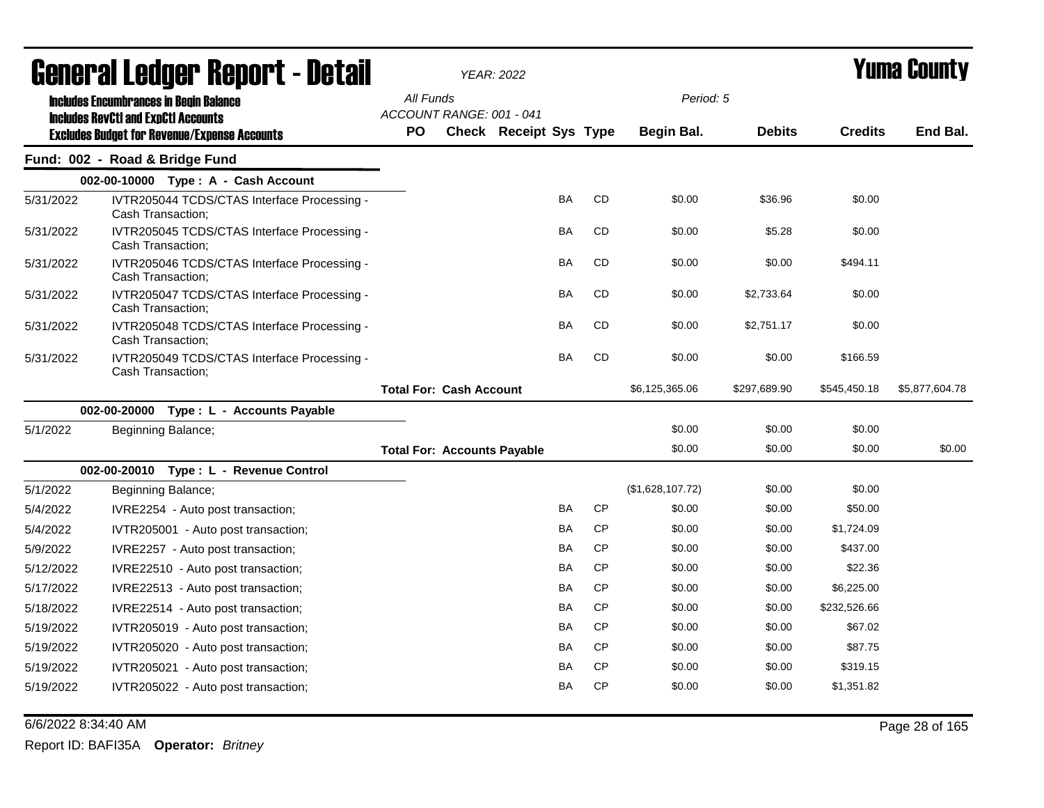# General Ledger Report - Detail

*YEAR: 2022*

**Yuma County**

Includes Encumbrances in Begin Balance
Includes RevCtl and ExpCtl Accounts
Excludes Budget for Revenue/Expense Accounts

*All Funds*
*ACCOUNT RANGE: 001 - 041*
*Period: 5*

## Fund: 002 - Road & Bridge Fund

| Date | Description | PO | Check | Receipt | Sys | Type | Begin Bal. | Debits | Credits | End Bal. |
|---|---|---|---|---|---|---|---|---|---|---|
| | **002-00-10000 Type : A - Cash Account** | | | | | | | | | |
| 5/31/2022 | IVTR205044 TCDS/CTAS Interface Processing - Cash Transaction; | | | | BA | CD | $0.00 | $36.96 | $0.00 | |
| 5/31/2022 | IVTR205045 TCDS/CTAS Interface Processing - Cash Transaction; | | | | BA | CD | $0.00 | $5.28 | $0.00 | |
| 5/31/2022 | IVTR205046 TCDS/CTAS Interface Processing - Cash Transaction; | | | | BA | CD | $0.00 | $0.00 | $494.11 | |
| 5/31/2022 | IVTR205047 TCDS/CTAS Interface Processing - Cash Transaction; | | | | BA | CD | $0.00 | $2,733.64 | $0.00 | |
| 5/31/2022 | IVTR205048 TCDS/CTAS Interface Processing - Cash Transaction; | | | | BA | CD | $0.00 | $2,751.17 | $0.00 | |
| 5/31/2022 | IVTR205049 TCDS/CTAS Interface Processing - Cash Transaction; | | | | BA | CD | $0.00 | $0.00 | $166.59 | |
| | | **Total For: Cash Account** | | | | | $6,125,365.06 | $297,689.90 | $545,450.18 | $5,877,604.78 |
| | **002-00-20000 Type : L - Accounts Payable** | | | | | | | | | |
| 5/1/2022 | Beginning Balance; | | | | | | $0.00 | $0.00 | $0.00 | |
| | | **Total For: Accounts Payable** | | | | | $0.00 | $0.00 | $0.00 | $0.00 |
| | **002-00-20010 Type : L - Revenue Control** | | | | | | | | | |
| 5/1/2022 | Beginning Balance; | | | | | | ($1,628,107.72) | $0.00 | $0.00 | |
| 5/4/2022 | IVRE2254 - Auto post transaction; | | | | BA | CP | $0.00 | $0.00 | $50.00 | |
| 5/4/2022 | IVTR205001 - Auto post transaction; | | | | BA | CP | $0.00 | $0.00 | $1,724.09 | |
| 5/9/2022 | IVRE2257 - Auto post transaction; | | | | BA | CP | $0.00 | $0.00 | $437.00 | |
| 5/12/2022 | IVRE22510 - Auto post transaction; | | | | BA | CP | $0.00 | $0.00 | $22.36 | |
| 5/17/2022 | IVRE22513 - Auto post transaction; | | | | BA | CP | $0.00 | $0.00 | $6,225.00 | |
| 5/18/2022 | IVRE22514 - Auto post transaction; | | | | BA | CP | $0.00 | $0.00 | $232,526.66 | |
| 5/19/2022 | IVTR205019 - Auto post transaction; | | | | BA | CP | $0.00 | $0.00 | $67.02 | |
| 5/19/2022 | IVTR205020 - Auto post transaction; | | | | BA | CP | $0.00 | $0.00 | $87.75 | |
| 5/19/2022 | IVTR205021 - Auto post transaction; | | | | BA | CP | $0.00 | $0.00 | $319.15 | |
| 5/19/2022 | IVTR205022 - Auto post transaction; | | | | BA | CP | $0.00 | $0.00 | $1,351.82 | |

6/6/2022 8:34:40 AM

Report ID: BAFI35A **Operator:** *Britney*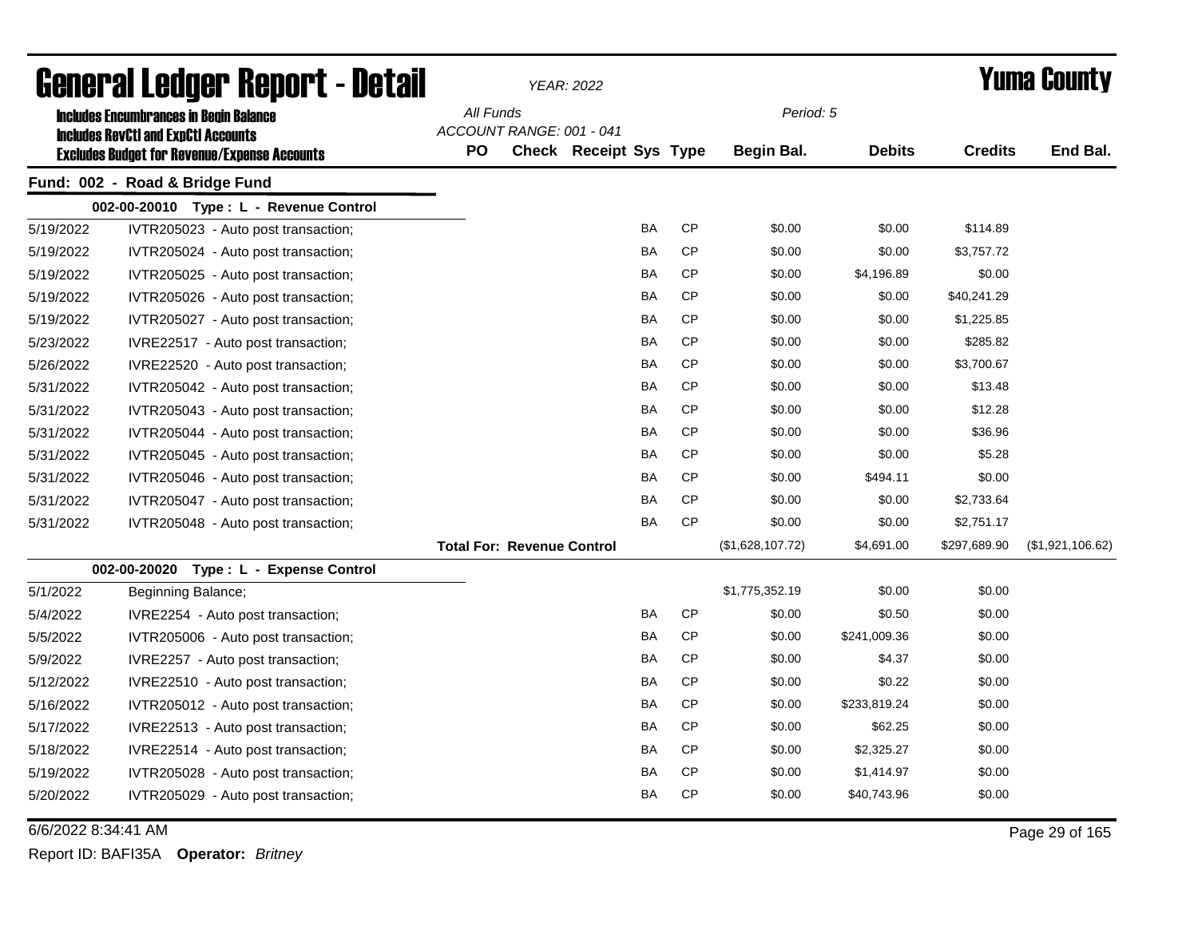# General Ledger Report - Detail

*YEAR: 2022*

# Yuma County

**Includes Encumbrances in Begin Balance**
**Includes RevCtl and ExpCtl Accounts**
**Excludes Budget for Revenue/Expense Accounts**

*All Funds*
*ACCOUNT RANGE: 001 - 041*
*Period: 5*

## Fund: 002 - Road & Bridge Fund

### 002-00-20010 Type : L - Revenue Control

| Date | Description | PO | Check | Receipt | Sys | Type | Begin Bal. | Debits | Credits | End Bal. |
|---|---|---|---|---|---|---|---|---|---|---|
| 5/19/2022 | IVTR205023 - Auto post transaction; | | | | BA | CP | $0.00 | $0.00 | $114.89 | |
| 5/19/2022 | IVTR205024 - Auto post transaction; | | | | BA | CP | $0.00 | $0.00 | $3,757.72 | |
| 5/19/2022 | IVTR205025 - Auto post transaction; | | | | BA | CP | $0.00 | $4,196.89 | $0.00 | |
| 5/19/2022 | IVTR205026 - Auto post transaction; | | | | BA | CP | $0.00 | $0.00 | $40,241.29 | |
| 5/19/2022 | IVTR205027 - Auto post transaction; | | | | BA | CP | $0.00 | $0.00 | $1,225.85 | |
| 5/23/2022 | IVRE22517 - Auto post transaction; | | | | BA | CP | $0.00 | $0.00 | $285.82 | |
| 5/26/2022 | IVRE22520 - Auto post transaction; | | | | BA | CP | $0.00 | $0.00 | $3,700.67 | |
| 5/31/2022 | IVTR205042 - Auto post transaction; | | | | BA | CP | $0.00 | $0.00 | $13.48 | |
| 5/31/2022 | IVTR205043 - Auto post transaction; | | | | BA | CP | $0.00 | $0.00 | $12.28 | |
| 5/31/2022 | IVTR205044 - Auto post transaction; | | | | BA | CP | $0.00 | $0.00 | $36.96 | |
| 5/31/2022 | IVTR205045 - Auto post transaction; | | | | BA | CP | $0.00 | $0.00 | $5.28 | |
| 5/31/2022 | IVTR205046 - Auto post transaction; | | | | BA | CP | $0.00 | $494.11 | $0.00 | |
| 5/31/2022 | IVTR205047 - Auto post transaction; | | | | BA | CP | $0.00 | $0.00 | $2,733.64 | |
| 5/31/2022 | IVTR205048 - Auto post transaction; | | | | BA | CP | $0.00 | $0.00 | $2,751.17 | |
| | **Total For: Revenue Control** | | | | | | ($1,628,107.72) | $4,691.00 | $297,689.90 | ($1,921,106.62) |

### 002-00-20020 Type : L - Expense Control

| Date | Description | PO | Check | Receipt | Sys | Type | Begin Bal. | Debits | Credits | End Bal. |
|---|---|---|---|---|---|---|---|---|---|---|
| 5/1/2022 | Beginning Balance; | | | | | | $1,775,352.19 | $0.00 | $0.00 | |
| 5/4/2022 | IVRE2254 - Auto post transaction; | | | | BA | CP | $0.00 | $0.50 | $0.00 | |
| 5/5/2022 | IVTR205006 - Auto post transaction; | | | | BA | CP | $0.00 | $241,009.36 | $0.00 | |
| 5/9/2022 | IVRE2257 - Auto post transaction; | | | | BA | CP | $0.00 | $4.37 | $0.00 | |
| 5/12/2022 | IVRE22510 - Auto post transaction; | | | | BA | CP | $0.00 | $0.22 | $0.00 | |
| 5/16/2022 | IVTR205012 - Auto post transaction; | | | | BA | CP | $0.00 | $233,819.24 | $0.00 | |
| 5/17/2022 | IVRE22513 - Auto post transaction; | | | | BA | CP | $0.00 | $62.25 | $0.00 | |
| 5/18/2022 | IVRE22514 - Auto post transaction; | | | | BA | CP | $0.00 | $2,325.27 | $0.00 | |
| 5/19/2022 | IVTR205028 - Auto post transaction; | | | | BA | CP | $0.00 | $1,414.97 | $0.00 | |
| 5/20/2022 | IVTR205029 - Auto post transaction; | | | | BA | CP | $0.00 | $40,743.96 | $0.00 | |

6/6/2022 8:34:41 AM

Report ID: BAFI35A **Operator:** *Britney*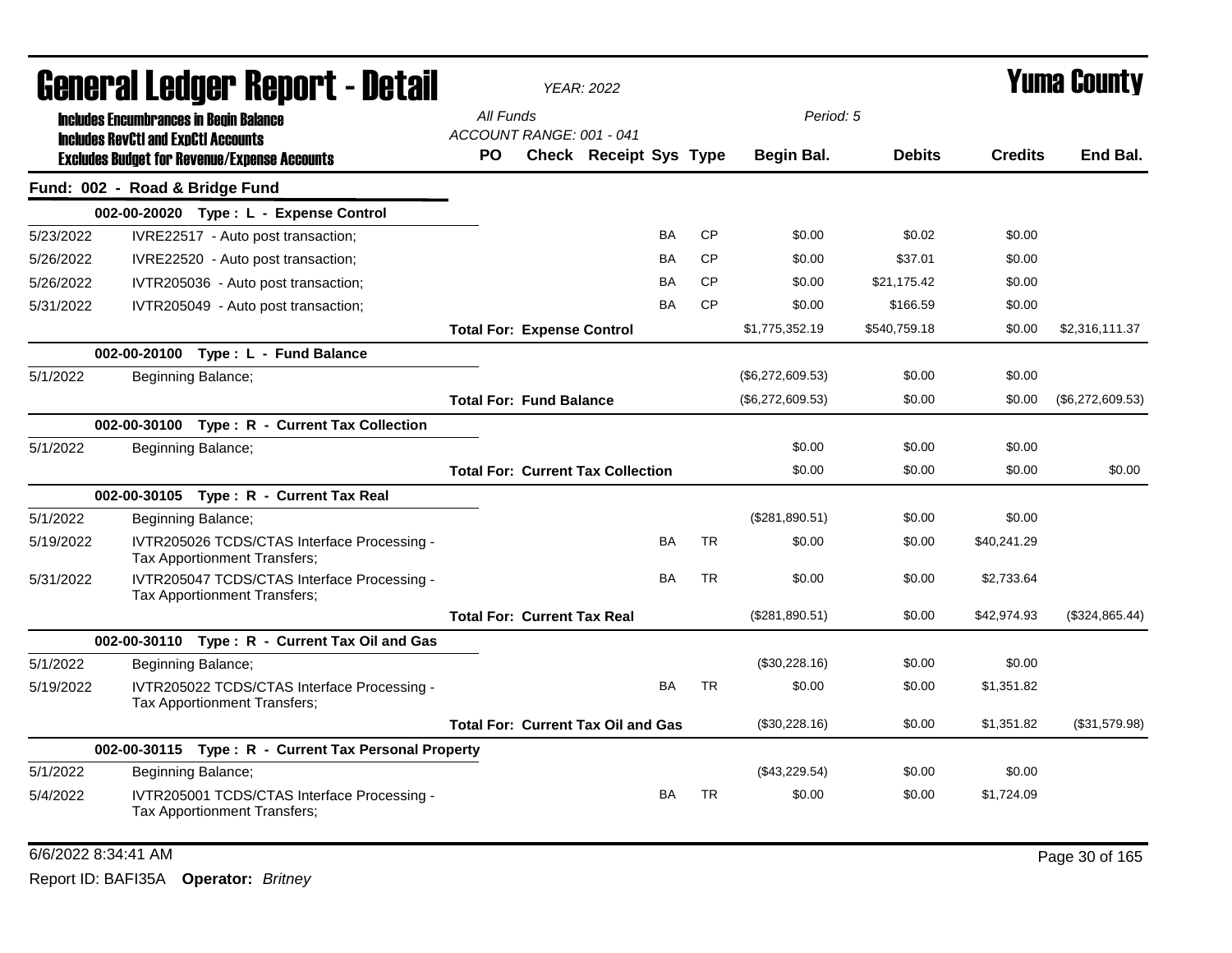# General Ledger Report - Detail

*YEAR: 2022*

# Yuma County

**Includes Encumbrances in Begin Balance**
**Includes RevCtl and ExpCtl Accounts**
**Excludes Budget for Revenue/Expense Accounts**

*All Funds*
*ACCOUNT RANGE: 001 - 041*
*Period: 5*

## Fund: 002 - Road & Bridge Fund

| Date | Description | PO | Check | Receipt | Sys | Type | Begin Bal. | Debits | Credits | End Bal. |
|---|---|---|---|---|---|---|---|---|---|---|
| | **002-00-20020 Type : L - Expense Control** | | | | | | | | | |
| 5/23/2022 | IVRE22517 - Auto post transaction; | | | | BA | CP | $0.00 | $0.02 | $0.00 | |
| 5/26/2022 | IVRE22520 - Auto post transaction; | | | | BA | CP | $0.00 | $37.01 | $0.00 | |
| 5/26/2022 | IVTR205036 - Auto post transaction; | | | | BA | CP | $0.00 | $21,175.42 | $0.00 | |
| 5/31/2022 | IVTR205049 - Auto post transaction; | | | | BA | CP | $0.00 | $166.59 | $0.00 | |
| | **Total For: Expense Control** | | | | | | $1,775,352.19 | $540,759.18 | $0.00 | $2,316,111.37 |
| | **002-00-20100 Type : L - Fund Balance** | | | | | | | | | |
| 5/1/2022 | Beginning Balance; | | | | | | ($6,272,609.53) | $0.00 | $0.00 | |
| | **Total For: Fund Balance** | | | | | | ($6,272,609.53) | $0.00 | $0.00 | ($6,272,609.53) |
| | **002-00-30100 Type : R - Current Tax Collection** | | | | | | | | | |
| 5/1/2022 | Beginning Balance; | | | | | | $0.00 | $0.00 | $0.00 | |
| | **Total For: Current Tax Collection** | | | | | | $0.00 | $0.00 | $0.00 | $0.00 |
| | **002-00-30105 Type : R - Current Tax Real** | | | | | | | | | |
| 5/1/2022 | Beginning Balance; | | | | | | ($281,890.51) | $0.00 | $0.00 | |
| 5/19/2022 | IVTR205026 TCDS/CTAS Interface Processing - Tax Apportionment Transfers; | | | | BA | TR | $0.00 | $0.00 | $40,241.29 | |
| 5/31/2022 | IVTR205047 TCDS/CTAS Interface Processing - Tax Apportionment Transfers; | | | | BA | TR | $0.00 | $0.00 | $2,733.64 | |
| | **Total For: Current Tax Real** | | | | | | ($281,890.51) | $0.00 | $42,974.93 | ($324,865.44) |
| | **002-00-30110 Type : R - Current Tax Oil and Gas** | | | | | | | | | |
| 5/1/2022 | Beginning Balance; | | | | | | ($30,228.16) | $0.00 | $0.00 | |
| 5/19/2022 | IVTR205022 TCDS/CTAS Interface Processing - Tax Apportionment Transfers; | | | | BA | TR | $0.00 | $0.00 | $1,351.82 | |
| | **Total For: Current Tax Oil and Gas** | | | | | | ($30,228.16) | $0.00 | $1,351.82 | ($31,579.98) |
| | **002-00-30115 Type : R - Current Tax Personal Property** | | | | | | | | | |
| 5/1/2022 | Beginning Balance; | | | | | | ($43,229.54) | $0.00 | $0.00 | |
| 5/4/2022 | IVTR205001 TCDS/CTAS Interface Processing - Tax Apportionment Transfers; | | | | BA | TR | $0.00 | $0.00 | $1,724.09 | |

6/6/2022 8:34:41 AM

Report ID: BAFI35A **Operator:** *Britney*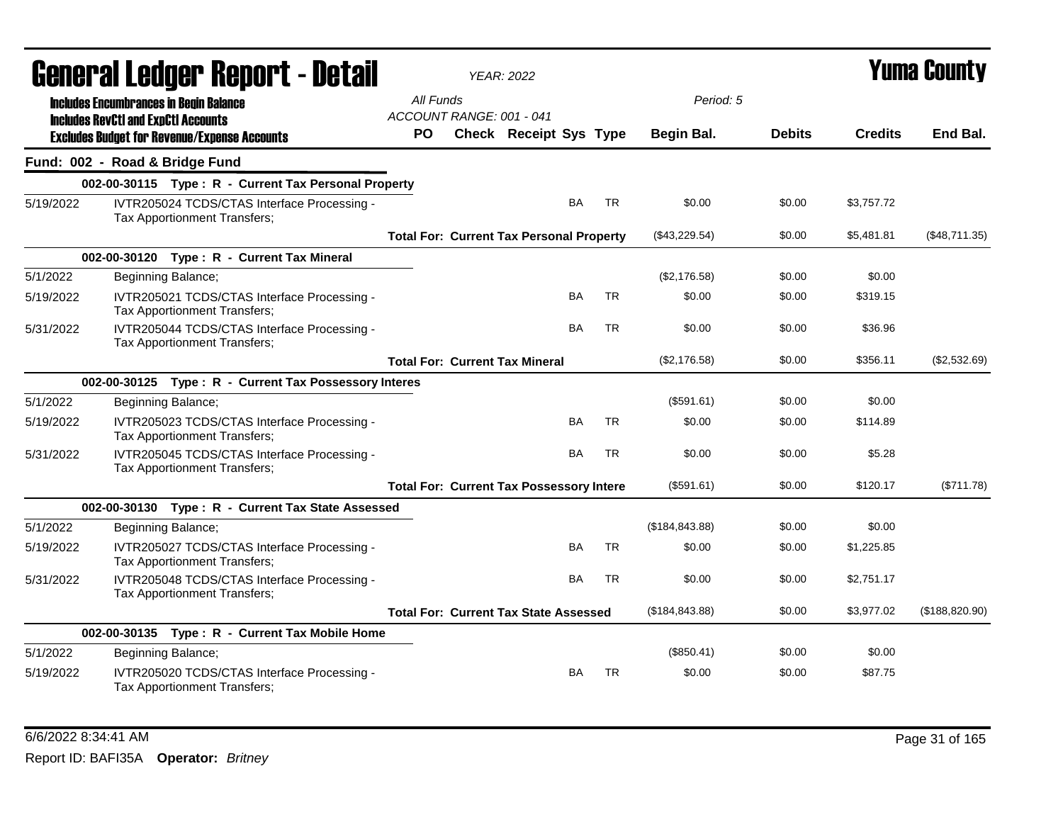# General Ledger Report - Detail

*YEAR: 2022*

# Yuma County

**Includes Encumbrances in Begin Balance**
**Includes RevCtl and ExpCtl Accounts**
**Excludes Budget for Revenue/Expense Accounts**

All Funds
ACCOUNT RANGE: 001 - 041

Period: 5

| | | PO | Check | Receipt | Sys | Type | Begin Bal. | Debits | Credits | End Bal. |
|---|---|---|---|---|---|---|---|---|---|---|
| **Fund: 002 - Road & Bridge Fund** | | | | | | | | | | |
| | **002-00-30115 Type : R - Current Tax Personal Property** | | | | | | | | | |
| 5/19/2022 | IVTR205024 TCDS/CTAS Interface Processing - Tax Apportionment Transfers; | | | | BA | TR | $0.00 | $0.00 | $3,757.72 | |
| | **Total For: Current Tax Personal Property** | | | | | | ($43,229.54) | $0.00 | $5,481.81 | ($48,711.35) |
| | **002-00-30120 Type : R - Current Tax Mineral** | | | | | | | | | |
| 5/1/2022 | Beginning Balance; | | | | | | ($2,176.58) | $0.00 | $0.00 | |
| 5/19/2022 | IVTR205021 TCDS/CTAS Interface Processing - Tax Apportionment Transfers; | | | | BA | TR | $0.00 | $0.00 | $319.15 | |
| 5/31/2022 | IVTR205044 TCDS/CTAS Interface Processing - Tax Apportionment Transfers; | | | | BA | TR | $0.00 | $0.00 | $36.96 | |
| | **Total For: Current Tax Mineral** | | | | | | ($2,176.58) | $0.00 | $356.11 | ($2,532.69) |
| | **002-00-30125 Type : R - Current Tax Possessory Interes** | | | | | | | | | |
| 5/1/2022 | Beginning Balance; | | | | | | ($591.61) | $0.00 | $0.00 | |
| 5/19/2022 | IVTR205023 TCDS/CTAS Interface Processing - Tax Apportionment Transfers; | | | | BA | TR | $0.00 | $0.00 | $114.89 | |
| 5/31/2022 | IVTR205045 TCDS/CTAS Interface Processing - Tax Apportionment Transfers; | | | | BA | TR | $0.00 | $0.00 | $5.28 | |
| | **Total For: Current Tax Possessory Intere** | | | | | | ($591.61) | $0.00 | $120.17 | ($711.78) |
| | **002-00-30130 Type : R - Current Tax State Assessed** | | | | | | | | | |
| 5/1/2022 | Beginning Balance; | | | | | | ($184,843.88) | $0.00 | $0.00 | |
| 5/19/2022 | IVTR205027 TCDS/CTAS Interface Processing - Tax Apportionment Transfers; | | | | BA | TR | $0.00 | $0.00 | $1,225.85 | |
| 5/31/2022 | IVTR205048 TCDS/CTAS Interface Processing - Tax Apportionment Transfers; | | | | BA | TR | $0.00 | $0.00 | $2,751.17 | |
| | **Total For: Current Tax State Assessed** | | | | | | ($184,843.88) | $0.00 | $3,977.02 | ($188,820.90) |
| | **002-00-30135 Type : R - Current Tax Mobile Home** | | | | | | | | | |
| 5/1/2022 | Beginning Balance; | | | | | | ($850.41) | $0.00 | $0.00 | |
| 5/19/2022 | IVTR205020 TCDS/CTAS Interface Processing - Tax Apportionment Transfers; | | | | BA | TR | $0.00 | $0.00 | $87.75 | |

6/6/2022 8:34:41 AM

Report ID: BAFI35A **Operator:** *Britney*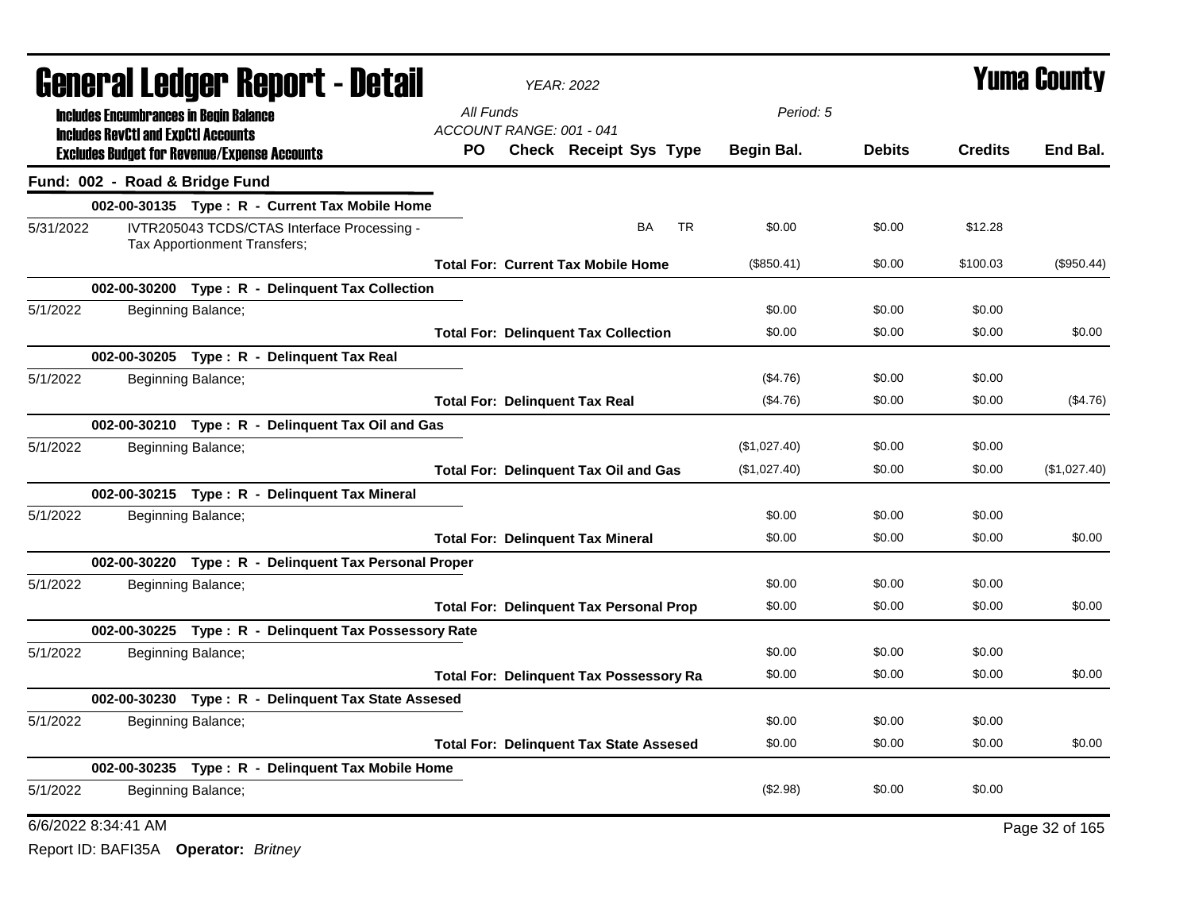# General Ledger Report - Detail

*YEAR: 2022*

**Yuma County**

**Includes Encumbrances in Begin Balance**
**Includes RevCtl and ExpCtl Accounts**
**Excludes Budget for Revenue/Expense Accounts**

*All Funds*
*ACCOUNT RANGE: 001 - 041*
*Period: 5*

## Fund: 002 - Road & Bridge Fund

| Date | Description | PO | Check | Receipt | Sys | Type | Begin Bal. | Debits | Credits | End Bal. |
|---|---|---|---|---|---|---|---|---|---|---|
| | **002-00-30135 Type : R - Current Tax Mobile Home** | | | | | | | | | |
| 5/31/2022 | IVTR205043 TCDS/CTAS Interface Processing - Tax Apportionment Transfers; | | | | BA | TR | $0.00 | $0.00 | $12.28 | |
| | **Total For: Current Tax Mobile Home** | | | | | | ($850.41) | $0.00 | $100.03 | ($950.44) |
| | **002-00-30200 Type : R - Delinquent Tax Collection** | | | | | | | | | |
| 5/1/2022 | Beginning Balance; | | | | | | $0.00 | $0.00 | $0.00 | |
| | **Total For: Delinquent Tax Collection** | | | | | | $0.00 | $0.00 | $0.00 | $0.00 |
| | **002-00-30205 Type : R - Delinquent Tax Real** | | | | | | | | | |
| 5/1/2022 | Beginning Balance; | | | | | | ($4.76) | $0.00 | $0.00 | |
| | **Total For: Delinquent Tax Real** | | | | | | ($4.76) | $0.00 | $0.00 | ($4.76) |
| | **002-00-30210 Type : R - Delinquent Tax Oil and Gas** | | | | | | | | | |
| 5/1/2022 | Beginning Balance; | | | | | | ($1,027.40) | $0.00 | $0.00 | |
| | **Total For: Delinquent Tax Oil and Gas** | | | | | | ($1,027.40) | $0.00 | $0.00 | ($1,027.40) |
| | **002-00-30215 Type : R - Delinquent Tax Mineral** | | | | | | | | | |
| 5/1/2022 | Beginning Balance; | | | | | | $0.00 | $0.00 | $0.00 | |
| | **Total For: Delinquent Tax Mineral** | | | | | | $0.00 | $0.00 | $0.00 | $0.00 |
| | **002-00-30220 Type : R - Delinquent Tax Personal Proper** | | | | | | | | | |
| 5/1/2022 | Beginning Balance; | | | | | | $0.00 | $0.00 | $0.00 | |
| | **Total For: Delinquent Tax Personal Prop** | | | | | | $0.00 | $0.00 | $0.00 | $0.00 |
| | **002-00-30225 Type : R - Delinquent Tax Possessory Rate** | | | | | | | | | |
| 5/1/2022 | Beginning Balance; | | | | | | $0.00 | $0.00 | $0.00 | |
| | **Total For: Delinquent Tax Possessory Ra** | | | | | | $0.00 | $0.00 | $0.00 | $0.00 |
| | **002-00-30230 Type : R - Delinquent Tax State Assesed** | | | | | | | | | |
| 5/1/2022 | Beginning Balance; | | | | | | $0.00 | $0.00 | $0.00 | |
| | **Total For: Delinquent Tax State Assesed** | | | | | | $0.00 | $0.00 | $0.00 | $0.00 |
| | **002-00-30235 Type : R - Delinquent Tax Mobile Home** | | | | | | | | | |
| 5/1/2022 | Beginning Balance; | | | | | | ($2.98) | $0.00 | $0.00 | |

6/6/2022 8:34:41 AM

Report ID: BAFI35A **Operator:** *Britney*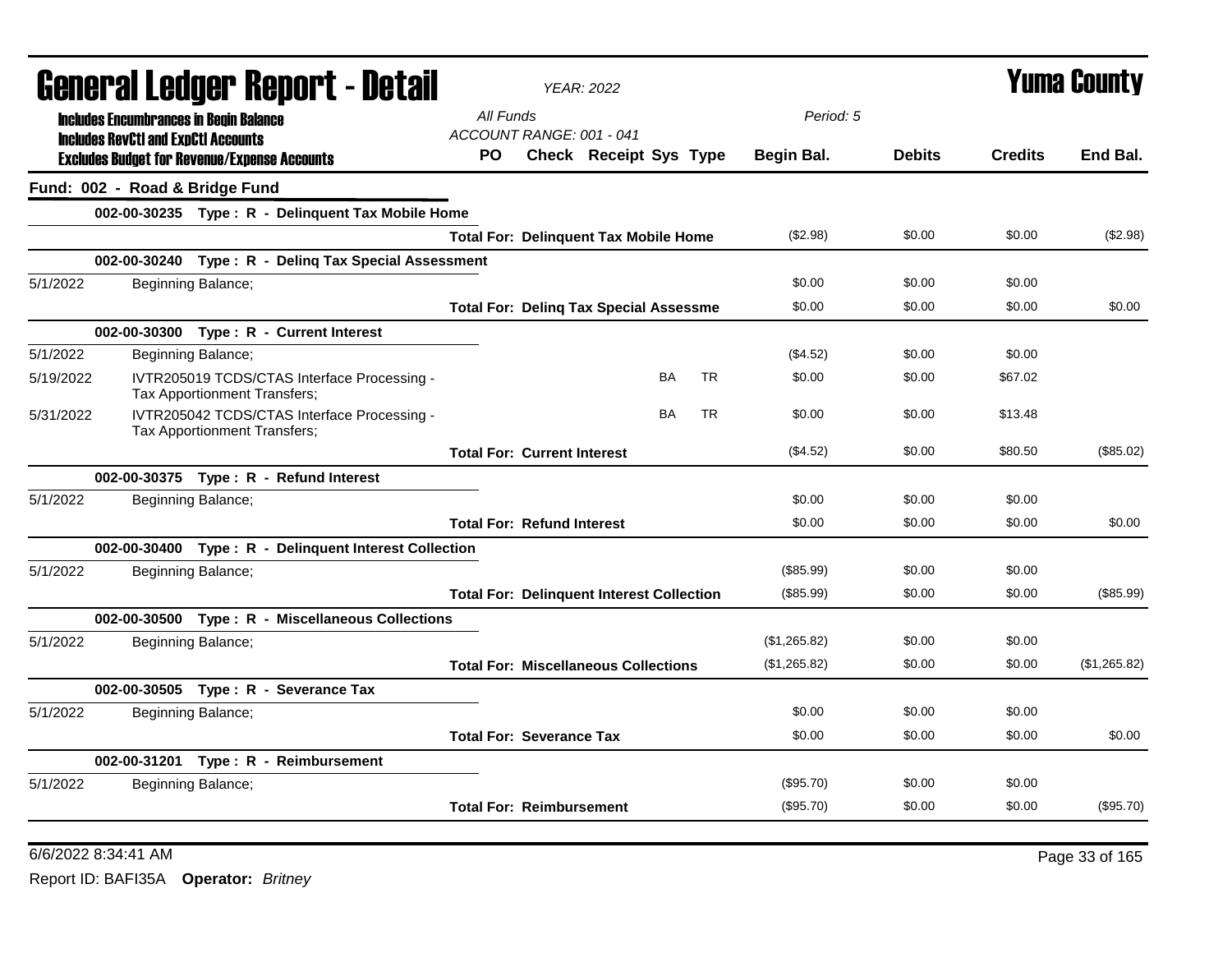# General Ledger Report - Detail

*YEAR: 2022*

**Yuma County**

**Includes Encumbrances in Begin Balance**
**Includes RevCtl and ExpCtl Accounts**
**Excludes Budget for Revenue/Expense Accounts**

*All Funds*
*ACCOUNT RANGE: 001 - 041*
*Period: 5*

| Date | Description | PO | Check | Receipt | Sys | Type | Begin Bal. | Debits | Credits | End Bal. |
|---|---|---|---|---|---|---|---|---|---|---|
| **Fund: 002 - Road & Bridge Fund** | | | | | | | | | | |
| | **002-00-30235 Type : R - Delinquent Tax Mobile Home** | | | | | | | | | |
| | **Total For: Delinquent Tax Mobile Home** | | | | | | ($2.98) | $0.00 | $0.00 | ($2.98) |
| | **002-00-30240 Type : R - Delinq Tax Special Assessment** | | | | | | | | | |
| 5/1/2022 | Beginning Balance; | | | | | | $0.00 | $0.00 | $0.00 | |
| | **Total For: Delinq Tax Special Assessme** | | | | | | $0.00 | $0.00 | $0.00 | $0.00 |
| | **002-00-30300 Type : R - Current Interest** | | | | | | | | | |
| 5/1/2022 | Beginning Balance; | | | | | | ($4.52) | $0.00 | $0.00 | |
| 5/19/2022 | IVTR205019 TCDS/CTAS Interface Processing - Tax Apportionment Transfers; | | | | BA | TR | $0.00 | $0.00 | $67.02 | |
| 5/31/2022 | IVTR205042 TCDS/CTAS Interface Processing - Tax Apportionment Transfers; | | | | BA | TR | $0.00 | $0.00 | $13.48 | |
| | **Total For: Current Interest** | | | | | | ($4.52) | $0.00 | $80.50 | ($85.02) |
| | **002-00-30375 Type : R - Refund Interest** | | | | | | | | | |
| 5/1/2022 | Beginning Balance; | | | | | | $0.00 | $0.00 | $0.00 | |
| | **Total For: Refund Interest** | | | | | | $0.00 | $0.00 | $0.00 | $0.00 |
| | **002-00-30400 Type : R - Delinquent Interest Collection** | | | | | | | | | |
| 5/1/2022 | Beginning Balance; | | | | | | ($85.99) | $0.00 | $0.00 | |
| | **Total For: Delinquent Interest Collection** | | | | | | ($85.99) | $0.00 | $0.00 | ($85.99) |
| | **002-00-30500 Type : R - Miscellaneous Collections** | | | | | | | | | |
| 5/1/2022 | Beginning Balance; | | | | | | ($1,265.82) | $0.00 | $0.00 | |
| | **Total For: Miscellaneous Collections** | | | | | | ($1,265.82) | $0.00 | $0.00 | ($1,265.82) |
| | **002-00-30505 Type : R - Severance Tax** | | | | | | | | | |
| 5/1/2022 | Beginning Balance; | | | | | | $0.00 | $0.00 | $0.00 | |
| | **Total For: Severance Tax** | | | | | | $0.00 | $0.00 | $0.00 | $0.00 |
| | **002-00-31201 Type : R - Reimbursement** | | | | | | | | | |
| 5/1/2022 | Beginning Balance; | | | | | | ($95.70) | $0.00 | $0.00 | |
| | **Total For: Reimbursement** | | | | | | ($95.70) | $0.00 | $0.00 | ($95.70) |

6/6/2022 8:34:41 AM

Report ID: BAFI35A **Operator:** *Britney*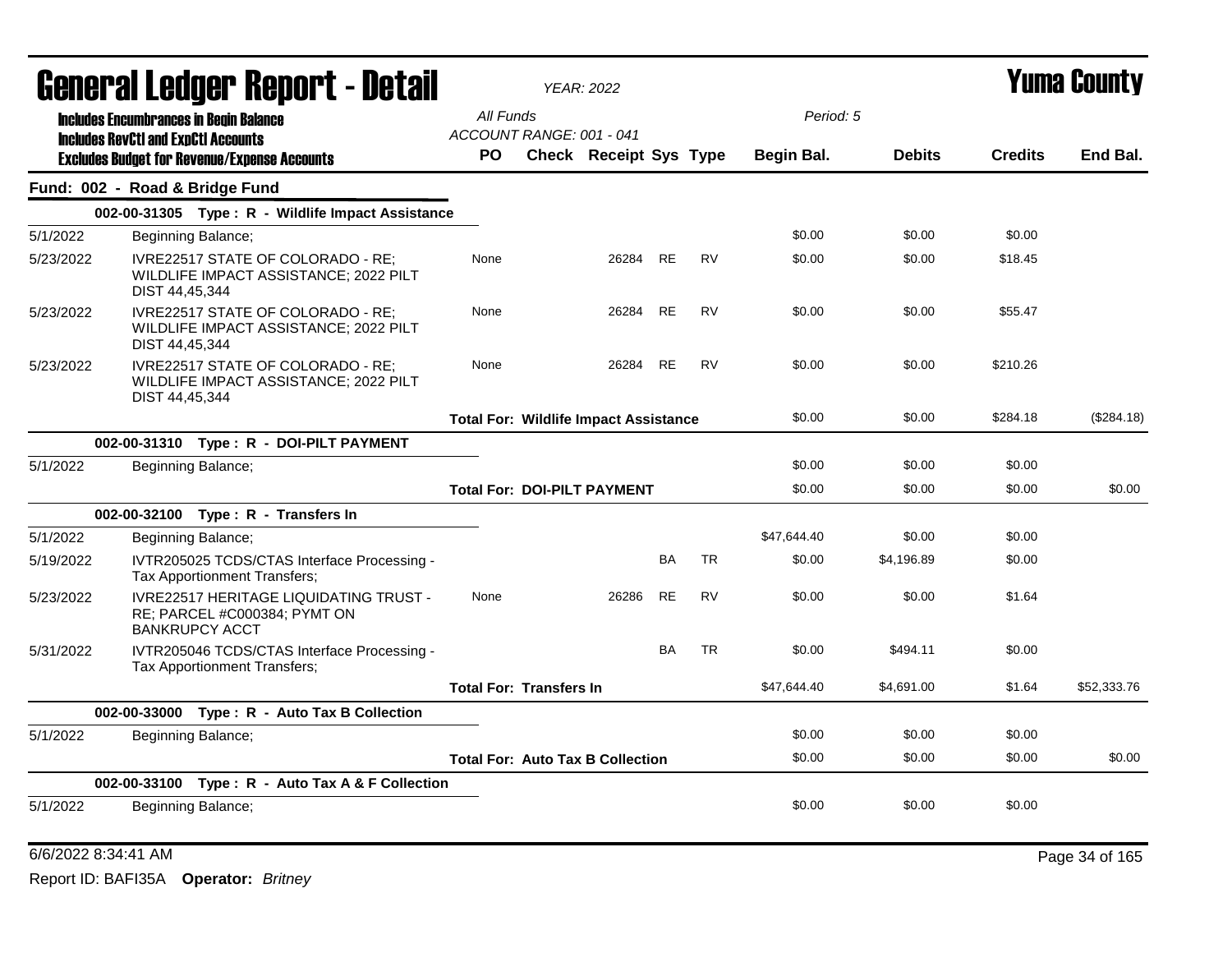# General Ledger Report - Detail

**YEAR: 2022**

**Yuma County**

Includes Encumbrances in Begin Balance
Includes RevCtl and ExpCtl Accounts
Excludes Budget for Revenue/Expense Accounts

All Funds
ACCOUNT RANGE: 001 - 041

Period: 5

## Fund: 002 - Road & Bridge Fund

| Date | Description | PO | Check | Receipt | Sys | Type | Begin Bal. | Debits | Credits | End Bal. |
|---|---|---|---|---|---|---|---|---|---|---|
| | **002-00-31305 Type : R - Wildlife Impact Assistance** | | | | | | | | | |
| 5/1/2022 | Beginning Balance; | | | | | | $0.00 | $0.00 | $0.00 | |
| 5/23/2022 | IVRE22517 STATE OF COLORADO - RE; WILDLIFE IMPACT ASSISTANCE; 2022 PILT DIST 44,45,344 | None | | 26284 | RE | RV | $0.00 | $0.00 | $18.45 | |
| 5/23/2022 | IVRE22517 STATE OF COLORADO - RE; WILDLIFE IMPACT ASSISTANCE; 2022 PILT DIST 44,45,344 | None | | 26284 | RE | RV | $0.00 | $0.00 | $55.47 | |
| 5/23/2022 | IVRE22517 STATE OF COLORADO - RE; WILDLIFE IMPACT ASSISTANCE; 2022 PILT DIST 44,45,344 | None | | 26284 | RE | RV | $0.00 | $0.00 | $210.26 | |
| | **Total For: Wildlife Impact Assistance** | | | | | | $0.00 | $0.00 | $284.18 | ($284.18) |
| | **002-00-31310 Type : R - DOI-PILT PAYMENT** | | | | | | | | | |
| 5/1/2022 | Beginning Balance; | | | | | | $0.00 | $0.00 | $0.00 | |
| | **Total For: DOI-PILT PAYMENT** | | | | | | $0.00 | $0.00 | $0.00 | $0.00 |
| | **002-00-32100 Type : R - Transfers In** | | | | | | | | | |
| 5/1/2022 | Beginning Balance; | | | | | | $47,644.40 | $0.00 | $0.00 | |
| 5/19/2022 | IVTR205025 TCDS/CTAS Interface Processing - Tax Apportionment Transfers; | | | | BA | TR | $0.00 | $4,196.89 | $0.00 | |
| 5/23/2022 | IVRE22517 HERITAGE LIQUIDATING TRUST - RE; PARCEL #C000384; PYMT ON BANKRUPCY ACCT | None | | 26286 | RE | RV | $0.00 | $0.00 | $1.64 | |
| 5/31/2022 | IVTR205046 TCDS/CTAS Interface Processing - Tax Apportionment Transfers; | | | | BA | TR | $0.00 | $494.11 | $0.00 | |
| | **Total For: Transfers In** | | | | | | $47,644.40 | $4,691.00 | $1.64 | $52,333.76 |
| | **002-00-33000 Type : R - Auto Tax B Collection** | | | | | | | | | |
| 5/1/2022 | Beginning Balance; | | | | | | $0.00 | $0.00 | $0.00 | |
| | **Total For: Auto Tax B Collection** | | | | | | $0.00 | $0.00 | $0.00 | $0.00 |
| | **002-00-33100 Type : R - Auto Tax A & F Collection** | | | | | | | | | |
| 5/1/2022 | Beginning Balance; | | | | | | $0.00 | $0.00 | $0.00 | |

6/6/2022 8:34:41 AM

Report ID: BAFI35A **Operator:** *Britney*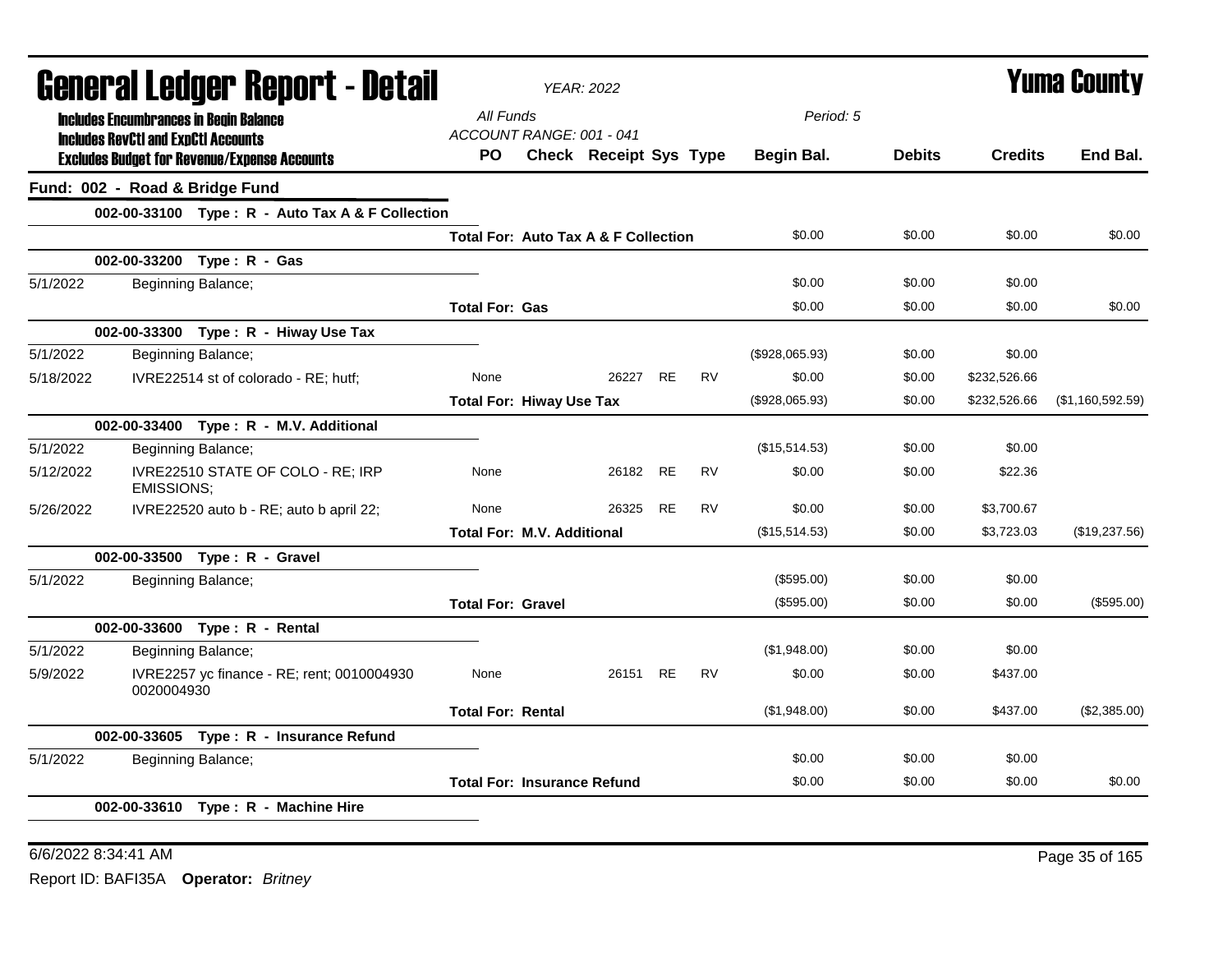# General Ledger Report - Detail

**YEAR: 2022** | **Yuma County**

**Includes Encumbrances in Begin Balance**
**Includes RevCtl and ExpCtl Accounts**
**Excludes Budget for Revenue/Expense Accounts**

All Funds
ACCOUNT RANGE: 001 - 041
Period: 5

| | | PO | Check | Receipt | Sys | Type | Begin Bal. | Debits | Credits | End Bal. |
|---|---|---|---|---|---|---|---|---|---|---|
| **Fund: 002 - Road & Bridge Fund** | | | | | | | | | | |
| | **002-00-33100 Type : R - Auto Tax A & F Collection** | | | | | | | | | |
| | | **Total For: Auto Tax A & F Collection** | | | | | $0.00 | $0.00 | $0.00 | $0.00 |
| | **002-00-33200 Type : R - Gas** | | | | | | | | | |
| 5/1/2022 | Beginning Balance; | | | | | | $0.00 | $0.00 | $0.00 | |
| | | **Total For: Gas** | | | | | $0.00 | $0.00 | $0.00 | $0.00 |
| | **002-00-33300 Type : R - Hiway Use Tax** | | | | | | | | | |
| 5/1/2022 | Beginning Balance; | | | | | | ($928,065.93) | $0.00 | $0.00 | |
| 5/18/2022 | IVRE22514 st of colorado - RE; hutf; | None | | 26227 | RE | RV | $0.00 | $0.00 | $232,526.66 | |
| | | **Total For: Hiway Use Tax** | | | | | ($928,065.93) | $0.00 | $232,526.66 | ($1,160,592.59) |
| | **002-00-33400 Type : R - M.V. Additional** | | | | | | | | | |
| 5/1/2022 | Beginning Balance; | | | | | | ($15,514.53) | $0.00 | $0.00 | |
| 5/12/2022 | IVRE22510 STATE OF COLO - RE; IRP EMISSIONS; | None | | 26182 | RE | RV | $0.00 | $0.00 | $22.36 | |
| 5/26/2022 | IVRE22520 auto b - RE; auto b april 22; | None | | 26325 | RE | RV | $0.00 | $0.00 | $3,700.67 | |
| | | **Total For: M.V. Additional** | | | | | ($15,514.53) | $0.00 | $3,723.03 | ($19,237.56) |
| | **002-00-33500 Type : R - Gravel** | | | | | | | | | |
| 5/1/2022 | Beginning Balance; | | | | | | ($595.00) | $0.00 | $0.00 | |
| | | **Total For: Gravel** | | | | | ($595.00) | $0.00 | $0.00 | ($595.00) |
| | **002-00-33600 Type : R - Rental** | | | | | | | | | |
| 5/1/2022 | Beginning Balance; | | | | | | ($1,948.00) | $0.00 | $0.00 | |
| 5/9/2022 | IVRE2257 yc finance - RE; rent; 0010004930 0020004930 | None | | 26151 | RE | RV | $0.00 | $0.00 | $437.00 | |
| | | **Total For: Rental** | | | | | ($1,948.00) | $0.00 | $437.00 | ($2,385.00) |
| | **002-00-33605 Type : R - Insurance Refund** | | | | | | | | | |
| 5/1/2022 | Beginning Balance; | | | | | | $0.00 | $0.00 | $0.00 | |
| | | **Total For: Insurance Refund** | | | | | $0.00 | $0.00 | $0.00 | $0.00 |
| | **002-00-33610 Type : R - Machine Hire** | | | | | | | | | |

6/6/2022 8:34:41 AM

Report ID: BAFI35A **Operator:** *Britney*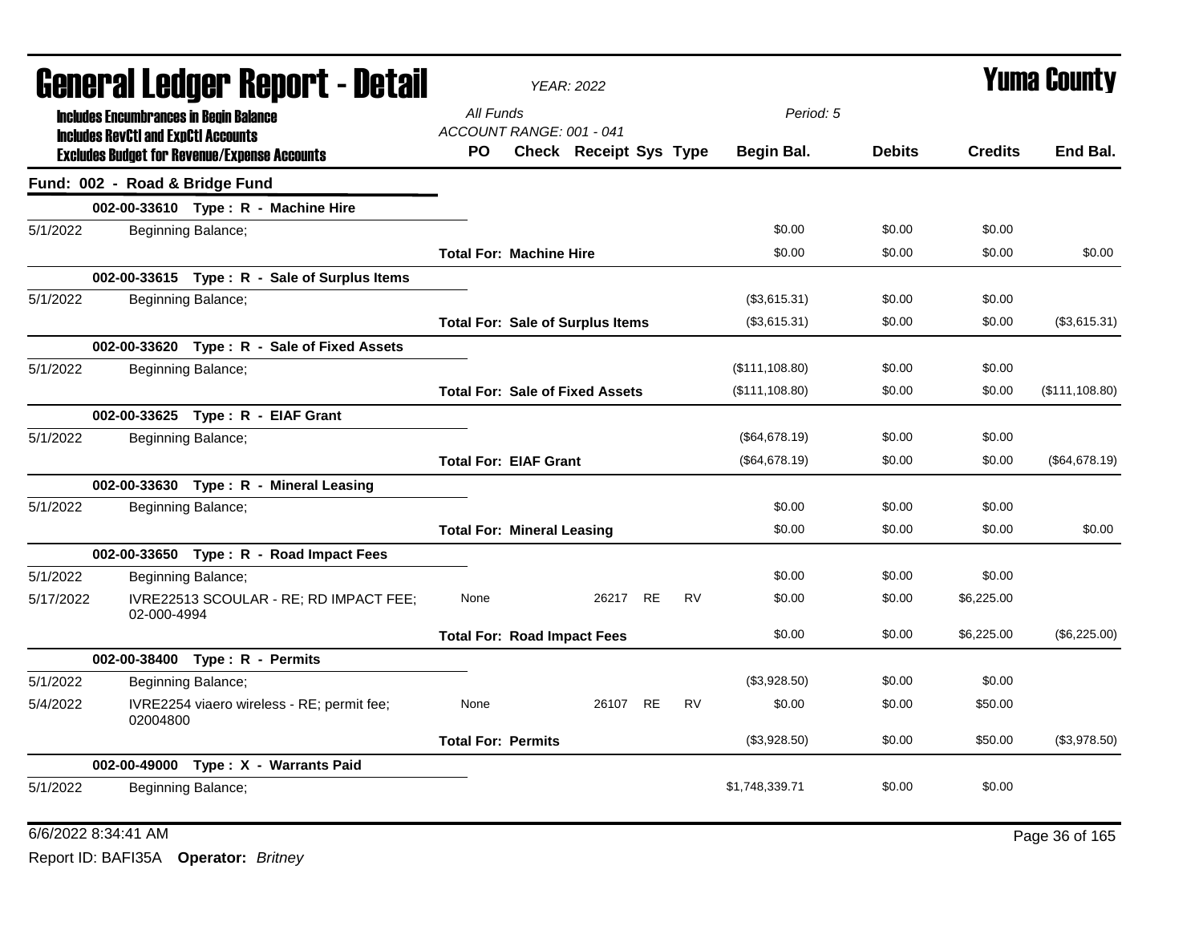# General Ledger Report - Detail

*YEAR: 2022*

# Yuma County

**Includes Encumbrances in Begin Balance**
**Includes RevCtl and ExpCtl Accounts**
**Excludes Budget for Revenue/Expense Accounts**

*All Funds*
*ACCOUNT RANGE: 001 - 041*
*Period: 5*

## Fund: 002 - Road & Bridge Fund

| Date | Description | PO | Check | Receipt | Sys | Type | Begin Bal. | Debits | Credits | End Bal. |
|---|---|---|---|---|---|---|---|---|---|---|
| | **002-00-33610 Type : R - Machine Hire** | | | | | | | | | |
| 5/1/2022 | Beginning Balance; | | | | | | $0.00 | $0.00 | $0.00 | |
| | | **Total For: Machine Hire** | | | | | $0.00 | $0.00 | $0.00 | $0.00 |
| | **002-00-33615 Type : R - Sale of Surplus Items** | | | | | | | | | |
| 5/1/2022 | Beginning Balance; | | | | | | ($3,615.31) | $0.00 | $0.00 | |
| | | **Total For: Sale of Surplus Items** | | | | | ($3,615.31) | $0.00 | $0.00 | ($3,615.31) |
| | **002-00-33620 Type : R - Sale of Fixed Assets** | | | | | | | | | |
| 5/1/2022 | Beginning Balance; | | | | | | ($111,108.80) | $0.00 | $0.00 | |
| | | **Total For: Sale of Fixed Assets** | | | | | ($111,108.80) | $0.00 | $0.00 | ($111,108.80) |
| | **002-00-33625 Type : R - EIAF Grant** | | | | | | | | | |
| 5/1/2022 | Beginning Balance; | | | | | | ($64,678.19) | $0.00 | $0.00 | |
| | | **Total For: EIAF Grant** | | | | | ($64,678.19) | $0.00 | $0.00 | ($64,678.19) |
| | **002-00-33630 Type : R - Mineral Leasing** | | | | | | | | | |
| 5/1/2022 | Beginning Balance; | | | | | | $0.00 | $0.00 | $0.00 | |
| | | **Total For: Mineral Leasing** | | | | | $0.00 | $0.00 | $0.00 | $0.00 |
| | **002-00-33650 Type : R - Road Impact Fees** | | | | | | | | | |
| 5/1/2022 | Beginning Balance; | | | | | | $0.00 | $0.00 | $0.00 | |
| 5/17/2022 | IVRE22513 SCOULAR - RE; RD IMPACT FEE; 02-000-4994 | None | | 26217 | RE | RV | $0.00 | $0.00 | $6,225.00 | |
| | | **Total For: Road Impact Fees** | | | | | $0.00 | $0.00 | $6,225.00 | ($6,225.00) |
| | **002-00-38400 Type : R - Permits** | | | | | | | | | |
| 5/1/2022 | Beginning Balance; | | | | | | ($3,928.50) | $0.00 | $0.00 | |
| 5/4/2022 | IVRE2254 viaero wireless - RE; permit fee; 02004800 | None | | 26107 | RE | RV | $0.00 | $0.00 | $50.00 | |
| | | **Total For: Permits** | | | | | ($3,928.50) | $0.00 | $50.00 | ($3,978.50) |
| | **002-00-49000 Type : X - Warrants Paid** | | | | | | | | | |
| 5/1/2022 | Beginning Balance; | | | | | | $1,748,339.71 | $0.00 | $0.00 | |

6/6/2022 8:34:41 AM

Report ID: BAFI35A **Operator:** *Britney*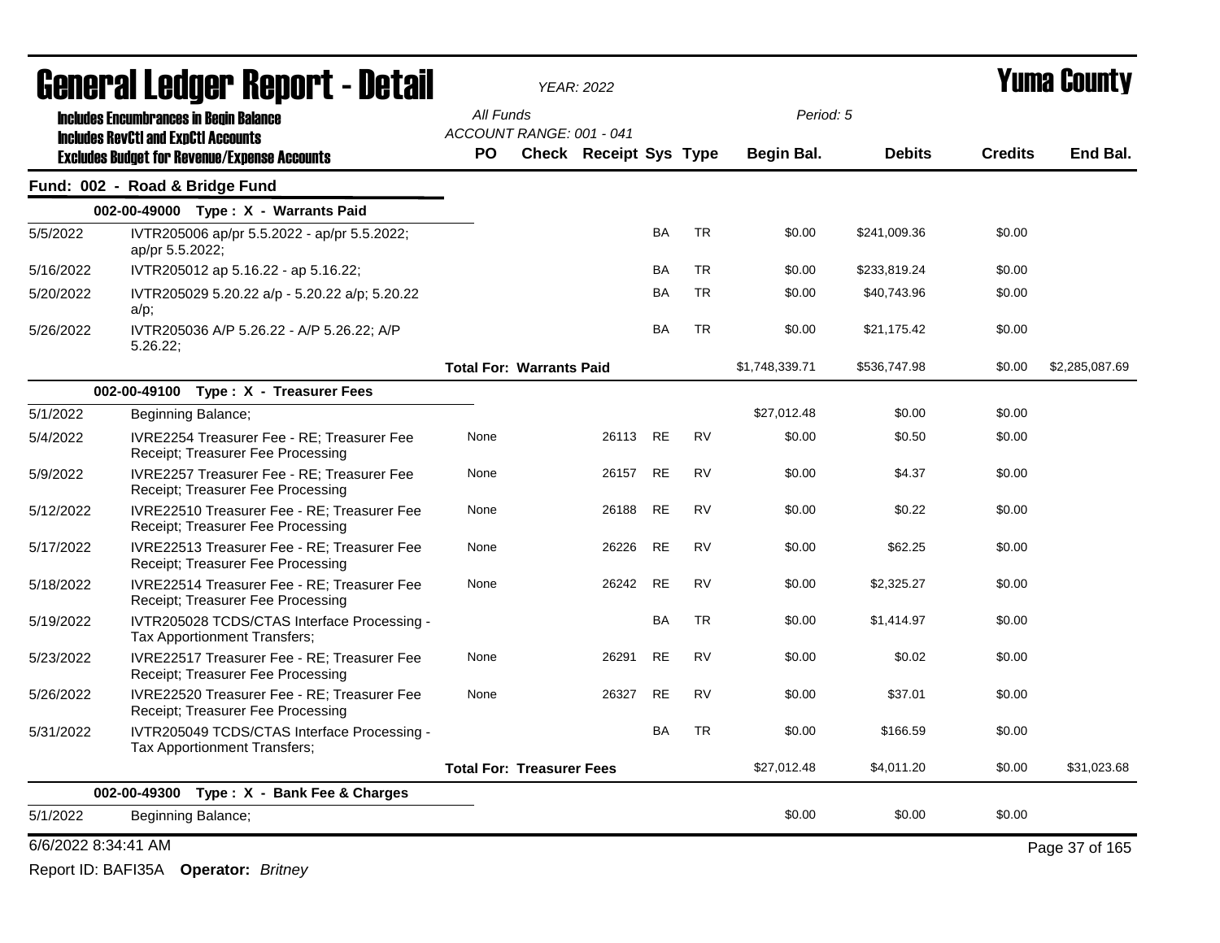# General Ledger Report - Detail

*YEAR: 2022*

# Yuma County

**Includes Encumbrances in Begin Balance**
**Includes RevCtl and ExpCtl Accounts**
**Excludes Budget for Revenue/Expense Accounts**

*All Funds*
*ACCOUNT RANGE: 001 - 041*
*Period: 5*

## Fund: 002 - Road & Bridge Fund

| Date | Description | PO | Check | Receipt | Sys | Type | Begin Bal. | Debits | Credits | End Bal. |
|---|---|---|---|---|---|---|---|---|---|---|
| **002-00-49000 Type : X - Warrants Paid** | | | | | | | | | | |
| 5/5/2022 | IVTR205006 ap/pr 5.5.2022 - ap/pr 5.5.2022; ap/pr 5.5.2022; | | | | BA | TR | $0.00 | $241,009.36 | $0.00 | |
| 5/16/2022 | IVTR205012 ap 5.16.22 - ap 5.16.22; | | | | BA | TR | $0.00 | $233,819.24 | $0.00 | |
| 5/20/2022 | IVTR205029 5.20.22 a/p - 5.20.22 a/p; 5.20.22 a/p; | | | | BA | TR | $0.00 | $40,743.96 | $0.00 | |
| 5/26/2022 | IVTR205036 A/P 5.26.22 - A/P 5.26.22; A/P 5.26.22; | | | | BA | TR | $0.00 | $21,175.42 | $0.00 | |
| | | **Total For: Warrants Paid** | | | | | $1,748,339.71 | $536,747.98 | $0.00 | $2,285,087.69 |
| **002-00-49100 Type : X - Treasurer Fees** | | | | | | | | | | |
| 5/1/2022 | Beginning Balance; | | | | | | $27,012.48 | $0.00 | $0.00 | |
| 5/4/2022 | IVRE2254 Treasurer Fee - RE; Treasurer Fee Receipt; Treasurer Fee Processing | None | | 26113 | RE | RV | $0.00 | $0.50 | $0.00 | |
| 5/9/2022 | IVRE2257 Treasurer Fee - RE; Treasurer Fee Receipt; Treasurer Fee Processing | None | | 26157 | RE | RV | $0.00 | $4.37 | $0.00 | |
| 5/12/2022 | IVRE22510 Treasurer Fee - RE; Treasurer Fee Receipt; Treasurer Fee Processing | None | | 26188 | RE | RV | $0.00 | $0.22 | $0.00 | |
| 5/17/2022 | IVRE22513 Treasurer Fee - RE; Treasurer Fee Receipt; Treasurer Fee Processing | None | | 26226 | RE | RV | $0.00 | $62.25 | $0.00 | |
| 5/18/2022 | IVRE22514 Treasurer Fee - RE; Treasurer Fee Receipt; Treasurer Fee Processing | None | | 26242 | RE | RV | $0.00 | $2,325.27 | $0.00 | |
| 5/19/2022 | IVTR205028 TCDS/CTAS Interface Processing - Tax Apportionment Transfers; | | | | BA | TR | $0.00 | $1,414.97 | $0.00 | |
| 5/23/2022 | IVRE22517 Treasurer Fee - RE; Treasurer Fee Receipt; Treasurer Fee Processing | None | | 26291 | RE | RV | $0.00 | $0.02 | $0.00 | |
| 5/26/2022 | IVRE22520 Treasurer Fee - RE; Treasurer Fee Receipt; Treasurer Fee Processing | None | | 26327 | RE | RV | $0.00 | $37.01 | $0.00 | |
| 5/31/2022 | IVTR205049 TCDS/CTAS Interface Processing - Tax Apportionment Transfers; | | | | BA | TR | $0.00 | $166.59 | $0.00 | |
| | | **Total For: Treasurer Fees** | | | | | $27,012.48 | $4,011.20 | $0.00 | $31,023.68 |
| **002-00-49300 Type : X - Bank Fee & Charges** | | | | | | | | | | |
| 5/1/2022 | Beginning Balance; | | | | | | $0.00 | $0.00 | $0.00 | |

6/6/2022 8:34:41 AM

Report ID: BAFI35A **Operator:** *Britney*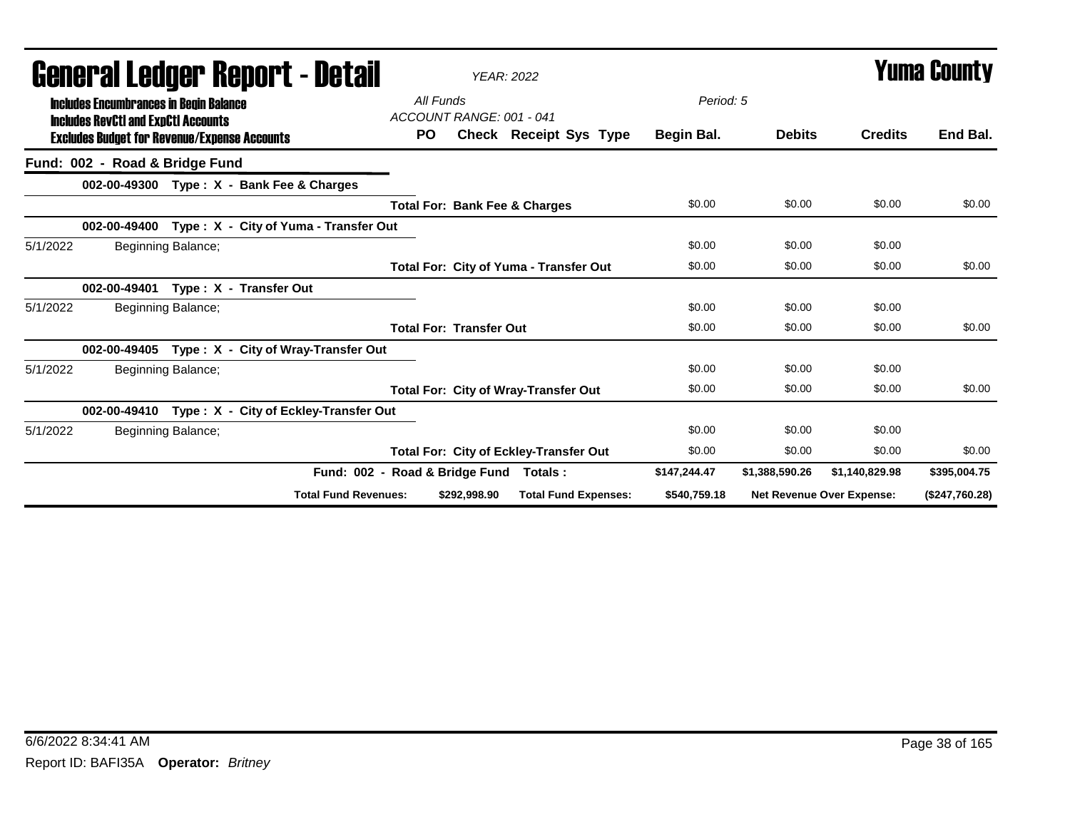# General Ledger Report - Detail

**Yuma County**

YEAR: 2022

**Includes Encumbrances in Begin Balance**
**Includes RevCtl and ExpCtl Accounts**
**Excludes Budget for Revenue/Expense Accounts**

All Funds
ACCOUNT RANGE: 001 - 041

Period: 5

| | | PO | Check | Receipt | Sys | Type | Begin Bal. | Debits | Credits | End Bal. |
|---|---|---|---|---|---|---|---|---|---|---|
| **Fund: 002 - Road & Bridge Fund** | | | | | | | | | | |
| | **002-00-49300 Type : X - Bank Fee & Charges** | | | | | | | | | |
| | | **Total For: Bank Fee & Charges** | | | | | $0.00 | $0.00 | $0.00 | $0.00 |
| | **002-00-49400 Type : X - City of Yuma - Transfer Out** | | | | | | | | | |
| 5/1/2022 | Beginning Balance; | | | | | | $0.00 | $0.00 | $0.00 | |
| | | **Total For: City of Yuma - Transfer Out** | | | | | $0.00 | $0.00 | $0.00 | $0.00 |
| | **002-00-49401 Type : X - Transfer Out** | | | | | | | | | |
| 5/1/2022 | Beginning Balance; | | | | | | $0.00 | $0.00 | $0.00 | |
| | | **Total For: Transfer Out** | | | | | $0.00 | $0.00 | $0.00 | $0.00 |
| | **002-00-49405 Type : X - City of Wray-Transfer Out** | | | | | | | | | |
| 5/1/2022 | Beginning Balance; | | | | | | $0.00 | $0.00 | $0.00 | |
| | | **Total For: City of Wray-Transfer Out** | | | | | $0.00 | $0.00 | $0.00 | $0.00 |
| | **002-00-49410 Type : X - City of Eckley-Transfer Out** | | | | | | | | | |
| 5/1/2022 | Beginning Balance; | | | | | | $0.00 | $0.00 | $0.00 | |
| | | **Total For: City of Eckley-Transfer Out** | | | | | $0.00 | $0.00 | $0.00 | $0.00 |
| | **Fund: 002 - Road & Bridge Fund Totals :** | | | | | | **$147,244.47** | **$1,388,590.26** | **$1,140,829.98** | **$395,004.75** |
| | **Total Fund Revenues:** | **$292,998.90** | **Total Fund Expenses:** | | | | **$540,759.18** | **Net Revenue Over Expense:** | | **($247,760.28)** |

6/6/2022 8:34:41 AM

Report ID: BAFI35A **Operator:** *Britney*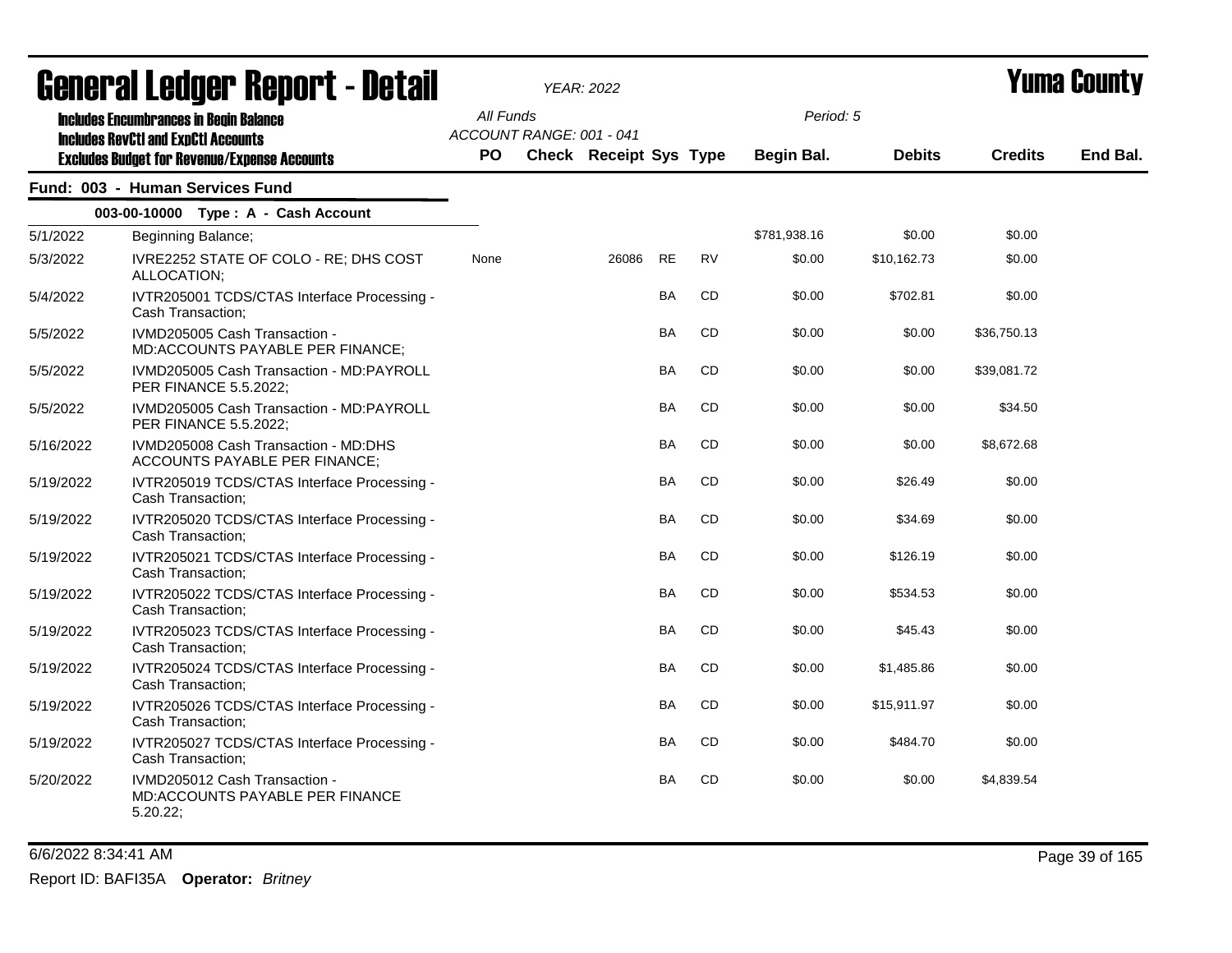# General Ledger Report - Detail

*YEAR: 2022*

# Yuma County

**Includes Encumbrances in Begin Balance**
**Includes RevCtl and ExpCtl Accounts**
**Excludes Budget for Revenue/Expense Accounts**

*All Funds*
*ACCOUNT RANGE: 001 - 041*
*Period: 5*

## Fund: 003 - Human Services Fund

### 003-00-10000 Type : A - Cash Account

| Date | Description | PO | Check | Receipt | Sys | Type | Begin Bal. | Debits | Credits | End Bal. |
|---|---|---|---|---|---|---|---|---|---|---|
| 5/1/2022 | Beginning Balance; | | | | | | $781,938.16 | $0.00 | $0.00 | |
| 5/3/2022 | IVRE2252 STATE OF COLO - RE; DHS COST ALLOCATION; | None | | 26086 | RE | RV | $0.00 | $10,162.73 | $0.00 | |
| 5/4/2022 | IVTR205001 TCDS/CTAS Interface Processing - Cash Transaction; | | | | BA | CD | $0.00 | $702.81 | $0.00 | |
| 5/5/2022 | IVMD205005 Cash Transaction - MD:ACCOUNTS PAYABLE PER FINANCE; | | | | BA | CD | $0.00 | $0.00 | $36,750.13 | |
| 5/5/2022 | IVMD205005 Cash Transaction - MD:PAYROLL PER FINANCE 5.5.2022; | | | | BA | CD | $0.00 | $0.00 | $39,081.72 | |
| 5/5/2022 | IVMD205005 Cash Transaction - MD:PAYROLL PER FINANCE 5.5.2022; | | | | BA | CD | $0.00 | $0.00 | $34.50 | |
| 5/16/2022 | IVMD205008 Cash Transaction - MD:DHS ACCOUNTS PAYABLE PER FINANCE; | | | | BA | CD | $0.00 | $0.00 | $8,672.68 | |
| 5/19/2022 | IVTR205019 TCDS/CTAS Interface Processing - Cash Transaction; | | | | BA | CD | $0.00 | $26.49 | $0.00 | |
| 5/19/2022 | IVTR205020 TCDS/CTAS Interface Processing - Cash Transaction; | | | | BA | CD | $0.00 | $34.69 | $0.00 | |
| 5/19/2022 | IVTR205021 TCDS/CTAS Interface Processing - Cash Transaction; | | | | BA | CD | $0.00 | $126.19 | $0.00 | |
| 5/19/2022 | IVTR205022 TCDS/CTAS Interface Processing - Cash Transaction; | | | | BA | CD | $0.00 | $534.53 | $0.00 | |
| 5/19/2022 | IVTR205023 TCDS/CTAS Interface Processing - Cash Transaction; | | | | BA | CD | $0.00 | $45.43 | $0.00 | |
| 5/19/2022 | IVTR205024 TCDS/CTAS Interface Processing - Cash Transaction; | | | | BA | CD | $0.00 | $1,485.86 | $0.00 | |
| 5/19/2022 | IVTR205026 TCDS/CTAS Interface Processing - Cash Transaction; | | | | BA | CD | $0.00 | $15,911.97 | $0.00 | |
| 5/19/2022 | IVTR205027 TCDS/CTAS Interface Processing - Cash Transaction; | | | | BA | CD | $0.00 | $484.70 | $0.00 | |
| 5/20/2022 | IVMD205012 Cash Transaction - MD:ACCOUNTS PAYABLE PER FINANCE 5.20.22; | | | | BA | CD | $0.00 | $0.00 | $4,839.54 | |

6/6/2022 8:34:41 AM

Report ID: BAFI35A **Operator:** *Britney*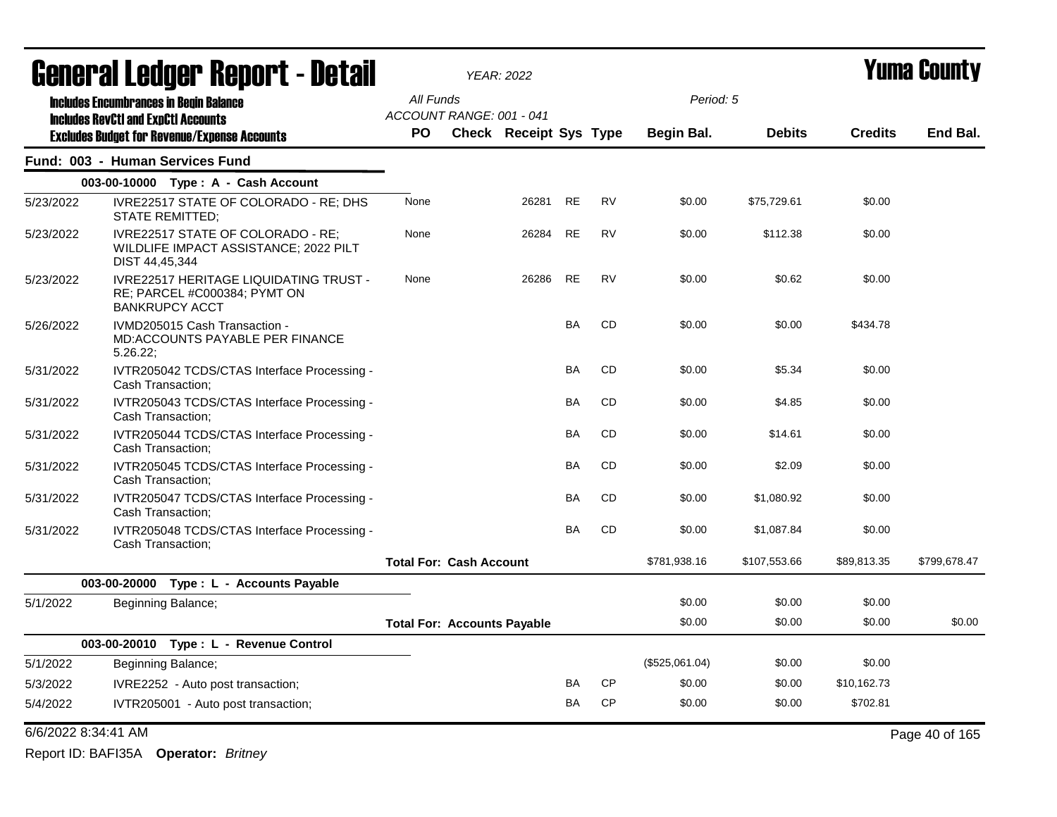# General Ledger Report - Detail

*YEAR: 2022*

**Yuma County**

**Includes Encumbrances in Begin Balance**
**Includes RevCtl and ExpCtl Accounts**
**Excludes Budget for Revenue/Expense Accounts**

*All Funds*
*ACCOUNT RANGE: 001 - 041*
*Period: 5*

## Fund: 003 - Human Services Fund

| Date | Description | PO | Check | Receipt | Sys | Type | Begin Bal. | Debits | Credits | End Bal. |
|---|---|---|---|---|---|---|---|---|---|---|
| | **003-00-10000 Type : A - Cash Account** | | | | | | | | | |
| 5/23/2022 | IVRE22517 STATE OF COLORADO - RE; DHS STATE REMITTED; | None | | 26281 | RE | RV | $0.00 | $75,729.61 | $0.00 | |
| 5/23/2022 | IVRE22517 STATE OF COLORADO - RE; WILDLIFE IMPACT ASSISTANCE; 2022 PILT DIST 44,45,344 | None | | 26284 | RE | RV | $0.00 | $112.38 | $0.00 | |
| 5/23/2022 | IVRE22517 HERITAGE LIQUIDATING TRUST - RE; PARCEL #C000384; PYMT ON BANKRUPCY ACCT | None | | 26286 | RE | RV | $0.00 | $0.62 | $0.00 | |
| 5/26/2022 | IVMD205015 Cash Transaction - MD:ACCOUNTS PAYABLE PER FINANCE 5.26.22; | | | | BA | CD | $0.00 | $0.00 | $434.78 | |
| 5/31/2022 | IVTR205042 TCDS/CTAS Interface Processing - Cash Transaction; | | | | BA | CD | $0.00 | $5.34 | $0.00 | |
| 5/31/2022 | IVTR205043 TCDS/CTAS Interface Processing - Cash Transaction; | | | | BA | CD | $0.00 | $4.85 | $0.00 | |
| 5/31/2022 | IVTR205044 TCDS/CTAS Interface Processing - Cash Transaction; | | | | BA | CD | $0.00 | $14.61 | $0.00 | |
| 5/31/2022 | IVTR205045 TCDS/CTAS Interface Processing - Cash Transaction; | | | | BA | CD | $0.00 | $2.09 | $0.00 | |
| 5/31/2022 | IVTR205047 TCDS/CTAS Interface Processing - Cash Transaction; | | | | BA | CD | $0.00 | $1,080.92 | $0.00 | |
| 5/31/2022 | IVTR205048 TCDS/CTAS Interface Processing - Cash Transaction; | | | | BA | CD | $0.00 | $1,087.84 | $0.00 | |
| | | **Total For: Cash Account** | | | | | $781,938.16 | $107,553.66 | $89,813.35 | $799,678.47 |
| | **003-00-20000 Type : L - Accounts Payable** | | | | | | | | | |
| 5/1/2022 | Beginning Balance; | | | | | | $0.00 | $0.00 | $0.00 | |
| | | **Total For: Accounts Payable** | | | | | $0.00 | $0.00 | $0.00 | $0.00 |
| | **003-00-20010 Type : L - Revenue Control** | | | | | | | | | |
| 5/1/2022 | Beginning Balance; | | | | | | ($525,061.04) | $0.00 | $0.00 | |
| 5/3/2022 | IVRE2252 - Auto post transaction; | | | | BA | CP | $0.00 | $0.00 | $10,162.73 | |
| 5/4/2022 | IVTR205001 - Auto post transaction; | | | | BA | CP | $0.00 | $0.00 | $702.81 | |

6/6/2022 8:34:41 AM

Report ID: BAFI35A **Operator:** *Britney*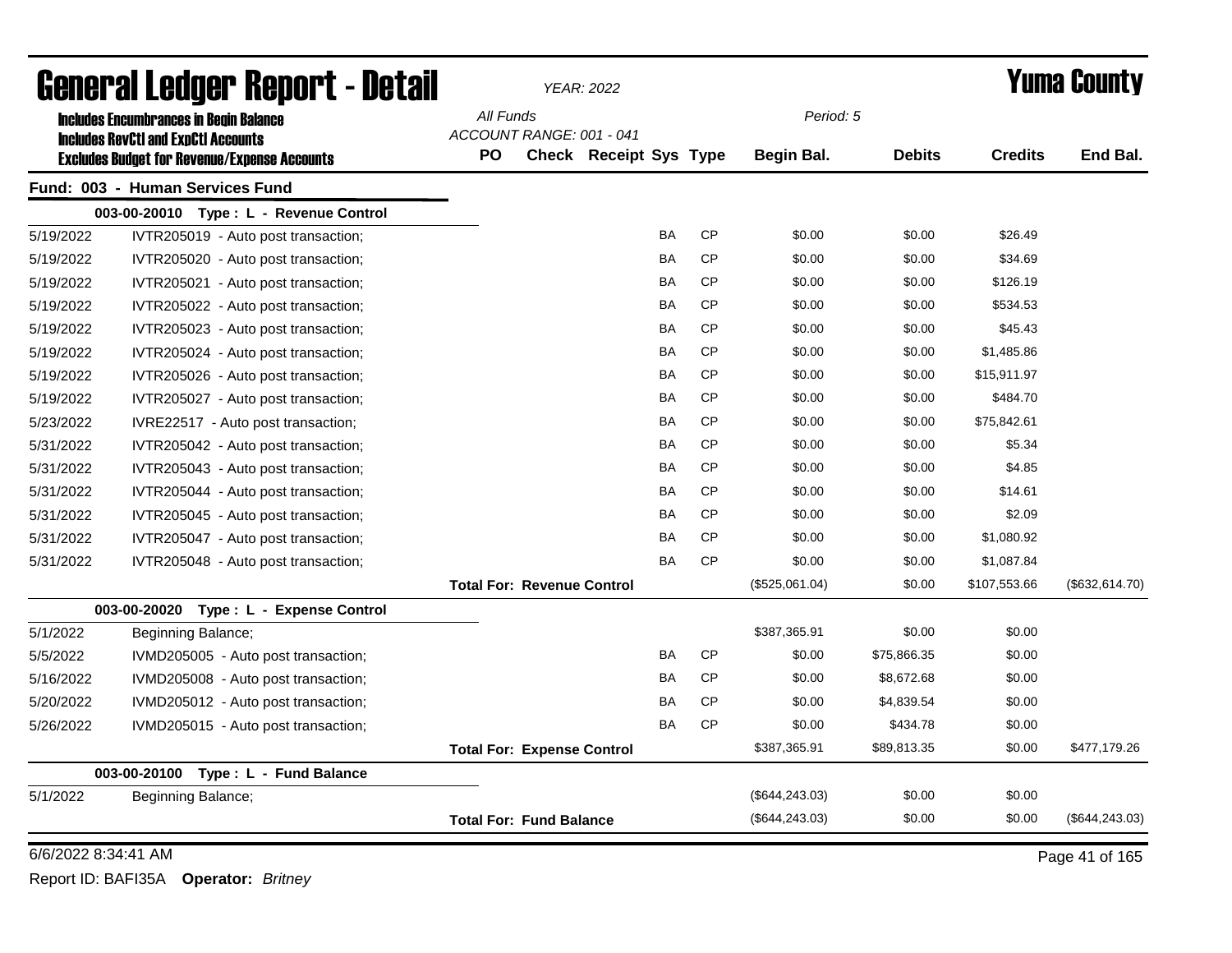# General Ledger Report - Detail

*YEAR: 2022*

# Yuma County

**Includes Encumbrances in Begin Balance**
**Includes RevCtl and ExpCtl Accounts**
**Excludes Budget for Revenue/Expense Accounts**

*All Funds*
*ACCOUNT RANGE: 001 - 041*

*Period: 5*

| | | PO | Check | Receipt | Sys | Type | Begin Bal. | Debits | Credits | End Bal. |
|---|---|---|---|---|---|---|---|---|---|---|
| **Fund: 003 - Human Services Fund** | | | | | | | | | | |
| | **003-00-20010 Type : L - Revenue Control** | | | | | | | | | |
| 5/19/2022 | IVTR205019 - Auto post transaction; | | | | BA | CP | $0.00 | $0.00 | $26.49 | |
| 5/19/2022 | IVTR205020 - Auto post transaction; | | | | BA | CP | $0.00 | $0.00 | $34.69 | |
| 5/19/2022 | IVTR205021 - Auto post transaction; | | | | BA | CP | $0.00 | $0.00 | $126.19 | |
| 5/19/2022 | IVTR205022 - Auto post transaction; | | | | BA | CP | $0.00 | $0.00 | $534.53 | |
| 5/19/2022 | IVTR205023 - Auto post transaction; | | | | BA | CP | $0.00 | $0.00 | $45.43 | |
| 5/19/2022 | IVTR205024 - Auto post transaction; | | | | BA | CP | $0.00 | $0.00 | $1,485.86 | |
| 5/19/2022 | IVTR205026 - Auto post transaction; | | | | BA | CP | $0.00 | $0.00 | $15,911.97 | |
| 5/19/2022 | IVTR205027 - Auto post transaction; | | | | BA | CP | $0.00 | $0.00 | $484.70 | |
| 5/23/2022 | IVRE22517 - Auto post transaction; | | | | BA | CP | $0.00 | $0.00 | $75,842.61 | |
| 5/31/2022 | IVTR205042 - Auto post transaction; | | | | BA | CP | $0.00 | $0.00 | $5.34 | |
| 5/31/2022 | IVTR205043 - Auto post transaction; | | | | BA | CP | $0.00 | $0.00 | $4.85 | |
| 5/31/2022 | IVTR205044 - Auto post transaction; | | | | BA | CP | $0.00 | $0.00 | $14.61 | |
| 5/31/2022 | IVTR205045 - Auto post transaction; | | | | BA | CP | $0.00 | $0.00 | $2.09 | |
| 5/31/2022 | IVTR205047 - Auto post transaction; | | | | BA | CP | $0.00 | $0.00 | $1,080.92 | |
| 5/31/2022 | IVTR205048 - Auto post transaction; | | | | BA | CP | $0.00 | $0.00 | $1,087.84 | |
| | | **Total For: Revenue Control** | | | | | ($525,061.04) | $0.00 | $107,553.66 | ($632,614.70) |
| | **003-00-20020 Type : L - Expense Control** | | | | | | | | | |
| 5/1/2022 | Beginning Balance; | | | | | | $387,365.91 | $0.00 | $0.00 | |
| 5/5/2022 | IVMD205005 - Auto post transaction; | | | | BA | CP | $0.00 | $75,866.35 | $0.00 | |
| 5/16/2022 | IVMD205008 - Auto post transaction; | | | | BA | CP | $0.00 | $8,672.68 | $0.00 | |
| 5/20/2022 | IVMD205012 - Auto post transaction; | | | | BA | CP | $0.00 | $4,839.54 | $0.00 | |
| 5/26/2022 | IVMD205015 - Auto post transaction; | | | | BA | CP | $0.00 | $434.78 | $0.00 | |
| | | **Total For: Expense Control** | | | | | $387,365.91 | $89,813.35 | $0.00 | $477,179.26 |
| | **003-00-20100 Type : L - Fund Balance** | | | | | | | | | |
| 5/1/2022 | Beginning Balance; | | | | | | ($644,243.03) | $0.00 | $0.00 | |
| | | **Total For: Fund Balance** | | | | | ($644,243.03) | $0.00 | $0.00 | ($644,243.03) |

6/6/2022 8:34:41 AM

Report ID: BAFI35A **Operator:** *Britney*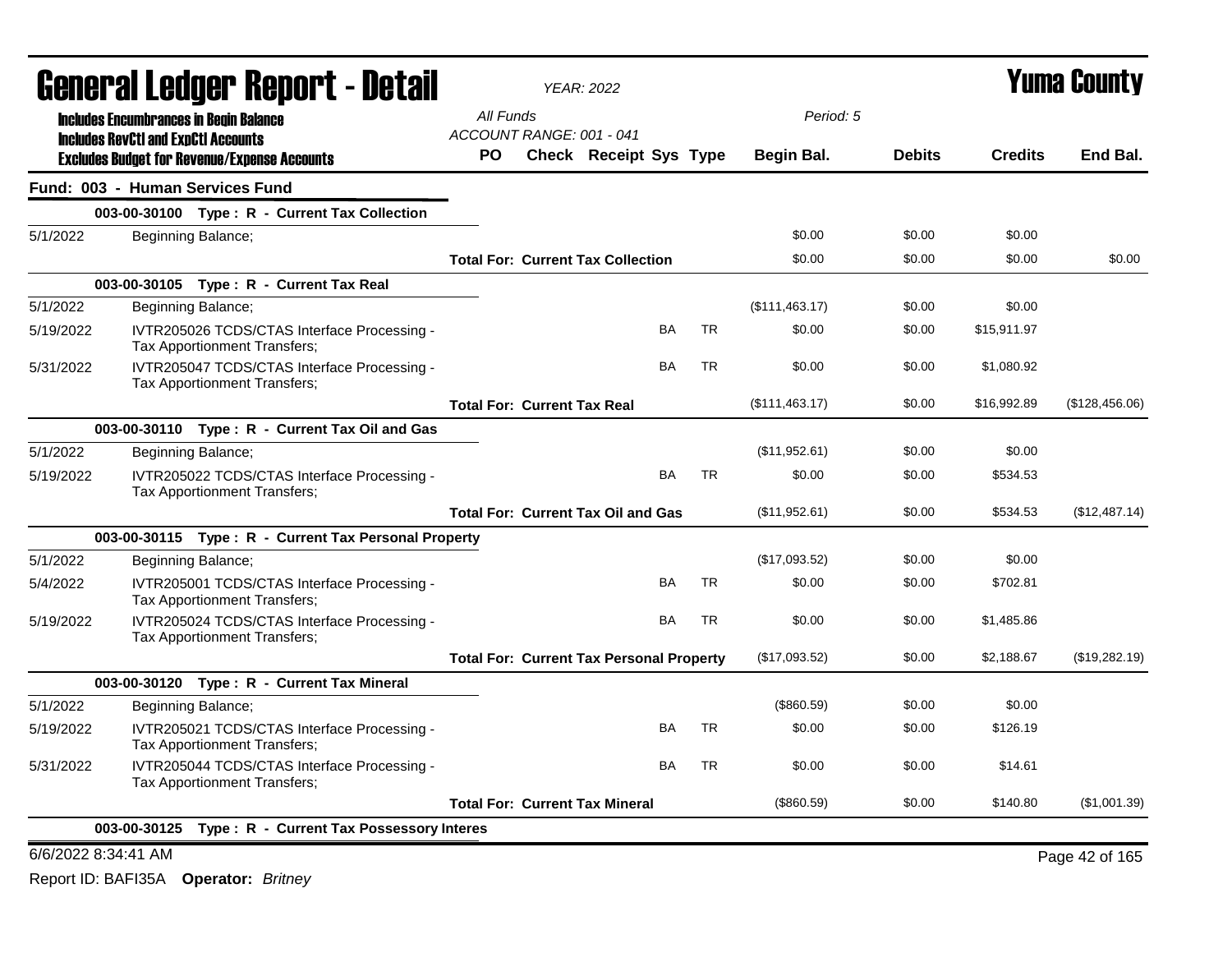# General Ledger Report - Detail

*YEAR: 2022*

# Yuma County

**Includes Encumbrances in Begin Balance**
**Includes RevCtl and ExpCtl Accounts**
**Excludes Budget for Revenue/Expense Accounts**

*All Funds*
*ACCOUNT RANGE: 001 - 041*
*Period: 5*

## Fund: 003 - Human Services Fund

| Date | Description | PO | Check | Receipt | Sys | Type | Begin Bal. | Debits | Credits | End Bal. |
|---|---|---|---|---|---|---|---|---|---|---|
| **003-00-30100 Type : R - Current Tax Collection** | | | | | | | | | | |
| 5/1/2022 | Beginning Balance; | | | | | | $0.00 | $0.00 | $0.00 | |
| | **Total For: Current Tax Collection** | | | | | | $0.00 | $0.00 | $0.00 | $0.00 |
| **003-00-30105 Type : R - Current Tax Real** | | | | | | | | | | |
| 5/1/2022 | Beginning Balance; | | | | | | ($111,463.17) | $0.00 | $0.00 | |
| 5/19/2022 | IVTR205026 TCDS/CTAS Interface Processing - Tax Apportionment Transfers; | | | | BA | TR | $0.00 | $0.00 | $15,911.97 | |
| 5/31/2022 | IVTR205047 TCDS/CTAS Interface Processing - Tax Apportionment Transfers; | | | | BA | TR | $0.00 | $0.00 | $1,080.92 | |
| | **Total For: Current Tax Real** | | | | | | ($111,463.17) | $0.00 | $16,992.89 | ($128,456.06) |
| **003-00-30110 Type : R - Current Tax Oil and Gas** | | | | | | | | | | |
| 5/1/2022 | Beginning Balance; | | | | | | ($11,952.61) | $0.00 | $0.00 | |
| 5/19/2022 | IVTR205022 TCDS/CTAS Interface Processing - Tax Apportionment Transfers; | | | | BA | TR | $0.00 | $0.00 | $534.53 | |
| | **Total For: Current Tax Oil and Gas** | | | | | | ($11,952.61) | $0.00 | $534.53 | ($12,487.14) |
| **003-00-30115 Type : R - Current Tax Personal Property** | | | | | | | | | | |
| 5/1/2022 | Beginning Balance; | | | | | | ($17,093.52) | $0.00 | $0.00 | |
| 5/4/2022 | IVTR205001 TCDS/CTAS Interface Processing - Tax Apportionment Transfers; | | | | BA | TR | $0.00 | $0.00 | $702.81 | |
| 5/19/2022 | IVTR205024 TCDS/CTAS Interface Processing - Tax Apportionment Transfers; | | | | BA | TR | $0.00 | $0.00 | $1,485.86 | |
| | **Total For: Current Tax Personal Property** | | | | | | ($17,093.52) | $0.00 | $2,188.67 | ($19,282.19) |
| **003-00-30120 Type : R - Current Tax Mineral** | | | | | | | | | | |
| 5/1/2022 | Beginning Balance; | | | | | | ($860.59) | $0.00 | $0.00 | |
| 5/19/2022 | IVTR205021 TCDS/CTAS Interface Processing - Tax Apportionment Transfers; | | | | BA | TR | $0.00 | $0.00 | $126.19 | |
| 5/31/2022 | IVTR205044 TCDS/CTAS Interface Processing - Tax Apportionment Transfers; | | | | BA | TR | $0.00 | $0.00 | $14.61 | |
| | **Total For: Current Tax Mineral** | | | | | | ($860.59) | $0.00 | $140.80 | ($1,001.39) |
| **003-00-30125 Type : R - Current Tax Possessory Interes** | | | | | | | | | | |

6/6/2022 8:34:41 AM

Report ID: BAFI35A **Operator:** *Britney*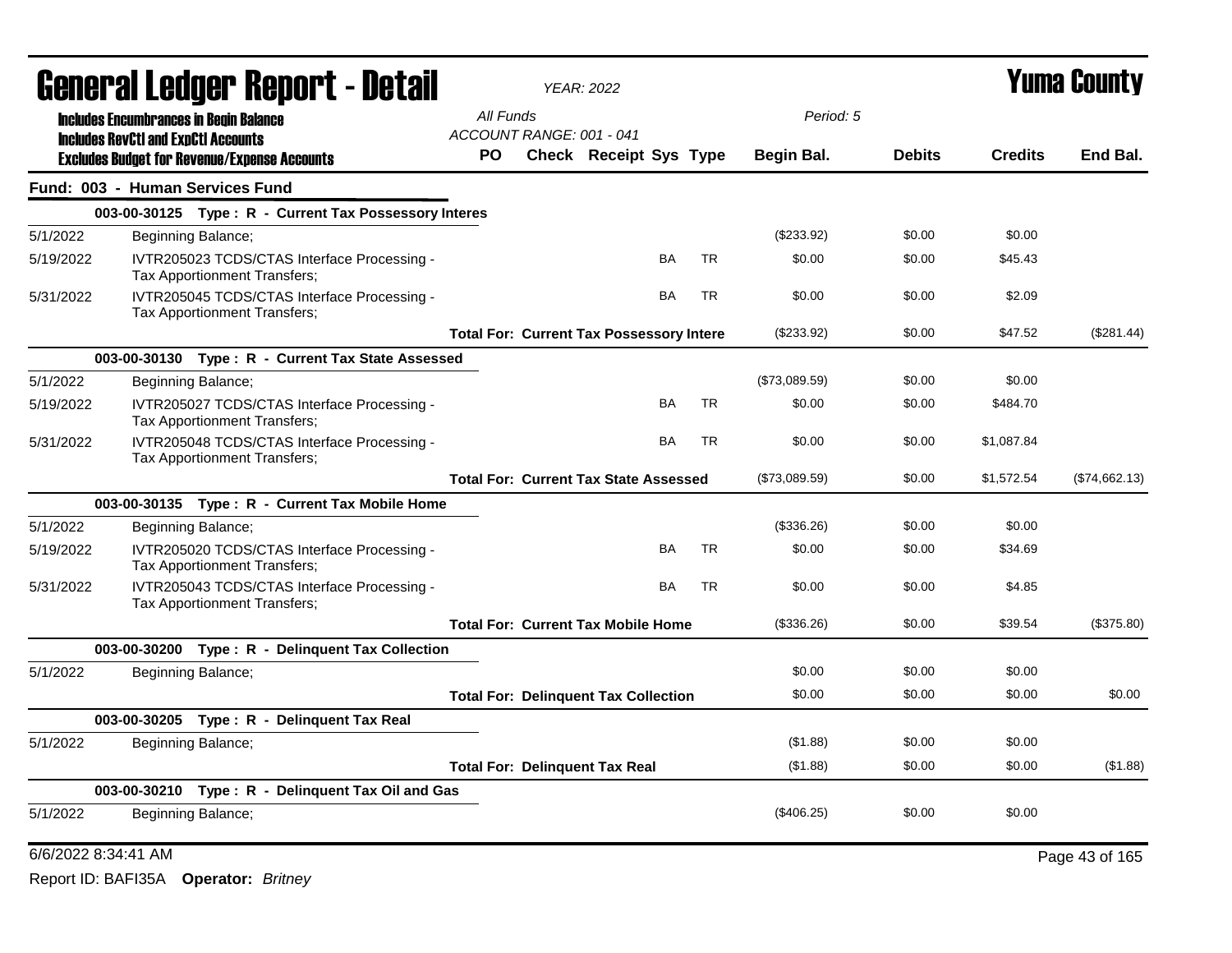# General Ledger Report - Detail

*YEAR: 2022*

# Yuma County

**Includes Encumbrances in Begin Balance**
**Includes RevCtl and ExpCtl Accounts**
**Excludes Budget for Revenue/Expense Accounts**

*All Funds*
*ACCOUNT RANGE: 001 - 041*
*Period: 5*

## Fund: 003 - Human Services Fund

| Date | Description | PO | Check | Receipt | Sys | Type | Begin Bal. | Debits | Credits | End Bal. |
|---|---|---|---|---|---|---|---|---|---|---|
| | **003-00-30125 Type : R - Current Tax Possessory Interes** | | | | | | | | | |
| 5/1/2022 | Beginning Balance; | | | | | | ($233.92) | $0.00 | $0.00 | |
| 5/19/2022 | IVTR205023 TCDS/CTAS Interface Processing - Tax Apportionment Transfers; | | | | BA | TR | $0.00 | $0.00 | $45.43 | |
| 5/31/2022 | IVTR205045 TCDS/CTAS Interface Processing - Tax Apportionment Transfers; | | | | BA | TR | $0.00 | $0.00 | $2.09 | |
| | **Total For: Current Tax Possessory Intere** | | | | | | ($233.92) | $0.00 | $47.52 | ($281.44) |
| | **003-00-30130 Type : R - Current Tax State Assessed** | | | | | | | | | |
| 5/1/2022 | Beginning Balance; | | | | | | ($73,089.59) | $0.00 | $0.00 | |
| 5/19/2022 | IVTR205027 TCDS/CTAS Interface Processing - Tax Apportionment Transfers; | | | | BA | TR | $0.00 | $0.00 | $484.70 | |
| 5/31/2022 | IVTR205048 TCDS/CTAS Interface Processing - Tax Apportionment Transfers; | | | | BA | TR | $0.00 | $0.00 | $1,087.84 | |
| | **Total For: Current Tax State Assessed** | | | | | | ($73,089.59) | $0.00 | $1,572.54 | ($74,662.13) |
| | **003-00-30135 Type : R - Current Tax Mobile Home** | | | | | | | | | |
| 5/1/2022 | Beginning Balance; | | | | | | ($336.26) | $0.00 | $0.00 | |
| 5/19/2022 | IVTR205020 TCDS/CTAS Interface Processing - Tax Apportionment Transfers; | | | | BA | TR | $0.00 | $0.00 | $34.69 | |
| 5/31/2022 | IVTR205043 TCDS/CTAS Interface Processing - Tax Apportionment Transfers; | | | | BA | TR | $0.00 | $0.00 | $4.85 | |
| | **Total For: Current Tax Mobile Home** | | | | | | ($336.26) | $0.00 | $39.54 | ($375.80) |
| | **003-00-30200 Type : R - Delinquent Tax Collection** | | | | | | | | | |
| 5/1/2022 | Beginning Balance; | | | | | | $0.00 | $0.00 | $0.00 | |
| | **Total For: Delinquent Tax Collection** | | | | | | $0.00 | $0.00 | $0.00 | $0.00 |
| | **003-00-30205 Type : R - Delinquent Tax Real** | | | | | | | | | |
| 5/1/2022 | Beginning Balance; | | | | | | ($1.88) | $0.00 | $0.00 | |
| | **Total For: Delinquent Tax Real** | | | | | | ($1.88) | $0.00 | $0.00 | ($1.88) |
| | **003-00-30210 Type : R - Delinquent Tax Oil and Gas** | | | | | | | | | |
| 5/1/2022 | Beginning Balance; | | | | | | ($406.25) | $0.00 | $0.00 | |

6/6/2022 8:34:41 AM

Report ID: BAFI35A **Operator:** *Britney*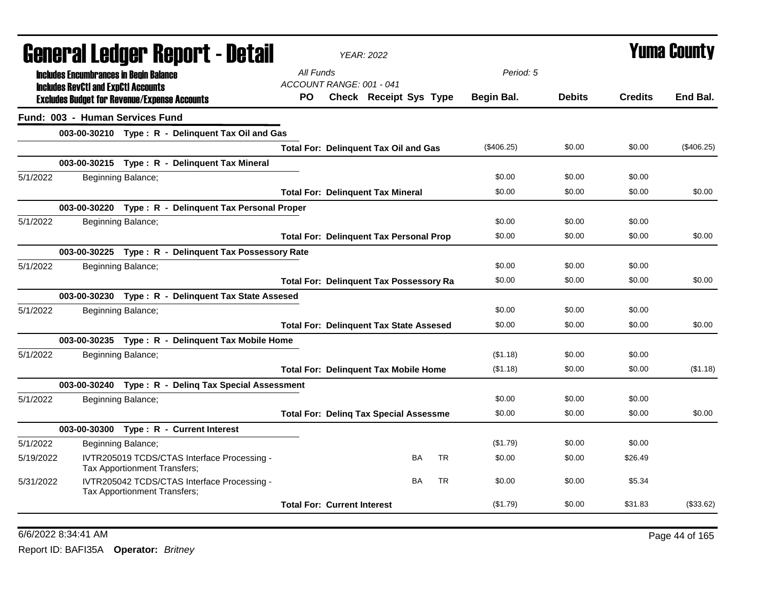# General Ledger Report - Detail

*YEAR: 2022*

# Yuma County

**Includes Encumbrances in Begin Balance**
**Includes RevCtl and ExpCtl Accounts**
**Excludes Budget for Revenue/Expense Accounts**

*All Funds*
*ACCOUNT RANGE: 001 - 041*
*Period: 5*

| | | PO | Check | Receipt | Sys | Type | Begin Bal. | Debits | Credits | End Bal. |
|---|---|---|---|---|---|---|---|---|---|---|
| **Fund: 003 - Human Services Fund** | | | | | | | | | | |
| | **003-00-30210 Type : R - Delinquent Tax Oil and Gas** | | | | | | | | | |
| | **Total For: Delinquent Tax Oil and Gas** | | | | | | ($406.25) | $0.00 | $0.00 | ($406.25) |
| | **003-00-30215 Type : R - Delinquent Tax Mineral** | | | | | | | | | |
| 5/1/2022 | Beginning Balance; | | | | | | $0.00 | $0.00 | $0.00 | |
| | **Total For: Delinquent Tax Mineral** | | | | | | $0.00 | $0.00 | $0.00 | $0.00 |
| | **003-00-30220 Type : R - Delinquent Tax Personal Proper** | | | | | | | | | |
| 5/1/2022 | Beginning Balance; | | | | | | $0.00 | $0.00 | $0.00 | |
| | **Total For: Delinquent Tax Personal Prop** | | | | | | $0.00 | $0.00 | $0.00 | $0.00 |
| | **003-00-30225 Type : R - Delinquent Tax Possessory Rate** | | | | | | | | | |
| 5/1/2022 | Beginning Balance; | | | | | | $0.00 | $0.00 | $0.00 | |
| | **Total For: Delinquent Tax Possessory Ra** | | | | | | $0.00 | $0.00 | $0.00 | $0.00 |
| | **003-00-30230 Type : R - Delinquent Tax State Assesed** | | | | | | | | | |
| 5/1/2022 | Beginning Balance; | | | | | | $0.00 | $0.00 | $0.00 | |
| | **Total For: Delinquent Tax State Assesed** | | | | | | $0.00 | $0.00 | $0.00 | $0.00 |
| | **003-00-30235 Type : R - Delinquent Tax Mobile Home** | | | | | | | | | |
| 5/1/2022 | Beginning Balance; | | | | | | ($1.18) | $0.00 | $0.00 | |
| | **Total For: Delinquent Tax Mobile Home** | | | | | | ($1.18) | $0.00 | $0.00 | ($1.18) |
| | **003-00-30240 Type : R - Delinq Tax Special Assessment** | | | | | | | | | |
| 5/1/2022 | Beginning Balance; | | | | | | $0.00 | $0.00 | $0.00 | |
| | **Total For: Delinq Tax Special Assessme** | | | | | | $0.00 | $0.00 | $0.00 | $0.00 |
| | **003-00-30300 Type : R - Current Interest** | | | | | | | | | |
| 5/1/2022 | Beginning Balance; | | | | | | ($1.79) | $0.00 | $0.00 | |
| 5/19/2022 | IVTR205019 TCDS/CTAS Interface Processing - Tax Apportionment Transfers; | | | | BA | TR | $0.00 | $0.00 | $26.49 | |
| 5/31/2022 | IVTR205042 TCDS/CTAS Interface Processing - Tax Apportionment Transfers; | | | | BA | TR | $0.00 | $0.00 | $5.34 | |
| | **Total For: Current Interest** | | | | | | ($1.79) | $0.00 | $31.83 | ($33.62) |

6/6/2022 8:34:41 AM

Report ID: BAFI35A **Operator:** *Britney*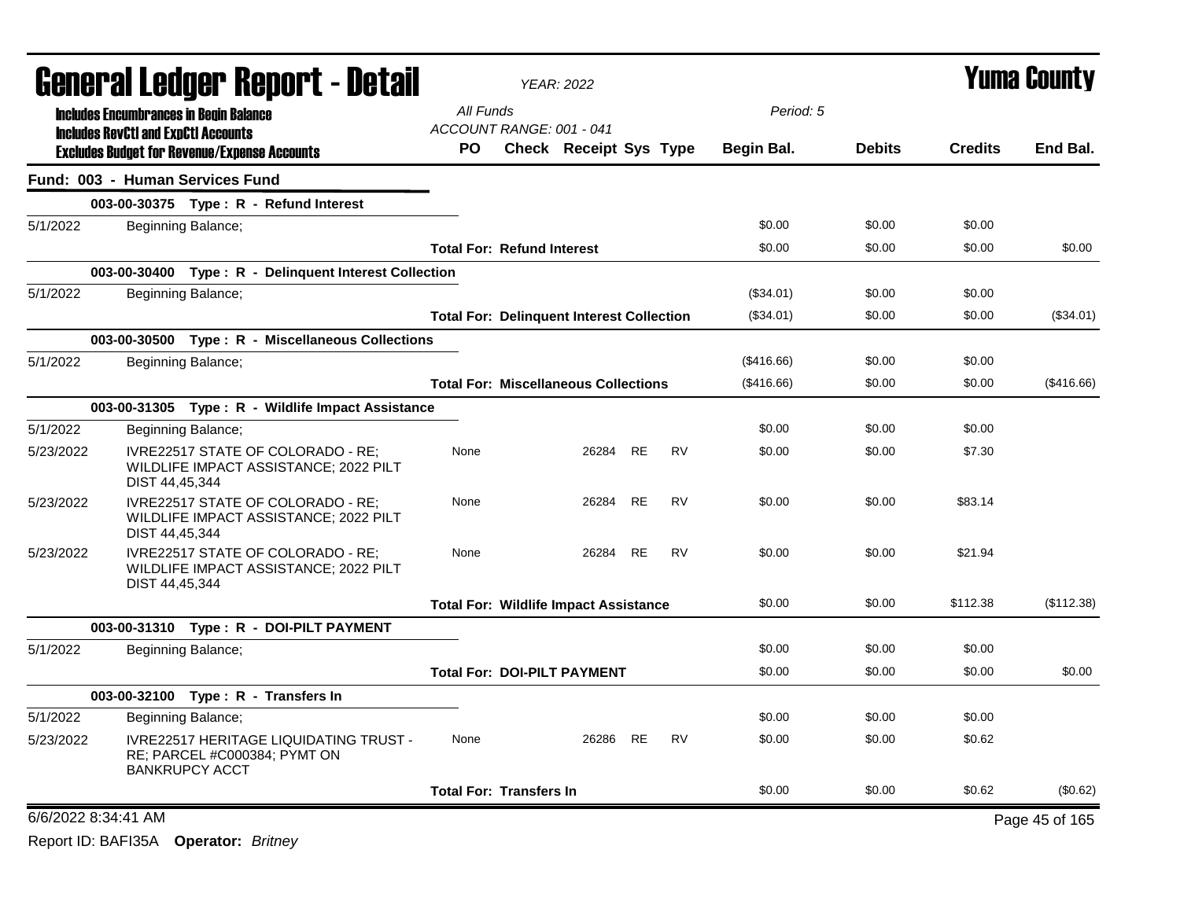# General Ledger Report - Detail

*YEAR: 2022*

**Yuma County**

**Includes Encumbrances in Begin Balance**
**Includes RevCtl and ExpCtl Accounts**
**Excludes Budget for Revenue/Expense Accounts**

*All Funds*
*ACCOUNT RANGE: 001 - 041*
*Period: 5*

## Fund: 003 - Human Services Fund

| Date | Description | PO | Check | Receipt | Sys | Type | Begin Bal. | Debits | Credits | End Bal. |
|---|---|---|---|---|---|---|---|---|---|---|
| | **003-00-30375 Type : R - Refund Interest** | | | | | | | | | |
| 5/1/2022 | Beginning Balance; | | | | | | $0.00 | $0.00 | $0.00 | |
| | | **Total For: Refund Interest** | | | | | $0.00 | $0.00 | $0.00 | $0.00 |
| | **003-00-30400 Type : R - Delinquent Interest Collection** | | | | | | | | | |
| 5/1/2022 | Beginning Balance; | | | | | | ($34.01) | $0.00 | $0.00 | |
| | | **Total For: Delinquent Interest Collection** | | | | | ($34.01) | $0.00 | $0.00 | ($34.01) |
| | **003-00-30500 Type : R - Miscellaneous Collections** | | | | | | | | | |
| 5/1/2022 | Beginning Balance; | | | | | | ($416.66) | $0.00 | $0.00 | |
| | | **Total For: Miscellaneous Collections** | | | | | ($416.66) | $0.00 | $0.00 | ($416.66) |
| | **003-00-31305 Type : R - Wildlife Impact Assistance** | | | | | | | | | |
| 5/1/2022 | Beginning Balance; | | | | | | $0.00 | $0.00 | $0.00 | |
| 5/23/2022 | IVRE22517 STATE OF COLORADO - RE; WILDLIFE IMPACT ASSISTANCE; 2022 PILT DIST 44,45,344 | None | | 26284 | RE | RV | $0.00 | $0.00 | $7.30 | |
| 5/23/2022 | IVRE22517 STATE OF COLORADO - RE; WILDLIFE IMPACT ASSISTANCE; 2022 PILT DIST 44,45,344 | None | | 26284 | RE | RV | $0.00 | $0.00 | $83.14 | |
| 5/23/2022 | IVRE22517 STATE OF COLORADO - RE; WILDLIFE IMPACT ASSISTANCE; 2022 PILT DIST 44,45,344 | None | | 26284 | RE | RV | $0.00 | $0.00 | $21.94 | |
| | | **Total For: Wildlife Impact Assistance** | | | | | $0.00 | $0.00 | $112.38 | ($112.38) |
| | **003-00-31310 Type : R - DOI-PILT PAYMENT** | | | | | | | | | |
| 5/1/2022 | Beginning Balance; | | | | | | $0.00 | $0.00 | $0.00 | |
| | | **Total For: DOI-PILT PAYMENT** | | | | | $0.00 | $0.00 | $0.00 | $0.00 |
| | **003-00-32100 Type : R - Transfers In** | | | | | | | | | |
| 5/1/2022 | Beginning Balance; | | | | | | $0.00 | $0.00 | $0.00 | |
| 5/23/2022 | IVRE22517 HERITAGE LIQUIDATING TRUST - RE; PARCEL #C000384; PYMT ON BANKRUPCY ACCT | None | | 26286 | RE | RV | $0.00 | $0.00 | $0.62 | |
| | | **Total For: Transfers In** | | | | | $0.00 | $0.00 | $0.62 | ($0.62) |

6/6/2022 8:34:41 AM

Report ID: BAFI35A **Operator:** *Britney*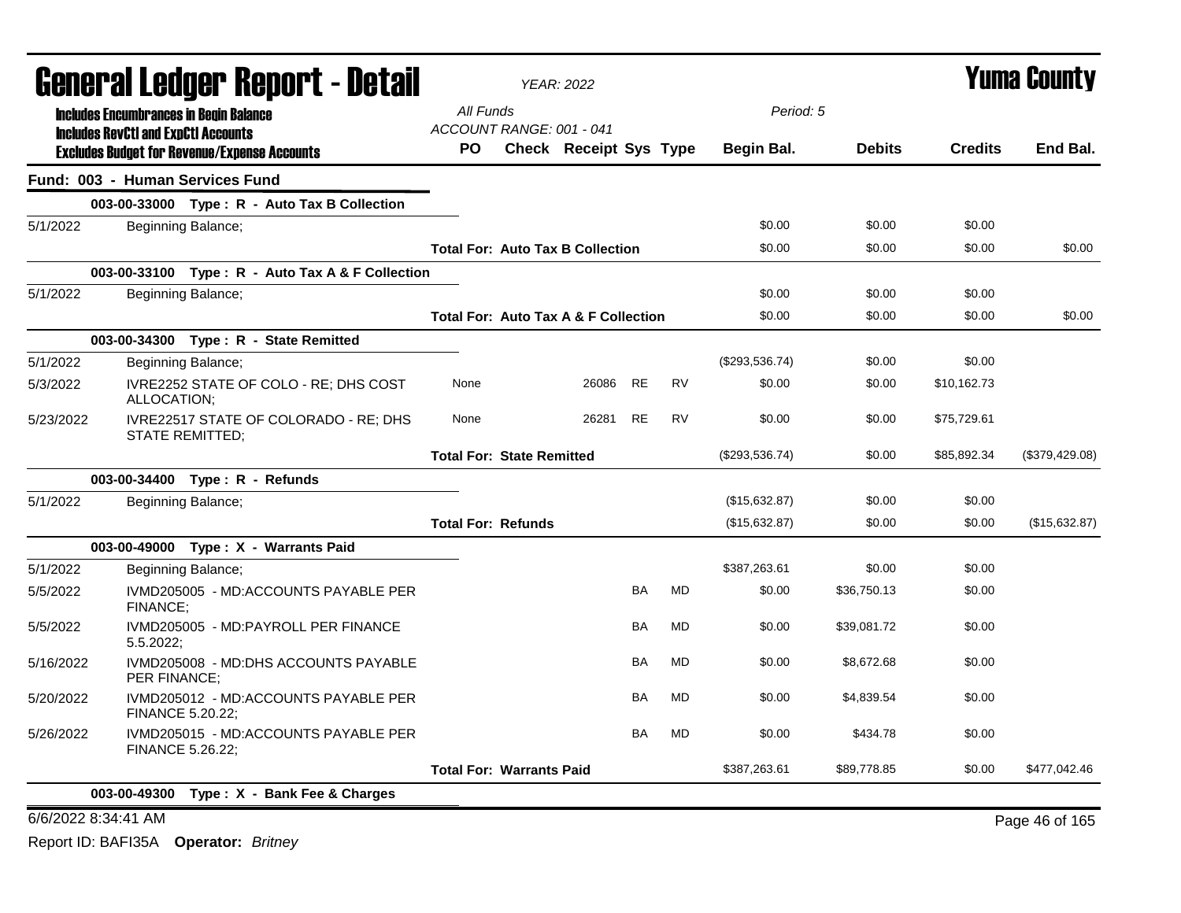# General Ledger Report - Detail

*YEAR: 2022*

# Yuma County

**Includes Encumbrances in Begin Balance**
**Includes RevCtl and ExpCtl Accounts**
**Excludes Budget for Revenue/Expense Accounts**

*All Funds*
*ACCOUNT RANGE: 001 - 041*
*Period: 5*

## Fund: 003 - Human Services Fund

| | | PO | Check | Receipt | Sys | Type | Begin Bal. | Debits | Credits | End Bal. |
|---|---|---|---|---|---|---|---|---|---|---|
| | **003-00-33000 Type : R - Auto Tax B Collection** | | | | | | | | | |
| 5/1/2022 | Beginning Balance; | | | | | | $0.00 | $0.00 | $0.00 | |
| | | **Total For: Auto Tax B Collection** | | | | | $0.00 | $0.00 | $0.00 | $0.00 |
| | **003-00-33100 Type : R - Auto Tax A & F Collection** | | | | | | | | | |
| 5/1/2022 | Beginning Balance; | | | | | | $0.00 | $0.00 | $0.00 | |
| | | **Total For: Auto Tax A & F Collection** | | | | | $0.00 | $0.00 | $0.00 | $0.00 |
| | **003-00-34300 Type : R - State Remitted** | | | | | | | | | |
| 5/1/2022 | Beginning Balance; | | | | | | ($293,536.74) | $0.00 | $0.00 | |
| 5/3/2022 | IVRE2252 STATE OF COLO - RE; DHS COST ALLOCATION; | None | | 26086 | RE | RV | $0.00 | $0.00 | $10,162.73 | |
| 5/23/2022 | IVRE22517 STATE OF COLORADO - RE; DHS STATE REMITTED; | None | | 26281 | RE | RV | $0.00 | $0.00 | $75,729.61 | |
| | | **Total For: State Remitted** | | | | | ($293,536.74) | $0.00 | $85,892.34 | ($379,429.08) |
| | **003-00-34400 Type : R - Refunds** | | | | | | | | | |
| 5/1/2022 | Beginning Balance; | | | | | | ($15,632.87) | $0.00 | $0.00 | |
| | | **Total For: Refunds** | | | | | ($15,632.87) | $0.00 | $0.00 | ($15,632.87) |
| | **003-00-49000 Type : X - Warrants Paid** | | | | | | | | | |
| 5/1/2022 | Beginning Balance; | | | | | | $387,263.61 | $0.00 | $0.00 | |
| 5/5/2022 | IVMD205005 - MD:ACCOUNTS PAYABLE PER FINANCE; | | | | BA | MD | $0.00 | $36,750.13 | $0.00 | |
| 5/5/2022 | IVMD205005 - MD:PAYROLL PER FINANCE 5.5.2022; | | | | BA | MD | $0.00 | $39,081.72 | $0.00 | |
| 5/16/2022 | IVMD205008 - MD:DHS ACCOUNTS PAYABLE PER FINANCE; | | | | BA | MD | $0.00 | $8,672.68 | $0.00 | |
| 5/20/2022 | IVMD205012 - MD:ACCOUNTS PAYABLE PER FINANCE 5.20.22; | | | | BA | MD | $0.00 | $4,839.54 | $0.00 | |
| 5/26/2022 | IVMD205015 - MD:ACCOUNTS PAYABLE PER FINANCE 5.26.22; | | | | BA | MD | $0.00 | $434.78 | $0.00 | |
| | | **Total For: Warrants Paid** | | | | | $387,263.61 | $89,778.85 | $0.00 | $477,042.46 |
| | **003-00-49300 Type : X - Bank Fee & Charges** | | | | | | | | | |

6/6/2022 8:34:41 AM

Report ID: BAFI35A **Operator:** *Britney*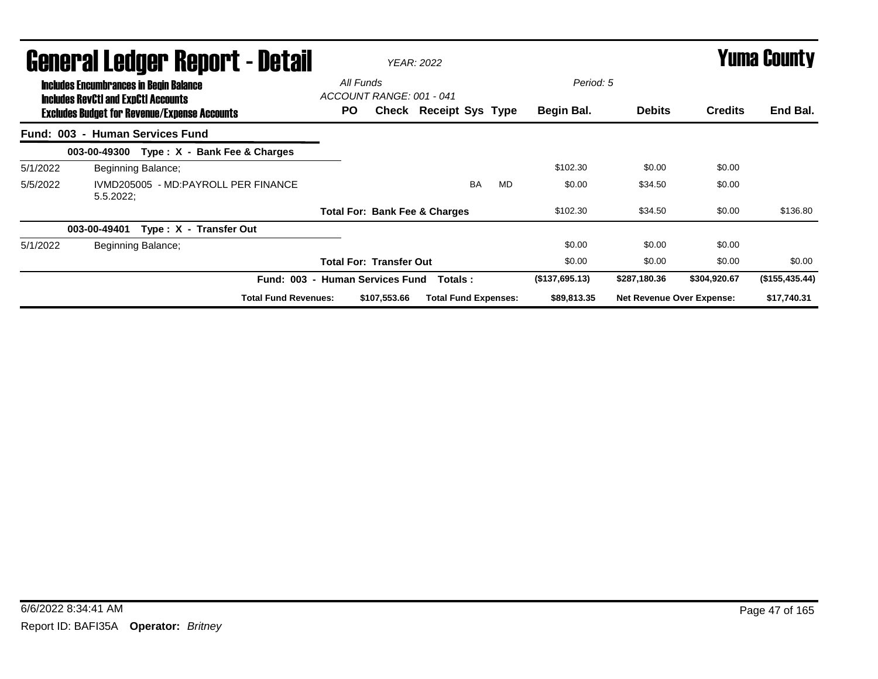# General Ledger Report - Detail

*YEAR: 2022*

# Yuma County

**Includes Encumbrances in Begin Balance**
**Includes RevCtl and ExpCtl Accounts**
**Excludes Budget for Revenue/Expense Accounts**

*All Funds*
*ACCOUNT RANGE: 001 - 041*
*Period: 5*

| | | PO | Check | Receipt | Sys | Type | Begin Bal. | Debits | Credits | End Bal. |
|---|---|---|---|---|---|---|---|---|---|---|
| **Fund: 003 - Human Services Fund** | | | | | | | | | | |
| | **003-00-49300 Type : X - Bank Fee & Charges** | | | | | | | | | |
| 5/1/2022 | Beginning Balance; | | | | | | $102.30 | $0.00 | $0.00 | |
| 5/5/2022 | IVMD205005 - MD:PAYROLL PER FINANCE 5.5.2022; | | | | BA | MD | $0.00 | $34.50 | $0.00 | |
| | **Total For: Bank Fee & Charges** | | | | | | $102.30 | $34.50 | $0.00 | $136.80 |
| | **003-00-49401 Type : X - Transfer Out** | | | | | | | | | |
| 5/1/2022 | Beginning Balance; | | | | | | $0.00 | $0.00 | $0.00 | |
| | **Total For: Transfer Out** | | | | | | $0.00 | $0.00 | $0.00 | $0.00 |
| | **Fund: 003 - Human Services Fund Totals :** | | | | | | **($137,695.13)** | **$287,180.36** | **$304,920.67** | **($155,435.44)** |
| | **Total Fund Revenues:** | | **$107,553.66** | **Total Fund Expenses:** | | | **$89,813.35** | **Net Revenue Over Expense:** | | **$17,740.31** |

6/6/2022 8:34:41 AM

Report ID: BAFI35A **Operator:** *Britney*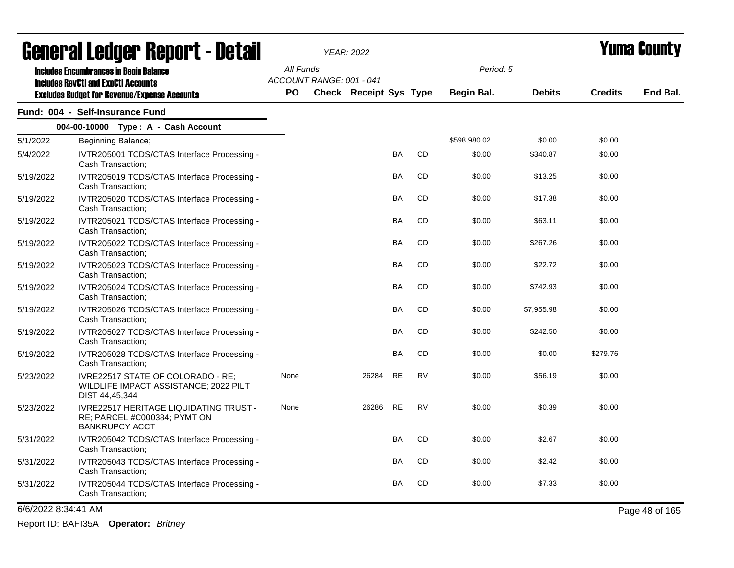# General Ledger Report - Detail

YEAR: 2022

**Yuma County**

Includes Encumbrances in Begin Balance
Includes RevCtl and ExpCtl Accounts
Excludes Budget for Revenue/Expense Accounts

All Funds
ACCOUNT RANGE: 001 - 041

Period: 5

## Fund: 004 - Self-Insurance Fund

### 004-00-10000 Type : A - Cash Account

| Date | Description | PO | Check | Receipt | Sys | Type | Begin Bal. | Debits | Credits | End Bal. |
|---|---|---|---|---|---|---|---|---|---|---|
| 5/1/2022 | Beginning Balance; | | | | | | $598,980.02 | $0.00 | $0.00 | |
| 5/4/2022 | IVTR205001 TCDS/CTAS Interface Processing - Cash Transaction; | | | | BA | CD | $0.00 | $340.87 | $0.00 | |
| 5/19/2022 | IVTR205019 TCDS/CTAS Interface Processing - Cash Transaction; | | | | BA | CD | $0.00 | $13.25 | $0.00 | |
| 5/19/2022 | IVTR205020 TCDS/CTAS Interface Processing - Cash Transaction; | | | | BA | CD | $0.00 | $17.38 | $0.00 | |
| 5/19/2022 | IVTR205021 TCDS/CTAS Interface Processing - Cash Transaction; | | | | BA | CD | $0.00 | $63.11 | $0.00 | |
| 5/19/2022 | IVTR205022 TCDS/CTAS Interface Processing - Cash Transaction; | | | | BA | CD | $0.00 | $267.26 | $0.00 | |
| 5/19/2022 | IVTR205023 TCDS/CTAS Interface Processing - Cash Transaction; | | | | BA | CD | $0.00 | $22.72 | $0.00 | |
| 5/19/2022 | IVTR205024 TCDS/CTAS Interface Processing - Cash Transaction; | | | | BA | CD | $0.00 | $742.93 | $0.00 | |
| 5/19/2022 | IVTR205026 TCDS/CTAS Interface Processing - Cash Transaction; | | | | BA | CD | $0.00 | $7,955.98 | $0.00 | |
| 5/19/2022 | IVTR205027 TCDS/CTAS Interface Processing - Cash Transaction; | | | | BA | CD | $0.00 | $242.50 | $0.00 | |
| 5/19/2022 | IVTR205028 TCDS/CTAS Interface Processing - Cash Transaction; | | | | BA | CD | $0.00 | $0.00 | $279.76 | |
| 5/23/2022 | IVRE22517 STATE OF COLORADO - RE; WILDLIFE IMPACT ASSISTANCE; 2022 PILT DIST 44,45,344 | None | | 26284 | RE | RV | $0.00 | $56.19 | $0.00 | |
| 5/23/2022 | IVRE22517 HERITAGE LIQUIDATING TRUST - RE; PARCEL #C000384; PYMT ON BANKRUPCY ACCT | None | | 26286 | RE | RV | $0.00 | $0.39 | $0.00 | |
| 5/31/2022 | IVTR205042 TCDS/CTAS Interface Processing - Cash Transaction; | | | | BA | CD | $0.00 | $2.67 | $0.00 | |
| 5/31/2022 | IVTR205043 TCDS/CTAS Interface Processing - Cash Transaction; | | | | BA | CD | $0.00 | $2.42 | $0.00 | |
| 5/31/2022 | IVTR205044 TCDS/CTAS Interface Processing - Cash Transaction; | | | | BA | CD | $0.00 | $7.33 | $0.00 | |

6/6/2022 8:34:41 AM

Report ID: BAFI35A **Operator:** *Britney*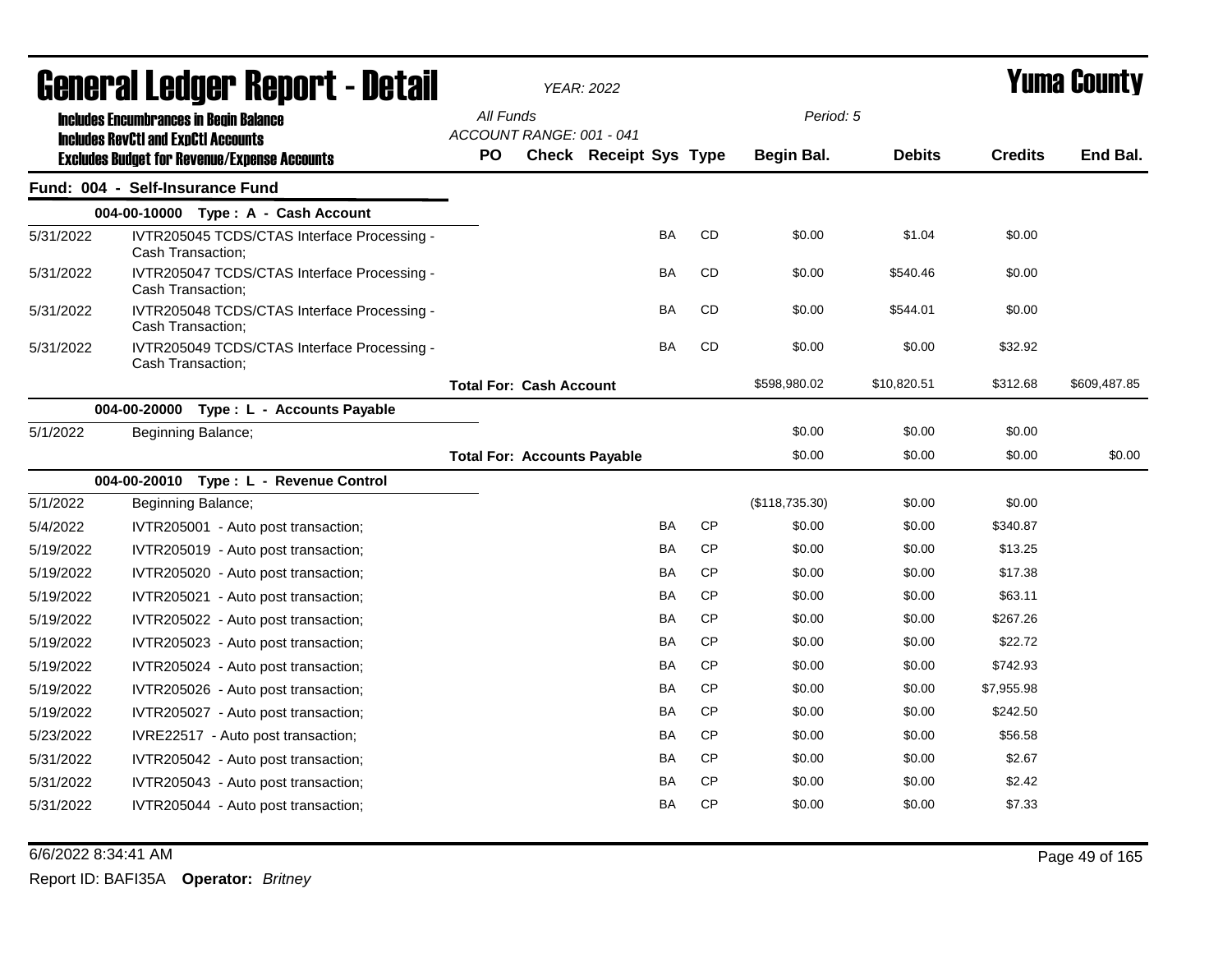# General Ledger Report - Detail

*YEAR: 2022*

# Yuma County

**Includes Encumbrances in Begin Balance**
**Includes RevCtl and ExpCtl Accounts**
**Excludes Budget for Revenue/Expense Accounts**

*All Funds*
*ACCOUNT RANGE: 001 - 041*
*Period: 5*

## Fund: 004 - Self-Insurance Fund

| Date | Description | PO | Check | Receipt | Sys | Type | Begin Bal. | Debits | Credits | End Bal. |
|---|---|---|---|---|---|---|---|---|---|---|
| | **004-00-10000 Type : A - Cash Account** | | | | | | | | | |
| 5/31/2022 | IVTR205045 TCDS/CTAS Interface Processing - Cash Transaction; | | | | BA | CD | $0.00 | $1.04 | $0.00 | |
| 5/31/2022 | IVTR205047 TCDS/CTAS Interface Processing - Cash Transaction; | | | | BA | CD | $0.00 | $540.46 | $0.00 | |
| 5/31/2022 | IVTR205048 TCDS/CTAS Interface Processing - Cash Transaction; | | | | BA | CD | $0.00 | $544.01 | $0.00 | |
| 5/31/2022 | IVTR205049 TCDS/CTAS Interface Processing - Cash Transaction; | | | | BA | CD | $0.00 | $0.00 | $32.92 | |
| | | **Total For: Cash Account** | | | | | $598,980.02 | $10,820.51 | $312.68 | $609,487.85 |
| | **004-00-20000 Type : L - Accounts Payable** | | | | | | | | | |
| 5/1/2022 | Beginning Balance; | | | | | | $0.00 | $0.00 | $0.00 | |
| | | **Total For: Accounts Payable** | | | | | $0.00 | $0.00 | $0.00 | $0.00 |
| | **004-00-20010 Type : L - Revenue Control** | | | | | | | | | |
| 5/1/2022 | Beginning Balance; | | | | | | ($118,735.30) | $0.00 | $0.00 | |
| 5/4/2022 | IVTR205001 - Auto post transaction; | | | | BA | CP | $0.00 | $0.00 | $340.87 | |
| 5/19/2022 | IVTR205019 - Auto post transaction; | | | | BA | CP | $0.00 | $0.00 | $13.25 | |
| 5/19/2022 | IVTR205020 - Auto post transaction; | | | | BA | CP | $0.00 | $0.00 | $17.38 | |
| 5/19/2022 | IVTR205021 - Auto post transaction; | | | | BA | CP | $0.00 | $0.00 | $63.11 | |
| 5/19/2022 | IVTR205022 - Auto post transaction; | | | | BA | CP | $0.00 | $0.00 | $267.26 | |
| 5/19/2022 | IVTR205023 - Auto post transaction; | | | | BA | CP | $0.00 | $0.00 | $22.72 | |
| 5/19/2022 | IVTR205024 - Auto post transaction; | | | | BA | CP | $0.00 | $0.00 | $742.93 | |
| 5/19/2022 | IVTR205026 - Auto post transaction; | | | | BA | CP | $0.00 | $0.00 | $7,955.98 | |
| 5/19/2022 | IVTR205027 - Auto post transaction; | | | | BA | CP | $0.00 | $0.00 | $242.50 | |
| 5/23/2022 | IVRE22517 - Auto post transaction; | | | | BA | CP | $0.00 | $0.00 | $56.58 | |
| 5/31/2022 | IVTR205042 - Auto post transaction; | | | | BA | CP | $0.00 | $0.00 | $2.67 | |
| 5/31/2022 | IVTR205043 - Auto post transaction; | | | | BA | CP | $0.00 | $0.00 | $2.42 | |
| 5/31/2022 | IVTR205044 - Auto post transaction; | | | | BA | CP | $0.00 | $0.00 | $7.33 | |

6/6/2022 8:34:41 AM

Report ID: BAFI35A **Operator:** *Britney*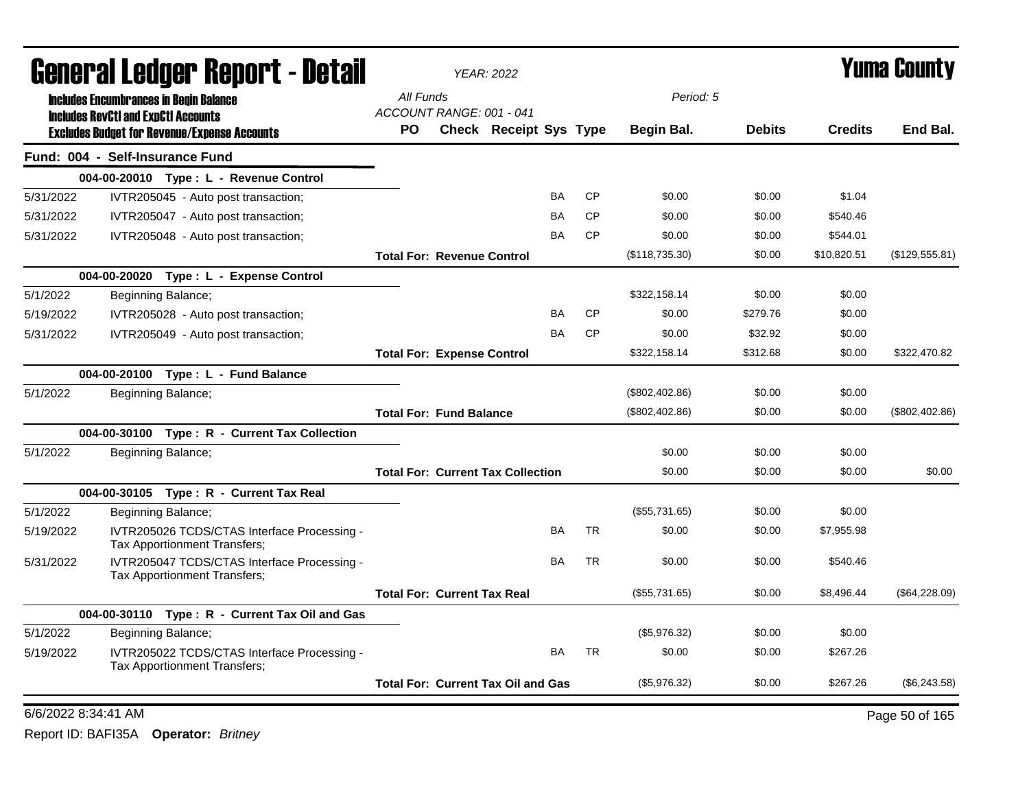# General Ledger Report - Detail

*YEAR: 2022*

# Yuma County

**Includes Encumbrances in Begin Balance**
**Includes RevCtl and ExpCtl Accounts**
**Excludes Budget for Revenue/Expense Accounts**

*All Funds*
*ACCOUNT RANGE: 001 - 041*
*Period: 5*

| | | PO | Check | Receipt | Sys | Type | Begin Bal. | Debits | Credits | End Bal. |
|---|---|---|---|---|---|---|---|---|---|---|
| **Fund: 004 - Self-Insurance Fund** | | | | | | | | | | |
| **004-00-20010 Type : L - Revenue Control** | | | | | | | | | | |
| 5/31/2022 | IVTR205045 - Auto post transaction; | | | | BA | CP | $0.00 | $0.00 | $1.04 | |
| 5/31/2022 | IVTR205047 - Auto post transaction; | | | | BA | CP | $0.00 | $0.00 | $540.46 | |
| 5/31/2022 | IVTR205048 - Auto post transaction; | | | | BA | CP | $0.00 | $0.00 | $544.01 | |
| | **Total For: Revenue Control** | | | | | | ($118,735.30) | $0.00 | $10,820.51 | ($129,555.81) |
| **004-00-20020 Type : L - Expense Control** | | | | | | | | | | |
| 5/1/2022 | Beginning Balance; | | | | | | $322,158.14 | $0.00 | $0.00 | |
| 5/19/2022 | IVTR205028 - Auto post transaction; | | | | BA | CP | $0.00 | $279.76 | $0.00 | |
| 5/31/2022 | IVTR205049 - Auto post transaction; | | | | BA | CP | $0.00 | $32.92 | $0.00 | |
| | **Total For: Expense Control** | | | | | | $322,158.14 | $312.68 | $0.00 | $322,470.82 |
| **004-00-20100 Type : L - Fund Balance** | | | | | | | | | | |
| 5/1/2022 | Beginning Balance; | | | | | | ($802,402.86) | $0.00 | $0.00 | |
| | **Total For: Fund Balance** | | | | | | ($802,402.86) | $0.00 | $0.00 | ($802,402.86) |
| **004-00-30100 Type : R - Current Tax Collection** | | | | | | | | | | |
| 5/1/2022 | Beginning Balance; | | | | | | $0.00 | $0.00 | $0.00 | |
| | **Total For: Current Tax Collection** | | | | | | $0.00 | $0.00 | $0.00 | $0.00 |
| **004-00-30105 Type : R - Current Tax Real** | | | | | | | | | | |
| 5/1/2022 | Beginning Balance; | | | | | | ($55,731.65) | $0.00 | $0.00 | |
| 5/19/2022 | IVTR205026 TCDS/CTAS Interface Processing - Tax Apportionment Transfers; | | | | BA | TR | $0.00 | $0.00 | $7,955.98 | |
| 5/31/2022 | IVTR205047 TCDS/CTAS Interface Processing - Tax Apportionment Transfers; | | | | BA | TR | $0.00 | $0.00 | $540.46 | |
| | **Total For: Current Tax Real** | | | | | | ($55,731.65) | $0.00 | $8,496.44 | ($64,228.09) |
| **004-00-30110 Type : R - Current Tax Oil and Gas** | | | | | | | | | | |
| 5/1/2022 | Beginning Balance; | | | | | | ($5,976.32) | $0.00 | $0.00 | |
| 5/19/2022 | IVTR205022 TCDS/CTAS Interface Processing - Tax Apportionment Transfers; | | | | BA | TR | $0.00 | $0.00 | $267.26 | |
| | **Total For: Current Tax Oil and Gas** | | | | | | ($5,976.32) | $0.00 | $267.26 | ($6,243.58) |

6/6/2022 8:34:41 AM

Report ID: BAFI35A **Operator:** *Britney*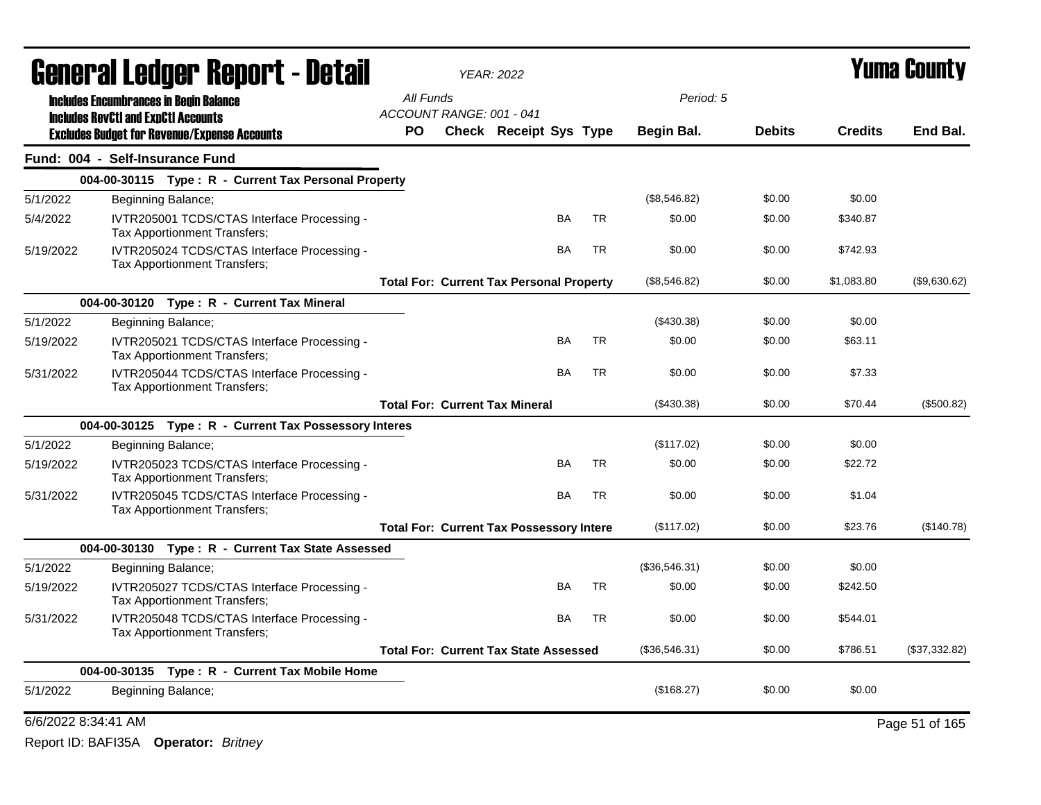# General Ledger Report - Detail

*YEAR: 2022*

## Yuma County

**Includes Encumbrances in Begin Balance**
**Includes RevCtl and ExpCtl Accounts**
**Excludes Budget for Revenue/Expense Accounts**

*All Funds*
*ACCOUNT RANGE: 001 - 041*
*Period: 5*

| | | PO | Check | Receipt | Sys | Type | Begin Bal. | Debits | Credits | End Bal. |
|---|---|---|---|---|---|---|---|---|---|---|
| **Fund: 004 - Self-Insurance Fund** | | | | | | | | | | |
| **004-00-30115 Type : R - Current Tax Personal Property** | | | | | | | | | | |
| 5/1/2022 | Beginning Balance; | | | | | | ($8,546.82) | $0.00 | $0.00 | |
| 5/4/2022 | IVTR205001 TCDS/CTAS Interface Processing - Tax Apportionment Transfers; | | | | BA | TR | $0.00 | $0.00 | $340.87 | |
| 5/19/2022 | IVTR205024 TCDS/CTAS Interface Processing - Tax Apportionment Transfers; | | | | BA | TR | $0.00 | $0.00 | $742.93 | |
| | **Total For: Current Tax Personal Property** | | | | | | ($8,546.82) | $0.00 | $1,083.80 | ($9,630.62) |
| **004-00-30120 Type : R - Current Tax Mineral** | | | | | | | | | | |
| 5/1/2022 | Beginning Balance; | | | | | | ($430.38) | $0.00 | $0.00 | |
| 5/19/2022 | IVTR205021 TCDS/CTAS Interface Processing - Tax Apportionment Transfers; | | | | BA | TR | $0.00 | $0.00 | $63.11 | |
| 5/31/2022 | IVTR205044 TCDS/CTAS Interface Processing - Tax Apportionment Transfers; | | | | BA | TR | $0.00 | $0.00 | $7.33 | |
| | **Total For: Current Tax Mineral** | | | | | | ($430.38) | $0.00 | $70.44 | ($500.82) |
| **004-00-30125 Type : R - Current Tax Possessory Interes** | | | | | | | | | | |
| 5/1/2022 | Beginning Balance; | | | | | | ($117.02) | $0.00 | $0.00 | |
| 5/19/2022 | IVTR205023 TCDS/CTAS Interface Processing - Tax Apportionment Transfers; | | | | BA | TR | $0.00 | $0.00 | $22.72 | |
| 5/31/2022 | IVTR205045 TCDS/CTAS Interface Processing - Tax Apportionment Transfers; | | | | BA | TR | $0.00 | $0.00 | $1.04 | |
| | **Total For: Current Tax Possessory Intere** | | | | | | ($117.02) | $0.00 | $23.76 | ($140.78) |
| **004-00-30130 Type : R - Current Tax State Assessed** | | | | | | | | | | |
| 5/1/2022 | Beginning Balance; | | | | | | ($36,546.31) | $0.00 | $0.00 | |
| 5/19/2022 | IVTR205027 TCDS/CTAS Interface Processing - Tax Apportionment Transfers; | | | | BA | TR | $0.00 | $0.00 | $242.50 | |
| 5/31/2022 | IVTR205048 TCDS/CTAS Interface Processing - Tax Apportionment Transfers; | | | | BA | TR | $0.00 | $0.00 | $544.01 | |
| | **Total For: Current Tax State Assessed** | | | | | | ($36,546.31) | $0.00 | $786.51 | ($37,332.82) |
| **004-00-30135 Type : R - Current Tax Mobile Home** | | | | | | | | | | |
| 5/1/2022 | Beginning Balance; | | | | | | ($168.27) | $0.00 | $0.00 | |

6/6/2022 8:34:41 AM

Report ID: BAFI35A **Operator:** *Britney*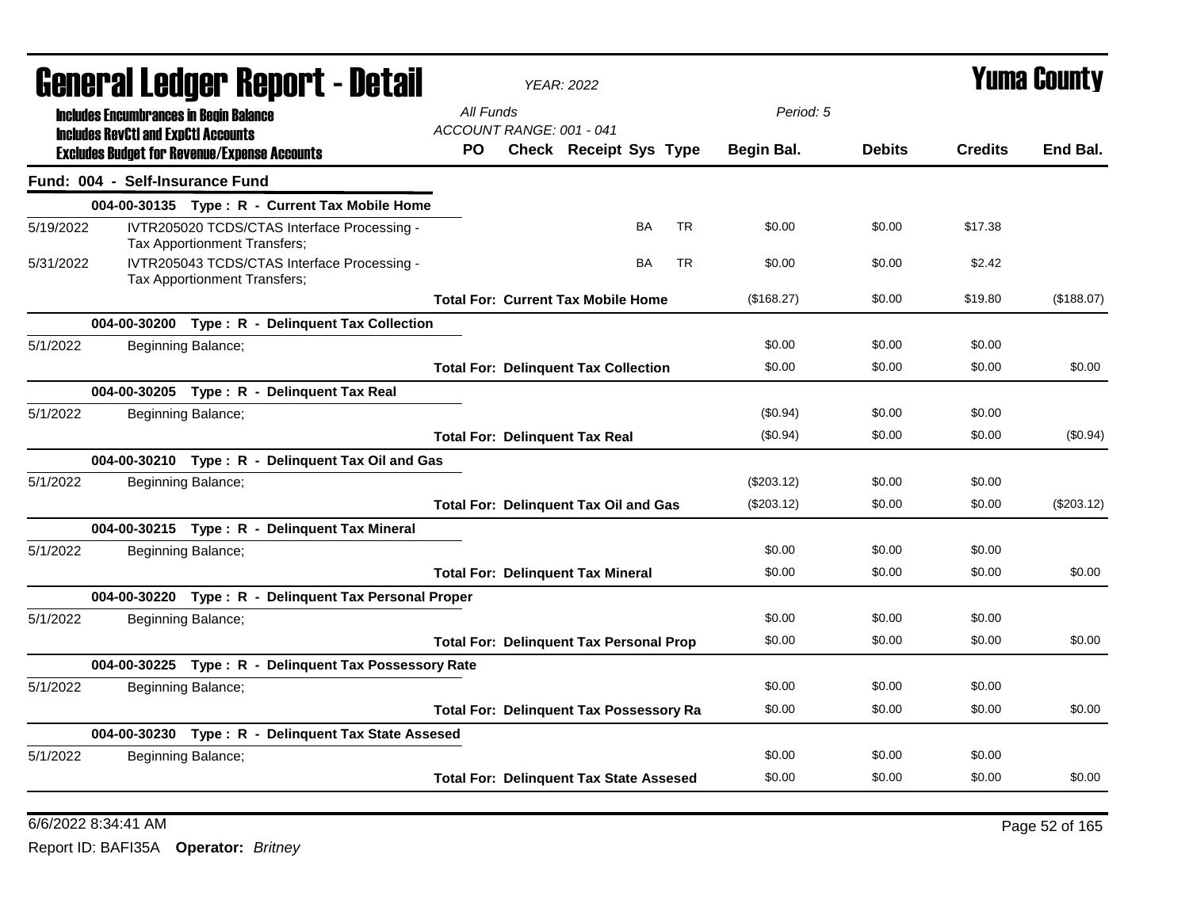# General Ledger Report - Detail

*YEAR: 2022*

**Yuma County**

**Includes Encumbrances in Begin Balance**
**Includes RevCtl and ExpCtl Accounts**
**Excludes Budget for Revenue/Expense Accounts**

*All Funds*
*ACCOUNT RANGE: 001 - 041*
*Period: 5*

## Fund: 004 - Self-Insurance Fund

| Date | Description | PO | Check | Receipt | Sys | Type | Begin Bal. | Debits | Credits | End Bal. |
|---|---|---|---|---|---|---|---|---|---|---|
| **004-00-30135 Type : R - Current Tax Mobile Home** | | | | | | | | | | |
| 5/19/2022 | IVTR205020 TCDS/CTAS Interface Processing - Tax Apportionment Transfers; | | | | BA | TR | $0.00 | $0.00 | $17.38 | |
| 5/31/2022 | IVTR205043 TCDS/CTAS Interface Processing - Tax Apportionment Transfers; | | | | BA | TR | $0.00 | $0.00 | $2.42 | |
| | **Total For: Current Tax Mobile Home** | | | | | | ($168.27) | $0.00 | $19.80 | ($188.07) |
| **004-00-30200 Type : R - Delinquent Tax Collection** | | | | | | | | | | |
| 5/1/2022 | Beginning Balance; | | | | | | $0.00 | $0.00 | $0.00 | |
| | **Total For: Delinquent Tax Collection** | | | | | | $0.00 | $0.00 | $0.00 | $0.00 |
| **004-00-30205 Type : R - Delinquent Tax Real** | | | | | | | | | | |
| 5/1/2022 | Beginning Balance; | | | | | | ($0.94) | $0.00 | $0.00 | |
| | **Total For: Delinquent Tax Real** | | | | | | ($0.94) | $0.00 | $0.00 | ($0.94) |
| **004-00-30210 Type : R - Delinquent Tax Oil and Gas** | | | | | | | | | | |
| 5/1/2022 | Beginning Balance; | | | | | | ($203.12) | $0.00 | $0.00 | |
| | **Total For: Delinquent Tax Oil and Gas** | | | | | | ($203.12) | $0.00 | $0.00 | ($203.12) |
| **004-00-30215 Type : R - Delinquent Tax Mineral** | | | | | | | | | | |
| 5/1/2022 | Beginning Balance; | | | | | | $0.00 | $0.00 | $0.00 | |
| | **Total For: Delinquent Tax Mineral** | | | | | | $0.00 | $0.00 | $0.00 | $0.00 |
| **004-00-30220 Type : R - Delinquent Tax Personal Proper** | | | | | | | | | | |
| 5/1/2022 | Beginning Balance; | | | | | | $0.00 | $0.00 | $0.00 | |
| | **Total For: Delinquent Tax Personal Prop** | | | | | | $0.00 | $0.00 | $0.00 | $0.00 |
| **004-00-30225 Type : R - Delinquent Tax Possessory Rate** | | | | | | | | | | |
| 5/1/2022 | Beginning Balance; | | | | | | $0.00 | $0.00 | $0.00 | |
| | **Total For: Delinquent Tax Possessory Ra** | | | | | | $0.00 | $0.00 | $0.00 | $0.00 |
| **004-00-30230 Type : R - Delinquent Tax State Assesed** | | | | | | | | | | |
| 5/1/2022 | Beginning Balance; | | | | | | $0.00 | $0.00 | $0.00 | |
| | **Total For: Delinquent Tax State Assesed** | | | | | | $0.00 | $0.00 | $0.00 | $0.00 |

6/6/2022 8:34:41 AM

Report ID: BAFI35A **Operator:** *Britney*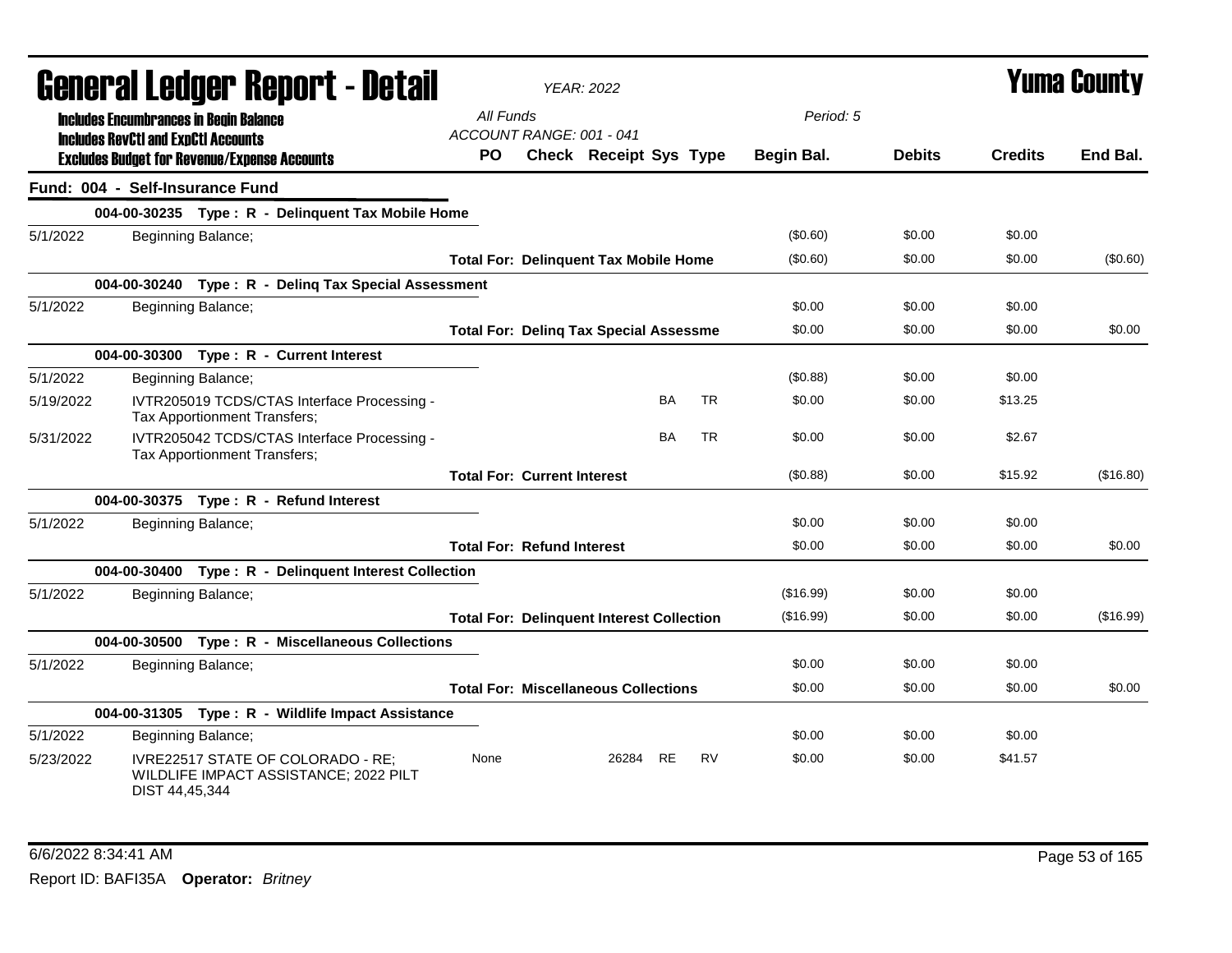# General Ledger Report - Detail

*YEAR: 2022*

# Yuma County

**Includes Encumbrances in Begin Balance**
**Includes RevCtl and ExpCtl Accounts**
**Excludes Budget for Revenue/Expense Accounts**

*All Funds*
*ACCOUNT RANGE: 001 - 041*
*Period: 5*

## Fund: 004 - Self-Insurance Fund

| Date | Description | PO | Check | Receipt | Sys | Type | Begin Bal. | Debits | Credits | End Bal. |
|---|---|---|---|---|---|---|---|---|---|---|
| | **004-00-30235 Type : R - Delinquent Tax Mobile Home** | | | | | | | | | |
| 5/1/2022 | Beginning Balance; | | | | | | ($0.60) | $0.00 | $0.00 | |
| | **Total For: Delinquent Tax Mobile Home** | | | | | | ($0.60) | $0.00 | $0.00 | ($0.60) |
| | **004-00-30240 Type : R - Delinq Tax Special Assessment** | | | | | | | | | |
| 5/1/2022 | Beginning Balance; | | | | | | $0.00 | $0.00 | $0.00 | |
| | **Total For: Delinq Tax Special Assessme** | | | | | | $0.00 | $0.00 | $0.00 | $0.00 |
| | **004-00-30300 Type : R - Current Interest** | | | | | | | | | |
| 5/1/2022 | Beginning Balance; | | | | | | ($0.88) | $0.00 | $0.00 | |
| 5/19/2022 | IVTR205019 TCDS/CTAS Interface Processing - Tax Apportionment Transfers; | | | | BA | TR | $0.00 | $0.00 | $13.25 | |
| 5/31/2022 | IVTR205042 TCDS/CTAS Interface Processing - Tax Apportionment Transfers; | | | | BA | TR | $0.00 | $0.00 | $2.67 | |
| | **Total For: Current Interest** | | | | | | ($0.88) | $0.00 | $15.92 | ($16.80) |
| | **004-00-30375 Type : R - Refund Interest** | | | | | | | | | |
| 5/1/2022 | Beginning Balance; | | | | | | $0.00 | $0.00 | $0.00 | |
| | **Total For: Refund Interest** | | | | | | $0.00 | $0.00 | $0.00 | $0.00 |
| | **004-00-30400 Type : R - Delinquent Interest Collection** | | | | | | | | | |
| 5/1/2022 | Beginning Balance; | | | | | | ($16.99) | $0.00 | $0.00 | |
| | **Total For: Delinquent Interest Collection** | | | | | | ($16.99) | $0.00 | $0.00 | ($16.99) |
| | **004-00-30500 Type : R - Miscellaneous Collections** | | | | | | | | | |
| 5/1/2022 | Beginning Balance; | | | | | | $0.00 | $0.00 | $0.00 | |
| | **Total For: Miscellaneous Collections** | | | | | | $0.00 | $0.00 | $0.00 | $0.00 |
| | **004-00-31305 Type : R - Wildlife Impact Assistance** | | | | | | | | | |
| 5/1/2022 | Beginning Balance; | | | | | | $0.00 | $0.00 | $0.00 | |
| 5/23/2022 | IVRE22517 STATE OF COLORADO - RE; WILDLIFE IMPACT ASSISTANCE; 2022 PILT DIST 44,45,344 | None | | 26284 | RE | RV | $0.00 | $0.00 | $41.57 | |

6/6/2022 8:34:41 AM

Report ID: BAFI35A **Operator:** *Britney*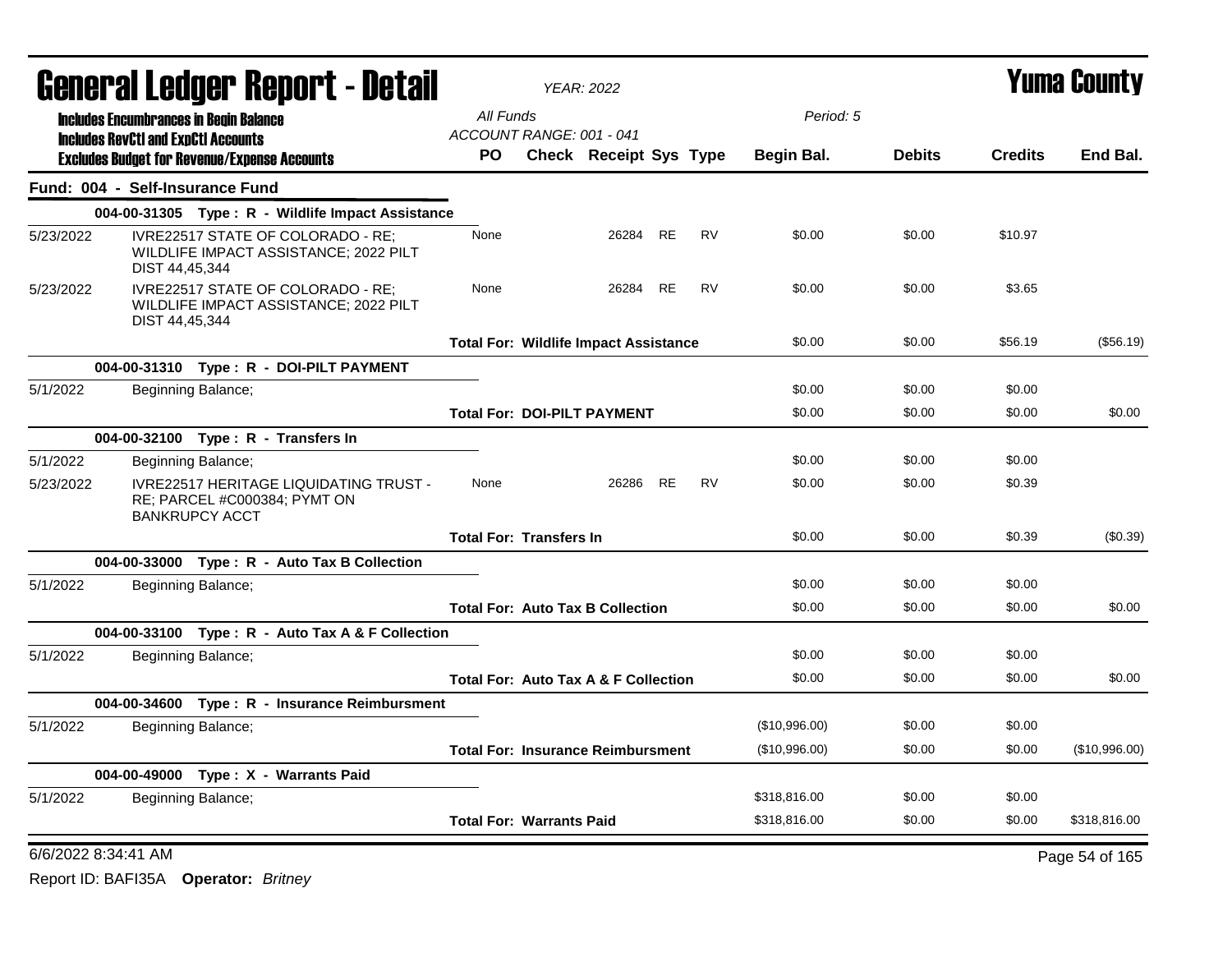# General Ledger Report - Detail

*YEAR: 2022*

# Yuma County

**Includes Encumbrances in Begin Balance**
**Includes RevCtl and ExpCtl Accounts**
**Excludes Budget for Revenue/Expense Accounts**

*All Funds*
*ACCOUNT RANGE: 001 - 041*

*Period: 5*

| | | PO | Check | Receipt | Sys | Type | Begin Bal. | Debits | Credits | End Bal. |
|---|---|---|---|---|---|---|---|---|---|---|
| **Fund: 004 - Self-Insurance Fund** | | | | | | | | | | |
| | **004-00-31305 Type : R - Wildlife Impact Assistance** | | | | | | | | | |
| 5/23/2022 | IVRE22517 STATE OF COLORADO - RE; WILDLIFE IMPACT ASSISTANCE; 2022 PILT DIST 44,45,344 | None | | 26284 | RE | RV | $0.00 | $0.00 | $10.97 | |
| 5/23/2022 | IVRE22517 STATE OF COLORADO - RE; WILDLIFE IMPACT ASSISTANCE; 2022 PILT DIST 44,45,344 | None | | 26284 | RE | RV | $0.00 | $0.00 | $3.65 | |
| | | **Total For: Wildlife Impact Assistance** | | | | | $0.00 | $0.00 | $56.19 | ($56.19) |
| | **004-00-31310 Type : R - DOI-PILT PAYMENT** | | | | | | | | | |
| 5/1/2022 | Beginning Balance; | | | | | | $0.00 | $0.00 | $0.00 | |
| | | **Total For: DOI-PILT PAYMENT** | | | | | $0.00 | $0.00 | $0.00 | $0.00 |
| | **004-00-32100 Type : R - Transfers In** | | | | | | | | | |
| 5/1/2022 | Beginning Balance; | | | | | | $0.00 | $0.00 | $0.00 | |
| 5/23/2022 | IVRE22517 HERITAGE LIQUIDATING TRUST - RE; PARCEL #C000384; PYMT ON BANKRUPCY ACCT | None | | 26286 | RE | RV | $0.00 | $0.00 | $0.39 | |
| | | **Total For: Transfers In** | | | | | $0.00 | $0.00 | $0.39 | ($0.39) |
| | **004-00-33000 Type : R - Auto Tax B Collection** | | | | | | | | | |
| 5/1/2022 | Beginning Balance; | | | | | | $0.00 | $0.00 | $0.00 | |
| | | **Total For: Auto Tax B Collection** | | | | | $0.00 | $0.00 | $0.00 | $0.00 |
| | **004-00-33100 Type : R - Auto Tax A & F Collection** | | | | | | | | | |
| 5/1/2022 | Beginning Balance; | | | | | | $0.00 | $0.00 | $0.00 | |
| | | **Total For: Auto Tax A & F Collection** | | | | | $0.00 | $0.00 | $0.00 | $0.00 |
| | **004-00-34600 Type : R - Insurance Reimbursment** | | | | | | | | | |
| 5/1/2022 | Beginning Balance; | | | | | | ($10,996.00) | $0.00 | $0.00 | |
| | | **Total For: Insurance Reimbursment** | | | | | ($10,996.00) | $0.00 | $0.00 | ($10,996.00) |
| | **004-00-49000 Type : X - Warrants Paid** | | | | | | | | | |
| 5/1/2022 | Beginning Balance; | | | | | | $318,816.00 | $0.00 | $0.00 | |
| | | **Total For: Warrants Paid** | | | | | $318,816.00 | $0.00 | $0.00 | $318,816.00 |

6/6/2022 8:34:41 AM

Report ID: BAFI35A **Operator:** *Britney*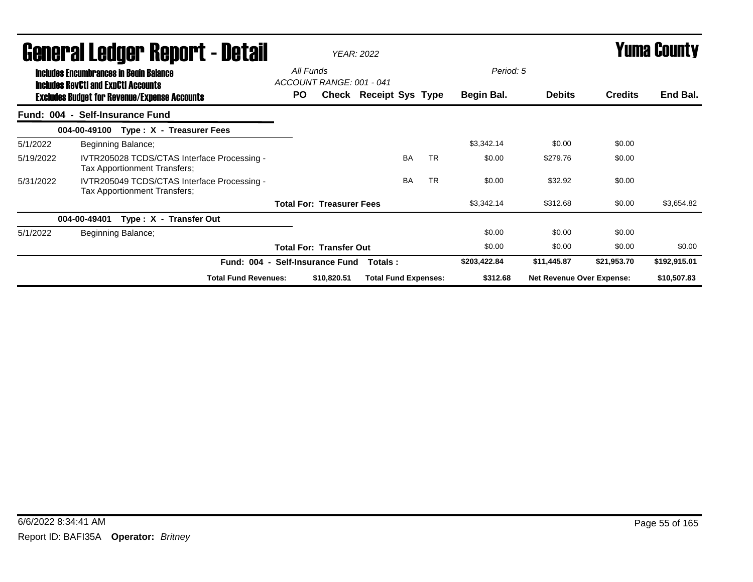# General Ledger Report - Detail

*YEAR: 2022*

# Yuma County

**Includes Encumbrances in Begin Balance**
**Includes RevCtl and ExpCtl Accounts**
**Excludes Budget for Revenue/Expense Accounts**

*All Funds*
*ACCOUNT RANGE: 001 - 041*
*Period: 5*

| | | PO | Check | Receipt | Sys | Type | Begin Bal. | Debits | Credits | End Bal. |
|---|---|---|---|---|---|---|---|---|---|---|
| **Fund: 004 - Self-Insurance Fund** | | | | | | | | | | |
| | **004-00-49100 Type : X - Treasurer Fees** | | | | | | | | | |
| 5/1/2022 | Beginning Balance; | | | | | | $3,342.14 | $0.00 | $0.00 | |
| 5/19/2022 | IVTR205028 TCDS/CTAS Interface Processing - Tax Apportionment Transfers; | | | | BA | TR | $0.00 | $279.76 | $0.00 | |
| 5/31/2022 | IVTR205049 TCDS/CTAS Interface Processing - Tax Apportionment Transfers; | | | | BA | TR | $0.00 | $32.92 | $0.00 | |
| | **Total For: Treasurer Fees** | | | | | | $3,342.14 | $312.68 | $0.00 | $3,654.82 |
| | **004-00-49401 Type : X - Transfer Out** | | | | | | | | | |
| 5/1/2022 | Beginning Balance; | | | | | | $0.00 | $0.00 | $0.00 | |
| | **Total For: Transfer Out** | | | | | | $0.00 | $0.00 | $0.00 | $0.00 |
| | **Fund: 004 - Self-Insurance Fund Totals :** | | | | | | **$203,422.84** | **$11,445.87** | **$21,953.70** | **$192,915.01** |
| | **Total Fund Revenues:** | | **$10,820.51** | **Total Fund Expenses:** | | | **$312.68** | **Net Revenue Over Expense:** | | **$10,507.83** |

6/6/2022 8:34:41 AM

Report ID: BAFI35A **Operator:** *Britney*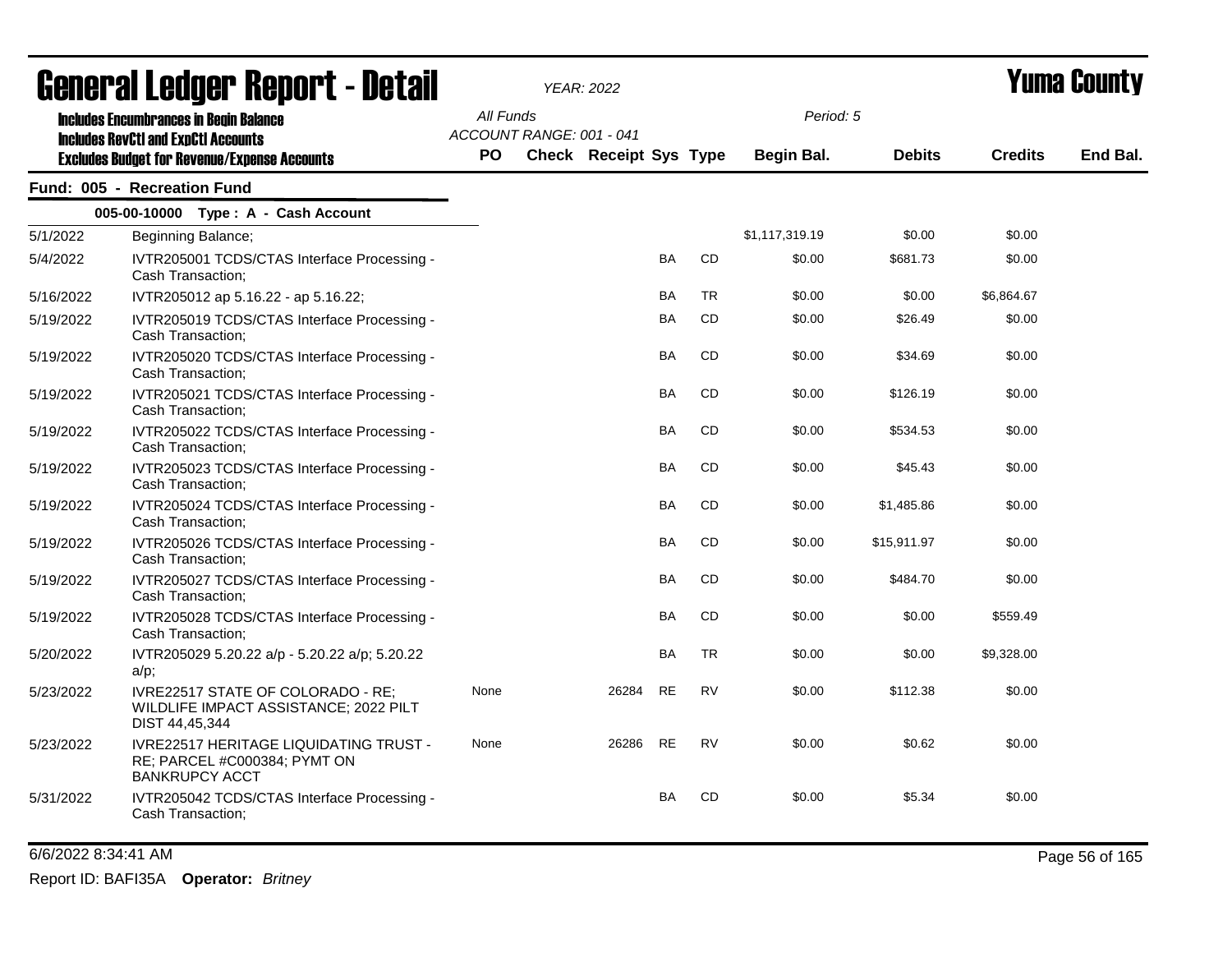# General Ledger Report - Detail

*YEAR: 2022*

# Yuma County

**Includes Encumbrances in Begin Balance**
**Includes RevCtl and ExpCtl Accounts**
**Excludes Budget for Revenue/Expense Accounts**

All Funds
ACCOUNT RANGE: 001 - 041

Period: 5

## Fund: 005 - Recreation Fund

### 005-00-10000 Type : A - Cash Account

| Date | Description | PO | Check | Receipt | Sys | Type | Begin Bal. | Debits | Credits | End Bal. |
|---|---|---|---|---|---|---|---|---|---|---|
| 5/1/2022 | Beginning Balance; | | | | | | $1,117,319.19 | $0.00 | $0.00 | |
| 5/4/2022 | IVTR205001 TCDS/CTAS Interface Processing - Cash Transaction; | | | | BA | CD | $0.00 | $681.73 | $0.00 | |
| 5/16/2022 | IVTR205012 ap 5.16.22 - ap 5.16.22; | | | | BA | TR | $0.00 | $0.00 | $6,864.67 | |
| 5/19/2022 | IVTR205019 TCDS/CTAS Interface Processing - Cash Transaction; | | | | BA | CD | $0.00 | $26.49 | $0.00 | |
| 5/19/2022 | IVTR205020 TCDS/CTAS Interface Processing - Cash Transaction; | | | | BA | CD | $0.00 | $34.69 | $0.00 | |
| 5/19/2022 | IVTR205021 TCDS/CTAS Interface Processing - Cash Transaction; | | | | BA | CD | $0.00 | $126.19 | $0.00 | |
| 5/19/2022 | IVTR205022 TCDS/CTAS Interface Processing - Cash Transaction; | | | | BA | CD | $0.00 | $534.53 | $0.00 | |
| 5/19/2022 | IVTR205023 TCDS/CTAS Interface Processing - Cash Transaction; | | | | BA | CD | $0.00 | $45.43 | $0.00 | |
| 5/19/2022 | IVTR205024 TCDS/CTAS Interface Processing - Cash Transaction; | | | | BA | CD | $0.00 | $1,485.86 | $0.00 | |
| 5/19/2022 | IVTR205026 TCDS/CTAS Interface Processing - Cash Transaction; | | | | BA | CD | $0.00 | $15,911.97 | $0.00 | |
| 5/19/2022 | IVTR205027 TCDS/CTAS Interface Processing - Cash Transaction; | | | | BA | CD | $0.00 | $484.70 | $0.00 | |
| 5/19/2022 | IVTR205028 TCDS/CTAS Interface Processing - Cash Transaction; | | | | BA | CD | $0.00 | $0.00 | $559.49 | |
| 5/20/2022 | IVTR205029 5.20.22 a/p - 5.20.22 a/p; 5.20.22 a/p; | | | | BA | TR | $0.00 | $0.00 | $9,328.00 | |
| 5/23/2022 | IVRE22517 STATE OF COLORADO - RE; WILDLIFE IMPACT ASSISTANCE; 2022 PILT DIST 44,45,344 | None | | 26284 | RE | RV | $0.00 | $112.38 | $0.00 | |
| 5/23/2022 | IVRE22517 HERITAGE LIQUIDATING TRUST - RE; PARCEL #C000384; PYMT ON BANKRUPCY ACCT | None | | 26286 | RE | RV | $0.00 | $0.62 | $0.00 | |
| 5/31/2022 | IVTR205042 TCDS/CTAS Interface Processing - Cash Transaction; | | | | BA | CD | $0.00 | $5.34 | $0.00 | |

6/6/2022 8:34:41 AM

Report ID: BAFI35A **Operator:** *Britney*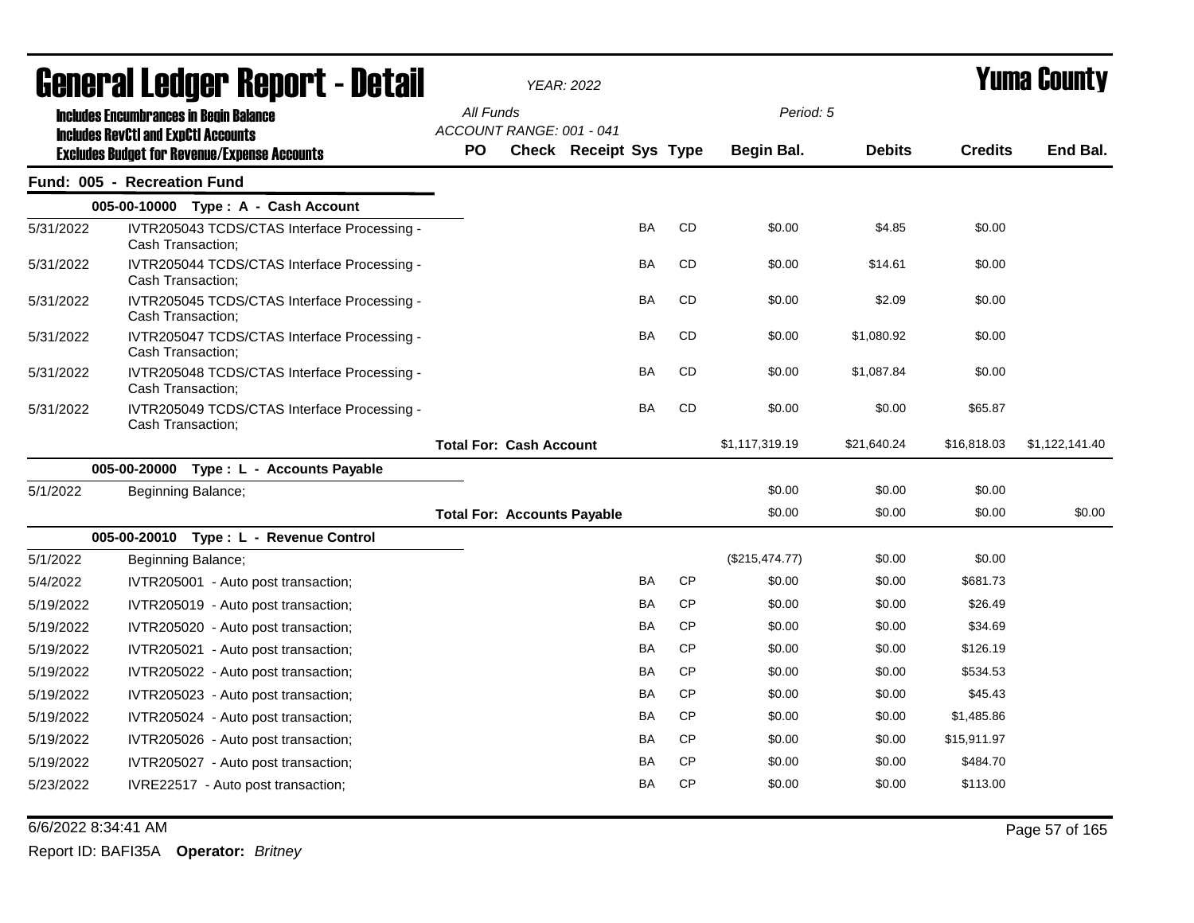# General Ledger Report - Detail

*YEAR: 2022*

# Yuma County

**Includes Encumbrances in Begin Balance**
**Includes RevCtl and ExpCtl Accounts**
**Excludes Budget for Revenue/Expense Accounts**

*All Funds*
*ACCOUNT RANGE: 001 - 041*
*Period: 5*

## Fund: 005 - Recreation Fund

| Date | Description | PO | Check | Receipt | Sys | Type | Begin Bal. | Debits | Credits | End Bal. |
|---|---|---|---|---|---|---|---|---|---|---|
| | **005-00-10000 Type : A - Cash Account** | | | | | | | | | |
| 5/31/2022 | IVTR205043 TCDS/CTAS Interface Processing - Cash Transaction; | | | | BA | CD | $0.00 | $4.85 | $0.00 | |
| 5/31/2022 | IVTR205044 TCDS/CTAS Interface Processing - Cash Transaction; | | | | BA | CD | $0.00 | $14.61 | $0.00 | |
| 5/31/2022 | IVTR205045 TCDS/CTAS Interface Processing - Cash Transaction; | | | | BA | CD | $0.00 | $2.09 | $0.00 | |
| 5/31/2022 | IVTR205047 TCDS/CTAS Interface Processing - Cash Transaction; | | | | BA | CD | $0.00 | $1,080.92 | $0.00 | |
| 5/31/2022 | IVTR205048 TCDS/CTAS Interface Processing - Cash Transaction; | | | | BA | CD | $0.00 | $1,087.84 | $0.00 | |
| 5/31/2022 | IVTR205049 TCDS/CTAS Interface Processing - Cash Transaction; | | | | BA | CD | $0.00 | $0.00 | $65.87 | |
| | | **Total For: Cash Account** | | | | | $1,117,319.19 | $21,640.24 | $16,818.03 | $1,122,141.40 |
| | **005-00-20000 Type : L - Accounts Payable** | | | | | | | | | |
| 5/1/2022 | Beginning Balance; | | | | | | $0.00 | $0.00 | $0.00 | |
| | | **Total For: Accounts Payable** | | | | | $0.00 | $0.00 | $0.00 | $0.00 |
| | **005-00-20010 Type : L - Revenue Control** | | | | | | | | | |
| 5/1/2022 | Beginning Balance; | | | | | | ($215,474.77) | $0.00 | $0.00 | |
| 5/4/2022 | IVTR205001 - Auto post transaction; | | | | BA | CP | $0.00 | $0.00 | $681.73 | |
| 5/19/2022 | IVTR205019 - Auto post transaction; | | | | BA | CP | $0.00 | $0.00 | $26.49 | |
| 5/19/2022 | IVTR205020 - Auto post transaction; | | | | BA | CP | $0.00 | $0.00 | $34.69 | |
| 5/19/2022 | IVTR205021 - Auto post transaction; | | | | BA | CP | $0.00 | $0.00 | $126.19 | |
| 5/19/2022 | IVTR205022 - Auto post transaction; | | | | BA | CP | $0.00 | $0.00 | $534.53 | |
| 5/19/2022 | IVTR205023 - Auto post transaction; | | | | BA | CP | $0.00 | $0.00 | $45.43 | |
| 5/19/2022 | IVTR205024 - Auto post transaction; | | | | BA | CP | $0.00 | $0.00 | $1,485.86 | |
| 5/19/2022 | IVTR205026 - Auto post transaction; | | | | BA | CP | $0.00 | $0.00 | $15,911.97 | |
| 5/19/2022 | IVTR205027 - Auto post transaction; | | | | BA | CP | $0.00 | $0.00 | $484.70 | |
| 5/23/2022 | IVRE22517 - Auto post transaction; | | | | BA | CP | $0.00 | $0.00 | $113.00 | |

6/6/2022 8:34:41 AM

Report ID: BAFI35A **Operator:** *Britney*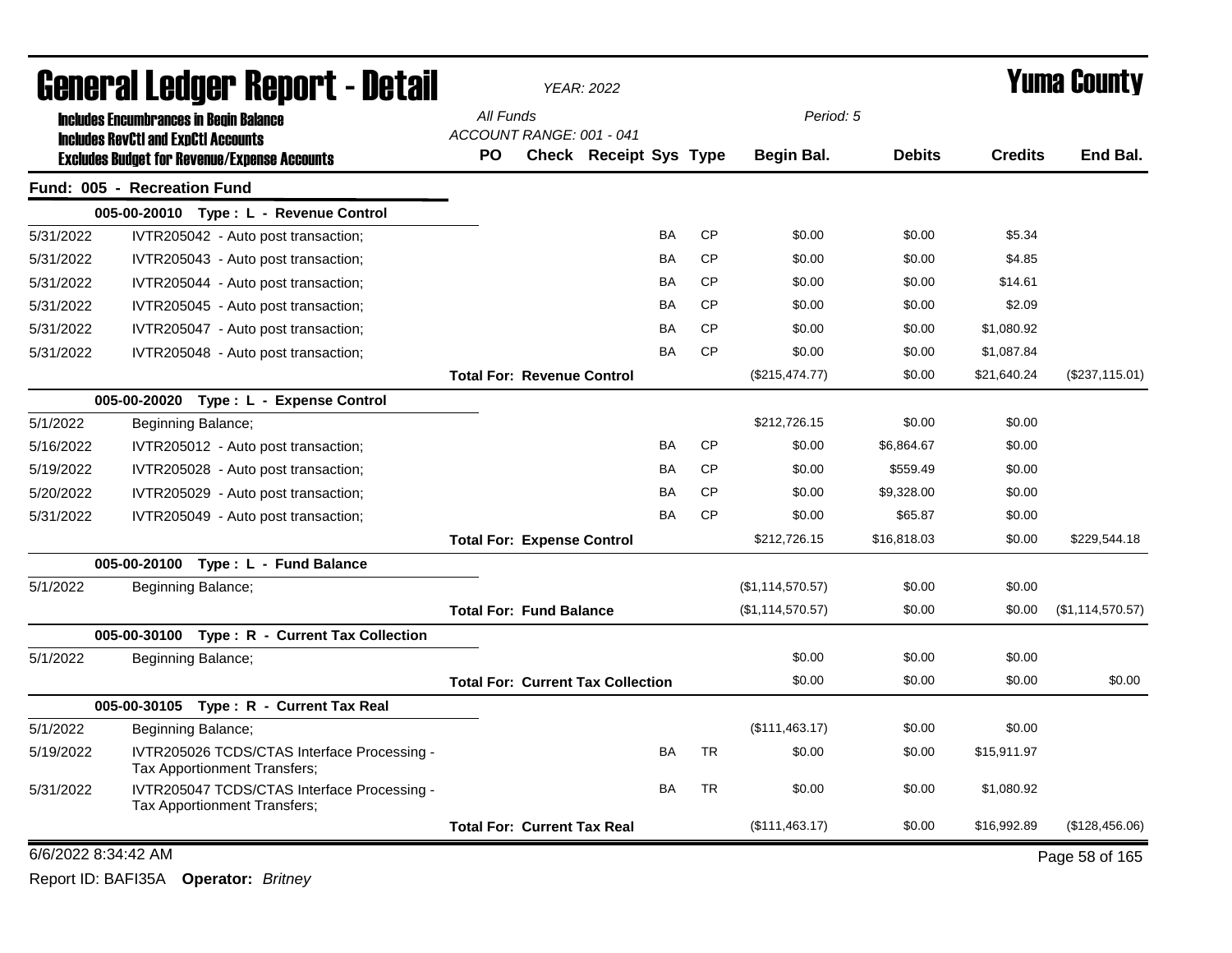# General Ledger Report - Detail

*YEAR: 2022*

# Yuma County

**Includes Encumbrances in Begin Balance**
**Includes RevCtl and ExpCtl Accounts**
**Excludes Budget for Revenue/Expense Accounts**

*All Funds*
*ACCOUNT RANGE: 001 - 041*
*Period: 5*

## Fund: 005 - Recreation Fund

| Date | Description | PO | Check | Receipt | Sys | Type | Begin Bal. | Debits | Credits | End Bal. |
|---|---|---|---|---|---|---|---|---|---|---|
| | **005-00-20010 Type : L - Revenue Control** | | | | | | | | | |
| 5/31/2022 | IVTR205042 - Auto post transaction; | | | | BA | CP | $0.00 | $0.00 | $5.34 | |
| 5/31/2022 | IVTR205043 - Auto post transaction; | | | | BA | CP | $0.00 | $0.00 | $4.85 | |
| 5/31/2022 | IVTR205044 - Auto post transaction; | | | | BA | CP | $0.00 | $0.00 | $14.61 | |
| 5/31/2022 | IVTR205045 - Auto post transaction; | | | | BA | CP | $0.00 | $0.00 | $2.09 | |
| 5/31/2022 | IVTR205047 - Auto post transaction; | | | | BA | CP | $0.00 | $0.00 | $1,080.92 | |
| 5/31/2022 | IVTR205048 - Auto post transaction; | | | | BA | CP | $0.00 | $0.00 | $1,087.84 | |
| | | **Total For: Revenue Control** | | | | | ($215,474.77) | $0.00 | $21,640.24 | ($237,115.01) |
| | **005-00-20020 Type : L - Expense Control** | | | | | | | | | |
| 5/1/2022 | Beginning Balance; | | | | | | $212,726.15 | $0.00 | $0.00 | |
| 5/16/2022 | IVTR205012 - Auto post transaction; | | | | BA | CP | $0.00 | $6,864.67 | $0.00 | |
| 5/19/2022 | IVTR205028 - Auto post transaction; | | | | BA | CP | $0.00 | $559.49 | $0.00 | |
| 5/20/2022 | IVTR205029 - Auto post transaction; | | | | BA | CP | $0.00 | $9,328.00 | $0.00 | |
| 5/31/2022 | IVTR205049 - Auto post transaction; | | | | BA | CP | $0.00 | $65.87 | $0.00 | |
| | | **Total For: Expense Control** | | | | | $212,726.15 | $16,818.03 | $0.00 | $229,544.18 |
| | **005-00-20100 Type : L - Fund Balance** | | | | | | | | | |
| 5/1/2022 | Beginning Balance; | | | | | | ($1,114,570.57) | $0.00 | $0.00 | |
| | | **Total For: Fund Balance** | | | | | ($1,114,570.57) | $0.00 | $0.00 | ($1,114,570.57) |
| | **005-00-30100 Type : R - Current Tax Collection** | | | | | | | | | |
| 5/1/2022 | Beginning Balance; | | | | | | $0.00 | $0.00 | $0.00 | |
| | | **Total For: Current Tax Collection** | | | | | $0.00 | $0.00 | $0.00 | $0.00 |
| | **005-00-30105 Type : R - Current Tax Real** | | | | | | | | | |
| 5/1/2022 | Beginning Balance; | | | | | | ($111,463.17) | $0.00 | $0.00 | |
| 5/19/2022 | IVTR205026 TCDS/CTAS Interface Processing - Tax Apportionment Transfers; | | | | BA | TR | $0.00 | $0.00 | $15,911.97 | |
| 5/31/2022 | IVTR205047 TCDS/CTAS Interface Processing - Tax Apportionment Transfers; | | | | BA | TR | $0.00 | $0.00 | $1,080.92 | |
| | | **Total For: Current Tax Real** | | | | | ($111,463.17) | $0.00 | $16,992.89 | ($128,456.06) |

6/6/2022 8:34:42 AM

Report ID: BAFI35A **Operator:** *Britney*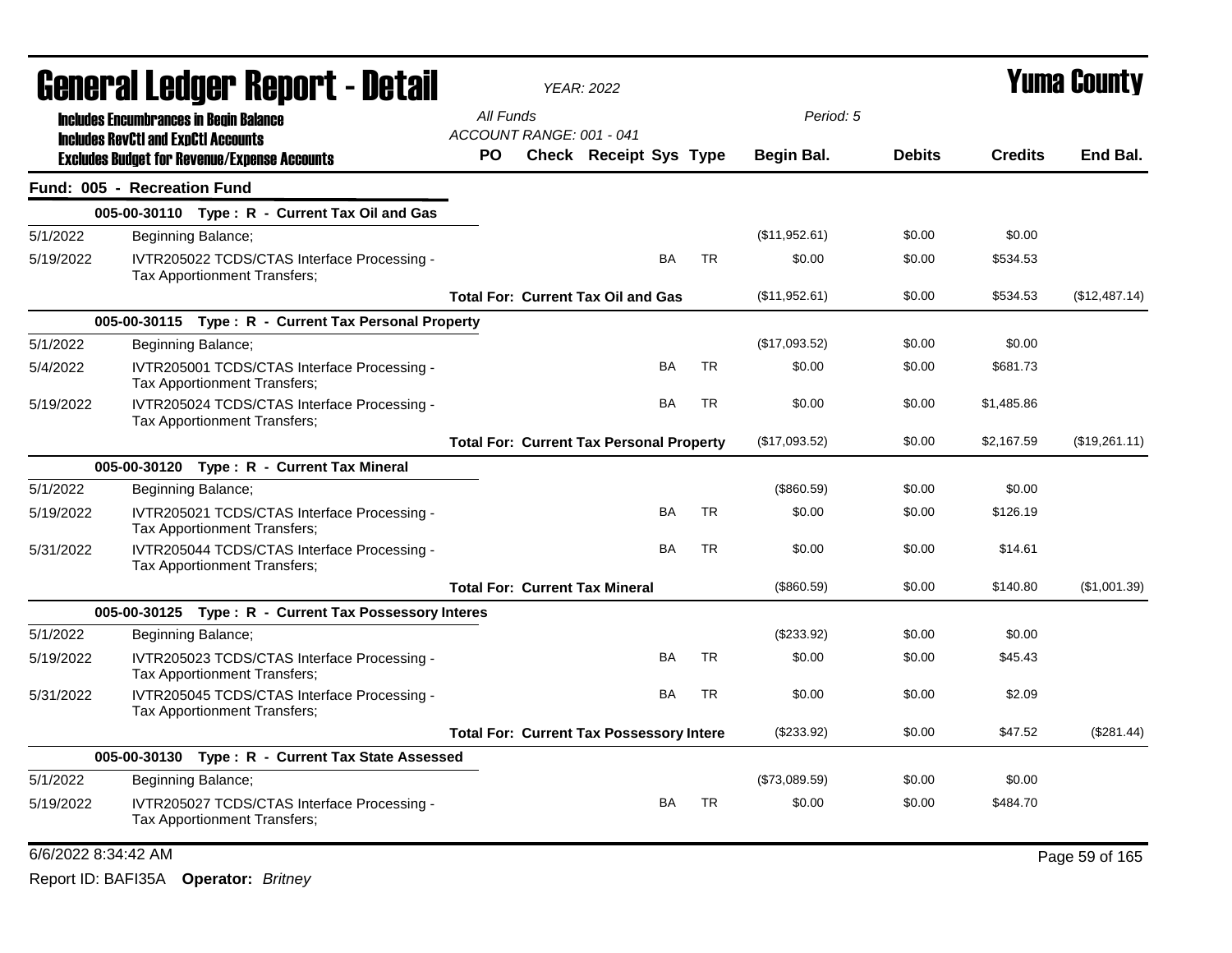# General Ledger Report - Detail

**YEAR: 2022**

# Yuma County

**Includes Encumbrances in Begin Balance**
**Includes RevCtl and ExpCtl Accounts**
**Excludes Budget for Revenue/Expense Accounts**

All Funds
ACCOUNT RANGE: 001 - 041

Period: 5

## Fund: 005 - Recreation Fund

| Date | Description | PO | Check | Receipt | Sys | Type | Begin Bal. | Debits | Credits | End Bal. |
|---|---|---|---|---|---|---|---|---|---|---|
| | **005-00-30110 Type : R - Current Tax Oil and Gas** | | | | | | | | | |
| 5/1/2022 | Beginning Balance; | | | | | | ($11,952.61) | $0.00 | $0.00 | |
| 5/19/2022 | IVTR205022 TCDS/CTAS Interface Processing - Tax Apportionment Transfers; | | | | BA | TR | $0.00 | $0.00 | $534.53 | |
| | **Total For: Current Tax Oil and Gas** | | | | | | ($11,952.61) | $0.00 | $534.53 | ($12,487.14) |
| | **005-00-30115 Type : R - Current Tax Personal Property** | | | | | | | | | |
| 5/1/2022 | Beginning Balance; | | | | | | ($17,093.52) | $0.00 | $0.00 | |
| 5/4/2022 | IVTR205001 TCDS/CTAS Interface Processing - Tax Apportionment Transfers; | | | | BA | TR | $0.00 | $0.00 | $681.73 | |
| 5/19/2022 | IVTR205024 TCDS/CTAS Interface Processing - Tax Apportionment Transfers; | | | | BA | TR | $0.00 | $0.00 | $1,485.86 | |
| | **Total For: Current Tax Personal Property** | | | | | | ($17,093.52) | $0.00 | $2,167.59 | ($19,261.11) |
| | **005-00-30120 Type : R - Current Tax Mineral** | | | | | | | | | |
| 5/1/2022 | Beginning Balance; | | | | | | ($860.59) | $0.00 | $0.00 | |
| 5/19/2022 | IVTR205021 TCDS/CTAS Interface Processing - Tax Apportionment Transfers; | | | | BA | TR | $0.00 | $0.00 | $126.19 | |
| 5/31/2022 | IVTR205044 TCDS/CTAS Interface Processing - Tax Apportionment Transfers; | | | | BA | TR | $0.00 | $0.00 | $14.61 | |
| | **Total For: Current Tax Mineral** | | | | | | ($860.59) | $0.00 | $140.80 | ($1,001.39) |
| | **005-00-30125 Type : R - Current Tax Possessory Interes** | | | | | | | | | |
| 5/1/2022 | Beginning Balance; | | | | | | ($233.92) | $0.00 | $0.00 | |
| 5/19/2022 | IVTR205023 TCDS/CTAS Interface Processing - Tax Apportionment Transfers; | | | | BA | TR | $0.00 | $0.00 | $45.43 | |
| 5/31/2022 | IVTR205045 TCDS/CTAS Interface Processing - Tax Apportionment Transfers; | | | | BA | TR | $0.00 | $0.00 | $2.09 | |
| | **Total For: Current Tax Possessory Intere** | | | | | | ($233.92) | $0.00 | $47.52 | ($281.44) |
| | **005-00-30130 Type : R - Current Tax State Assessed** | | | | | | | | | |
| 5/1/2022 | Beginning Balance; | | | | | | ($73,089.59) | $0.00 | $0.00 | |
| 5/19/2022 | IVTR205027 TCDS/CTAS Interface Processing - Tax Apportionment Transfers; | | | | BA | TR | $0.00 | $0.00 | $484.70 | |

6/6/2022 8:34:42 AM

Report ID: BAFI35A **Operator:** *Britney*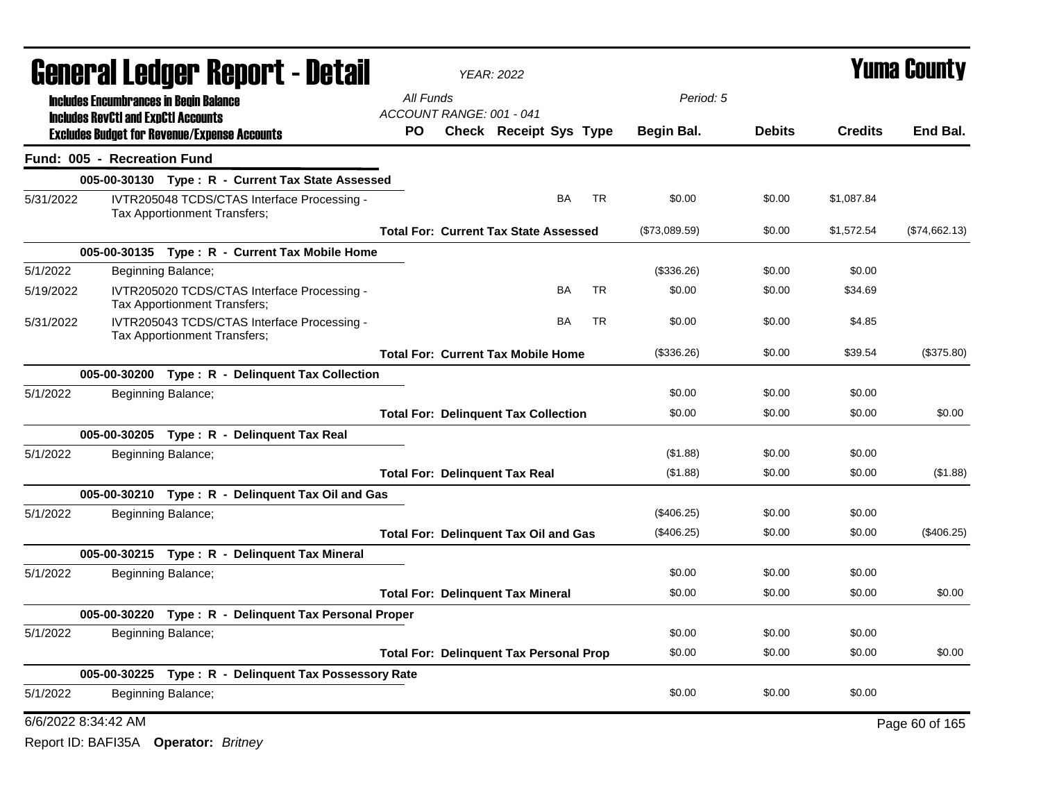# General Ledger Report - Detail

*YEAR: 2022*

## Yuma County

**Includes Encumbrances in Begin Balance**
**Includes RevCtl and ExpCtl Accounts**
**Excludes Budget for Revenue/Expense Accounts**

*All Funds*
*ACCOUNT RANGE: 001 - 041*
*Period: 5*

| | | PO | Check | Receipt | Sys | Type | Begin Bal. | Debits | Credits | End Bal. |
|---|---|---|---|---|---|---|---|---|---|---|
| **Fund: 005 - Recreation Fund** | | | | | | | | | | |
| | **005-00-30130 Type : R - Current Tax State Assessed** | | | | | | | | | |
| 5/31/2022 | IVTR205048 TCDS/CTAS Interface Processing - Tax Apportionment Transfers; | | | | BA | TR | $0.00 | $0.00 | $1,087.84 | |
| | **Total For: Current Tax State Assessed** | | | | | | ($73,089.59) | $0.00 | $1,572.54 | ($74,662.13) |
| | **005-00-30135 Type : R - Current Tax Mobile Home** | | | | | | | | | |
| 5/1/2022 | Beginning Balance; | | | | | | ($336.26) | $0.00 | $0.00 | |
| 5/19/2022 | IVTR205020 TCDS/CTAS Interface Processing - Tax Apportionment Transfers; | | | | BA | TR | $0.00 | $0.00 | $34.69 | |
| 5/31/2022 | IVTR205043 TCDS/CTAS Interface Processing - Tax Apportionment Transfers; | | | | BA | TR | $0.00 | $0.00 | $4.85 | |
| | **Total For: Current Tax Mobile Home** | | | | | | ($336.26) | $0.00 | $39.54 | ($375.80) |
| | **005-00-30200 Type : R - Delinquent Tax Collection** | | | | | | | | | |
| 5/1/2022 | Beginning Balance; | | | | | | $0.00 | $0.00 | $0.00 | |
| | **Total For: Delinquent Tax Collection** | | | | | | $0.00 | $0.00 | $0.00 | $0.00 |
| | **005-00-30205 Type : R - Delinquent Tax Real** | | | | | | | | | |
| 5/1/2022 | Beginning Balance; | | | | | | ($1.88) | $0.00 | $0.00 | |
| | **Total For: Delinquent Tax Real** | | | | | | ($1.88) | $0.00 | $0.00 | ($1.88) |
| | **005-00-30210 Type : R - Delinquent Tax Oil and Gas** | | | | | | | | | |
| 5/1/2022 | Beginning Balance; | | | | | | ($406.25) | $0.00 | $0.00 | |
| | **Total For: Delinquent Tax Oil and Gas** | | | | | | ($406.25) | $0.00 | $0.00 | ($406.25) |
| | **005-00-30215 Type : R - Delinquent Tax Mineral** | | | | | | | | | |
| 5/1/2022 | Beginning Balance; | | | | | | $0.00 | $0.00 | $0.00 | |
| | **Total For: Delinquent Tax Mineral** | | | | | | $0.00 | $0.00 | $0.00 | $0.00 |
| | **005-00-30220 Type : R - Delinquent Tax Personal Proper** | | | | | | | | | |
| 5/1/2022 | Beginning Balance; | | | | | | $0.00 | $0.00 | $0.00 | |
| | **Total For: Delinquent Tax Personal Prop** | | | | | | $0.00 | $0.00 | $0.00 | $0.00 |
| | **005-00-30225 Type : R - Delinquent Tax Possessory Rate** | | | | | | | | | |
| 5/1/2022 | Beginning Balance; | | | | | | $0.00 | $0.00 | $0.00 | |

6/6/2022 8:34:42 AM

Report ID: BAFI35A **Operator:** *Britney*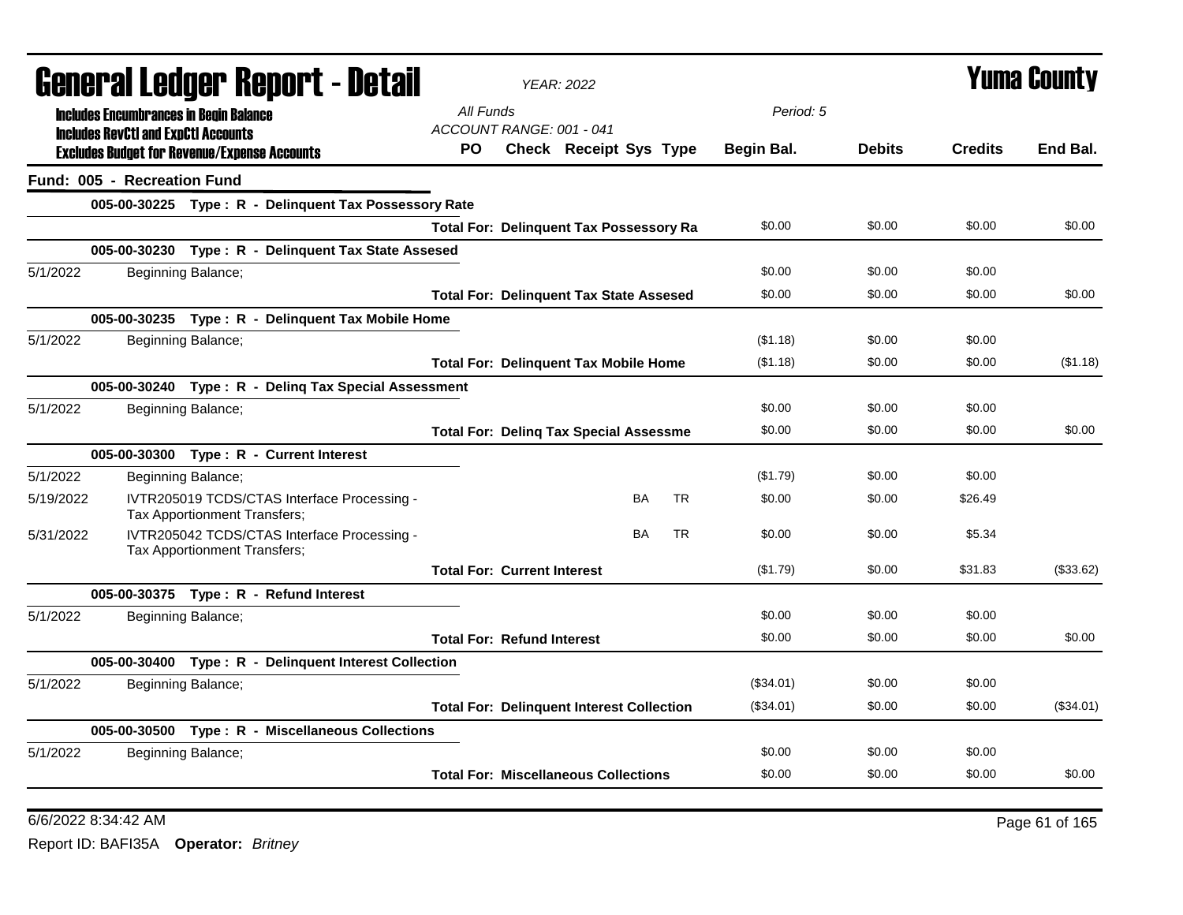# General Ledger Report - Detail

**YEAR: 2022**

**Yuma County**

Includes Encumbrances in Begin Balance
Includes RevCtl and ExpCtl Accounts
Excludes Budget for Revenue/Expense Accounts

All Funds
ACCOUNT RANGE: 001 - 041

Period: 5

| | | PO | Check | Receipt | Sys | Type | Begin Bal. | Debits | Credits | End Bal. |
|---|---|---|---|---|---|---|---|---|---|---|
| **Fund: 005 - Recreation Fund** | | | | | | | | | | |
| | **005-00-30225 Type : R - Delinquent Tax Possessory Rate** | | | | | | | | | |
| | **Total For: Delinquent Tax Possessory Ra** | | | | | | $0.00 | $0.00 | $0.00 | $0.00 |
| | **005-00-30230 Type : R - Delinquent Tax State Assesed** | | | | | | | | | |
| 5/1/2022 | Beginning Balance; | | | | | | $0.00 | $0.00 | $0.00 | |
| | **Total For: Delinquent Tax State Assesed** | | | | | | $0.00 | $0.00 | $0.00 | $0.00 |
| | **005-00-30235 Type : R - Delinquent Tax Mobile Home** | | | | | | | | | |
| 5/1/2022 | Beginning Balance; | | | | | | ($1.18) | $0.00 | $0.00 | |
| | **Total For: Delinquent Tax Mobile Home** | | | | | | ($1.18) | $0.00 | $0.00 | ($1.18) |
| | **005-00-30240 Type : R - Delinq Tax Special Assessment** | | | | | | | | | |
| 5/1/2022 | Beginning Balance; | | | | | | $0.00 | $0.00 | $0.00 | |
| | **Total For: Delinq Tax Special Assessme** | | | | | | $0.00 | $0.00 | $0.00 | $0.00 |
| | **005-00-30300 Type : R - Current Interest** | | | | | | | | | |
| 5/1/2022 | Beginning Balance; | | | | | | ($1.79) | $0.00 | $0.00 | |
| 5/19/2022 | IVTR205019 TCDS/CTAS Interface Processing - Tax Apportionment Transfers; | | | | BA | TR | $0.00 | $0.00 | $26.49 | |
| 5/31/2022 | IVTR205042 TCDS/CTAS Interface Processing - Tax Apportionment Transfers; | | | | BA | TR | $0.00 | $0.00 | $5.34 | |
| | **Total For: Current Interest** | | | | | | ($1.79) | $0.00 | $31.83 | ($33.62) |
| | **005-00-30375 Type : R - Refund Interest** | | | | | | | | | |
| 5/1/2022 | Beginning Balance; | | | | | | $0.00 | $0.00 | $0.00 | |
| | **Total For: Refund Interest** | | | | | | $0.00 | $0.00 | $0.00 | $0.00 |
| | **005-00-30400 Type : R - Delinquent Interest Collection** | | | | | | | | | |
| 5/1/2022 | Beginning Balance; | | | | | | ($34.01) | $0.00 | $0.00 | |
| | **Total For: Delinquent Interest Collection** | | | | | | ($34.01) | $0.00 | $0.00 | ($34.01) |
| | **005-00-30500 Type : R - Miscellaneous Collections** | | | | | | | | | |
| 5/1/2022 | Beginning Balance; | | | | | | $0.00 | $0.00 | $0.00 | |
| | **Total For: Miscellaneous Collections** | | | | | | $0.00 | $0.00 | $0.00 | $0.00 |

6/6/2022 8:34:42 AM

Report ID: BAFI35A **Operator:** *Britney*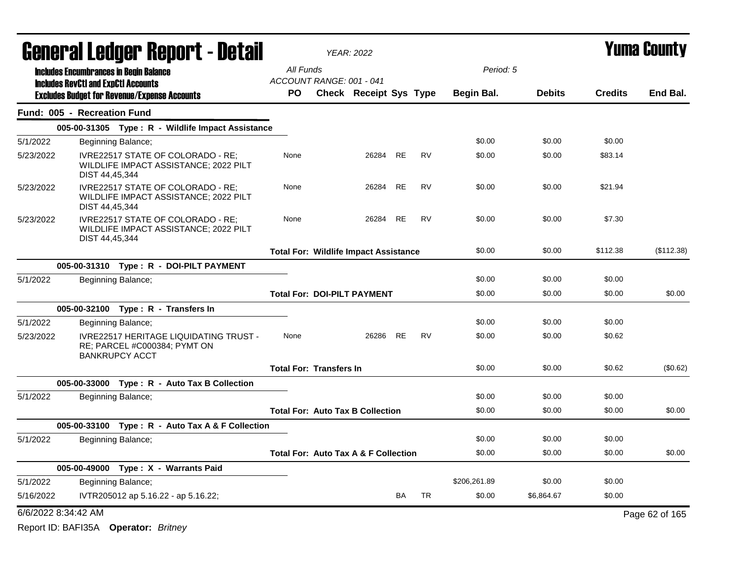# General Ledger Report - Detail

**YEAR: 2022**

**Yuma County**

Includes Encumbrances in Begin Balance
Includes RevCtl and ExpCtl Accounts
Excludes Budget for Revenue/Expense Accounts

All Funds
ACCOUNT RANGE: 001 - 041

Period: 5

| | | PO | Check | Receipt | Sys | Type | Begin Bal. | Debits | Credits | End Bal. |
|---|---|---|---|---|---|---|---|---|---|---|
| **Fund: 005 - Recreation Fund** | | | | | | | | | | |
| | **005-00-31305 Type : R - Wildlife Impact Assistance** | | | | | | | | | |
| 5/1/2022 | Beginning Balance; | | | | | | $0.00 | $0.00 | $0.00 | |
| 5/23/2022 | IVRE22517 STATE OF COLORADO - RE; WILDLIFE IMPACT ASSISTANCE; 2022 PILT DIST 44,45,344 | None | | 26284 | RE | RV | $0.00 | $0.00 | $83.14 | |
| 5/23/2022 | IVRE22517 STATE OF COLORADO - RE; WILDLIFE IMPACT ASSISTANCE; 2022 PILT DIST 44,45,344 | None | | 26284 | RE | RV | $0.00 | $0.00 | $21.94 | |
| 5/23/2022 | IVRE22517 STATE OF COLORADO - RE; WILDLIFE IMPACT ASSISTANCE; 2022 PILT DIST 44,45,344 | None | | 26284 | RE | RV | $0.00 | $0.00 | $7.30 | |
| | | **Total For: Wildlife Impact Assistance** | | | | | $0.00 | $0.00 | $112.38 | ($112.38) |
| | **005-00-31310 Type : R - DOI-PILT PAYMENT** | | | | | | | | | |
| 5/1/2022 | Beginning Balance; | | | | | | $0.00 | $0.00 | $0.00 | |
| | | **Total For: DOI-PILT PAYMENT** | | | | | $0.00 | $0.00 | $0.00 | $0.00 |
| | **005-00-32100 Type : R - Transfers In** | | | | | | | | | |
| 5/1/2022 | Beginning Balance; | | | | | | $0.00 | $0.00 | $0.00 | |
| 5/23/2022 | IVRE22517 HERITAGE LIQUIDATING TRUST - RE; PARCEL #C000384; PYMT ON BANKRUPCY ACCT | None | | 26286 | RE | RV | $0.00 | $0.00 | $0.62 | |
| | | **Total For: Transfers In** | | | | | $0.00 | $0.00 | $0.62 | ($0.62) |
| | **005-00-33000 Type : R - Auto Tax B Collection** | | | | | | | | | |
| 5/1/2022 | Beginning Balance; | | | | | | $0.00 | $0.00 | $0.00 | |
| | | **Total For: Auto Tax B Collection** | | | | | $0.00 | $0.00 | $0.00 | $0.00 |
| | **005-00-33100 Type : R - Auto Tax A & F Collection** | | | | | | | | | |
| 5/1/2022 | Beginning Balance; | | | | | | $0.00 | $0.00 | $0.00 | |
| | | **Total For: Auto Tax A & F Collection** | | | | | $0.00 | $0.00 | $0.00 | $0.00 |
| | **005-00-49000 Type : X - Warrants Paid** | | | | | | | | | |
| 5/1/2022 | Beginning Balance; | | | | | | $206,261.89 | $0.00 | $0.00 | |
| 5/16/2022 | IVTR205012 ap 5.16.22 - ap 5.16.22; | | | | BA | TR | $0.00 | $6,864.67 | $0.00 | |

6/6/2022 8:34:42 AM

Report ID: BAFI35A **Operator:** *Britney*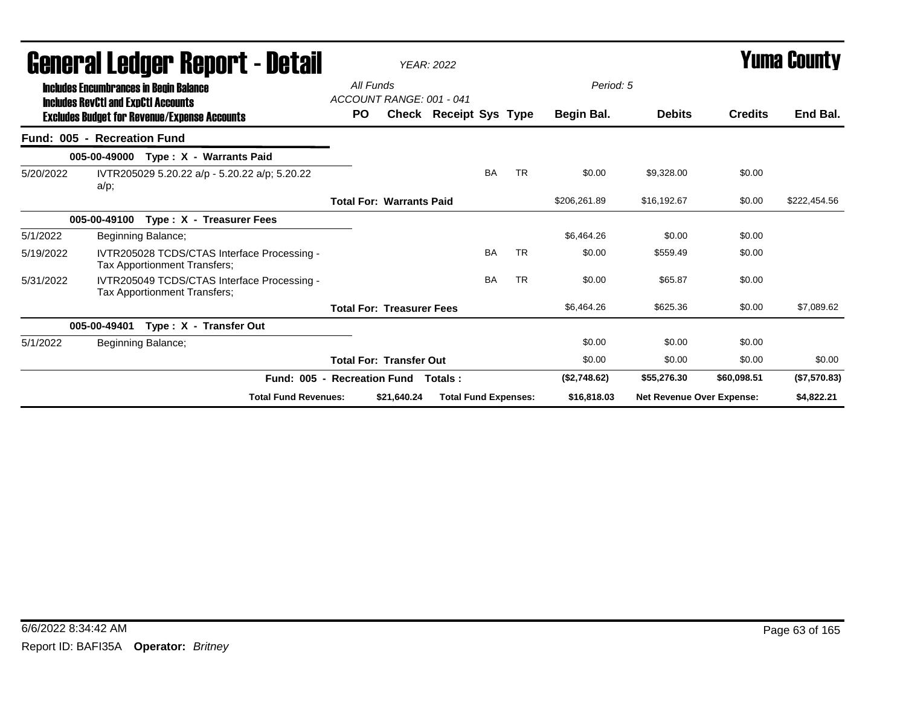# General Ledger Report - Detail

*YEAR: 2022*

# Yuma County

**Includes Encumbrances in Begin Balance**
**Includes RevCtl and ExpCtl Accounts**
**Excludes Budget for Revenue/Expense Accounts**

*All Funds*
*ACCOUNT RANGE: 001 - 041*

*Period: 5*

## Fund: 005 - Recreation Fund

| Date | Description | PO | Check | Receipt | Sys | Type | Begin Bal. | Debits | Credits | End Bal. |
|---|---|---|---|---|---|---|---|---|---|---|
| | **005-00-49000 Type : X - Warrants Paid** | | | | | | | | | |
| 5/20/2022 | IVTR205029 5.20.22 a/p - 5.20.22 a/p; 5.20.22 a/p; | | | | BA | TR | $0.00 | $9,328.00 | $0.00 | |
| | **Total For: Warrants Paid** | | | | | | $206,261.89 | $16,192.67 | $0.00 | $222,454.56 |
| | **005-00-49100 Type : X - Treasurer Fees** | | | | | | | | | |
| 5/1/2022 | Beginning Balance; | | | | | | $6,464.26 | $0.00 | $0.00 | |
| 5/19/2022 | IVTR205028 TCDS/CTAS Interface Processing - Tax Apportionment Transfers; | | | | BA | TR | $0.00 | $559.49 | $0.00 | |
| 5/31/2022 | IVTR205049 TCDS/CTAS Interface Processing - Tax Apportionment Transfers; | | | | BA | TR | $0.00 | $65.87 | $0.00 | |
| | **Total For: Treasurer Fees** | | | | | | $6,464.26 | $625.36 | $0.00 | $7,089.62 |
| | **005-00-49401 Type : X - Transfer Out** | | | | | | | | | |
| 5/1/2022 | Beginning Balance; | | | | | | $0.00 | $0.00 | $0.00 | |
| | **Total For: Transfer Out** | | | | | | $0.00 | $0.00 | $0.00 | $0.00 |
| | **Fund: 005 - Recreation Fund Totals :** | | | | | | **($2,748.62)** | **$55,276.30** | **$60,098.51** | **($7,570.83)** |

| | | | | | |
|---|---|---|---|---|---|
| **Total Fund Revenues:** | **$21,640.24** | **Total Fund Expenses:** | **$16,818.03** | **Net Revenue Over Expense:** | **$4,822.21** |

6/6/2022 8:34:42 AM

Report ID: BAFI35A **Operator:** *Britney*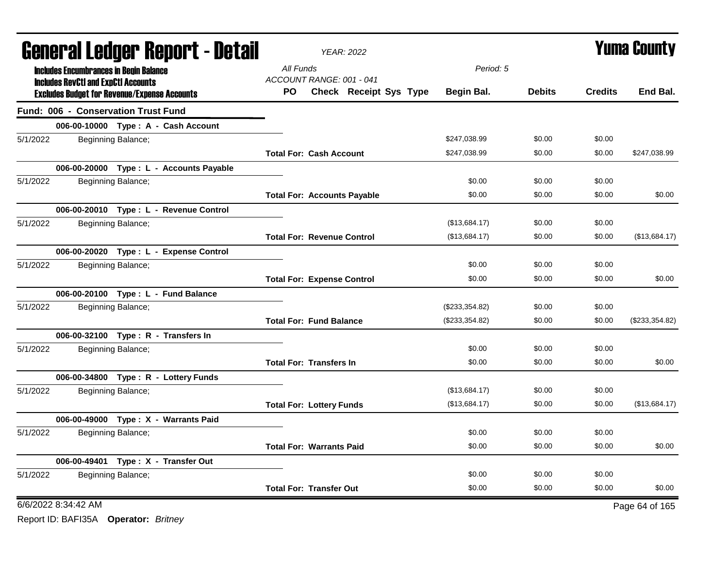# General Ledger Report - Detail

**Yuma County**

*YEAR: 2022*

**Includes Encumbrances in Begin Balance**
**Includes RevCtl and ExpCtl Accounts**
**Excludes Budget for Revenue/Expense Accounts**

*All Funds*
*ACCOUNT RANGE: 001 - 041*
*Period: 5*

| | | PO | Check | Receipt | Sys | Type | Begin Bal. | Debits | Credits | End Bal. |
|---|---|---|---|---|---|---|---|---|---|---|
| **Fund: 006 - Conservation Trust Fund** | | | | | | | | | | |
| | **006-00-10000 Type : A - Cash Account** | | | | | | | | | |
| 5/1/2022 | Beginning Balance; | | | | | | $247,038.99 | $0.00 | $0.00 | |
| | | **Total For: Cash Account** | | | | | $247,038.99 | $0.00 | $0.00 | $247,038.99 |
| | **006-00-20000 Type : L - Accounts Payable** | | | | | | | | | |
| 5/1/2022 | Beginning Balance; | | | | | | $0.00 | $0.00 | $0.00 | |
| | | **Total For: Accounts Payable** | | | | | $0.00 | $0.00 | $0.00 | $0.00 |
| | **006-00-20010 Type : L - Revenue Control** | | | | | | | | | |
| 5/1/2022 | Beginning Balance; | | | | | | ($13,684.17) | $0.00 | $0.00 | |
| | | **Total For: Revenue Control** | | | | | ($13,684.17) | $0.00 | $0.00 | ($13,684.17) |
| | **006-00-20020 Type : L - Expense Control** | | | | | | | | | |
| 5/1/2022 | Beginning Balance; | | | | | | $0.00 | $0.00 | $0.00 | |
| | | **Total For: Expense Control** | | | | | $0.00 | $0.00 | $0.00 | $0.00 |
| | **006-00-20100 Type : L - Fund Balance** | | | | | | | | | |
| 5/1/2022 | Beginning Balance; | | | | | | ($233,354.82) | $0.00 | $0.00 | |
| | | **Total For: Fund Balance** | | | | | ($233,354.82) | $0.00 | $0.00 | ($233,354.82) |
| | **006-00-32100 Type : R - Transfers In** | | | | | | | | | |
| 5/1/2022 | Beginning Balance; | | | | | | $0.00 | $0.00 | $0.00 | |
| | | **Total For: Transfers In** | | | | | $0.00 | $0.00 | $0.00 | $0.00 |
| | **006-00-34800 Type : R - Lottery Funds** | | | | | | | | | |
| 5/1/2022 | Beginning Balance; | | | | | | ($13,684.17) | $0.00 | $0.00 | |
| | | **Total For: Lottery Funds** | | | | | ($13,684.17) | $0.00 | $0.00 | ($13,684.17) |
| | **006-00-49000 Type : X - Warrants Paid** | | | | | | | | | |
| 5/1/2022 | Beginning Balance; | | | | | | $0.00 | $0.00 | $0.00 | |
| | | **Total For: Warrants Paid** | | | | | $0.00 | $0.00 | $0.00 | $0.00 |
| | **006-00-49401 Type : X - Transfer Out** | | | | | | | | | |
| 5/1/2022 | Beginning Balance; | | | | | | $0.00 | $0.00 | $0.00 | |
| | | **Total For: Transfer Out** | | | | | $0.00 | $0.00 | $0.00 | $0.00 |

6/6/2022 8:34:42 AM

Report ID: BAFI35A **Operator:** *Britney*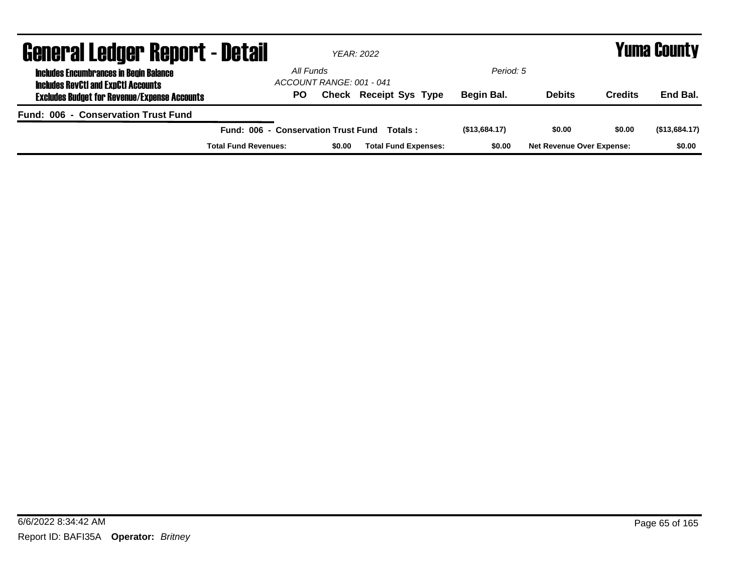# General Ledger Report - Detail

*YEAR: 2022*

# Yuma County

**Includes Encumbrances in Begin Balance**
**Includes RevCtl and ExpCtl Accounts**
**Excludes Budget for Revenue/Expense Accounts**

*All Funds*
*ACCOUNT RANGE: 001 - 041*
*Period: 5*

| PO | Check | Receipt | Sys | Type | Begin Bal. | Debits | Credits | End Bal. |
|---|---|---|---|---|---|---|---|---|

**Fund: 006 - Conservation Trust Fund**

| | Begin Bal. | Debits | Credits | End Bal. |
|---|---|---|---|---|
| **Fund: 006 - Conservation Trust Fund Totals :** | **($13,684.17)** | **$0.00** | **$0.00** | **($13,684.17)** |

| Total Fund Revenues: | $0.00 | Total Fund Expenses: | $0.00 | Net Revenue Over Expense: | $0.00 |
|---|---|---|---|---|---|

6/6/2022 8:34:42 AM

Report ID: BAFI35A **Operator:** *Britney*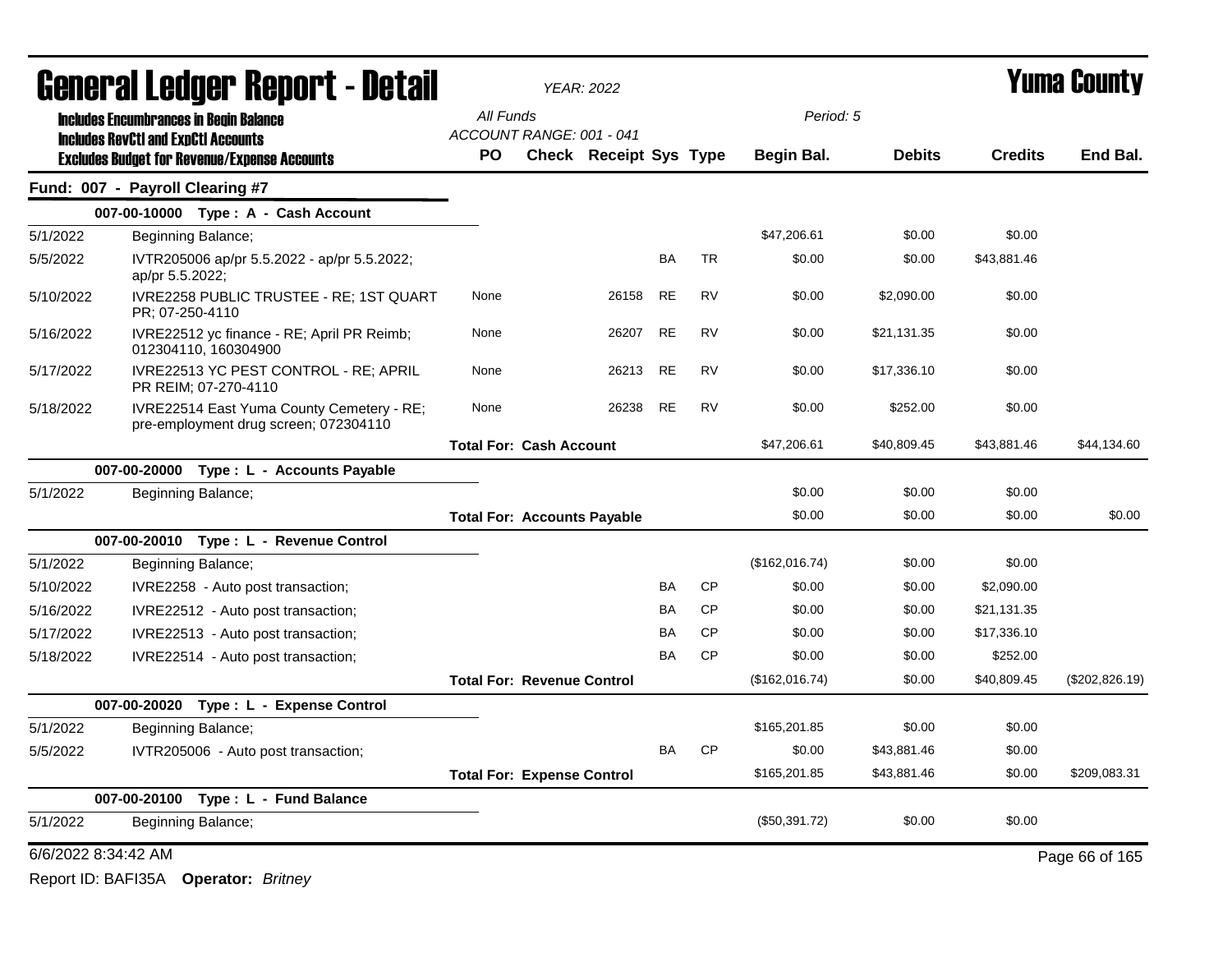# General Ledger Report - Detail

*YEAR: 2022*

# Yuma County

**Includes Encumbrances in Begin Balance**
**Includes RevCtl and ExpCtl Accounts**
**Excludes Budget for Revenue/Expense Accounts**

*All Funds*
*ACCOUNT RANGE: 001 - 041*
*Period: 5*

## Fund: 007 - Payroll Clearing #7

| Date | Description | PO | Check | Receipt | Sys | Type | Begin Bal. | Debits | Credits | End Bal. |
|---|---|---|---|---|---|---|---|---|---|---|
| | **007-00-10000 Type : A - Cash Account** | | | | | | | | | |
| 5/1/2022 | Beginning Balance; | | | | | | $47,206.61 | $0.00 | $0.00 | |
| 5/5/2022 | IVTR205006 ap/pr 5.5.2022 - ap/pr 5.5.2022; ap/pr 5.5.2022; | | | | BA | TR | $0.00 | $0.00 | $43,881.46 | |
| 5/10/2022 | IVRE2258 PUBLIC TRUSTEE - RE; 1ST QUART PR; 07-250-4110 | None | | 26158 | RE | RV | $0.00 | $2,090.00 | $0.00 | |
| 5/16/2022 | IVRE22512 yc finance - RE; April PR Reimb; 012304110, 160304900 | None | | 26207 | RE | RV | $0.00 | $21,131.35 | $0.00 | |
| 5/17/2022 | IVRE22513 YC PEST CONTROL - RE; APRIL PR REIM; 07-270-4110 | None | | 26213 | RE | RV | $0.00 | $17,336.10 | $0.00 | |
| 5/18/2022 | IVRE22514 East Yuma County Cemetery - RE; pre-employment drug screen; 072304110 | None | | 26238 | RE | RV | $0.00 | $252.00 | $0.00 | |
| | | **Total For: Cash Account** | | | | | $47,206.61 | $40,809.45 | $43,881.46 | $44,134.60 |
| | **007-00-20000 Type : L - Accounts Payable** | | | | | | | | | |
| 5/1/2022 | Beginning Balance; | | | | | | $0.00 | $0.00 | $0.00 | |
| | | **Total For: Accounts Payable** | | | | | $0.00 | $0.00 | $0.00 | $0.00 |
| | **007-00-20010 Type : L - Revenue Control** | | | | | | | | | |
| 5/1/2022 | Beginning Balance; | | | | | | ($162,016.74) | $0.00 | $0.00 | |
| 5/10/2022 | IVRE2258 - Auto post transaction; | | | | BA | CP | $0.00 | $0.00 | $2,090.00 | |
| 5/16/2022 | IVRE22512 - Auto post transaction; | | | | BA | CP | $0.00 | $0.00 | $21,131.35 | |
| 5/17/2022 | IVRE22513 - Auto post transaction; | | | | BA | CP | $0.00 | $0.00 | $17,336.10 | |
| 5/18/2022 | IVRE22514 - Auto post transaction; | | | | BA | CP | $0.00 | $0.00 | $252.00 | |
| | | **Total For: Revenue Control** | | | | | ($162,016.74) | $0.00 | $40,809.45 | ($202,826.19) |
| | **007-00-20020 Type : L - Expense Control** | | | | | | | | | |
| 5/1/2022 | Beginning Balance; | | | | | | $165,201.85 | $0.00 | $0.00 | |
| 5/5/2022 | IVTR205006 - Auto post transaction; | | | | BA | CP | $0.00 | $43,881.46 | $0.00 | |
| | | **Total For: Expense Control** | | | | | $165,201.85 | $43,881.46 | $0.00 | $209,083.31 |
| | **007-00-20100 Type : L - Fund Balance** | | | | | | | | | |
| 5/1/2022 | Beginning Balance; | | | | | | ($50,391.72) | $0.00 | $0.00 | |

6/6/2022 8:34:42 AM

Report ID: BAFI35A **Operator:** *Britney*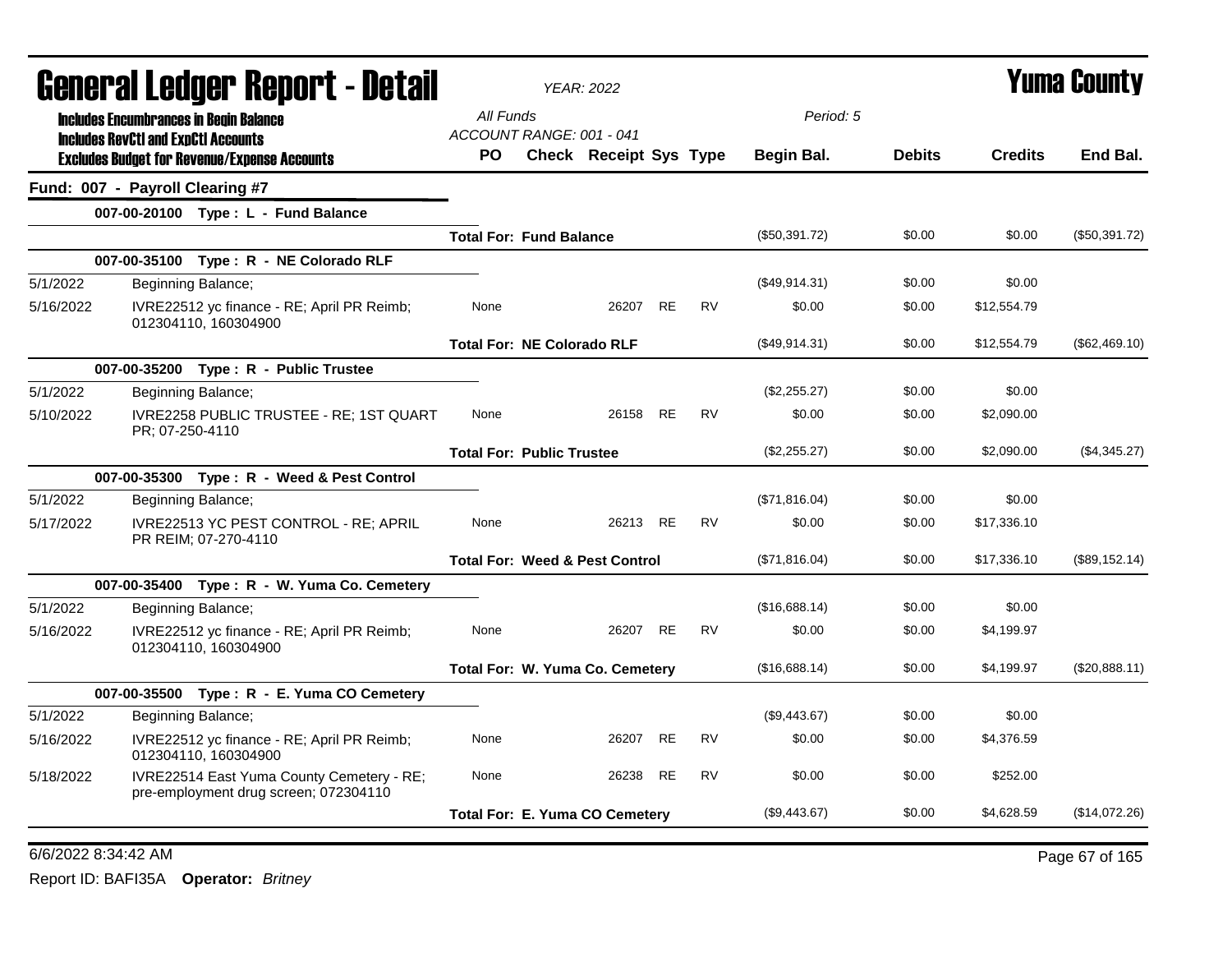# General Ledger Report - Detail

*YEAR: 2022*

# Yuma County

**Includes Encumbrances in Begin Balance**
**Includes RevCtl and ExpCtl Accounts**
**Excludes Budget for Revenue/Expense Accounts**

*All Funds*
*ACCOUNT RANGE: 001 - 041*
*Period: 5*

## Fund: 007 - Payroll Clearing #7

| Date | Description | PO | Check | Receipt | Sys | Type | Begin Bal. | Debits | Credits | End Bal. |
|---|---|---|---|---|---|---|---|---|---|---|
| **007-00-20100 Type : L - Fund Balance** | | | | | | | | | | |
| | **Total For: Fund Balance** | | | | | | ($50,391.72) | $0.00 | $0.00 | ($50,391.72) |
| **007-00-35100 Type : R - NE Colorado RLF** | | | | | | | | | | |
| 5/1/2022 | Beginning Balance; | | | | | | ($49,914.31) | $0.00 | $0.00 | |
| 5/16/2022 | IVRE22512 yc finance - RE; April PR Reimb; 012304110, 160304900 | None | | 26207 | RE | RV | $0.00 | $0.00 | $12,554.79 | |
| | **Total For: NE Colorado RLF** | | | | | | ($49,914.31) | $0.00 | $12,554.79 | ($62,469.10) |
| **007-00-35200 Type : R - Public Trustee** | | | | | | | | | | |
| 5/1/2022 | Beginning Balance; | | | | | | ($2,255.27) | $0.00 | $0.00 | |
| 5/10/2022 | IVRE2258 PUBLIC TRUSTEE - RE; 1ST QUART PR; 07-250-4110 | None | | 26158 | RE | RV | $0.00 | $0.00 | $2,090.00 | |
| | **Total For: Public Trustee** | | | | | | ($2,255.27) | $0.00 | $2,090.00 | ($4,345.27) |
| **007-00-35300 Type : R - Weed & Pest Control** | | | | | | | | | | |
| 5/1/2022 | Beginning Balance; | | | | | | ($71,816.04) | $0.00 | $0.00 | |
| 5/17/2022 | IVRE22513 YC PEST CONTROL - RE; APRIL PR REIM; 07-270-4110 | None | | 26213 | RE | RV | $0.00 | $0.00 | $17,336.10 | |
| | **Total For: Weed & Pest Control** | | | | | | ($71,816.04) | $0.00 | $17,336.10 | ($89,152.14) |
| **007-00-35400 Type : R - W. Yuma Co. Cemetery** | | | | | | | | | | |
| 5/1/2022 | Beginning Balance; | | | | | | ($16,688.14) | $0.00 | $0.00 | |
| 5/16/2022 | IVRE22512 yc finance - RE; April PR Reimb; 012304110, 160304900 | None | | 26207 | RE | RV | $0.00 | $0.00 | $4,199.97 | |
| | **Total For: W. Yuma Co. Cemetery** | | | | | | ($16,688.14) | $0.00 | $4,199.97 | ($20,888.11) |
| **007-00-35500 Type : R - E. Yuma CO Cemetery** | | | | | | | | | | |
| 5/1/2022 | Beginning Balance; | | | | | | ($9,443.67) | $0.00 | $0.00 | |
| 5/16/2022 | IVRE22512 yc finance - RE; April PR Reimb; 012304110, 160304900 | None | | 26207 | RE | RV | $0.00 | $0.00 | $4,376.59 | |
| 5/18/2022 | IVRE22514 East Yuma County Cemetery - RE; pre-employment drug screen; 072304110 | None | | 26238 | RE | RV | $0.00 | $0.00 | $252.00 | |
| | **Total For: E. Yuma CO Cemetery** | | | | | | ($9,443.67) | $0.00 | $4,628.59 | ($14,072.26) |

6/6/2022 8:34:42 AM

Report ID: BAFI35A **Operator:** *Britney*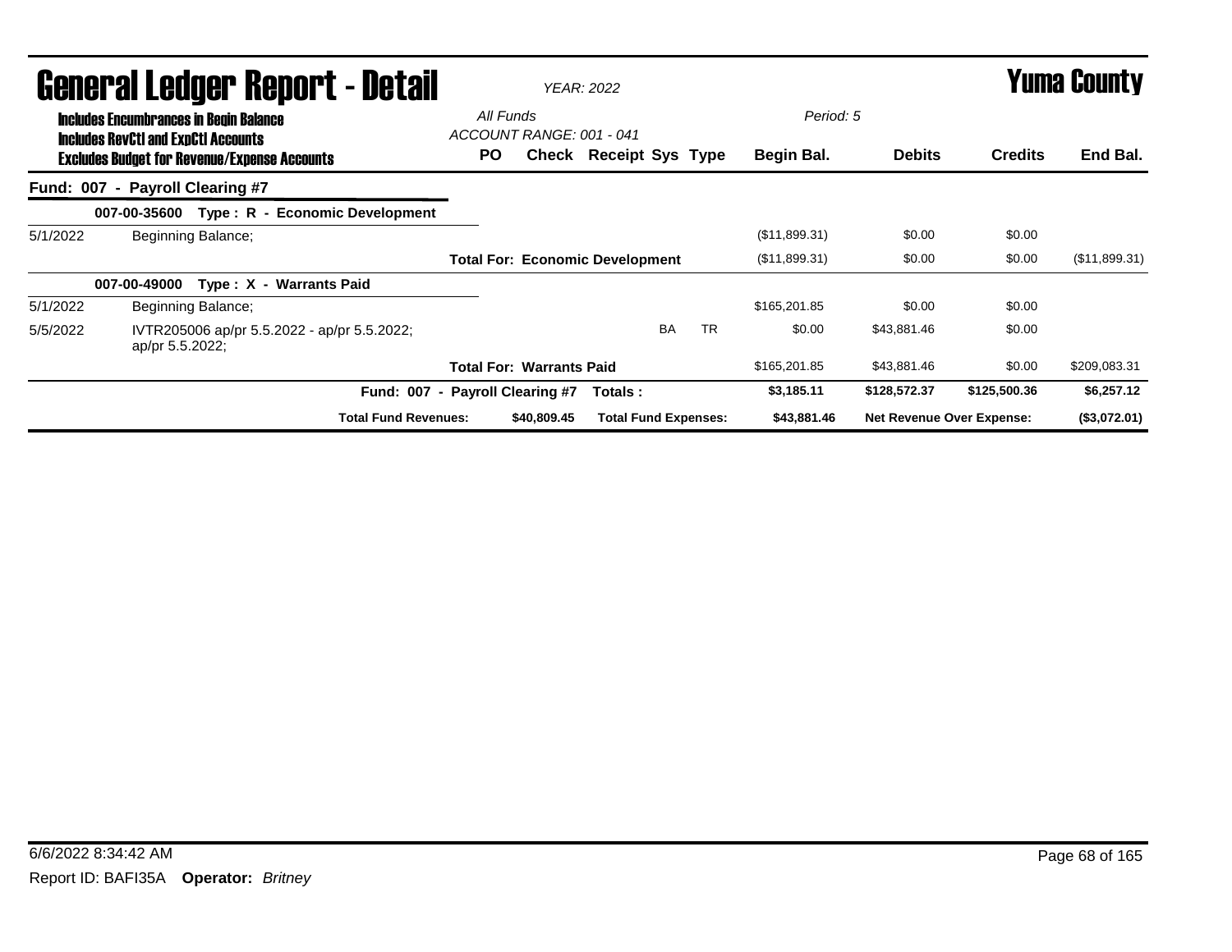# General Ledger Report - Detail

*YEAR: 2022*

# Yuma County

**Includes Encumbrances in Begin Balance**
**Includes RevCtl and ExpCtl Accounts**
**Excludes Budget for Revenue/Expense Accounts**

*All Funds*
*ACCOUNT RANGE: 001 - 041*

*Period: 5*

| | | PO | Check | Receipt | Sys | Type | Begin Bal. | Debits | Credits | End Bal. |
|---|---|---|---|---|---|---|---|---|---|---|
| **Fund: 007 - Payroll Clearing #7** | | | | | | | | | | |
| | **007-00-35600 Type : R - Economic Development** | | | | | | | | | |
| 5/1/2022 | Beginning Balance; | | | | | | ($11,899.31) | $0.00 | $0.00 | |
| | | **Total For: Economic Development** | | | | | ($11,899.31) | $0.00 | $0.00 | ($11,899.31) |
| | **007-00-49000 Type : X - Warrants Paid** | | | | | | | | | |
| 5/1/2022 | Beginning Balance; | | | | | | $165,201.85 | $0.00 | $0.00 | |
| 5/5/2022 | IVTR205006 ap/pr 5.5.2022 - ap/pr 5.5.2022; ap/pr 5.5.2022; | | | | BA | TR | $0.00 | $43,881.46 | $0.00 | |
| | | **Total For: Warrants Paid** | | | | | $165,201.85 | $43,881.46 | $0.00 | $209,083.31 |
| | **Fund: 007 - Payroll Clearing #7** | | | **Totals :** | | | **$3,185.11** | **$128,572.37** | **$125,500.36** | **$6,257.12** |
| | **Total Fund Revenues:** | | **$40,809.45** | **Total Fund Expenses:** | | | **$43,881.46** | **Net Revenue Over Expense:** | | **($3,072.01)** |

6/6/2022 8:34:42 AM

Report ID: BAFI35A **Operator:** *Britney*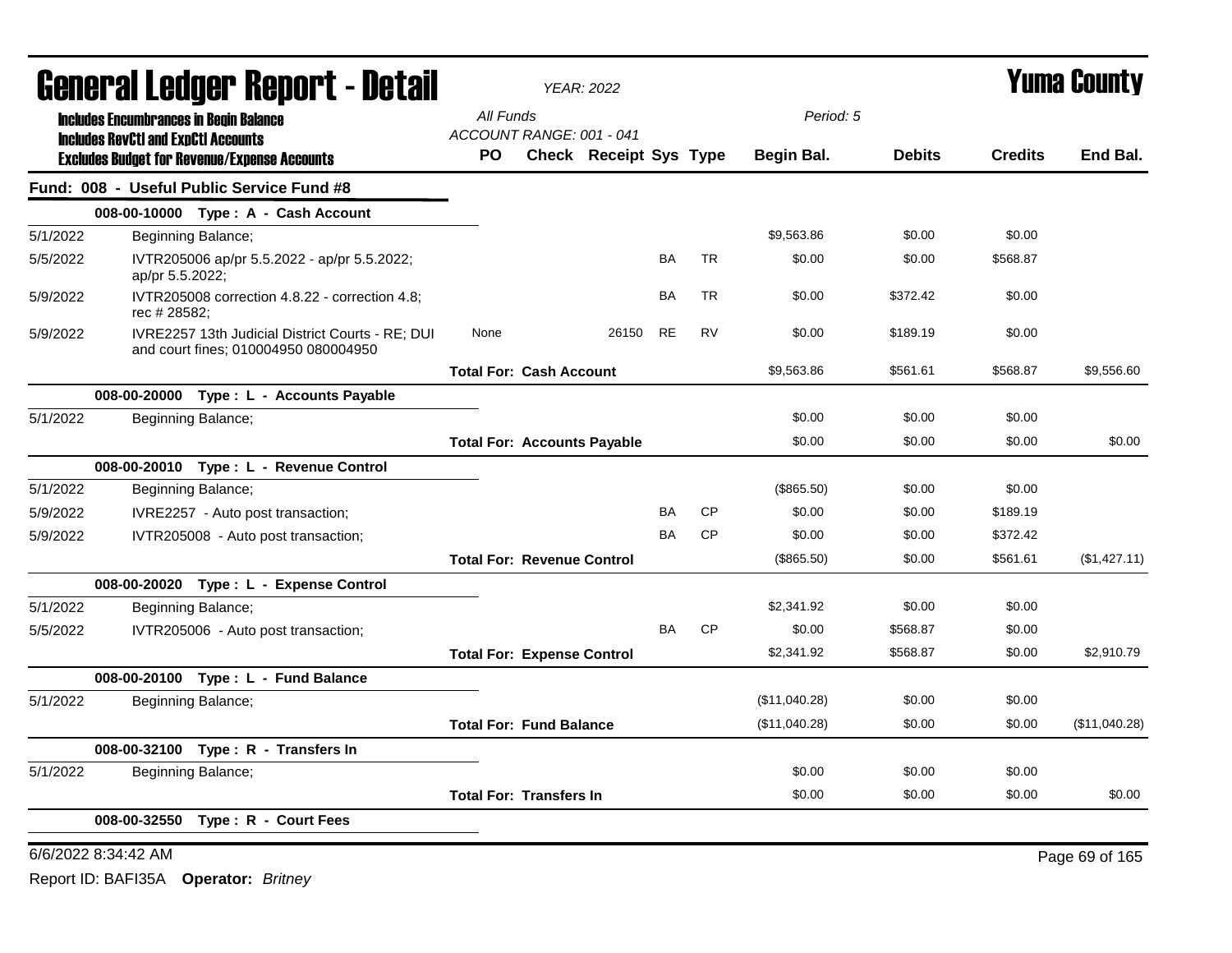# General Ledger Report - Detail

*YEAR: 2022*

**Yuma County**

**Includes Encumbrances in Begin Balance**
**Includes RevCtl and ExpCtl Accounts**
**Excludes Budget for Revenue/Expense Accounts**

*All Funds*
*ACCOUNT RANGE: 001 - 041*
*Period: 5*

## Fund: 008 - Useful Public Service Fund #8

| Date | Description | PO | Check | Receipt | Sys | Type | Begin Bal. | Debits | Credits | End Bal. |
|---|---|---|---|---|---|---|---|---|---|---|
| | **008-00-10000 Type : A - Cash Account** | | | | | | | | | |
| 5/1/2022 | Beginning Balance; | | | | | | $9,563.86 | $0.00 | $0.00 | |
| 5/5/2022 | IVTR205006 ap/pr 5.5.2022 - ap/pr 5.5.2022; ap/pr 5.5.2022; | | | | BA | TR | $0.00 | $0.00 | $568.87 | |
| 5/9/2022 | IVTR205008 correction 4.8.22 - correction 4.8; rec # 28582; | | | | BA | TR | $0.00 | $372.42 | $0.00 | |
| 5/9/2022 | IVRE2257 13th Judicial District Courts - RE; DUI and court fines; 010004950 080004950 | None | | 26150 | RE | RV | $0.00 | $189.19 | $0.00 | |
| | | **Total For: Cash Account** | | | | | $9,563.86 | $561.61 | $568.87 | $9,556.60 |
| | **008-00-20000 Type : L - Accounts Payable** | | | | | | | | | |
| 5/1/2022 | Beginning Balance; | | | | | | $0.00 | $0.00 | $0.00 | |
| | | **Total For: Accounts Payable** | | | | | $0.00 | $0.00 | $0.00 | $0.00 |
| | **008-00-20010 Type : L - Revenue Control** | | | | | | | | | |
| 5/1/2022 | Beginning Balance; | | | | | | ($865.50) | $0.00 | $0.00 | |
| 5/9/2022 | IVRE2257 - Auto post transaction; | | | | BA | CP | $0.00 | $0.00 | $189.19 | |
| 5/9/2022 | IVTR205008 - Auto post transaction; | | | | BA | CP | $0.00 | $0.00 | $372.42 | |
| | | **Total For: Revenue Control** | | | | | ($865.50) | $0.00 | $561.61 | ($1,427.11) |
| | **008-00-20020 Type : L - Expense Control** | | | | | | | | | |
| 5/1/2022 | Beginning Balance; | | | | | | $2,341.92 | $0.00 | $0.00 | |
| 5/5/2022 | IVTR205006 - Auto post transaction; | | | | BA | CP | $0.00 | $568.87 | $0.00 | |
| | | **Total For: Expense Control** | | | | | $2,341.92 | $568.87 | $0.00 | $2,910.79 |
| | **008-00-20100 Type : L - Fund Balance** | | | | | | | | | |
| 5/1/2022 | Beginning Balance; | | | | | | ($11,040.28) | $0.00 | $0.00 | |
| | | **Total For: Fund Balance** | | | | | ($11,040.28) | $0.00 | $0.00 | ($11,040.28) |
| | **008-00-32100 Type : R - Transfers In** | | | | | | | | | |
| 5/1/2022 | Beginning Balance; | | | | | | $0.00 | $0.00 | $0.00 | |
| | | **Total For: Transfers In** | | | | | $0.00 | $0.00 | $0.00 | $0.00 |
| | **008-00-32550 Type : R - Court Fees** | | | | | | | | | |

6/6/2022 8:34:42 AM

Report ID: BAFI35A **Operator:** *Britney*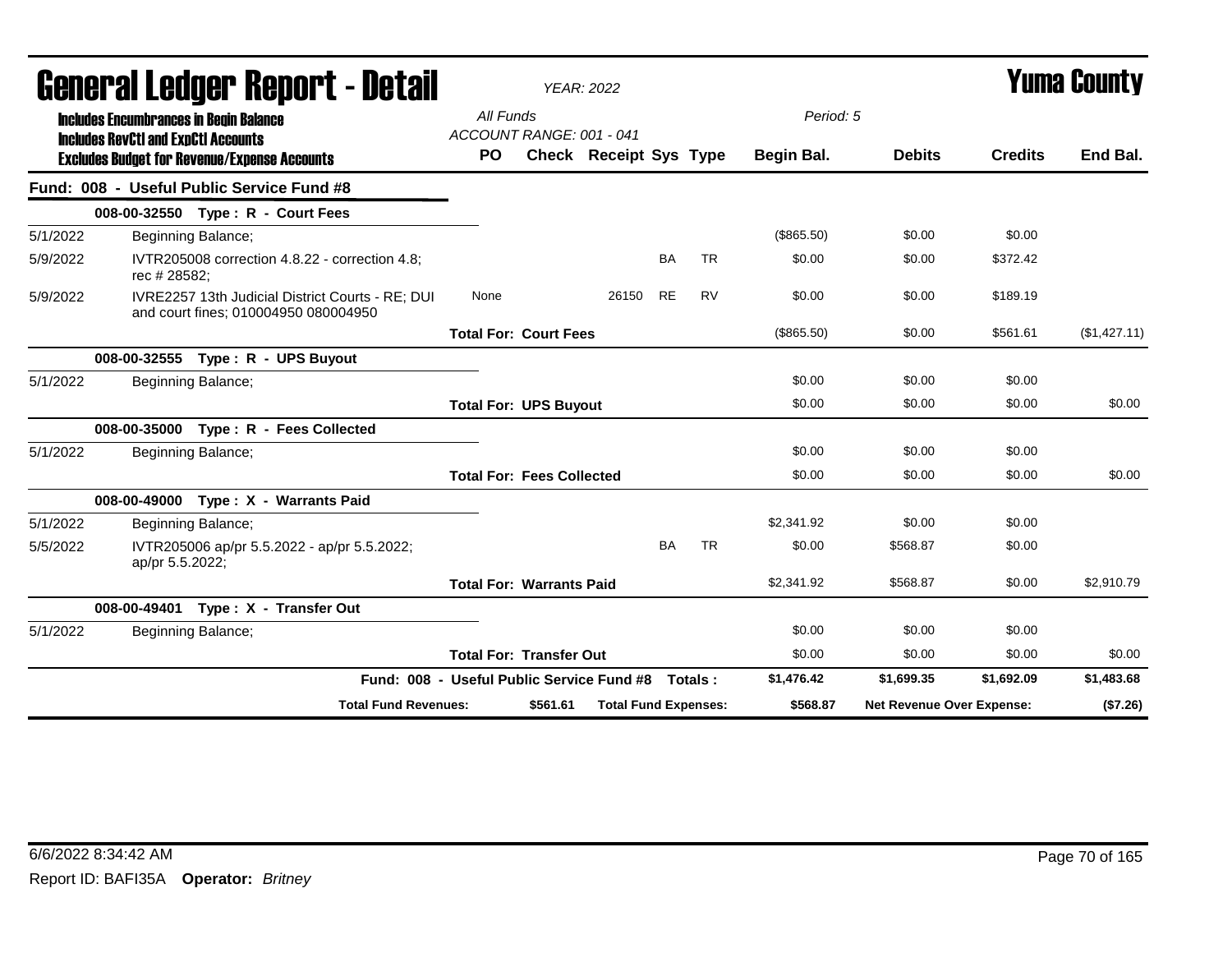# General Ledger Report - Detail

**YEAR: 2022**

**Yuma County**

**Includes Encumbrances in Begin Balance**
**Includes RevCtl and ExpCtl Accounts**
**Excludes Budget for Revenue/Expense Accounts**

All Funds
ACCOUNT RANGE: 001 - 041

Period: 5

| | | PO | Check | Receipt | Sys | Type | Begin Bal. | Debits | Credits | End Bal. |
|---|---|---|---|---|---|---|---|---|---|---|
| **Fund: 008 - Useful Public Service Fund #8** | | | | | | | | | | |
| | **008-00-32550 Type : R - Court Fees** | | | | | | | | | |
| 5/1/2022 | Beginning Balance; | | | | | | ($865.50) | $0.00 | $0.00 | |
| 5/9/2022 | IVTR205008 correction 4.8.22 - correction 4.8; rec # 28582; | | | | BA | TR | $0.00 | $0.00 | $372.42 | |
| 5/9/2022 | IVRE2257 13th Judicial District Courts - RE; DUI and court fines; 010004950 080004950 | None | | 26150 | RE | RV | $0.00 | $0.00 | $189.19 | |
| | | **Total For: Court Fees** | | | | | ($865.50) | $0.00 | $561.61 | ($1,427.11) |
| | **008-00-32555 Type : R - UPS Buyout** | | | | | | | | | |
| 5/1/2022 | Beginning Balance; | | | | | | $0.00 | $0.00 | $0.00 | |
| | | **Total For: UPS Buyout** | | | | | $0.00 | $0.00 | $0.00 | $0.00 |
| | **008-00-35000 Type : R - Fees Collected** | | | | | | | | | |
| 5/1/2022 | Beginning Balance; | | | | | | $0.00 | $0.00 | $0.00 | |
| | | **Total For: Fees Collected** | | | | | $0.00 | $0.00 | $0.00 | $0.00 |
| | **008-00-49000 Type : X - Warrants Paid** | | | | | | | | | |
| 5/1/2022 | Beginning Balance; | | | | | | $2,341.92 | $0.00 | $0.00 | |
| 5/5/2022 | IVTR205006 ap/pr 5.5.2022 - ap/pr 5.5.2022; ap/pr 5.5.2022; | | | | BA | TR | $0.00 | $568.87 | $0.00 | |
| | | **Total For: Warrants Paid** | | | | | $2,341.92 | $568.87 | $0.00 | $2,910.79 |
| | **008-00-49401 Type : X - Transfer Out** | | | | | | | | | |
| 5/1/2022 | Beginning Balance; | | | | | | $0.00 | $0.00 | $0.00 | |
| | | **Total For: Transfer Out** | | | | | $0.00 | $0.00 | $0.00 | $0.00 |
| | **Fund: 008 - Useful Public Service Fund #8 Totals :** | | | | | | **$1,476.42** | **$1,699.35** | **$1,692.09** | **$1,483.68** |
| | **Total Fund Revenues:** | | **$561.61** | **Total Fund Expenses:** | | | **$568.87** | **Net Revenue Over Expense:** | | **($7.26)** |

6/6/2022 8:34:42 AM

Report ID: BAFI35A **Operator:** *Britney*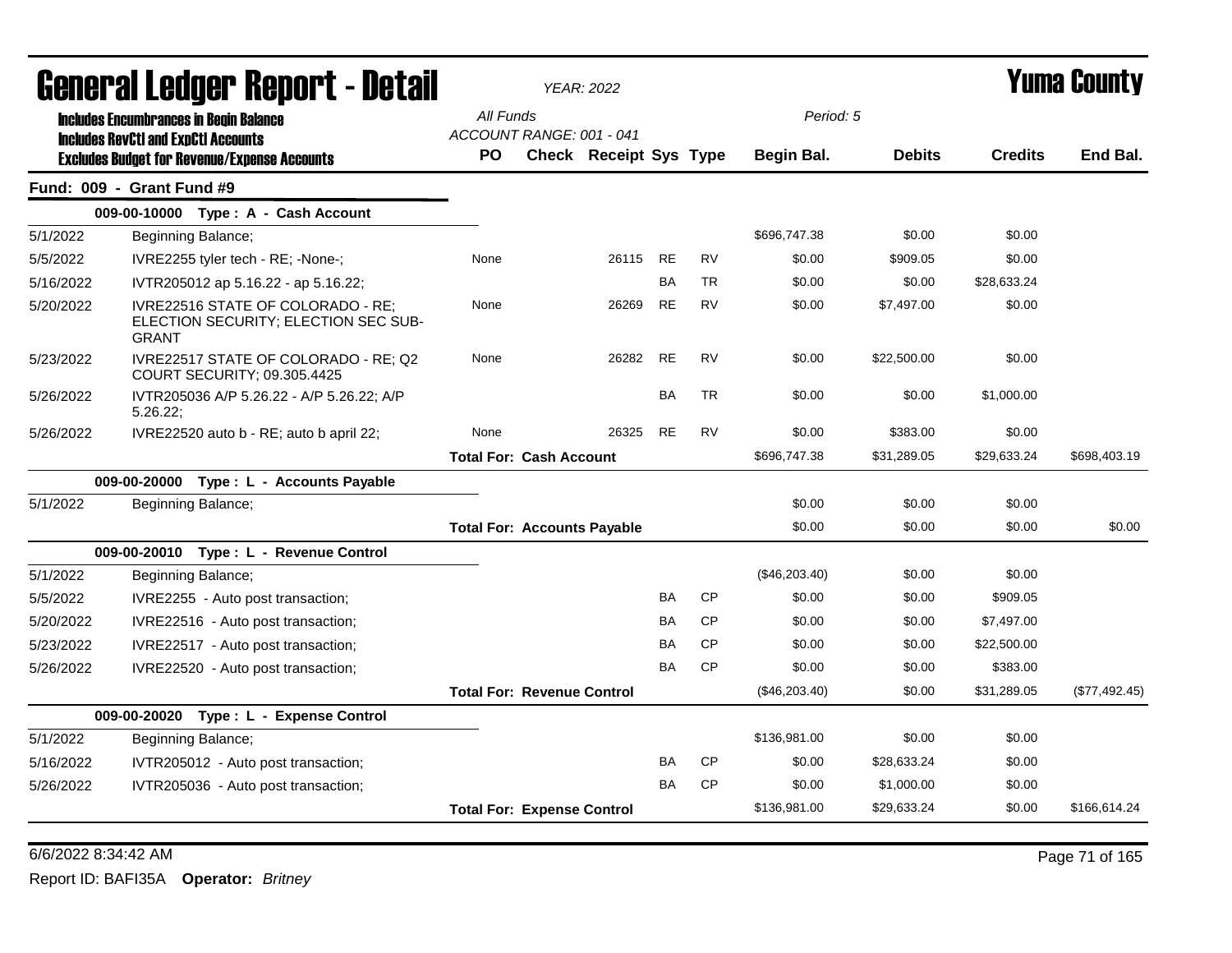# General Ledger Report - Detail

*YEAR: 2022*

**Yuma County**

**Includes Encumbrances in Begin Balance**
**Includes RevCtl and ExpCtl Accounts**
**Excludes Budget for Revenue/Expense Accounts**

*All Funds*
*ACCOUNT RANGE: 001 - 041*
*Period: 5*

## Fund: 009 - Grant Fund #9

| Date | Description | PO | Check | Receipt | Sys | Type | Begin Bal. | Debits | Credits | End Bal. |
|---|---|---|---|---|---|---|---|---|---|---|
| | **009-00-10000 Type : A - Cash Account** | | | | | | | | | |
| 5/1/2022 | Beginning Balance; | | | | | | $696,747.38 | $0.00 | $0.00 | |
| 5/5/2022 | IVRE2255 tyler tech - RE; -None-; | None | | 26115 | RE | RV | $0.00 | $909.05 | $0.00 | |
| 5/16/2022 | IVTR205012 ap 5.16.22 - ap 5.16.22; | | | | BA | TR | $0.00 | $0.00 | $28,633.24 | |
| 5/20/2022 | IVRE22516 STATE OF COLORADO - RE; ELECTION SECURITY; ELECTION SEC SUB-GRANT | None | | 26269 | RE | RV | $0.00 | $7,497.00 | $0.00 | |
| 5/23/2022 | IVRE22517 STATE OF COLORADO - RE; Q2 COURT SECURITY; 09.305.4425 | None | | 26282 | RE | RV | $0.00 | $22,500.00 | $0.00 | |
| 5/26/2022 | IVTR205036 A/P 5.26.22 - A/P 5.26.22; A/P 5.26.22; | | | | BA | TR | $0.00 | $0.00 | $1,000.00 | |
| 5/26/2022 | IVRE22520 auto b - RE; auto b april 22; | None | | 26325 | RE | RV | $0.00 | $383.00 | $0.00 | |
| | | **Total For: Cash Account** | | | | | $696,747.38 | $31,289.05 | $29,633.24 | $698,403.19 |
| | **009-00-20000 Type : L - Accounts Payable** | | | | | | | | | |
| 5/1/2022 | Beginning Balance; | | | | | | $0.00 | $0.00 | $0.00 | |
| | | **Total For: Accounts Payable** | | | | | $0.00 | $0.00 | $0.00 | $0.00 |
| | **009-00-20010 Type : L - Revenue Control** | | | | | | | | | |
| 5/1/2022 | Beginning Balance; | | | | | | ($46,203.40) | $0.00 | $0.00 | |
| 5/5/2022 | IVRE2255 - Auto post transaction; | | | | BA | CP | $0.00 | $0.00 | $909.05 | |
| 5/20/2022 | IVRE22516 - Auto post transaction; | | | | BA | CP | $0.00 | $0.00 | $7,497.00 | |
| 5/23/2022 | IVRE22517 - Auto post transaction; | | | | BA | CP | $0.00 | $0.00 | $22,500.00 | |
| 5/26/2022 | IVRE22520 - Auto post transaction; | | | | BA | CP | $0.00 | $0.00 | $383.00 | |
| | | **Total For: Revenue Control** | | | | | ($46,203.40) | $0.00 | $31,289.05 | ($77,492.45) |
| | **009-00-20020 Type : L - Expense Control** | | | | | | | | | |
| 5/1/2022 | Beginning Balance; | | | | | | $136,981.00 | $0.00 | $0.00 | |
| 5/16/2022 | IVTR205012 - Auto post transaction; | | | | BA | CP | $0.00 | $28,633.24 | $0.00 | |
| 5/26/2022 | IVTR205036 - Auto post transaction; | | | | BA | CP | $0.00 | $1,000.00 | $0.00 | |
| | | **Total For: Expense Control** | | | | | $136,981.00 | $29,633.24 | $0.00 | $166,614.24 |

6/6/2022 8:34:42 AM

Report ID: BAFI35A **Operator:** *Britney*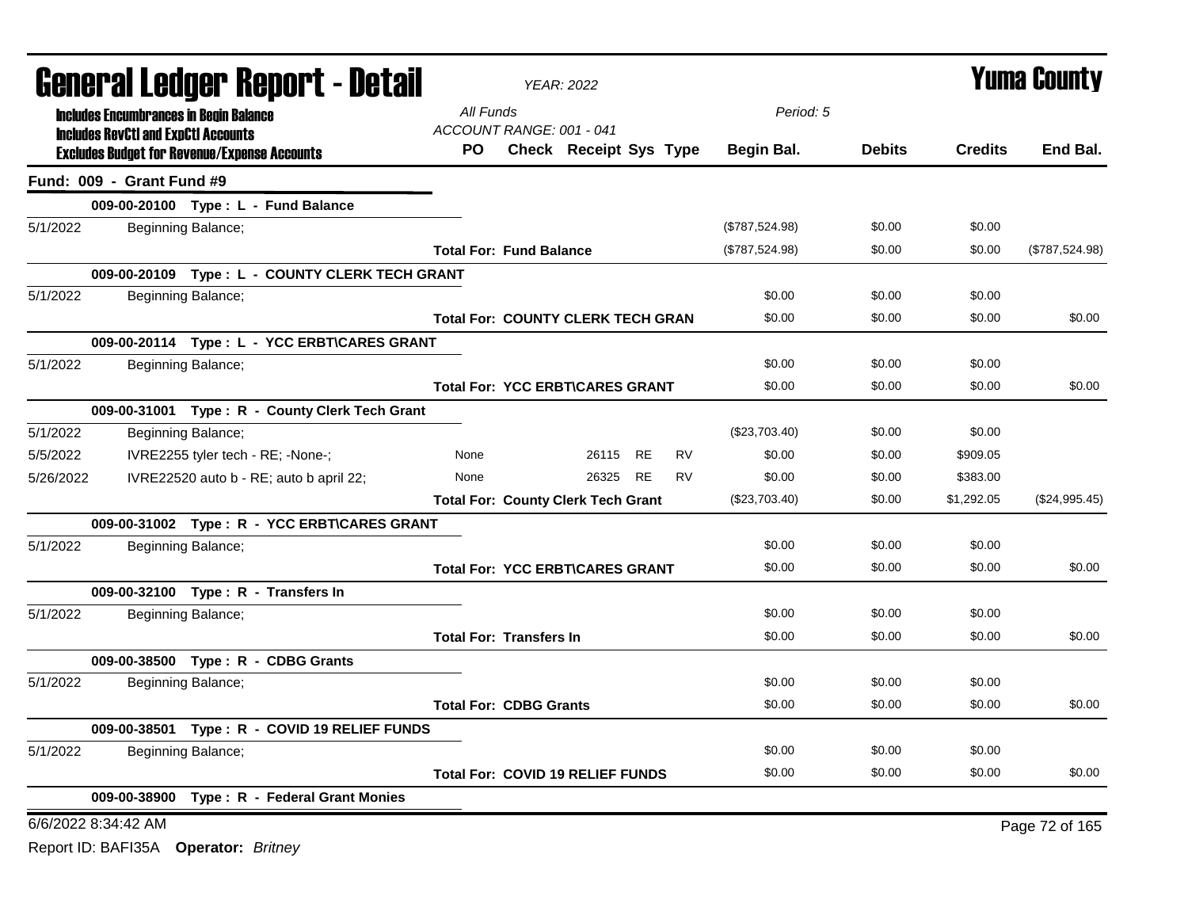# General Ledger Report - Detail

*YEAR: 2022*

# Yuma County

**Includes Encumbrances in Begin Balance**
**Includes RevCtl and ExpCtl Accounts**
**Excludes Budget for Revenue/Expense Accounts**

*All Funds*
*ACCOUNT RANGE: 001 - 041*
*Period: 5*

| | | PO | Check | Receipt | Sys | Type | Begin Bal. | Debits | Credits | End Bal. |
|---|---|---|---|---|---|---|---|---|---|---|
| **Fund: 009 - Grant Fund #9** | | | | | | | | | | |
| | **009-00-20100 Type : L - Fund Balance** | | | | | | | | | |
| 5/1/2022 | Beginning Balance; | | | | | | ($787,524.98) | $0.00 | $0.00 | |
| | | **Total For: Fund Balance** | | | | | ($787,524.98) | $0.00 | $0.00 | ($787,524.98) |
| | **009-00-20109 Type : L - COUNTY CLERK TECH GRANT** | | | | | | | | | |
| 5/1/2022 | Beginning Balance; | | | | | | $0.00 | $0.00 | $0.00 | |
| | | **Total For: COUNTY CLERK TECH GRAN** | | | | | $0.00 | $0.00 | $0.00 | $0.00 |
| | **009-00-20114 Type : L - YCC ERBT\CARES GRANT** | | | | | | | | | |
| 5/1/2022 | Beginning Balance; | | | | | | $0.00 | $0.00 | $0.00 | |
| | | **Total For: YCC ERBT\CARES GRANT** | | | | | $0.00 | $0.00 | $0.00 | $0.00 |
| | **009-00-31001 Type : R - County Clerk Tech Grant** | | | | | | | | | |
| 5/1/2022 | Beginning Balance; | | | | | | ($23,703.40) | $0.00 | $0.00 | |
| 5/5/2022 | IVRE2255 tyler tech - RE; -None-; | None | | 26115 | RE | RV | $0.00 | $0.00 | $909.05 | |
| 5/26/2022 | IVRE22520 auto b - RE; auto b april 22; | None | | 26325 | RE | RV | $0.00 | $0.00 | $383.00 | |
| | | **Total For: County Clerk Tech Grant** | | | | | ($23,703.40) | $0.00 | $1,292.05 | ($24,995.45) |
| | **009-00-31002 Type : R - YCC ERBT\CARES GRANT** | | | | | | | | | |
| 5/1/2022 | Beginning Balance; | | | | | | $0.00 | $0.00 | $0.00 | |
| | | **Total For: YCC ERBT\CARES GRANT** | | | | | $0.00 | $0.00 | $0.00 | $0.00 |
| | **009-00-32100 Type : R - Transfers In** | | | | | | | | | |
| 5/1/2022 | Beginning Balance; | | | | | | $0.00 | $0.00 | $0.00 | |
| | | **Total For: Transfers In** | | | | | $0.00 | $0.00 | $0.00 | $0.00 |
| | **009-00-38500 Type : R - CDBG Grants** | | | | | | | | | |
| 5/1/2022 | Beginning Balance; | | | | | | $0.00 | $0.00 | $0.00 | |
| | | **Total For: CDBG Grants** | | | | | $0.00 | $0.00 | $0.00 | $0.00 |
| | **009-00-38501 Type : R - COVID 19 RELIEF FUNDS** | | | | | | | | | |
| 5/1/2022 | Beginning Balance; | | | | | | $0.00 | $0.00 | $0.00 | |
| | | **Total For: COVID 19 RELIEF FUNDS** | | | | | $0.00 | $0.00 | $0.00 | $0.00 |
| | **009-00-38900 Type : R - Federal Grant Monies** | | | | | | | | | |

6/6/2022 8:34:42 AM

Report ID: BAFI35A **Operator:** *Britney*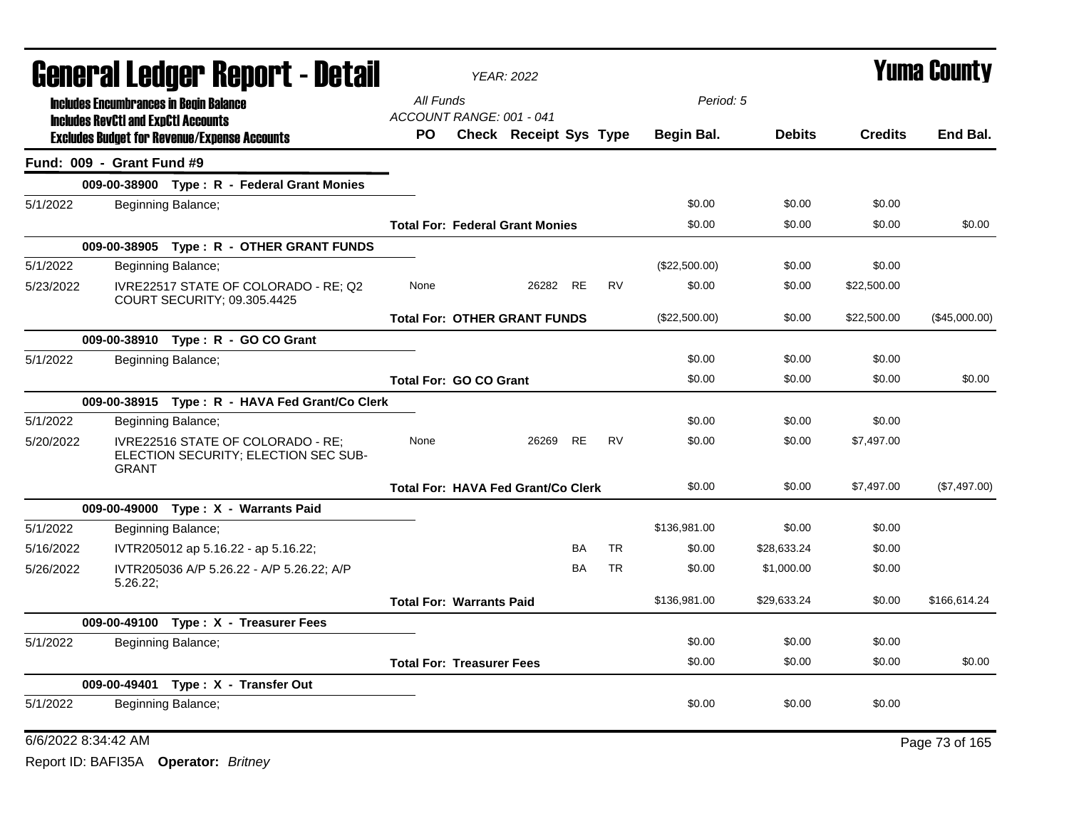# General Ledger Report - Detail

YEAR: 2022

**Yuma County**

Includes Encumbrances in Begin Balance
Includes RevCtl and ExpCtl Accounts
Excludes Budget for Revenue/Expense Accounts

All Funds
ACCOUNT RANGE: 001 - 041

Period: 5

## Fund: 009 - Grant Fund #9

| Date | Description | PO | Check | Receipt | Sys | Type | Begin Bal. | Debits | Credits | End Bal. |
|---|---|---|---|---|---|---|---|---|---|---|
| | **009-00-38900 Type : R - Federal Grant Monies** | | | | | | | | | |
| 5/1/2022 | Beginning Balance; | | | | | | $0.00 | $0.00 | $0.00 | |
| | | **Total For: Federal Grant Monies** | | | | | $0.00 | $0.00 | $0.00 | $0.00 |
| | **009-00-38905 Type : R - OTHER GRANT FUNDS** | | | | | | | | | |
| 5/1/2022 | Beginning Balance; | | | | | | ($22,500.00) | $0.00 | $0.00 | |
| 5/23/2022 | IVRE22517 STATE OF COLORADO - RE; Q2 COURT SECURITY; 09.305.4425 | None | | 26282 | RE | RV | $0.00 | $0.00 | $22,500.00 | |
| | | **Total For: OTHER GRANT FUNDS** | | | | | ($22,500.00) | $0.00 | $22,500.00 | ($45,000.00) |
| | **009-00-38910 Type : R - GO CO Grant** | | | | | | | | | |
| 5/1/2022 | Beginning Balance; | | | | | | $0.00 | $0.00 | $0.00 | |
| | | **Total For: GO CO Grant** | | | | | $0.00 | $0.00 | $0.00 | $0.00 |
| | **009-00-38915 Type : R - HAVA Fed Grant/Co Clerk** | | | | | | | | | |
| 5/1/2022 | Beginning Balance; | | | | | | $0.00 | $0.00 | $0.00 | |
| 5/20/2022 | IVRE22516 STATE OF COLORADO - RE; ELECTION SECURITY; ELECTION SEC SUB-GRANT | None | | 26269 | RE | RV | $0.00 | $0.00 | $7,497.00 | |
| | | **Total For: HAVA Fed Grant/Co Clerk** | | | | | $0.00 | $0.00 | $7,497.00 | ($7,497.00) |
| | **009-00-49000 Type : X - Warrants Paid** | | | | | | | | | |
| 5/1/2022 | Beginning Balance; | | | | | | $136,981.00 | $0.00 | $0.00 | |
| 5/16/2022 | IVTR205012 ap 5.16.22 - ap 5.16.22; | | | | BA | TR | $0.00 | $28,633.24 | $0.00 | |
| 5/26/2022 | IVTR205036 A/P 5.26.22 - A/P 5.26.22; A/P 5.26.22; | | | | BA | TR | $0.00 | $1,000.00 | $0.00 | |
| | | **Total For: Warrants Paid** | | | | | $136,981.00 | $29,633.24 | $0.00 | $166,614.24 |
| | **009-00-49100 Type : X - Treasurer Fees** | | | | | | | | | |
| 5/1/2022 | Beginning Balance; | | | | | | $0.00 | $0.00 | $0.00 | |
| | | **Total For: Treasurer Fees** | | | | | $0.00 | $0.00 | $0.00 | $0.00 |
| | **009-00-49401 Type : X - Transfer Out** | | | | | | | | | |
| 5/1/2022 | Beginning Balance; | | | | | | $0.00 | $0.00 | $0.00 | |

6/6/2022 8:34:42 AM

Report ID: BAFI35A **Operator:** *Britney*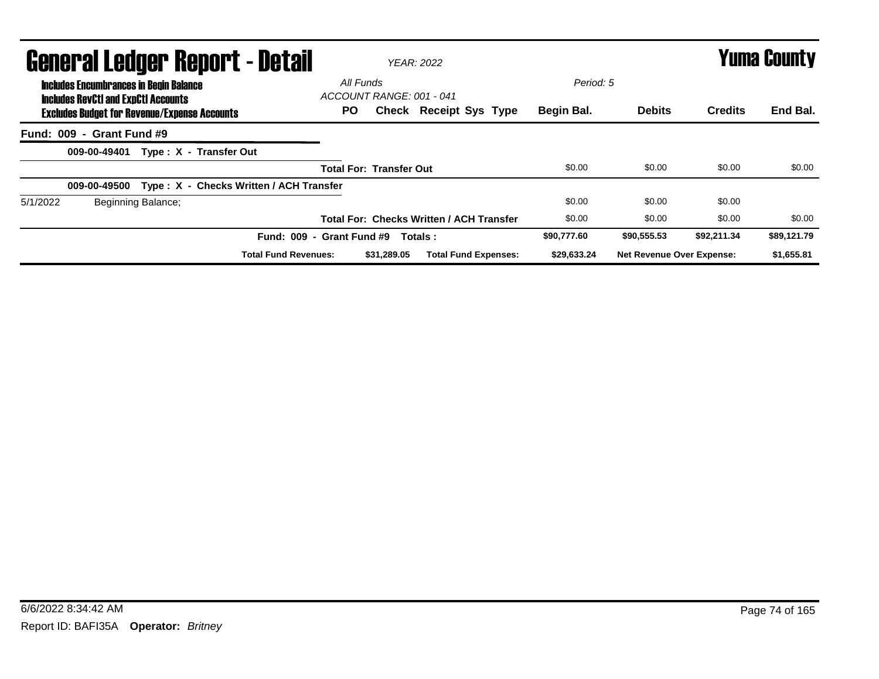# General Ledger Report - Detail

**YEAR: 2022**

**Yuma County**

**Includes Encumbrances in Begin Balance**
**Includes RevCtl and ExpCtl Accounts**
**Excludes Budget for Revenue/Expense Accounts**

All Funds
ACCOUNT RANGE: 001 - 041

Period: 5

| | PO | Check | Receipt | Sys | Type | Begin Bal. | Debits | Credits | End Bal. |
|---|---|---|---|---|---|---|---|---|---|
| **Fund: 009 - Grant Fund #9** | | | | | | | | | |
| **009-00-49401 Type : X - Transfer Out** | | | | | | | | | |
| | **Total For: Transfer Out** | | | | | $0.00 | $0.00 | $0.00 | $0.00 |
| **009-00-49500 Type : X - Checks Written / ACH Transfer** | | | | | | | | | |
| 5/1/2022 Beginning Balance; | | | | | | $0.00 | $0.00 | $0.00 | |
| | **Total For: Checks Written / ACH Transfer** | | | | | $0.00 | $0.00 | $0.00 | $0.00 |
| **Fund: 009 - Grant Fund #9 Totals :** | | | | | | **$90,777.60** | **$90,555.53** | **$92,211.34** | **$89,121.79** |
| **Total Fund Revenues:** | | **$31,289.05** | **Total Fund Expenses:** | | | **$29,633.24** | **Net Revenue Over Expense:** | | **$1,655.81** |

6/6/2022 8:34:42 AM

Report ID: BAFI35A **Operator:** *Britney*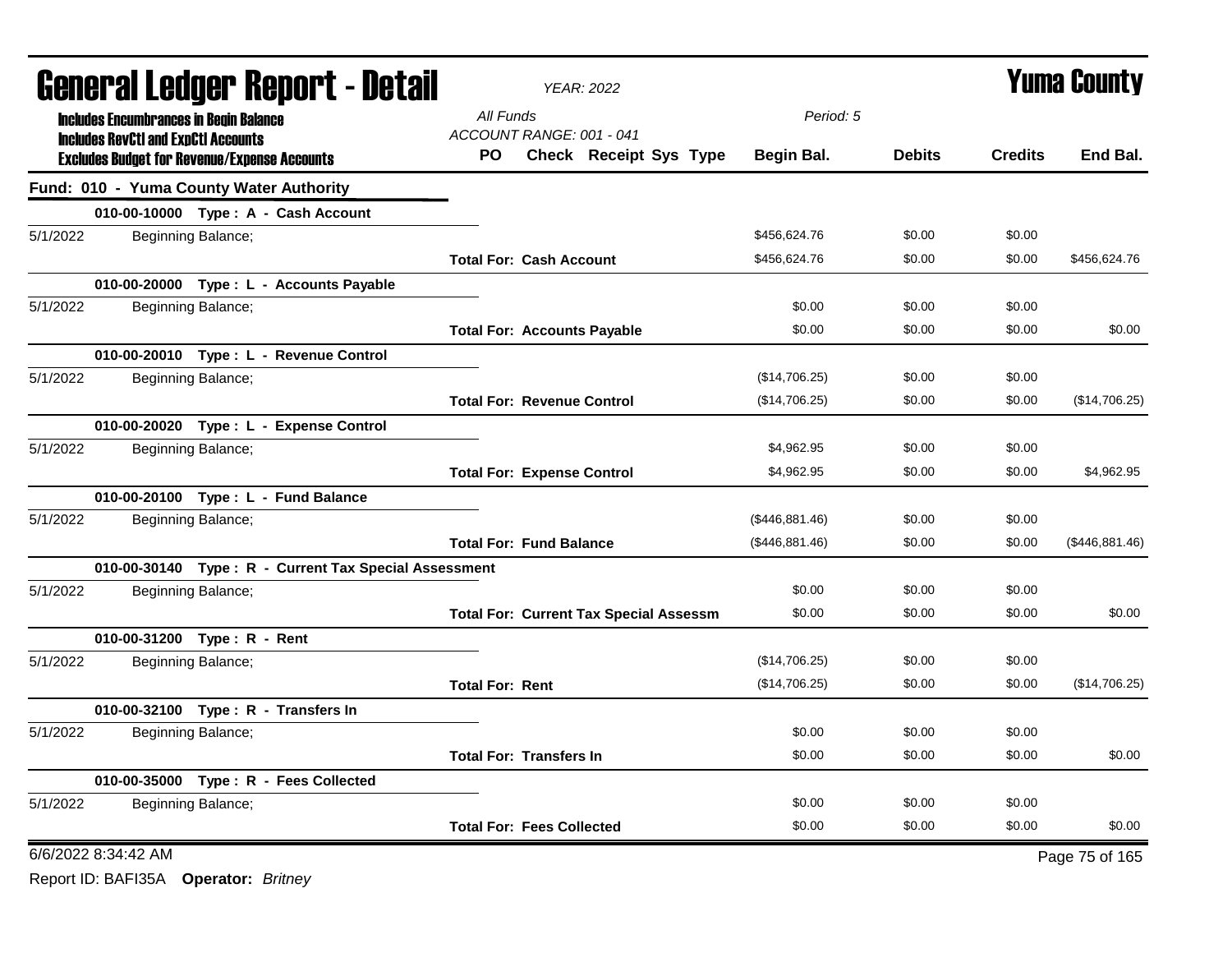# General Ledger Report - Detail

*YEAR: 2022*

**Yuma County**

**Includes Encumbrances in Begin Balance**
**Includes RevCtl and ExpCtl Accounts**
**Excludes Budget for Revenue/Expense Accounts**

*All Funds*
*ACCOUNT RANGE: 001 - 041*
*Period: 5*

| | | PO | Check Receipt Sys Type | Begin Bal. | Debits | Credits | End Bal. |
|---|---|---|---|---|---|---|---|
| **Fund: 010 - Yuma County Water Authority** | | | | | | | |
| | **010-00-10000 Type : A - Cash Account** | | | | | | |
| 5/1/2022 | Beginning Balance; | | | $456,624.76 | $0.00 | $0.00 | |
| | | **Total For: Cash Account** | | $456,624.76 | $0.00 | $0.00 | $456,624.76 |
| | **010-00-20000 Type : L - Accounts Payable** | | | | | | |
| 5/1/2022 | Beginning Balance; | | | $0.00 | $0.00 | $0.00 | |
| | | **Total For: Accounts Payable** | | $0.00 | $0.00 | $0.00 | $0.00 |
| | **010-00-20010 Type : L - Revenue Control** | | | | | | |
| 5/1/2022 | Beginning Balance; | | | ($14,706.25) | $0.00 | $0.00 | |
| | | **Total For: Revenue Control** | | ($14,706.25) | $0.00 | $0.00 | ($14,706.25) |
| | **010-00-20020 Type : L - Expense Control** | | | | | | |
| 5/1/2022 | Beginning Balance; | | | $4,962.95 | $0.00 | $0.00 | |
| | | **Total For: Expense Control** | | $4,962.95 | $0.00 | $0.00 | $4,962.95 |
| | **010-00-20100 Type : L - Fund Balance** | | | | | | |
| 5/1/2022 | Beginning Balance; | | | ($446,881.46) | $0.00 | $0.00 | |
| | | **Total For: Fund Balance** | | ($446,881.46) | $0.00 | $0.00 | ($446,881.46) |
| | **010-00-30140 Type : R - Current Tax Special Assessment** | | | | | | |
| 5/1/2022 | Beginning Balance; | | | $0.00 | $0.00 | $0.00 | |
| | | **Total For: Current Tax Special Assessm** | | $0.00 | $0.00 | $0.00 | $0.00 |
| | **010-00-31200 Type : R - Rent** | | | | | | |
| 5/1/2022 | Beginning Balance; | | | ($14,706.25) | $0.00 | $0.00 | |
| | | **Total For: Rent** | | ($14,706.25) | $0.00 | $0.00 | ($14,706.25) |
| | **010-00-32100 Type : R - Transfers In** | | | | | | |
| 5/1/2022 | Beginning Balance; | | | $0.00 | $0.00 | $0.00 | |
| | | **Total For: Transfers In** | | $0.00 | $0.00 | $0.00 | $0.00 |
| | **010-00-35000 Type : R - Fees Collected** | | | | | | |
| 5/1/2022 | Beginning Balance; | | | $0.00 | $0.00 | $0.00 | |
| | | **Total For: Fees Collected** | | $0.00 | $0.00 | $0.00 | $0.00 |

6/6/2022 8:34:42 AM

Report ID: BAFI35A **Operator:** *Britney*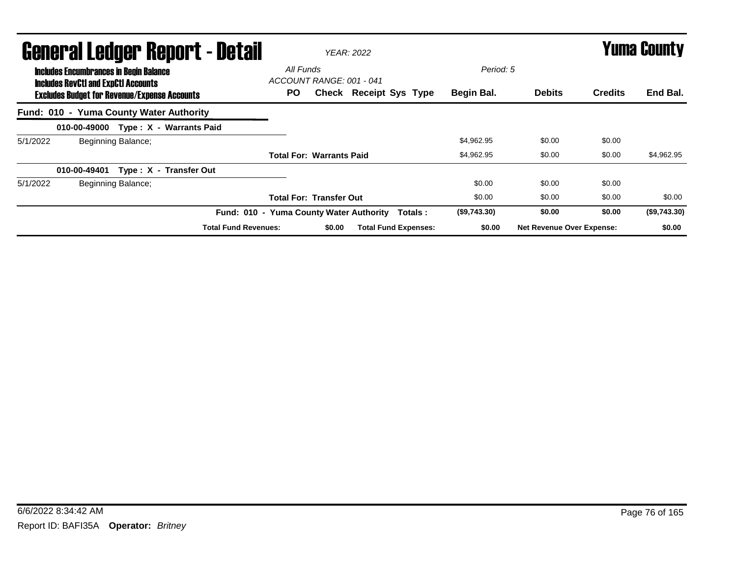# General Ledger Report - Detail

*YEAR: 2022*

# Yuma County

**Includes Encumbrances in Begin Balance**
**Includes RevCtl and ExpCtl Accounts**
**Excludes Budget for Revenue/Expense Accounts**

*All Funds*
*ACCOUNT RANGE: 001 - 041*
*Period: 5*

| | | PO | Check | Receipt | Sys | Type | Begin Bal. | Debits | Credits | End Bal. |
|---|---|---|---|---|---|---|---|---|---|---|
| **Fund: 010 - Yuma County Water Authority** | | | | | | | | | | |
| | **010-00-49000 Type : X - Warrants Paid** | | | | | | | | | |
| 5/1/2022 | Beginning Balance; | | | | | | $4,962.95 | $0.00 | $0.00 | |
| | | **Total For: Warrants Paid** | | | | | $4,962.95 | $0.00 | $0.00 | $4,962.95 |
| | **010-00-49401 Type : X - Transfer Out** | | | | | | | | | |
| 5/1/2022 | Beginning Balance; | | | | | | $0.00 | $0.00 | $0.00 | |
| | | **Total For: Transfer Out** | | | | | $0.00 | $0.00 | $0.00 | $0.00 |
| | | **Fund: 010 - Yuma County Water Authority Totals :** | | | | | **($9,743.30)** | **$0.00** | **$0.00** | **($9,743.30)** |
| | **Total Fund Revenues:** | | **$0.00** | **Total Fund Expenses:** | | | **$0.00** | **Net Revenue Over Expense:** | | **$0.00** |

6/6/2022 8:34:42 AM

Report ID: BAFI35A **Operator:** *Britney*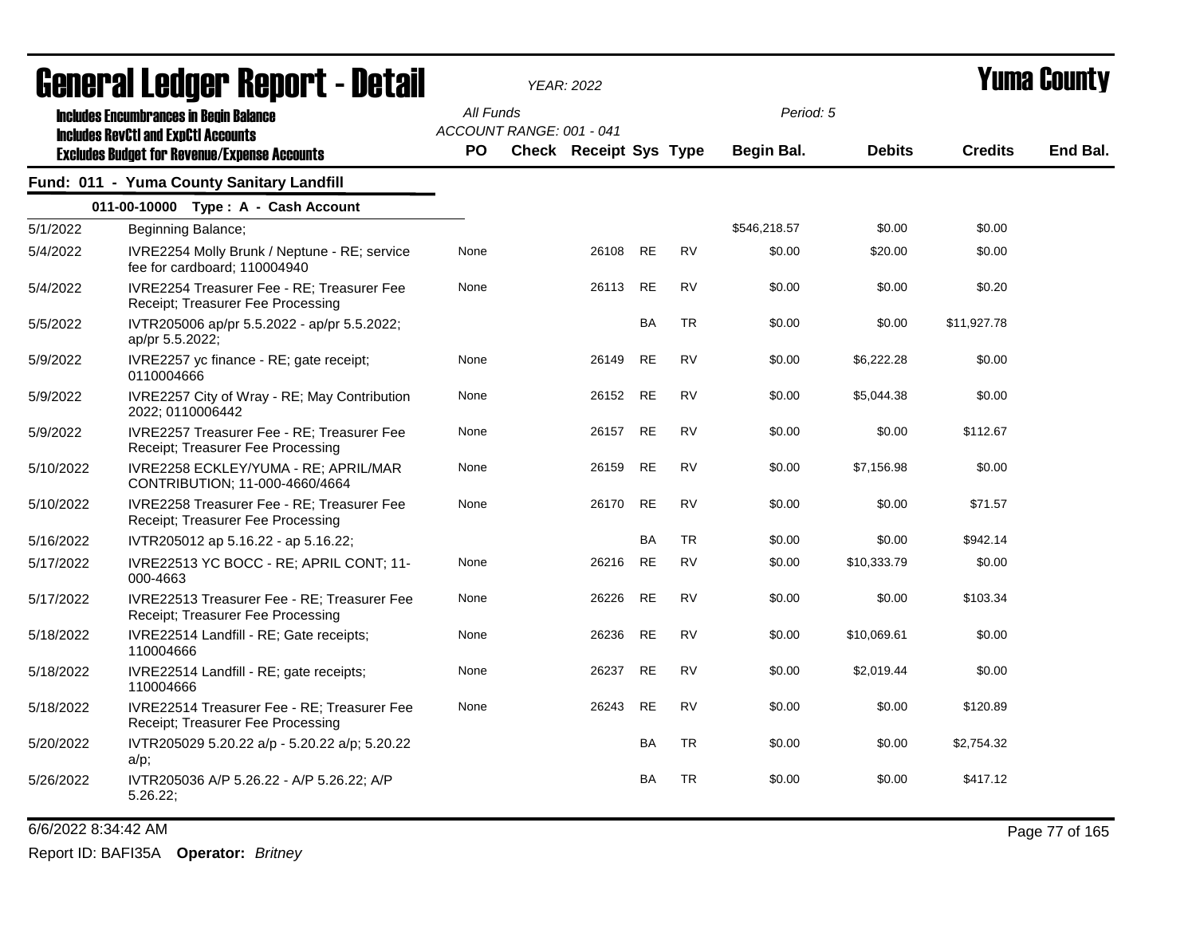# General Ledger Report - Detail

*YEAR: 2022*

**Yuma County**

Includes Encumbrances in Begin Balance
Includes RevCtl and ExpCtl Accounts
Excludes Budget for Revenue/Expense Accounts

All Funds
ACCOUNT RANGE: 001 - 041

Period: 5

## Fund: 011 - Yuma County Sanitary Landfill

### 011-00-10000 Type : A - Cash Account

| Date | Description | PO | Check | Receipt | Sys | Type | Begin Bal. | Debits | Credits | End Bal. |
|---|---|---|---|---|---|---|---|---|---|---|
| 5/1/2022 | Beginning Balance; | | | | | | $546,218.57 | $0.00 | $0.00 | |
| 5/4/2022 | IVRE2254 Molly Brunk / Neptune - RE; service fee for cardboard; 110004940 | None | | 26108 | RE | RV | $0.00 | $20.00 | $0.00 | |
| 5/4/2022 | IVRE2254 Treasurer Fee - RE; Treasurer Fee Receipt; Treasurer Fee Processing | None | | 26113 | RE | RV | $0.00 | $0.00 | $0.20 | |
| 5/5/2022 | IVTR205006 ap/pr 5.5.2022 - ap/pr 5.5.2022; ap/pr 5.5.2022; | | | | BA | TR | $0.00 | $0.00 | $11,927.78 | |
| 5/9/2022 | IVRE2257 yc finance - RE; gate receipt; 0110004666 | None | | 26149 | RE | RV | $0.00 | $6,222.28 | $0.00 | |
| 5/9/2022 | IVRE2257 City of Wray - RE; May Contribution 2022; 0110006442 | None | | 26152 | RE | RV | $0.00 | $5,044.38 | $0.00 | |
| 5/9/2022 | IVRE2257 Treasurer Fee - RE; Treasurer Fee Receipt; Treasurer Fee Processing | None | | 26157 | RE | RV | $0.00 | $0.00 | $112.67 | |
| 5/10/2022 | IVRE2258 ECKLEY/YUMA - RE; APRIL/MAR CONTRIBUTION; 11-000-4660/4664 | None | | 26159 | RE | RV | $0.00 | $7,156.98 | $0.00 | |
| 5/10/2022 | IVRE2258 Treasurer Fee - RE; Treasurer Fee Receipt; Treasurer Fee Processing | None | | 26170 | RE | RV | $0.00 | $0.00 | $71.57 | |
| 5/16/2022 | IVTR205012 ap 5.16.22 - ap 5.16.22; | | | | BA | TR | $0.00 | $0.00 | $942.14 | |
| 5/17/2022 | IVRE22513 YC BOCC - RE; APRIL CONT; 11-000-4663 | None | | 26216 | RE | RV | $0.00 | $10,333.79 | $0.00 | |
| 5/17/2022 | IVRE22513 Treasurer Fee - RE; Treasurer Fee Receipt; Treasurer Fee Processing | None | | 26226 | RE | RV | $0.00 | $0.00 | $103.34 | |
| 5/18/2022 | IVRE22514 Landfill - RE; Gate receipts; 110004666 | None | | 26236 | RE | RV | $0.00 | $10,069.61 | $0.00 | |
| 5/18/2022 | IVRE22514 Landfill - RE; gate receipts; 110004666 | None | | 26237 | RE | RV | $0.00 | $2,019.44 | $0.00 | |
| 5/18/2022 | IVRE22514 Treasurer Fee - RE; Treasurer Fee Receipt; Treasurer Fee Processing | None | | 26243 | RE | RV | $0.00 | $0.00 | $120.89 | |
| 5/20/2022 | IVTR205029 5.20.22 a/p - 5.20.22 a/p; 5.20.22 a/p; | | | | BA | TR | $0.00 | $0.00 | $2,754.32 | |
| 5/26/2022 | IVTR205036 A/P 5.26.22 - A/P 5.26.22; A/P 5.26.22; | | | | BA | TR | $0.00 | $0.00 | $417.12 | |

6/6/2022 8:34:42 AM

Report ID: BAFI35A **Operator:** *Britney*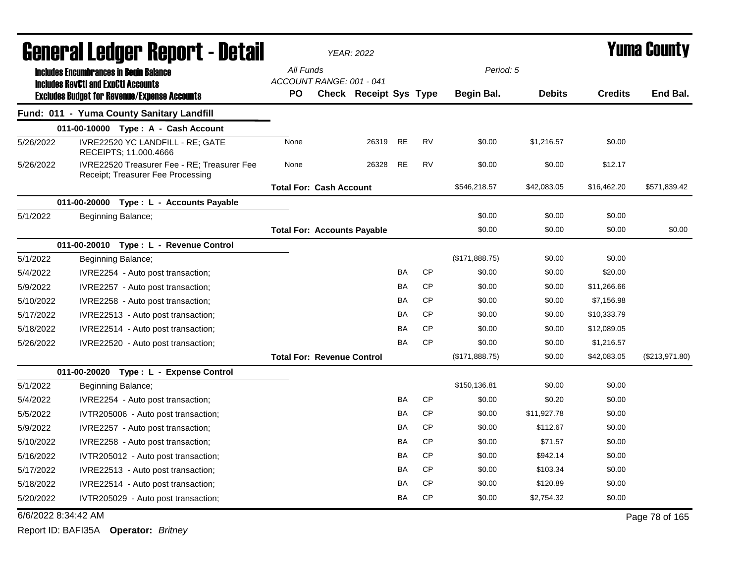# General Ledger Report - Detail

*YEAR: 2022*

# Yuma County

**Includes Encumbrances in Begin Balance**
**Includes RevCtl and ExpCtl Accounts**
**Excludes Budget for Revenue/Expense Accounts**

*All Funds*
*ACCOUNT RANGE: 001 - 041*
*Period: 5*

| Date | Description | PO | Check | Receipt | Sys | Type | Begin Bal. | Debits | Credits | End Bal. |
|---|---|---|---|---|---|---|---|---|---|---|
| **Fund: 011 - Yuma County Sanitary Landfill** | | | | | | | | | | |
| **011-00-10000 Type : A - Cash Account** | | | | | | | | | | |
| 5/26/2022 | IVRE22520 YC LANDFILL - RE; GATE RECEIPTS; 11.000.4666 | None | | 26319 | RE | RV | $0.00 | $1,216.57 | $0.00 | |
| 5/26/2022 | IVRE22520 Treasurer Fee - RE; Treasurer Fee Receipt; Treasurer Fee Processing | None | | 26328 | RE | RV | $0.00 | $0.00 | $12.17 | |
| | | **Total For: Cash Account** | | | | | $546,218.57 | $42,083.05 | $16,462.20 | $571,839.42 |
| **011-00-20000 Type : L - Accounts Payable** | | | | | | | | | | |
| 5/1/2022 | Beginning Balance; | | | | | | $0.00 | $0.00 | $0.00 | |
| | | **Total For: Accounts Payable** | | | | | $0.00 | $0.00 | $0.00 | $0.00 |
| **011-00-20010 Type : L - Revenue Control** | | | | | | | | | | |
| 5/1/2022 | Beginning Balance; | | | | | | ($171,888.75) | $0.00 | $0.00 | |
| 5/4/2022 | IVRE2254 - Auto post transaction; | | | | BA | CP | $0.00 | $0.00 | $20.00 | |
| 5/9/2022 | IVRE2257 - Auto post transaction; | | | | BA | CP | $0.00 | $0.00 | $11,266.66 | |
| 5/10/2022 | IVRE2258 - Auto post transaction; | | | | BA | CP | $0.00 | $0.00 | $7,156.98 | |
| 5/17/2022 | IVRE22513 - Auto post transaction; | | | | BA | CP | $0.00 | $0.00 | $10,333.79 | |
| 5/18/2022 | IVRE22514 - Auto post transaction; | | | | BA | CP | $0.00 | $0.00 | $12,089.05 | |
| 5/26/2022 | IVRE22520 - Auto post transaction; | | | | BA | CP | $0.00 | $0.00 | $1,216.57 | |
| | | **Total For: Revenue Control** | | | | | ($171,888.75) | $0.00 | $42,083.05 | ($213,971.80) |
| **011-00-20020 Type : L - Expense Control** | | | | | | | | | | |
| 5/1/2022 | Beginning Balance; | | | | | | $150,136.81 | $0.00 | $0.00 | |
| 5/4/2022 | IVRE2254 - Auto post transaction; | | | | BA | CP | $0.00 | $0.20 | $0.00 | |
| 5/5/2022 | IVTR205006 - Auto post transaction; | | | | BA | CP | $0.00 | $11,927.78 | $0.00 | |
| 5/9/2022 | IVRE2257 - Auto post transaction; | | | | BA | CP | $0.00 | $112.67 | $0.00 | |
| 5/10/2022 | IVRE2258 - Auto post transaction; | | | | BA | CP | $0.00 | $71.57 | $0.00 | |
| 5/16/2022 | IVTR205012 - Auto post transaction; | | | | BA | CP | $0.00 | $942.14 | $0.00 | |
| 5/17/2022 | IVRE22513 - Auto post transaction; | | | | BA | CP | $0.00 | $103.34 | $0.00 | |
| 5/18/2022 | IVRE22514 - Auto post transaction; | | | | BA | CP | $0.00 | $120.89 | $0.00 | |
| 5/20/2022 | IVTR205029 - Auto post transaction; | | | | BA | CP | $0.00 | $2,754.32 | $0.00 | |

6/6/2022 8:34:42 AM

Report ID: BAFI35A **Operator:** *Britney*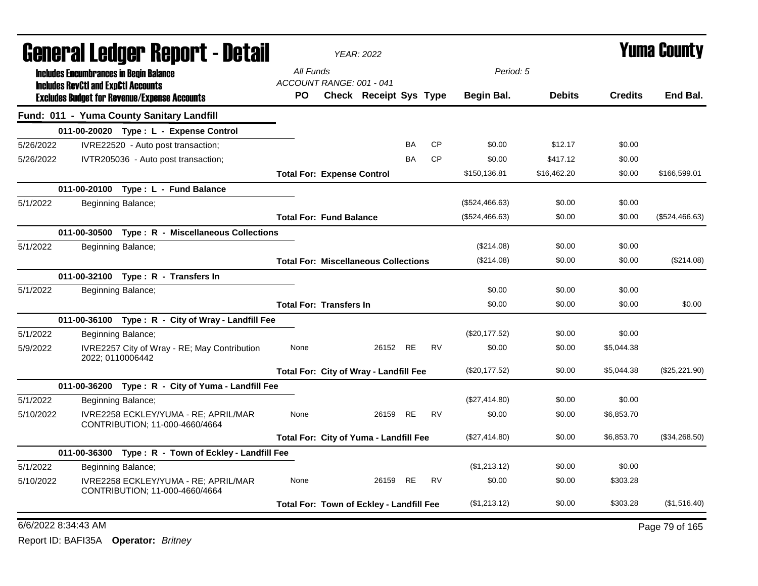# General Ledger Report - Detail

*YEAR: 2022*

# Yuma County

**Includes Encumbrances in Begin Balance**
**Includes RevCtl and ExpCtl Accounts**
**Excludes Budget for Revenue/Expense Accounts**

*All Funds*
*ACCOUNT RANGE: 001 - 041*
*Period: 5*

| | | PO | Check | Receipt | Sys | Type | Begin Bal. | Debits | Credits | End Bal. |
|---|---|---|---|---|---|---|---|---|---|---|
| **Fund: 011 - Yuma County Sanitary Landfill** | | | | | | | | | | |
| | **011-00-20020 Type : L - Expense Control** | | | | | | | | | |
| 5/26/2022 | IVRE22520 - Auto post transaction; | | | | BA | CP | $0.00 | $12.17 | $0.00 | |
| 5/26/2022 | IVTR205036 - Auto post transaction; | | | | BA | CP | $0.00 | $417.12 | $0.00 | |
| | | **Total For: Expense Control** | | | | | $150,136.81 | $16,462.20 | $0.00 | $166,599.01 |
| | **011-00-20100 Type : L - Fund Balance** | | | | | | | | | |
| 5/1/2022 | Beginning Balance; | | | | | | ($524,466.63) | $0.00 | $0.00 | |
| | | **Total For: Fund Balance** | | | | | ($524,466.63) | $0.00 | $0.00 | ($524,466.63) |
| | **011-00-30500 Type : R - Miscellaneous Collections** | | | | | | | | | |
| 5/1/2022 | Beginning Balance; | | | | | | ($214.08) | $0.00 | $0.00 | |
| | | **Total For: Miscellaneous Collections** | | | | | ($214.08) | $0.00 | $0.00 | ($214.08) |
| | **011-00-32100 Type : R - Transfers In** | | | | | | | | | |
| 5/1/2022 | Beginning Balance; | | | | | | $0.00 | $0.00 | $0.00 | |
| | | **Total For: Transfers In** | | | | | $0.00 | $0.00 | $0.00 | $0.00 |
| | **011-00-36100 Type : R - City of Wray - Landfill Fee** | | | | | | | | | |
| 5/1/2022 | Beginning Balance; | | | | | | ($20,177.52) | $0.00 | $0.00 | |
| 5/9/2022 | IVRE2257 City of Wray - RE; May Contribution 2022; 0110006442 | None | | 26152 | RE | RV | $0.00 | $0.00 | $5,044.38 | |
| | | **Total For: City of Wray - Landfill Fee** | | | | | ($20,177.52) | $0.00 | $5,044.38 | ($25,221.90) |
| | **011-00-36200 Type : R - City of Yuma - Landfill Fee** | | | | | | | | | |
| 5/1/2022 | Beginning Balance; | | | | | | ($27,414.80) | $0.00 | $0.00 | |
| 5/10/2022 | IVRE2258 ECKLEY/YUMA - RE; APRIL/MAR CONTRIBUTION; 11-000-4660/4664 | None | | 26159 | RE | RV | $0.00 | $0.00 | $6,853.70 | |
| | | **Total For: City of Yuma - Landfill Fee** | | | | | ($27,414.80) | $0.00 | $6,853.70 | ($34,268.50) |
| | **011-00-36300 Type : R - Town of Eckley - Landfill Fee** | | | | | | | | | |
| 5/1/2022 | Beginning Balance; | | | | | | ($1,213.12) | $0.00 | $0.00 | |
| 5/10/2022 | IVRE2258 ECKLEY/YUMA - RE; APRIL/MAR CONTRIBUTION; 11-000-4660/4664 | None | | 26159 | RE | RV | $0.00 | $0.00 | $303.28 | |
| | | **Total For: Town of Eckley - Landfill Fee** | | | | | ($1,213.12) | $0.00 | $303.28 | ($1,516.40) |

6/6/2022 8:34:43 AM

Report ID: BAFI35A **Operator:** *Britney*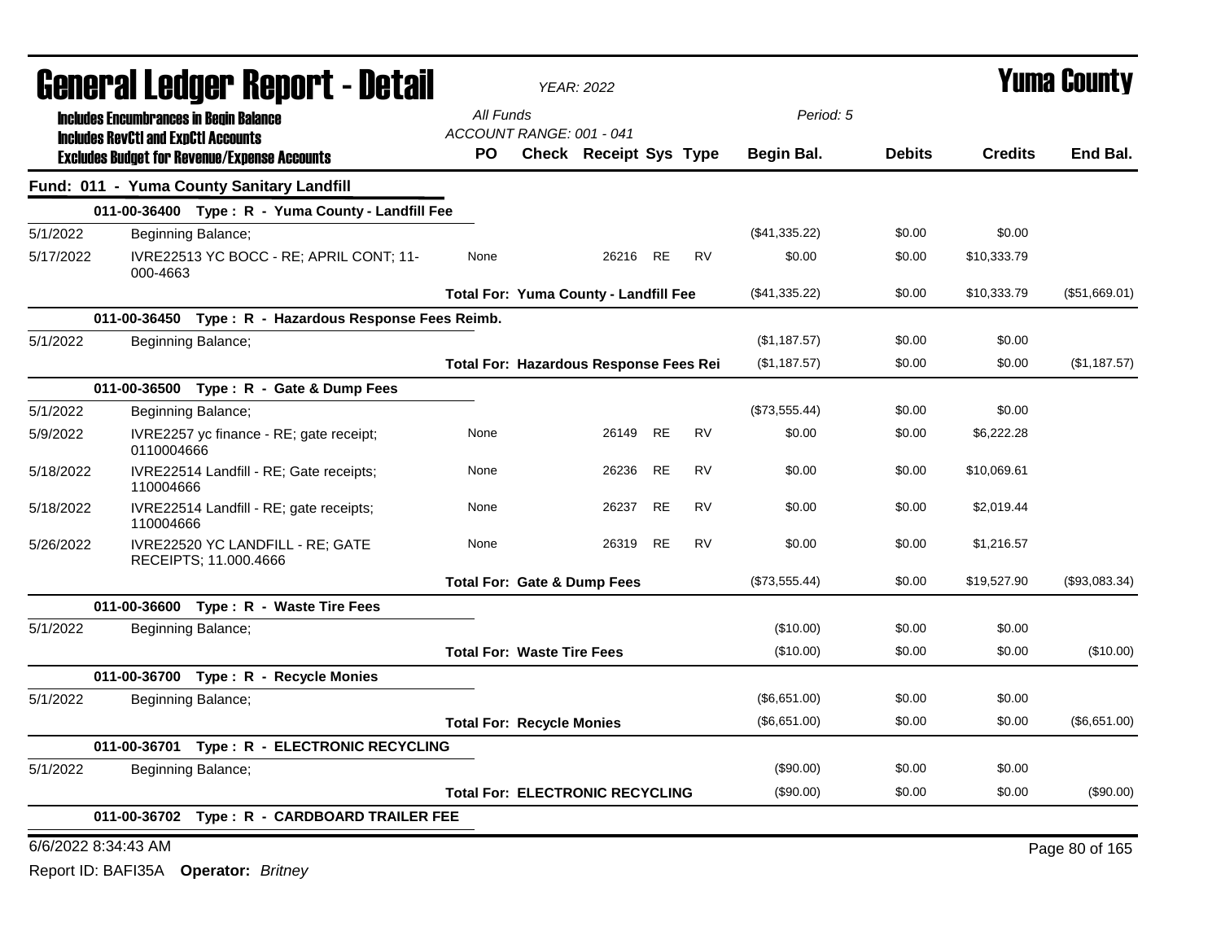# General Ledger Report - Detail

*YEAR: 2022*

# Yuma County

**Includes Encumbrances in Begin Balance**
**Includes RevCtl and ExpCtl Accounts**
**Excludes Budget for Revenue/Expense Accounts**

*All Funds*
*ACCOUNT RANGE: 001 - 041*
*Period: 5*

## Fund: 011 - Yuma County Sanitary Landfill

| Date | Description | PO | Check | Receipt | Sys | Type | Begin Bal. | Debits | Credits | End Bal. |
|---|---|---|---|---|---|---|---|---|---|---|
| | **011-00-36400 Type : R - Yuma County - Landfill Fee** | | | | | | | | | |
| 5/1/2022 | Beginning Balance; | | | | | | ($41,335.22) | $0.00 | $0.00 | |
| 5/17/2022 | IVRE22513 YC BOCC - RE; APRIL CONT; 11-000-4663 | None | | 26216 | RE | RV | $0.00 | $0.00 | $10,333.79 | |
| | | **Total For: Yuma County - Landfill Fee** | | | | | ($41,335.22) | $0.00 | $10,333.79 | ($51,669.01) |
| | **011-00-36450 Type : R - Hazardous Response Fees Reimb.** | | | | | | | | | |
| 5/1/2022 | Beginning Balance; | | | | | | ($1,187.57) | $0.00 | $0.00 | |
| | | **Total For: Hazardous Response Fees Rei** | | | | | ($1,187.57) | $0.00 | $0.00 | ($1,187.57) |
| | **011-00-36500 Type : R - Gate & Dump Fees** | | | | | | | | | |
| 5/1/2022 | Beginning Balance; | | | | | | ($73,555.44) | $0.00 | $0.00 | |
| 5/9/2022 | IVRE2257 yc finance - RE; gate receipt; 0110004666 | None | | 26149 | RE | RV | $0.00 | $0.00 | $6,222.28 | |
| 5/18/2022 | IVRE22514 Landfill - RE; Gate receipts; 110004666 | None | | 26236 | RE | RV | $0.00 | $0.00 | $10,069.61 | |
| 5/18/2022 | IVRE22514 Landfill - RE; gate receipts; 110004666 | None | | 26237 | RE | RV | $0.00 | $0.00 | $2,019.44 | |
| 5/26/2022 | IVRE22520 YC LANDFILL - RE; GATE RECEIPTS; 11.000.4666 | None | | 26319 | RE | RV | $0.00 | $0.00 | $1,216.57 | |
| | | **Total For: Gate & Dump Fees** | | | | | ($73,555.44) | $0.00 | $19,527.90 | ($93,083.34) |
| | **011-00-36600 Type : R - Waste Tire Fees** | | | | | | | | | |
| 5/1/2022 | Beginning Balance; | | | | | | ($10.00) | $0.00 | $0.00 | |
| | | **Total For: Waste Tire Fees** | | | | | ($10.00) | $0.00 | $0.00 | ($10.00) |
| | **011-00-36700 Type : R - Recycle Monies** | | | | | | | | | |
| 5/1/2022 | Beginning Balance; | | | | | | ($6,651.00) | $0.00 | $0.00 | |
| | | **Total For: Recycle Monies** | | | | | ($6,651.00) | $0.00 | $0.00 | ($6,651.00) |
| | **011-00-36701 Type : R - ELECTRONIC RECYCLING** | | | | | | | | | |
| 5/1/2022 | Beginning Balance; | | | | | | ($90.00) | $0.00 | $0.00 | |
| | | **Total For: ELECTRONIC RECYCLING** | | | | | ($90.00) | $0.00 | $0.00 | ($90.00) |
| | **011-00-36702 Type : R - CARDBOARD TRAILER FEE** | | | | | | | | | |

6/6/2022 8:34:43 AM

Report ID: BAFI35A **Operator:** *Britney*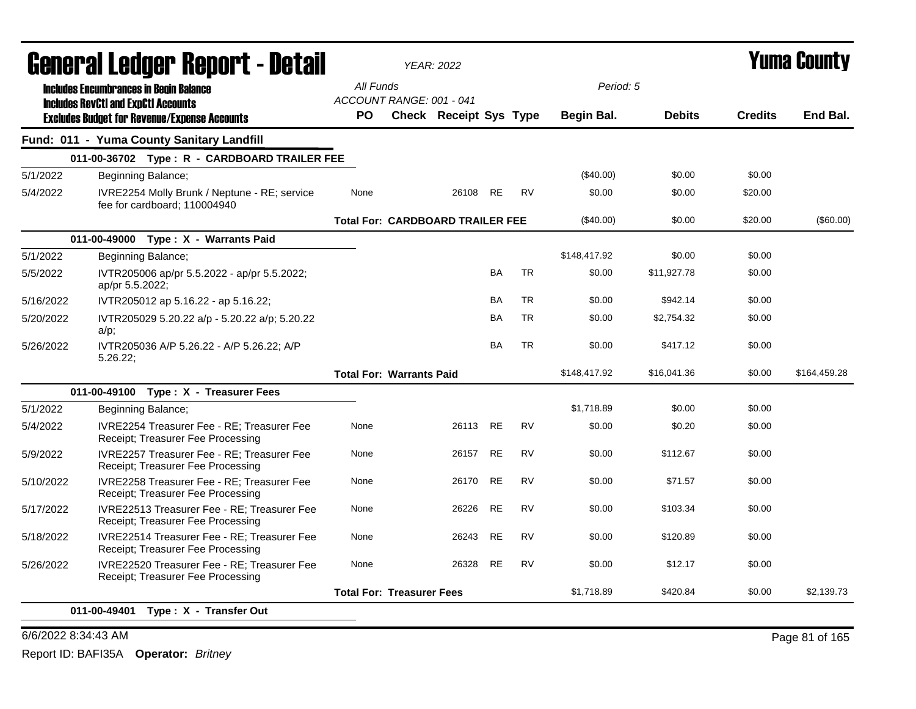# General Ledger Report - Detail

*YEAR: 2022*

# Yuma County

**Includes Encumbrances in Begin Balance**
**Includes RevCtl and ExpCtl Accounts**
**Excludes Budget for Revenue/Expense Accounts**

*All Funds*
*ACCOUNT RANGE: 001 - 041*
*Period: 5*

## Fund: 011 - Yuma County Sanitary Landfill

| Date | Description | PO | Check | Receipt | Sys | Type | Begin Bal. | Debits | Credits | End Bal. |
|---|---|---|---|---|---|---|---|---|---|---|
| | **011-00-36702 Type : R - CARDBOARD TRAILER FEE** | | | | | | | | | |
| 5/1/2022 | Beginning Balance; | | | | | | ($40.00) | $0.00 | $0.00 | |
| 5/4/2022 | IVRE2254 Molly Brunk / Neptune - RE; service fee for cardboard; 110004940 | None | | 26108 | RE | RV | $0.00 | $0.00 | $20.00 | |
| | **Total For: CARDBOARD TRAILER FEE** | | | | | | ($40.00) | $0.00 | $20.00 | ($60.00) |
| | **011-00-49000 Type : X - Warrants Paid** | | | | | | | | | |
| 5/1/2022 | Beginning Balance; | | | | | | $148,417.92 | $0.00 | $0.00 | |
| 5/5/2022 | IVTR205006 ap/pr 5.5.2022 - ap/pr 5.5.2022; ap/pr 5.5.2022; | | | | BA | TR | $0.00 | $11,927.78 | $0.00 | |
| 5/16/2022 | IVTR205012 ap 5.16.22 - ap 5.16.22; | | | | BA | TR | $0.00 | $942.14 | $0.00 | |
| 5/20/2022 | IVTR205029 5.20.22 a/p - 5.20.22 a/p; 5.20.22 a/p; | | | | BA | TR | $0.00 | $2,754.32 | $0.00 | |
| 5/26/2022 | IVTR205036 A/P 5.26.22 - A/P 5.26.22; A/P 5.26.22; | | | | BA | TR | $0.00 | $417.12 | $0.00 | |
| | **Total For: Warrants Paid** | | | | | | $148,417.92 | $16,041.36 | $0.00 | $164,459.28 |
| | **011-00-49100 Type : X - Treasurer Fees** | | | | | | | | | |
| 5/1/2022 | Beginning Balance; | | | | | | $1,718.89 | $0.00 | $0.00 | |
| 5/4/2022 | IVRE2254 Treasurer Fee - RE; Treasurer Fee Receipt; Treasurer Fee Processing | None | | 26113 | RE | RV | $0.00 | $0.20 | $0.00 | |
| 5/9/2022 | IVRE2257 Treasurer Fee - RE; Treasurer Fee Receipt; Treasurer Fee Processing | None | | 26157 | RE | RV | $0.00 | $112.67 | $0.00 | |
| 5/10/2022 | IVRE2258 Treasurer Fee - RE; Treasurer Fee Receipt; Treasurer Fee Processing | None | | 26170 | RE | RV | $0.00 | $71.57 | $0.00 | |
| 5/17/2022 | IVRE22513 Treasurer Fee - RE; Treasurer Fee Receipt; Treasurer Fee Processing | None | | 26226 | RE | RV | $0.00 | $103.34 | $0.00 | |
| 5/18/2022 | IVRE22514 Treasurer Fee - RE; Treasurer Fee Receipt; Treasurer Fee Processing | None | | 26243 | RE | RV | $0.00 | $120.89 | $0.00 | |
| 5/26/2022 | IVRE22520 Treasurer Fee - RE; Treasurer Fee Receipt; Treasurer Fee Processing | None | | 26328 | RE | RV | $0.00 | $12.17 | $0.00 | |
| | **Total For: Treasurer Fees** | | | | | | $1,718.89 | $420.84 | $0.00 | $2,139.73 |
| | **011-00-49401 Type : X - Transfer Out** | | | | | | | | | |

6/6/2022 8:34:43 AM

Report ID: BAFI35A **Operator:** *Britney*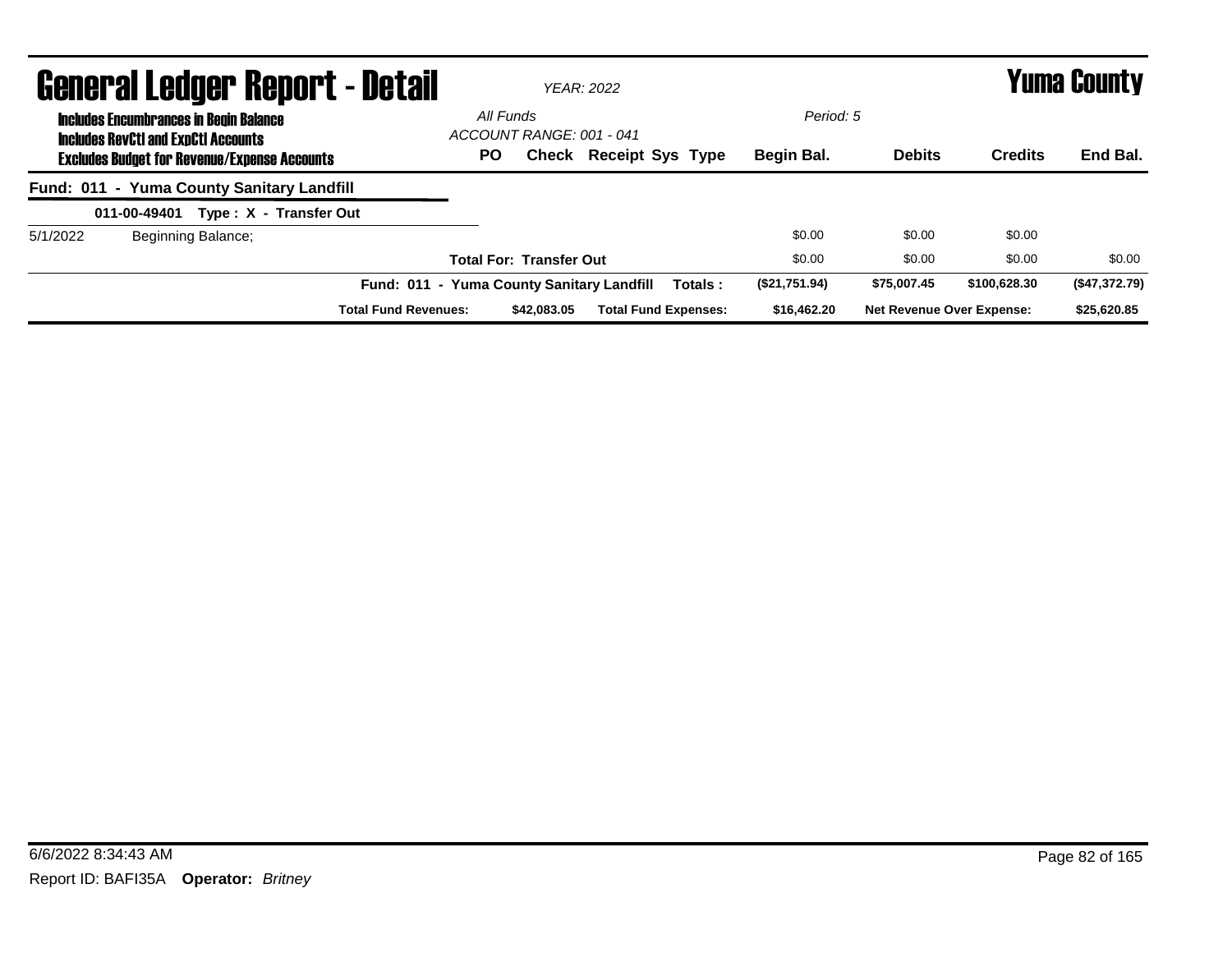# General Ledger Report - Detail

*YEAR: 2022*

**Yuma County**

**Includes Encumbrances in Begin Balance**
**Includes RevCtl and ExpCtl Accounts**
**Excludes Budget for Revenue/Expense Accounts**

*All Funds*
*ACCOUNT RANGE: 001 - 041*
*Period: 5*

| | | PO | Check | Receipt | Sys | Type | Begin Bal. | Debits | Credits | End Bal. |
|---|---|---|---|---|---|---|---|---|---|---|
| **Fund: 011 - Yuma County Sanitary Landfill** | | | | | | | | | | |
| **011-00-49401 Type : X - Transfer Out** | | | | | | | | | | |
| 5/1/2022 | Beginning Balance; | | | | | | $0.00 | $0.00 | $0.00 | |
| | | **Total For: Transfer Out** | | | | | $0.00 | $0.00 | $0.00 | $0.00 |
| | | **Fund: 011 - Yuma County Sanitary Landfill** | | | | **Totals :** | **($21,751.94)** | **$75,007.45** | **$100,628.30** | **($47,372.79)** |
| | **Total Fund Revenues:** | | **$42,083.05** | **Total Fund Expenses:** | | | **$16,462.20** | **Net Revenue Over Expense:** | | **$25,620.85** |

6/6/2022 8:34:43 AM

Report ID: BAFI35A **Operator:** *Britney*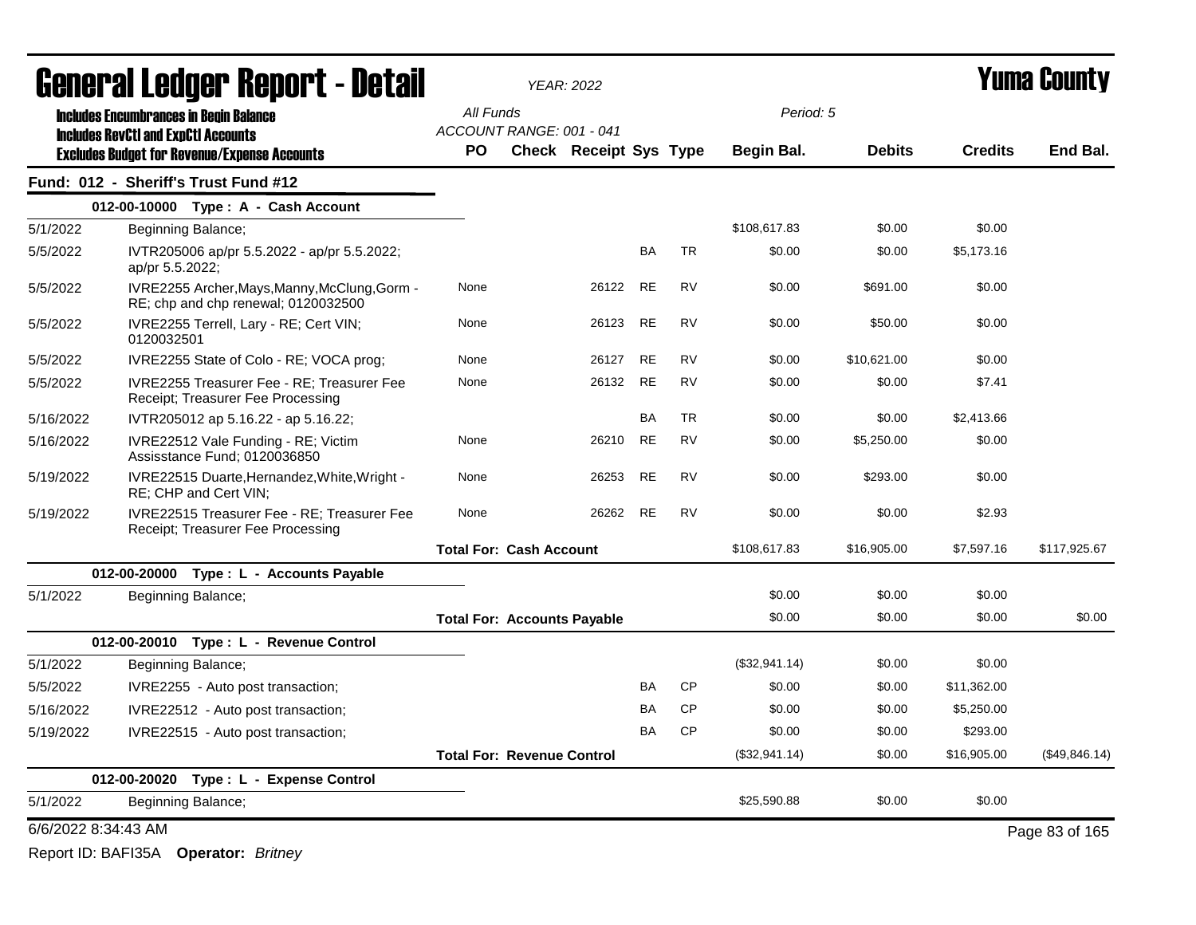# General Ledger Report - Detail

*YEAR: 2022*

# Yuma County

**Includes Encumbrances in Begin Balance**
**Includes RevCtl and ExpCtl Accounts**
**Excludes Budget for Revenue/Expense Accounts**

*All Funds*
*ACCOUNT RANGE: 001 - 041*

*Period: 5*

## Fund: 012 - Sheriff's Trust Fund #12

| Date | Description | PO | Check | Receipt | Sys | Type | Begin Bal. | Debits | Credits | End Bal. |
|---|---|---|---|---|---|---|---|---|---|---|
| **012-00-10000 Type : A - Cash Account** | | | | | | | | | | |
| 5/1/2022 | Beginning Balance; | | | | | | $108,617.83 | $0.00 | $0.00 | |
| 5/5/2022 | IVTR205006 ap/pr 5.5.2022 - ap/pr 5.5.2022; ap/pr 5.5.2022; | | | | BA | TR | $0.00 | $0.00 | $5,173.16 | |
| 5/5/2022 | IVRE2255 Archer,Mays,Manny,McClung,Gorm - RE; chp and chp renewal; 0120032500 | None | | 26122 | RE | RV | $0.00 | $691.00 | $0.00 | |
| 5/5/2022 | IVRE2255 Terrell, Lary - RE; Cert VIN; 0120032501 | None | | 26123 | RE | RV | $0.00 | $50.00 | $0.00 | |
| 5/5/2022 | IVRE2255 State of Colo - RE; VOCA prog; | None | | 26127 | RE | RV | $0.00 | $10,621.00 | $0.00 | |
| 5/5/2022 | IVRE2255 Treasurer Fee - RE; Treasurer Fee Receipt; Treasurer Fee Processing | None | | 26132 | RE | RV | $0.00 | $0.00 | $7.41 | |
| 5/16/2022 | IVTR205012 ap 5.16.22 - ap 5.16.22; | | | | BA | TR | $0.00 | $0.00 | $2,413.66 | |
| 5/16/2022 | IVRE22512 Vale Funding - RE; Victim Assisstance Fund; 0120036850 | None | | 26210 | RE | RV | $0.00 | $5,250.00 | $0.00 | |
| 5/19/2022 | IVRE22515 Duarte,Hernandez,White,Wright - RE; CHP and Cert VIN; | None | | 26253 | RE | RV | $0.00 | $293.00 | $0.00 | |
| 5/19/2022 | IVRE22515 Treasurer Fee - RE; Treasurer Fee Receipt; Treasurer Fee Processing | None | | 26262 | RE | RV | $0.00 | $0.00 | $2.93 | |
| | | **Total For: Cash Account** | | | | | $108,617.83 | $16,905.00 | $7,597.16 | $117,925.67 |
| **012-00-20000 Type : L - Accounts Payable** | | | | | | | | | | |
| 5/1/2022 | Beginning Balance; | | | | | | $0.00 | $0.00 | $0.00 | |
| | | **Total For: Accounts Payable** | | | | | $0.00 | $0.00 | $0.00 | $0.00 |
| **012-00-20010 Type : L - Revenue Control** | | | | | | | | | | |
| 5/1/2022 | Beginning Balance; | | | | | | ($32,941.14) | $0.00 | $0.00 | |
| 5/5/2022 | IVRE2255 - Auto post transaction; | | | | BA | CP | $0.00 | $0.00 | $11,362.00 | |
| 5/16/2022 | IVRE22512 - Auto post transaction; | | | | BA | CP | $0.00 | $0.00 | $5,250.00 | |
| 5/19/2022 | IVRE22515 - Auto post transaction; | | | | BA | CP | $0.00 | $0.00 | $293.00 | |
| | | **Total For: Revenue Control** | | | | | ($32,941.14) | $0.00 | $16,905.00 | ($49,846.14) |
| **012-00-20020 Type : L - Expense Control** | | | | | | | | | | |
| 5/1/2022 | Beginning Balance; | | | | | | $25,590.88 | $0.00 | $0.00 | |

6/6/2022 8:34:43 AM

Report ID: BAFI35A **Operator:** *Britney*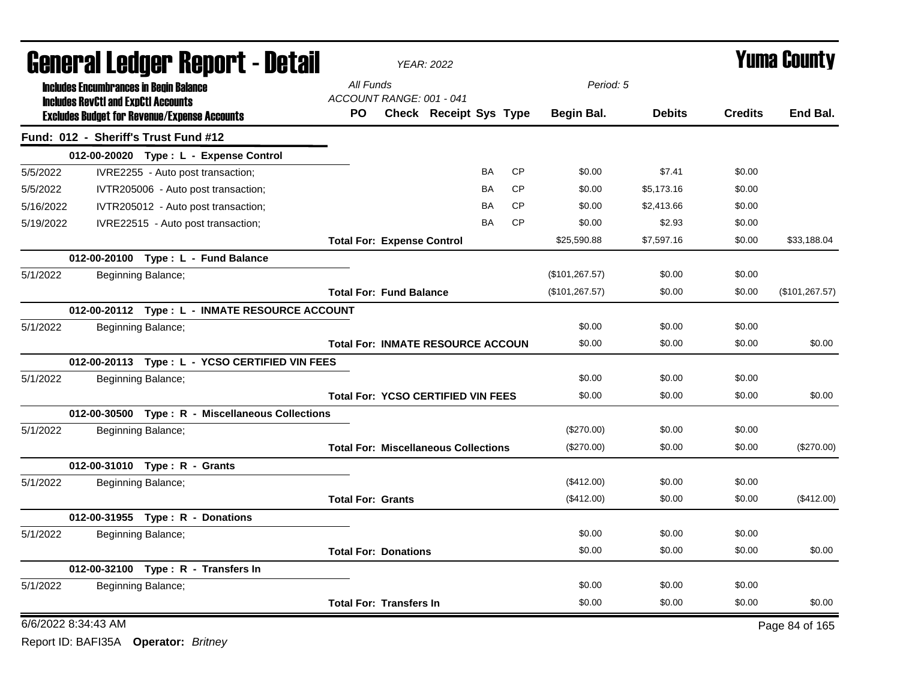# General Ledger Report - Detail

*YEAR: 2022*

# Yuma County

**Includes Encumbrances in Begin Balance**
**Includes RevCtl and ExpCtl Accounts**
**Excludes Budget for Revenue/Expense Accounts**

*All Funds*
*ACCOUNT RANGE: 001 - 041*
*Period: 5*

## Fund: 012 - Sheriff's Trust Fund #12

| Date | Description | PO | Check | Receipt | Sys | Type | Begin Bal. | Debits | Credits | End Bal. |
|---|---|---|---|---|---|---|---|---|---|---|
| | **012-00-20020 Type : L - Expense Control** | | | | | | | | | |
| 5/5/2022 | IVRE2255 - Auto post transaction; | | | | BA | CP | $0.00 | $7.41 | $0.00 | |
| 5/5/2022 | IVTR205006 - Auto post transaction; | | | | BA | CP | $0.00 | $5,173.16 | $0.00 | |
| 5/16/2022 | IVTR205012 - Auto post transaction; | | | | BA | CP | $0.00 | $2,413.66 | $0.00 | |
| 5/19/2022 | IVRE22515 - Auto post transaction; | | | | BA | CP | $0.00 | $2.93 | $0.00 | |
| | **Total For: Expense Control** | | | | | | $25,590.88 | $7,597.16 | $0.00 | $33,188.04 |
| | **012-00-20100 Type : L - Fund Balance** | | | | | | | | | |
| 5/1/2022 | Beginning Balance; | | | | | | ($101,267.57) | $0.00 | $0.00 | |
| | **Total For: Fund Balance** | | | | | | ($101,267.57) | $0.00 | $0.00 | ($101,267.57) |
| | **012-00-20112 Type : L - INMATE RESOURCE ACCOUNT** | | | | | | | | | |
| 5/1/2022 | Beginning Balance; | | | | | | $0.00 | $0.00 | $0.00 | |
| | **Total For: INMATE RESOURCE ACCOUN** | | | | | | $0.00 | $0.00 | $0.00 | $0.00 |
| | **012-00-20113 Type : L - YCSO CERTIFIED VIN FEES** | | | | | | | | | |
| 5/1/2022 | Beginning Balance; | | | | | | $0.00 | $0.00 | $0.00 | |
| | **Total For: YCSO CERTIFIED VIN FEES** | | | | | | $0.00 | $0.00 | $0.00 | $0.00 |
| | **012-00-30500 Type : R - Miscellaneous Collections** | | | | | | | | | |
| 5/1/2022 | Beginning Balance; | | | | | | ($270.00) | $0.00 | $0.00 | |
| | **Total For: Miscellaneous Collections** | | | | | | ($270.00) | $0.00 | $0.00 | ($270.00) |
| | **012-00-31010 Type : R - Grants** | | | | | | | | | |
| 5/1/2022 | Beginning Balance; | | | | | | ($412.00) | $0.00 | $0.00 | |
| | **Total For: Grants** | | | | | | ($412.00) | $0.00 | $0.00 | ($412.00) |
| | **012-00-31955 Type : R - Donations** | | | | | | | | | |
| 5/1/2022 | Beginning Balance; | | | | | | $0.00 | $0.00 | $0.00 | |
| | **Total For: Donations** | | | | | | $0.00 | $0.00 | $0.00 | $0.00 |
| | **012-00-32100 Type : R - Transfers In** | | | | | | | | | |
| 5/1/2022 | Beginning Balance; | | | | | | $0.00 | $0.00 | $0.00 | |
| | **Total For: Transfers In** | | | | | | $0.00 | $0.00 | $0.00 | $0.00 |

6/6/2022 8:34:43 AM

Report ID: BAFI35A **Operator:** *Britney*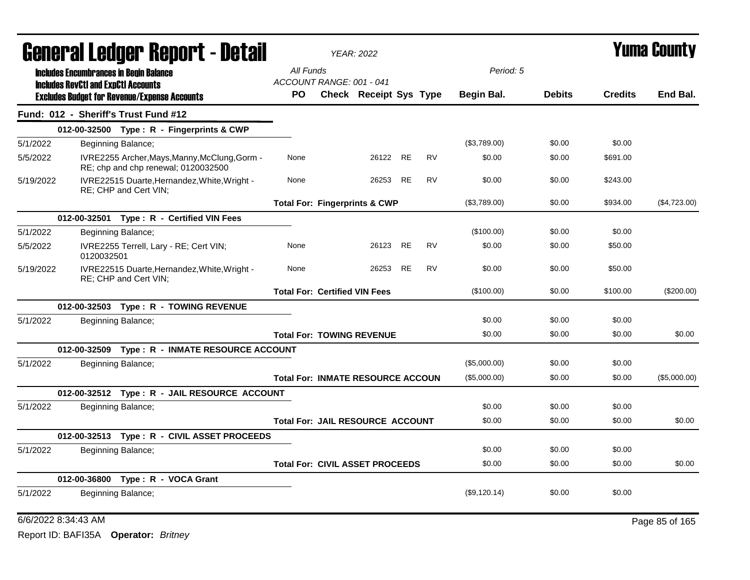# General Ledger Report - Detail

*YEAR: 2022*

# Yuma County

**Includes Encumbrances in Begin Balance**
**Includes RevCtl and ExpCtl Accounts**
**Excludes Budget for Revenue/Expense Accounts**

*All Funds*
*ACCOUNT RANGE: 001 - 041*
*Period: 5*

## Fund: 012 - Sheriff's Trust Fund #12

| Date | Description | PO | Check | Receipt | Sys | Type | Begin Bal. | Debits | Credits | End Bal. |
|---|---|---|---|---|---|---|---|---|---|---|
| | **012-00-32500 Type : R - Fingerprints & CWP** | | | | | | | | | |
| 5/1/2022 | Beginning Balance; | | | | | | ($3,789.00) | $0.00 | $0.00 | |
| 5/5/2022 | IVRE2255 Archer,Mays,Manny,McClung,Gorm - RE; chp and chp renewal; 0120032500 | None | | 26122 | RE | RV | $0.00 | $0.00 | $691.00 | |
| 5/19/2022 | IVRE22515 Duarte,Hernandez,White,Wright - RE; CHP and Cert VIN; | None | | 26253 | RE | RV | $0.00 | $0.00 | $243.00 | |
| | **Total For: Fingerprints & CWP** | | | | | | ($3,789.00) | $0.00 | $934.00 | ($4,723.00) |
| | **012-00-32501 Type : R - Certified VIN Fees** | | | | | | | | | |
| 5/1/2022 | Beginning Balance; | | | | | | ($100.00) | $0.00 | $0.00 | |
| 5/5/2022 | IVRE2255 Terrell, Lary - RE; Cert VIN; 0120032501 | None | | 26123 | RE | RV | $0.00 | $0.00 | $50.00 | |
| 5/19/2022 | IVRE22515 Duarte,Hernandez,White,Wright - RE; CHP and Cert VIN; | None | | 26253 | RE | RV | $0.00 | $0.00 | $50.00 | |
| | **Total For: Certified VIN Fees** | | | | | | ($100.00) | $0.00 | $100.00 | ($200.00) |
| | **012-00-32503 Type : R - TOWING REVENUE** | | | | | | | | | |
| 5/1/2022 | Beginning Balance; | | | | | | $0.00 | $0.00 | $0.00 | |
| | **Total For: TOWING REVENUE** | | | | | | $0.00 | $0.00 | $0.00 | $0.00 |
| | **012-00-32509 Type : R - INMATE RESOURCE ACCOUNT** | | | | | | | | | |
| 5/1/2022 | Beginning Balance; | | | | | | ($5,000.00) | $0.00 | $0.00 | |
| | **Total For: INMATE RESOURCE ACCOUN** | | | | | | ($5,000.00) | $0.00 | $0.00 | ($5,000.00) |
| | **012-00-32512 Type : R - JAIL RESOURCE ACCOUNT** | | | | | | | | | |
| 5/1/2022 | Beginning Balance; | | | | | | $0.00 | $0.00 | $0.00 | |
| | **Total For: JAIL RESOURCE ACCOUNT** | | | | | | $0.00 | $0.00 | $0.00 | $0.00 |
| | **012-00-32513 Type : R - CIVIL ASSET PROCEEDS** | | | | | | | | | |
| 5/1/2022 | Beginning Balance; | | | | | | $0.00 | $0.00 | $0.00 | |
| | **Total For: CIVIL ASSET PROCEEDS** | | | | | | $0.00 | $0.00 | $0.00 | $0.00 |
| | **012-00-36800 Type : R - VOCA Grant** | | | | | | | | | |
| 5/1/2022 | Beginning Balance; | | | | | | ($9,120.14) | $0.00 | $0.00 | |

6/6/2022 8:34:43 AM

Report ID: BAFI35A **Operator:** *Britney*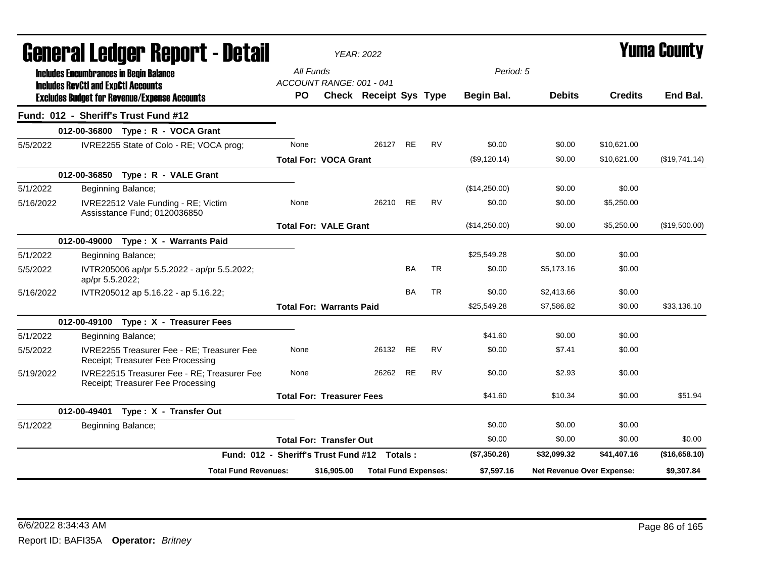# General Ledger Report - Detail

*YEAR: 2022*

# Yuma County

**Includes Encumbrances in Begin Balance**
**Includes RevCtl and ExpCtl Accounts**
**Excludes Budget for Revenue/Expense Accounts**

*All Funds*
*ACCOUNT RANGE: 001 - 041*
*Period: 5*

## Fund: 012 - Sheriff's Trust Fund #12

| Date | Description | PO | Check | Receipt | Sys | Type | Begin Bal. | Debits | Credits | End Bal. |
|---|---|---|---|---|---|---|---|---|---|---|
| **012-00-36800 Type : R - VOCA Grant** | | | | | | | | | | |
| 5/5/2022 | IVRE2255 State of Colo - RE; VOCA prog; | None | | 26127 | RE | RV | $0.00 | $0.00 | $10,621.00 | |
| | **Total For: VOCA Grant** | | | | | | ($9,120.14) | $0.00 | $10,621.00 | ($19,741.14) |
| **012-00-36850 Type : R - VALE Grant** | | | | | | | | | | |
| 5/1/2022 | Beginning Balance; | | | | | | ($14,250.00) | $0.00 | $0.00 | |
| 5/16/2022 | IVRE22512 Vale Funding - RE; Victim Assisstance Fund; 0120036850 | None | | 26210 | RE | RV | $0.00 | $0.00 | $5,250.00 | |
| | **Total For: VALE Grant** | | | | | | ($14,250.00) | $0.00 | $5,250.00 | ($19,500.00) |
| **012-00-49000 Type : X - Warrants Paid** | | | | | | | | | | |
| 5/1/2022 | Beginning Balance; | | | | | | $25,549.28 | $0.00 | $0.00 | |
| 5/5/2022 | IVTR205006 ap/pr 5.5.2022 - ap/pr 5.5.2022; ap/pr 5.5.2022; | | | | BA | TR | $0.00 | $5,173.16 | $0.00 | |
| 5/16/2022 | IVTR205012 ap 5.16.22 - ap 5.16.22; | | | | BA | TR | $0.00 | $2,413.66 | $0.00 | |
| | **Total For: Warrants Paid** | | | | | | $25,549.28 | $7,586.82 | $0.00 | $33,136.10 |
| **012-00-49100 Type : X - Treasurer Fees** | | | | | | | | | | |
| 5/1/2022 | Beginning Balance; | | | | | | $41.60 | $0.00 | $0.00 | |
| 5/5/2022 | IVRE2255 Treasurer Fee - RE; Treasurer Fee Receipt; Treasurer Fee Processing | None | | 26132 | RE | RV | $0.00 | $7.41 | $0.00 | |
| 5/19/2022 | IVRE22515 Treasurer Fee - RE; Treasurer Fee Receipt; Treasurer Fee Processing | None | | 26262 | RE | RV | $0.00 | $2.93 | $0.00 | |
| | **Total For: Treasurer Fees** | | | | | | $41.60 | $10.34 | $0.00 | $51.94 |
| **012-00-49401 Type : X - Transfer Out** | | | | | | | | | | |
| 5/1/2022 | Beginning Balance; | | | | | | $0.00 | $0.00 | $0.00 | |
| | **Total For: Transfer Out** | | | | | | $0.00 | $0.00 | $0.00 | $0.00 |
| | **Fund: 012 - Sheriff's Trust Fund #12 Totals :** | | | | | | **($7,350.26)** | **$32,099.32** | **$41,407.16** | **($16,658.10)** |

**Total Fund Revenues:** $16,905.00 **Total Fund Expenses:** $7,597.16 **Net Revenue Over Expense:** $9,307.84

6/6/2022 8:34:43 AM

Report ID: BAFI35A **Operator:** *Britney*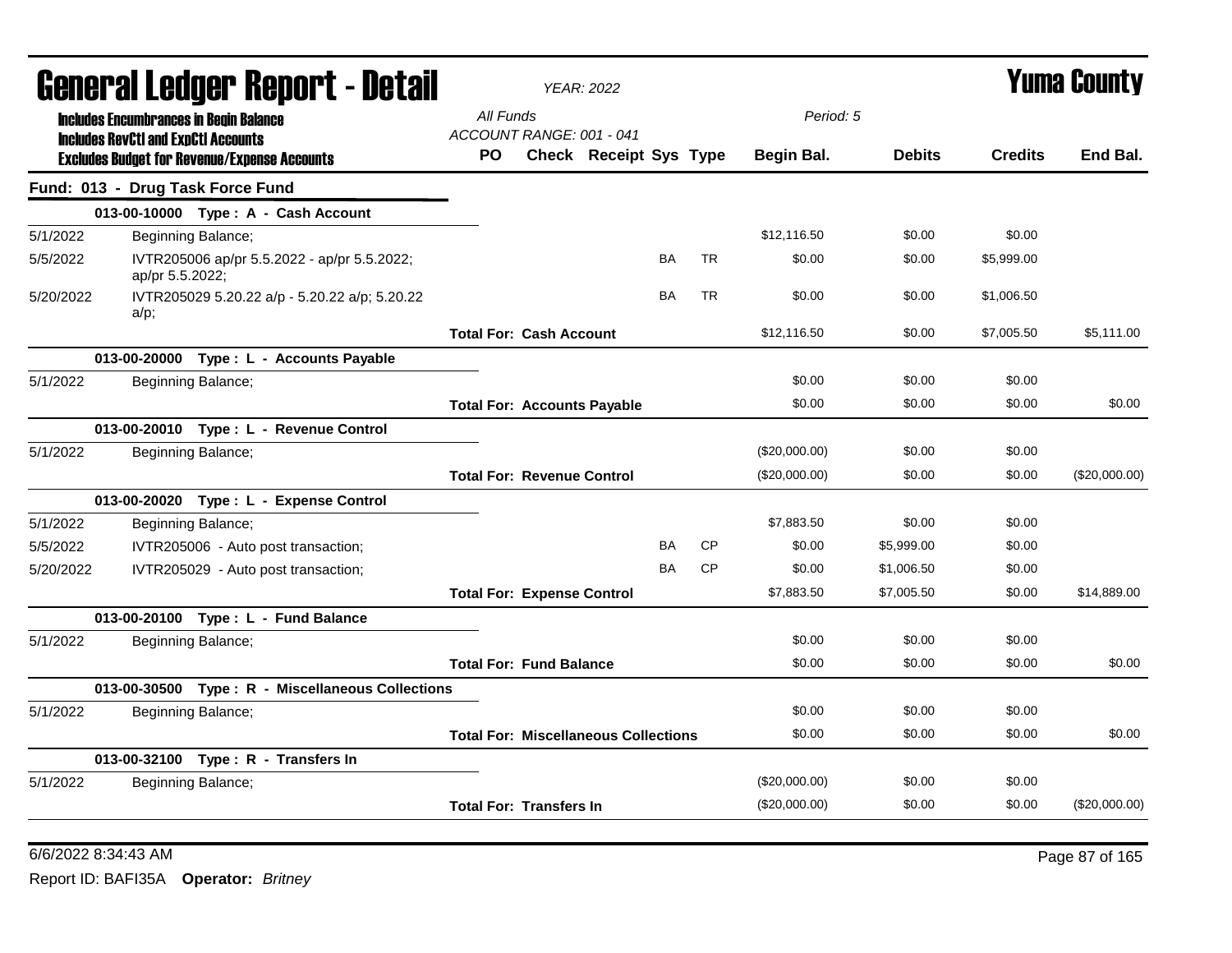# General Ledger Report - Detail

*YEAR: 2022*

# Yuma County

**Includes Encumbrances in Begin Balance**
**Includes RevCtl and ExpCtl Accounts**
**Excludes Budget for Revenue/Expense Accounts**

*All Funds*
*ACCOUNT RANGE: 001 - 041*
*Period: 5*

## Fund: 013 - Drug Task Force Fund

| Date | Description | PO | Check | Receipt | Sys | Type | Begin Bal. | Debits | Credits | End Bal. |
|---|---|---|---|---|---|---|---|---|---|---|
| | **013-00-10000 Type : A - Cash Account** | | | | | | | | | |
| 5/1/2022 | Beginning Balance; | | | | | | $12,116.50 | $0.00 | $0.00 | |
| 5/5/2022 | IVTR205006 ap/pr 5.5.2022 - ap/pr 5.5.2022; ap/pr 5.5.2022; | | | | BA | TR | $0.00 | $0.00 | $5,999.00 | |
| 5/20/2022 | IVTR205029 5.20.22 a/p - 5.20.22 a/p; 5.20.22 a/p; | | | | BA | TR | $0.00 | $0.00 | $1,006.50 | |
| | **Total For: Cash Account** | | | | | | $12,116.50 | $0.00 | $7,005.50 | $5,111.00 |
| | **013-00-20000 Type : L - Accounts Payable** | | | | | | | | | |
| 5/1/2022 | Beginning Balance; | | | | | | $0.00 | $0.00 | $0.00 | |
| | **Total For: Accounts Payable** | | | | | | $0.00 | $0.00 | $0.00 | $0.00 |
| | **013-00-20010 Type : L - Revenue Control** | | | | | | | | | |
| 5/1/2022 | Beginning Balance; | | | | | | ($20,000.00) | $0.00 | $0.00 | |
| | **Total For: Revenue Control** | | | | | | ($20,000.00) | $0.00 | $0.00 | ($20,000.00) |
| | **013-00-20020 Type : L - Expense Control** | | | | | | | | | |
| 5/1/2022 | Beginning Balance; | | | | | | $7,883.50 | $0.00 | $0.00 | |
| 5/5/2022 | IVTR205006 - Auto post transaction; | | | | BA | CP | $0.00 | $5,999.00 | $0.00 | |
| 5/20/2022 | IVTR205029 - Auto post transaction; | | | | BA | CP | $0.00 | $1,006.50 | $0.00 | |
| | **Total For: Expense Control** | | | | | | $7,883.50 | $7,005.50 | $0.00 | $14,889.00 |
| | **013-00-20100 Type : L - Fund Balance** | | | | | | | | | |
| 5/1/2022 | Beginning Balance; | | | | | | $0.00 | $0.00 | $0.00 | |
| | **Total For: Fund Balance** | | | | | | $0.00 | $0.00 | $0.00 | $0.00 |
| | **013-00-30500 Type : R - Miscellaneous Collections** | | | | | | | | | |
| 5/1/2022 | Beginning Balance; | | | | | | $0.00 | $0.00 | $0.00 | |
| | **Total For: Miscellaneous Collections** | | | | | | $0.00 | $0.00 | $0.00 | $0.00 |
| | **013-00-32100 Type : R - Transfers In** | | | | | | | | | |
| 5/1/2022 | Beginning Balance; | | | | | | ($20,000.00) | $0.00 | $0.00 | |
| | **Total For: Transfers In** | | | | | | ($20,000.00) | $0.00 | $0.00 | ($20,000.00) |

6/6/2022 8:34:43 AM

Report ID: BAFI35A **Operator:** *Britney*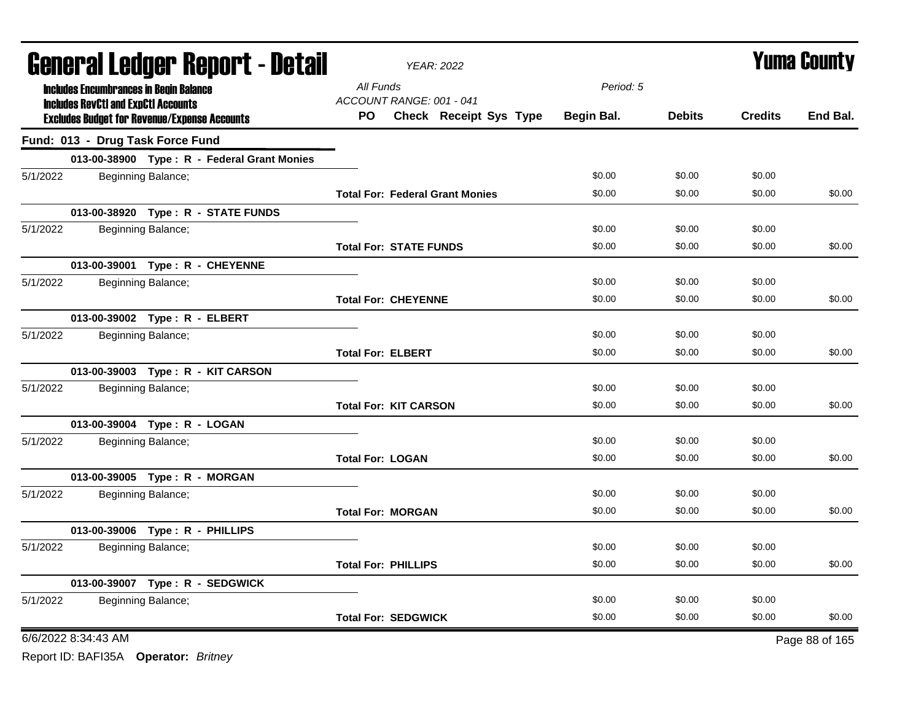# General Ledger Report - Detail

*YEAR: 2022*

**Yuma County**

**Includes Encumbrances in Begin Balance**
**Includes RevCtl and ExpCtl Accounts**
**Excludes Budget for Revenue/Expense Accounts**

*All Funds*
*ACCOUNT RANGE: 001 - 041*
*Period: 5*

## Fund: 013 - Drug Task Force Fund

| | | PO | Check | Receipt | Sys | Type | Begin Bal. | Debits | Credits | End Bal. |
|---|---|---|---|---|---|---|---|---|---|---|
| | **013-00-38900 Type : R - Federal Grant Monies** | | | | | | | | | |
| 5/1/2022 | Beginning Balance; | | | | | | $0.00 | $0.00 | $0.00 | |
| | | **Total For: Federal Grant Monies** | | | | | $0.00 | $0.00 | $0.00 | $0.00 |
| | **013-00-38920 Type : R - STATE FUNDS** | | | | | | | | | |
| 5/1/2022 | Beginning Balance; | | | | | | $0.00 | $0.00 | $0.00 | |
| | | **Total For: STATE FUNDS** | | | | | $0.00 | $0.00 | $0.00 | $0.00 |
| | **013-00-39001 Type : R - CHEYENNE** | | | | | | | | | |
| 5/1/2022 | Beginning Balance; | | | | | | $0.00 | $0.00 | $0.00 | |
| | | **Total For: CHEYENNE** | | | | | $0.00 | $0.00 | $0.00 | $0.00 |
| | **013-00-39002 Type : R - ELBERT** | | | | | | | | | |
| 5/1/2022 | Beginning Balance; | | | | | | $0.00 | $0.00 | $0.00 | |
| | | **Total For: ELBERT** | | | | | $0.00 | $0.00 | $0.00 | $0.00 |
| | **013-00-39003 Type : R - KIT CARSON** | | | | | | | | | |
| 5/1/2022 | Beginning Balance; | | | | | | $0.00 | $0.00 | $0.00 | |
| | | **Total For: KIT CARSON** | | | | | $0.00 | $0.00 | $0.00 | $0.00 |
| | **013-00-39004 Type : R - LOGAN** | | | | | | | | | |
| 5/1/2022 | Beginning Balance; | | | | | | $0.00 | $0.00 | $0.00 | |
| | | **Total For: LOGAN** | | | | | $0.00 | $0.00 | $0.00 | $0.00 |
| | **013-00-39005 Type : R - MORGAN** | | | | | | | | | |
| 5/1/2022 | Beginning Balance; | | | | | | $0.00 | $0.00 | $0.00 | |
| | | **Total For: MORGAN** | | | | | $0.00 | $0.00 | $0.00 | $0.00 |
| | **013-00-39006 Type : R - PHILLIPS** | | | | | | | | | |
| 5/1/2022 | Beginning Balance; | | | | | | $0.00 | $0.00 | $0.00 | |
| | | **Total For: PHILLIPS** | | | | | $0.00 | $0.00 | $0.00 | $0.00 |
| | **013-00-39007 Type : R - SEDGWICK** | | | | | | | | | |
| 5/1/2022 | Beginning Balance; | | | | | | $0.00 | $0.00 | $0.00 | |
| | | **Total For: SEDGWICK** | | | | | $0.00 | $0.00 | $0.00 | $0.00 |

6/6/2022 8:34:43 AM

Report ID: BAFI35A **Operator:** *Britney*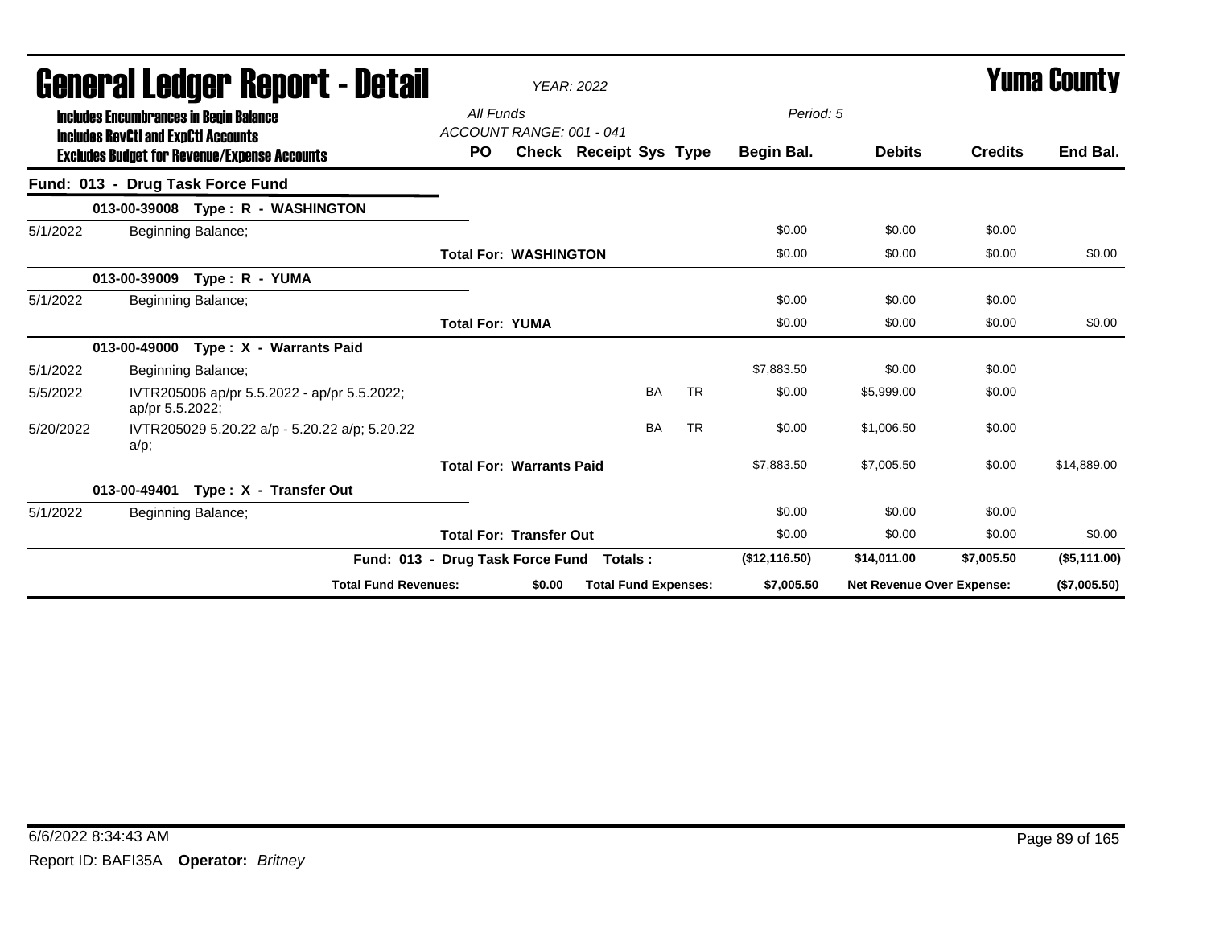# General Ledger Report - Detail

**YEAR: 2022**

# Yuma County

**Includes Encumbrances in Begin Balance**
**Includes RevCtl and ExpCtl Accounts**
**Excludes Budget for Revenue/Expense Accounts**

All Funds
ACCOUNT RANGE: 001 - 041

Period: 5

| | | PO | Check | Receipt | Sys | Type | Begin Bal. | Debits | Credits | End Bal. |
|---|---|---|---|---|---|---|---|---|---|---|
| **Fund: 013 - Drug Task Force Fund** | | | | | | | | | | |
| | **013-00-39008 Type : R - WASHINGTON** | | | | | | | | | |
| 5/1/2022 | Beginning Balance; | | | | | | $0.00 | $0.00 | $0.00 | |
| | | **Total For: WASHINGTON** | | | | | $0.00 | $0.00 | $0.00 | $0.00 |
| | **013-00-39009 Type : R - YUMA** | | | | | | | | | |
| 5/1/2022 | Beginning Balance; | | | | | | $0.00 | $0.00 | $0.00 | |
| | | **Total For: YUMA** | | | | | $0.00 | $0.00 | $0.00 | $0.00 |
| | **013-00-49000 Type : X - Warrants Paid** | | | | | | | | | |
| 5/1/2022 | Beginning Balance; | | | | | | $7,883.50 | $0.00 | $0.00 | |
| 5/5/2022 | IVTR205006 ap/pr 5.5.2022 - ap/pr 5.5.2022; ap/pr 5.5.2022; | | | | BA | TR | $0.00 | $5,999.00 | $0.00 | |
| 5/20/2022 | IVTR205029 5.20.22 a/p - 5.20.22 a/p; 5.20.22 a/p; | | | | BA | TR | $0.00 | $1,006.50 | $0.00 | |
| | | **Total For: Warrants Paid** | | | | | $7,883.50 | $7,005.50 | $0.00 | $14,889.00 |
| | **013-00-49401 Type : X - Transfer Out** | | | | | | | | | |
| 5/1/2022 | Beginning Balance; | | | | | | $0.00 | $0.00 | $0.00 | |
| | | **Total For: Transfer Out** | | | | | $0.00 | $0.00 | $0.00 | $0.00 |
| | **Fund: 013 - Drug Task Force Fund** | | | **Totals :** | | | **($12,116.50)** | **$14,011.00** | **$7,005.50** | **($5,111.00)** |
| | **Total Fund Revenues:** | | **$0.00** | **Total Fund Expenses:** | | | **$7,005.50** | **Net Revenue Over Expense:** | | **($7,005.50)** |

6/6/2022 8:34:43 AM

Report ID: BAFI35A **Operator:** *Britney*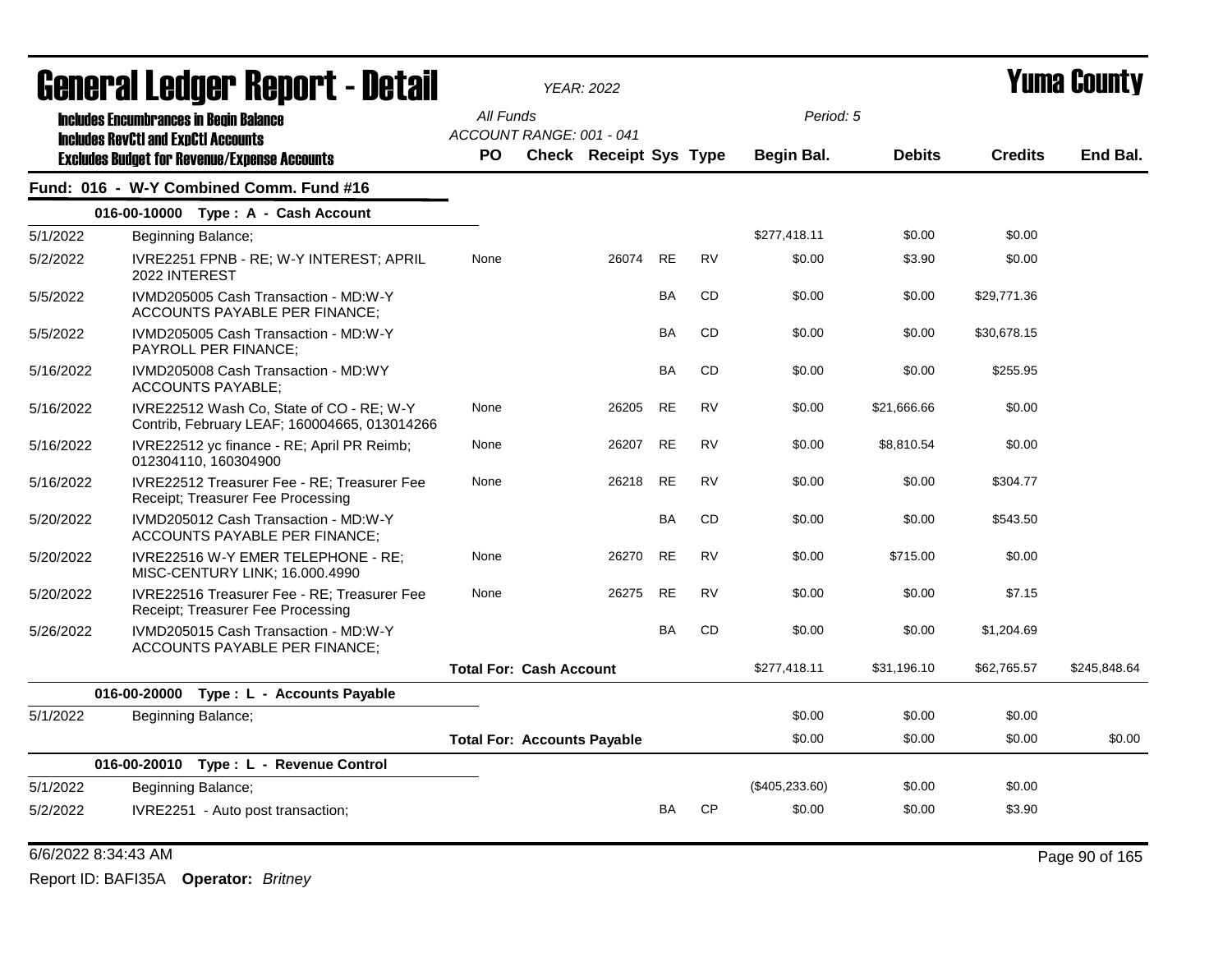# General Ledger Report - Detail

*YEAR: 2022*

# Yuma County

**Includes Encumbrances in Begin Balance**
**Includes RevCtl and ExpCtl Accounts**
**Excludes Budget for Revenue/Expense Accounts**

*All Funds*
*ACCOUNT RANGE: 001 - 041*
*Period: 5*

| | | PO | Check | Receipt | Sys | Type | Begin Bal. | Debits | Credits | End Bal. |
|---|---|---|---|---|---|---|---|---|---|---|
| **Fund: 016 - W-Y Combined Comm. Fund #16** | | | | | | | | | | |
| **016-00-10000 Type : A - Cash Account** | | | | | | | | | | |
| 5/1/2022 | Beginning Balance; | | | | | | $277,418.11 | $0.00 | $0.00 | |
| 5/2/2022 | IVRE2251 FPNB - RE; W-Y INTEREST; APRIL 2022 INTEREST | None | | 26074 | RE | RV | $0.00 | $3.90 | $0.00 | |
| 5/5/2022 | IVMD205005 Cash Transaction - MD:W-Y ACCOUNTS PAYABLE PER FINANCE; | | | | BA | CD | $0.00 | $0.00 | $29,771.36 | |
| 5/5/2022 | IVMD205005 Cash Transaction - MD:W-Y PAYROLL PER FINANCE; | | | | BA | CD | $0.00 | $0.00 | $30,678.15 | |
| 5/16/2022 | IVMD205008 Cash Transaction - MD:WY ACCOUNTS PAYABLE; | | | | BA | CD | $0.00 | $0.00 | $255.95 | |
| 5/16/2022 | IVRE22512 Wash Co, State of CO - RE; W-Y Contrib, February LEAF; 160004665, 013014266 | None | | 26205 | RE | RV | $0.00 | $21,666.66 | $0.00 | |
| 5/16/2022 | IVRE22512 yc finance - RE; April PR Reimb; 012304110, 160304900 | None | | 26207 | RE | RV | $0.00 | $8,810.54 | $0.00 | |
| 5/16/2022 | IVRE22512 Treasurer Fee - RE; Treasurer Fee Receipt; Treasurer Fee Processing | None | | 26218 | RE | RV | $0.00 | $0.00 | $304.77 | |
| 5/20/2022 | IVMD205012 Cash Transaction - MD:W-Y ACCOUNTS PAYABLE PER FINANCE; | | | | BA | CD | $0.00 | $0.00 | $543.50 | |
| 5/20/2022 | IVRE22516 W-Y EMER TELEPHONE - RE; MISC-CENTURY LINK; 16.000.4990 | None | | 26270 | RE | RV | $0.00 | $715.00 | $0.00 | |
| 5/20/2022 | IVRE22516 Treasurer Fee - RE; Treasurer Fee Receipt; Treasurer Fee Processing | None | | 26275 | RE | RV | $0.00 | $0.00 | $7.15 | |
| 5/26/2022 | IVMD205015 Cash Transaction - MD:W-Y ACCOUNTS PAYABLE PER FINANCE; | | | | BA | CD | $0.00 | $0.00 | $1,204.69 | |
| | | **Total For: Cash Account** | | | | | $277,418.11 | $31,196.10 | $62,765.57 | $245,848.64 |
| **016-00-20000 Type : L - Accounts Payable** | | | | | | | | | | |
| 5/1/2022 | Beginning Balance; | | | | | | $0.00 | $0.00 | $0.00 | |
| | | **Total For: Accounts Payable** | | | | | $0.00 | $0.00 | $0.00 | $0.00 |
| **016-00-20010 Type : L - Revenue Control** | | | | | | | | | | |
| 5/1/2022 | Beginning Balance; | | | | | | ($405,233.60) | $0.00 | $0.00 | |
| 5/2/2022 | IVRE2251 - Auto post transaction; | | | | BA | CP | $0.00 | $0.00 | $3.90 | |

6/6/2022 8:34:43 AM

Report ID: BAFI35A **Operator:** *Britney*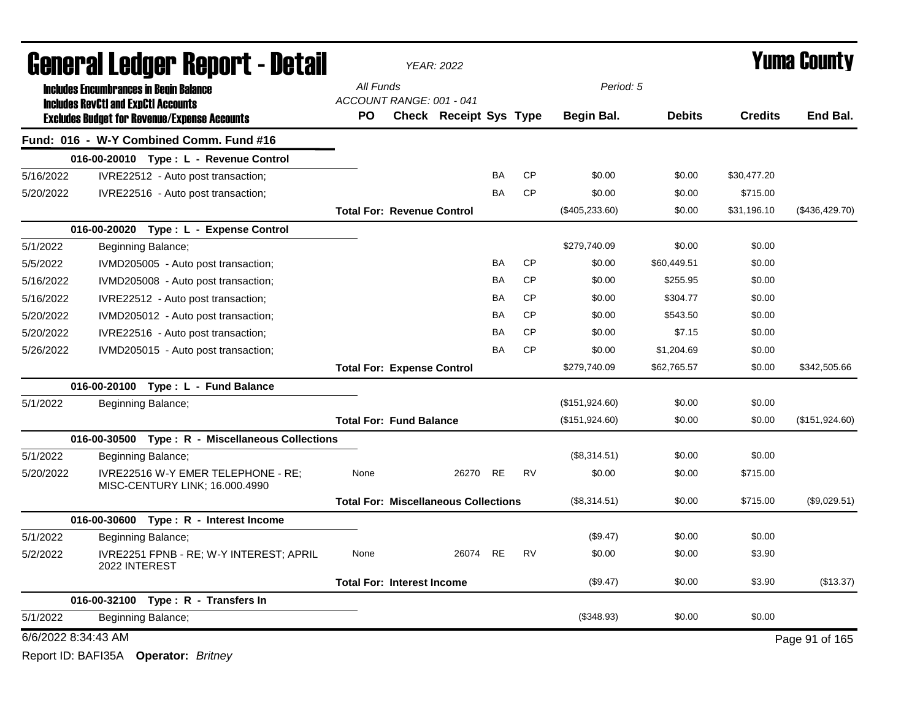# General Ledger Report - Detail

*YEAR: 2022*

# Yuma County

**Includes Encumbrances in Begin Balance**
**Includes RevCtl and ExpCtl Accounts**
**Excludes Budget for Revenue/Expense Accounts**

*All Funds*
*ACCOUNT RANGE: 001 - 041*
*Period: 5*

| | | PO | Check | Receipt | Sys | Type | Begin Bal. | Debits | Credits | End Bal. |
|---|---|---|---|---|---|---|---|---|---|---|
| **Fund: 016 - W-Y Combined Comm. Fund #16** | | | | | | | | | | |
| | **016-00-20010 Type : L - Revenue Control** | | | | | | | | | |
| 5/16/2022 | IVRE22512 - Auto post transaction; | | | | BA | CP | $0.00 | $0.00 | $30,477.20 | |
| 5/20/2022 | IVRE22516 - Auto post transaction; | | | | BA | CP | $0.00 | $0.00 | $715.00 | |
| | | **Total For: Revenue Control** | | | | | ($405,233.60) | $0.00 | $31,196.10 | ($436,429.70) |
| | **016-00-20020 Type : L - Expense Control** | | | | | | | | | |
| 5/1/2022 | Beginning Balance; | | | | | | $279,740.09 | $0.00 | $0.00 | |
| 5/5/2022 | IVMD205005 - Auto post transaction; | | | | BA | CP | $0.00 | $60,449.51 | $0.00 | |
| 5/16/2022 | IVMD205008 - Auto post transaction; | | | | BA | CP | $0.00 | $255.95 | $0.00 | |
| 5/16/2022 | IVRE22512 - Auto post transaction; | | | | BA | CP | $0.00 | $304.77 | $0.00 | |
| 5/20/2022 | IVMD205012 - Auto post transaction; | | | | BA | CP | $0.00 | $543.50 | $0.00 | |
| 5/20/2022 | IVRE22516 - Auto post transaction; | | | | BA | CP | $0.00 | $7.15 | $0.00 | |
| 5/26/2022 | IVMD205015 - Auto post transaction; | | | | BA | CP | $0.00 | $1,204.69 | $0.00 | |
| | | **Total For: Expense Control** | | | | | $279,740.09 | $62,765.57 | $0.00 | $342,505.66 |
| | **016-00-20100 Type : L - Fund Balance** | | | | | | | | | |
| 5/1/2022 | Beginning Balance; | | | | | | ($151,924.60) | $0.00 | $0.00 | |
| | | **Total For: Fund Balance** | | | | | ($151,924.60) | $0.00 | $0.00 | ($151,924.60) |
| | **016-00-30500 Type : R - Miscellaneous Collections** | | | | | | | | | |
| 5/1/2022 | Beginning Balance; | | | | | | ($8,314.51) | $0.00 | $0.00 | |
| 5/20/2022 | IVRE22516 W-Y EMER TELEPHONE - RE; MISC-CENTURY LINK; 16.000.4990 | None | | 26270 | RE | RV | $0.00 | $0.00 | $715.00 | |
| | | **Total For: Miscellaneous Collections** | | | | | ($8,314.51) | $0.00 | $715.00 | ($9,029.51) |
| | **016-00-30600 Type : R - Interest Income** | | | | | | | | | |
| 5/1/2022 | Beginning Balance; | | | | | | ($9.47) | $0.00 | $0.00 | |
| 5/2/2022 | IVRE2251 FPNB - RE; W-Y INTEREST; APRIL 2022 INTEREST | None | | 26074 | RE | RV | $0.00 | $0.00 | $3.90 | |
| | | **Total For: Interest Income** | | | | | ($9.47) | $0.00 | $3.90 | ($13.37) |
| | **016-00-32100 Type : R - Transfers In** | | | | | | | | | |
| 5/1/2022 | Beginning Balance; | | | | | | ($348.93) | $0.00 | $0.00 | |

6/6/2022 8:34:43 AM

Report ID: BAFI35A **Operator:** *Britney*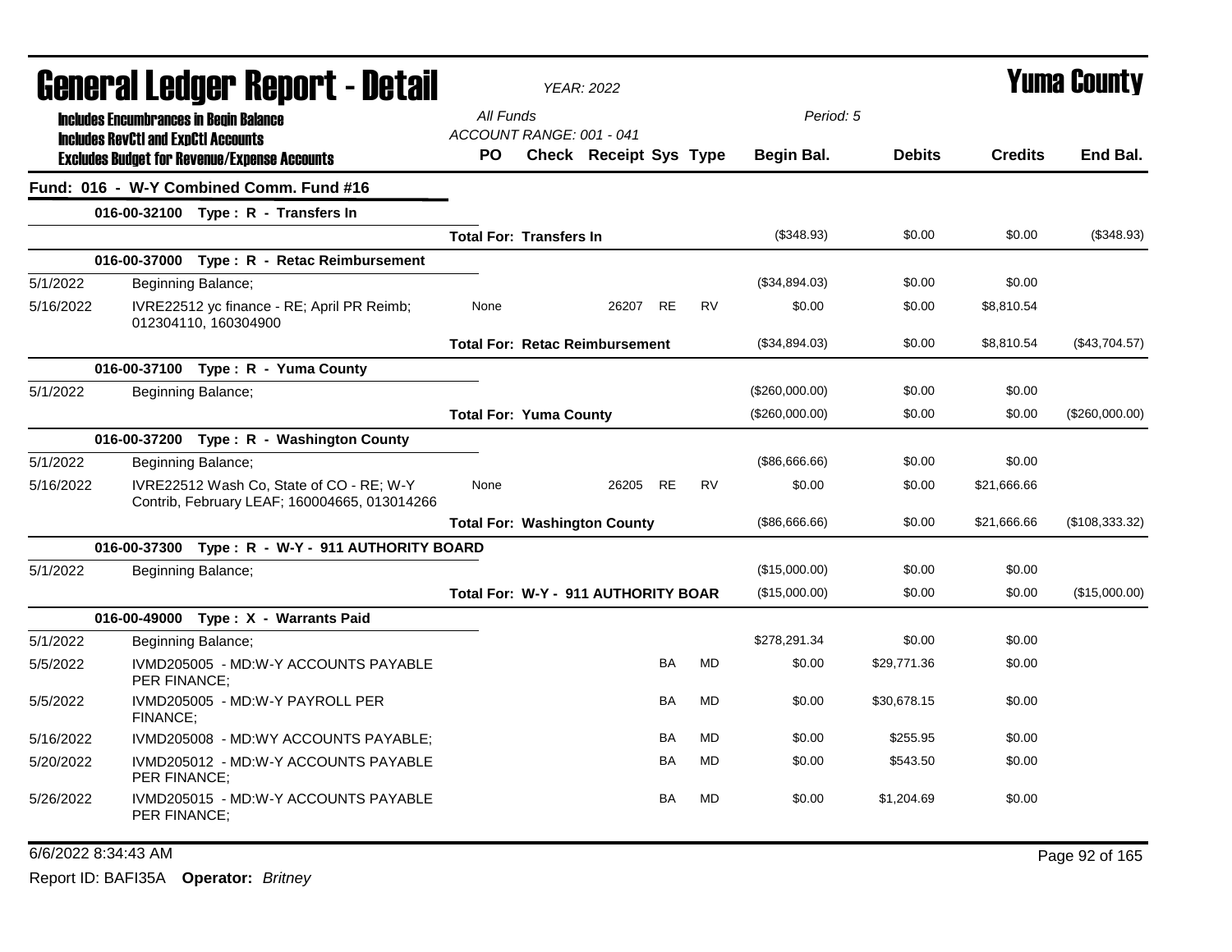# General Ledger Report - Detail

**Includes Encumbrances in Begin Balance**
**Includes RevCtl and ExpCtl Accounts**
**Excludes Budget for Revenue/Expense Accounts**

*YEAR: 2022*

*All Funds*
*ACCOUNT RANGE: 001 - 041*

*Period: 5*

## Yuma County

| | | PO | Check | Receipt | Sys | Type | Begin Bal. | Debits | Credits | End Bal. |
|---|---|---|---|---|---|---|---|---|---|---|
| **Fund: 016 - W-Y Combined Comm. Fund #16** | | | | | | | | | | |
| | **016-00-32100 Type : R - Transfers In** | | | | | | | | | |
| | | **Total For: Transfers In** | | | | | ($348.93) | $0.00 | $0.00 | ($348.93) |
| | **016-00-37000 Type : R - Retac Reimbursement** | | | | | | | | | |
| 5/1/2022 | Beginning Balance; | | | | | | ($34,894.03) | $0.00 | $0.00 | |
| 5/16/2022 | IVRE22512 yc finance - RE; April PR Reimb; 012304110, 160304900 | None | | 26207 | RE | RV | $0.00 | $0.00 | $8,810.54 | |
| | | **Total For: Retac Reimbursement** | | | | | ($34,894.03) | $0.00 | $8,810.54 | ($43,704.57) |
| | **016-00-37100 Type : R - Yuma County** | | | | | | | | | |
| 5/1/2022 | Beginning Balance; | | | | | | ($260,000.00) | $0.00 | $0.00 | |
| | | **Total For: Yuma County** | | | | | ($260,000.00) | $0.00 | $0.00 | ($260,000.00) |
| | **016-00-37200 Type : R - Washington County** | | | | | | | | | |
| 5/1/2022 | Beginning Balance; | | | | | | ($86,666.66) | $0.00 | $0.00 | |
| 5/16/2022 | IVRE22512 Wash Co, State of CO - RE; W-Y Contrib, February LEAF; 160004665, 013014266 | None | | 26205 | RE | RV | $0.00 | $0.00 | $21,666.66 | |
| | | **Total For: Washington County** | | | | | ($86,666.66) | $0.00 | $21,666.66 | ($108,333.32) |
| | **016-00-37300 Type : R - W-Y - 911 AUTHORITY BOARD** | | | | | | | | | |
| 5/1/2022 | Beginning Balance; | | | | | | ($15,000.00) | $0.00 | $0.00 | |
| | | **Total For: W-Y - 911 AUTHORITY BOAR** | | | | | ($15,000.00) | $0.00 | $0.00 | ($15,000.00) |
| | **016-00-49000 Type : X - Warrants Paid** | | | | | | | | | |
| 5/1/2022 | Beginning Balance; | | | | | | $278,291.34 | $0.00 | $0.00 | |
| 5/5/2022 | IVMD205005 - MD:W-Y ACCOUNTS PAYABLE PER FINANCE; | | | | BA | MD | $0.00 | $29,771.36 | $0.00 | |
| 5/5/2022 | IVMD205005 - MD:W-Y PAYROLL PER FINANCE; | | | | BA | MD | $0.00 | $30,678.15 | $0.00 | |
| 5/16/2022 | IVMD205008 - MD:WY ACCOUNTS PAYABLE; | | | | BA | MD | $0.00 | $255.95 | $0.00 | |
| 5/20/2022 | IVMD205012 - MD:W-Y ACCOUNTS PAYABLE PER FINANCE; | | | | BA | MD | $0.00 | $543.50 | $0.00 | |
| 5/26/2022 | IVMD205015 - MD:W-Y ACCOUNTS PAYABLE PER FINANCE; | | | | BA | MD | $0.00 | $1,204.69 | $0.00 | |

6/6/2022 8:34:43 AM

Report ID: BAFI35A **Operator:** *Britney*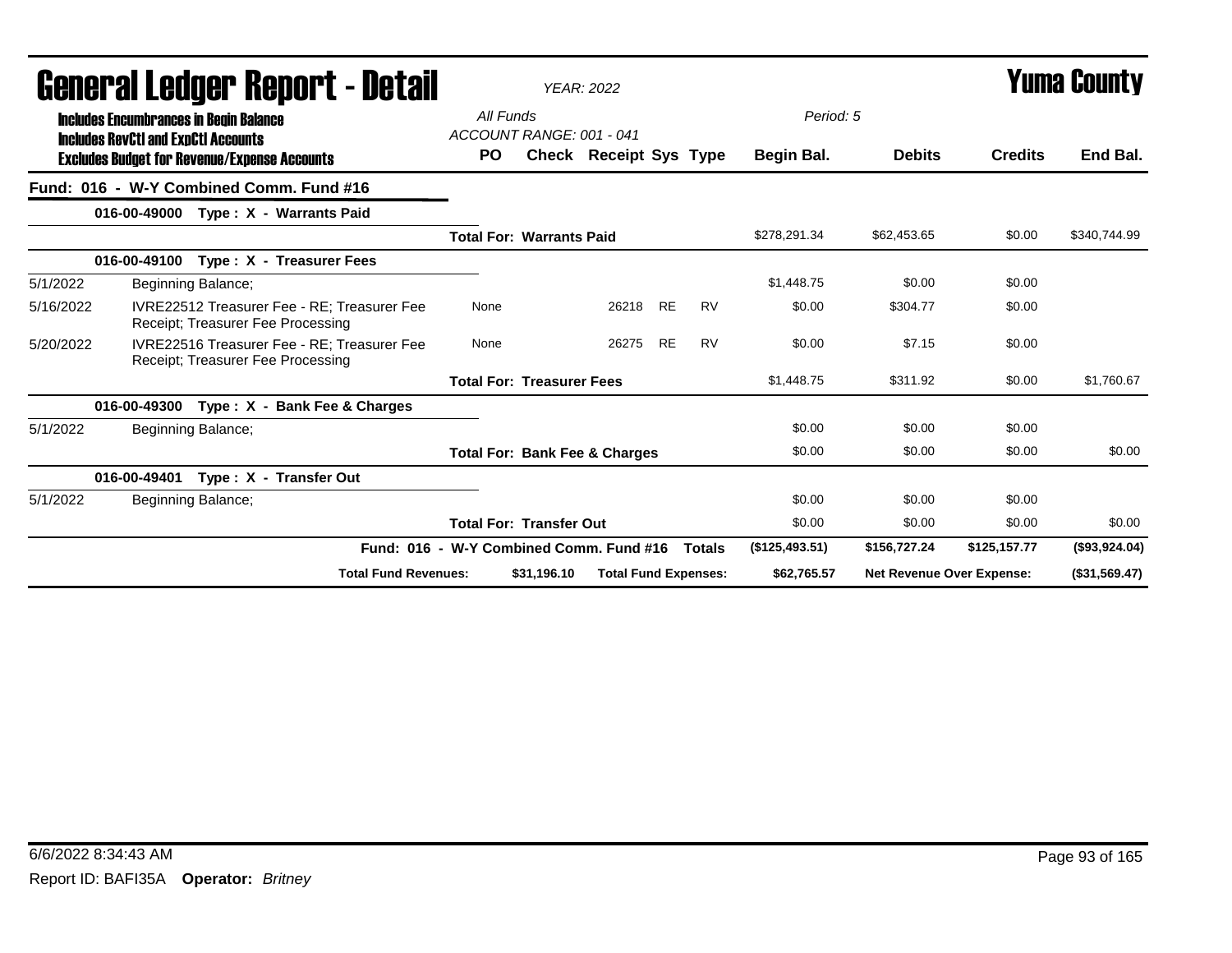# General Ledger Report - Detail

**Yuma County**

*YEAR: 2022*

**Includes Encumbrances in Begin Balance**
**Includes RevCtl and ExpCtl Accounts**
**Excludes Budget for Revenue/Expense Accounts**

*All Funds*
*ACCOUNT RANGE: 001 - 041*
*Period: 5*

| | | PO | Check | Receipt | Sys | Type | Begin Bal. | Debits | Credits | End Bal. |
|---|---|---|---|---|---|---|---|---|---|---|
| **Fund: 016 - W-Y Combined Comm. Fund #16** | | | | | | | | | | |
| **016-00-49000 Type : X - Warrants Paid** | | | | | | | | | | |
| | | **Total For: Warrants Paid** | | | | | $278,291.34 | $62,453.65 | $0.00 | $340,744.99 |
| **016-00-49100 Type : X - Treasurer Fees** | | | | | | | | | | |
| 5/1/2022 | Beginning Balance; | | | | | | $1,448.75 | $0.00 | $0.00 | |
| 5/16/2022 | IVRE22512 Treasurer Fee - RE; Treasurer Fee Receipt; Treasurer Fee Processing | None | | 26218 | RE | RV | $0.00 | $304.77 | $0.00 | |
| 5/20/2022 | IVRE22516 Treasurer Fee - RE; Treasurer Fee Receipt; Treasurer Fee Processing | None | | 26275 | RE | RV | $0.00 | $7.15 | $0.00 | |
| | | **Total For: Treasurer Fees** | | | | | $1,448.75 | $311.92 | $0.00 | $1,760.67 |
| **016-00-49300 Type : X - Bank Fee & Charges** | | | | | | | | | | |
| 5/1/2022 | Beginning Balance; | | | | | | $0.00 | $0.00 | $0.00 | |
| | | **Total For: Bank Fee & Charges** | | | | | $0.00 | $0.00 | $0.00 | $0.00 |
| **016-00-49401 Type : X - Transfer Out** | | | | | | | | | | |
| 5/1/2022 | Beginning Balance; | | | | | | $0.00 | $0.00 | $0.00 | |
| | | **Total For: Transfer Out** | | | | | $0.00 | $0.00 | $0.00 | $0.00 |
| | **Fund: 016 - W-Y Combined Comm. Fund #16** | | | | | **Totals** | **($125,493.51)** | **$156,727.24** | **$125,157.77** | **($93,924.04)** |
| | **Total Fund Revenues:** | | **$31,196.10** | **Total Fund Expenses:** | | | **$62,765.57** | **Net Revenue Over Expense:** | | **($31,569.47)** |

6/6/2022 8:34:43 AM

Report ID: BAFI35A **Operator:** *Britney*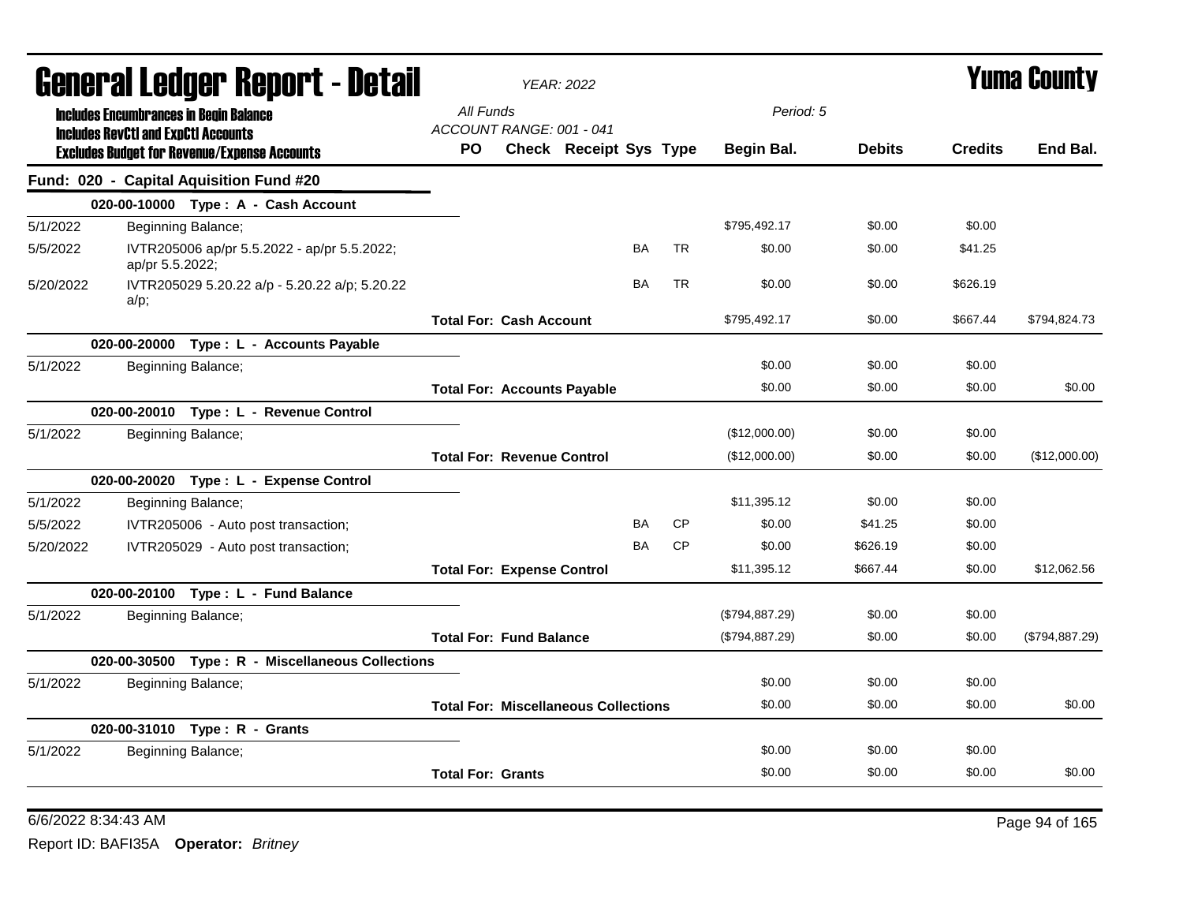# General Ledger Report - Detail

**YEAR: 2022**

**Yuma County**

Includes Encumbrances in Begin Balance
Includes RevCtl and ExpCtl Accounts
Excludes Budget for Revenue/Expense Accounts

All Funds
ACCOUNT RANGE: 001 - 041

Period: 5

## Fund: 020 - Capital Aquisition Fund #20

| Date | Description | PO | Check | Receipt | Sys | Type | Begin Bal. | Debits | Credits | End Bal. |
|---|---|---|---|---|---|---|---|---|---|---|
| | **020-00-10000 Type : A - Cash Account** | | | | | | | | | |
| 5/1/2022 | Beginning Balance; | | | | | | $795,492.17 | $0.00 | $0.00 | |
| 5/5/2022 | IVTR205006 ap/pr 5.5.2022 - ap/pr 5.5.2022; ap/pr 5.5.2022; | | | | BA | TR | $0.00 | $0.00 | $41.25 | |
| 5/20/2022 | IVTR205029 5.20.22 a/p - 5.20.22 a/p; 5.20.22 a/p; | | | | BA | TR | $0.00 | $0.00 | $626.19 | |
| | **Total For: Cash Account** | | | | | | $795,492.17 | $0.00 | $667.44 | $794,824.73 |
| | **020-00-20000 Type : L - Accounts Payable** | | | | | | | | | |
| 5/1/2022 | Beginning Balance; | | | | | | $0.00 | $0.00 | $0.00 | |
| | **Total For: Accounts Payable** | | | | | | $0.00 | $0.00 | $0.00 | $0.00 |
| | **020-00-20010 Type : L - Revenue Control** | | | | | | | | | |
| 5/1/2022 | Beginning Balance; | | | | | | ($12,000.00) | $0.00 | $0.00 | |
| | **Total For: Revenue Control** | | | | | | ($12,000.00) | $0.00 | $0.00 | ($12,000.00) |
| | **020-00-20020 Type : L - Expense Control** | | | | | | | | | |
| 5/1/2022 | Beginning Balance; | | | | | | $11,395.12 | $0.00 | $0.00 | |
| 5/5/2022 | IVTR205006 - Auto post transaction; | | | | BA | CP | $0.00 | $41.25 | $0.00 | |
| 5/20/2022 | IVTR205029 - Auto post transaction; | | | | BA | CP | $0.00 | $626.19 | $0.00 | |
| | **Total For: Expense Control** | | | | | | $11,395.12 | $667.44 | $0.00 | $12,062.56 |
| | **020-00-20100 Type : L - Fund Balance** | | | | | | | | | |
| 5/1/2022 | Beginning Balance; | | | | | | ($794,887.29) | $0.00 | $0.00 | |
| | **Total For: Fund Balance** | | | | | | ($794,887.29) | $0.00 | $0.00 | ($794,887.29) |
| | **020-00-30500 Type : R - Miscellaneous Collections** | | | | | | | | | |
| 5/1/2022 | Beginning Balance; | | | | | | $0.00 | $0.00 | $0.00 | |
| | **Total For: Miscellaneous Collections** | | | | | | $0.00 | $0.00 | $0.00 | $0.00 |
| | **020-00-31010 Type : R - Grants** | | | | | | | | | |
| 5/1/2022 | Beginning Balance; | | | | | | $0.00 | $0.00 | $0.00 | |
| | **Total For: Grants** | | | | | | $0.00 | $0.00 | $0.00 | $0.00 |

6/6/2022 8:34:43 AM

Report ID: BAFI35A **Operator:** *Britney*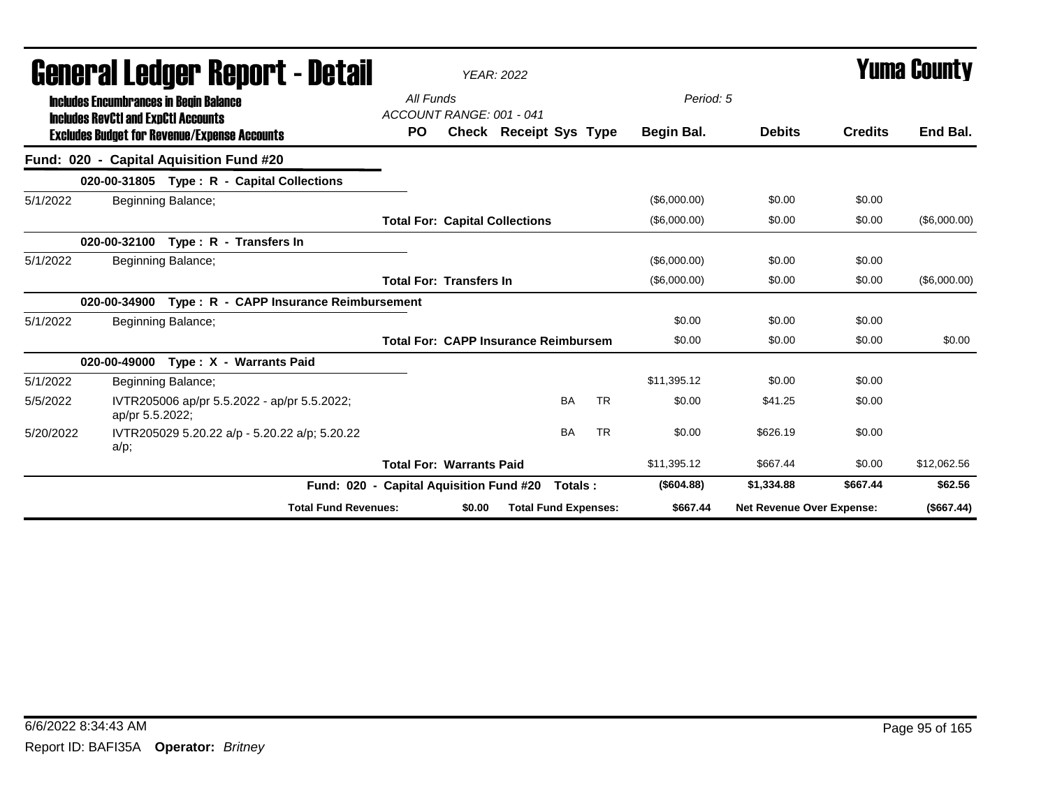# General Ledger Report - Detail

*YEAR: 2022*

## Yuma County

**Includes Encumbrances in Begin Balance**
**Includes RevCtl and ExpCtl Accounts**
**Excludes Budget for Revenue/Expense Accounts**

*All Funds*
*ACCOUNT RANGE: 001 - 041*
*Period: 5*

| | | PO | Check | Receipt | Sys | Type | Begin Bal. | Debits | Credits | End Bal. |
|---|---|---|---|---|---|---|---|---|---|---|
| **Fund: 020 - Capital Aquisition Fund #20** | | | | | | | | | | |
| | **020-00-31805 Type : R - Capital Collections** | | | | | | | | | |
| 5/1/2022 | Beginning Balance; | | | | | | ($6,000.00) | $0.00 | $0.00 | |
| | | **Total For: Capital Collections** | | | | | ($6,000.00) | $0.00 | $0.00 | ($6,000.00) |
| | **020-00-32100 Type : R - Transfers In** | | | | | | | | | |
| 5/1/2022 | Beginning Balance; | | | | | | ($6,000.00) | $0.00 | $0.00 | |
| | | **Total For: Transfers In** | | | | | ($6,000.00) | $0.00 | $0.00 | ($6,000.00) |
| | **020-00-34900 Type : R - CAPP Insurance Reimbursement** | | | | | | | | | |
| 5/1/2022 | Beginning Balance; | | | | | | $0.00 | $0.00 | $0.00 | |
| | | **Total For: CAPP Insurance Reimbursem** | | | | | $0.00 | $0.00 | $0.00 | $0.00 |
| | **020-00-49000 Type : X - Warrants Paid** | | | | | | | | | |
| 5/1/2022 | Beginning Balance; | | | | | | $11,395.12 | $0.00 | $0.00 | |
| 5/5/2022 | IVTR205006 ap/pr 5.5.2022 - ap/pr 5.5.2022; ap/pr 5.5.2022; | | | | BA | TR | $0.00 | $41.25 | $0.00 | |
| 5/20/2022 | IVTR205029 5.20.22 a/p - 5.20.22 a/p; 5.20.22 a/p; | | | | BA | TR | $0.00 | $626.19 | $0.00 | |
| | | **Total For: Warrants Paid** | | | | | $11,395.12 | $667.44 | $0.00 | $12,062.56 |
| | **Fund: 020 - Capital Aquisition Fund #20** | | | **Totals :** | | | **($604.88)** | **$1,334.88** | **$667.44** | **$62.56** |
| | **Total Fund Revenues:** | | **$0.00** | **Total Fund Expenses:** | | | **$667.44** | **Net Revenue Over Expense:** | | **($667.44)** |

6/6/2022 8:34:43 AM

Report ID: BAFI35A **Operator:** *Britney*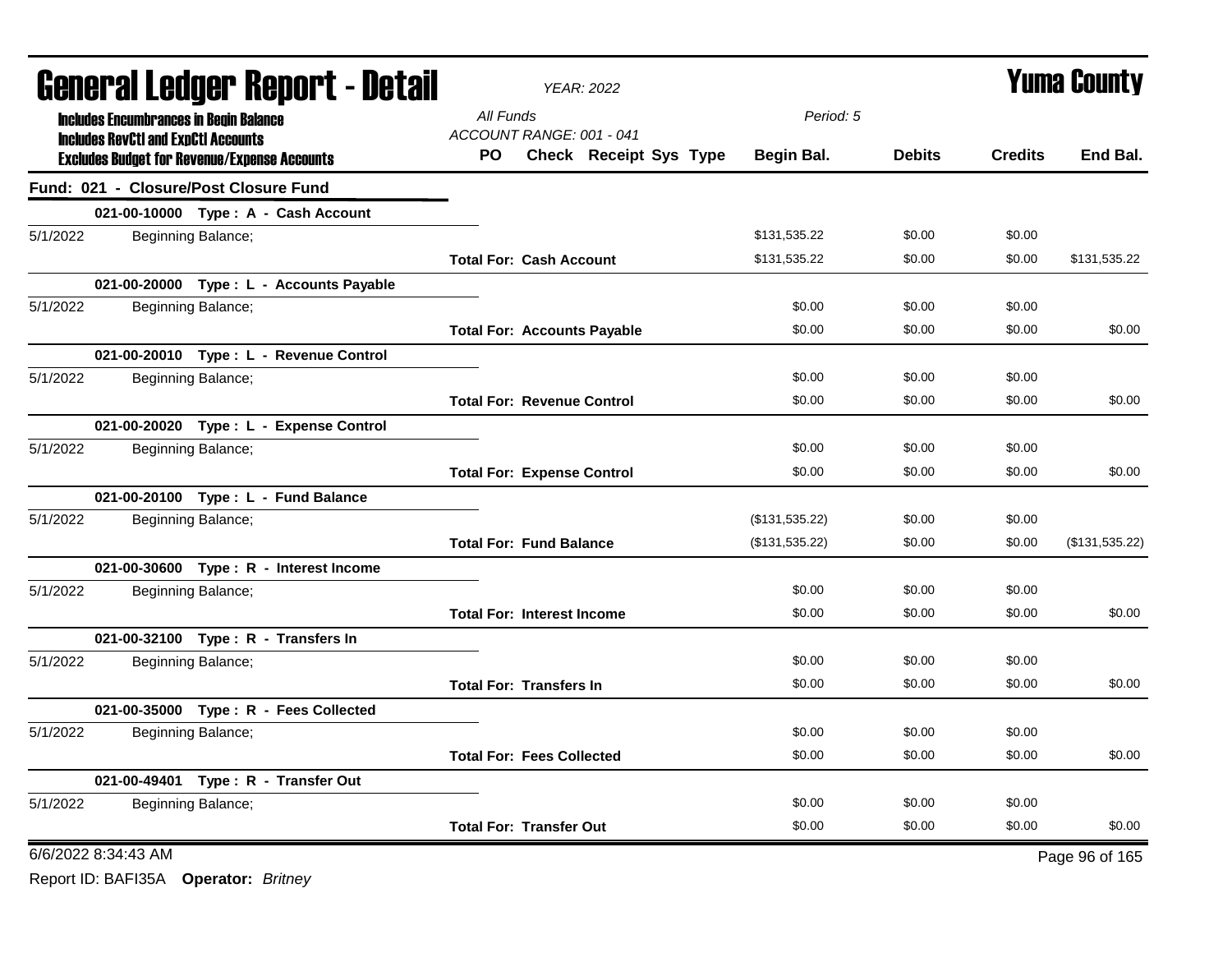# General Ledger Report - Detail

**YEAR: 2022**

**Yuma County**

**Includes Encumbrances in Begin Balance**
**Includes RevCtl and ExpCtl Accounts**
**Excludes Budget for Revenue/Expense Accounts**

*All Funds*
*ACCOUNT RANGE: 001 - 041*
*Period: 5*

## Fund: 021 - Closure/Post Closure Fund

| | | PO | Check | Receipt | Sys | Type | Begin Bal. | Debits | Credits | End Bal. |
|---|---|---|---|---|---|---|---|---|---|---|
| | **021-00-10000 Type : A - Cash Account** | | | | | | | | | |
| 5/1/2022 | Beginning Balance; | | | | | | $131,535.22 | $0.00 | $0.00 | |
| | | **Total For: Cash Account** | | | | | $131,535.22 | $0.00 | $0.00 | $131,535.22 |
| | **021-00-20000 Type : L - Accounts Payable** | | | | | | | | | |
| 5/1/2022 | Beginning Balance; | | | | | | $0.00 | $0.00 | $0.00 | |
| | | **Total For: Accounts Payable** | | | | | $0.00 | $0.00 | $0.00 | $0.00 |
| | **021-00-20010 Type : L - Revenue Control** | | | | | | | | | |
| 5/1/2022 | Beginning Balance; | | | | | | $0.00 | $0.00 | $0.00 | |
| | | **Total For: Revenue Control** | | | | | $0.00 | $0.00 | $0.00 | $0.00 |
| | **021-00-20020 Type : L - Expense Control** | | | | | | | | | |
| 5/1/2022 | Beginning Balance; | | | | | | $0.00 | $0.00 | $0.00 | |
| | | **Total For: Expense Control** | | | | | $0.00 | $0.00 | $0.00 | $0.00 |
| | **021-00-20100 Type : L - Fund Balance** | | | | | | | | | |
| 5/1/2022 | Beginning Balance; | | | | | | ($131,535.22) | $0.00 | $0.00 | |
| | | **Total For: Fund Balance** | | | | | ($131,535.22) | $0.00 | $0.00 | ($131,535.22) |
| | **021-00-30600 Type : R - Interest Income** | | | | | | | | | |
| 5/1/2022 | Beginning Balance; | | | | | | $0.00 | $0.00 | $0.00 | |
| | | **Total For: Interest Income** | | | | | $0.00 | $0.00 | $0.00 | $0.00 |
| | **021-00-32100 Type : R - Transfers In** | | | | | | | | | |
| 5/1/2022 | Beginning Balance; | | | | | | $0.00 | $0.00 | $0.00 | |
| | | **Total For: Transfers In** | | | | | $0.00 | $0.00 | $0.00 | $0.00 |
| | **021-00-35000 Type : R - Fees Collected** | | | | | | | | | |
| 5/1/2022 | Beginning Balance; | | | | | | $0.00 | $0.00 | $0.00 | |
| | | **Total For: Fees Collected** | | | | | $0.00 | $0.00 | $0.00 | $0.00 |
| | **021-00-49401 Type : R - Transfer Out** | | | | | | | | | |
| 5/1/2022 | Beginning Balance; | | | | | | $0.00 | $0.00 | $0.00 | |
| | | **Total For: Transfer Out** | | | | | $0.00 | $0.00 | $0.00 | $0.00 |

6/6/2022 8:34:43 AM

Report ID: BAFI35A **Operator:** *Britney*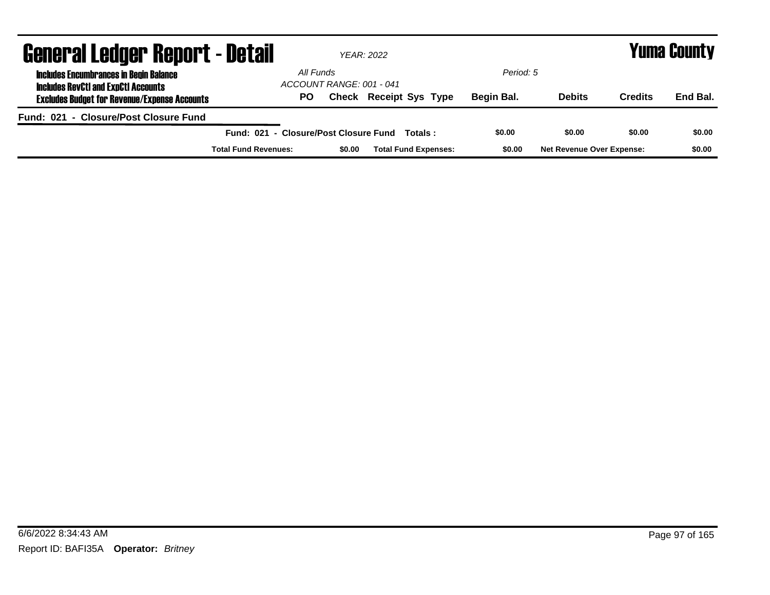# General Ledger Report - Detail

*YEAR: 2022*

# Yuma County

**Includes Encumbrances in Begin Balance**
**Includes RevCtl and ExpCtl Accounts**
**Excludes Budget for Revenue/Expense Accounts**

*All Funds*
*ACCOUNT RANGE: 001 - 041*

*Period: 5*

| PO | Check | Receipt | Sys | Type | Begin Bal. | Debits | Credits | End Bal. |
|---|---|---|---|---|---|---|---|---|

**Fund: 021 - Closure/Post Closure Fund**

| | Begin Bal. | Debits | Credits | End Bal. |
|---|---|---|---|---|
| **Fund: 021 - Closure/Post Closure Fund Totals :** | **$0.00** | **$0.00** | **$0.00** | **$0.00** |

| Total Fund Revenues: | $0.00 | Total Fund Expenses: | $0.00 | Net Revenue Over Expense: | $0.00 |
|---|---|---|---|---|---|

6/6/2022 8:34:43 AM

Report ID: BAFI35A **Operator:** *Britney*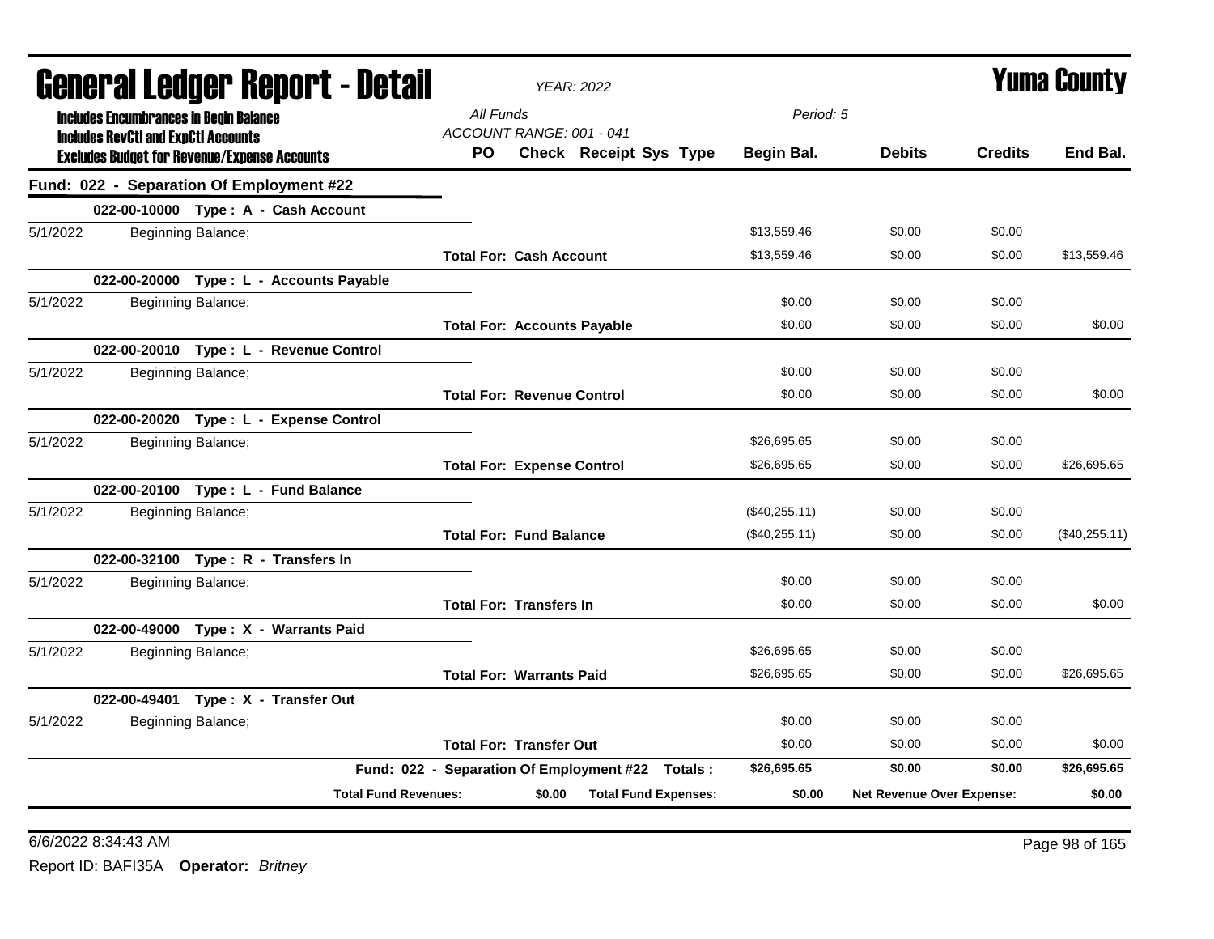# General Ledger Report - Detail

*YEAR: 2022*

# Yuma County

**Includes Encumbrances in Begin Balance**
**Includes RevCtl and ExpCtl Accounts**
**Excludes Budget for Revenue/Expense Accounts**

*All Funds*
*ACCOUNT RANGE: 001 - 041*
*Period: 5*

## Fund: 022 - Separation Of Employment #22

| Date | Description | PO | Check | Receipt | Sys | Type | Begin Bal. | Debits | Credits | End Bal. |
|---|---|---|---|---|---|---|---|---|---|---|
| | **022-00-10000 Type : A - Cash Account** | | | | | | | | | |
| 5/1/2022 | Beginning Balance; | | | | | | $13,559.46 | $0.00 | $0.00 | |
| | **Total For: Cash Account** | | | | | | $13,559.46 | $0.00 | $0.00 | $13,559.46 |
| | **022-00-20000 Type : L - Accounts Payable** | | | | | | | | | |
| 5/1/2022 | Beginning Balance; | | | | | | $0.00 | $0.00 | $0.00 | |
| | **Total For: Accounts Payable** | | | | | | $0.00 | $0.00 | $0.00 | $0.00 |
| | **022-00-20010 Type : L - Revenue Control** | | | | | | | | | |
| 5/1/2022 | Beginning Balance; | | | | | | $0.00 | $0.00 | $0.00 | |
| | **Total For: Revenue Control** | | | | | | $0.00 | $0.00 | $0.00 | $0.00 |
| | **022-00-20020 Type : L - Expense Control** | | | | | | | | | |
| 5/1/2022 | Beginning Balance; | | | | | | $26,695.65 | $0.00 | $0.00 | |
| | **Total For: Expense Control** | | | | | | $26,695.65 | $0.00 | $0.00 | $26,695.65 |
| | **022-00-20100 Type : L - Fund Balance** | | | | | | | | | |
| 5/1/2022 | Beginning Balance; | | | | | | ($40,255.11) | $0.00 | $0.00 | |
| | **Total For: Fund Balance** | | | | | | ($40,255.11) | $0.00 | $0.00 | ($40,255.11) |
| | **022-00-32100 Type : R - Transfers In** | | | | | | | | | |
| 5/1/2022 | Beginning Balance; | | | | | | $0.00 | $0.00 | $0.00 | |
| | **Total For: Transfers In** | | | | | | $0.00 | $0.00 | $0.00 | $0.00 |
| | **022-00-49000 Type : X - Warrants Paid** | | | | | | | | | |
| 5/1/2022 | Beginning Balance; | | | | | | $26,695.65 | $0.00 | $0.00 | |
| | **Total For: Warrants Paid** | | | | | | $26,695.65 | $0.00 | $0.00 | $26,695.65 |
| | **022-00-49401 Type : X - Transfer Out** | | | | | | | | | |
| 5/1/2022 | Beginning Balance; | | | | | | $0.00 | $0.00 | $0.00 | |
| | **Total For: Transfer Out** | | | | | | $0.00 | $0.00 | $0.00 | $0.00 |
| | **Fund: 022 - Separation Of Employment #22 Totals :** | | | | | | **$26,695.65** | **$0.00** | **$0.00** | **$26,695.65** |

| Total Fund Revenues: | $0.00 | Total Fund Expenses: | $0.00 | Net Revenue Over Expense: | $0.00 |
|---|---|---|---|---|---|

6/6/2022 8:34:43 AM

Report ID: BAFI35A **Operator:** *Britney*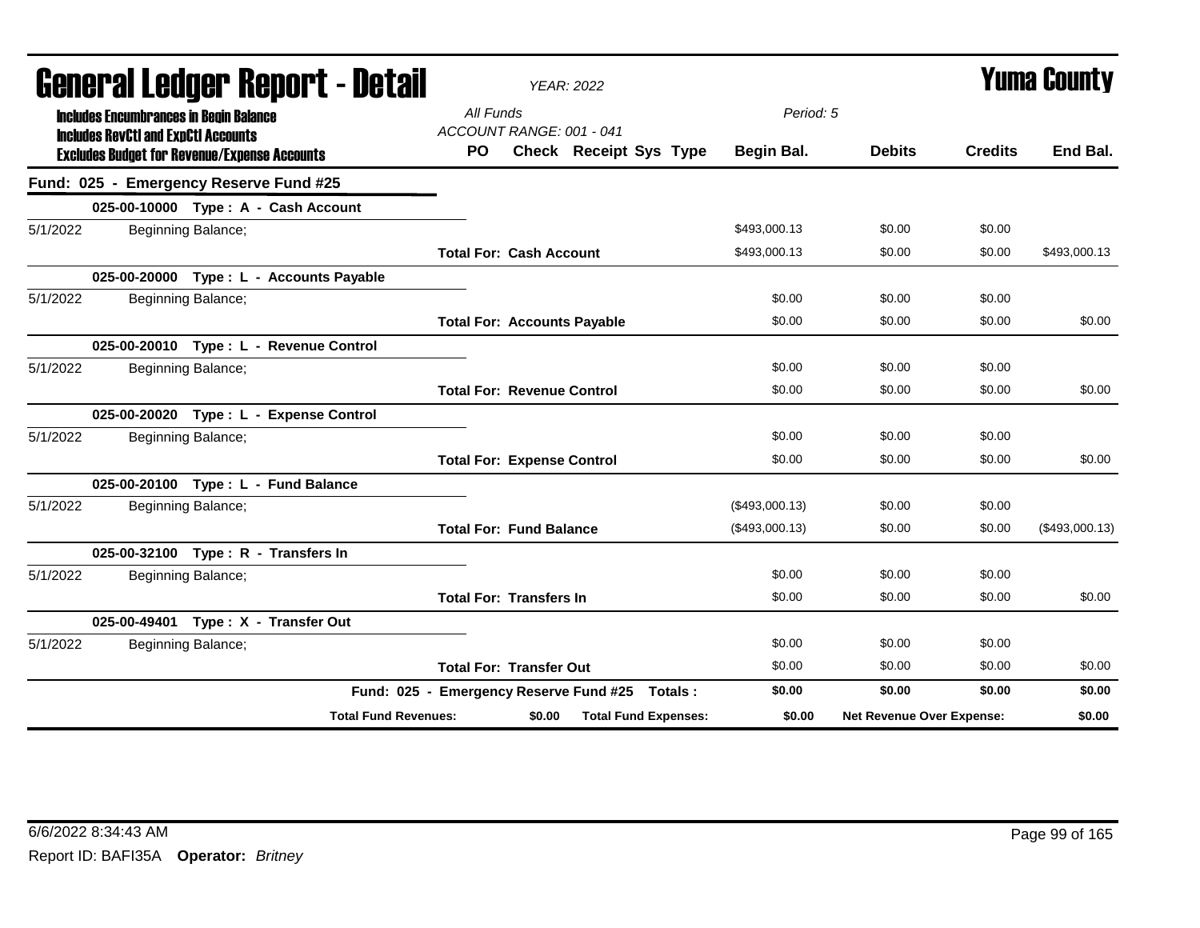# General Ledger Report - Detail

**Yuma County**

*YEAR: 2022*

**Includes Encumbrances in Begin Balance**
**Includes RevCtl and ExpCtl Accounts**
**Excludes Budget for Revenue/Expense Accounts**

*All Funds*
*ACCOUNT RANGE: 001 - 041*
*Period: 5*

| | | PO | Check | Receipt | Sys | Type | Begin Bal. | Debits | Credits | End Bal. |
|---|---|---|---|---|---|---|---|---|---|---|
| **Fund: 025 - Emergency Reserve Fund #25** | | | | | | | | | | |
| | **025-00-10000 Type : A - Cash Account** | | | | | | | | | |
| 5/1/2022 | Beginning Balance; | | | | | | $493,000.13 | $0.00 | $0.00 | |
| | | **Total For: Cash Account** | | | | | $493,000.13 | $0.00 | $0.00 | $493,000.13 |
| | **025-00-20000 Type : L - Accounts Payable** | | | | | | | | | |
| 5/1/2022 | Beginning Balance; | | | | | | $0.00 | $0.00 | $0.00 | |
| | | **Total For: Accounts Payable** | | | | | $0.00 | $0.00 | $0.00 | $0.00 |
| | **025-00-20010 Type : L - Revenue Control** | | | | | | | | | |
| 5/1/2022 | Beginning Balance; | | | | | | $0.00 | $0.00 | $0.00 | |
| | | **Total For: Revenue Control** | | | | | $0.00 | $0.00 | $0.00 | $0.00 |
| | **025-00-20020 Type : L - Expense Control** | | | | | | | | | |
| 5/1/2022 | Beginning Balance; | | | | | | $0.00 | $0.00 | $0.00 | |
| | | **Total For: Expense Control** | | | | | $0.00 | $0.00 | $0.00 | $0.00 |
| | **025-00-20100 Type : L - Fund Balance** | | | | | | | | | |
| 5/1/2022 | Beginning Balance; | | | | | | ($493,000.13) | $0.00 | $0.00 | |
| | | **Total For: Fund Balance** | | | | | ($493,000.13) | $0.00 | $0.00 | ($493,000.13) |
| | **025-00-32100 Type : R - Transfers In** | | | | | | | | | |
| 5/1/2022 | Beginning Balance; | | | | | | $0.00 | $0.00 | $0.00 | |
| | | **Total For: Transfers In** | | | | | $0.00 | $0.00 | $0.00 | $0.00 |
| | **025-00-49401 Type : X - Transfer Out** | | | | | | | | | |
| 5/1/2022 | Beginning Balance; | | | | | | $0.00 | $0.00 | $0.00 | |
| | | **Total For: Transfer Out** | | | | | $0.00 | $0.00 | $0.00 | $0.00 |
| | | **Fund: 025 - Emergency Reserve Fund #25 Totals :** | | | | | **$0.00** | **$0.00** | **$0.00** | **$0.00** |
| | **Total Fund Revenues:** | **$0.00** | **Total Fund Expenses:** | | | | **$0.00** | **Net Revenue Over Expense:** | | **$0.00** |

6/6/2022 8:34:43 AM

Report ID: BAFI35A **Operator:** *Britney*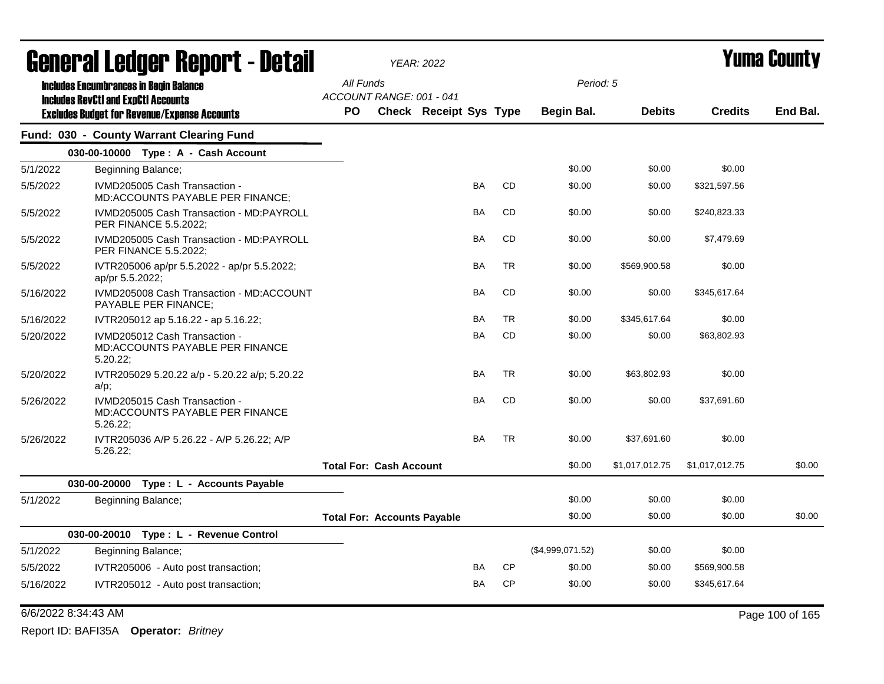# General Ledger Report - Detail

*YEAR: 2022*

# Yuma County

**Includes Encumbrances in Begin Balance**
**Includes RevCtl and ExpCtl Accounts**
**Excludes Budget for Revenue/Expense Accounts**

*All Funds*
*ACCOUNT RANGE: 001 - 041*
*Period: 5*

## Fund: 030 - County Warrant Clearing Fund

### 030-00-10000 Type : A - Cash Account

| Date | Description | PO | Check | Receipt | Sys | Type | Begin Bal. | Debits | Credits | End Bal. |
|---|---|---|---|---|---|---|---|---|---|---|
| 5/1/2022 | Beginning Balance; | | | | | | $0.00 | $0.00 | $0.00 | |
| 5/5/2022 | IVMD205005 Cash Transaction - MD:ACCOUNTS PAYABLE PER FINANCE; | | | | BA | CD | $0.00 | $0.00 | $321,597.56 | |
| 5/5/2022 | IVMD205005 Cash Transaction - MD:PAYROLL PER FINANCE 5.5.2022; | | | | BA | CD | $0.00 | $0.00 | $240,823.33 | |
| 5/5/2022 | IVMD205005 Cash Transaction - MD:PAYROLL PER FINANCE 5.5.2022; | | | | BA | CD | $0.00 | $0.00 | $7,479.69 | |
| 5/5/2022 | IVTR205006 ap/pr 5.5.2022 - ap/pr 5.5.2022; ap/pr 5.5.2022; | | | | BA | TR | $0.00 | $569,900.58 | $0.00 | |
| 5/16/2022 | IVMD205008 Cash Transaction - MD:ACCOUNT PAYABLE PER FINANCE; | | | | BA | CD | $0.00 | $0.00 | $345,617.64 | |
| 5/16/2022 | IVTR205012 ap 5.16.22 - ap 5.16.22; | | | | BA | TR | $0.00 | $345,617.64 | $0.00 | |
| 5/20/2022 | IVMD205012 Cash Transaction - MD:ACCOUNTS PAYABLE PER FINANCE 5.20.22; | | | | BA | CD | $0.00 | $0.00 | $63,802.93 | |
| 5/20/2022 | IVTR205029 5.20.22 a/p - 5.20.22 a/p; 5.20.22 a/p; | | | | BA | TR | $0.00 | $63,802.93 | $0.00 | |
| 5/26/2022 | IVMD205015 Cash Transaction - MD:ACCOUNTS PAYABLE PER FINANCE 5.26.22; | | | | BA | CD | $0.00 | $0.00 | $37,691.60 | |
| 5/26/2022 | IVTR205036 A/P 5.26.22 - A/P 5.26.22; A/P 5.26.22; | | | | BA | TR | $0.00 | $37,691.60 | $0.00 | |
| | **Total For: Cash Account** | | | | | | $0.00 | $1,017,012.75 | $1,017,012.75 | $0.00 |

### 030-00-20000 Type : L - Accounts Payable

| Date | Description | PO | Check | Receipt | Sys | Type | Begin Bal. | Debits | Credits | End Bal. |
|---|---|---|---|---|---|---|---|---|---|---|
| 5/1/2022 | Beginning Balance; | | | | | | $0.00 | $0.00 | $0.00 | |
| | **Total For: Accounts Payable** | | | | | | $0.00 | $0.00 | $0.00 | $0.00 |

### 030-00-20010 Type : L - Revenue Control

| Date | Description | PO | Check | Receipt | Sys | Type | Begin Bal. | Debits | Credits | End Bal. |
|---|---|---|---|---|---|---|---|---|---|---|
| 5/1/2022 | Beginning Balance; | | | | | | ($4,999,071.52) | $0.00 | $0.00 | |
| 5/5/2022 | IVTR205006 - Auto post transaction; | | | | BA | CP | $0.00 | $0.00 | $569,900.58 | |
| 5/16/2022 | IVTR205012 - Auto post transaction; | | | | BA | CP | $0.00 | $0.00 | $345,617.64 | |

6/6/2022 8:34:43 AM

Report ID: BAFI35A **Operator:** *Britney*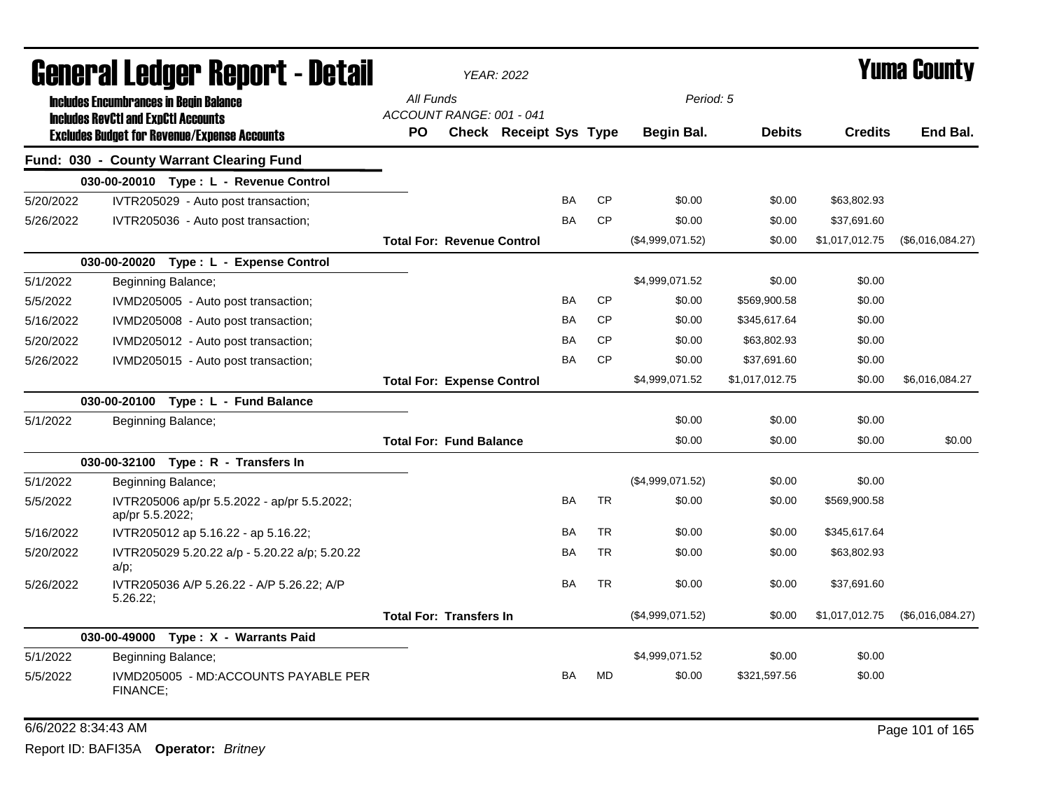# General Ledger Report - Detail

YEAR: 2022

**Yuma County**

**Includes Encumbrances in Begin Balance**
**Includes RevCtl and ExpCtl Accounts**
**Excludes Budget for Revenue/Expense Accounts**

All Funds
ACCOUNT RANGE: 001 - 041
Period: 5

## Fund: 030 - County Warrant Clearing Fund

| Date | Description | PO | Check | Receipt | Sys | Type | Begin Bal. | Debits | Credits | End Bal. |
|---|---|---|---|---|---|---|---|---|---|---|
| | **030-00-20010 Type : L - Revenue Control** | | | | | | | | | |
| 5/20/2022 | IVTR205029 - Auto post transaction; | | | | BA | CP | $0.00 | $0.00 | $63,802.93 | |
| 5/26/2022 | IVTR205036 - Auto post transaction; | | | | BA | CP | $0.00 | $0.00 | $37,691.60 | |
| | | **Total For: Revenue Control** | | | | | ($4,999,071.52) | $0.00 | $1,017,012.75 | ($6,016,084.27) |
| | **030-00-20020 Type : L - Expense Control** | | | | | | | | | |
| 5/1/2022 | Beginning Balance; | | | | | | $4,999,071.52 | $0.00 | $0.00 | |
| 5/5/2022 | IVMD205005 - Auto post transaction; | | | | BA | CP | $0.00 | $569,900.58 | $0.00 | |
| 5/16/2022 | IVMD205008 - Auto post transaction; | | | | BA | CP | $0.00 | $345,617.64 | $0.00 | |
| 5/20/2022 | IVMD205012 - Auto post transaction; | | | | BA | CP | $0.00 | $63,802.93 | $0.00 | |
| 5/26/2022 | IVMD205015 - Auto post transaction; | | | | BA | CP | $0.00 | $37,691.60 | $0.00 | |
| | | **Total For: Expense Control** | | | | | $4,999,071.52 | $1,017,012.75 | $0.00 | $6,016,084.27 |
| | **030-00-20100 Type : L - Fund Balance** | | | | | | | | | |
| 5/1/2022 | Beginning Balance; | | | | | | $0.00 | $0.00 | $0.00 | |
| | | **Total For: Fund Balance** | | | | | $0.00 | $0.00 | $0.00 | $0.00 |
| | **030-00-32100 Type : R - Transfers In** | | | | | | | | | |
| 5/1/2022 | Beginning Balance; | | | | | | ($4,999,071.52) | $0.00 | $0.00 | |
| 5/5/2022 | IVTR205006 ap/pr 5.5.2022 - ap/pr 5.5.2022; ap/pr 5.5.2022; | | | | BA | TR | $0.00 | $0.00 | $569,900.58 | |
| 5/16/2022 | IVTR205012 ap 5.16.22 - ap 5.16.22; | | | | BA | TR | $0.00 | $0.00 | $345,617.64 | |
| 5/20/2022 | IVTR205029 5.20.22 a/p - 5.20.22 a/p; 5.20.22 a/p; | | | | BA | TR | $0.00 | $0.00 | $63,802.93 | |
| 5/26/2022 | IVTR205036 A/P 5.26.22 - A/P 5.26.22; A/P 5.26.22; | | | | BA | TR | $0.00 | $0.00 | $37,691.60 | |
| | | **Total For: Transfers In** | | | | | ($4,999,071.52) | $0.00 | $1,017,012.75 | ($6,016,084.27) |
| | **030-00-49000 Type : X - Warrants Paid** | | | | | | | | | |
| 5/1/2022 | Beginning Balance; | | | | | | $4,999,071.52 | $0.00 | $0.00 | |
| 5/5/2022 | IVMD205005 - MD:ACCOUNTS PAYABLE PER FINANCE; | | | | BA | MD | $0.00 | $321,597.56 | $0.00 | |

6/6/2022 8:34:43 AM

Report ID: BAFI35A **Operator:** *Britney*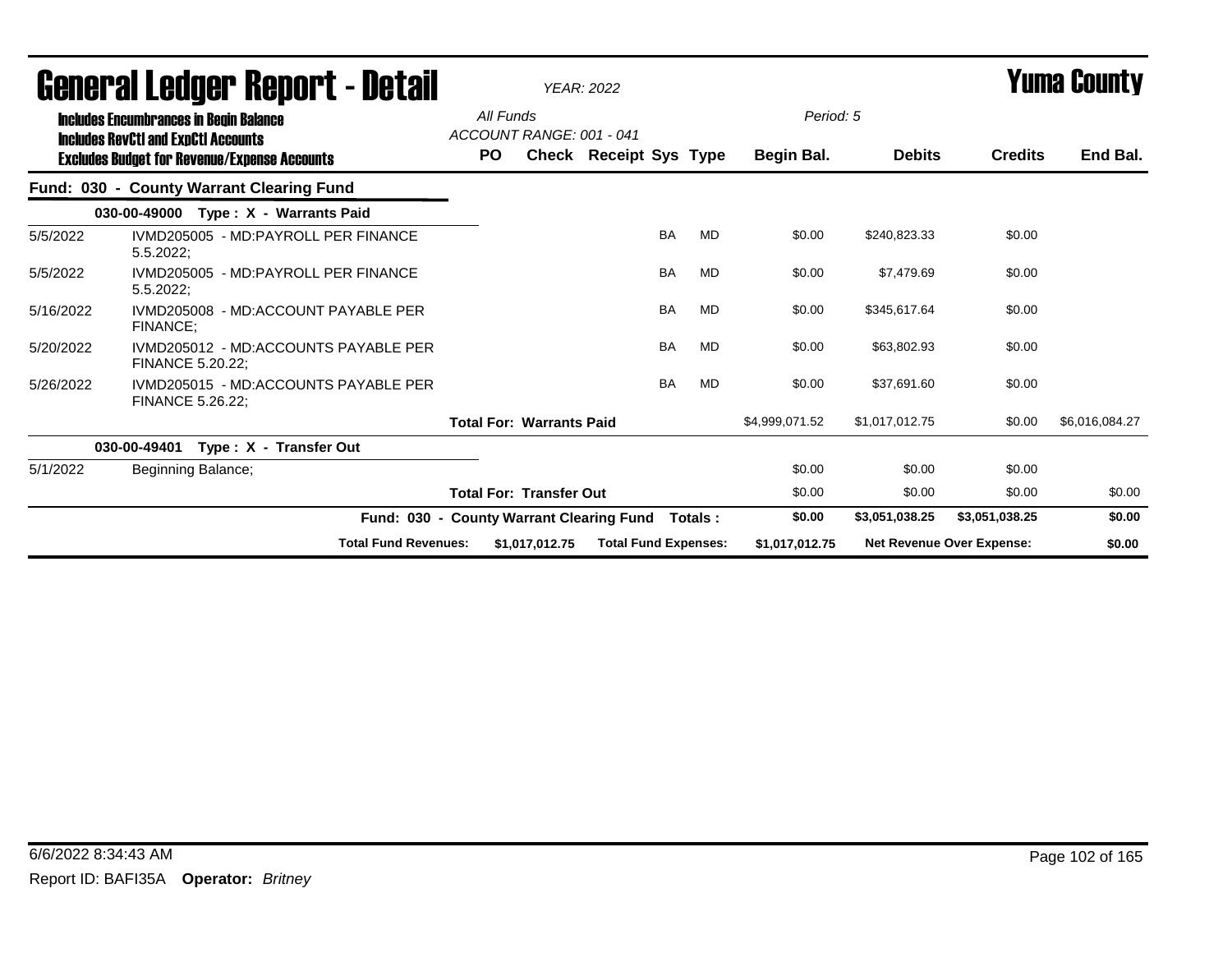# General Ledger Report - Detail

*YEAR: 2022*

# Yuma County

**Includes Encumbrances in Begin Balance**
**Includes RevCtl and ExpCtl Accounts**
**Excludes Budget for Revenue/Expense Accounts**

*All Funds*
*ACCOUNT RANGE: 001 - 041*
*Period: 5*

## Fund: 030 - County Warrant Clearing Fund

| Date | Description | PO | Check | Receipt | Sys | Type | Begin Bal. | Debits | Credits | End Bal. |
|---|---|---|---|---|---|---|---|---|---|---|
| **030-00-49000 Type : X - Warrants Paid** | | | | | | | | | | |
| 5/5/2022 | IVMD205005 - MD:PAYROLL PER FINANCE 5.5.2022; | | | | BA | MD | $0.00 | $240,823.33 | $0.00 | |
| 5/5/2022 | IVMD205005 - MD:PAYROLL PER FINANCE 5.5.2022; | | | | BA | MD | $0.00 | $7,479.69 | $0.00 | |
| 5/16/2022 | IVMD205008 - MD:ACCOUNT PAYABLE PER FINANCE; | | | | BA | MD | $0.00 | $345,617.64 | $0.00 | |
| 5/20/2022 | IVMD205012 - MD:ACCOUNTS PAYABLE PER FINANCE 5.20.22; | | | | BA | MD | $0.00 | $63,802.93 | $0.00 | |
| 5/26/2022 | IVMD205015 - MD:ACCOUNTS PAYABLE PER FINANCE 5.26.22; | | | | BA | MD | $0.00 | $37,691.60 | $0.00 | |
| | **Total For: Warrants Paid** | | | | | | $4,999,071.52 | $1,017,012.75 | $0.00 | $6,016,084.27 |
| **030-00-49401 Type : X - Transfer Out** | | | | | | | | | | |
| 5/1/2022 | Beginning Balance; | | | | | | $0.00 | $0.00 | $0.00 | |
| | **Total For: Transfer Out** | | | | | | $0.00 | $0.00 | $0.00 | $0.00 |
| | **Fund: 030 - County Warrant Clearing Fund Totals :** | | | | | | **$0.00** | **$3,051,038.25** | **$3,051,038.25** | **$0.00** |

**Total Fund Revenues:** $1,017,012.75 **Total Fund Expenses:** $1,017,012.75 **Net Revenue Over Expense:** $0.00

6/6/2022 8:34:43 AM

Report ID: BAFI35A **Operator:** *Britney*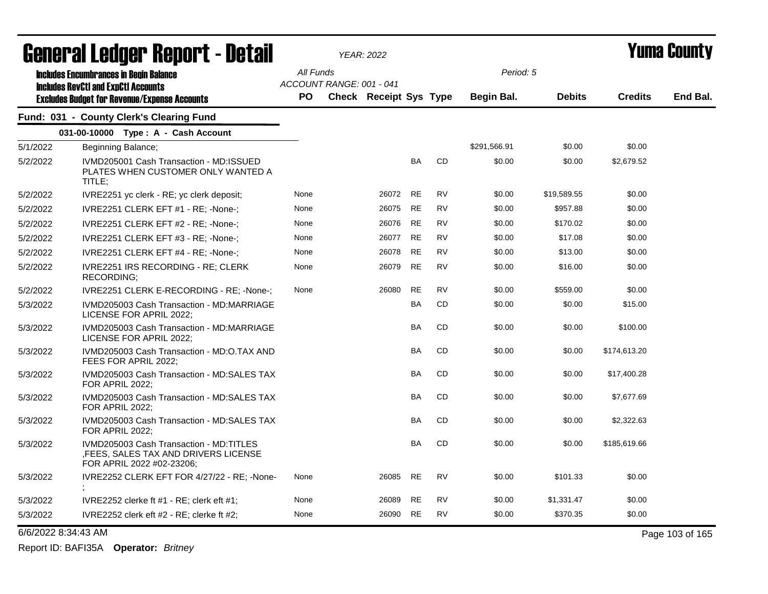# General Ledger Report - Detail

*YEAR: 2022*

# Yuma County

**Includes Encumbrances in Begin Balance**
**Includes RevCtl and ExpCtl Accounts**
**Excludes Budget for Revenue/Expense Accounts**

All Funds
ACCOUNT RANGE: 001 - 041

Period: 5

## Fund: 031 - County Clerk's Clearing Fund

### 031-00-10000 Type : A - Cash Account

| Date | Description | PO | Check | Receipt | Sys | Type | Begin Bal. | Debits | Credits | End Bal. |
|---|---|---|---|---|---|---|---|---|---|---|
| 5/1/2022 | Beginning Balance; | | | | | | $291,566.91 | $0.00 | $0.00 | |
| 5/2/2022 | IVMD205001 Cash Transaction - MD:ISSUED PLATES WHEN CUSTOMER ONLY WANTED A TITLE; | | | | BA | CD | $0.00 | $0.00 | $2,679.52 | |
| 5/2/2022 | IVRE2251 yc clerk - RE; yc clerk deposit; | None | | 26072 | RE | RV | $0.00 | $19,589.55 | $0.00 | |
| 5/2/2022 | IVRE2251 CLERK EFT #1 - RE; -None-; | None | | 26075 | RE | RV | $0.00 | $957.88 | $0.00 | |
| 5/2/2022 | IVRE2251 CLERK EFT #2 - RE; -None-; | None | | 26076 | RE | RV | $0.00 | $170.02 | $0.00 | |
| 5/2/2022 | IVRE2251 CLERK EFT #3 - RE; -None-; | None | | 26077 | RE | RV | $0.00 | $17.08 | $0.00 | |
| 5/2/2022 | IVRE2251 CLERK EFT #4 - RE; -None-; | None | | 26078 | RE | RV | $0.00 | $13.00 | $0.00 | |
| 5/2/2022 | IVRE2251 IRS RECORDING - RE; CLERK RECORDING; | None | | 26079 | RE | RV | $0.00 | $16.00 | $0.00 | |
| 5/2/2022 | IVRE2251 CLERK E-RECORDING - RE; -None-; | None | | 26080 | RE | RV | $0.00 | $559.00 | $0.00 | |
| 5/3/2022 | IVMD205003 Cash Transaction - MD:MARRIAGE LICENSE FOR APRIL 2022; | | | | BA | CD | $0.00 | $0.00 | $15.00 | |
| 5/3/2022 | IVMD205003 Cash Transaction - MD:MARRIAGE LICENSE FOR APRIL 2022; | | | | BA | CD | $0.00 | $0.00 | $100.00 | |
| 5/3/2022 | IVMD205003 Cash Transaction - MD:O.TAX AND FEES FOR APRIL 2022; | | | | BA | CD | $0.00 | $0.00 | $174,613.20 | |
| 5/3/2022 | IVMD205003 Cash Transaction - MD:SALES TAX FOR APRIL 2022; | | | | BA | CD | $0.00 | $0.00 | $17,400.28 | |
| 5/3/2022 | IVMD205003 Cash Transaction - MD:SALES TAX FOR APRIL 2022; | | | | BA | CD | $0.00 | $0.00 | $7,677.69 | |
| 5/3/2022 | IVMD205003 Cash Transaction - MD:SALES TAX FOR APRIL 2022; | | | | BA | CD | $0.00 | $0.00 | $2,322.63 | |
| 5/3/2022 | IVMD205003 Cash Transaction - MD:TITLES ,FEES, SALES TAX AND DRIVERS LICENSE FOR APRIL 2022 #02-23206; | | | | BA | CD | $0.00 | $0.00 | $185,619.66 | |
| 5/3/2022 | IVRE2252 CLERK EFT FOR 4/27/22 - RE; -None-; | None | | 26085 | RE | RV | $0.00 | $101.33 | $0.00 | |
| 5/3/2022 | IVRE2252 clerke ft #1 - RE; clerk eft #1; | None | | 26089 | RE | RV | $0.00 | $1,331.47 | $0.00 | |
| 5/3/2022 | IVRE2252 clerk eft #2 - RE; clerke ft #2; | None | | 26090 | RE | RV | $0.00 | $370.35 | $0.00 | |

6/6/2022 8:34:43 AM

Report ID: BAFI35A **Operator:** *Britney*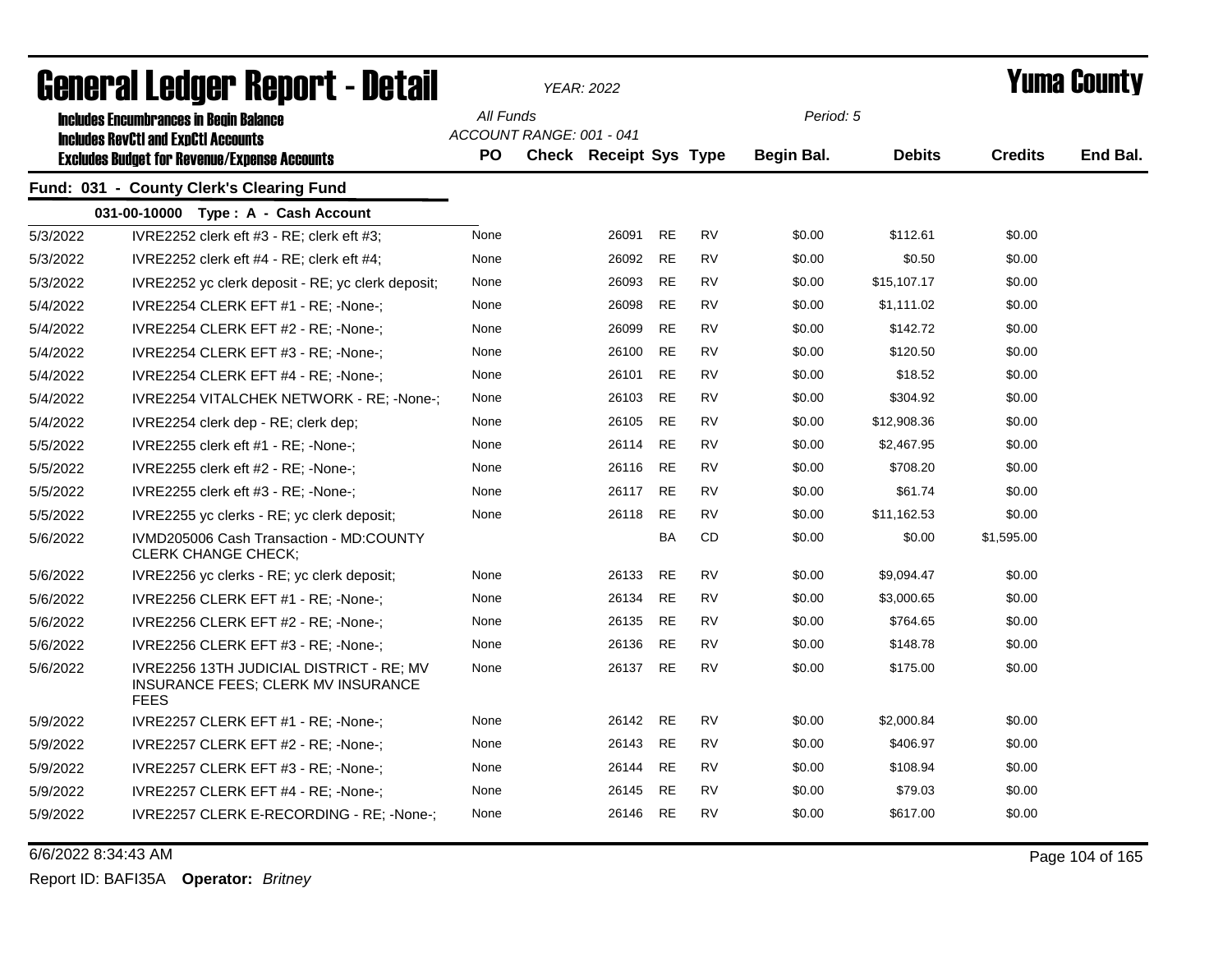# General Ledger Report - Detail

*YEAR: 2022*

# Yuma County

**Includes Encumbrances in Begin Balance**
**Includes RevCtl and ExpCtl Accounts**
**Excludes Budget for Revenue/Expense Accounts**

*All Funds*
*ACCOUNT RANGE: 001 - 041*

*Period: 5*

## Fund: 031 - County Clerk's Clearing Fund

### 031-00-10000 Type : A - Cash Account

| Date | Description | PO | Check | Receipt | Sys | Type | Begin Bal. | Debits | Credits | End Bal. |
|---|---|---|---|---|---|---|---|---|---|---|
| 5/3/2022 | IVRE2252 clerk eft #3 - RE; clerk eft #3; | None | | 26091 | RE | RV | $0.00 | $112.61 | $0.00 | |
| 5/3/2022 | IVRE2252 clerk eft #4 - RE; clerk eft #4; | None | | 26092 | RE | RV | $0.00 | $0.50 | $0.00 | |
| 5/3/2022 | IVRE2252 yc clerk deposit - RE; yc clerk deposit; | None | | 26093 | RE | RV | $0.00 | $15,107.17 | $0.00 | |
| 5/4/2022 | IVRE2254 CLERK EFT #1 - RE; -None-; | None | | 26098 | RE | RV | $0.00 | $1,111.02 | $0.00 | |
| 5/4/2022 | IVRE2254 CLERK EFT #2 - RE; -None-; | None | | 26099 | RE | RV | $0.00 | $142.72 | $0.00 | |
| 5/4/2022 | IVRE2254 CLERK EFT #3 - RE; -None-; | None | | 26100 | RE | RV | $0.00 | $120.50 | $0.00 | |
| 5/4/2022 | IVRE2254 CLERK EFT #4 - RE; -None-; | None | | 26101 | RE | RV | $0.00 | $18.52 | $0.00 | |
| 5/4/2022 | IVRE2254 VITALCHEK NETWORK - RE; -None-; | None | | 26103 | RE | RV | $0.00 | $304.92 | $0.00 | |
| 5/4/2022 | IVRE2254 clerk dep - RE; clerk dep; | None | | 26105 | RE | RV | $0.00 | $12,908.36 | $0.00 | |
| 5/5/2022 | IVRE2255 clerk eft #1 - RE; -None-; | None | | 26114 | RE | RV | $0.00 | $2,467.95 | $0.00 | |
| 5/5/2022 | IVRE2255 clerk eft #2 - RE; -None-; | None | | 26116 | RE | RV | $0.00 | $708.20 | $0.00 | |
| 5/5/2022 | IVRE2255 clerk eft #3 - RE; -None-; | None | | 26117 | RE | RV | $0.00 | $61.74 | $0.00 | |
| 5/5/2022 | IVRE2255 yc clerks - RE; yc clerk deposit; | None | | 26118 | RE | RV | $0.00 | $11,162.53 | $0.00 | |
| 5/6/2022 | IVMD205006 Cash Transaction - MD:COUNTY CLERK CHANGE CHECK; | | | | BA | CD | $0.00 | $0.00 | $1,595.00 | |
| 5/6/2022 | IVRE2256 yc clerks - RE; yc clerk deposit; | None | | 26133 | RE | RV | $0.00 | $9,094.47 | $0.00 | |
| 5/6/2022 | IVRE2256 CLERK EFT #1 - RE; -None-; | None | | 26134 | RE | RV | $0.00 | $3,000.65 | $0.00 | |
| 5/6/2022 | IVRE2256 CLERK EFT #2 - RE; -None-; | None | | 26135 | RE | RV | $0.00 | $764.65 | $0.00 | |
| 5/6/2022 | IVRE2256 CLERK EFT #3 - RE; -None-; | None | | 26136 | RE | RV | $0.00 | $148.78 | $0.00 | |
| 5/6/2022 | IVRE2256 13TH JUDICIAL DISTRICT - RE; MV INSURANCE FEES; CLERK MV INSURANCE FEES | None | | 26137 | RE | RV | $0.00 | $175.00 | $0.00 | |
| 5/9/2022 | IVRE2257 CLERK EFT #1 - RE; -None-; | None | | 26142 | RE | RV | $0.00 | $2,000.84 | $0.00 | |
| 5/9/2022 | IVRE2257 CLERK EFT #2 - RE; -None-; | None | | 26143 | RE | RV | $0.00 | $406.97 | $0.00 | |
| 5/9/2022 | IVRE2257 CLERK EFT #3 - RE; -None-; | None | | 26144 | RE | RV | $0.00 | $108.94 | $0.00 | |
| 5/9/2022 | IVRE2257 CLERK EFT #4 - RE; -None-; | None | | 26145 | RE | RV | $0.00 | $79.03 | $0.00 | |
| 5/9/2022 | IVRE2257 CLERK E-RECORDING - RE; -None-; | None | | 26146 | RE | RV | $0.00 | $617.00 | $0.00 | |

6/6/2022 8:34:43 AM

Report ID: BAFI35A **Operator:** *Britney*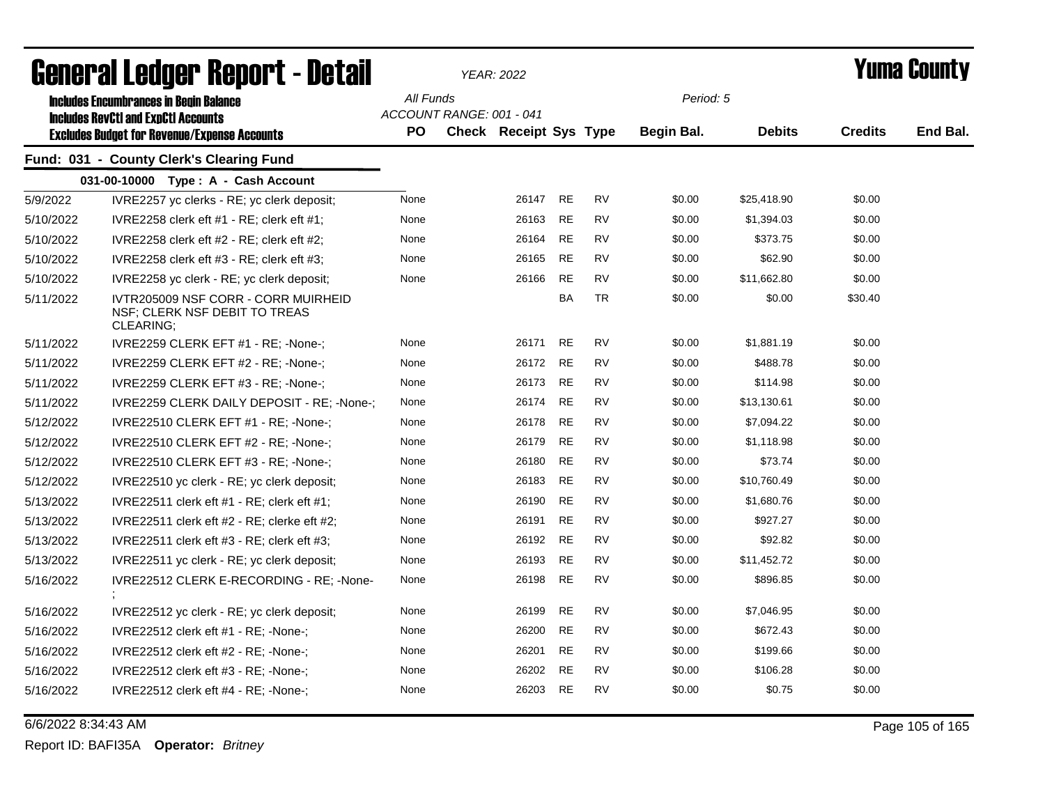# General Ledger Report - Detail

*YEAR: 2022*

# Yuma County

**Includes Encumbrances in Begin Balance**
**Includes RevCtl and ExpCtl Accounts**
**Excludes Budget for Revenue/Expense Accounts**

*All Funds*
*ACCOUNT RANGE: 001 - 041*
*Period: 5*

## Fund: 031 - County Clerk's Clearing Fund

### 031-00-10000 Type : A - Cash Account

| Date | Description | PO | Check | Receipt | Sys | Type | Begin Bal. | Debits | Credits | End Bal. |
|---|---|---|---|---|---|---|---|---|---|---|
| 5/9/2022 | IVRE2257 yc clerks - RE; yc clerk deposit; | None | | 26147 | RE | RV | $0.00 | $25,418.90 | $0.00 | |
| 5/10/2022 | IVRE2258 clerk eft #1 - RE; clerk eft #1; | None | | 26163 | RE | RV | $0.00 | $1,394.03 | $0.00 | |
| 5/10/2022 | IVRE2258 clerk eft #2 - RE; clerk eft #2; | None | | 26164 | RE | RV | $0.00 | $373.75 | $0.00 | |
| 5/10/2022 | IVRE2258 clerk eft #3 - RE; clerk eft #3; | None | | 26165 | RE | RV | $0.00 | $62.90 | $0.00 | |
| 5/10/2022 | IVRE2258 yc clerk - RE; yc clerk deposit; | None | | 26166 | RE | RV | $0.00 | $11,662.80 | $0.00 | |
| 5/11/2022 | IVTR205009 NSF CORR - CORR MUIRHEID NSF; CLERK NSF DEBIT TO TREAS CLEARING; | | | | BA | TR | $0.00 | $0.00 | $30.40 | |
| 5/11/2022 | IVRE2259 CLERK EFT #1 - RE; -None-; | None | | 26171 | RE | RV | $0.00 | $1,881.19 | $0.00 | |
| 5/11/2022 | IVRE2259 CLERK EFT #2 - RE; -None-; | None | | 26172 | RE | RV | $0.00 | $488.78 | $0.00 | |
| 5/11/2022 | IVRE2259 CLERK EFT #3 - RE; -None-; | None | | 26173 | RE | RV | $0.00 | $114.98 | $0.00 | |
| 5/11/2022 | IVRE2259 CLERK DAILY DEPOSIT - RE; -None-; | None | | 26174 | RE | RV | $0.00 | $13,130.61 | $0.00 | |
| 5/12/2022 | IVRE22510 CLERK EFT #1 - RE; -None-; | None | | 26178 | RE | RV | $0.00 | $7,094.22 | $0.00 | |
| 5/12/2022 | IVRE22510 CLERK EFT #2 - RE; -None-; | None | | 26179 | RE | RV | $0.00 | $1,118.98 | $0.00 | |
| 5/12/2022 | IVRE22510 CLERK EFT #3 - RE; -None-; | None | | 26180 | RE | RV | $0.00 | $73.74 | $0.00 | |
| 5/12/2022 | IVRE22510 yc clerk - RE; yc clerk deposit; | None | | 26183 | RE | RV | $0.00 | $10,760.49 | $0.00 | |
| 5/13/2022 | IVRE22511 clerk eft #1 - RE; clerk eft #1; | None | | 26190 | RE | RV | $0.00 | $1,680.76 | $0.00 | |
| 5/13/2022 | IVRE22511 clerk eft #2 - RE; clerke eft #2; | None | | 26191 | RE | RV | $0.00 | $927.27 | $0.00 | |
| 5/13/2022 | IVRE22511 clerk eft #3 - RE; clerk eft #3; | None | | 26192 | RE | RV | $0.00 | $92.82 | $0.00 | |
| 5/13/2022 | IVRE22511 yc clerk - RE; yc clerk deposit; | None | | 26193 | RE | RV | $0.00 | $11,452.72 | $0.00 | |
| 5/16/2022 | IVRE22512 CLERK E-RECORDING - RE; -None-; | None | | 26198 | RE | RV | $0.00 | $896.85 | $0.00 | |
| 5/16/2022 | IVRE22512 yc clerk - RE; yc clerk deposit; | None | | 26199 | RE | RV | $0.00 | $7,046.95 | $0.00 | |
| 5/16/2022 | IVRE22512 clerk eft #1 - RE; -None-; | None | | 26200 | RE | RV | $0.00 | $672.43 | $0.00 | |
| 5/16/2022 | IVRE22512 clerk eft #2 - RE; -None-; | None | | 26201 | RE | RV | $0.00 | $199.66 | $0.00 | |
| 5/16/2022 | IVRE22512 clerk eft #3 - RE; -None-; | None | | 26202 | RE | RV | $0.00 | $106.28 | $0.00 | |
| 5/16/2022 | IVRE22512 clerk eft #4 - RE; -None-; | None | | 26203 | RE | RV | $0.00 | $0.75 | $0.00 | |

6/6/2022 8:34:43 AM

Report ID: BAFI35A **Operator:** *Britney*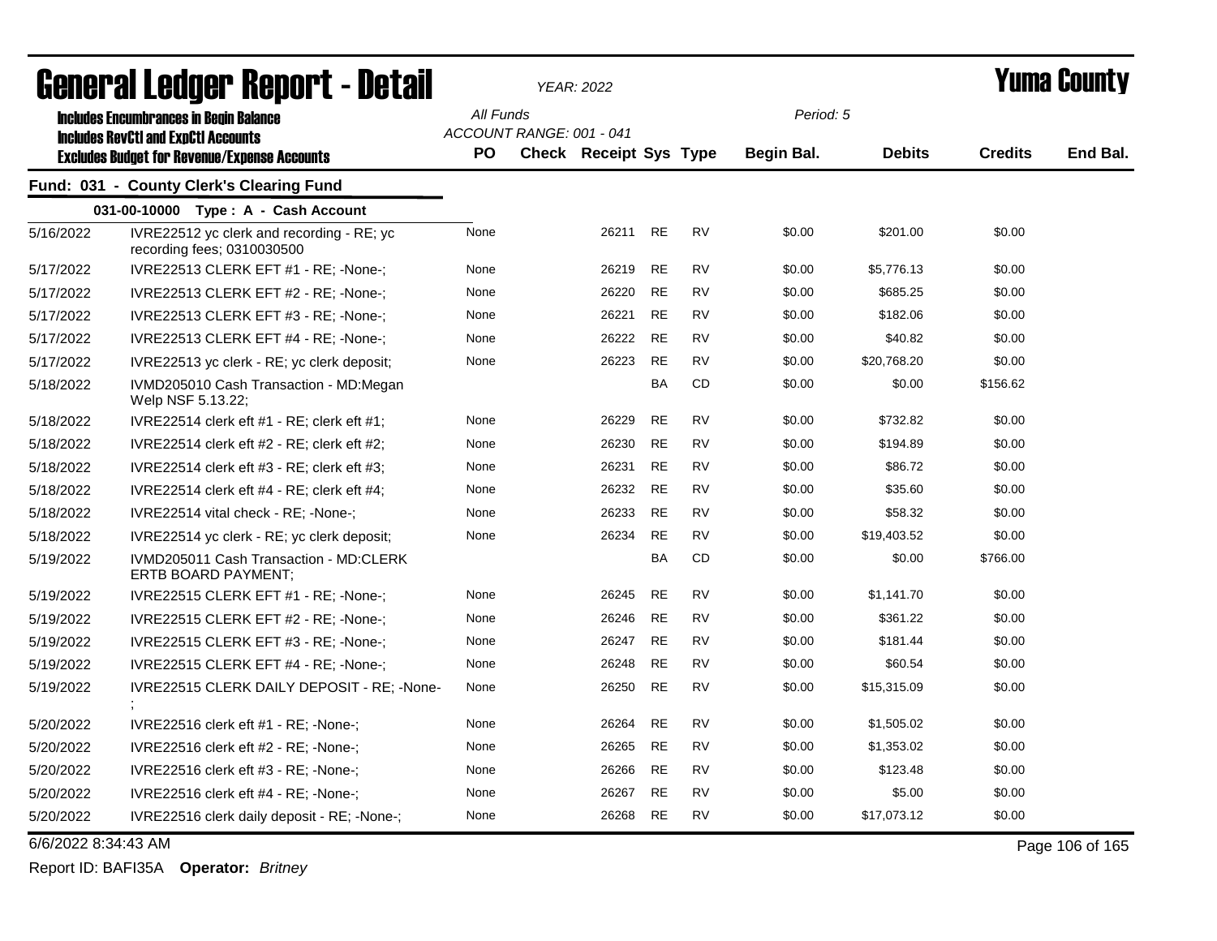# General Ledger Report - Detail

*YEAR: 2022*

# Yuma County

**Includes Encumbrances in Begin Balance**
**Includes RevCtl and ExpCtl Accounts**
**Excludes Budget for Revenue/Expense Accounts**

All Funds
ACCOUNT RANGE: 001 - 041

Period: 5

## Fund: 031 - County Clerk's Clearing Fund

### 031-00-10000 Type : A - Cash Account

| Date | Description | PO | Check | Receipt | Sys | Type | Begin Bal. | Debits | Credits | End Bal. |
|---|---|---|---|---|---|---|---|---|---|---|
| 5/16/2022 | IVRE22512 yc clerk and recording - RE; yc recording fees; 0310030500 | None | | 26211 | RE | RV | $0.00 | $201.00 | $0.00 | |
| 5/17/2022 | IVRE22513 CLERK EFT #1 - RE; -None-; | None | | 26219 | RE | RV | $0.00 | $5,776.13 | $0.00 | |
| 5/17/2022 | IVRE22513 CLERK EFT #2 - RE; -None-; | None | | 26220 | RE | RV | $0.00 | $685.25 | $0.00 | |
| 5/17/2022 | IVRE22513 CLERK EFT #3 - RE; -None-; | None | | 26221 | RE | RV | $0.00 | $182.06 | $0.00 | |
| 5/17/2022 | IVRE22513 CLERK EFT #4 - RE; -None-; | None | | 26222 | RE | RV | $0.00 | $40.82 | $0.00 | |
| 5/17/2022 | IVRE22513 yc clerk - RE; yc clerk deposit; | None | | 26223 | RE | RV | $0.00 | $20,768.20 | $0.00 | |
| 5/18/2022 | IVMD205010 Cash Transaction - MD:Megan Welp NSF 5.13.22; | | | | BA | CD | $0.00 | $0.00 | $156.62 | |
| 5/18/2022 | IVRE22514 clerk eft #1 - RE; clerk eft #1; | None | | 26229 | RE | RV | $0.00 | $732.82 | $0.00 | |
| 5/18/2022 | IVRE22514 clerk eft #2 - RE; clerk eft #2; | None | | 26230 | RE | RV | $0.00 | $194.89 | $0.00 | |
| 5/18/2022 | IVRE22514 clerk eft #3 - RE; clerk eft #3; | None | | 26231 | RE | RV | $0.00 | $86.72 | $0.00 | |
| 5/18/2022 | IVRE22514 clerk eft #4 - RE; clerk eft #4; | None | | 26232 | RE | RV | $0.00 | $35.60 | $0.00 | |
| 5/18/2022 | IVRE22514 vital check - RE; -None-; | None | | 26233 | RE | RV | $0.00 | $58.32 | $0.00 | |
| 5/18/2022 | IVRE22514 yc clerk - RE; yc clerk deposit; | None | | 26234 | RE | RV | $0.00 | $19,403.52 | $0.00 | |
| 5/19/2022 | IVMD205011 Cash Transaction - MD:CLERK ERTB BOARD PAYMENT; | | | | BA | CD | $0.00 | $0.00 | $766.00 | |
| 5/19/2022 | IVRE22515 CLERK EFT #1 - RE; -None-; | None | | 26245 | RE | RV | $0.00 | $1,141.70 | $0.00 | |
| 5/19/2022 | IVRE22515 CLERK EFT #2 - RE; -None-; | None | | 26246 | RE | RV | $0.00 | $361.22 | $0.00 | |
| 5/19/2022 | IVRE22515 CLERK EFT #3 - RE; -None-; | None | | 26247 | RE | RV | $0.00 | $181.44 | $0.00 | |
| 5/19/2022 | IVRE22515 CLERK EFT #4 - RE; -None-; | None | | 26248 | RE | RV | $0.00 | $60.54 | $0.00 | |
| 5/19/2022 | IVRE22515 CLERK DAILY DEPOSIT - RE; -None-; | None | | 26250 | RE | RV | $0.00 | $15,315.09 | $0.00 | |
| 5/20/2022 | IVRE22516 clerk eft #1 - RE; -None-; | None | | 26264 | RE | RV | $0.00 | $1,505.02 | $0.00 | |
| 5/20/2022 | IVRE22516 clerk eft #2 - RE; -None-; | None | | 26265 | RE | RV | $0.00 | $1,353.02 | $0.00 | |
| 5/20/2022 | IVRE22516 clerk eft #3 - RE; -None-; | None | | 26266 | RE | RV | $0.00 | $123.48 | $0.00 | |
| 5/20/2022 | IVRE22516 clerk eft #4 - RE; -None-; | None | | 26267 | RE | RV | $0.00 | $5.00 | $0.00 | |
| 5/20/2022 | IVRE22516 clerk daily deposit - RE; -None-; | None | | 26268 | RE | RV | $0.00 | $17,073.12 | $0.00 | |

6/6/2022 8:34:43 AM

Report ID: BAFI35A **Operator:** *Britney*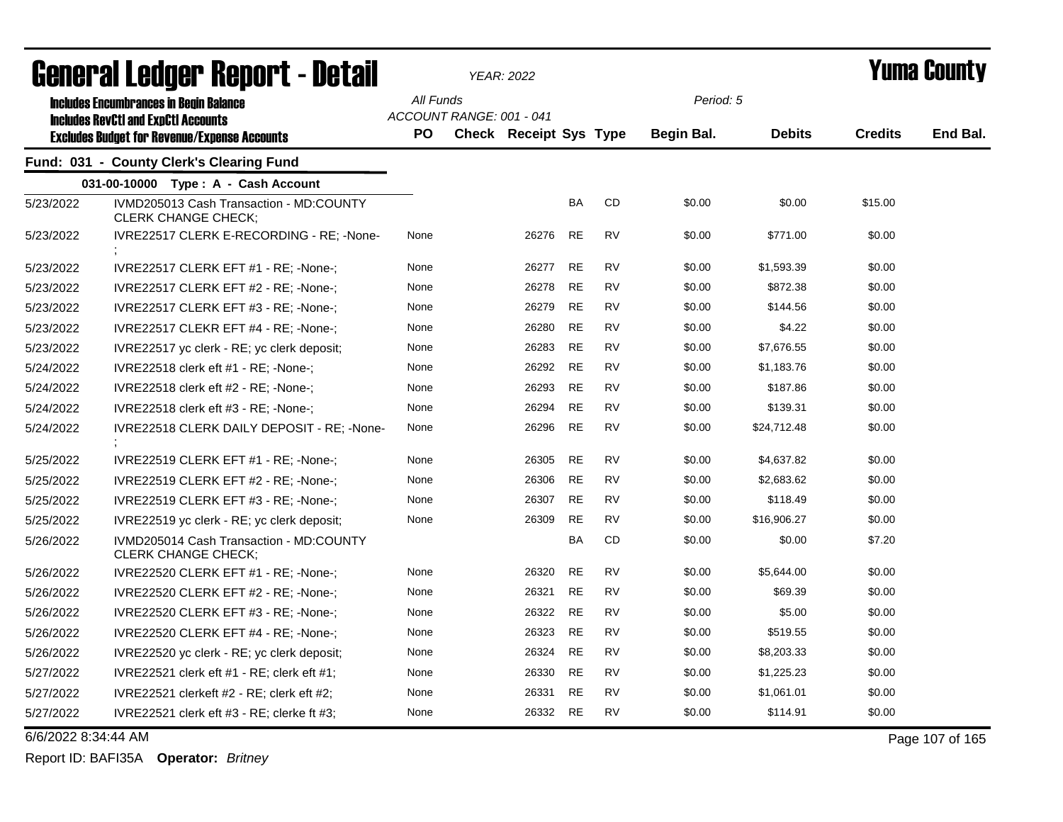# General Ledger Report - Detail

*YEAR: 2022*

# Yuma County

**Includes Encumbrances in Begin Balance**
**Includes RevCtl and ExpCtl Accounts**
**Excludes Budget for Revenue/Expense Accounts**

*All Funds*
*ACCOUNT RANGE: 001 - 041*
*Period: 5*

## Fund: 031 - County Clerk's Clearing Fund

### 031-00-10000 Type : A - Cash Account

| Date | Description | PO | Check | Receipt | Sys | Type | Begin Bal. | Debits | Credits | End Bal. |
|---|---|---|---|---|---|---|---|---|---|---|
| 5/23/2022 | IVMD205013 Cash Transaction - MD:COUNTY CLERK CHANGE CHECK; | | | | BA | CD | $0.00 | $0.00 | $15.00 | |
| 5/23/2022 | IVRE22517 CLERK E-RECORDING - RE; -None- ; | None | | 26276 | RE | RV | $0.00 | $771.00 | $0.00 | |
| 5/23/2022 | IVRE22517 CLERK EFT #1 - RE; -None-; | None | | 26277 | RE | RV | $0.00 | $1,593.39 | $0.00 | |
| 5/23/2022 | IVRE22517 CLERK EFT #2 - RE; -None-; | None | | 26278 | RE | RV | $0.00 | $872.38 | $0.00 | |
| 5/23/2022 | IVRE22517 CLERK EFT #3 - RE; -None-; | None | | 26279 | RE | RV | $0.00 | $144.56 | $0.00 | |
| 5/23/2022 | IVRE22517 CLEKR EFT #4 - RE; -None-; | None | | 26280 | RE | RV | $0.00 | $4.22 | $0.00 | |
| 5/23/2022 | IVRE22517 yc clerk - RE; yc clerk deposit; | None | | 26283 | RE | RV | $0.00 | $7,676.55 | $0.00 | |
| 5/24/2022 | IVRE22518 clerk eft #1 - RE; -None-; | None | | 26292 | RE | RV | $0.00 | $1,183.76 | $0.00 | |
| 5/24/2022 | IVRE22518 clerk eft #2 - RE; -None-; | None | | 26293 | RE | RV | $0.00 | $187.86 | $0.00 | |
| 5/24/2022 | IVRE22518 clerk eft #3 - RE; -None-; | None | | 26294 | RE | RV | $0.00 | $139.31 | $0.00 | |
| 5/24/2022 | IVRE22518 CLERK DAILY DEPOSIT - RE; -None- ; | None | | 26296 | RE | RV | $0.00 | $24,712.48 | $0.00 | |
| 5/25/2022 | IVRE22519 CLERK EFT #1 - RE; -None-; | None | | 26305 | RE | RV | $0.00 | $4,637.82 | $0.00 | |
| 5/25/2022 | IVRE22519 CLERK EFT #2 - RE; -None-; | None | | 26306 | RE | RV | $0.00 | $2,683.62 | $0.00 | |
| 5/25/2022 | IVRE22519 CLERK EFT #3 - RE; -None-; | None | | 26307 | RE | RV | $0.00 | $118.49 | $0.00 | |
| 5/25/2022 | IVRE22519 yc clerk - RE; yc clerk deposit; | None | | 26309 | RE | RV | $0.00 | $16,906.27 | $0.00 | |
| 5/26/2022 | IVMD205014 Cash Transaction - MD:COUNTY CLERK CHANGE CHECK; | | | | BA | CD | $0.00 | $0.00 | $7.20 | |
| 5/26/2022 | IVRE22520 CLERK EFT #1 - RE; -None-; | None | | 26320 | RE | RV | $0.00 | $5,644.00 | $0.00 | |
| 5/26/2022 | IVRE22520 CLERK EFT #2 - RE; -None-; | None | | 26321 | RE | RV | $0.00 | $69.39 | $0.00 | |
| 5/26/2022 | IVRE22520 CLERK EFT #3 - RE; -None-; | None | | 26322 | RE | RV | $0.00 | $5.00 | $0.00 | |
| 5/26/2022 | IVRE22520 CLERK EFT #4 - RE; -None-; | None | | 26323 | RE | RV | $0.00 | $519.55 | $0.00 | |
| 5/26/2022 | IVRE22520 yc clerk - RE; yc clerk deposit; | None | | 26324 | RE | RV | $0.00 | $8,203.33 | $0.00 | |
| 5/27/2022 | IVRE22521 clerk eft #1 - RE; clerk eft #1; | None | | 26330 | RE | RV | $0.00 | $1,225.23 | $0.00 | |
| 5/27/2022 | IVRE22521 clerkeft #2 - RE; clerk eft #2; | None | | 26331 | RE | RV | $0.00 | $1,061.01 | $0.00 | |
| 5/27/2022 | IVRE22521 clerk eft #3 - RE; clerke ft #3; | None | | 26332 | RE | RV | $0.00 | $114.91 | $0.00 | |

6/6/2022 8:34:44 AM

Report ID: BAFI35A **Operator:** *Britney*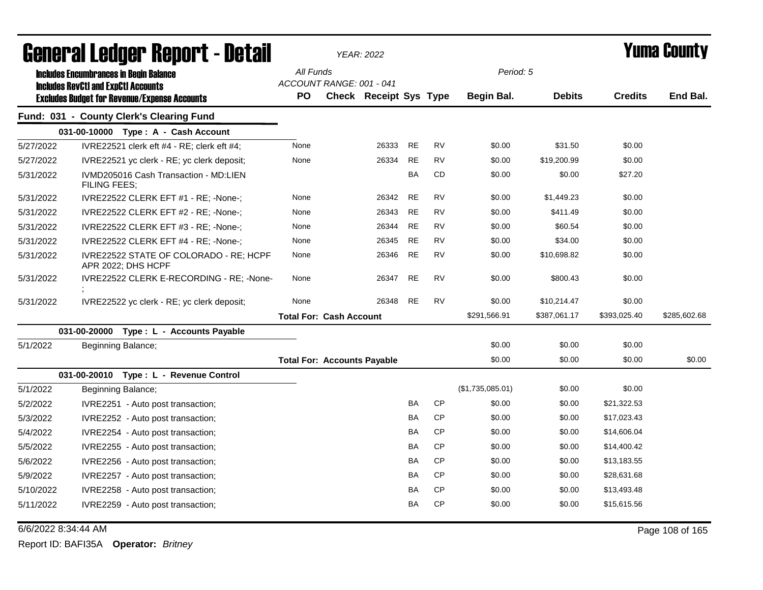# General Ledger Report - Detail

**YEAR: 2022**

**Yuma County**

**Includes Encumbrances in Begin Balance**
**Includes RevCtl and ExpCtl Accounts**
**Excludes Budget for Revenue/Expense Accounts**

All Funds
ACCOUNT RANGE: 001 - 041
Period: 5

## Fund: 031 - County Clerk's Clearing Fund

| Date | Description | PO | Check | Receipt | Sys | Type | Begin Bal. | Debits | Credits | End Bal. |
|---|---|---|---|---|---|---|---|---|---|---|
| | **031-00-10000 Type : A - Cash Account** | | | | | | | | | |
| 5/27/2022 | IVRE22521 clerk eft #4 - RE; clerk eft #4; | None | | 26333 | RE | RV | $0.00 | $31.50 | $0.00 | |
| 5/27/2022 | IVRE22521 yc clerk - RE; yc clerk deposit; | None | | 26334 | RE | RV | $0.00 | $19,200.99 | $0.00 | |
| 5/31/2022 | IVMD205016 Cash Transaction - MD:LIEN FILING FEES; | | | | BA | CD | $0.00 | $0.00 | $27.20 | |
| 5/31/2022 | IVRE22522 CLERK EFT #1 - RE; -None-; | None | | 26342 | RE | RV | $0.00 | $1,449.23 | $0.00 | |
| 5/31/2022 | IVRE22522 CLERK EFT #2 - RE; -None-; | None | | 26343 | RE | RV | $0.00 | $411.49 | $0.00 | |
| 5/31/2022 | IVRE22522 CLERK EFT #3 - RE; -None-; | None | | 26344 | RE | RV | $0.00 | $60.54 | $0.00 | |
| 5/31/2022 | IVRE22522 CLERK EFT #4 - RE; -None-; | None | | 26345 | RE | RV | $0.00 | $34.00 | $0.00 | |
| 5/31/2022 | IVRE22522 STATE OF COLORADO - RE; HCPF APR 2022; DHS HCPF | None | | 26346 | RE | RV | $0.00 | $10,698.82 | $0.00 | |
| 5/31/2022 | IVRE22522 CLERK E-RECORDING - RE; -None-; | None | | 26347 | RE | RV | $0.00 | $800.43 | $0.00 | |
| 5/31/2022 | IVRE22522 yc clerk - RE; yc clerk deposit; | None | | 26348 | RE | RV | $0.00 | $10,214.47 | $0.00 | |
| | | **Total For: Cash Account** | | | | | $291,566.91 | $387,061.17 | $393,025.40 | $285,602.68 |
| | **031-00-20000 Type : L - Accounts Payable** | | | | | | | | | |
| 5/1/2022 | Beginning Balance; | | | | | | $0.00 | $0.00 | $0.00 | |
| | | **Total For: Accounts Payable** | | | | | $0.00 | $0.00 | $0.00 | $0.00 |
| | **031-00-20010 Type : L - Revenue Control** | | | | | | | | | |
| 5/1/2022 | Beginning Balance; | | | | | | ($1,735,085.01) | $0.00 | $0.00 | |
| 5/2/2022 | IVRE2251 - Auto post transaction; | | | | BA | CP | $0.00 | $0.00 | $21,322.53 | |
| 5/3/2022 | IVRE2252 - Auto post transaction; | | | | BA | CP | $0.00 | $0.00 | $17,023.43 | |
| 5/4/2022 | IVRE2254 - Auto post transaction; | | | | BA | CP | $0.00 | $0.00 | $14,606.04 | |
| 5/5/2022 | IVRE2255 - Auto post transaction; | | | | BA | CP | $0.00 | $0.00 | $14,400.42 | |
| 5/6/2022 | IVRE2256 - Auto post transaction; | | | | BA | CP | $0.00 | $0.00 | $13,183.55 | |
| 5/9/2022 | IVRE2257 - Auto post transaction; | | | | BA | CP | $0.00 | $0.00 | $28,631.68 | |
| 5/10/2022 | IVRE2258 - Auto post transaction; | | | | BA | CP | $0.00 | $0.00 | $13,493.48 | |
| 5/11/2022 | IVRE2259 - Auto post transaction; | | | | BA | CP | $0.00 | $0.00 | $15,615.56 | |

6/6/2022 8:34:44 AM

Report ID: BAFI35A **Operator:** *Britney*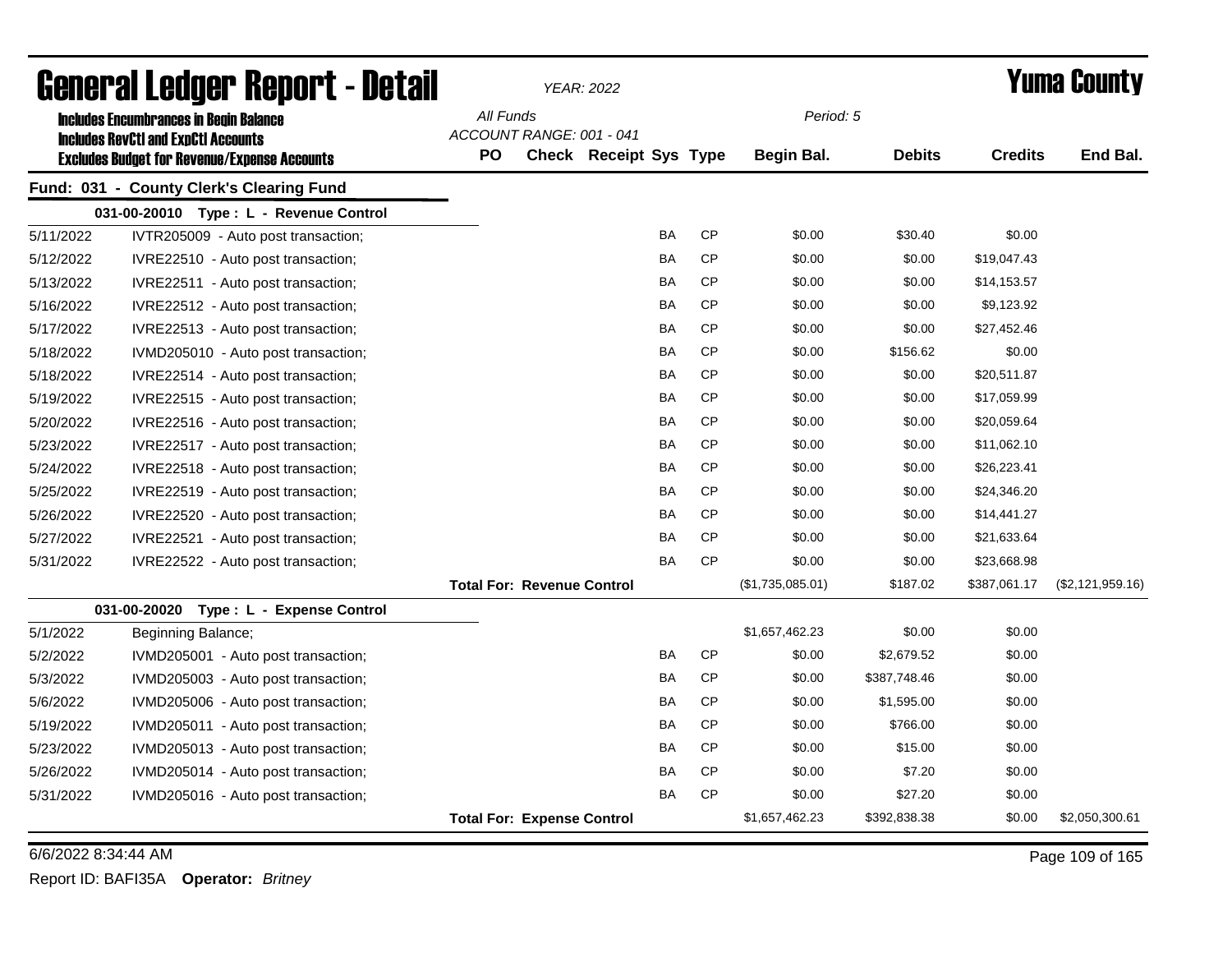# General Ledger Report - Detail

**YEAR: 2022**

**Yuma County**

**Includes Encumbrances in Begin Balance**
**Includes RevCtl and ExpCtl Accounts**
**Excludes Budget for Revenue/Expense Accounts**

*All Funds*
*ACCOUNT RANGE: 001 - 041*

*Period: 5*

## Fund: 031 - County Clerk's Clearing Fund

### 031-00-20010 Type : L - Revenue Control

| Date | Description | PO | Check | Receipt | Sys | Type | Begin Bal. | Debits | Credits | End Bal. |
|---|---|---|---|---|---|---|---|---|---|---|
| 5/11/2022 | IVTR205009 - Auto post transaction; | | | | BA | CP | $0.00 | $30.40 | $0.00 | |
| 5/12/2022 | IVRE22510 - Auto post transaction; | | | | BA | CP | $0.00 | $0.00 | $19,047.43 | |
| 5/13/2022 | IVRE22511 - Auto post transaction; | | | | BA | CP | $0.00 | $0.00 | $14,153.57 | |
| 5/16/2022 | IVRE22512 - Auto post transaction; | | | | BA | CP | $0.00 | $0.00 | $9,123.92 | |
| 5/17/2022 | IVRE22513 - Auto post transaction; | | | | BA | CP | $0.00 | $0.00 | $27,452.46 | |
| 5/18/2022 | IVMD205010 - Auto post transaction; | | | | BA | CP | $0.00 | $156.62 | $0.00 | |
| 5/18/2022 | IVRE22514 - Auto post transaction; | | | | BA | CP | $0.00 | $0.00 | $20,511.87 | |
| 5/19/2022 | IVRE22515 - Auto post transaction; | | | | BA | CP | $0.00 | $0.00 | $17,059.99 | |
| 5/20/2022 | IVRE22516 - Auto post transaction; | | | | BA | CP | $0.00 | $0.00 | $20,059.64 | |
| 5/23/2022 | IVRE22517 - Auto post transaction; | | | | BA | CP | $0.00 | $0.00 | $11,062.10 | |
| 5/24/2022 | IVRE22518 - Auto post transaction; | | | | BA | CP | $0.00 | $0.00 | $26,223.41 | |
| 5/25/2022 | IVRE22519 - Auto post transaction; | | | | BA | CP | $0.00 | $0.00 | $24,346.20 | |
| 5/26/2022 | IVRE22520 - Auto post transaction; | | | | BA | CP | $0.00 | $0.00 | $14,441.27 | |
| 5/27/2022 | IVRE22521 - Auto post transaction; | | | | BA | CP | $0.00 | $0.00 | $21,633.64 | |
| 5/31/2022 | IVRE22522 - Auto post transaction; | | | | BA | CP | $0.00 | $0.00 | $23,668.98 | |
| | **Total For: Revenue Control** | | | | | | ($1,735,085.01) | $187.02 | $387,061.17 | ($2,121,959.16) |

### 031-00-20020 Type : L - Expense Control

| Date | Description | PO | Check | Receipt | Sys | Type | Begin Bal. | Debits | Credits | End Bal. |
|---|---|---|---|---|---|---|---|---|---|---|
| 5/1/2022 | Beginning Balance; | | | | | | $1,657,462.23 | $0.00 | $0.00 | |
| 5/2/2022 | IVMD205001 - Auto post transaction; | | | | BA | CP | $0.00 | $2,679.52 | $0.00 | |
| 5/3/2022 | IVMD205003 - Auto post transaction; | | | | BA | CP | $0.00 | $387,748.46 | $0.00 | |
| 5/6/2022 | IVMD205006 - Auto post transaction; | | | | BA | CP | $0.00 | $1,595.00 | $0.00 | |
| 5/19/2022 | IVMD205011 - Auto post transaction; | | | | BA | CP | $0.00 | $766.00 | $0.00 | |
| 5/23/2022 | IVMD205013 - Auto post transaction; | | | | BA | CP | $0.00 | $15.00 | $0.00 | |
| 5/26/2022 | IVMD205014 - Auto post transaction; | | | | BA | CP | $0.00 | $7.20 | $0.00 | |
| 5/31/2022 | IVMD205016 - Auto post transaction; | | | | BA | CP | $0.00 | $27.20 | $0.00 | |
| | **Total For: Expense Control** | | | | | | $1,657,462.23 | $392,838.38 | $0.00 | $2,050,300.61 |

6/6/2022 8:34:44 AM

Report ID: BAFI35A **Operator:** *Britney*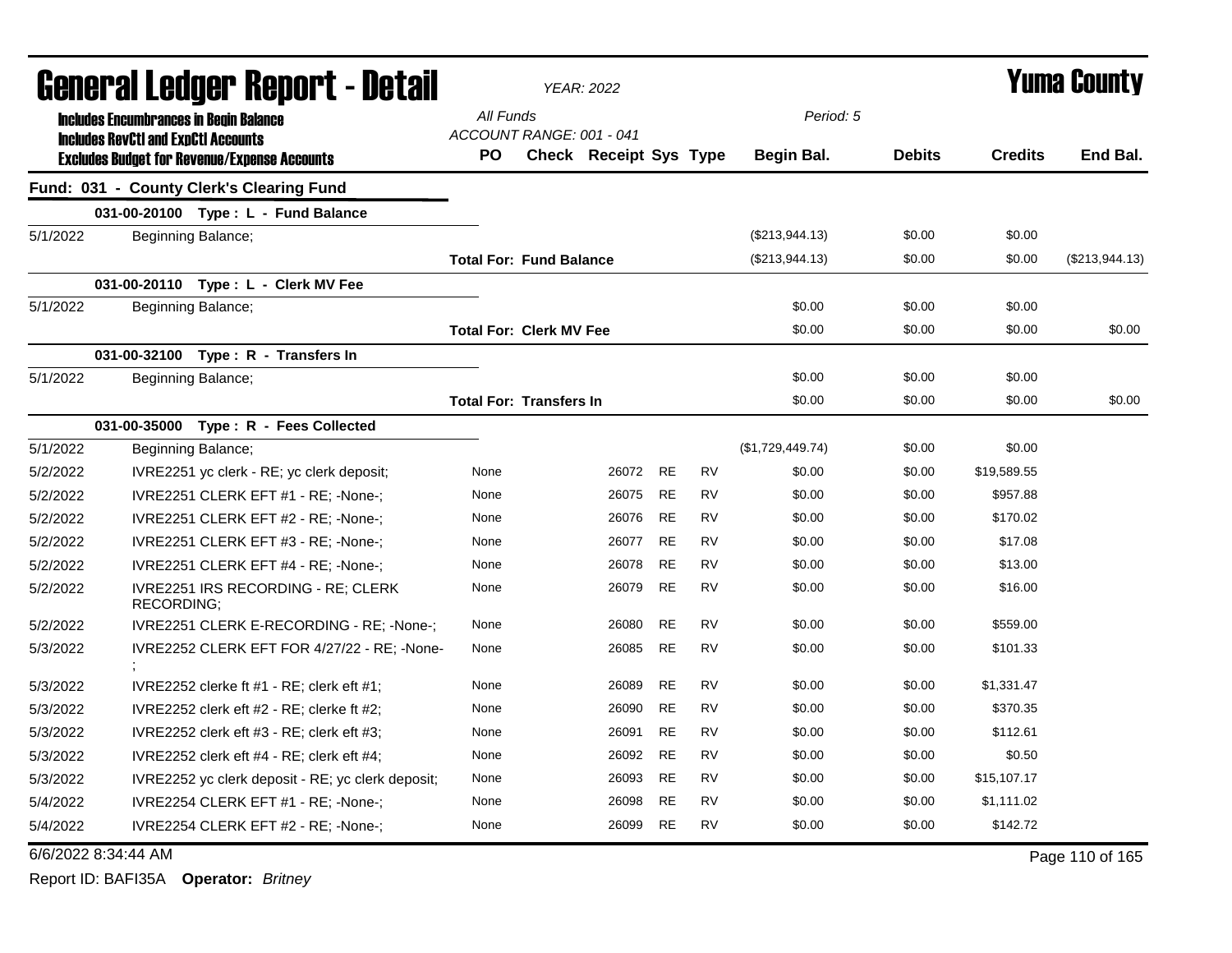# General Ledger Report - Detail

*YEAR: 2022*

# Yuma County

**Includes Encumbrances in Begin Balance**
**Includes RevCtl and ExpCtl Accounts**
**Excludes Budget for Revenue/Expense Accounts**

*All Funds*
*ACCOUNT RANGE: 001 - 041*
*Period: 5*

## Fund: 031 - County Clerk's Clearing Fund

| Date | Description | PO | Check | Receipt | Sys | Type | Begin Bal. | Debits | Credits | End Bal. |
|---|---|---|---|---|---|---|---|---|---|---|
| | **031-00-20100 Type : L - Fund Balance** | | | | | | | | | |
| 5/1/2022 | Beginning Balance; | | | | | | ($213,944.13) | $0.00 | $0.00 | |
| | | **Total For: Fund Balance** | | | | | ($213,944.13) | $0.00 | $0.00 | ($213,944.13) |
| | **031-00-20110 Type : L - Clerk MV Fee** | | | | | | | | | |
| 5/1/2022 | Beginning Balance; | | | | | | $0.00 | $0.00 | $0.00 | |
| | | **Total For: Clerk MV Fee** | | | | | $0.00 | $0.00 | $0.00 | $0.00 |
| | **031-00-32100 Type : R - Transfers In** | | | | | | | | | |
| 5/1/2022 | Beginning Balance; | | | | | | $0.00 | $0.00 | $0.00 | |
| | | **Total For: Transfers In** | | | | | $0.00 | $0.00 | $0.00 | $0.00 |
| | **031-00-35000 Type : R - Fees Collected** | | | | | | | | | |
| 5/1/2022 | Beginning Balance; | | | | | | ($1,729,449.74) | $0.00 | $0.00 | |
| 5/2/2022 | IVRE2251 yc clerk - RE; yc clerk deposit; | None | | 26072 | RE | RV | $0.00 | $0.00 | $19,589.55 | |
| 5/2/2022 | IVRE2251 CLERK EFT #1 - RE; -None-; | None | | 26075 | RE | RV | $0.00 | $0.00 | $957.88 | |
| 5/2/2022 | IVRE2251 CLERK EFT #2 - RE; -None-; | None | | 26076 | RE | RV | $0.00 | $0.00 | $170.02 | |
| 5/2/2022 | IVRE2251 CLERK EFT #3 - RE; -None-; | None | | 26077 | RE | RV | $0.00 | $0.00 | $17.08 | |
| 5/2/2022 | IVRE2251 CLERK EFT #4 - RE; -None-; | None | | 26078 | RE | RV | $0.00 | $0.00 | $13.00 | |
| 5/2/2022 | IVRE2251 IRS RECORDING - RE; CLERK RECORDING; | None | | 26079 | RE | RV | $0.00 | $0.00 | $16.00 | |
| 5/2/2022 | IVRE2251 CLERK E-RECORDING - RE; -None-; | None | | 26080 | RE | RV | $0.00 | $0.00 | $559.00 | |
| 5/3/2022 | IVRE2252 CLERK EFT FOR 4/27/22 - RE; -None-; | None | | 26085 | RE | RV | $0.00 | $0.00 | $101.33 | |
| 5/3/2022 | IVRE2252 clerke ft #1 - RE; clerk eft #1; | None | | 26089 | RE | RV | $0.00 | $0.00 | $1,331.47 | |
| 5/3/2022 | IVRE2252 clerk eft #2 - RE; clerke ft #2; | None | | 26090 | RE | RV | $0.00 | $0.00 | $370.35 | |
| 5/3/2022 | IVRE2252 clerk eft #3 - RE; clerk eft #3; | None | | 26091 | RE | RV | $0.00 | $0.00 | $112.61 | |
| 5/3/2022 | IVRE2252 clerk eft #4 - RE; clerk eft #4; | None | | 26092 | RE | RV | $0.00 | $0.00 | $0.50 | |
| 5/3/2022 | IVRE2252 yc clerk deposit - RE; yc clerk deposit; | None | | 26093 | RE | RV | $0.00 | $0.00 | $15,107.17 | |
| 5/4/2022 | IVRE2254 CLERK EFT #1 - RE; -None-; | None | | 26098 | RE | RV | $0.00 | $0.00 | $1,111.02 | |
| 5/4/2022 | IVRE2254 CLERK EFT #2 - RE; -None-; | None | | 26099 | RE | RV | $0.00 | $0.00 | $142.72 | |

6/6/2022 8:34:44 AM

Report ID: BAFI35A **Operator:** *Britney*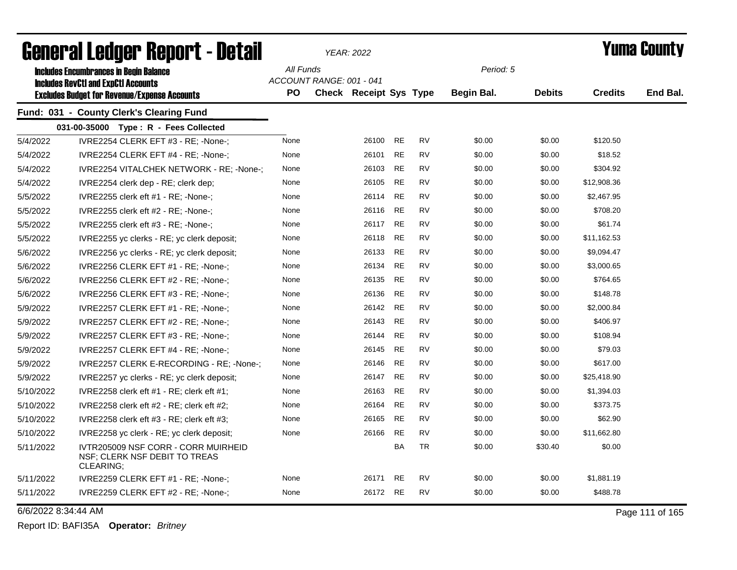# General Ledger Report - Detail

*YEAR: 2022*

# Yuma County

**Includes Encumbrances in Begin Balance**
**Includes RevCtl and ExpCtl Accounts**
**Excludes Budget for Revenue/Expense Accounts**

*All Funds*
*ACCOUNT RANGE: 001 - 041*
*Period: 5*

## Fund: 031 - County Clerk's Clearing Fund

### 031-00-35000 Type : R - Fees Collected

| Date | Description | PO | Check | Receipt | Sys | Type | Begin Bal. | Debits | Credits | End Bal. |
|---|---|---|---|---|---|---|---|---|---|---|
| 5/4/2022 | IVRE2254 CLERK EFT #3 - RE; -None-; | None | | 26100 | RE | RV | $0.00 | $0.00 | $120.50 | |
| 5/4/2022 | IVRE2254 CLERK EFT #4 - RE; -None-; | None | | 26101 | RE | RV | $0.00 | $0.00 | $18.52 | |
| 5/4/2022 | IVRE2254 VITALCHEK NETWORK - RE; -None-; | None | | 26103 | RE | RV | $0.00 | $0.00 | $304.92 | |
| 5/4/2022 | IVRE2254 clerk dep - RE; clerk dep; | None | | 26105 | RE | RV | $0.00 | $0.00 | $12,908.36 | |
| 5/5/2022 | IVRE2255 clerk eft #1 - RE; -None-; | None | | 26114 | RE | RV | $0.00 | $0.00 | $2,467.95 | |
| 5/5/2022 | IVRE2255 clerk eft #2 - RE; -None-; | None | | 26116 | RE | RV | $0.00 | $0.00 | $708.20 | |
| 5/5/2022 | IVRE2255 clerk eft #3 - RE; -None-; | None | | 26117 | RE | RV | $0.00 | $0.00 | $61.74 | |
| 5/5/2022 | IVRE2255 yc clerks - RE; yc clerk deposit; | None | | 26118 | RE | RV | $0.00 | $0.00 | $11,162.53 | |
| 5/6/2022 | IVRE2256 yc clerks - RE; yc clerk deposit; | None | | 26133 | RE | RV | $0.00 | $0.00 | $9,094.47 | |
| 5/6/2022 | IVRE2256 CLERK EFT #1 - RE; -None-; | None | | 26134 | RE | RV | $0.00 | $0.00 | $3,000.65 | |
| 5/6/2022 | IVRE2256 CLERK EFT #2 - RE; -None-; | None | | 26135 | RE | RV | $0.00 | $0.00 | $764.65 | |
| 5/6/2022 | IVRE2256 CLERK EFT #3 - RE; -None-; | None | | 26136 | RE | RV | $0.00 | $0.00 | $148.78 | |
| 5/9/2022 | IVRE2257 CLERK EFT #1 - RE; -None-; | None | | 26142 | RE | RV | $0.00 | $0.00 | $2,000.84 | |
| 5/9/2022 | IVRE2257 CLERK EFT #2 - RE; -None-; | None | | 26143 | RE | RV | $0.00 | $0.00 | $406.97 | |
| 5/9/2022 | IVRE2257 CLERK EFT #3 - RE; -None-; | None | | 26144 | RE | RV | $0.00 | $0.00 | $108.94 | |
| 5/9/2022 | IVRE2257 CLERK EFT #4 - RE; -None-; | None | | 26145 | RE | RV | $0.00 | $0.00 | $79.03 | |
| 5/9/2022 | IVRE2257 CLERK E-RECORDING - RE; -None-; | None | | 26146 | RE | RV | $0.00 | $0.00 | $617.00 | |
| 5/9/2022 | IVRE2257 yc clerks - RE; yc clerk deposit; | None | | 26147 | RE | RV | $0.00 | $0.00 | $25,418.90 | |
| 5/10/2022 | IVRE2258 clerk eft #1 - RE; clerk eft #1; | None | | 26163 | RE | RV | $0.00 | $0.00 | $1,394.03 | |
| 5/10/2022 | IVRE2258 clerk eft #2 - RE; clerk eft #2; | None | | 26164 | RE | RV | $0.00 | $0.00 | $373.75 | |
| 5/10/2022 | IVRE2258 clerk eft #3 - RE; clerk eft #3; | None | | 26165 | RE | RV | $0.00 | $0.00 | $62.90 | |
| 5/10/2022 | IVRE2258 yc clerk - RE; yc clerk deposit; | None | | 26166 | RE | RV | $0.00 | $0.00 | $11,662.80 | |
| 5/11/2022 | IVTR205009 NSF CORR - CORR MUIRHEID NSF; CLERK NSF DEBIT TO TREAS CLEARING; | | | | BA | TR | $0.00 | $30.40 | $0.00 | |
| 5/11/2022 | IVRE2259 CLERK EFT #1 - RE; -None-; | None | | 26171 | RE | RV | $0.00 | $0.00 | $1,881.19 | |
| 5/11/2022 | IVRE2259 CLERK EFT #2 - RE; -None-; | None | | 26172 | RE | RV | $0.00 | $0.00 | $488.78 | |

6/6/2022 8:34:44 AM

Report ID: BAFI35A **Operator:** *Britney*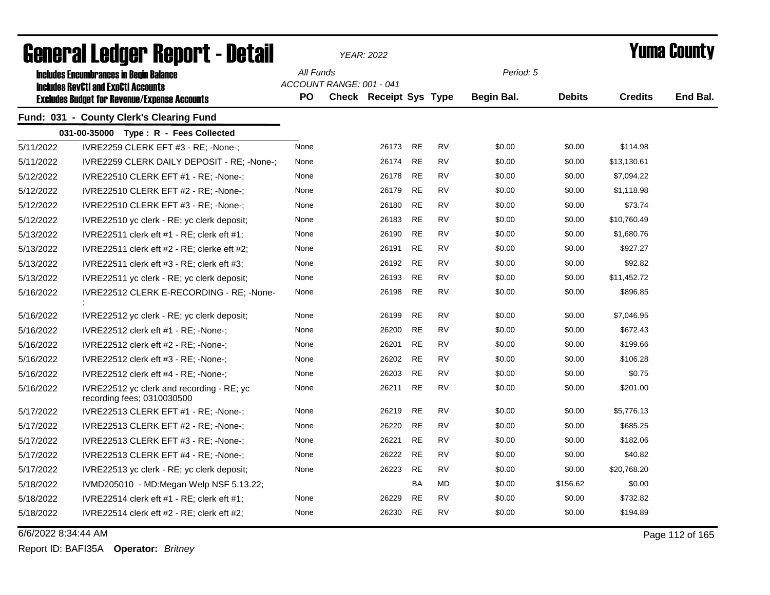# General Ledger Report - Detail

*YEAR: 2022*

# Yuma County

**Includes Encumbrances in Begin Balance**
**Includes RevCtl and ExpCtl Accounts**
**Excludes Budget for Revenue/Expense Accounts**

*All Funds*
*ACCOUNT RANGE: 001 - 041*

*Period: 5*

## Fund: 031 - County Clerk's Clearing Fund

### 031-00-35000 Type : R - Fees Collected

| Date | Description | PO | Check | Receipt | Sys | Type | Begin Bal. | Debits | Credits | End Bal. |
|---|---|---|---|---|---|---|---|---|---|---|
| 5/11/2022 | IVRE2259 CLERK EFT #3 - RE; -None-; | None | | 26173 | RE | RV | $0.00 | $0.00 | $114.98 | |
| 5/11/2022 | IVRE2259 CLERK DAILY DEPOSIT - RE; -None-; | None | | 26174 | RE | RV | $0.00 | $0.00 | $13,130.61 | |
| 5/12/2022 | IVRE22510 CLERK EFT #1 - RE; -None-; | None | | 26178 | RE | RV | $0.00 | $0.00 | $7,094.22 | |
| 5/12/2022 | IVRE22510 CLERK EFT #2 - RE; -None-; | None | | 26179 | RE | RV | $0.00 | $0.00 | $1,118.98 | |
| 5/12/2022 | IVRE22510 CLERK EFT #3 - RE; -None-; | None | | 26180 | RE | RV | $0.00 | $0.00 | $73.74 | |
| 5/12/2022 | IVRE22510 yc clerk - RE; yc clerk deposit; | None | | 26183 | RE | RV | $0.00 | $0.00 | $10,760.49 | |
| 5/13/2022 | IVRE22511 clerk eft #1 - RE; clerk eft #1; | None | | 26190 | RE | RV | $0.00 | $0.00 | $1,680.76 | |
| 5/13/2022 | IVRE22511 clerk eft #2 - RE; clerke eft #2; | None | | 26191 | RE | RV | $0.00 | $0.00 | $927.27 | |
| 5/13/2022 | IVRE22511 clerk eft #3 - RE; clerk eft #3; | None | | 26192 | RE | RV | $0.00 | $0.00 | $92.82 | |
| 5/13/2022 | IVRE22511 yc clerk - RE; yc clerk deposit; | None | | 26193 | RE | RV | $0.00 | $0.00 | $11,452.72 | |
| 5/16/2022 | IVRE22512 CLERK E-RECORDING - RE; -None-; | None | | 26198 | RE | RV | $0.00 | $0.00 | $896.85 | |
| 5/16/2022 | IVRE22512 yc clerk - RE; yc clerk deposit; | None | | 26199 | RE | RV | $0.00 | $0.00 | $7,046.95 | |
| 5/16/2022 | IVRE22512 clerk eft #1 - RE; -None-; | None | | 26200 | RE | RV | $0.00 | $0.00 | $672.43 | |
| 5/16/2022 | IVRE22512 clerk eft #2 - RE; -None-; | None | | 26201 | RE | RV | $0.00 | $0.00 | $199.66 | |
| 5/16/2022 | IVRE22512 clerk eft #3 - RE; -None-; | None | | 26202 | RE | RV | $0.00 | $0.00 | $106.28 | |
| 5/16/2022 | IVRE22512 clerk eft #4 - RE; -None-; | None | | 26203 | RE | RV | $0.00 | $0.00 | $0.75 | |
| 5/16/2022 | IVRE22512 yc clerk and recording - RE; yc recording fees; 0310030500 | None | | 26211 | RE | RV | $0.00 | $0.00 | $201.00 | |
| 5/17/2022 | IVRE22513 CLERK EFT #1 - RE; -None-; | None | | 26219 | RE | RV | $0.00 | $0.00 | $5,776.13 | |
| 5/17/2022 | IVRE22513 CLERK EFT #2 - RE; -None-; | None | | 26220 | RE | RV | $0.00 | $0.00 | $685.25 | |
| 5/17/2022 | IVRE22513 CLERK EFT #3 - RE; -None-; | None | | 26221 | RE | RV | $0.00 | $0.00 | $182.06 | |
| 5/17/2022 | IVRE22513 CLERK EFT #4 - RE; -None-; | None | | 26222 | RE | RV | $0.00 | $0.00 | $40.82 | |
| 5/17/2022 | IVRE22513 yc clerk - RE; yc clerk deposit; | None | | 26223 | RE | RV | $0.00 | $0.00 | $20,768.20 | |
| 5/18/2022 | IVMD205010 - MD:Megan Welp NSF 5.13.22; | | | | BA | MD | $0.00 | $156.62 | $0.00 | |
| 5/18/2022 | IVRE22514 clerk eft #1 - RE; clerk eft #1; | None | | 26229 | RE | RV | $0.00 | $0.00 | $732.82 | |
| 5/18/2022 | IVRE22514 clerk eft #2 - RE; clerk eft #2; | None | | 26230 | RE | RV | $0.00 | $0.00 | $194.89 | |

6/6/2022 8:34:44 AM

Report ID: BAFI35A **Operator:** *Britney*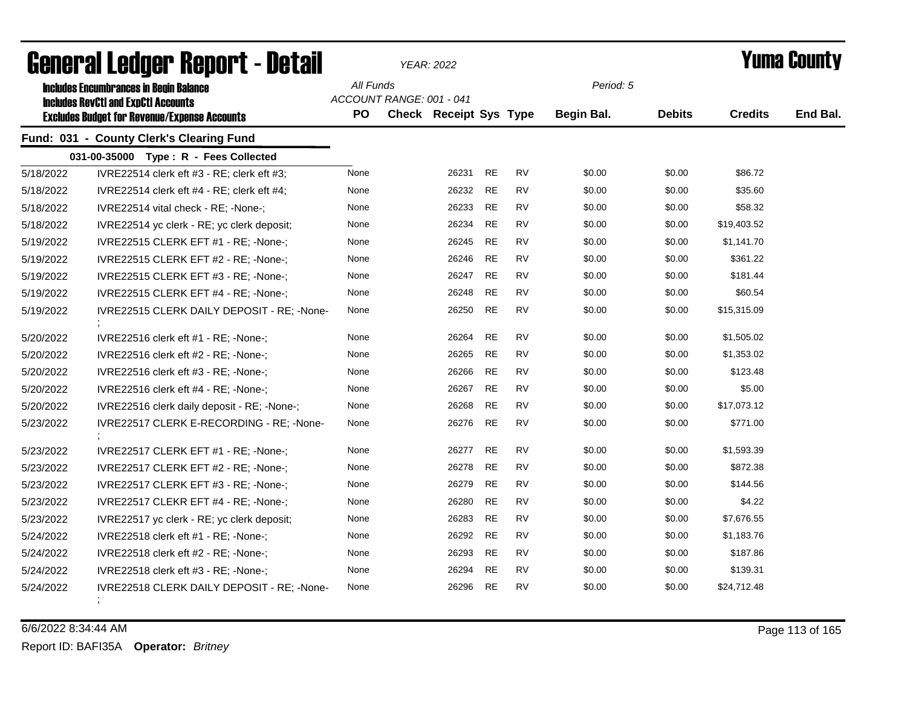# General Ledger Report - Detail

*YEAR: 2022*

# Yuma County

**Includes Encumbrances in Begin Balance**
**Includes RevCtl and ExpCtl Accounts**
**Excludes Budget for Revenue/Expense Accounts**

*All Funds*
*ACCOUNT RANGE: 001 - 041*
*Period: 5*

## Fund: 031 - County Clerk's Clearing Fund

### 031-00-35000 Type : R - Fees Collected

| Date | Description | PO | Check | Receipt | Sys | Type | Begin Bal. | Debits | Credits | End Bal. |
|---|---|---|---|---|---|---|---|---|---|---|
| 5/18/2022 | IVRE22514 clerk eft #3 - RE; clerk eft #3; | None | | 26231 | RE | RV | $0.00 | $0.00 | $86.72 | |
| 5/18/2022 | IVRE22514 clerk eft #4 - RE; clerk eft #4; | None | | 26232 | RE | RV | $0.00 | $0.00 | $35.60 | |
| 5/18/2022 | IVRE22514 vital check - RE; -None-; | None | | 26233 | RE | RV | $0.00 | $0.00 | $58.32 | |
| 5/18/2022 | IVRE22514 yc clerk - RE; yc clerk deposit; | None | | 26234 | RE | RV | $0.00 | $0.00 | $19,403.52 | |
| 5/19/2022 | IVRE22515 CLERK EFT #1 - RE; -None-; | None | | 26245 | RE | RV | $0.00 | $0.00 | $1,141.70 | |
| 5/19/2022 | IVRE22515 CLERK EFT #2 - RE; -None-; | None | | 26246 | RE | RV | $0.00 | $0.00 | $361.22 | |
| 5/19/2022 | IVRE22515 CLERK EFT #3 - RE; -None-; | None | | 26247 | RE | RV | $0.00 | $0.00 | $181.44 | |
| 5/19/2022 | IVRE22515 CLERK EFT #4 - RE; -None-; | None | | 26248 | RE | RV | $0.00 | $0.00 | $60.54 | |
| 5/19/2022 | IVRE22515 CLERK DAILY DEPOSIT - RE; -None-; | None | | 26250 | RE | RV | $0.00 | $0.00 | $15,315.09 | |
| 5/20/2022 | IVRE22516 clerk eft #1 - RE; -None-; | None | | 26264 | RE | RV | $0.00 | $0.00 | $1,505.02 | |
| 5/20/2022 | IVRE22516 clerk eft #2 - RE; -None-; | None | | 26265 | RE | RV | $0.00 | $0.00 | $1,353.02 | |
| 5/20/2022 | IVRE22516 clerk eft #3 - RE; -None-; | None | | 26266 | RE | RV | $0.00 | $0.00 | $123.48 | |
| 5/20/2022 | IVRE22516 clerk eft #4 - RE; -None-; | None | | 26267 | RE | RV | $0.00 | $0.00 | $5.00 | |
| 5/20/2022 | IVRE22516 clerk daily deposit - RE; -None-; | None | | 26268 | RE | RV | $0.00 | $0.00 | $17,073.12 | |
| 5/23/2022 | IVRE22517 CLERK E-RECORDING - RE; -None-; | None | | 26276 | RE | RV | $0.00 | $0.00 | $771.00 | |
| 5/23/2022 | IVRE22517 CLERK EFT #1 - RE; -None-; | None | | 26277 | RE | RV | $0.00 | $0.00 | $1,593.39 | |
| 5/23/2022 | IVRE22517 CLERK EFT #2 - RE; -None-; | None | | 26278 | RE | RV | $0.00 | $0.00 | $872.38 | |
| 5/23/2022 | IVRE22517 CLERK EFT #3 - RE; -None-; | None | | 26279 | RE | RV | $0.00 | $0.00 | $144.56 | |
| 5/23/2022 | IVRE22517 CLEKR EFT #4 - RE; -None-; | None | | 26280 | RE | RV | $0.00 | $0.00 | $4.22 | |
| 5/23/2022 | IVRE22517 yc clerk - RE; yc clerk deposit; | None | | 26283 | RE | RV | $0.00 | $0.00 | $7,676.55 | |
| 5/24/2022 | IVRE22518 clerk eft #1 - RE; -None-; | None | | 26292 | RE | RV | $0.00 | $0.00 | $1,183.76 | |
| 5/24/2022 | IVRE22518 clerk eft #2 - RE; -None-; | None | | 26293 | RE | RV | $0.00 | $0.00 | $187.86 | |
| 5/24/2022 | IVRE22518 clerk eft #3 - RE; -None-; | None | | 26294 | RE | RV | $0.00 | $0.00 | $139.31 | |
| 5/24/2022 | IVRE22518 CLERK DAILY DEPOSIT - RE; -None-; | None | | 26296 | RE | RV | $0.00 | $0.00 | $24,712.48 | |

6/6/2022 8:34:44 AM

Report ID: BAFI35A **Operator:** *Britney*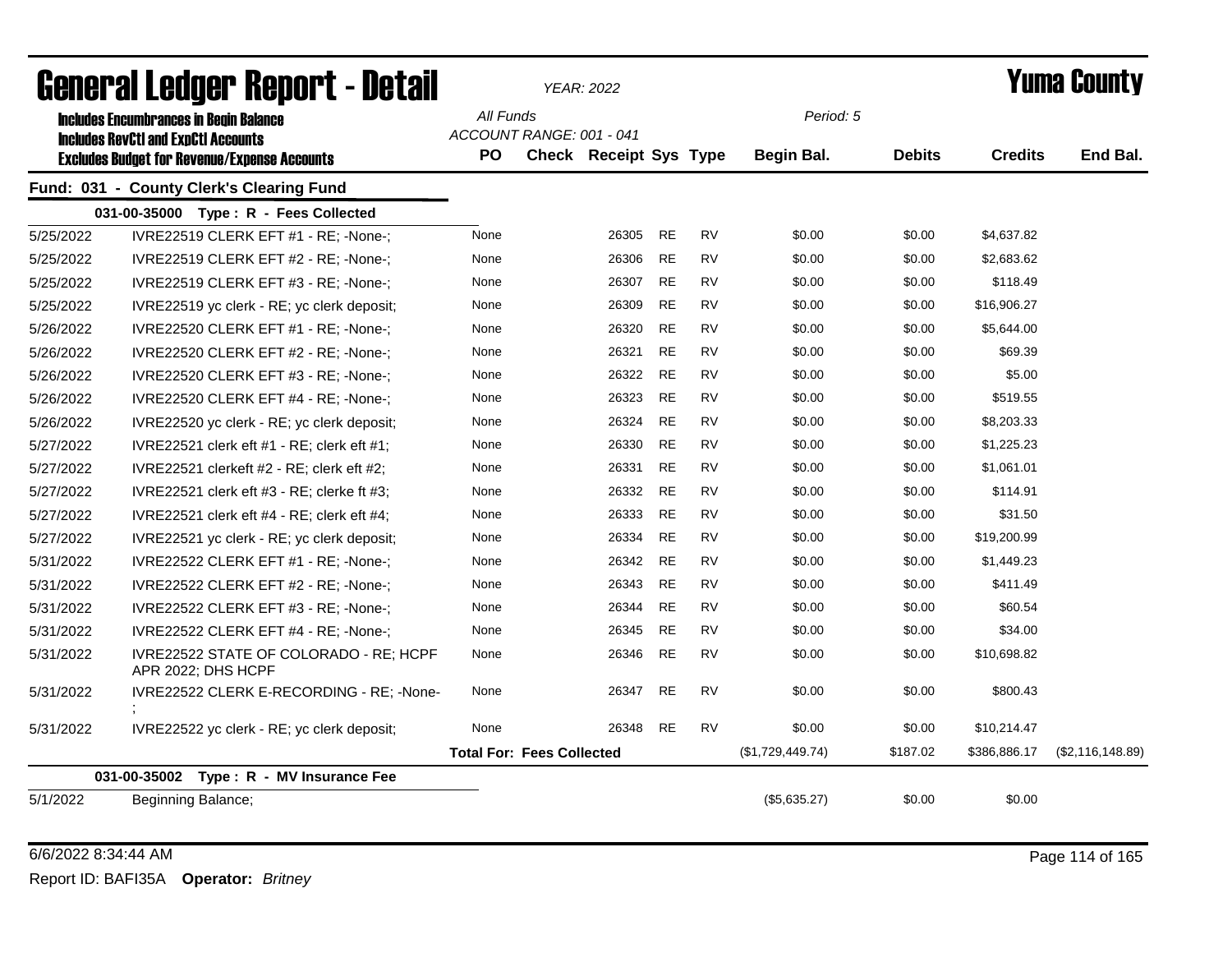# General Ledger Report - Detail

*YEAR: 2022*

# Yuma County

**Includes Encumbrances in Begin Balance**
**Includes RevCtl and ExpCtl Accounts**
**Excludes Budget for Revenue/Expense Accounts**

*All Funds*
*ACCOUNT RANGE: 001 - 041*

*Period: 5*

## Fund: 031 - County Clerk's Clearing Fund

| Date | Description | PO | Check | Receipt | Sys | Type | Begin Bal. | Debits | Credits | End Bal. |
|---|---|---|---|---|---|---|---|---|---|---|
| **031-00-35000 Type : R - Fees Collected** | | | | | | | | | | |
| 5/25/2022 | IVRE22519 CLERK EFT #1 - RE; -None-; | None | | 26305 | RE | RV | $0.00 | $0.00 | $4,637.82 | |
| 5/25/2022 | IVRE22519 CLERK EFT #2 - RE; -None-; | None | | 26306 | RE | RV | $0.00 | $0.00 | $2,683.62 | |
| 5/25/2022 | IVRE22519 CLERK EFT #3 - RE; -None-; | None | | 26307 | RE | RV | $0.00 | $0.00 | $118.49 | |
| 5/25/2022 | IVRE22519 yc clerk - RE; yc clerk deposit; | None | | 26309 | RE | RV | $0.00 | $0.00 | $16,906.27 | |
| 5/26/2022 | IVRE22520 CLERK EFT #1 - RE; -None-; | None | | 26320 | RE | RV | $0.00 | $0.00 | $5,644.00 | |
| 5/26/2022 | IVRE22520 CLERK EFT #2 - RE; -None-; | None | | 26321 | RE | RV | $0.00 | $0.00 | $69.39 | |
| 5/26/2022 | IVRE22520 CLERK EFT #3 - RE; -None-; | None | | 26322 | RE | RV | $0.00 | $0.00 | $5.00 | |
| 5/26/2022 | IVRE22520 CLERK EFT #4 - RE; -None-; | None | | 26323 | RE | RV | $0.00 | $0.00 | $519.55 | |
| 5/26/2022 | IVRE22520 yc clerk - RE; yc clerk deposit; | None | | 26324 | RE | RV | $0.00 | $0.00 | $8,203.33 | |
| 5/27/2022 | IVRE22521 clerk eft #1 - RE; clerk eft #1; | None | | 26330 | RE | RV | $0.00 | $0.00 | $1,225.23 | |
| 5/27/2022 | IVRE22521 clerkeft #2 - RE; clerk eft #2; | None | | 26331 | RE | RV | $0.00 | $0.00 | $1,061.01 | |
| 5/27/2022 | IVRE22521 clerk eft #3 - RE; clerke ft #3; | None | | 26332 | RE | RV | $0.00 | $0.00 | $114.91 | |
| 5/27/2022 | IVRE22521 clerk eft #4 - RE; clerk eft #4; | None | | 26333 | RE | RV | $0.00 | $0.00 | $31.50 | |
| 5/27/2022 | IVRE22521 yc clerk - RE; yc clerk deposit; | None | | 26334 | RE | RV | $0.00 | $0.00 | $19,200.99 | |
| 5/31/2022 | IVRE22522 CLERK EFT #1 - RE; -None-; | None | | 26342 | RE | RV | $0.00 | $0.00 | $1,449.23 | |
| 5/31/2022 | IVRE22522 CLERK EFT #2 - RE; -None-; | None | | 26343 | RE | RV | $0.00 | $0.00 | $411.49 | |
| 5/31/2022 | IVRE22522 CLERK EFT #3 - RE; -None-; | None | | 26344 | RE | RV | $0.00 | $0.00 | $60.54 | |
| 5/31/2022 | IVRE22522 CLERK EFT #4 - RE; -None-; | None | | 26345 | RE | RV | $0.00 | $0.00 | $34.00 | |
| 5/31/2022 | IVRE22522 STATE OF COLORADO - RE; HCPF APR 2022; DHS HCPF | None | | 26346 | RE | RV | $0.00 | $0.00 | $10,698.82 | |
| 5/31/2022 | IVRE22522 CLERK E-RECORDING - RE; -None-; | None | | 26347 | RE | RV | $0.00 | $0.00 | $800.43 | |
| 5/31/2022 | IVRE22522 yc clerk - RE; yc clerk deposit; | None | | 26348 | RE | RV | $0.00 | $0.00 | $10,214.47 | |
| | | **Total For: Fees Collected** | | | | | ($1,729,449.74) | $187.02 | $386,886.17 | ($2,116,148.89) |
| **031-00-35002 Type : R - MV Insurance Fee** | | | | | | | | | | |
| 5/1/2022 | Beginning Balance; | | | | | | ($5,635.27) | $0.00 | $0.00 | |

6/6/2022 8:34:44 AM

Report ID: BAFI35A **Operator:** *Britney*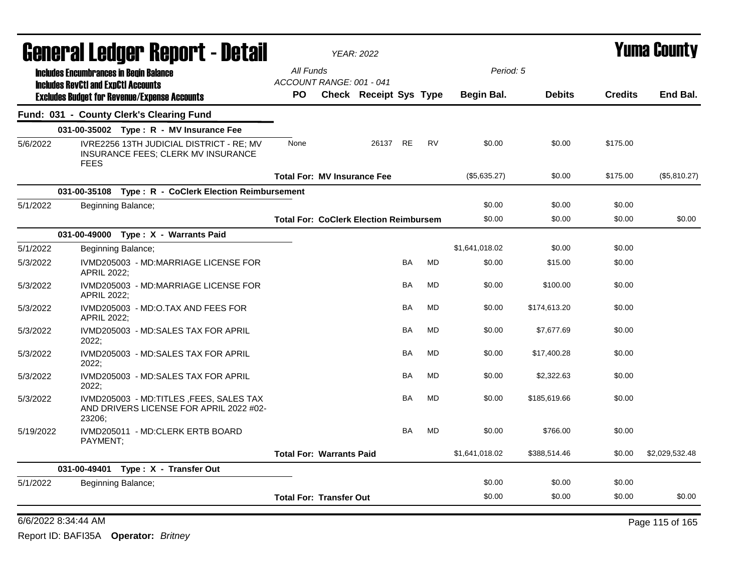# General Ledger Report - Detail

*YEAR: 2022*

# Yuma County

**Includes Encumbrances in Begin Balance**
**Includes RevCtl and ExpCtl Accounts**
**Excludes Budget for Revenue/Expense Accounts**

All Funds
ACCOUNT RANGE: 001 - 041

Period: 5

## Fund: 031 - County Clerk's Clearing Fund

| Date | Description | PO | Check | Receipt | Sys | Type | Begin Bal. | Debits | Credits | End Bal. |
|---|---|---|---|---|---|---|---|---|---|---|
| **031-00-35002 Type : R - MV Insurance Fee** | | | | | | | | | | |
| 5/6/2022 | IVRE2256 13TH JUDICIAL DISTRICT - RE; MV INSURANCE FEES; CLERK MV INSURANCE FEES | None | | 26137 | RE | RV | $0.00 | $0.00 | $175.00 | |
| | **Total For: MV Insurance Fee** | | | | | | ($5,635.27) | $0.00 | $175.00 | ($5,810.27) |
| **031-00-35108 Type : R - CoClerk Election Reimbursement** | | | | | | | | | | |
| 5/1/2022 | Beginning Balance; | | | | | | $0.00 | $0.00 | $0.00 | |
| | **Total For: CoClerk Election Reimbursem** | | | | | | $0.00 | $0.00 | $0.00 | $0.00 |
| **031-00-49000 Type : X - Warrants Paid** | | | | | | | | | | |
| 5/1/2022 | Beginning Balance; | | | | | | $1,641,018.02 | $0.00 | $0.00 | |
| 5/3/2022 | IVMD205003 - MD:MARRIAGE LICENSE FOR APRIL 2022; | | | | BA | MD | $0.00 | $15.00 | $0.00 | |
| 5/3/2022 | IVMD205003 - MD:MARRIAGE LICENSE FOR APRIL 2022; | | | | BA | MD | $0.00 | $100.00 | $0.00 | |
| 5/3/2022 | IVMD205003 - MD:O.TAX AND FEES FOR APRIL 2022; | | | | BA | MD | $0.00 | $174,613.20 | $0.00 | |
| 5/3/2022 | IVMD205003 - MD:SALES TAX FOR APRIL 2022; | | | | BA | MD | $0.00 | $7,677.69 | $0.00 | |
| 5/3/2022 | IVMD205003 - MD:SALES TAX FOR APRIL 2022; | | | | BA | MD | $0.00 | $17,400.28 | $0.00 | |
| 5/3/2022 | IVMD205003 - MD:SALES TAX FOR APRIL 2022; | | | | BA | MD | $0.00 | $2,322.63 | $0.00 | |
| 5/3/2022 | IVMD205003 - MD:TITLES ,FEES, SALES TAX AND DRIVERS LICENSE FOR APRIL 2022 #02-23206; | | | | BA | MD | $0.00 | $185,619.66 | $0.00 | |
| 5/19/2022 | IVMD205011 - MD:CLERK ERTB BOARD PAYMENT; | | | | BA | MD | $0.00 | $766.00 | $0.00 | |
| | **Total For: Warrants Paid** | | | | | | $1,641,018.02 | $388,514.46 | $0.00 | $2,029,532.48 |
| **031-00-49401 Type : X - Transfer Out** | | | | | | | | | | |
| 5/1/2022 | Beginning Balance; | | | | | | $0.00 | $0.00 | $0.00 | |
| | **Total For: Transfer Out** | | | | | | $0.00 | $0.00 | $0.00 | $0.00 |

6/6/2022 8:34:44 AM

Report ID: BAFI35A **Operator:** *Britney*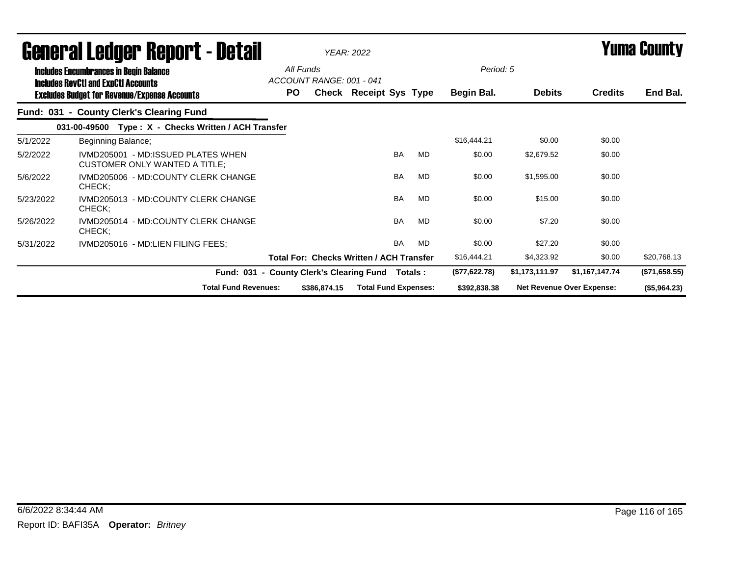# General Ledger Report - Detail

*YEAR: 2022*

# Yuma County

**Includes Encumbrances in Begin Balance**
**Includes RevCtl and ExpCtl Accounts**
**Excludes Budget for Revenue/Expense Accounts**

*All Funds*
*ACCOUNT RANGE: 001 - 041*

*Period: 5*

## Fund: 031 - County Clerk's Clearing Fund

### 031-00-49500 Type : X - Checks Written / ACH Transfer

| Date | Description | PO | Check | Receipt | Sys | Type | Begin Bal. | Debits | Credits | End Bal. |
|---|---|---|---|---|---|---|---|---|---|---|
| 5/1/2022 | Beginning Balance; | | | | | | $16,444.21 | $0.00 | $0.00 | |
| 5/2/2022 | IVMD205001 - MD:ISSUED PLATES WHEN CUSTOMER ONLY WANTED A TITLE; | | | | BA | MD | $0.00 | $2,679.52 | $0.00 | |
| 5/6/2022 | IVMD205006 - MD:COUNTY CLERK CHANGE CHECK; | | | | BA | MD | $0.00 | $1,595.00 | $0.00 | |
| 5/23/2022 | IVMD205013 - MD:COUNTY CLERK CHANGE CHECK; | | | | BA | MD | $0.00 | $15.00 | $0.00 | |
| 5/26/2022 | IVMD205014 - MD:COUNTY CLERK CHANGE CHECK; | | | | BA | MD | $0.00 | $7.20 | $0.00 | |
| 5/31/2022 | IVMD205016 - MD:LIEN FILING FEES; | | | | BA | MD | $0.00 | $27.20 | $0.00 | |
| | **Total For: Checks Written / ACH Transfer** | | | | | | $16,444.21 | $4,323.92 | $0.00 | $20,768.13 |
| | **Fund: 031 - County Clerk's Clearing Fund Totals :** | | | | | | **($77,622.78)** | **$1,173,111.97** | **$1,167,147.74** | **($71,658.55)** |

**Total Fund Revenues:** $386,874.15 **Total Fund Expenses:** $392,838.38 **Net Revenue Over Expense:** ($5,964.23)

6/6/2022 8:34:44 AM

Report ID: BAFI35A **Operator:** *Britney*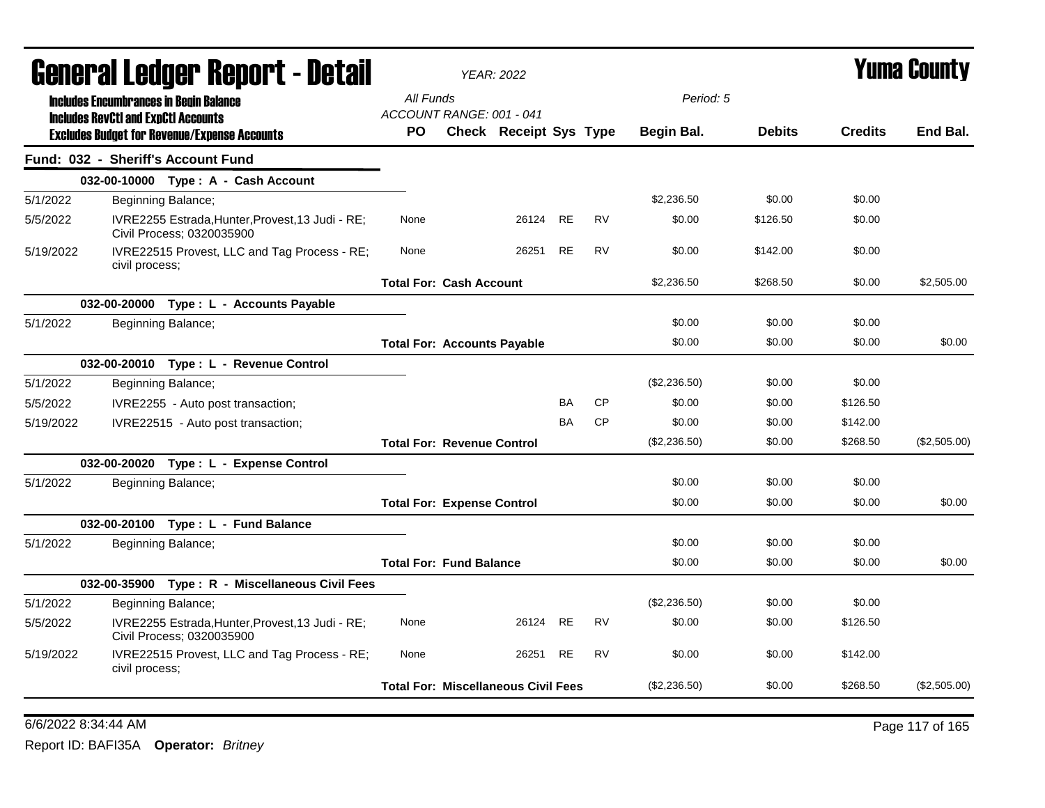# General Ledger Report - Detail

*YEAR: 2022*

**Yuma County**

**Includes Encumbrances in Begin Balance**
**Includes RevCtl and ExpCtl Accounts**
**Excludes Budget for Revenue/Expense Accounts**

*All Funds*
*ACCOUNT RANGE: 001 - 041*
*Period: 5*

## Fund: 032 - Sheriff's Account Fund

| Date | Description | PO | Check | Receipt | Sys | Type | Begin Bal. | Debits | Credits | End Bal. |
|---|---|---|---|---|---|---|---|---|---|---|
| | **032-00-10000 Type : A - Cash Account** | | | | | | | | | |
| 5/1/2022 | Beginning Balance; | | | | | | $2,236.50 | $0.00 | $0.00 | |
| 5/5/2022 | IVRE2255 Estrada,Hunter,Provest,13 Judi - RE; Civil Process; 0320035900 | None | | 26124 | RE | RV | $0.00 | $126.50 | $0.00 | |
| 5/19/2022 | IVRE22515 Provest, LLC and Tag Process - RE; civil process; | None | | 26251 | RE | RV | $0.00 | $142.00 | $0.00 | |
| | | **Total For: Cash Account** | | | | | $2,236.50 | $268.50 | $0.00 | $2,505.00 |
| | **032-00-20000 Type : L - Accounts Payable** | | | | | | | | | |
| 5/1/2022 | Beginning Balance; | | | | | | $0.00 | $0.00 | $0.00 | |
| | | **Total For: Accounts Payable** | | | | | $0.00 | $0.00 | $0.00 | $0.00 |
| | **032-00-20010 Type : L - Revenue Control** | | | | | | | | | |
| 5/1/2022 | Beginning Balance; | | | | | | ($2,236.50) | $0.00 | $0.00 | |
| 5/5/2022 | IVRE2255 - Auto post transaction; | | | | BA | CP | $0.00 | $0.00 | $126.50 | |
| 5/19/2022 | IVRE22515 - Auto post transaction; | | | | BA | CP | $0.00 | $0.00 | $142.00 | |
| | | **Total For: Revenue Control** | | | | | ($2,236.50) | $0.00 | $268.50 | ($2,505.00) |
| | **032-00-20020 Type : L - Expense Control** | | | | | | | | | |
| 5/1/2022 | Beginning Balance; | | | | | | $0.00 | $0.00 | $0.00 | |
| | | **Total For: Expense Control** | | | | | $0.00 | $0.00 | $0.00 | $0.00 |
| | **032-00-20100 Type : L - Fund Balance** | | | | | | | | | |
| 5/1/2022 | Beginning Balance; | | | | | | $0.00 | $0.00 | $0.00 | |
| | | **Total For: Fund Balance** | | | | | $0.00 | $0.00 | $0.00 | $0.00 |
| | **032-00-35900 Type : R - Miscellaneous Civil Fees** | | | | | | | | | |
| 5/1/2022 | Beginning Balance; | | | | | | ($2,236.50) | $0.00 | $0.00 | |
| 5/5/2022 | IVRE2255 Estrada,Hunter,Provest,13 Judi - RE; Civil Process; 0320035900 | None | | 26124 | RE | RV | $0.00 | $0.00 | $126.50 | |
| 5/19/2022 | IVRE22515 Provest, LLC and Tag Process - RE; civil process; | None | | 26251 | RE | RV | $0.00 | $0.00 | $142.00 | |
| | | **Total For: Miscellaneous Civil Fees** | | | | | ($2,236.50) | $0.00 | $268.50 | ($2,505.00) |

6/6/2022 8:34:44 AM

Report ID: BAFI35A **Operator:** *Britney*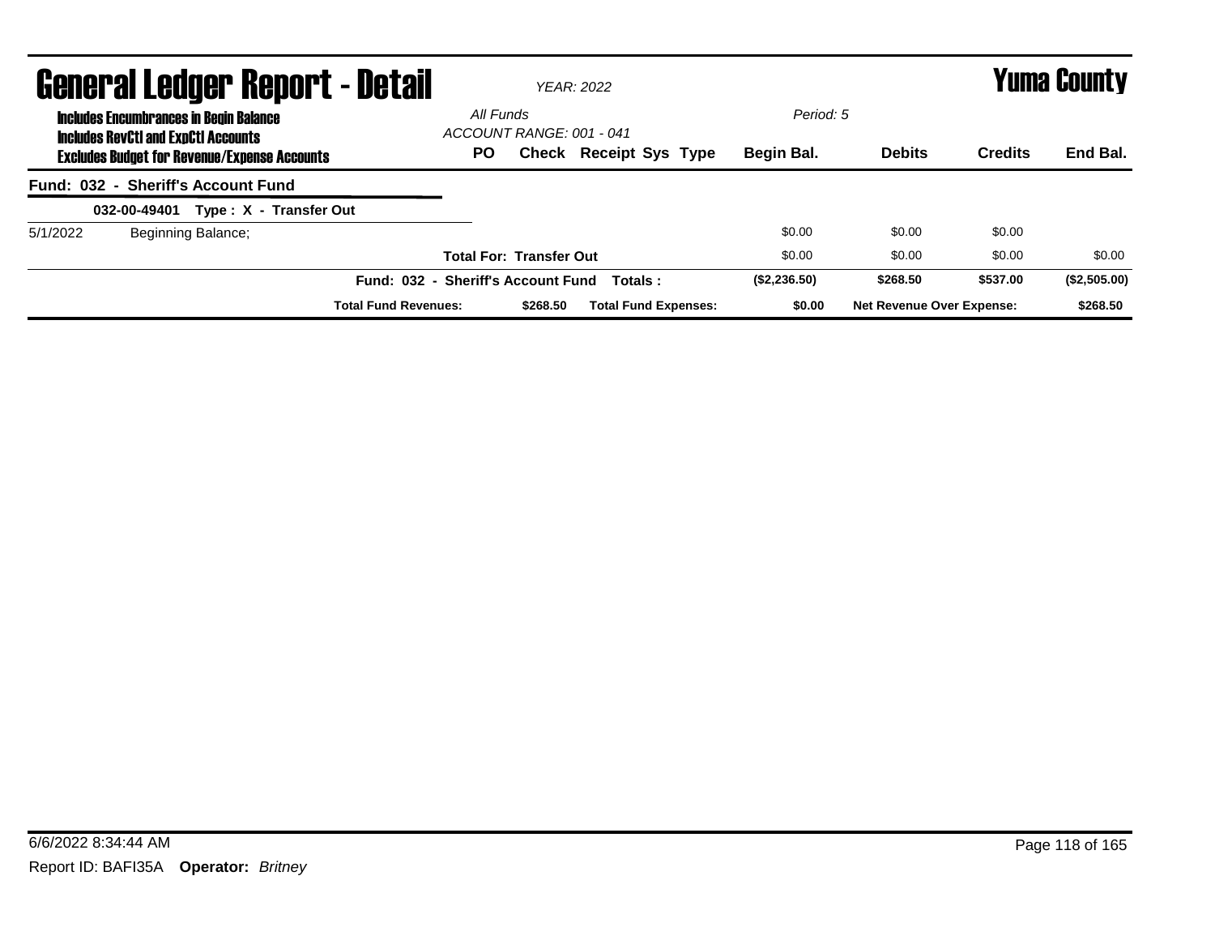# General Ledger Report - Detail

*YEAR: 2022*

# Yuma County

**Includes Encumbrances in Begin Balance**
**Includes RevCtl and ExpCtl Accounts**
**Excludes Budget for Revenue/Expense Accounts**

*All Funds*
*ACCOUNT RANGE: 001 - 041*
*Period: 5*

| | | PO | Check | Receipt Sys Type | Begin Bal. | Debits | Credits | End Bal. |
|---|---|---|---|---|---|---|---|---|
| **Fund: 032 - Sheriff's Account Fund** | | | | | | | | |
| **032-00-49401 Type : X - Transfer Out** | | | | | | | | |
| 5/1/2022 | Beginning Balance; | | | | $0.00 | $0.00 | $0.00 | |
| | | **Total For: Transfer Out** | | | $0.00 | $0.00 | $0.00 | $0.00 |
| | | **Fund: 032 - Sheriff's Account Fund** | | **Totals :** | **($2,236.50)** | **$268.50** | **$537.00** | **($2,505.00)** |
| | | **Total Fund Revenues:** | **$268.50** | **Total Fund Expenses:** | **$0.00** | **Net Revenue Over Expense:** | | **$268.50** |

6/6/2022 8:34:44 AM

Report ID: BAFI35A **Operator:** *Britney*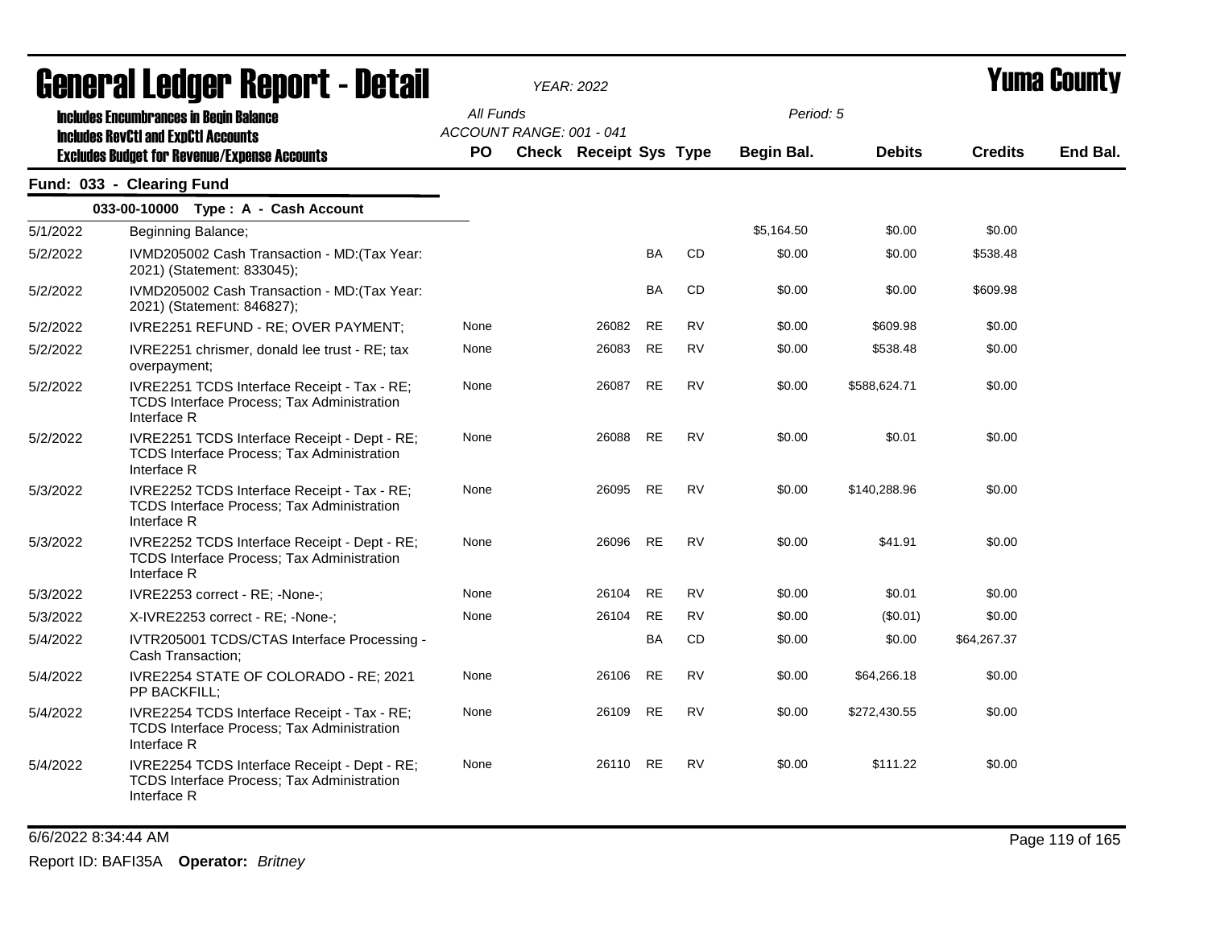# General Ledger Report - Detail

*YEAR: 2022*

**Yuma County**

**Includes Encumbrances in Begin Balance**
**Includes RevCtl and ExpCtl Accounts**
**Excludes Budget for Revenue/Expense Accounts**

*All Funds*
*ACCOUNT RANGE: 001 - 041*
*Period: 5*

## Fund: 033 - Clearing Fund

### 033-00-10000 Type : A - Cash Account

| Date | Description | PO | Check | Receipt | Sys | Type | Begin Bal. | Debits | Credits | End Bal. |
|---|---|---|---|---|---|---|---|---|---|---|
| 5/1/2022 | Beginning Balance; | | | | | | $5,164.50 | $0.00 | $0.00 | |
| 5/2/2022 | IVMD205002 Cash Transaction - MD:(Tax Year: 2021) (Statement: 833045); | | | | BA | CD | $0.00 | $0.00 | $538.48 | |
| 5/2/2022 | IVMD205002 Cash Transaction - MD:(Tax Year: 2021) (Statement: 846827); | | | | BA | CD | $0.00 | $0.00 | $609.98 | |
| 5/2/2022 | IVRE2251 REFUND - RE; OVER PAYMENT; | None | | 26082 | RE | RV | $0.00 | $609.98 | $0.00 | |
| 5/2/2022 | IVRE2251 chrismer, donald lee trust - RE; tax overpayment; | None | | 26083 | RE | RV | $0.00 | $538.48 | $0.00 | |
| 5/2/2022 | IVRE2251 TCDS Interface Receipt - Tax - RE; TCDS Interface Process; Tax Administration Interface R | None | | 26087 | RE | RV | $0.00 | $588,624.71 | $0.00 | |
| 5/2/2022 | IVRE2251 TCDS Interface Receipt - Dept - RE; TCDS Interface Process; Tax Administration Interface R | None | | 26088 | RE | RV | $0.00 | $0.01 | $0.00 | |
| 5/3/2022 | IVRE2252 TCDS Interface Receipt - Tax - RE; TCDS Interface Process; Tax Administration Interface R | None | | 26095 | RE | RV | $0.00 | $140,288.96 | $0.00 | |
| 5/3/2022 | IVRE2252 TCDS Interface Receipt - Dept - RE; TCDS Interface Process; Tax Administration Interface R | None | | 26096 | RE | RV | $0.00 | $41.91 | $0.00 | |
| 5/3/2022 | IVRE2253 correct - RE; -None-; | None | | 26104 | RE | RV | $0.00 | $0.01 | $0.00 | |
| 5/3/2022 | X-IVRE2253 correct - RE; -None-; | None | | 26104 | RE | RV | $0.00 | ($0.01) | $0.00 | |
| 5/4/2022 | IVTR205001 TCDS/CTAS Interface Processing - Cash Transaction; | | | | BA | CD | $0.00 | $0.00 | $64,267.37 | |
| 5/4/2022 | IVRE2254 STATE OF COLORADO - RE; 2021 PP BACKFILL; | None | | 26106 | RE | RV | $0.00 | $64,266.18 | $0.00 | |
| 5/4/2022 | IVRE2254 TCDS Interface Receipt - Tax - RE; TCDS Interface Process; Tax Administration Interface R | None | | 26109 | RE | RV | $0.00 | $272,430.55 | $0.00 | |
| 5/4/2022 | IVRE2254 TCDS Interface Receipt - Dept - RE; TCDS Interface Process; Tax Administration Interface R | None | | 26110 | RE | RV | $0.00 | $111.22 | $0.00 | |

6/6/2022 8:34:44 AM

Report ID: BAFI35A **Operator:** *Britney*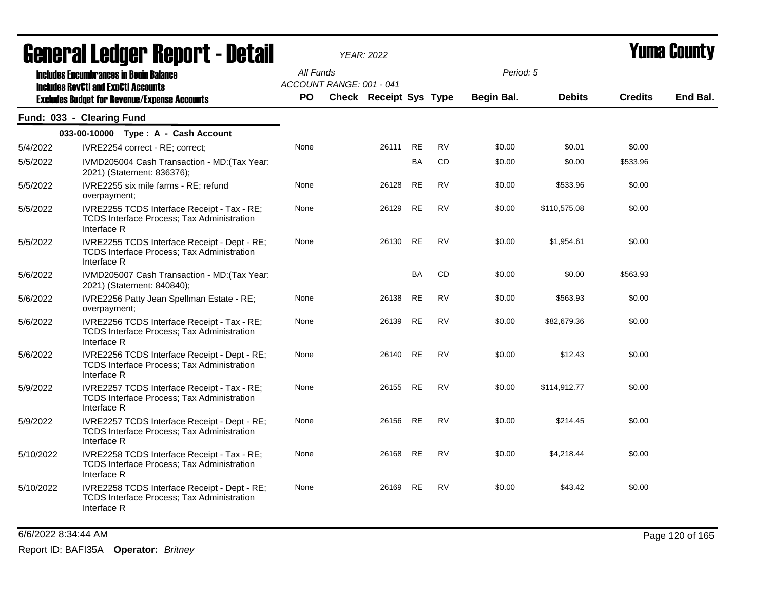# General Ledger Report - Detail

**Yuma County**

YEAR: 2022

Includes Encumbrances in Begin Balance
Includes RevCtl and ExpCtl Accounts
Excludes Budget for Revenue/Expense Accounts

All Funds
ACCOUNT RANGE: 001 - 041

Period: 5

## Fund: 033 - Clearing Fund

### 033-00-10000 Type : A - Cash Account

| Date | Description | PO | Check | Receipt | Sys | Type | Begin Bal. | Debits | Credits | End Bal. |
|---|---|---|---|---|---|---|---|---|---|---|
| 5/4/2022 | IVRE2254 correct - RE; correct; | None | | 26111 | RE | RV | $0.00 | $0.01 | $0.00 | |
| 5/5/2022 | IVMD205004 Cash Transaction - MD:(Tax Year: 2021) (Statement: 836376); | | | | BA | CD | $0.00 | $0.00 | $533.96 | |
| 5/5/2022 | IVRE2255 six mile farms - RE; refund overpayment; | None | | 26128 | RE | RV | $0.00 | $533.96 | $0.00 | |
| 5/5/2022 | IVRE2255 TCDS Interface Receipt - Tax - RE; TCDS Interface Process; Tax Administration Interface R | None | | 26129 | RE | RV | $0.00 | $110,575.08 | $0.00 | |
| 5/5/2022 | IVRE2255 TCDS Interface Receipt - Dept - RE; TCDS Interface Process; Tax Administration Interface R | None | | 26130 | RE | RV | $0.00 | $1,954.61 | $0.00 | |
| 5/6/2022 | IVMD205007 Cash Transaction - MD:(Tax Year: 2021) (Statement: 840840); | | | | BA | CD | $0.00 | $0.00 | $563.93 | |
| 5/6/2022 | IVRE2256 Patty Jean Spellman Estate - RE; overpayment; | None | | 26138 | RE | RV | $0.00 | $563.93 | $0.00 | |
| 5/6/2022 | IVRE2256 TCDS Interface Receipt - Tax - RE; TCDS Interface Process; Tax Administration Interface R | None | | 26139 | RE | RV | $0.00 | $82,679.36 | $0.00 | |
| 5/6/2022 | IVRE2256 TCDS Interface Receipt - Dept - RE; TCDS Interface Process; Tax Administration Interface R | None | | 26140 | RE | RV | $0.00 | $12.43 | $0.00 | |
| 5/9/2022 | IVRE2257 TCDS Interface Receipt - Tax - RE; TCDS Interface Process; Tax Administration Interface R | None | | 26155 | RE | RV | $0.00 | $114,912.77 | $0.00 | |
| 5/9/2022 | IVRE2257 TCDS Interface Receipt - Dept - RE; TCDS Interface Process; Tax Administration Interface R | None | | 26156 | RE | RV | $0.00 | $214.45 | $0.00 | |
| 5/10/2022 | IVRE2258 TCDS Interface Receipt - Tax - RE; TCDS Interface Process; Tax Administration Interface R | None | | 26168 | RE | RV | $0.00 | $4,218.44 | $0.00 | |
| 5/10/2022 | IVRE2258 TCDS Interface Receipt - Dept - RE; TCDS Interface Process; Tax Administration Interface R | None | | 26169 | RE | RV | $0.00 | $43.42 | $0.00 | |

6/6/2022 8:34:44 AM

Report ID: BAFI35A **Operator:** *Britney*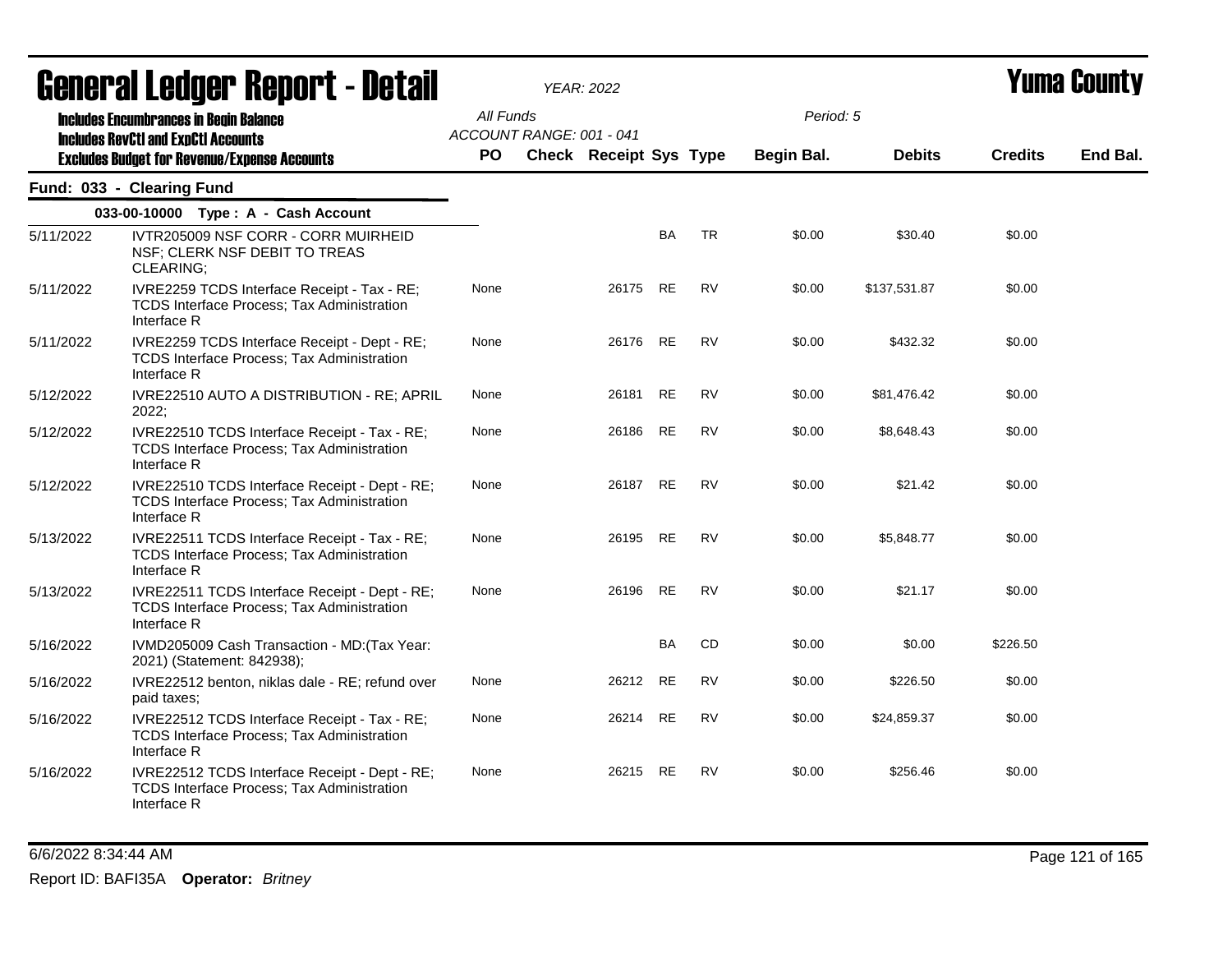# General Ledger Report - Detail

*YEAR: 2022*

# Yuma County

**Includes Encumbrances in Begin Balance**
**Includes RevCtl and ExpCtl Accounts**
**Excludes Budget for Revenue/Expense Accounts**

All Funds
ACCOUNT RANGE: 001 - 041

Period: 5

## Fund: 033 - Clearing Fund

### 033-00-10000 Type : A - Cash Account

| Date | Description | PO | Check | Receipt | Sys | Type | Begin Bal. | Debits | Credits | End Bal. |
|---|---|---|---|---|---|---|---|---|---|---|
| 5/11/2022 | IVTR205009 NSF CORR - CORR MUIRHEID NSF; CLERK NSF DEBIT TO TREAS CLEARING; | | | | BA | TR | $0.00 | $30.40 | $0.00 | |
| 5/11/2022 | IVRE2259 TCDS Interface Receipt - Tax - RE; TCDS Interface Process; Tax Administration Interface R | None | | 26175 | RE | RV | $0.00 | $137,531.87 | $0.00 | |
| 5/11/2022 | IVRE2259 TCDS Interface Receipt - Dept - RE; TCDS Interface Process; Tax Administration Interface R | None | | 26176 | RE | RV | $0.00 | $432.32 | $0.00 | |
| 5/12/2022 | IVRE22510 AUTO A DISTRIBUTION - RE; APRIL 2022; | None | | 26181 | RE | RV | $0.00 | $81,476.42 | $0.00 | |
| 5/12/2022 | IVRE22510 TCDS Interface Receipt - Tax - RE; TCDS Interface Process; Tax Administration Interface R | None | | 26186 | RE | RV | $0.00 | $8,648.43 | $0.00 | |
| 5/12/2022 | IVRE22510 TCDS Interface Receipt - Dept - RE; TCDS Interface Process; Tax Administration Interface R | None | | 26187 | RE | RV | $0.00 | $21.42 | $0.00 | |
| 5/13/2022 | IVRE22511 TCDS Interface Receipt - Tax - RE; TCDS Interface Process; Tax Administration Interface R | None | | 26195 | RE | RV | $0.00 | $5,848.77 | $0.00 | |
| 5/13/2022 | IVRE22511 TCDS Interface Receipt - Dept - RE; TCDS Interface Process; Tax Administration Interface R | None | | 26196 | RE | RV | $0.00 | $21.17 | $0.00 | |
| 5/16/2022 | IVMD205009 Cash Transaction - MD:(Tax Year: 2021) (Statement: 842938); | | | | BA | CD | $0.00 | $0.00 | $226.50 | |
| 5/16/2022 | IVRE22512 benton, niklas dale - RE; refund over paid taxes; | None | | 26212 | RE | RV | $0.00 | $226.50 | $0.00 | |
| 5/16/2022 | IVRE22512 TCDS Interface Receipt - Tax - RE; TCDS Interface Process; Tax Administration Interface R | None | | 26214 | RE | RV | $0.00 | $24,859.37 | $0.00 | |
| 5/16/2022 | IVRE22512 TCDS Interface Receipt - Dept - RE; TCDS Interface Process; Tax Administration Interface R | None | | 26215 | RE | RV | $0.00 | $256.46 | $0.00 | |

6/6/2022 8:34:44 AM

Report ID: BAFI35A **Operator:** *Britney*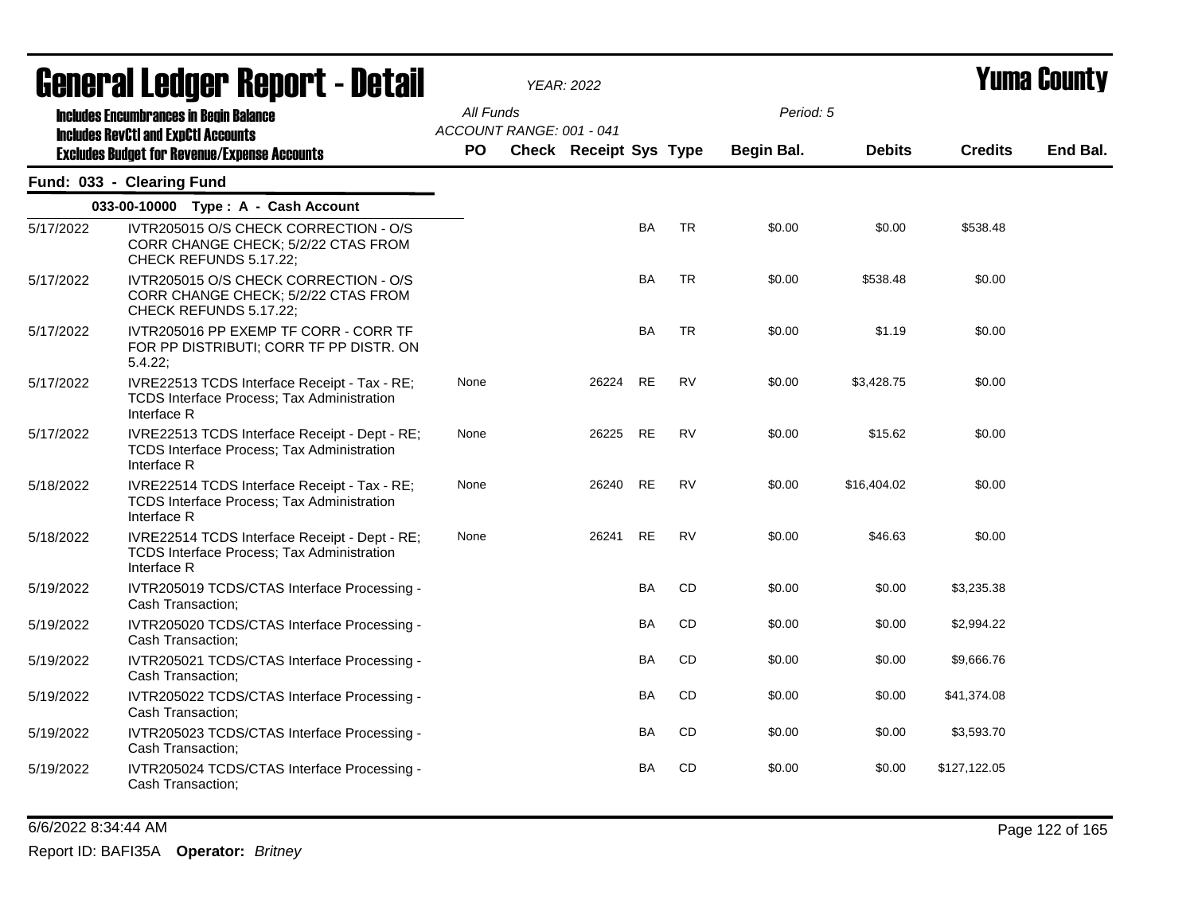# General Ledger Report - Detail

*YEAR: 2022*

# Yuma County

**Includes Encumbrances in Begin Balance**
**Includes RevCtl and ExpCtl Accounts**
**Excludes Budget for Revenue/Expense Accounts**

All Funds
ACCOUNT RANGE: 001 - 041

Period: 5

## Fund: 033 - Clearing Fund

### 033-00-10000 Type : A - Cash Account

| Date | Description | PO | Check | Receipt | Sys | Type | Begin Bal. | Debits | Credits | End Bal. |
|---|---|---|---|---|---|---|---|---|---|---|
| 5/17/2022 | IVTR205015 O/S CHECK CORRECTION - O/S CORR CHANGE CHECK; 5/2/22 CTAS FROM CHECK REFUNDS 5.17.22; | | | | BA | TR | $0.00 | $0.00 | $538.48 | |
| 5/17/2022 | IVTR205015 O/S CHECK CORRECTION - O/S CORR CHANGE CHECK; 5/2/22 CTAS FROM CHECK REFUNDS 5.17.22; | | | | BA | TR | $0.00 | $538.48 | $0.00 | |
| 5/17/2022 | IVTR205016 PP EXEMP TF CORR - CORR TF FOR PP DISTRIBUTI; CORR TF PP DISTR. ON 5.4.22; | | | | BA | TR | $0.00 | $1.19 | $0.00 | |
| 5/17/2022 | IVRE22513 TCDS Interface Receipt - Tax - RE; TCDS Interface Process; Tax Administration Interface R | None | | 26224 | RE | RV | $0.00 | $3,428.75 | $0.00 | |
| 5/17/2022 | IVRE22513 TCDS Interface Receipt - Dept - RE; TCDS Interface Process; Tax Administration Interface R | None | | 26225 | RE | RV | $0.00 | $15.62 | $0.00 | |
| 5/18/2022 | IVRE22514 TCDS Interface Receipt - Tax - RE; TCDS Interface Process; Tax Administration Interface R | None | | 26240 | RE | RV | $0.00 | $16,404.02 | $0.00 | |
| 5/18/2022 | IVRE22514 TCDS Interface Receipt - Dept - RE; TCDS Interface Process; Tax Administration Interface R | None | | 26241 | RE | RV | $0.00 | $46.63 | $0.00 | |
| 5/19/2022 | IVTR205019 TCDS/CTAS Interface Processing - Cash Transaction; | | | | BA | CD | $0.00 | $0.00 | $3,235.38 | |
| 5/19/2022 | IVTR205020 TCDS/CTAS Interface Processing - Cash Transaction; | | | | BA | CD | $0.00 | $0.00 | $2,994.22 | |
| 5/19/2022 | IVTR205021 TCDS/CTAS Interface Processing - Cash Transaction; | | | | BA | CD | $0.00 | $0.00 | $9,666.76 | |
| 5/19/2022 | IVTR205022 TCDS/CTAS Interface Processing - Cash Transaction; | | | | BA | CD | $0.00 | $0.00 | $41,374.08 | |
| 5/19/2022 | IVTR205023 TCDS/CTAS Interface Processing - Cash Transaction; | | | | BA | CD | $0.00 | $0.00 | $3,593.70 | |
| 5/19/2022 | IVTR205024 TCDS/CTAS Interface Processing - Cash Transaction; | | | | BA | CD | $0.00 | $0.00 | $127,122.05 | |

6/6/2022 8:34:44 AM

Report ID: BAFI35A **Operator:** *Britney*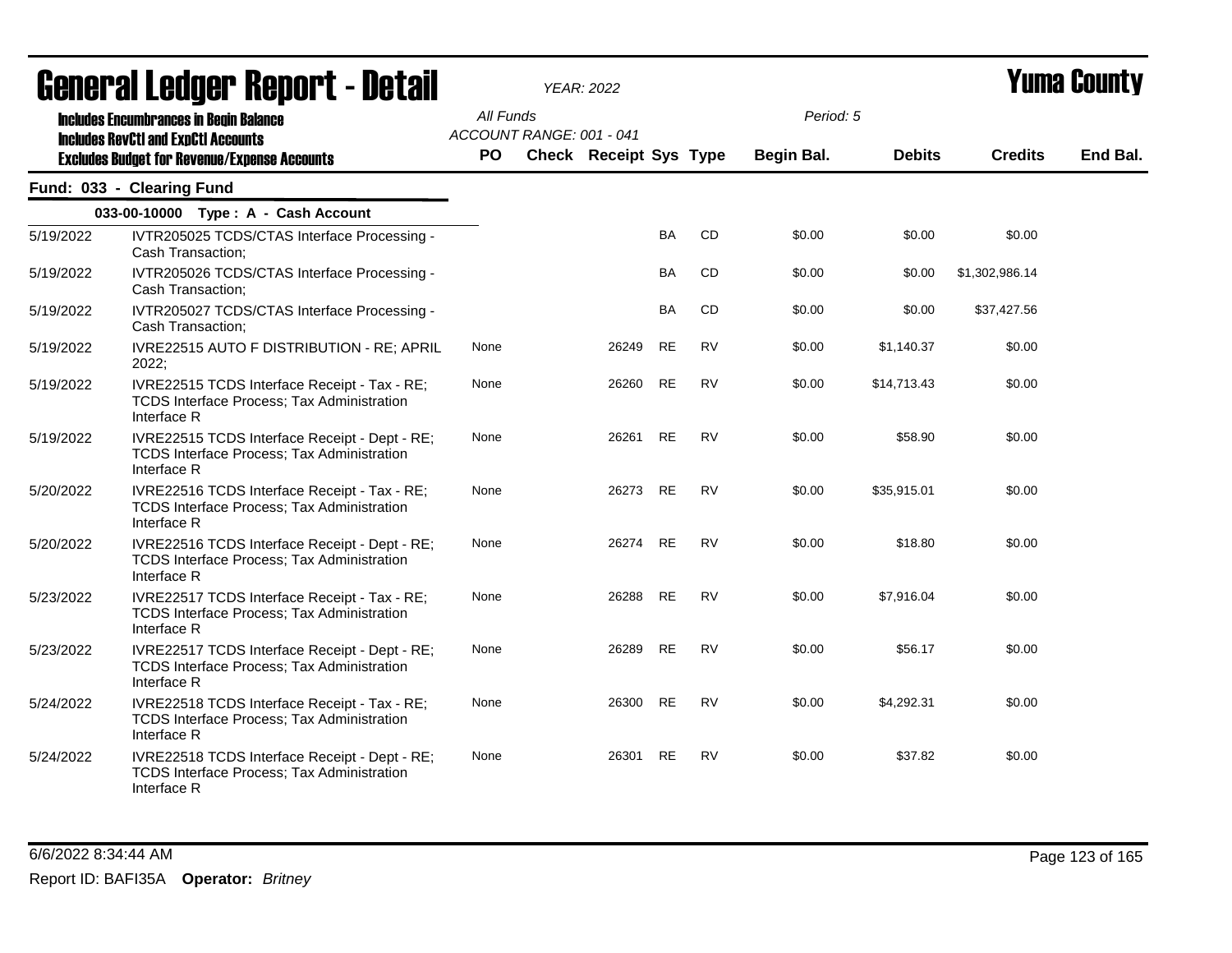# General Ledger Report - Detail

**Yuma County**

YEAR: 2022

**Includes Encumbrances in Begin Balance**
**Includes RevCtl and ExpCtl Accounts**
**Excludes Budget for Revenue/Expense Accounts**

All Funds
ACCOUNT RANGE: 001 - 041

Period: 5

## Fund: 033 - Clearing Fund

### 033-00-10000 Type : A - Cash Account

| Date | Description | PO | Check | Receipt | Sys | Type | Begin Bal. | Debits | Credits | End Bal. |
|---|---|---|---|---|---|---|---|---|---|---|
| 5/19/2022 | IVTR205025 TCDS/CTAS Interface Processing - Cash Transaction; | | | | BA | CD | $0.00 | $0.00 | $0.00 | |
| 5/19/2022 | IVTR205026 TCDS/CTAS Interface Processing - Cash Transaction; | | | | BA | CD | $0.00 | $0.00 | $1,302,986.14 | |
| 5/19/2022 | IVTR205027 TCDS/CTAS Interface Processing - Cash Transaction; | | | | BA | CD | $0.00 | $0.00 | $37,427.56 | |
| 5/19/2022 | IVRE22515 AUTO F DISTRIBUTION - RE; APRIL 2022; | None | | 26249 | RE | RV | $0.00 | $1,140.37 | $0.00 | |
| 5/19/2022 | IVRE22515 TCDS Interface Receipt - Tax - RE; TCDS Interface Process; Tax Administration Interface R | None | | 26260 | RE | RV | $0.00 | $14,713.43 | $0.00 | |
| 5/19/2022 | IVRE22515 TCDS Interface Receipt - Dept - RE; TCDS Interface Process; Tax Administration Interface R | None | | 26261 | RE | RV | $0.00 | $58.90 | $0.00 | |
| 5/20/2022 | IVRE22516 TCDS Interface Receipt - Tax - RE; TCDS Interface Process; Tax Administration Interface R | None | | 26273 | RE | RV | $0.00 | $35,915.01 | $0.00 | |
| 5/20/2022 | IVRE22516 TCDS Interface Receipt - Dept - RE; TCDS Interface Process; Tax Administration Interface R | None | | 26274 | RE | RV | $0.00 | $18.80 | $0.00 | |
| 5/23/2022 | IVRE22517 TCDS Interface Receipt - Tax - RE; TCDS Interface Process; Tax Administration Interface R | None | | 26288 | RE | RV | $0.00 | $7,916.04 | $0.00 | |
| 5/23/2022 | IVRE22517 TCDS Interface Receipt - Dept - RE; TCDS Interface Process; Tax Administration Interface R | None | | 26289 | RE | RV | $0.00 | $56.17 | $0.00 | |
| 5/24/2022 | IVRE22518 TCDS Interface Receipt - Tax - RE; TCDS Interface Process; Tax Administration Interface R | None | | 26300 | RE | RV | $0.00 | $4,292.31 | $0.00 | |
| 5/24/2022 | IVRE22518 TCDS Interface Receipt - Dept - RE; TCDS Interface Process; Tax Administration Interface R | None | | 26301 | RE | RV | $0.00 | $37.82 | $0.00 | |

6/6/2022 8:34:44 AM

Report ID: BAFI35A **Operator:** *Britney*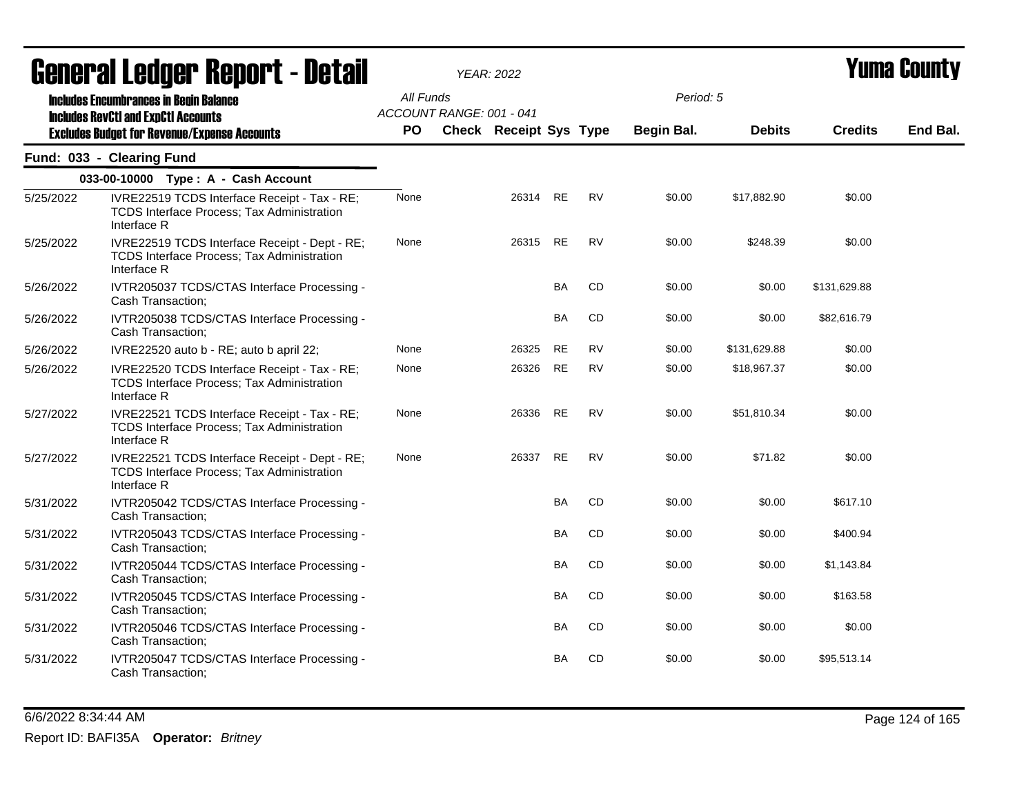# General Ledger Report - Detail

*YEAR: 2022*

# Yuma County

**Includes Encumbrances in Begin Balance**
**Includes RevCtl and ExpCtl Accounts**
**Excludes Budget for Revenue/Expense Accounts**

All Funds
ACCOUNT RANGE: 001 - 041

Period: 5

## Fund: 033 - Clearing Fund

### 033-00-10000 Type : A - Cash Account

| Date | Description | PO | Check | Receipt | Sys | Type | Begin Bal. | Debits | Credits | End Bal. |
|---|---|---|---|---|---|---|---|---|---|---|
| 5/25/2022 | IVRE22519 TCDS Interface Receipt - Tax - RE; TCDS Interface Process; Tax Administration Interface R | None | | 26314 | RE | RV | $0.00 | $17,882.90 | $0.00 | |
| 5/25/2022 | IVRE22519 TCDS Interface Receipt - Dept - RE; TCDS Interface Process; Tax Administration Interface R | None | | 26315 | RE | RV | $0.00 | $248.39 | $0.00 | |
| 5/26/2022 | IVTR205037 TCDS/CTAS Interface Processing - Cash Transaction; | | | | BA | CD | $0.00 | $0.00 | $131,629.88 | |
| 5/26/2022 | IVTR205038 TCDS/CTAS Interface Processing - Cash Transaction; | | | | BA | CD | $0.00 | $0.00 | $82,616.79 | |
| 5/26/2022 | IVRE22520 auto b - RE; auto b april 22; | None | | 26325 | RE | RV | $0.00 | $131,629.88 | $0.00 | |
| 5/26/2022 | IVRE22520 TCDS Interface Receipt - Tax - RE; TCDS Interface Process; Tax Administration Interface R | None | | 26326 | RE | RV | $0.00 | $18,967.37 | $0.00 | |
| 5/27/2022 | IVRE22521 TCDS Interface Receipt - Tax - RE; TCDS Interface Process; Tax Administration Interface R | None | | 26336 | RE | RV | $0.00 | $51,810.34 | $0.00 | |
| 5/27/2022 | IVRE22521 TCDS Interface Receipt - Dept - RE; TCDS Interface Process; Tax Administration Interface R | None | | 26337 | RE | RV | $0.00 | $71.82 | $0.00 | |
| 5/31/2022 | IVTR205042 TCDS/CTAS Interface Processing - Cash Transaction; | | | | BA | CD | $0.00 | $0.00 | $617.10 | |
| 5/31/2022 | IVTR205043 TCDS/CTAS Interface Processing - Cash Transaction; | | | | BA | CD | $0.00 | $0.00 | $400.94 | |
| 5/31/2022 | IVTR205044 TCDS/CTAS Interface Processing - Cash Transaction; | | | | BA | CD | $0.00 | $0.00 | $1,143.84 | |
| 5/31/2022 | IVTR205045 TCDS/CTAS Interface Processing - Cash Transaction; | | | | BA | CD | $0.00 | $0.00 | $163.58 | |
| 5/31/2022 | IVTR205046 TCDS/CTAS Interface Processing - Cash Transaction; | | | | BA | CD | $0.00 | $0.00 | $0.00 | |
| 5/31/2022 | IVTR205047 TCDS/CTAS Interface Processing - Cash Transaction; | | | | BA | CD | $0.00 | $0.00 | $95,513.14 | |

6/6/2022 8:34:44 AM

Report ID: BAFI35A **Operator:** *Britney*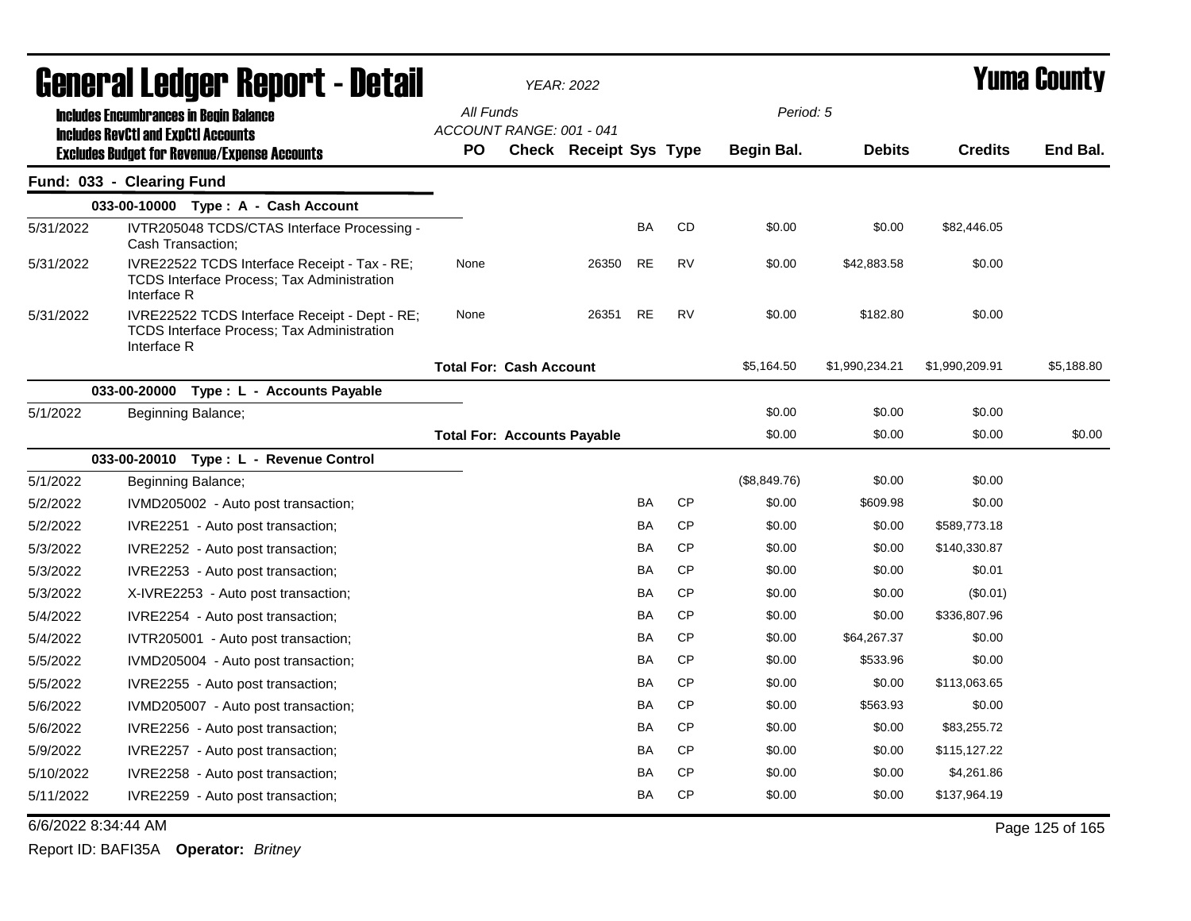# General Ledger Report - Detail

*YEAR: 2022*

# Yuma County

**Includes Encumbrances in Begin Balance**
**Includes RevCtl and ExpCtl Accounts**
**Excludes Budget for Revenue/Expense Accounts**

*All Funds*
*ACCOUNT RANGE: 001 - 041*
*Period: 5*

## Fund: 033 - Clearing Fund

| Date | Description | PO | Check | Receipt | Sys | Type | Begin Bal. | Debits | Credits | End Bal. |
|---|---|---|---|---|---|---|---|---|---|---|
| | **033-00-10000 Type : A - Cash Account** | | | | | | | | | |
| 5/31/2022 | IVTR205048 TCDS/CTAS Interface Processing - Cash Transaction; | | | | BA | CD | $0.00 | $0.00 | $82,446.05 | |
| 5/31/2022 | IVRE22522 TCDS Interface Receipt - Tax - RE; TCDS Interface Process; Tax Administration Interface R | None | | 26350 | RE | RV | $0.00 | $42,883.58 | $0.00 | |
| 5/31/2022 | IVRE22522 TCDS Interface Receipt - Dept - RE; TCDS Interface Process; Tax Administration Interface R | None | | 26351 | RE | RV | $0.00 | $182.80 | $0.00 | |
| | | **Total For: Cash Account** | | | | | $5,164.50 | $1,990,234.21 | $1,990,209.91 | $5,188.80 |
| | **033-00-20000 Type : L - Accounts Payable** | | | | | | | | | |
| 5/1/2022 | Beginning Balance; | | | | | | $0.00 | $0.00 | $0.00 | |
| | | **Total For: Accounts Payable** | | | | | $0.00 | $0.00 | $0.00 | $0.00 |
| | **033-00-20010 Type : L - Revenue Control** | | | | | | | | | |
| 5/1/2022 | Beginning Balance; | | | | | | ($8,849.76) | $0.00 | $0.00 | |
| 5/2/2022 | IVMD205002 - Auto post transaction; | | | | BA | CP | $0.00 | $609.98 | $0.00 | |
| 5/2/2022 | IVRE2251 - Auto post transaction; | | | | BA | CP | $0.00 | $0.00 | $589,773.18 | |
| 5/3/2022 | IVRE2252 - Auto post transaction; | | | | BA | CP | $0.00 | $0.00 | $140,330.87 | |
| 5/3/2022 | IVRE2253 - Auto post transaction; | | | | BA | CP | $0.00 | $0.00 | $0.01 | |
| 5/3/2022 | X-IVRE2253 - Auto post transaction; | | | | BA | CP | $0.00 | $0.00 | ($0.01) | |
| 5/4/2022 | IVRE2254 - Auto post transaction; | | | | BA | CP | $0.00 | $0.00 | $336,807.96 | |
| 5/4/2022 | IVTR205001 - Auto post transaction; | | | | BA | CP | $0.00 | $64,267.37 | $0.00 | |
| 5/5/2022 | IVMD205004 - Auto post transaction; | | | | BA | CP | $0.00 | $533.96 | $0.00 | |
| 5/5/2022 | IVRE2255 - Auto post transaction; | | | | BA | CP | $0.00 | $0.00 | $113,063.65 | |
| 5/6/2022 | IVMD205007 - Auto post transaction; | | | | BA | CP | $0.00 | $563.93 | $0.00 | |
| 5/6/2022 | IVRE2256 - Auto post transaction; | | | | BA | CP | $0.00 | $0.00 | $83,255.72 | |
| 5/9/2022 | IVRE2257 - Auto post transaction; | | | | BA | CP | $0.00 | $0.00 | $115,127.22 | |
| 5/10/2022 | IVRE2258 - Auto post transaction; | | | | BA | CP | $0.00 | $0.00 | $4,261.86 | |
| 5/11/2022 | IVRE2259 - Auto post transaction; | | | | BA | CP | $0.00 | $0.00 | $137,964.19 | |

6/6/2022 8:34:44 AM

Report ID: BAFI35A **Operator:** *Britney*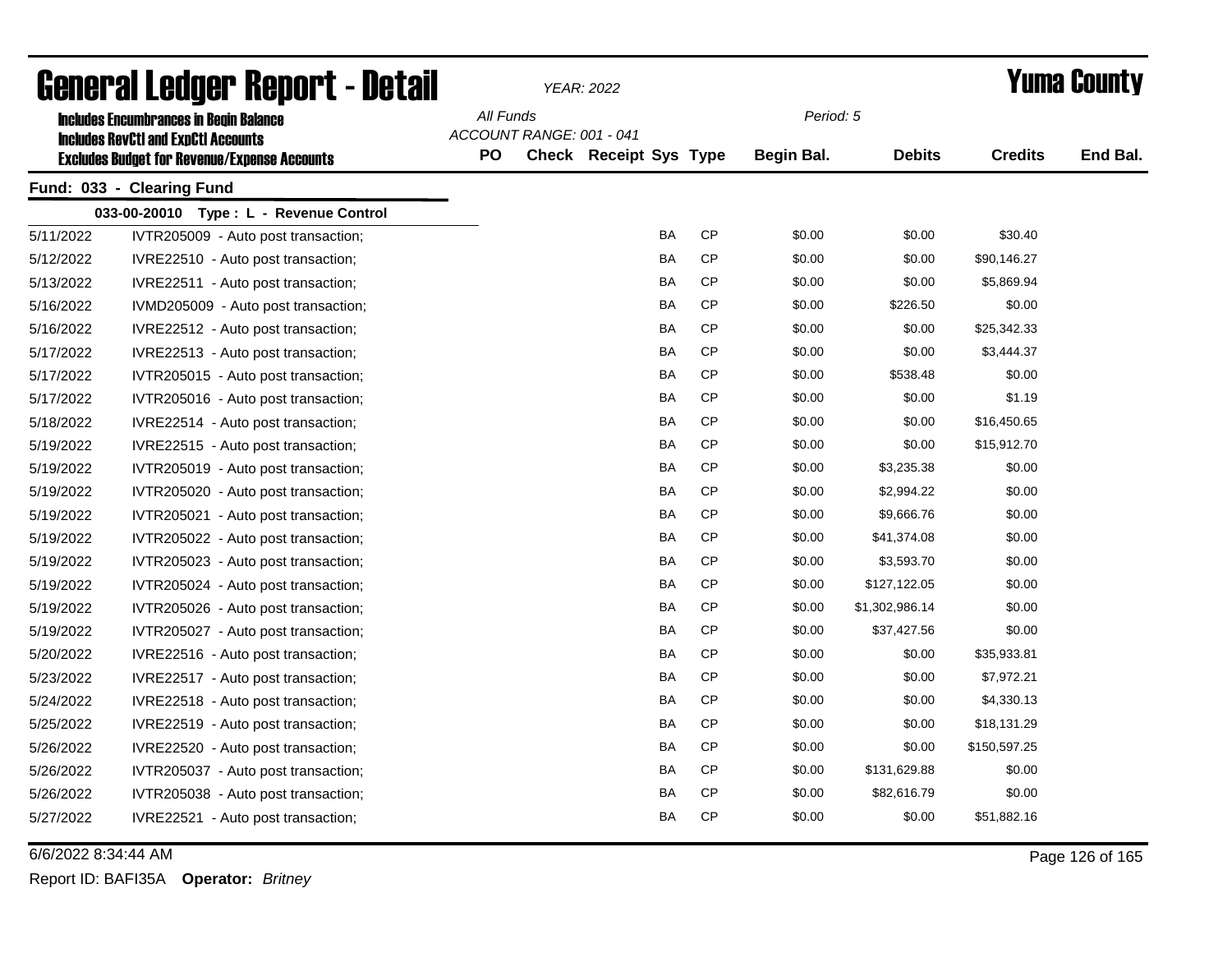# General Ledger Report - Detail

*YEAR: 2022*

# Yuma County

**Includes Encumbrances in Begin Balance**
**Includes RevCtl and ExpCtl Accounts**
**Excludes Budget for Revenue/Expense Accounts**

*All Funds*
*ACCOUNT RANGE: 001 - 041*
*Period: 5*

## Fund: 033 - Clearing Fund

### 033-00-20010 Type : L - Revenue Control

| Date | Description | PO | Check | Receipt | Sys | Type | Begin Bal. | Debits | Credits | End Bal. |
|---|---|---|---|---|---|---|---|---|---|---|
| 5/11/2022 | IVTR205009 - Auto post transaction; | | | | BA | CP | $0.00 | $0.00 | $30.40 | |
| 5/12/2022 | IVRE22510 - Auto post transaction; | | | | BA | CP | $0.00 | $0.00 | $90,146.27 | |
| 5/13/2022 | IVRE22511 - Auto post transaction; | | | | BA | CP | $0.00 | $0.00 | $5,869.94 | |
| 5/16/2022 | IVMD205009 - Auto post transaction; | | | | BA | CP | $0.00 | $226.50 | $0.00 | |
| 5/16/2022 | IVRE22512 - Auto post transaction; | | | | BA | CP | $0.00 | $0.00 | $25,342.33 | |
| 5/17/2022 | IVRE22513 - Auto post transaction; | | | | BA | CP | $0.00 | $0.00 | $3,444.37 | |
| 5/17/2022 | IVTR205015 - Auto post transaction; | | | | BA | CP | $0.00 | $538.48 | $0.00 | |
| 5/17/2022 | IVTR205016 - Auto post transaction; | | | | BA | CP | $0.00 | $0.00 | $1.19 | |
| 5/18/2022 | IVRE22514 - Auto post transaction; | | | | BA | CP | $0.00 | $0.00 | $16,450.65 | |
| 5/19/2022 | IVRE22515 - Auto post transaction; | | | | BA | CP | $0.00 | $0.00 | $15,912.70 | |
| 5/19/2022 | IVTR205019 - Auto post transaction; | | | | BA | CP | $0.00 | $3,235.38 | $0.00 | |
| 5/19/2022 | IVTR205020 - Auto post transaction; | | | | BA | CP | $0.00 | $2,994.22 | $0.00 | |
| 5/19/2022 | IVTR205021 - Auto post transaction; | | | | BA | CP | $0.00 | $9,666.76 | $0.00 | |
| 5/19/2022 | IVTR205022 - Auto post transaction; | | | | BA | CP | $0.00 | $41,374.08 | $0.00 | |
| 5/19/2022 | IVTR205023 - Auto post transaction; | | | | BA | CP | $0.00 | $3,593.70 | $0.00 | |
| 5/19/2022 | IVTR205024 - Auto post transaction; | | | | BA | CP | $0.00 | $127,122.05 | $0.00 | |
| 5/19/2022 | IVTR205026 - Auto post transaction; | | | | BA | CP | $0.00 | $1,302,986.14 | $0.00 | |
| 5/19/2022 | IVTR205027 - Auto post transaction; | | | | BA | CP | $0.00 | $37,427.56 | $0.00 | |
| 5/20/2022 | IVRE22516 - Auto post transaction; | | | | BA | CP | $0.00 | $0.00 | $35,933.81 | |
| 5/23/2022 | IVRE22517 - Auto post transaction; | | | | BA | CP | $0.00 | $0.00 | $7,972.21 | |
| 5/24/2022 | IVRE22518 - Auto post transaction; | | | | BA | CP | $0.00 | $0.00 | $4,330.13 | |
| 5/25/2022 | IVRE22519 - Auto post transaction; | | | | BA | CP | $0.00 | $0.00 | $18,131.29 | |
| 5/26/2022 | IVRE22520 - Auto post transaction; | | | | BA | CP | $0.00 | $0.00 | $150,597.25 | |
| 5/26/2022 | IVTR205037 - Auto post transaction; | | | | BA | CP | $0.00 | $131,629.88 | $0.00 | |
| 5/26/2022 | IVTR205038 - Auto post transaction; | | | | BA | CP | $0.00 | $82,616.79 | $0.00 | |
| 5/27/2022 | IVRE22521 - Auto post transaction; | | | | BA | CP | $0.00 | $0.00 | $51,882.16 | |

6/6/2022 8:34:44 AM

Report ID: BAFI35A **Operator:** *Britney*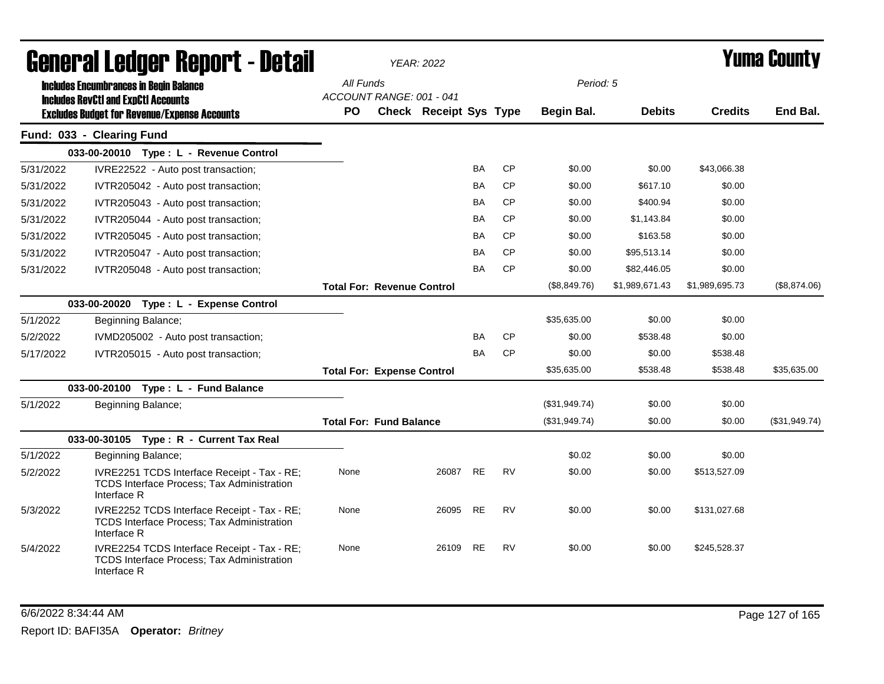# General Ledger Report - Detail

*YEAR: 2022*

# Yuma County

**Includes Encumbrances in Begin Balance**
**Includes RevCtl and ExpCtl Accounts**
**Excludes Budget for Revenue/Expense Accounts**

*All Funds*
*ACCOUNT RANGE: 001 - 041*
*Period: 5*

## Fund: 033 - Clearing Fund

| Date | Description | PO | Check | Receipt | Sys | Type | Begin Bal. | Debits | Credits | End Bal. |
|---|---|---|---|---|---|---|---|---|---|---|
| | **033-00-20010 Type : L - Revenue Control** | | | | | | | | | |
| 5/31/2022 | IVRE22522 - Auto post transaction; | | | | BA | CP | $0.00 | $0.00 | $43,066.38 | |
| 5/31/2022 | IVTR205042 - Auto post transaction; | | | | BA | CP | $0.00 | $617.10 | $0.00 | |
| 5/31/2022 | IVTR205043 - Auto post transaction; | | | | BA | CP | $0.00 | $400.94 | $0.00 | |
| 5/31/2022 | IVTR205044 - Auto post transaction; | | | | BA | CP | $0.00 | $1,143.84 | $0.00 | |
| 5/31/2022 | IVTR205045 - Auto post transaction; | | | | BA | CP | $0.00 | $163.58 | $0.00 | |
| 5/31/2022 | IVTR205047 - Auto post transaction; | | | | BA | CP | $0.00 | $95,513.14 | $0.00 | |
| 5/31/2022 | IVTR205048 - Auto post transaction; | | | | BA | CP | $0.00 | $82,446.05 | $0.00 | |
| | | **Total For: Revenue Control** | | | | | ($8,849.76) | $1,989,671.43 | $1,989,695.73 | ($8,874.06) |
| | **033-00-20020 Type : L - Expense Control** | | | | | | | | | |
| 5/1/2022 | Beginning Balance; | | | | | | $35,635.00 | $0.00 | $0.00 | |
| 5/2/2022 | IVMD205002 - Auto post transaction; | | | | BA | CP | $0.00 | $538.48 | $0.00 | |
| 5/17/2022 | IVTR205015 - Auto post transaction; | | | | BA | CP | $0.00 | $0.00 | $538.48 | |
| | | **Total For: Expense Control** | | | | | $35,635.00 | $538.48 | $538.48 | $35,635.00 |
| | **033-00-20100 Type : L - Fund Balance** | | | | | | | | | |
| 5/1/2022 | Beginning Balance; | | | | | | ($31,949.74) | $0.00 | $0.00 | |
| | | **Total For: Fund Balance** | | | | | ($31,949.74) | $0.00 | $0.00 | ($31,949.74) |
| | **033-00-30105 Type : R - Current Tax Real** | | | | | | | | | |
| 5/1/2022 | Beginning Balance; | | | | | | $0.02 | $0.00 | $0.00 | |
| 5/2/2022 | IVRE2251 TCDS Interface Receipt - Tax - RE; TCDS Interface Process; Tax Administration Interface R | None | | 26087 | RE | RV | $0.00 | $0.00 | $513,527.09 | |
| 5/3/2022 | IVRE2252 TCDS Interface Receipt - Tax - RE; TCDS Interface Process; Tax Administration Interface R | None | | 26095 | RE | RV | $0.00 | $0.00 | $131,027.68 | |
| 5/4/2022 | IVRE2254 TCDS Interface Receipt - Tax - RE; TCDS Interface Process; Tax Administration Interface R | None | | 26109 | RE | RV | $0.00 | $0.00 | $245,528.37 | |

6/6/2022 8:34:44 AM

Report ID: BAFI35A **Operator:** *Britney*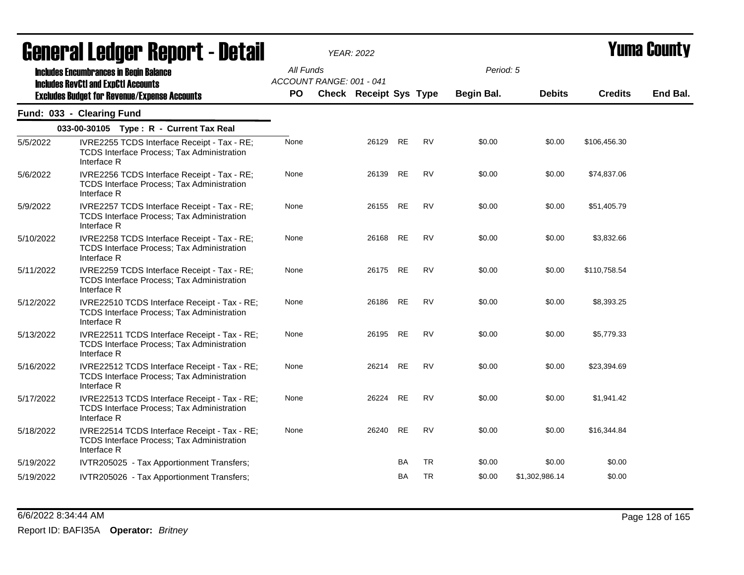# General Ledger Report - Detail

*YEAR: 2022*

**Yuma County**

**Includes Encumbrances in Begin Balance**
**Includes RevCtl and ExpCtl Accounts**
**Excludes Budget for Revenue/Expense Accounts**

All Funds
ACCOUNT RANGE: 001 - 041

Period: 5

## Fund: 033 - Clearing Fund

### 033-00-30105 Type : R - Current Tax Real

| Date | Description | PO | Check | Receipt | Sys | Type | Begin Bal. | Debits | Credits | End Bal. |
|---|---|---|---|---|---|---|---|---|---|---|
| 5/5/2022 | IVRE2255 TCDS Interface Receipt - Tax - RE; TCDS Interface Process; Tax Administration Interface R | None | | 26129 | RE | RV | $0.00 | $0.00 | $106,456.30 | |
| 5/6/2022 | IVRE2256 TCDS Interface Receipt - Tax - RE; TCDS Interface Process; Tax Administration Interface R | None | | 26139 | RE | RV | $0.00 | $0.00 | $74,837.06 | |
| 5/9/2022 | IVRE2257 TCDS Interface Receipt - Tax - RE; TCDS Interface Process; Tax Administration Interface R | None | | 26155 | RE | RV | $0.00 | $0.00 | $51,405.79 | |
| 5/10/2022 | IVRE2258 TCDS Interface Receipt - Tax - RE; TCDS Interface Process; Tax Administration Interface R | None | | 26168 | RE | RV | $0.00 | $0.00 | $3,832.66 | |
| 5/11/2022 | IVRE2259 TCDS Interface Receipt - Tax - RE; TCDS Interface Process; Tax Administration Interface R | None | | 26175 | RE | RV | $0.00 | $0.00 | $110,758.54 | |
| 5/12/2022 | IVRE22510 TCDS Interface Receipt - Tax - RE; TCDS Interface Process; Tax Administration Interface R | None | | 26186 | RE | RV | $0.00 | $0.00 | $8,393.25 | |
| 5/13/2022 | IVRE22511 TCDS Interface Receipt - Tax - RE; TCDS Interface Process; Tax Administration Interface R | None | | 26195 | RE | RV | $0.00 | $0.00 | $5,779.33 | |
| 5/16/2022 | IVRE22512 TCDS Interface Receipt - Tax - RE; TCDS Interface Process; Tax Administration Interface R | None | | 26214 | RE | RV | $0.00 | $0.00 | $23,394.69 | |
| 5/17/2022 | IVRE22513 TCDS Interface Receipt - Tax - RE; TCDS Interface Process; Tax Administration Interface R | None | | 26224 | RE | RV | $0.00 | $0.00 | $1,941.42 | |
| 5/18/2022 | IVRE22514 TCDS Interface Receipt - Tax - RE; TCDS Interface Process; Tax Administration Interface R | None | | 26240 | RE | RV | $0.00 | $0.00 | $16,344.84 | |
| 5/19/2022 | IVTR205025 - Tax Apportionment Transfers; | | | | BA | TR | $0.00 | $0.00 | $0.00 | |
| 5/19/2022 | IVTR205026 - Tax Apportionment Transfers; | | | | BA | TR | $0.00 | $1,302,986.14 | $0.00 | |

6/6/2022 8:34:44 AM

Report ID: BAFI35A **Operator:** *Britney*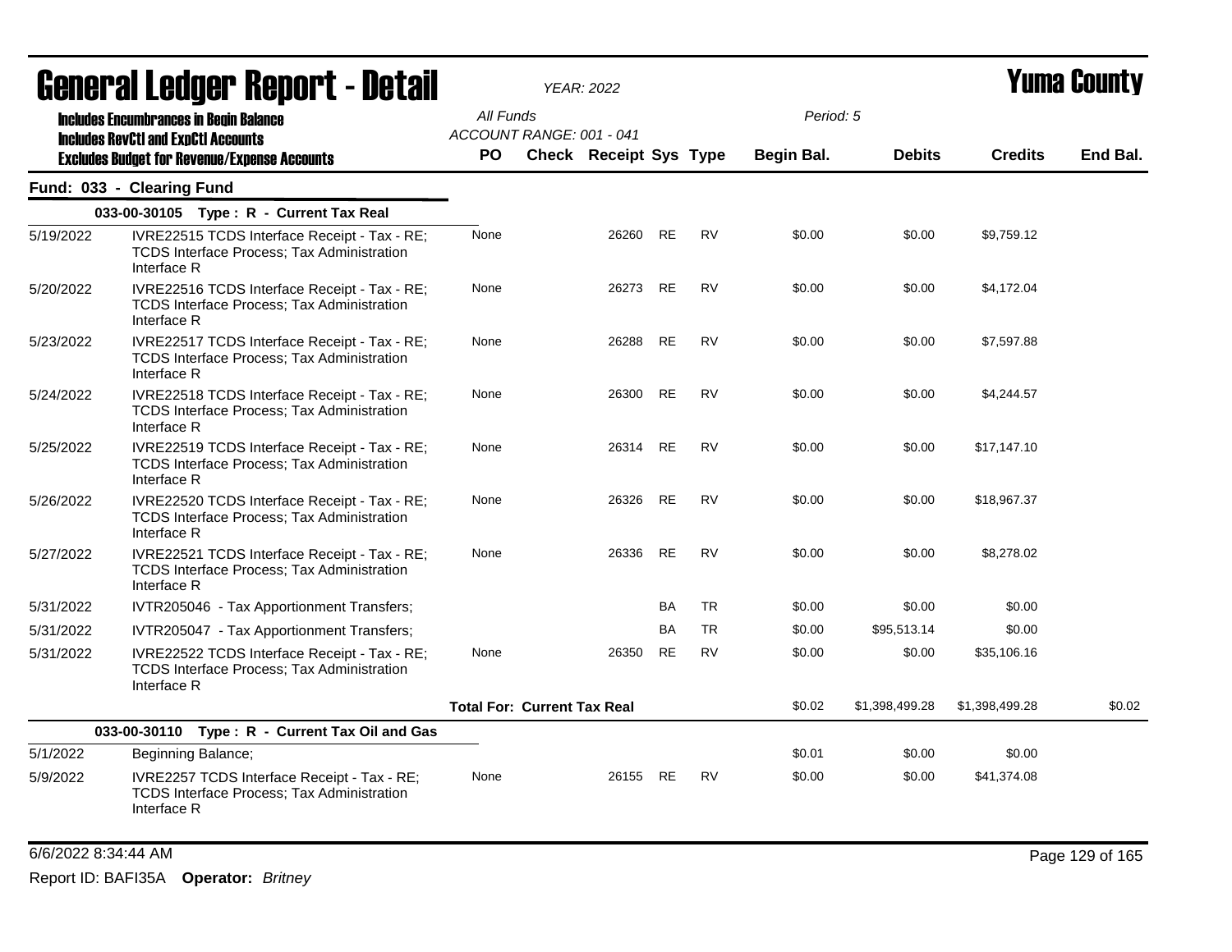# General Ledger Report - Detail

**YEAR: 2022**

**Yuma County**

Includes Encumbrances in Begin Balance
Includes RevCtl and ExpCtl Accounts
Excludes Budget for Revenue/Expense Accounts

All Funds
ACCOUNT RANGE: 001 - 041

Period: 5

## Fund: 033 - Clearing Fund

| Date | Description | PO | Check | Receipt | Sys | Type | Begin Bal. | Debits | Credits | End Bal. |
|---|---|---|---|---|---|---|---|---|---|---|
| **033-00-30105 Type : R - Current Tax Real** | | | | | | | | | | |
| 5/19/2022 | IVRE22515 TCDS Interface Receipt - Tax - RE; TCDS Interface Process; Tax Administration Interface R | None | | 26260 | RE | RV | $0.00 | $0.00 | $9,759.12 | |
| 5/20/2022 | IVRE22516 TCDS Interface Receipt - Tax - RE; TCDS Interface Process; Tax Administration Interface R | None | | 26273 | RE | RV | $0.00 | $0.00 | $4,172.04 | |
| 5/23/2022 | IVRE22517 TCDS Interface Receipt - Tax - RE; TCDS Interface Process; Tax Administration Interface R | None | | 26288 | RE | RV | $0.00 | $0.00 | $7,597.88 | |
| 5/24/2022 | IVRE22518 TCDS Interface Receipt - Tax - RE; TCDS Interface Process; Tax Administration Interface R | None | | 26300 | RE | RV | $0.00 | $0.00 | $4,244.57 | |
| 5/25/2022 | IVRE22519 TCDS Interface Receipt - Tax - RE; TCDS Interface Process; Tax Administration Interface R | None | | 26314 | RE | RV | $0.00 | $0.00 | $17,147.10 | |
| 5/26/2022 | IVRE22520 TCDS Interface Receipt - Tax - RE; TCDS Interface Process; Tax Administration Interface R | None | | 26326 | RE | RV | $0.00 | $0.00 | $18,967.37 | |
| 5/27/2022 | IVRE22521 TCDS Interface Receipt - Tax - RE; TCDS Interface Process; Tax Administration Interface R | None | | 26336 | RE | RV | $0.00 | $0.00 | $8,278.02 | |
| 5/31/2022 | IVTR205046 - Tax Apportionment Transfers; | | | | BA | TR | $0.00 | $0.00 | $0.00 | |
| 5/31/2022 | IVTR205047 - Tax Apportionment Transfers; | | | | BA | TR | $0.00 | $95,513.14 | $0.00 | |
| 5/31/2022 | IVRE22522 TCDS Interface Receipt - Tax - RE; TCDS Interface Process; Tax Administration Interface R | None | | 26350 | RE | RV | $0.00 | $0.00 | $35,106.16 | |
| | | **Total For: Current Tax Real** | | | | | $0.02 | $1,398,499.28 | $1,398,499.28 | $0.02 |
| **033-00-30110 Type : R - Current Tax Oil and Gas** | | | | | | | | | | |
| 5/1/2022 | Beginning Balance; | | | | | | $0.01 | $0.00 | $0.00 | |
| 5/9/2022 | IVRE2257 TCDS Interface Receipt - Tax - RE; TCDS Interface Process; Tax Administration Interface R | None | | 26155 | RE | RV | $0.00 | $0.00 | $41,374.08 | |

6/6/2022 8:34:44 AM

Report ID: BAFI35A **Operator:** *Britney*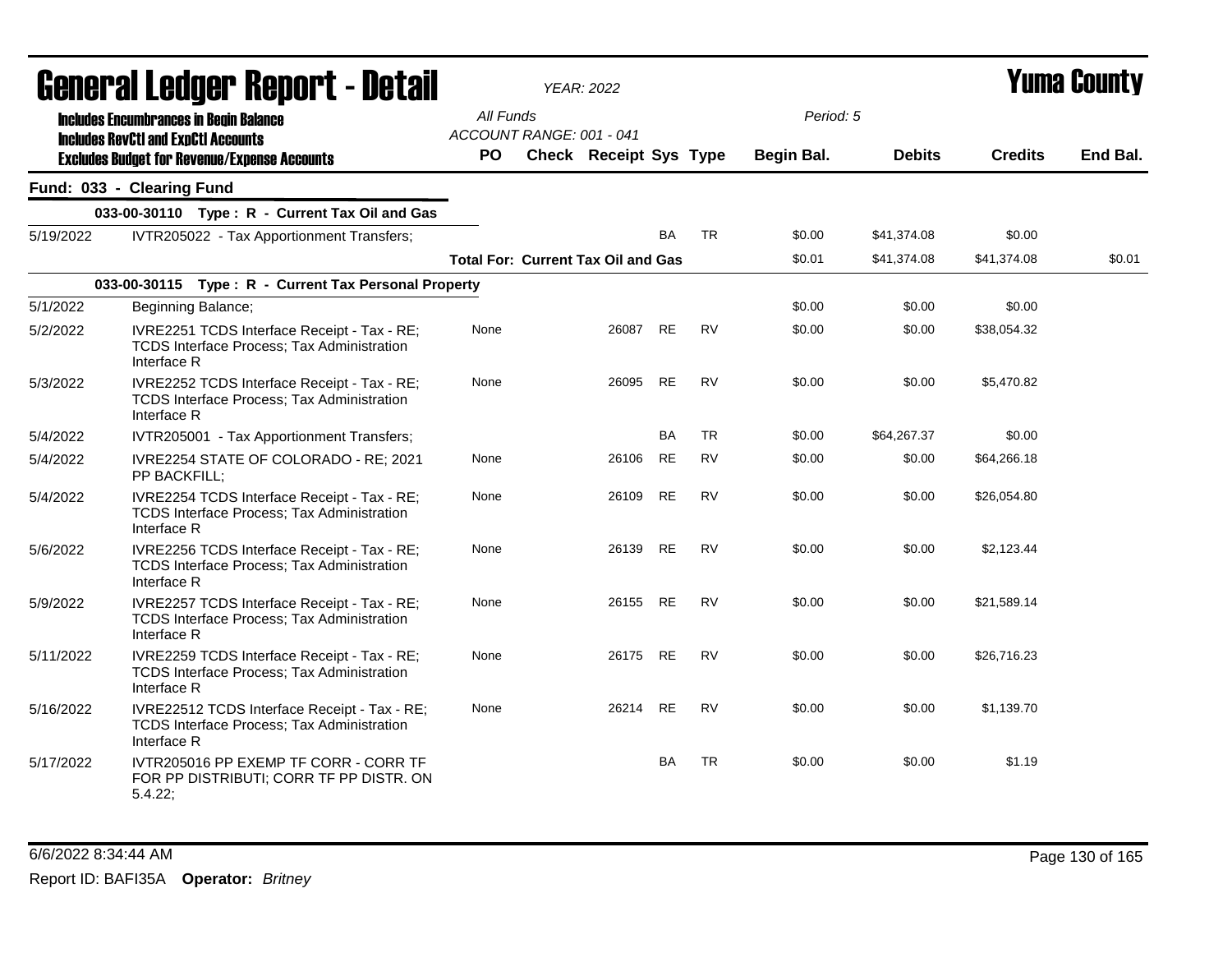# General Ledger Report - Detail

**Yuma County**

YEAR: 2022

Includes Encumbrances in Begin Balance
Includes RevCtl and ExpCtl Accounts
Excludes Budget for Revenue/Expense Accounts

All Funds
ACCOUNT RANGE: 001 - 041

Period: 5

| | | PO | Check | Receipt | Sys | Type | Begin Bal. | Debits | Credits | End Bal. |
|---|---|---|---|---|---|---|---|---|---|---|
| **Fund: 033 - Clearing Fund** | | | | | | | | | | |
| | **033-00-30110 Type : R - Current Tax Oil and Gas** | | | | | | | | | |
| 5/19/2022 | IVTR205022 - Tax Apportionment Transfers; | | | | BA | TR | $0.00 | $41,374.08 | $0.00 | |
| | | **Total For: Current Tax Oil and Gas** | | | | | $0.01 | $41,374.08 | $41,374.08 | $0.01 |
| | **033-00-30115 Type : R - Current Tax Personal Property** | | | | | | | | | |
| 5/1/2022 | Beginning Balance; | | | | | | $0.00 | $0.00 | $0.00 | |
| 5/2/2022 | IVRE2251 TCDS Interface Receipt - Tax - RE; TCDS Interface Process; Tax Administration Interface R | None | | 26087 | RE | RV | $0.00 | $0.00 | $38,054.32 | |
| 5/3/2022 | IVRE2252 TCDS Interface Receipt - Tax - RE; TCDS Interface Process; Tax Administration Interface R | None | | 26095 | RE | RV | $0.00 | $0.00 | $5,470.82 | |
| 5/4/2022 | IVTR205001 - Tax Apportionment Transfers; | | | | BA | TR | $0.00 | $64,267.37 | $0.00 | |
| 5/4/2022 | IVRE2254 STATE OF COLORADO - RE; 2021 PP BACKFILL; | None | | 26106 | RE | RV | $0.00 | $0.00 | $64,266.18 | |
| 5/4/2022 | IVRE2254 TCDS Interface Receipt - Tax - RE; TCDS Interface Process; Tax Administration Interface R | None | | 26109 | RE | RV | $0.00 | $0.00 | $26,054.80 | |
| 5/6/2022 | IVRE2256 TCDS Interface Receipt - Tax - RE; TCDS Interface Process; Tax Administration Interface R | None | | 26139 | RE | RV | $0.00 | $0.00 | $2,123.44 | |
| 5/9/2022 | IVRE2257 TCDS Interface Receipt - Tax - RE; TCDS Interface Process; Tax Administration Interface R | None | | 26155 | RE | RV | $0.00 | $0.00 | $21,589.14 | |
| 5/11/2022 | IVRE2259 TCDS Interface Receipt - Tax - RE; TCDS Interface Process; Tax Administration Interface R | None | | 26175 | RE | RV | $0.00 | $0.00 | $26,716.23 | |
| 5/16/2022 | IVRE22512 TCDS Interface Receipt - Tax - RE; TCDS Interface Process; Tax Administration Interface R | None | | 26214 | RE | RV | $0.00 | $0.00 | $1,139.70 | |
| 5/17/2022 | IVTR205016 PP EXEMP TF CORR - CORR TF FOR PP DISTRIBUTI; CORR TF PP DISTR. ON 5.4.22; | | | | BA | TR | $0.00 | $0.00 | $1.19 | |

6/6/2022 8:34:44 AM

Report ID: BAFI35A **Operator:** *Britney*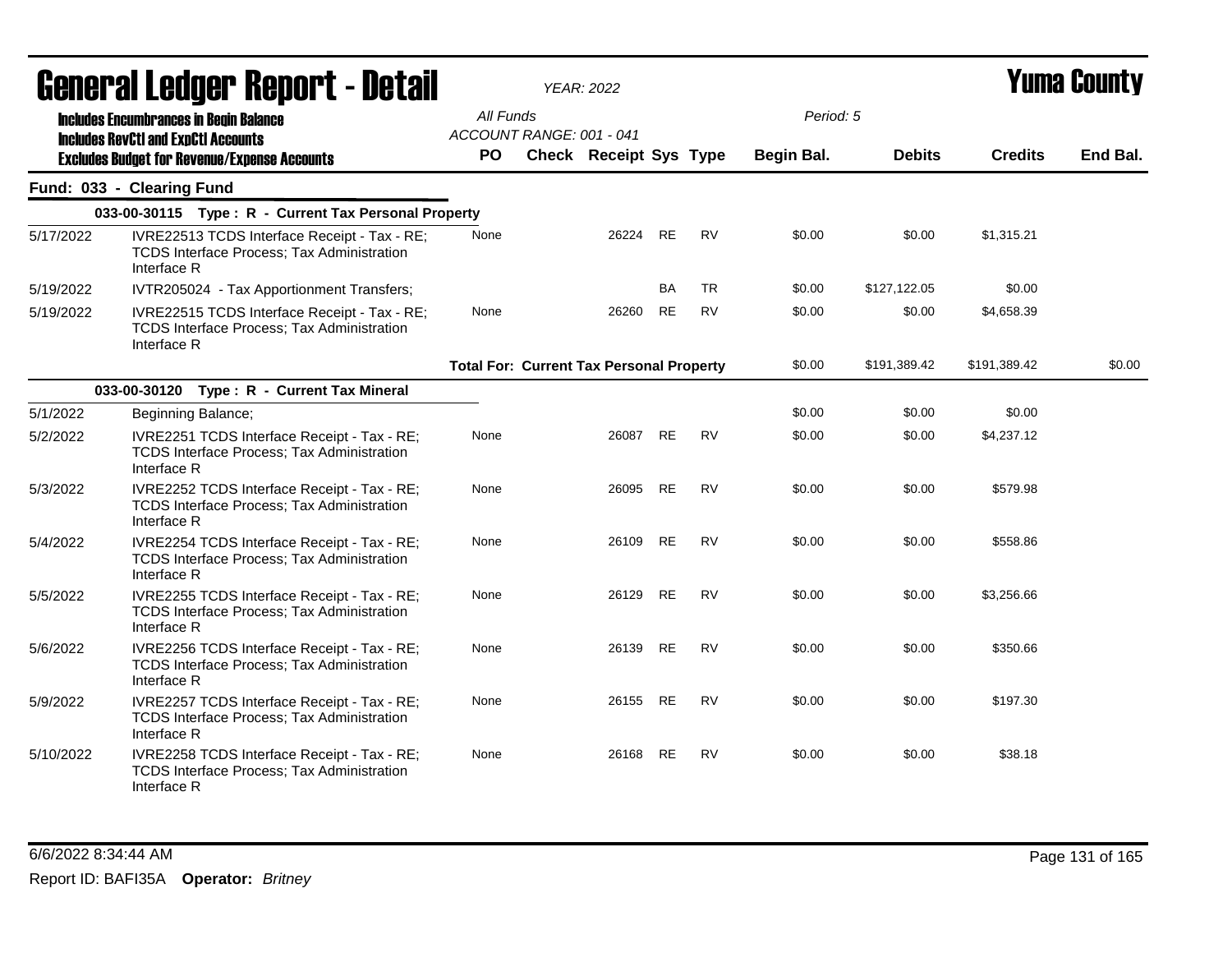# General Ledger Report - Detail

*YEAR: 2022*

**Yuma County**

**Includes Encumbrances in Begin Balance**
**Includes RevCtl and ExpCtl Accounts**
**Excludes Budget for Revenue/Expense Accounts**

All Funds
ACCOUNT RANGE: 001 - 041

Period: 5

## Fund: 033 - Clearing Fund

| Date | Description | PO | Check | Receipt | Sys | Type | Begin Bal. | Debits | Credits | End Bal. |
|---|---|---|---|---|---|---|---|---|---|---|
| | **033-00-30115 Type : R - Current Tax Personal Property** | | | | | | | | | |
| 5/17/2022 | IVRE22513 TCDS Interface Receipt - Tax - RE; TCDS Interface Process; Tax Administration Interface R | None | | 26224 | RE | RV | $0.00 | $0.00 | $1,315.21 | |
| 5/19/2022 | IVTR205024 - Tax Apportionment Transfers; | | | | BA | TR | $0.00 | $127,122.05 | $0.00 | |
| 5/19/2022 | IVRE22515 TCDS Interface Receipt - Tax - RE; TCDS Interface Process; Tax Administration Interface R | None | | 26260 | RE | RV | $0.00 | $0.00 | $4,658.39 | |
| | | **Total For: Current Tax Personal Property** | | | | | $0.00 | $191,389.42 | $191,389.42 | $0.00 |
| | **033-00-30120 Type : R - Current Tax Mineral** | | | | | | | | | |
| 5/1/2022 | Beginning Balance; | | | | | | $0.00 | $0.00 | $0.00 | |
| 5/2/2022 | IVRE2251 TCDS Interface Receipt - Tax - RE; TCDS Interface Process; Tax Administration Interface R | None | | 26087 | RE | RV | $0.00 | $0.00 | $4,237.12 | |
| 5/3/2022 | IVRE2252 TCDS Interface Receipt - Tax - RE; TCDS Interface Process; Tax Administration Interface R | None | | 26095 | RE | RV | $0.00 | $0.00 | $579.98 | |
| 5/4/2022 | IVRE2254 TCDS Interface Receipt - Tax - RE; TCDS Interface Process; Tax Administration Interface R | None | | 26109 | RE | RV | $0.00 | $0.00 | $558.86 | |
| 5/5/2022 | IVRE2255 TCDS Interface Receipt - Tax - RE; TCDS Interface Process; Tax Administration Interface R | None | | 26129 | RE | RV | $0.00 | $0.00 | $3,256.66 | |
| 5/6/2022 | IVRE2256 TCDS Interface Receipt - Tax - RE; TCDS Interface Process; Tax Administration Interface R | None | | 26139 | RE | RV | $0.00 | $0.00 | $350.66 | |
| 5/9/2022 | IVRE2257 TCDS Interface Receipt - Tax - RE; TCDS Interface Process; Tax Administration Interface R | None | | 26155 | RE | RV | $0.00 | $0.00 | $197.30 | |
| 5/10/2022 | IVRE2258 TCDS Interface Receipt - Tax - RE; TCDS Interface Process; Tax Administration Interface R | None | | 26168 | RE | RV | $0.00 | $0.00 | $38.18 | |

6/6/2022 8:34:44 AM

Report ID: BAFI35A **Operator:** *Britney*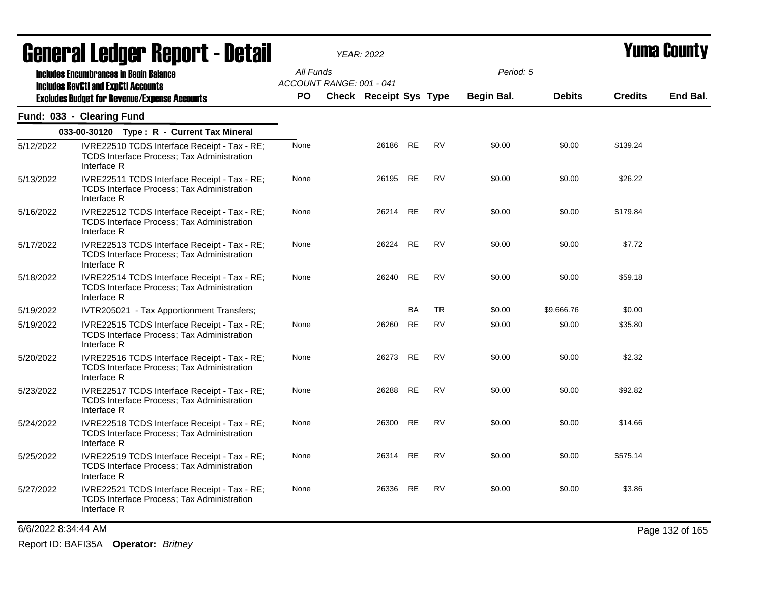# General Ledger Report - Detail

*YEAR: 2022*

# Yuma County

**Includes Encumbrances in Begin Balance**
**Includes RevCtl and ExpCtl Accounts**
**Excludes Budget for Revenue/Expense Accounts**

All Funds
ACCOUNT RANGE: 001 - 041

Period: 5

## Fund: 033 - Clearing Fund

### 033-00-30120 Type : R - Current Tax Mineral

| Date | Description | PO | Check | Receipt | Sys | Type | Begin Bal. | Debits | Credits | End Bal. |
|---|---|---|---|---|---|---|---|---|---|---|
| 5/12/2022 | IVRE22510 TCDS Interface Receipt - Tax - RE; TCDS Interface Process; Tax Administration Interface R | None | | 26186 | RE | RV | $0.00 | $0.00 | $139.24 | |
| 5/13/2022 | IVRE22511 TCDS Interface Receipt - Tax - RE; TCDS Interface Process; Tax Administration Interface R | None | | 26195 | RE | RV | $0.00 | $0.00 | $26.22 | |
| 5/16/2022 | IVRE22512 TCDS Interface Receipt - Tax - RE; TCDS Interface Process; Tax Administration Interface R | None | | 26214 | RE | RV | $0.00 | $0.00 | $179.84 | |
| 5/17/2022 | IVRE22513 TCDS Interface Receipt - Tax - RE; TCDS Interface Process; Tax Administration Interface R | None | | 26224 | RE | RV | $0.00 | $0.00 | $7.72 | |
| 5/18/2022 | IVRE22514 TCDS Interface Receipt - Tax - RE; TCDS Interface Process; Tax Administration Interface R | None | | 26240 | RE | RV | $0.00 | $0.00 | $59.18 | |
| 5/19/2022 | IVTR205021 - Tax Apportionment Transfers; | | | | BA | TR | $0.00 | $9,666.76 | $0.00 | |
| 5/19/2022 | IVRE22515 TCDS Interface Receipt - Tax - RE; TCDS Interface Process; Tax Administration Interface R | None | | 26260 | RE | RV | $0.00 | $0.00 | $35.80 | |
| 5/20/2022 | IVRE22516 TCDS Interface Receipt - Tax - RE; TCDS Interface Process; Tax Administration Interface R | None | | 26273 | RE | RV | $0.00 | $0.00 | $2.32 | |
| 5/23/2022 | IVRE22517 TCDS Interface Receipt - Tax - RE; TCDS Interface Process; Tax Administration Interface R | None | | 26288 | RE | RV | $0.00 | $0.00 | $92.82 | |
| 5/24/2022 | IVRE22518 TCDS Interface Receipt - Tax - RE; TCDS Interface Process; Tax Administration Interface R | None | | 26300 | RE | RV | $0.00 | $0.00 | $14.66 | |
| 5/25/2022 | IVRE22519 TCDS Interface Receipt - Tax - RE; TCDS Interface Process; Tax Administration Interface R | None | | 26314 | RE | RV | $0.00 | $0.00 | $575.14 | |
| 5/27/2022 | IVRE22521 TCDS Interface Receipt - Tax - RE; TCDS Interface Process; Tax Administration Interface R | None | | 26336 | RE | RV | $0.00 | $0.00 | $3.86 | |

6/6/2022 8:34:44 AM

Report ID: BAFI35A **Operator:** *Britney*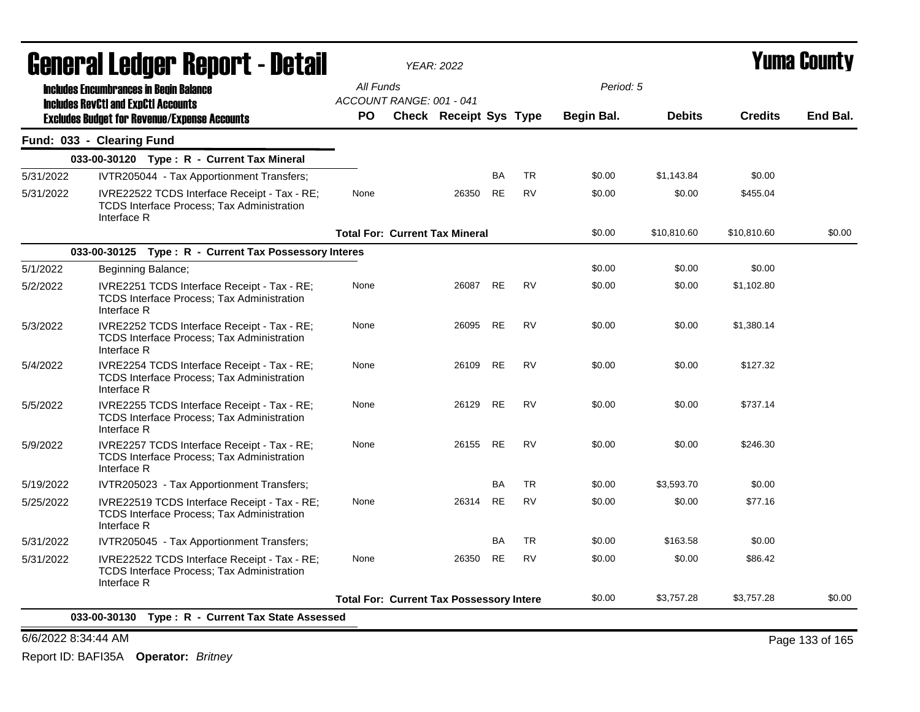# General Ledger Report - Detail

*YEAR: 2022*

# Yuma County

**Includes Encumbrances in Begin Balance**
**Includes RevCtl and ExpCtl Accounts**
**Excludes Budget for Revenue/Expense Accounts**

All Funds
ACCOUNT RANGE: 001 - 041

Period: 5

| | | PO | Check | Receipt | Sys | Type | Begin Bal. | Debits | Credits | End Bal. |
|---|---|---|---|---|---|---|---|---|---|---|
| **Fund: 033 - Clearing Fund** | | | | | | | | | | |
| | **033-00-30120 Type : R - Current Tax Mineral** | | | | | | | | | |
| 5/31/2022 | IVTR205044 - Tax Apportionment Transfers; | | | | BA | TR | $0.00 | $1,143.84 | $0.00 | |
| 5/31/2022 | IVRE22522 TCDS Interface Receipt - Tax - RE; TCDS Interface Process; Tax Administration Interface R | None | | 26350 | RE | RV | $0.00 | $0.00 | $455.04 | |
| | | **Total For: Current Tax Mineral** | | | | | $0.00 | $10,810.60 | $10,810.60 | $0.00 |
| | **033-00-30125 Type : R - Current Tax Possessory Interes** | | | | | | | | | |
| 5/1/2022 | Beginning Balance; | | | | | | $0.00 | $0.00 | $0.00 | |
| 5/2/2022 | IVRE2251 TCDS Interface Receipt - Tax - RE; TCDS Interface Process; Tax Administration Interface R | None | | 26087 | RE | RV | $0.00 | $0.00 | $1,102.80 | |
| 5/3/2022 | IVRE2252 TCDS Interface Receipt - Tax - RE; TCDS Interface Process; Tax Administration Interface R | None | | 26095 | RE | RV | $0.00 | $0.00 | $1,380.14 | |
| 5/4/2022 | IVRE2254 TCDS Interface Receipt - Tax - RE; TCDS Interface Process; Tax Administration Interface R | None | | 26109 | RE | RV | $0.00 | $0.00 | $127.32 | |
| 5/5/2022 | IVRE2255 TCDS Interface Receipt - Tax - RE; TCDS Interface Process; Tax Administration Interface R | None | | 26129 | RE | RV | $0.00 | $0.00 | $737.14 | |
| 5/9/2022 | IVRE2257 TCDS Interface Receipt - Tax - RE; TCDS Interface Process; Tax Administration Interface R | None | | 26155 | RE | RV | $0.00 | $0.00 | $246.30 | |
| 5/19/2022 | IVTR205023 - Tax Apportionment Transfers; | | | | BA | TR | $0.00 | $3,593.70 | $0.00 | |
| 5/25/2022 | IVRE22519 TCDS Interface Receipt - Tax - RE; TCDS Interface Process; Tax Administration Interface R | None | | 26314 | RE | RV | $0.00 | $0.00 | $77.16 | |
| 5/31/2022 | IVTR205045 - Tax Apportionment Transfers; | | | | BA | TR | $0.00 | $163.58 | $0.00 | |
| 5/31/2022 | IVRE22522 TCDS Interface Receipt - Tax - RE; TCDS Interface Process; Tax Administration Interface R | None | | 26350 | RE | RV | $0.00 | $0.00 | $86.42 | |
| | | **Total For: Current Tax Possessory Intere** | | | | | $0.00 | $3,757.28 | $3,757.28 | $0.00 |
| | **033-00-30130 Type : R - Current Tax State Assessed** | | | | | | | | | |

6/6/2022 8:34:44 AM

Report ID: BAFI35A **Operator:** *Britney*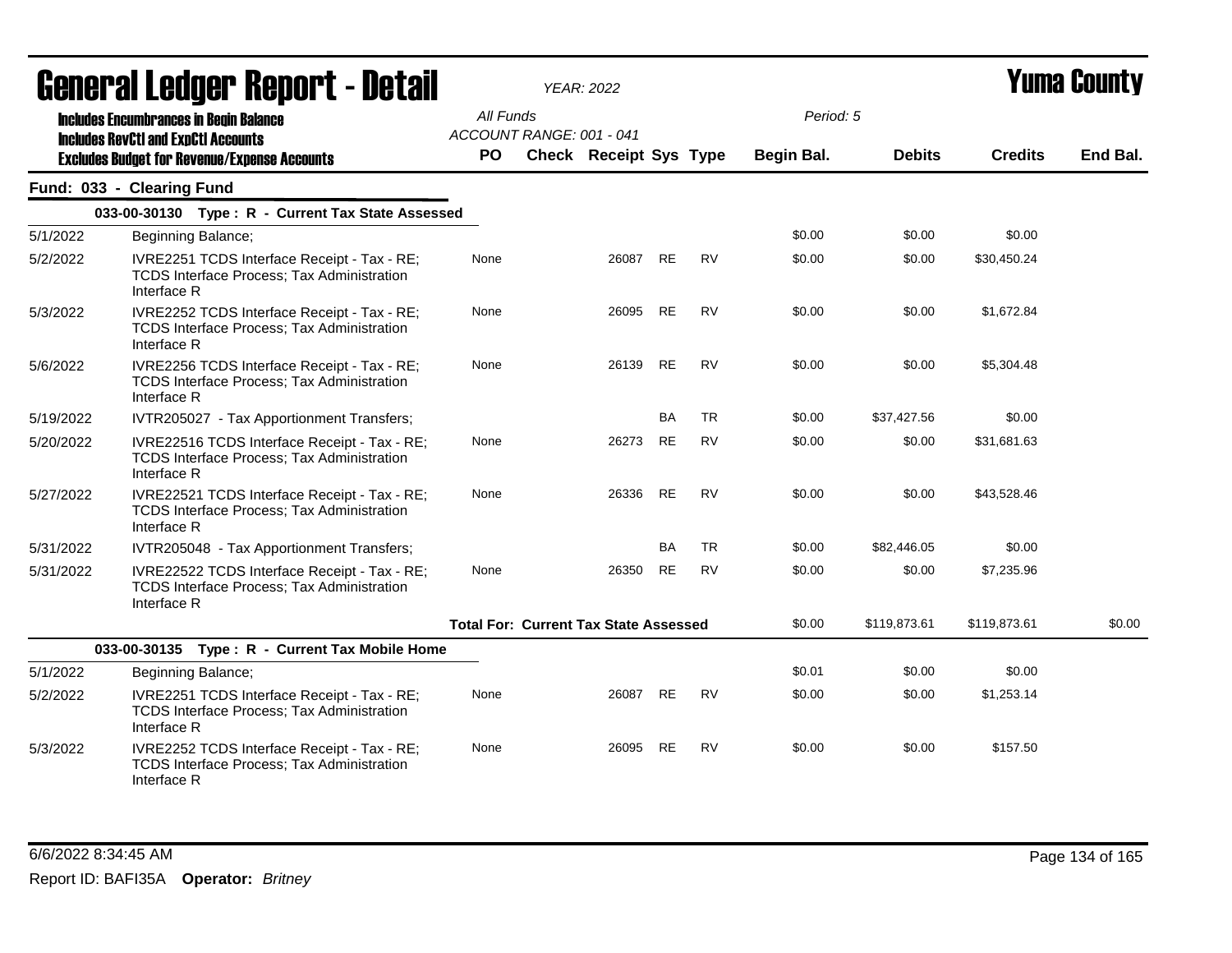# General Ledger Report - Detail

**YEAR: 2022**

**Yuma County**

**Includes Encumbrances in Begin Balance**
**Includes RevCtl and ExpCtl Accounts**
**Excludes Budget for Revenue/Expense Accounts**

All Funds
ACCOUNT RANGE: 001 - 041

Period: 5

## Fund: 033 - Clearing Fund

| Date | Description | PO | Check | Receipt | Sys | Type | Begin Bal. | Debits | Credits | End Bal. |
|---|---|---|---|---|---|---|---|---|---|---|
| **033-00-30130 Type : R - Current Tax State Assessed** | | | | | | | | | | |
| 5/1/2022 | Beginning Balance; | | | | | | $0.00 | $0.00 | $0.00 | |
| 5/2/2022 | IVRE2251 TCDS Interface Receipt - Tax - RE; TCDS Interface Process; Tax Administration Interface R | None | | 26087 | RE | RV | $0.00 | $0.00 | $30,450.24 | |
| 5/3/2022 | IVRE2252 TCDS Interface Receipt - Tax - RE; TCDS Interface Process; Tax Administration Interface R | None | | 26095 | RE | RV | $0.00 | $0.00 | $1,672.84 | |
| 5/6/2022 | IVRE2256 TCDS Interface Receipt - Tax - RE; TCDS Interface Process; Tax Administration Interface R | None | | 26139 | RE | RV | $0.00 | $0.00 | $5,304.48 | |
| 5/19/2022 | IVTR205027 - Tax Apportionment Transfers; | | | | BA | TR | $0.00 | $37,427.56 | $0.00 | |
| 5/20/2022 | IVRE22516 TCDS Interface Receipt - Tax - RE; TCDS Interface Process; Tax Administration Interface R | None | | 26273 | RE | RV | $0.00 | $0.00 | $31,681.63 | |
| 5/27/2022 | IVRE22521 TCDS Interface Receipt - Tax - RE; TCDS Interface Process; Tax Administration Interface R | None | | 26336 | RE | RV | $0.00 | $0.00 | $43,528.46 | |
| 5/31/2022 | IVTR205048 - Tax Apportionment Transfers; | | | | BA | TR | $0.00 | $82,446.05 | $0.00 | |
| 5/31/2022 | IVRE22522 TCDS Interface Receipt - Tax - RE; TCDS Interface Process; Tax Administration Interface R | None | | 26350 | RE | RV | $0.00 | $0.00 | $7,235.96 | |
| | **Total For: Current Tax State Assessed** | | | | | | $0.00 | $119,873.61 | $119,873.61 | $0.00 |
| **033-00-30135 Type : R - Current Tax Mobile Home** | | | | | | | | | | |
| 5/1/2022 | Beginning Balance; | | | | | | $0.01 | $0.00 | $0.00 | |
| 5/2/2022 | IVRE2251 TCDS Interface Receipt - Tax - RE; TCDS Interface Process; Tax Administration Interface R | None | | 26087 | RE | RV | $0.00 | $0.00 | $1,253.14 | |
| 5/3/2022 | IVRE2252 TCDS Interface Receipt - Tax - RE; TCDS Interface Process; Tax Administration Interface R | None | | 26095 | RE | RV | $0.00 | $0.00 | $157.50 | |

6/6/2022 8:34:45 AM

Report ID: BAFI35A **Operator:** *Britney*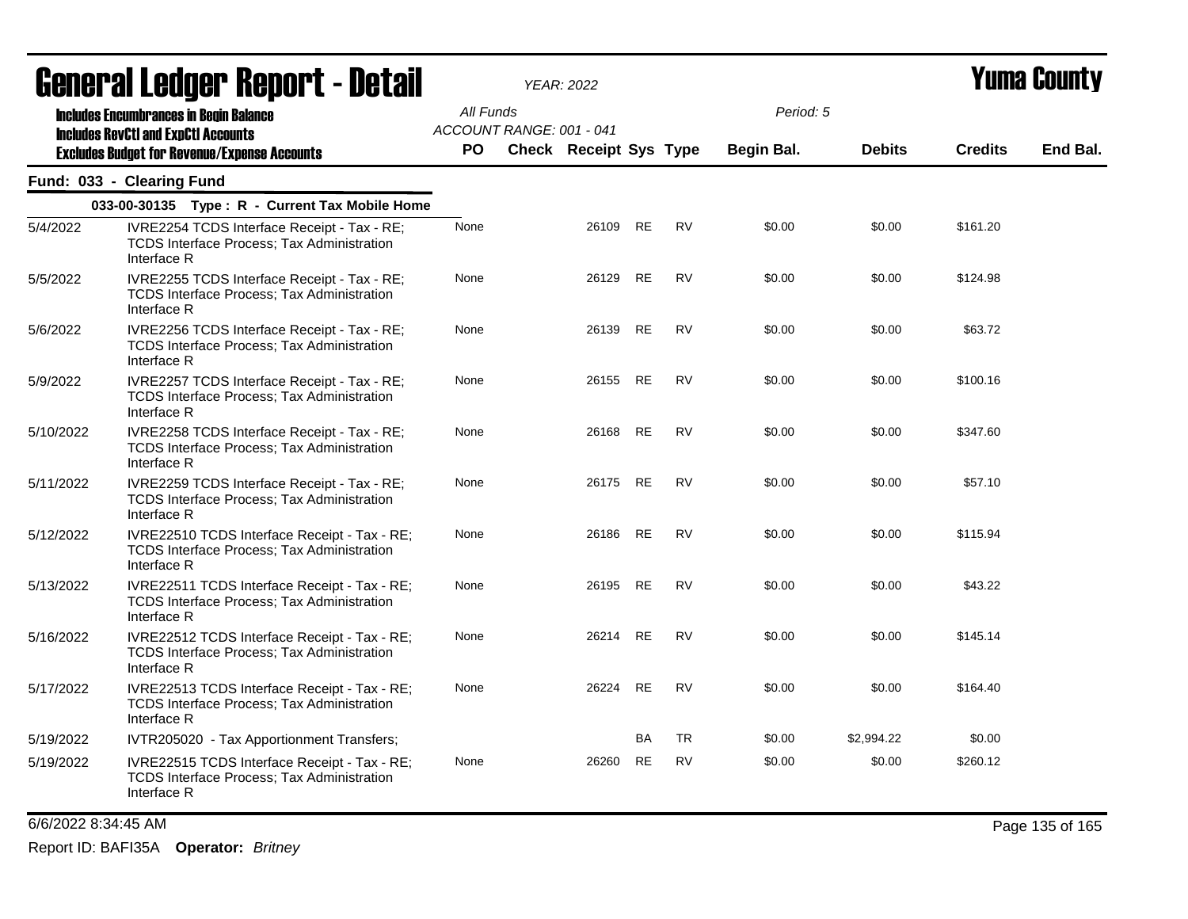# General Ledger Report - Detail

*YEAR: 2022*

## Yuma County

**Includes Encumbrances in Begin Balance**
**Includes RevCtl and ExpCtl Accounts**
**Excludes Budget for Revenue/Expense Accounts**

All Funds
ACCOUNT RANGE: 001 - 041

Period: 5

### Fund: 033 - Clearing Fund

**033-00-30135 Type : R - Current Tax Mobile Home**

| Date | Description | PO | Check | Receipt | Sys | Type | Begin Bal. | Debits | Credits | End Bal. |
|---|---|---|---|---|---|---|---|---|---|---|
| 5/4/2022 | IVRE2254 TCDS Interface Receipt - Tax - RE; TCDS Interface Process; Tax Administration Interface R | None | | 26109 | RE | RV | $0.00 | $0.00 | $161.20 | |
| 5/5/2022 | IVRE2255 TCDS Interface Receipt - Tax - RE; TCDS Interface Process; Tax Administration Interface R | None | | 26129 | RE | RV | $0.00 | $0.00 | $124.98 | |
| 5/6/2022 | IVRE2256 TCDS Interface Receipt - Tax - RE; TCDS Interface Process; Tax Administration Interface R | None | | 26139 | RE | RV | $0.00 | $0.00 | $63.72 | |
| 5/9/2022 | IVRE2257 TCDS Interface Receipt - Tax - RE; TCDS Interface Process; Tax Administration Interface R | None | | 26155 | RE | RV | $0.00 | $0.00 | $100.16 | |
| 5/10/2022 | IVRE2258 TCDS Interface Receipt - Tax - RE; TCDS Interface Process; Tax Administration Interface R | None | | 26168 | RE | RV | $0.00 | $0.00 | $347.60 | |
| 5/11/2022 | IVRE2259 TCDS Interface Receipt - Tax - RE; TCDS Interface Process; Tax Administration Interface R | None | | 26175 | RE | RV | $0.00 | $0.00 | $57.10 | |
| 5/12/2022 | IVRE22510 TCDS Interface Receipt - Tax - RE; TCDS Interface Process; Tax Administration Interface R | None | | 26186 | RE | RV | $0.00 | $0.00 | $115.94 | |
| 5/13/2022 | IVRE22511 TCDS Interface Receipt - Tax - RE; TCDS Interface Process; Tax Administration Interface R | None | | 26195 | RE | RV | $0.00 | $0.00 | $43.22 | |
| 5/16/2022 | IVRE22512 TCDS Interface Receipt - Tax - RE; TCDS Interface Process; Tax Administration Interface R | None | | 26214 | RE | RV | $0.00 | $0.00 | $145.14 | |
| 5/17/2022 | IVRE22513 TCDS Interface Receipt - Tax - RE; TCDS Interface Process; Tax Administration Interface R | None | | 26224 | RE | RV | $0.00 | $0.00 | $164.40 | |
| 5/19/2022 | IVTR205020 - Tax Apportionment Transfers; | | | | BA | TR | $0.00 | $2,994.22 | $0.00 | |
| 5/19/2022 | IVRE22515 TCDS Interface Receipt - Tax - RE; TCDS Interface Process; Tax Administration Interface R | None | | 26260 | RE | RV | $0.00 | $0.00 | $260.12 | |

6/6/2022 8:34:45 AM

Report ID: BAFI35A **Operator:** *Britney*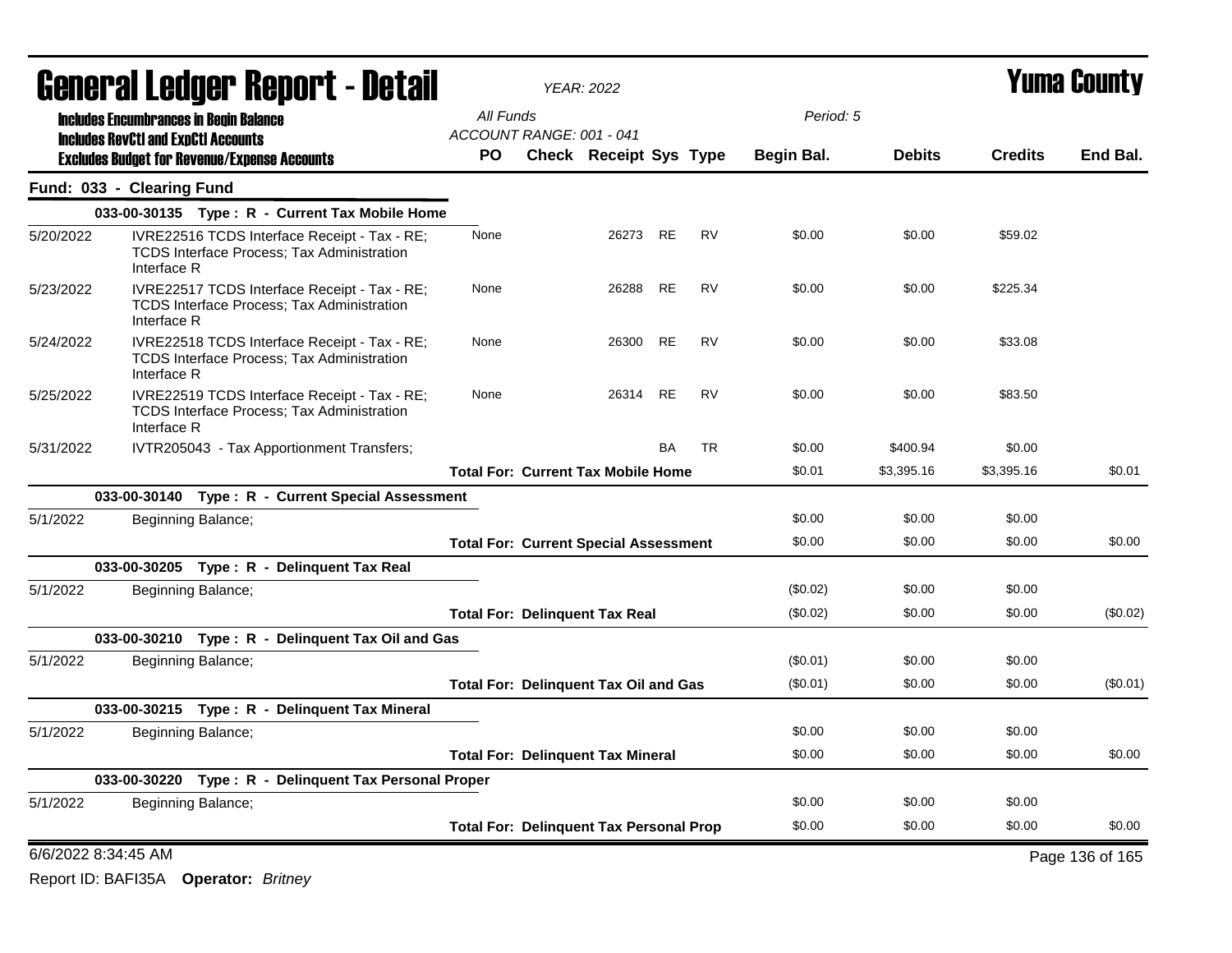# General Ledger Report - Detail

*YEAR: 2022*

**Yuma County**

Includes Encumbrances in Begin Balance
Includes RevCtl and ExpCtl Accounts
Excludes Budget for Revenue/Expense Accounts

All Funds
ACCOUNT RANGE: 001 - 041

Period: 5

## Fund: 033 - Clearing Fund

| Date | Description | PO | Check | Receipt | Sys | Type | Begin Bal. | Debits | Credits | End Bal. |
|---|---|---|---|---|---|---|---|---|---|---|
| | **033-00-30135 Type : R - Current Tax Mobile Home** | | | | | | | | | |
| 5/20/2022 | IVRE22516 TCDS Interface Receipt - Tax - RE; TCDS Interface Process; Tax Administration Interface R | None | | 26273 | RE | RV | $0.00 | $0.00 | $59.02 | |
| 5/23/2022 | IVRE22517 TCDS Interface Receipt - Tax - RE; TCDS Interface Process; Tax Administration Interface R | None | | 26288 | RE | RV | $0.00 | $0.00 | $225.34 | |
| 5/24/2022 | IVRE22518 TCDS Interface Receipt - Tax - RE; TCDS Interface Process; Tax Administration Interface R | None | | 26300 | RE | RV | $0.00 | $0.00 | $33.08 | |
| 5/25/2022 | IVRE22519 TCDS Interface Receipt - Tax - RE; TCDS Interface Process; Tax Administration Interface R | None | | 26314 | RE | RV | $0.00 | $0.00 | $83.50 | |
| 5/31/2022 | IVTR205043 - Tax Apportionment Transfers; | | | | BA | TR | $0.00 | $400.94 | $0.00 | |
| | **Total For: Current Tax Mobile Home** | | | | | | $0.01 | $3,395.16 | $3,395.16 | $0.01 |
| | **033-00-30140 Type : R - Current Special Assessment** | | | | | | | | | |
| 5/1/2022 | Beginning Balance; | | | | | | $0.00 | $0.00 | $0.00 | |
| | **Total For: Current Special Assessment** | | | | | | $0.00 | $0.00 | $0.00 | $0.00 |
| | **033-00-30205 Type : R - Delinquent Tax Real** | | | | | | | | | |
| 5/1/2022 | Beginning Balance; | | | | | | ($0.02) | $0.00 | $0.00 | |
| | **Total For: Delinquent Tax Real** | | | | | | ($0.02) | $0.00 | $0.00 | ($0.02) |
| | **033-00-30210 Type : R - Delinquent Tax Oil and Gas** | | | | | | | | | |
| 5/1/2022 | Beginning Balance; | | | | | | ($0.01) | $0.00 | $0.00 | |
| | **Total For: Delinquent Tax Oil and Gas** | | | | | | ($0.01) | $0.00 | $0.00 | ($0.01) |
| | **033-00-30215 Type : R - Delinquent Tax Mineral** | | | | | | | | | |
| 5/1/2022 | Beginning Balance; | | | | | | $0.00 | $0.00 | $0.00 | |
| | **Total For: Delinquent Tax Mineral** | | | | | | $0.00 | $0.00 | $0.00 | $0.00 |
| | **033-00-30220 Type : R - Delinquent Tax Personal Proper** | | | | | | | | | |
| 5/1/2022 | Beginning Balance; | | | | | | $0.00 | $0.00 | $0.00 | |
| | **Total For: Delinquent Tax Personal Prop** | | | | | | $0.00 | $0.00 | $0.00 | $0.00 |

6/6/2022 8:34:45 AM

Report ID: BAFI35A **Operator:** *Britney*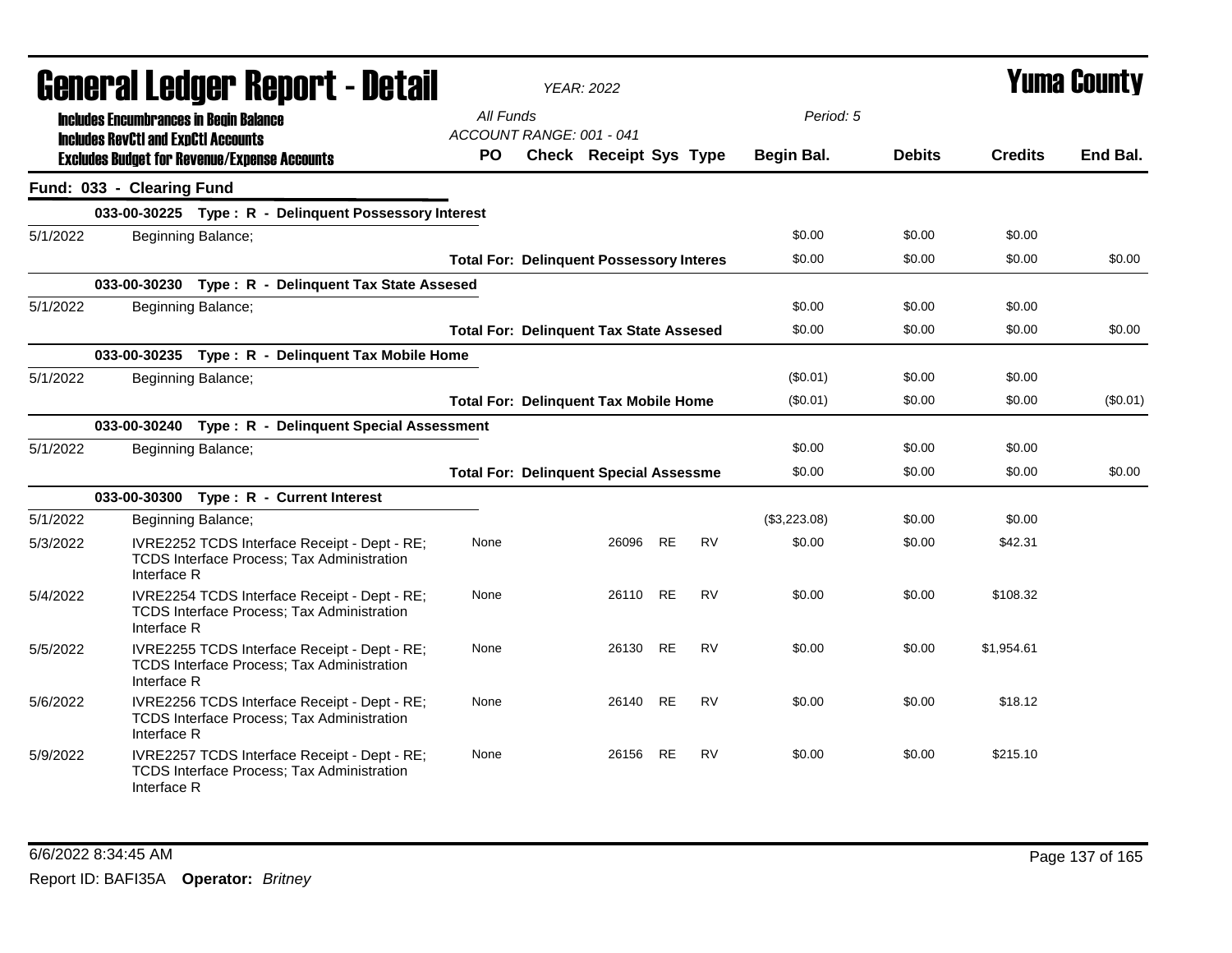# General Ledger Report - Detail

**Yuma County**

YEAR: 2022

**Includes Encumbrances in Begin Balance**
**Includes RevCtl and ExpCtl Accounts**
**Excludes Budget for Revenue/Expense Accounts**

All Funds
ACCOUNT RANGE: 001 - 041

Period: 5

## Fund: 033 - Clearing Fund

| Date | Description | PO | Check | Receipt | Sys | Type | Begin Bal. | Debits | Credits | End Bal. |
|---|---|---|---|---|---|---|---|---|---|---|
| | **033-00-30225 Type : R - Delinquent Possessory Interest** | | | | | | | | | |
| 5/1/2022 | Beginning Balance; | | | | | | $0.00 | $0.00 | $0.00 | |
| | **Total For: Delinquent Possessory Interes** | | | | | | $0.00 | $0.00 | $0.00 | $0.00 |
| | **033-00-30230 Type : R - Delinquent Tax State Assesed** | | | | | | | | | |
| 5/1/2022 | Beginning Balance; | | | | | | $0.00 | $0.00 | $0.00 | |
| | **Total For: Delinquent Tax State Assesed** | | | | | | $0.00 | $0.00 | $0.00 | $0.00 |
| | **033-00-30235 Type : R - Delinquent Tax Mobile Home** | | | | | | | | | |
| 5/1/2022 | Beginning Balance; | | | | | | ($0.01) | $0.00 | $0.00 | |
| | **Total For: Delinquent Tax Mobile Home** | | | | | | ($0.01) | $0.00 | $0.00 | ($0.01) |
| | **033-00-30240 Type : R - Delinquent Special Assessment** | | | | | | | | | |
| 5/1/2022 | Beginning Balance; | | | | | | $0.00 | $0.00 | $0.00 | |
| | **Total For: Delinquent Special Assessme** | | | | | | $0.00 | $0.00 | $0.00 | $0.00 |
| | **033-00-30300 Type : R - Current Interest** | | | | | | | | | |
| 5/1/2022 | Beginning Balance; | | | | | | ($3,223.08) | $0.00 | $0.00 | |
| 5/3/2022 | IVRE2252 TCDS Interface Receipt - Dept - RE; TCDS Interface Process; Tax Administration Interface R | None | | 26096 | RE | RV | $0.00 | $0.00 | $42.31 | |
| 5/4/2022 | IVRE2254 TCDS Interface Receipt - Dept - RE; TCDS Interface Process; Tax Administration Interface R | None | | 26110 | RE | RV | $0.00 | $0.00 | $108.32 | |
| 5/5/2022 | IVRE2255 TCDS Interface Receipt - Dept - RE; TCDS Interface Process; Tax Administration Interface R | None | | 26130 | RE | RV | $0.00 | $0.00 | $1,954.61 | |
| 5/6/2022 | IVRE2256 TCDS Interface Receipt - Dept - RE; TCDS Interface Process; Tax Administration Interface R | None | | 26140 | RE | RV | $0.00 | $0.00 | $18.12 | |
| 5/9/2022 | IVRE2257 TCDS Interface Receipt - Dept - RE; TCDS Interface Process; Tax Administration Interface R | None | | 26156 | RE | RV | $0.00 | $0.00 | $215.10 | |

6/6/2022 8:34:45 AM

Report ID: BAFI35A **Operator:** *Britney*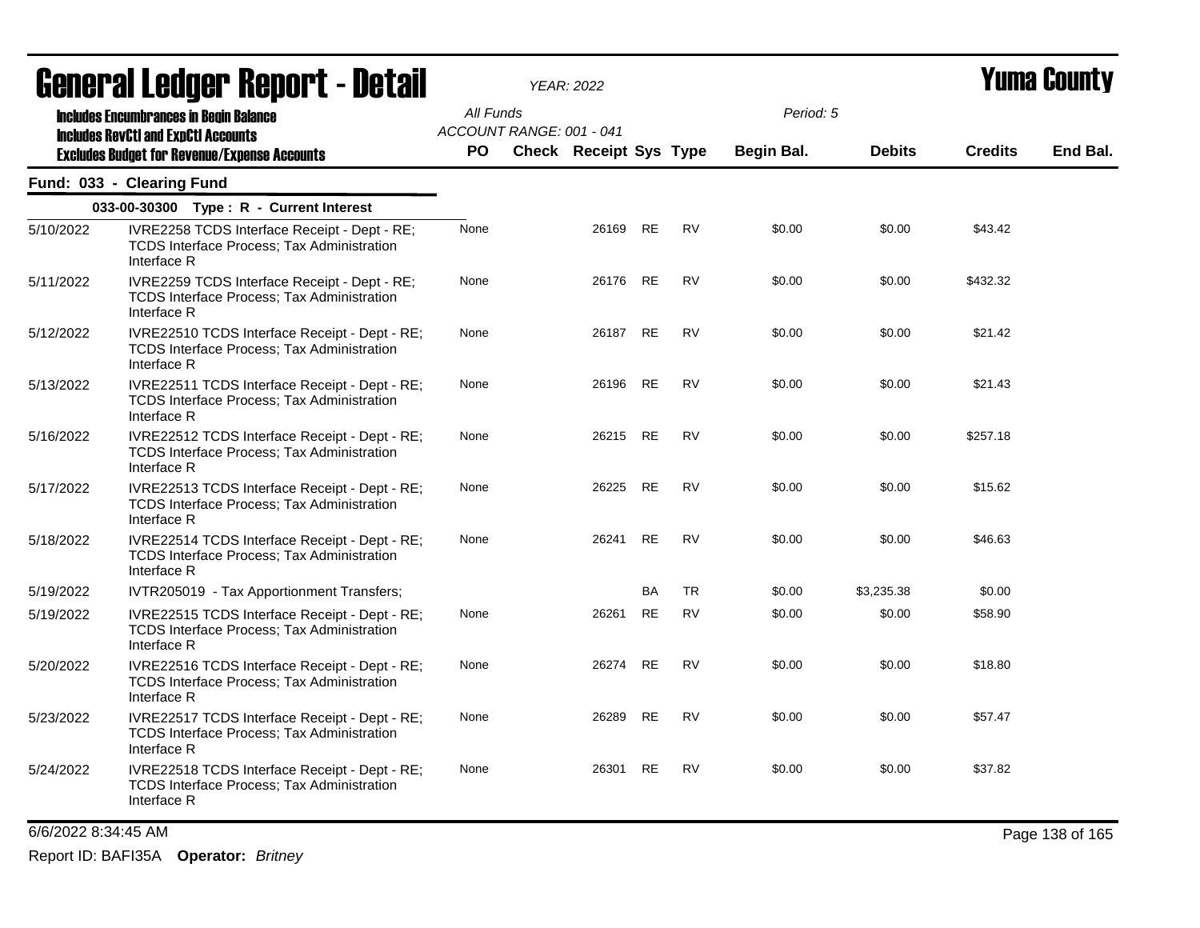# General Ledger Report - Detail

*YEAR: 2022*

# Yuma County

**Includes Encumbrances in Begin Balance**
**Includes RevCtl and ExpCtl Accounts**
**Excludes Budget for Revenue/Expense Accounts**

All Funds
ACCOUNT RANGE: 001 - 041

Period: 5

## Fund: 033 - Clearing Fund

### 033-00-30300 Type : R - Current Interest

| Date | Description | PO | Check | Receipt | Sys | Type | Begin Bal. | Debits | Credits | End Bal. |
|---|---|---|---|---|---|---|---|---|---|---|
| 5/10/2022 | IVRE2258 TCDS Interface Receipt - Dept - RE; TCDS Interface Process; Tax Administration Interface R | None | | 26169 | RE | RV | $0.00 | $0.00 | $43.42 | |
| 5/11/2022 | IVRE2259 TCDS Interface Receipt - Dept - RE; TCDS Interface Process; Tax Administration Interface R | None | | 26176 | RE | RV | $0.00 | $0.00 | $432.32 | |
| 5/12/2022 | IVRE22510 TCDS Interface Receipt - Dept - RE; TCDS Interface Process; Tax Administration Interface R | None | | 26187 | RE | RV | $0.00 | $0.00 | $21.42 | |
| 5/13/2022 | IVRE22511 TCDS Interface Receipt - Dept - RE; TCDS Interface Process; Tax Administration Interface R | None | | 26196 | RE | RV | $0.00 | $0.00 | $21.43 | |
| 5/16/2022 | IVRE22512 TCDS Interface Receipt - Dept - RE; TCDS Interface Process; Tax Administration Interface R | None | | 26215 | RE | RV | $0.00 | $0.00 | $257.18 | |
| 5/17/2022 | IVRE22513 TCDS Interface Receipt - Dept - RE; TCDS Interface Process; Tax Administration Interface R | None | | 26225 | RE | RV | $0.00 | $0.00 | $15.62 | |
| 5/18/2022 | IVRE22514 TCDS Interface Receipt - Dept - RE; TCDS Interface Process; Tax Administration Interface R | None | | 26241 | RE | RV | $0.00 | $0.00 | $46.63 | |
| 5/19/2022 | IVTR205019 - Tax Apportionment Transfers; | | | | BA | TR | $0.00 | $3,235.38 | $0.00 | |
| 5/19/2022 | IVRE22515 TCDS Interface Receipt - Dept - RE; TCDS Interface Process; Tax Administration Interface R | None | | 26261 | RE | RV | $0.00 | $0.00 | $58.90 | |
| 5/20/2022 | IVRE22516 TCDS Interface Receipt - Dept - RE; TCDS Interface Process; Tax Administration Interface R | None | | 26274 | RE | RV | $0.00 | $0.00 | $18.80 | |
| 5/23/2022 | IVRE22517 TCDS Interface Receipt - Dept - RE; TCDS Interface Process; Tax Administration Interface R | None | | 26289 | RE | RV | $0.00 | $0.00 | $57.47 | |
| 5/24/2022 | IVRE22518 TCDS Interface Receipt - Dept - RE; TCDS Interface Process; Tax Administration Interface R | None | | 26301 | RE | RV | $0.00 | $0.00 | $37.82 | |

6/6/2022 8:34:45 AM

Report ID: BAFI35A **Operator:** *Britney*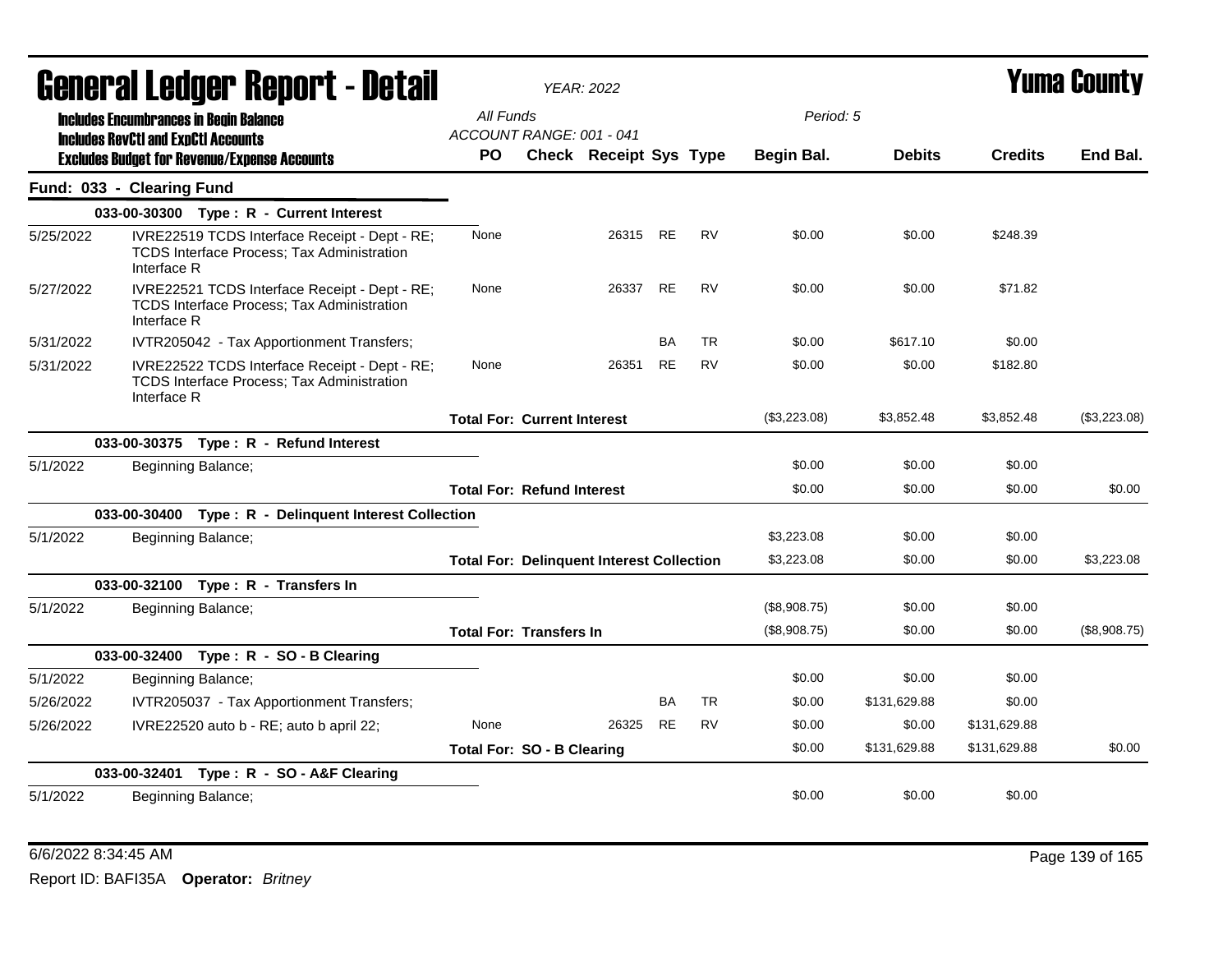# General Ledger Report - Detail

*YEAR: 2022*

# Yuma County

**Includes Encumbrances in Begin Balance**
**Includes RevCtl and ExpCtl Accounts**
**Excludes Budget for Revenue/Expense Accounts**

All Funds
ACCOUNT RANGE: 001 - 041

Period: 5

| | | PO | Check | Receipt | Sys | Type | Begin Bal. | Debits | Credits | End Bal. |
|---|---|---|---|---|---|---|---|---|---|---|
| **Fund: 033 - Clearing Fund** | | | | | | | | | | |
| | **033-00-30300 Type : R - Current Interest** | | | | | | | | | |
| 5/25/2022 | IVRE22519 TCDS Interface Receipt - Dept - RE; TCDS Interface Process; Tax Administration Interface R | None | | 26315 | RE | RV | $0.00 | $0.00 | $248.39 | |
| 5/27/2022 | IVRE22521 TCDS Interface Receipt - Dept - RE; TCDS Interface Process; Tax Administration Interface R | None | | 26337 | RE | RV | $0.00 | $0.00 | $71.82 | |
| 5/31/2022 | IVTR205042 - Tax Apportionment Transfers; | | | | BA | TR | $0.00 | $617.10 | $0.00 | |
| 5/31/2022 | IVRE22522 TCDS Interface Receipt - Dept - RE; TCDS Interface Process; Tax Administration Interface R | None | | 26351 | RE | RV | $0.00 | $0.00 | $182.80 | |
| | | **Total For: Current Interest** | | | | | ($3,223.08) | $3,852.48 | $3,852.48 | ($3,223.08) |
| | **033-00-30375 Type : R - Refund Interest** | | | | | | | | | |
| 5/1/2022 | Beginning Balance; | | | | | | $0.00 | $0.00 | $0.00 | |
| | | **Total For: Refund Interest** | | | | | $0.00 | $0.00 | $0.00 | $0.00 |
| | **033-00-30400 Type : R - Delinquent Interest Collection** | | | | | | | | | |
| 5/1/2022 | Beginning Balance; | | | | | | $3,223.08 | $0.00 | $0.00 | |
| | | **Total For: Delinquent Interest Collection** | | | | | $3,223.08 | $0.00 | $0.00 | $3,223.08 |
| | **033-00-32100 Type : R - Transfers In** | | | | | | | | | |
| 5/1/2022 | Beginning Balance; | | | | | | ($8,908.75) | $0.00 | $0.00 | |
| | | **Total For: Transfers In** | | | | | ($8,908.75) | $0.00 | $0.00 | ($8,908.75) |
| | **033-00-32400 Type : R - SO - B Clearing** | | | | | | | | | |
| 5/1/2022 | Beginning Balance; | | | | | | $0.00 | $0.00 | $0.00 | |
| 5/26/2022 | IVTR205037 - Tax Apportionment Transfers; | | | | BA | TR | $0.00 | $131,629.88 | $0.00 | |
| 5/26/2022 | IVRE22520 auto b - RE; auto b april 22; | None | | 26325 | RE | RV | $0.00 | $0.00 | $131,629.88 | |
| | | **Total For: SO - B Clearing** | | | | | $0.00 | $131,629.88 | $131,629.88 | $0.00 |
| | **033-00-32401 Type : R - SO - A&F Clearing** | | | | | | | | | |
| 5/1/2022 | Beginning Balance; | | | | | | $0.00 | $0.00 | $0.00 | |

6/6/2022 8:34:45 AM

Report ID: BAFI35A **Operator:** *Britney*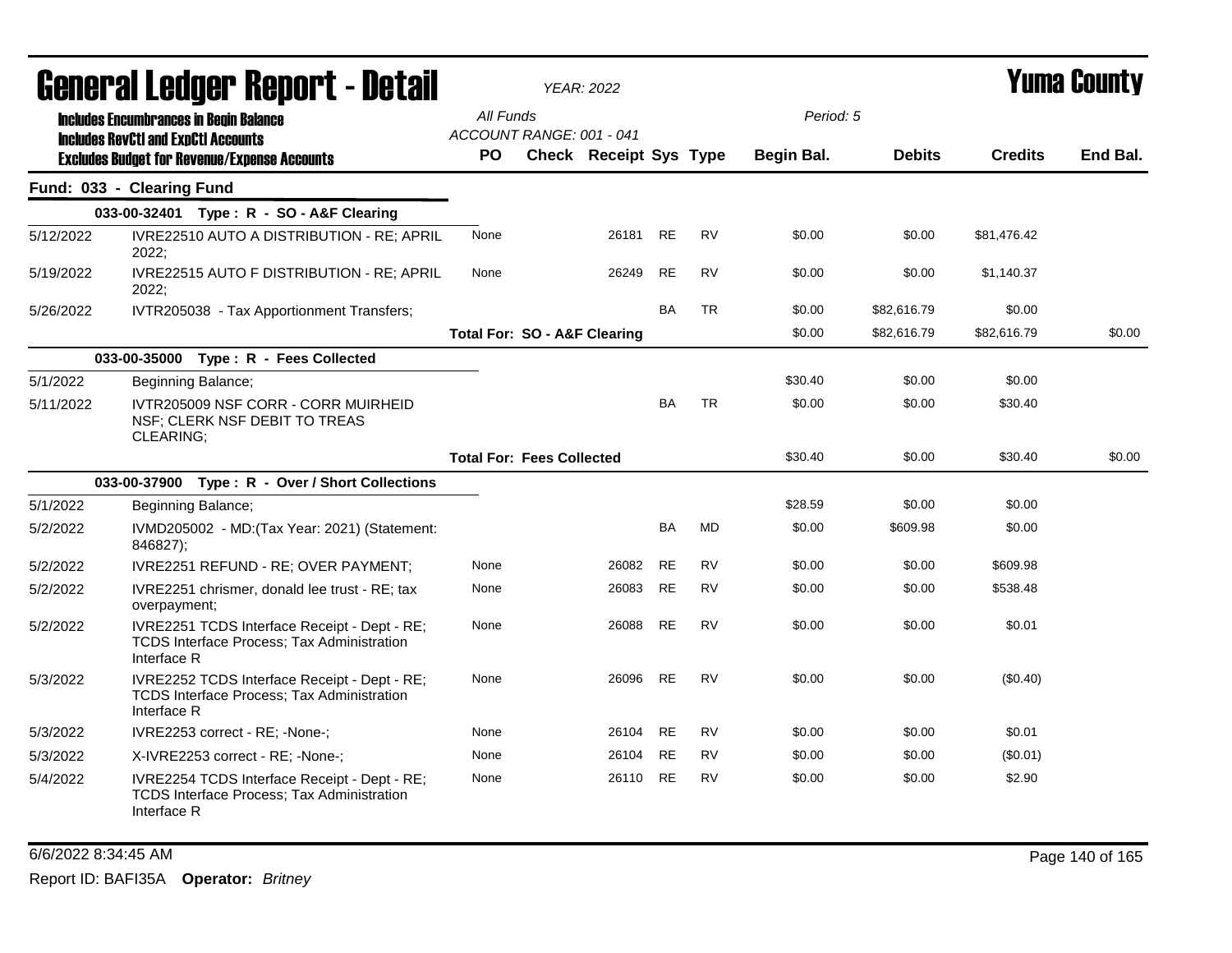# General Ledger Report - Detail

*YEAR: 2022*

**Yuma County**

**Includes Encumbrances in Begin Balance**
**Includes RevCtl and ExpCtl Accounts**
**Excludes Budget for Revenue/Expense Accounts**

All Funds
ACCOUNT RANGE: 001 - 041

Period: 5

## Fund: 033 - Clearing Fund

| Date | Description | PO | Check | Receipt | Sys | Type | Begin Bal. | Debits | Credits | End Bal. |
|---|---|---|---|---|---|---|---|---|---|---|
| | **033-00-32401 Type : R - SO - A&F Clearing** | | | | | | | | | |
| 5/12/2022 | IVRE22510 AUTO A DISTRIBUTION - RE; APRIL 2022; | None | | 26181 | RE | RV | $0.00 | $0.00 | $81,476.42 | |
| 5/19/2022 | IVRE22515 AUTO F DISTRIBUTION - RE; APRIL 2022; | None | | 26249 | RE | RV | $0.00 | $0.00 | $1,140.37 | |
| 5/26/2022 | IVTR205038 - Tax Apportionment Transfers; | | | | BA | TR | $0.00 | $82,616.79 | $0.00 | |
| | | **Total For: SO - A&F Clearing** | | | | | $0.00 | $82,616.79 | $82,616.79 | $0.00 |
| | **033-00-35000 Type : R - Fees Collected** | | | | | | | | | |
| 5/1/2022 | Beginning Balance; | | | | | | $30.40 | $0.00 | $0.00 | |
| 5/11/2022 | IVTR205009 NSF CORR - CORR MUIRHEID NSF; CLERK NSF DEBIT TO TREAS CLEARING; | | | | BA | TR | $0.00 | $0.00 | $30.40 | |
| | | **Total For: Fees Collected** | | | | | $30.40 | $0.00 | $30.40 | $0.00 |
| | **033-00-37900 Type : R - Over / Short Collections** | | | | | | | | | |
| 5/1/2022 | Beginning Balance; | | | | | | $28.59 | $0.00 | $0.00 | |
| 5/2/2022 | IVMD205002 - MD:(Tax Year: 2021) (Statement: 846827); | | | | BA | MD | $0.00 | $609.98 | $0.00 | |
| 5/2/2022 | IVRE2251 REFUND - RE; OVER PAYMENT; | None | | 26082 | RE | RV | $0.00 | $0.00 | $609.98 | |
| 5/2/2022 | IVRE2251 chrismer, donald lee trust - RE; tax overpayment; | None | | 26083 | RE | RV | $0.00 | $0.00 | $538.48 | |
| 5/2/2022 | IVRE2251 TCDS Interface Receipt - Dept - RE; TCDS Interface Process; Tax Administration Interface R | None | | 26088 | RE | RV | $0.00 | $0.00 | $0.01 | |
| 5/3/2022 | IVRE2252 TCDS Interface Receipt - Dept - RE; TCDS Interface Process; Tax Administration Interface R | None | | 26096 | RE | RV | $0.00 | $0.00 | ($0.40) | |
| 5/3/2022 | IVRE2253 correct - RE; -None-; | None | | 26104 | RE | RV | $0.00 | $0.00 | $0.01 | |
| 5/3/2022 | X-IVRE2253 correct - RE; -None-; | None | | 26104 | RE | RV | $0.00 | $0.00 | ($0.01) | |
| 5/4/2022 | IVRE2254 TCDS Interface Receipt - Dept - RE; TCDS Interface Process; Tax Administration Interface R | None | | 26110 | RE | RV | $0.00 | $0.00 | $2.90 | |

6/6/2022 8:34:45 AM

Report ID: BAFI35A **Operator:** *Britney*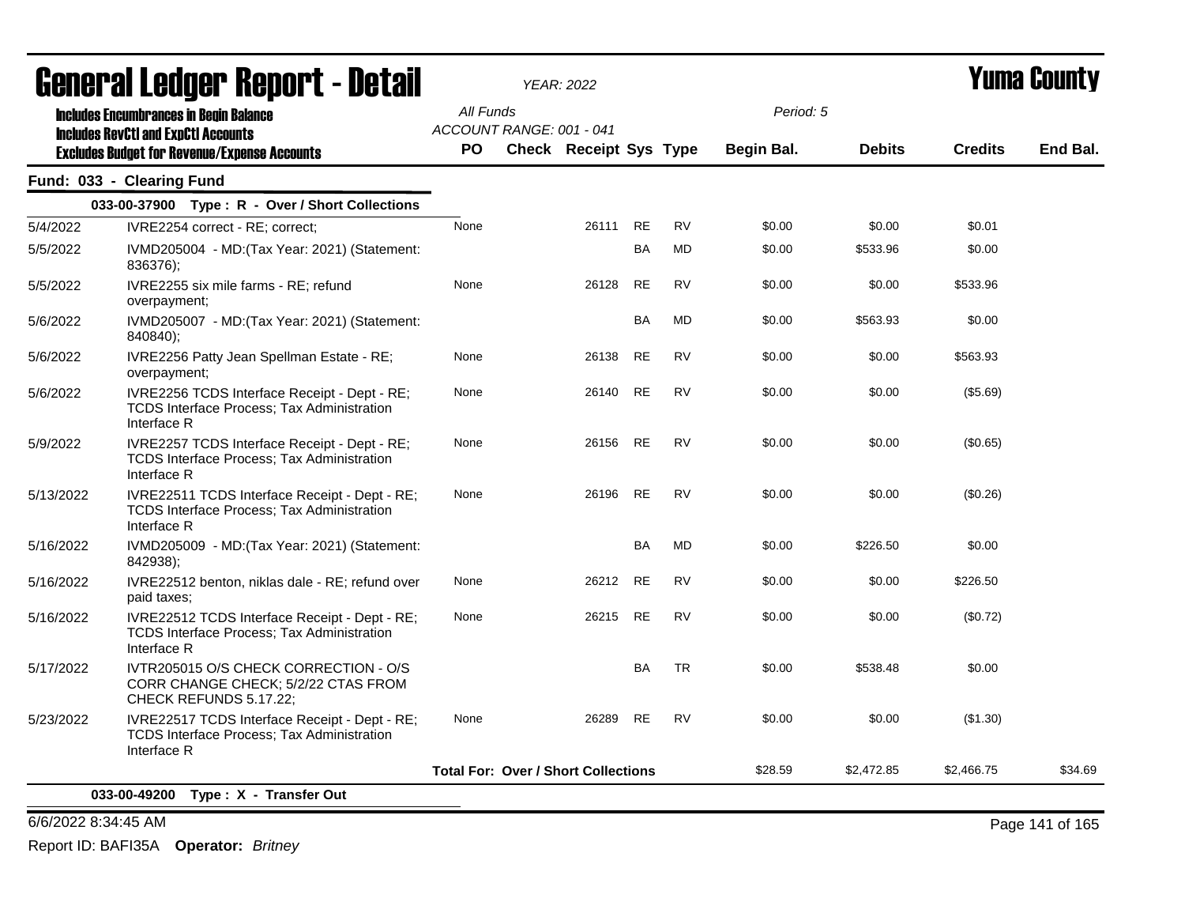# General Ledger Report - Detail

*YEAR: 2022*

# Yuma County

**Includes Encumbrances in Begin Balance**
**Includes RevCtl and ExpCtl Accounts**
**Excludes Budget for Revenue/Expense Accounts**

*All Funds*
*ACCOUNT RANGE: 001 - 041*
*Period: 5*

## Fund: 033 - Clearing Fund

### 033-00-37900 Type : R - Over / Short Collections

| Date | Description | PO | Check | Receipt | Sys | Type | Begin Bal. | Debits | Credits | End Bal. |
|---|---|---|---|---|---|---|---|---|---|---|
| 5/4/2022 | IVRE2254 correct - RE; correct; | None | | 26111 | RE | RV | $0.00 | $0.00 | $0.01 | |
| 5/5/2022 | IVMD205004 - MD:(Tax Year: 2021) (Statement: 836376); | | | | BA | MD | $0.00 | $533.96 | $0.00 | |
| 5/5/2022 | IVRE2255 six mile farms - RE; refund overpayment; | None | | 26128 | RE | RV | $0.00 | $0.00 | $533.96 | |
| 5/6/2022 | IVMD205007 - MD:(Tax Year: 2021) (Statement: 840840); | | | | BA | MD | $0.00 | $563.93 | $0.00 | |
| 5/6/2022 | IVRE2256 Patty Jean Spellman Estate - RE; overpayment; | None | | 26138 | RE | RV | $0.00 | $0.00 | $563.93 | |
| 5/6/2022 | IVRE2256 TCDS Interface Receipt - Dept - RE; TCDS Interface Process; Tax Administration Interface R | None | | 26140 | RE | RV | $0.00 | $0.00 | ($5.69) | |
| 5/9/2022 | IVRE2257 TCDS Interface Receipt - Dept - RE; TCDS Interface Process; Tax Administration Interface R | None | | 26156 | RE | RV | $0.00 | $0.00 | ($0.65) | |
| 5/13/2022 | IVRE22511 TCDS Interface Receipt - Dept - RE; TCDS Interface Process; Tax Administration Interface R | None | | 26196 | RE | RV | $0.00 | $0.00 | ($0.26) | |
| 5/16/2022 | IVMD205009 - MD:(Tax Year: 2021) (Statement: 842938); | | | | BA | MD | $0.00 | $226.50 | $0.00 | |
| 5/16/2022 | IVRE22512 benton, niklas dale - RE; refund over paid taxes; | None | | 26212 | RE | RV | $0.00 | $0.00 | $226.50 | |
| 5/16/2022 | IVRE22512 TCDS Interface Receipt - Dept - RE; TCDS Interface Process; Tax Administration Interface R | None | | 26215 | RE | RV | $0.00 | $0.00 | ($0.72) | |
| 5/17/2022 | IVTR205015 O/S CHECK CORRECTION - O/S CORR CHANGE CHECK; 5/2/22 CTAS FROM CHECK REFUNDS 5.17.22; | | | | BA | TR | $0.00 | $538.48 | $0.00 | |
| 5/23/2022 | IVRE22517 TCDS Interface Receipt - Dept - RE; TCDS Interface Process; Tax Administration Interface R | None | | 26289 | RE | RV | $0.00 | $0.00 | ($1.30) | |
| | **Total For: Over / Short Collections** | | | | | | $28.59 | $2,472.85 | $2,466.75 | $34.69 |

### 033-00-49200 Type : X - Transfer Out

6/6/2022 8:34:45 AM

Report ID: BAFI35A **Operator:** *Britney*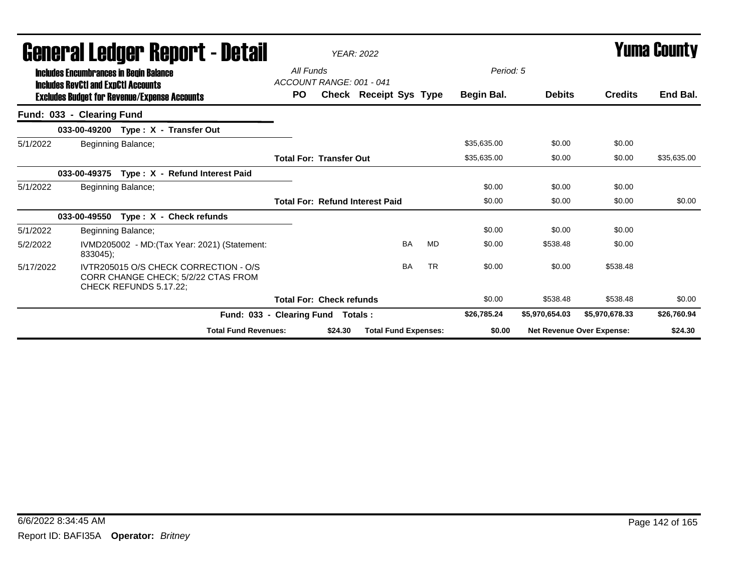# General Ledger Report - Detail

*YEAR: 2022*

# Yuma County

**Includes Encumbrances in Begin Balance**
**Includes RevCtl and ExpCtl Accounts**
**Excludes Budget for Revenue/Expense Accounts**

*All Funds*
*ACCOUNT RANGE: 001 - 041*
*Period: 5*

| | | PO | Check | Receipt | Sys | Type | Begin Bal. | Debits | Credits | End Bal. |
|---|---|---|---|---|---|---|---|---|---|---|
| **Fund: 033 - Clearing Fund** | | | | | | | | | | |
| | **033-00-49200 Type : X - Transfer Out** | | | | | | | | | |
| 5/1/2022 | Beginning Balance; | | | | | | $35,635.00 | $0.00 | $0.00 | |
| | | **Total For: Transfer Out** | | | | | $35,635.00 | $0.00 | $0.00 | $35,635.00 |
| | **033-00-49375 Type : X - Refund Interest Paid** | | | | | | | | | |
| 5/1/2022 | Beginning Balance; | | | | | | $0.00 | $0.00 | $0.00 | |
| | | **Total For: Refund Interest Paid** | | | | | $0.00 | $0.00 | $0.00 | $0.00 |
| | **033-00-49550 Type : X - Check refunds** | | | | | | | | | |
| 5/1/2022 | Beginning Balance; | | | | | | $0.00 | $0.00 | $0.00 | |
| 5/2/2022 | IVMD205002 - MD:(Tax Year: 2021) (Statement: 833045); | | | | BA | MD | $0.00 | $538.48 | $0.00 | |
| 5/17/2022 | IVTR205015 O/S CHECK CORRECTION - O/S CORR CHANGE CHECK; 5/2/22 CTAS FROM CHECK REFUNDS 5.17.22; | | | | BA | TR | $0.00 | $0.00 | $538.48 | |
| | | **Total For: Check refunds** | | | | | $0.00 | $538.48 | $538.48 | $0.00 |
| | **Fund: 033 - Clearing Fund Totals :** | | | | | | **$26,785.24** | **$5,970,654.03** | **$5,970,678.33** | **$26,760.94** |
| | **Total Fund Revenues:** | | **$24.30** | **Total Fund Expenses:** | | | **$0.00** | **Net Revenue Over Expense:** | | **$24.30** |

6/6/2022 8:34:45 AM

Report ID: BAFI35A **Operator:** *Britney*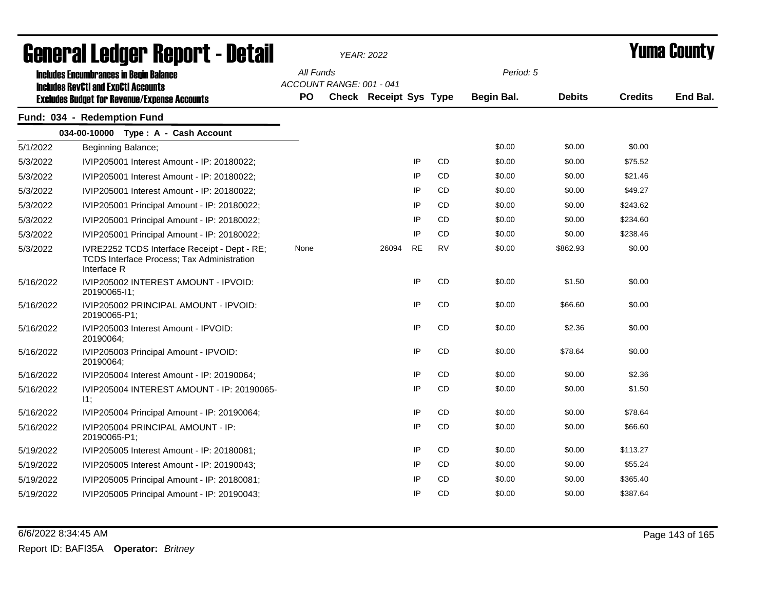# General Ledger Report - Detail

**YEAR: 2022**

**Yuma County**

Includes Encumbrances in Begin Balance
Includes RevCtl and ExpCtl Accounts
Excludes Budget for Revenue/Expense Accounts

All Funds
ACCOUNT RANGE: 001 - 041

Period: 5

## Fund: 034 - Redemption Fund

### 034-00-10000 Type : A - Cash Account

| Date | Description | PO | Check | Receipt | Sys | Type | Begin Bal. | Debits | Credits | End Bal. |
|---|---|---|---|---|---|---|---|---|---|---|
| 5/1/2022 | Beginning Balance; | | | | | | $0.00 | $0.00 | $0.00 | |
| 5/3/2022 | IVIP205001 Interest Amount - IP: 20180022; | | | | IP | CD | $0.00 | $0.00 | $75.52 | |
| 5/3/2022 | IVIP205001 Interest Amount - IP: 20180022; | | | | IP | CD | $0.00 | $0.00 | $21.46 | |
| 5/3/2022 | IVIP205001 Interest Amount - IP: 20180022; | | | | IP | CD | $0.00 | $0.00 | $49.27 | |
| 5/3/2022 | IVIP205001 Principal Amount - IP: 20180022; | | | | IP | CD | $0.00 | $0.00 | $243.62 | |
| 5/3/2022 | IVIP205001 Principal Amount - IP: 20180022; | | | | IP | CD | $0.00 | $0.00 | $234.60 | |
| 5/3/2022 | IVIP205001 Principal Amount - IP: 20180022; | | | | IP | CD | $0.00 | $0.00 | $238.46 | |
| 5/3/2022 | IVRE2252 TCDS Interface Receipt - Dept - RE; TCDS Interface Process; Tax Administration Interface R | None | | 26094 | RE | RV | $0.00 | $862.93 | $0.00 | |
| 5/16/2022 | IVIP205002 INTEREST AMOUNT - IPVOID: 20190065-I1; | | | | IP | CD | $0.00 | $1.50 | $0.00 | |
| 5/16/2022 | IVIP205002 PRINCIPAL AMOUNT - IPVOID: 20190065-P1; | | | | IP | CD | $0.00 | $66.60 | $0.00 | |
| 5/16/2022 | IVIP205003 Interest Amount - IPVOID: 20190064; | | | | IP | CD | $0.00 | $2.36 | $0.00 | |
| 5/16/2022 | IVIP205003 Principal Amount - IPVOID: 20190064; | | | | IP | CD | $0.00 | $78.64 | $0.00 | |
| 5/16/2022 | IVIP205004 Interest Amount - IP: 20190064; | | | | IP | CD | $0.00 | $0.00 | $2.36 | |
| 5/16/2022 | IVIP205004 INTEREST AMOUNT - IP: 20190065-I1; | | | | IP | CD | $0.00 | $0.00 | $1.50 | |
| 5/16/2022 | IVIP205004 Principal Amount - IP: 20190064; | | | | IP | CD | $0.00 | $0.00 | $78.64 | |
| 5/16/2022 | IVIP205004 PRINCIPAL AMOUNT - IP: 20190065-P1; | | | | IP | CD | $0.00 | $0.00 | $66.60 | |
| 5/19/2022 | IVIP205005 Interest Amount - IP: 20180081; | | | | IP | CD | $0.00 | $0.00 | $113.27 | |
| 5/19/2022 | IVIP205005 Interest Amount - IP: 20190043; | | | | IP | CD | $0.00 | $0.00 | $55.24 | |
| 5/19/2022 | IVIP205005 Principal Amount - IP: 20180081; | | | | IP | CD | $0.00 | $0.00 | $365.40 | |
| 5/19/2022 | IVIP205005 Principal Amount - IP: 20190043; | | | | IP | CD | $0.00 | $0.00 | $387.64 | |

6/6/2022 8:34:45 AM

Report ID: BAFI35A **Operator:** *Britney*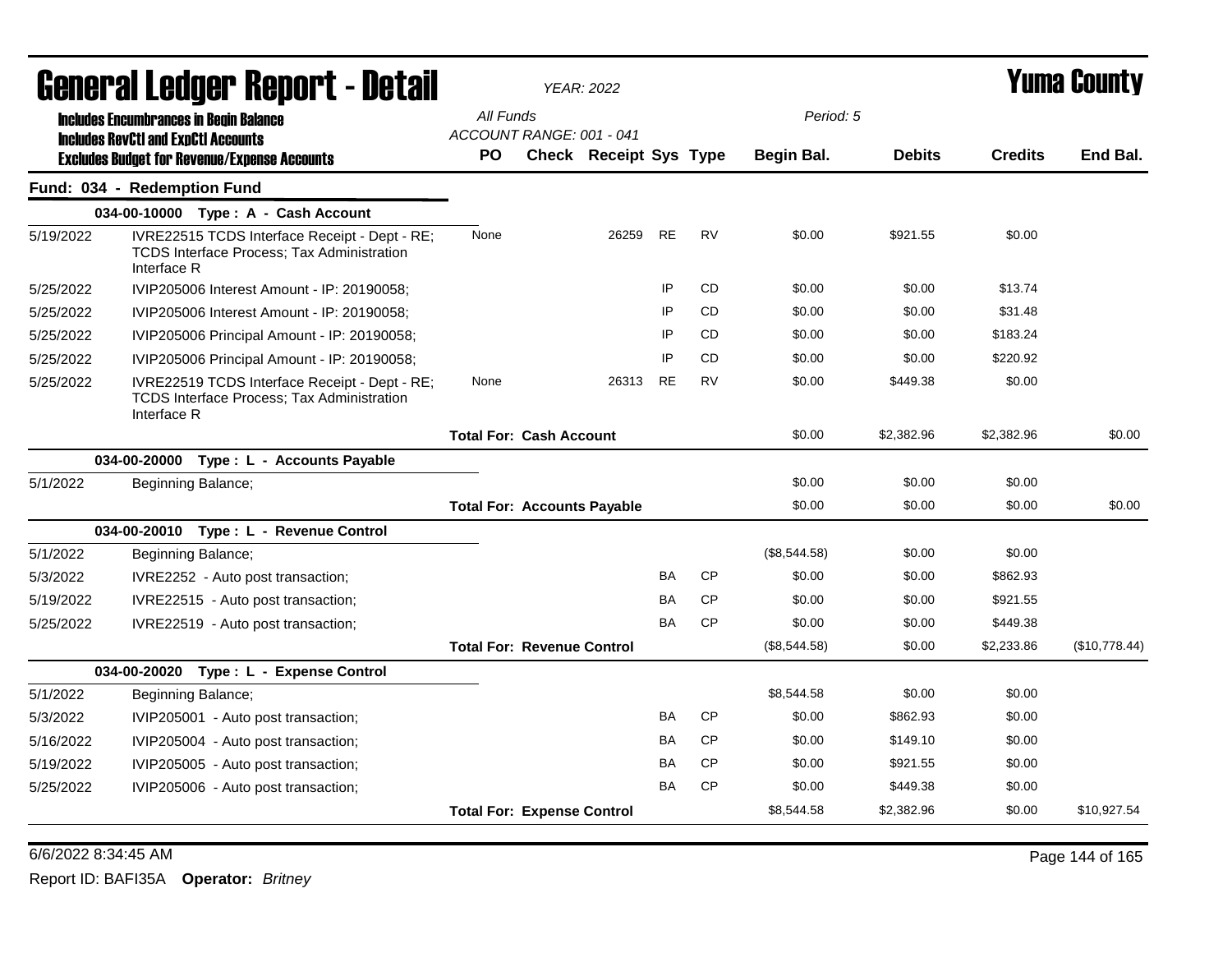# General Ledger Report - Detail

*YEAR: 2022*

**Yuma County**

**Includes Encumbrances in Begin Balance**
**Includes RevCtl and ExpCtl Accounts**
**Excludes Budget for Revenue/Expense Accounts**

*All Funds*
*ACCOUNT RANGE: 001 - 041*
*Period: 5*

| | | PO | Check | Receipt | Sys | Type | Begin Bal. | Debits | Credits | End Bal. |
|---|---|---|---|---|---|---|---|---|---|---|
| **Fund: 034 - Redemption Fund** | | | | | | | | | | |
| | **034-00-10000 Type : A - Cash Account** | | | | | | | | | |
| 5/19/2022 | IVRE22515 TCDS Interface Receipt - Dept - RE; TCDS Interface Process; Tax Administration Interface R | None | | 26259 | RE | RV | $0.00 | $921.55 | $0.00 | |
| 5/25/2022 | IVIP205006 Interest Amount - IP: 20190058; | | | | IP | CD | $0.00 | $0.00 | $13.74 | |
| 5/25/2022 | IVIP205006 Interest Amount - IP: 20190058; | | | | IP | CD | $0.00 | $0.00 | $31.48 | |
| 5/25/2022 | IVIP205006 Principal Amount - IP: 20190058; | | | | IP | CD | $0.00 | $0.00 | $183.24 | |
| 5/25/2022 | IVIP205006 Principal Amount - IP: 20190058; | | | | IP | CD | $0.00 | $0.00 | $220.92 | |
| 5/25/2022 | IVRE22519 TCDS Interface Receipt - Dept - RE; TCDS Interface Process; Tax Administration Interface R | None | | 26313 | RE | RV | $0.00 | $449.38 | $0.00 | |
| | | **Total For: Cash Account** | | | | | $0.00 | $2,382.96 | $2,382.96 | $0.00 |
| | **034-00-20000 Type : L - Accounts Payable** | | | | | | | | | |
| 5/1/2022 | Beginning Balance; | | | | | | $0.00 | $0.00 | $0.00 | |
| | | **Total For: Accounts Payable** | | | | | $0.00 | $0.00 | $0.00 | $0.00 |
| | **034-00-20010 Type : L - Revenue Control** | | | | | | | | | |
| 5/1/2022 | Beginning Balance; | | | | | | ($8,544.58) | $0.00 | $0.00 | |
| 5/3/2022 | IVRE2252 - Auto post transaction; | | | | BA | CP | $0.00 | $0.00 | $862.93 | |
| 5/19/2022 | IVRE22515 - Auto post transaction; | | | | BA | CP | $0.00 | $0.00 | $921.55 | |
| 5/25/2022 | IVRE22519 - Auto post transaction; | | | | BA | CP | $0.00 | $0.00 | $449.38 | |
| | | **Total For: Revenue Control** | | | | | ($8,544.58) | $0.00 | $2,233.86 | ($10,778.44) |
| | **034-00-20020 Type : L - Expense Control** | | | | | | | | | |
| 5/1/2022 | Beginning Balance; | | | | | | $8,544.58 | $0.00 | $0.00 | |
| 5/3/2022 | IVIP205001 - Auto post transaction; | | | | BA | CP | $0.00 | $862.93 | $0.00 | |
| 5/16/2022 | IVIP205004 - Auto post transaction; | | | | BA | CP | $0.00 | $149.10 | $0.00 | |
| 5/19/2022 | IVIP205005 - Auto post transaction; | | | | BA | CP | $0.00 | $921.55 | $0.00 | |
| 5/25/2022 | IVIP205006 - Auto post transaction; | | | | BA | CP | $0.00 | $449.38 | $0.00 | |
| | | **Total For: Expense Control** | | | | | $8,544.58 | $2,382.96 | $0.00 | $10,927.54 |

6/6/2022 8:34:45 AM

Report ID: BAFI35A **Operator:** *Britney*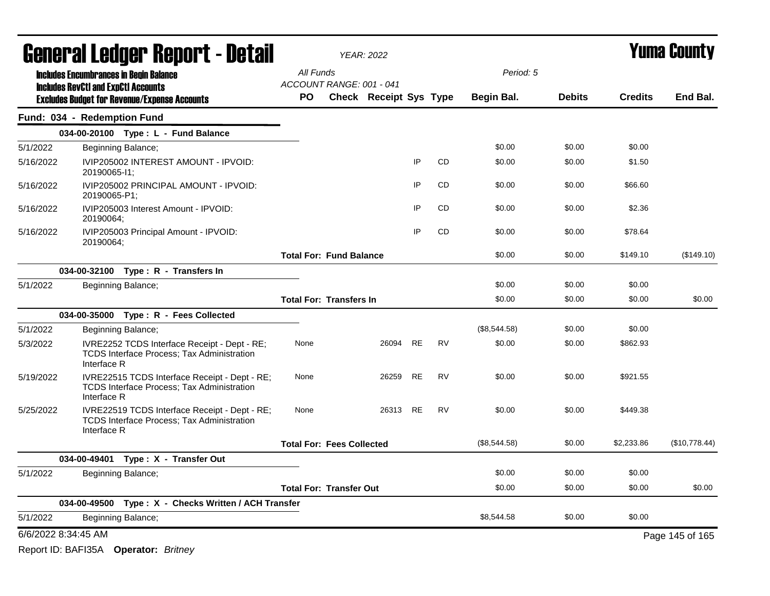# General Ledger Report - Detail

*YEAR: 2022*

# Yuma County

**Includes Encumbrances in Begin Balance**
**Includes RevCtl and ExpCtl Accounts**
**Excludes Budget for Revenue/Expense Accounts**

*All Funds*
*ACCOUNT RANGE: 001 - 041*

*Period: 5*

| | | PO | Check | Receipt | Sys | Type | Begin Bal. | Debits | Credits | End Bal. |
|---|---|---|---|---|---|---|---|---|---|---|
| **Fund: 034 - Redemption Fund** | | | | | | | | | | |
| | **034-00-20100 Type : L - Fund Balance** | | | | | | | | | |
| 5/1/2022 | Beginning Balance; | | | | | | $0.00 | $0.00 | $0.00 | |
| 5/16/2022 | IVIP205002 INTEREST AMOUNT - IPVOID: 20190065-I1; | | | | IP | CD | $0.00 | $0.00 | $1.50 | |
| 5/16/2022 | IVIP205002 PRINCIPAL AMOUNT - IPVOID: 20190065-P1; | | | | IP | CD | $0.00 | $0.00 | $66.60 | |
| 5/16/2022 | IVIP205003 Interest Amount - IPVOID: 20190064; | | | | IP | CD | $0.00 | $0.00 | $2.36 | |
| 5/16/2022 | IVIP205003 Principal Amount - IPVOID: 20190064; | | | | IP | CD | $0.00 | $0.00 | $78.64 | |
| | | **Total For: Fund Balance** | | | | | $0.00 | $0.00 | $149.10 | ($149.10) |
| | **034-00-32100 Type : R - Transfers In** | | | | | | | | | |
| 5/1/2022 | Beginning Balance; | | | | | | $0.00 | $0.00 | $0.00 | |
| | | **Total For: Transfers In** | | | | | $0.00 | $0.00 | $0.00 | $0.00 |
| | **034-00-35000 Type : R - Fees Collected** | | | | | | | | | |
| 5/1/2022 | Beginning Balance; | | | | | | ($8,544.58) | $0.00 | $0.00 | |
| 5/3/2022 | IVRE2252 TCDS Interface Receipt - Dept - RE; TCDS Interface Process; Tax Administration Interface R | None | | 26094 | RE | RV | $0.00 | $0.00 | $862.93 | |
| 5/19/2022 | IVRE22515 TCDS Interface Receipt - Dept - RE; TCDS Interface Process; Tax Administration Interface R | None | | 26259 | RE | RV | $0.00 | $0.00 | $921.55 | |
| 5/25/2022 | IVRE22519 TCDS Interface Receipt - Dept - RE; TCDS Interface Process; Tax Administration Interface R | None | | 26313 | RE | RV | $0.00 | $0.00 | $449.38 | |
| | | **Total For: Fees Collected** | | | | | ($8,544.58) | $0.00 | $2,233.86 | ($10,778.44) |
| | **034-00-49401 Type : X - Transfer Out** | | | | | | | | | |
| 5/1/2022 | Beginning Balance; | | | | | | $0.00 | $0.00 | $0.00 | |
| | | **Total For: Transfer Out** | | | | | $0.00 | $0.00 | $0.00 | $0.00 |
| | **034-00-49500 Type : X - Checks Written / ACH Transfer** | | | | | | | | | |
| 5/1/2022 | Beginning Balance; | | | | | | $8,544.58 | $0.00 | $0.00 | |

6/6/2022 8:34:45 AM

Report ID: BAFI35A **Operator:** *Britney*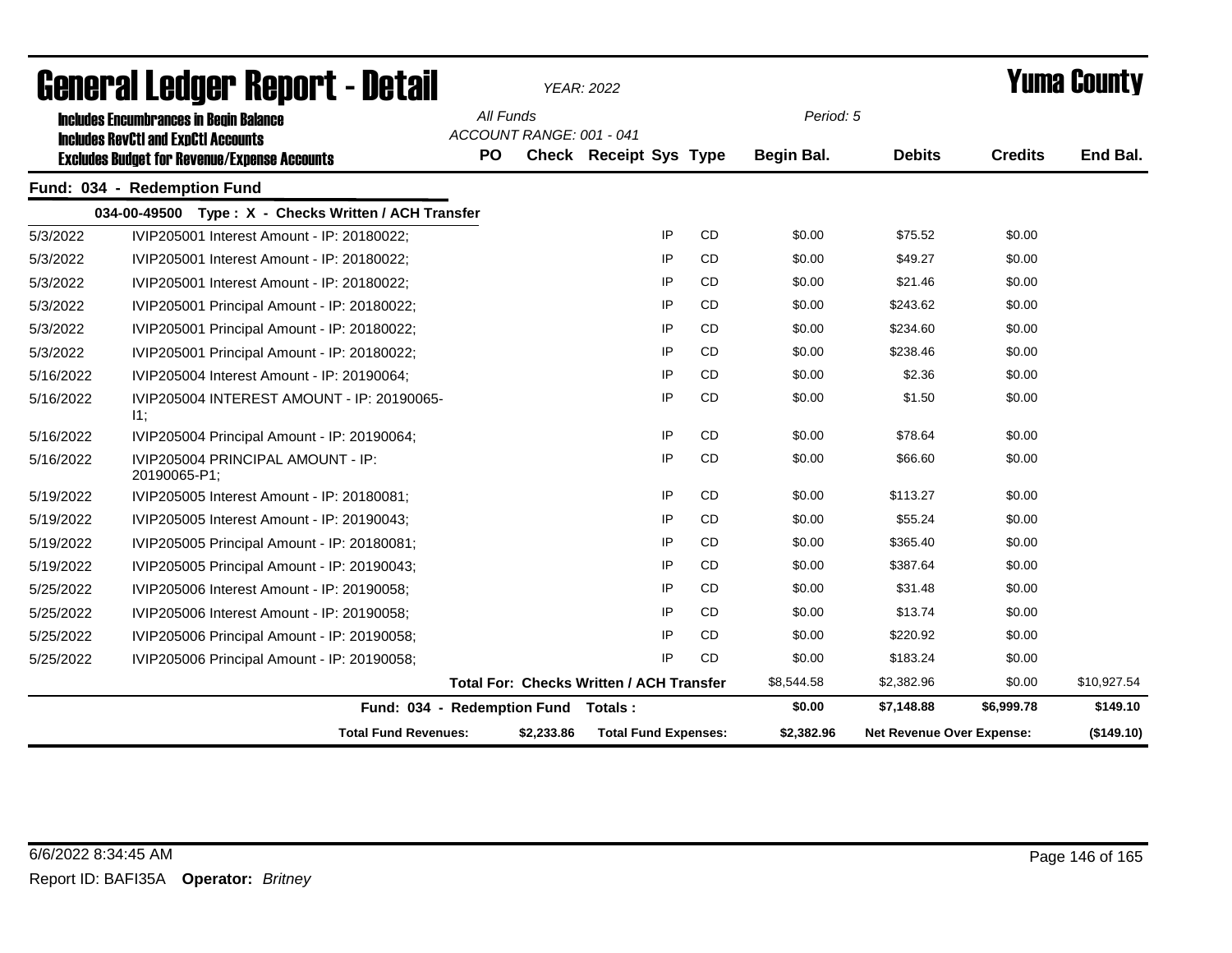# General Ledger Report - Detail

**YEAR: 2022**

**Yuma County**

Includes Encumbrances in Begin Balance
Includes RevCtl and ExpCtl Accounts
Excludes Budget for Revenue/Expense Accounts

All Funds
ACCOUNT RANGE: 001 - 041

Period: 5

## Fund: 034 - Redemption Fund

**034-00-49500 Type : X - Checks Written / ACH Transfer**

| Date | Description | PO | Check | Receipt | Sys | Type | Begin Bal. | Debits | Credits | End Bal. |
|---|---|---|---|---|---|---|---|---|---|---|
| 5/3/2022 | IVIP205001 Interest Amount - IP: 20180022; | | | | IP | CD | $0.00 | $75.52 | $0.00 | |
| 5/3/2022 | IVIP205001 Interest Amount - IP: 20180022; | | | | IP | CD | $0.00 | $49.27 | $0.00 | |
| 5/3/2022 | IVIP205001 Interest Amount - IP: 20180022; | | | | IP | CD | $0.00 | $21.46 | $0.00 | |
| 5/3/2022 | IVIP205001 Principal Amount - IP: 20180022; | | | | IP | CD | $0.00 | $243.62 | $0.00 | |
| 5/3/2022 | IVIP205001 Principal Amount - IP: 20180022; | | | | IP | CD | $0.00 | $234.60 | $0.00 | |
| 5/3/2022 | IVIP205001 Principal Amount - IP: 20180022; | | | | IP | CD | $0.00 | $238.46 | $0.00 | |
| 5/16/2022 | IVIP205004 Interest Amount - IP: 20190064; | | | | IP | CD | $0.00 | $2.36 | $0.00 | |
| 5/16/2022 | IVIP205004 INTEREST AMOUNT - IP: 20190065-I1; | | | | IP | CD | $0.00 | $1.50 | $0.00 | |
| 5/16/2022 | IVIP205004 Principal Amount - IP: 20190064; | | | | IP | CD | $0.00 | $78.64 | $0.00 | |
| 5/16/2022 | IVIP205004 PRINCIPAL AMOUNT - IP: 20190065-P1; | | | | IP | CD | $0.00 | $66.60 | $0.00 | |
| 5/19/2022 | IVIP205005 Interest Amount - IP: 20180081; | | | | IP | CD | $0.00 | $113.27 | $0.00 | |
| 5/19/2022 | IVIP205005 Interest Amount - IP: 20190043; | | | | IP | CD | $0.00 | $55.24 | $0.00 | |
| 5/19/2022 | IVIP205005 Principal Amount - IP: 20180081; | | | | IP | CD | $0.00 | $365.40 | $0.00 | |
| 5/19/2022 | IVIP205005 Principal Amount - IP: 20190043; | | | | IP | CD | $0.00 | $387.64 | $0.00 | |
| 5/25/2022 | IVIP205006 Interest Amount - IP: 20190058; | | | | IP | CD | $0.00 | $31.48 | $0.00 | |
| 5/25/2022 | IVIP205006 Interest Amount - IP: 20190058; | | | | IP | CD | $0.00 | $13.74 | $0.00 | |
| 5/25/2022 | IVIP205006 Principal Amount - IP: 20190058; | | | | IP | CD | $0.00 | $220.92 | $0.00 | |
| 5/25/2022 | IVIP205006 Principal Amount - IP: 20190058; | | | | IP | CD | $0.00 | $183.24 | $0.00 | |
| | **Total For: Checks Written / ACH Transfer** | | | | | | $8,544.58 | $2,382.96 | $0.00 | $10,927.54 |
| | **Fund: 034 - Redemption Fund Totals :** | | | | | | **$0.00** | **$7,148.88** | **$6,999.78** | **$149.10** |

| Total Fund Revenues: | $2,233.86 | Total Fund Expenses: | $2,382.96 | Net Revenue Over Expense: | ($149.10) |
|---|---|---|---|---|---|

6/6/2022 8:34:45 AM

Report ID: BAFI35A **Operator:** *Britney*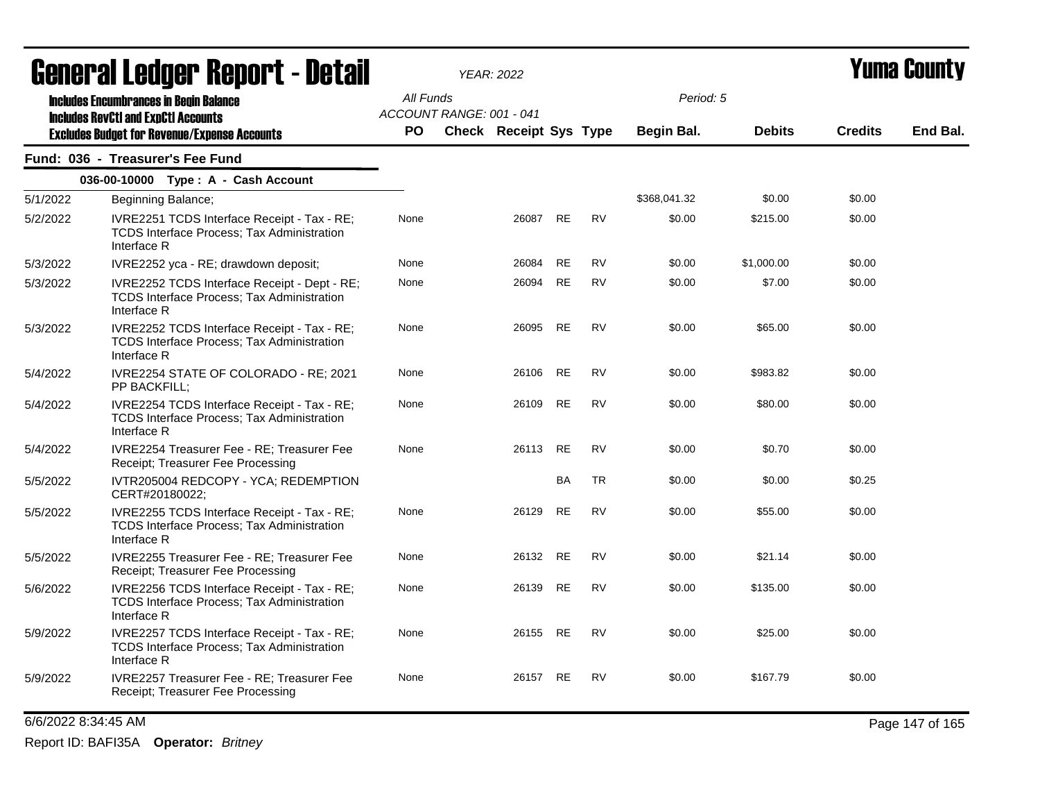# General Ledger Report - Detail

*YEAR: 2022*

# Yuma County

**Includes Encumbrances in Begin Balance**
**Includes RevCtl and ExpCtl Accounts**
**Excludes Budget for Revenue/Expense Accounts**

*All Funds*
*ACCOUNT RANGE: 001 - 041*
*Period: 5*

## Fund: 036 - Treasurer's Fee Fund

### 036-00-10000 Type : A - Cash Account

| Date | Description | PO | Check | Receipt | Sys | Type | Begin Bal. | Debits | Credits | End Bal. |
|---|---|---|---|---|---|---|---|---|---|---|
| 5/1/2022 | Beginning Balance; | | | | | | $368,041.32 | $0.00 | $0.00 | |
| 5/2/2022 | IVRE2251 TCDS Interface Receipt - Tax - RE; TCDS Interface Process; Tax Administration Interface R | None | | 26087 | RE | RV | $0.00 | $215.00 | $0.00 | |
| 5/3/2022 | IVRE2252 yca - RE; drawdown deposit; | None | | 26084 | RE | RV | $0.00 | $1,000.00 | $0.00 | |
| 5/3/2022 | IVRE2252 TCDS Interface Receipt - Dept - RE; TCDS Interface Process; Tax Administration Interface R | None | | 26094 | RE | RV | $0.00 | $7.00 | $0.00 | |
| 5/3/2022 | IVRE2252 TCDS Interface Receipt - Tax - RE; TCDS Interface Process; Tax Administration Interface R | None | | 26095 | RE | RV | $0.00 | $65.00 | $0.00 | |
| 5/4/2022 | IVRE2254 STATE OF COLORADO - RE; 2021 PP BACKFILL; | None | | 26106 | RE | RV | $0.00 | $983.82 | $0.00 | |
| 5/4/2022 | IVRE2254 TCDS Interface Receipt - Tax - RE; TCDS Interface Process; Tax Administration Interface R | None | | 26109 | RE | RV | $0.00 | $80.00 | $0.00 | |
| 5/4/2022 | IVRE2254 Treasurer Fee - RE; Treasurer Fee Receipt; Treasurer Fee Processing | None | | 26113 | RE | RV | $0.00 | $0.70 | $0.00 | |
| 5/5/2022 | IVTR205004 REDCOPY - YCA; REDEMPTION CERT#20180022; | | | | BA | TR | $0.00 | $0.00 | $0.25 | |
| 5/5/2022 | IVRE2255 TCDS Interface Receipt - Tax - RE; TCDS Interface Process; Tax Administration Interface R | None | | 26129 | RE | RV | $0.00 | $55.00 | $0.00 | |
| 5/5/2022 | IVRE2255 Treasurer Fee - RE; Treasurer Fee Receipt; Treasurer Fee Processing | None | | 26132 | RE | RV | $0.00 | $21.14 | $0.00 | |
| 5/6/2022 | IVRE2256 TCDS Interface Receipt - Tax - RE; TCDS Interface Process; Tax Administration Interface R | None | | 26139 | RE | RV | $0.00 | $135.00 | $0.00 | |
| 5/9/2022 | IVRE2257 TCDS Interface Receipt - Tax - RE; TCDS Interface Process; Tax Administration Interface R | None | | 26155 | RE | RV | $0.00 | $25.00 | $0.00 | |
| 5/9/2022 | IVRE2257 Treasurer Fee - RE; Treasurer Fee Receipt; Treasurer Fee Processing | None | | 26157 | RE | RV | $0.00 | $167.79 | $0.00 | |

6/6/2022 8:34:45 AM

Report ID: BAFI35A **Operator:** *Britney*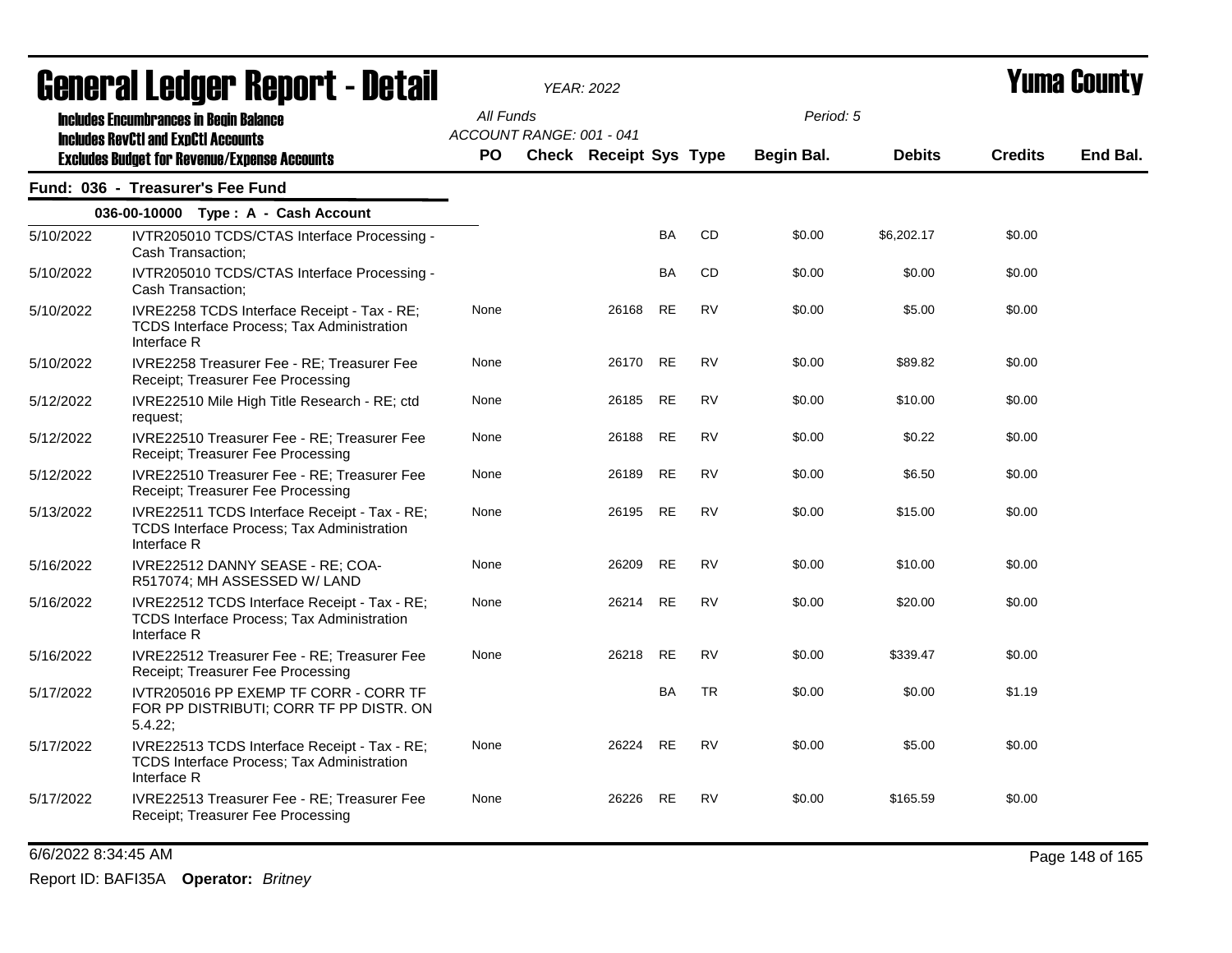# General Ledger Report - Detail

*YEAR: 2022*

# Yuma County

**Includes Encumbrances in Begin Balance**
**Includes RevCtl and ExpCtl Accounts**
**Excludes Budget for Revenue/Expense Accounts**

*All Funds*
*ACCOUNT RANGE: 001 - 041*
*Period: 5*

## Fund: 036 - Treasurer's Fee Fund

### 036-00-10000 Type : A - Cash Account

| Date | Description | PO | Check | Receipt | Sys | Type | Begin Bal. | Debits | Credits | End Bal. |
|---|---|---|---|---|---|---|---|---|---|---|
| 5/10/2022 | IVTR205010 TCDS/CTAS Interface Processing - Cash Transaction; | | | | BA | CD | $0.00 | $6,202.17 | $0.00 | |
| 5/10/2022 | IVTR205010 TCDS/CTAS Interface Processing - Cash Transaction; | | | | BA | CD | $0.00 | $0.00 | $0.00 | |
| 5/10/2022 | IVRE2258 TCDS Interface Receipt - Tax - RE; TCDS Interface Process; Tax Administration Interface R | None | | 26168 | RE | RV | $0.00 | $5.00 | $0.00 | |
| 5/10/2022 | IVRE2258 Treasurer Fee - RE; Treasurer Fee Receipt; Treasurer Fee Processing | None | | 26170 | RE | RV | $0.00 | $89.82 | $0.00 | |
| 5/12/2022 | IVRE22510 Mile High Title Research - RE; ctd request; | None | | 26185 | RE | RV | $0.00 | $10.00 | $0.00 | |
| 5/12/2022 | IVRE22510 Treasurer Fee - RE; Treasurer Fee Receipt; Treasurer Fee Processing | None | | 26188 | RE | RV | $0.00 | $0.22 | $0.00 | |
| 5/12/2022 | IVRE22510 Treasurer Fee - RE; Treasurer Fee Receipt; Treasurer Fee Processing | None | | 26189 | RE | RV | $0.00 | $6.50 | $0.00 | |
| 5/13/2022 | IVRE22511 TCDS Interface Receipt - Tax - RE; TCDS Interface Process; Tax Administration Interface R | None | | 26195 | RE | RV | $0.00 | $15.00 | $0.00 | |
| 5/16/2022 | IVRE22512 DANNY SEASE - RE; COA-R517074; MH ASSESSED W/ LAND | None | | 26209 | RE | RV | $0.00 | $10.00 | $0.00 | |
| 5/16/2022 | IVRE22512 TCDS Interface Receipt - Tax - RE; TCDS Interface Process; Tax Administration Interface R | None | | 26214 | RE | RV | $0.00 | $20.00 | $0.00 | |
| 5/16/2022 | IVRE22512 Treasurer Fee - RE; Treasurer Fee Receipt; Treasurer Fee Processing | None | | 26218 | RE | RV | $0.00 | $339.47 | $0.00 | |
| 5/17/2022 | IVTR205016 PP EXEMP TF CORR - CORR TF FOR PP DISTRIBUTI; CORR TF PP DISTR. ON 5.4.22; | | | | BA | TR | $0.00 | $0.00 | $1.19 | |
| 5/17/2022 | IVRE22513 TCDS Interface Receipt - Tax - RE; TCDS Interface Process; Tax Administration Interface R | None | | 26224 | RE | RV | $0.00 | $5.00 | $0.00 | |
| 5/17/2022 | IVRE22513 Treasurer Fee - RE; Treasurer Fee Receipt; Treasurer Fee Processing | None | | 26226 | RE | RV | $0.00 | $165.59 | $0.00 | |

6/6/2022 8:34:45 AM

Report ID: BAFI35A **Operator:** *Britney*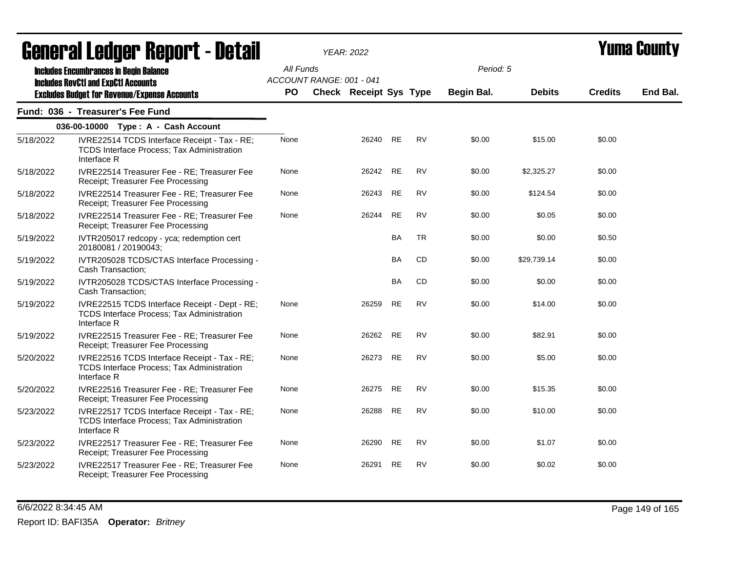# General Ledger Report - Detail

**Yuma County**

*YEAR: 2022*

**Includes Encumbrances in Begin Balance**
**Includes RevCtl and ExpCtl Accounts**
**Excludes Budget for Revenue/Expense Accounts**

All Funds
ACCOUNT RANGE: 001 - 041

Period: 5

## Fund: 036 - Treasurer's Fee Fund

### 036-00-10000 Type : A - Cash Account

| Date | Description | PO | Check | Receipt | Sys | Type | Begin Bal. | Debits | Credits | End Bal. |
|---|---|---|---|---|---|---|---|---|---|---|
| 5/18/2022 | IVRE22514 TCDS Interface Receipt - Tax - RE; TCDS Interface Process; Tax Administration Interface R | None | | 26240 | RE | RV | $0.00 | $15.00 | $0.00 | |
| 5/18/2022 | IVRE22514 Treasurer Fee - RE; Treasurer Fee Receipt; Treasurer Fee Processing | None | | 26242 | RE | RV | $0.00 | $2,325.27 | $0.00 | |
| 5/18/2022 | IVRE22514 Treasurer Fee - RE; Treasurer Fee Receipt; Treasurer Fee Processing | None | | 26243 | RE | RV | $0.00 | $124.54 | $0.00 | |
| 5/18/2022 | IVRE22514 Treasurer Fee - RE; Treasurer Fee Receipt; Treasurer Fee Processing | None | | 26244 | RE | RV | $0.00 | $0.05 | $0.00 | |
| 5/19/2022 | IVTR205017 redcopy - yca; redemption cert 20180081 / 20190043; | | | | BA | TR | $0.00 | $0.00 | $0.50 | |
| 5/19/2022 | IVTR205028 TCDS/CTAS Interface Processing - Cash Transaction; | | | | BA | CD | $0.00 | $29,739.14 | $0.00 | |
| 5/19/2022 | IVTR205028 TCDS/CTAS Interface Processing - Cash Transaction; | | | | BA | CD | $0.00 | $0.00 | $0.00 | |
| 5/19/2022 | IVRE22515 TCDS Interface Receipt - Dept - RE; TCDS Interface Process; Tax Administration Interface R | None | | 26259 | RE | RV | $0.00 | $14.00 | $0.00 | |
| 5/19/2022 | IVRE22515 Treasurer Fee - RE; Treasurer Fee Receipt; Treasurer Fee Processing | None | | 26262 | RE | RV | $0.00 | $82.91 | $0.00 | |
| 5/20/2022 | IVRE22516 TCDS Interface Receipt - Tax - RE; TCDS Interface Process; Tax Administration Interface R | None | | 26273 | RE | RV | $0.00 | $5.00 | $0.00 | |
| 5/20/2022 | IVRE22516 Treasurer Fee - RE; Treasurer Fee Receipt; Treasurer Fee Processing | None | | 26275 | RE | RV | $0.00 | $15.35 | $0.00 | |
| 5/23/2022 | IVRE22517 TCDS Interface Receipt - Tax - RE; TCDS Interface Process; Tax Administration Interface R | None | | 26288 | RE | RV | $0.00 | $10.00 | $0.00 | |
| 5/23/2022 | IVRE22517 Treasurer Fee - RE; Treasurer Fee Receipt; Treasurer Fee Processing | None | | 26290 | RE | RV | $0.00 | $1.07 | $0.00 | |
| 5/23/2022 | IVRE22517 Treasurer Fee - RE; Treasurer Fee Receipt; Treasurer Fee Processing | None | | 26291 | RE | RV | $0.00 | $0.02 | $0.00 | |

6/6/2022 8:34:45 AM

Report ID: BAFI35A **Operator:** *Britney*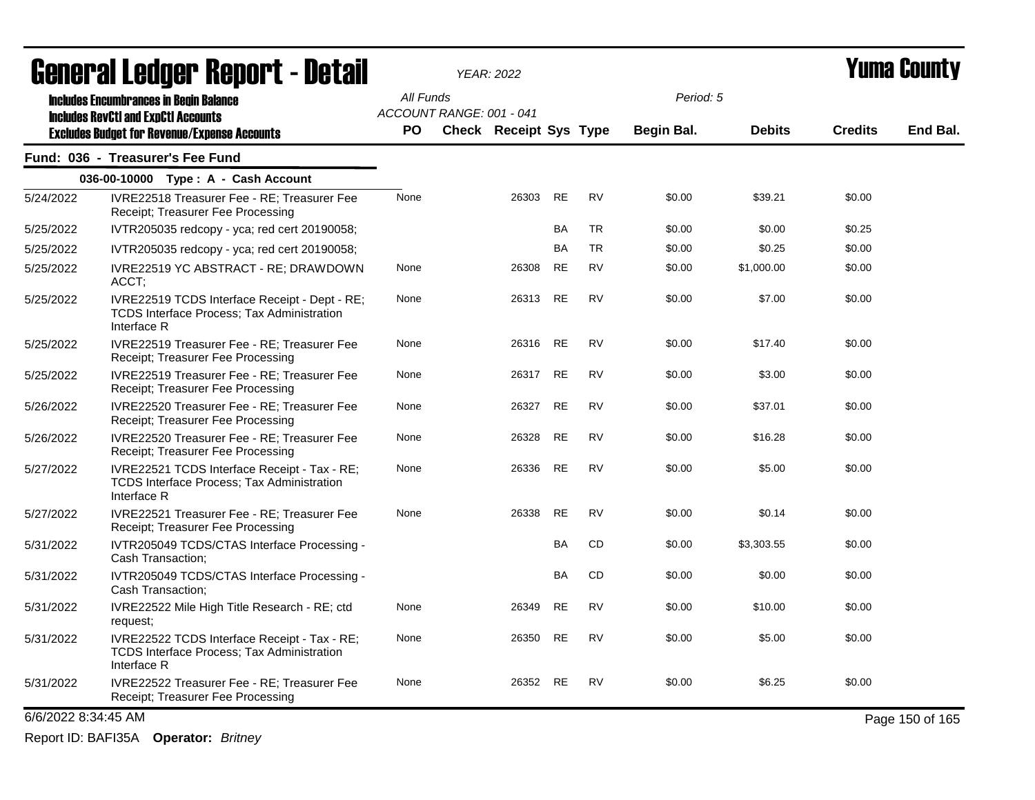# General Ledger Report - Detail

*YEAR: 2022*

# Yuma County

**Includes Encumbrances in Begin Balance**
**Includes RevCtl and ExpCtl Accounts**
**Excludes Budget for Revenue/Expense Accounts**

All Funds
ACCOUNT RANGE: 001 - 041

Period: 5

## Fund: 036 - Treasurer's Fee Fund

### 036-00-10000 Type : A - Cash Account

| Date | Description | PO | Check | Receipt | Sys | Type | Begin Bal. | Debits | Credits | End Bal. |
|---|---|---|---|---|---|---|---|---|---|---|
| 5/24/2022 | IVRE22518 Treasurer Fee - RE; Treasurer Fee Receipt; Treasurer Fee Processing | None | | 26303 | RE | RV | $0.00 | $39.21 | $0.00 | |
| 5/25/2022 | IVTR205035 redcopy - yca; red cert 20190058; | | | | BA | TR | $0.00 | $0.00 | $0.25 | |
| 5/25/2022 | IVTR205035 redcopy - yca; red cert 20190058; | | | | BA | TR | $0.00 | $0.25 | $0.00 | |
| 5/25/2022 | IVRE22519 YC ABSTRACT - RE; DRAWDOWN ACCT; | None | | 26308 | RE | RV | $0.00 | $1,000.00 | $0.00 | |
| 5/25/2022 | IVRE22519 TCDS Interface Receipt - Dept - RE; TCDS Interface Process; Tax Administration Interface R | None | | 26313 | RE | RV | $0.00 | $7.00 | $0.00 | |
| 5/25/2022 | IVRE22519 Treasurer Fee - RE; Treasurer Fee Receipt; Treasurer Fee Processing | None | | 26316 | RE | RV | $0.00 | $17.40 | $0.00 | |
| 5/25/2022 | IVRE22519 Treasurer Fee - RE; Treasurer Fee Receipt; Treasurer Fee Processing | None | | 26317 | RE | RV | $0.00 | $3.00 | $0.00 | |
| 5/26/2022 | IVRE22520 Treasurer Fee - RE; Treasurer Fee Receipt; Treasurer Fee Processing | None | | 26327 | RE | RV | $0.00 | $37.01 | $0.00 | |
| 5/26/2022 | IVRE22520 Treasurer Fee - RE; Treasurer Fee Receipt; Treasurer Fee Processing | None | | 26328 | RE | RV | $0.00 | $16.28 | $0.00 | |
| 5/27/2022 | IVRE22521 TCDS Interface Receipt - Tax - RE; TCDS Interface Process; Tax Administration Interface R | None | | 26336 | RE | RV | $0.00 | $5.00 | $0.00 | |
| 5/27/2022 | IVRE22521 Treasurer Fee - RE; Treasurer Fee Receipt; Treasurer Fee Processing | None | | 26338 | RE | RV | $0.00 | $0.14 | $0.00 | |
| 5/31/2022 | IVTR205049 TCDS/CTAS Interface Processing - Cash Transaction; | | | | BA | CD | $0.00 | $3,303.55 | $0.00 | |
| 5/31/2022 | IVTR205049 TCDS/CTAS Interface Processing - Cash Transaction; | | | | BA | CD | $0.00 | $0.00 | $0.00 | |
| 5/31/2022 | IVRE22522 Mile High Title Research - RE; ctd request; | None | | 26349 | RE | RV | $0.00 | $10.00 | $0.00 | |
| 5/31/2022 | IVRE22522 TCDS Interface Receipt - Tax - RE; TCDS Interface Process; Tax Administration Interface R | None | | 26350 | RE | RV | $0.00 | $5.00 | $0.00 | |
| 5/31/2022 | IVRE22522 Treasurer Fee - RE; Treasurer Fee Receipt; Treasurer Fee Processing | None | | 26352 | RE | RV | $0.00 | $6.25 | $0.00 | |

6/6/2022 8:34:45 AM

Report ID: BAFI35A **Operator:** *Britney*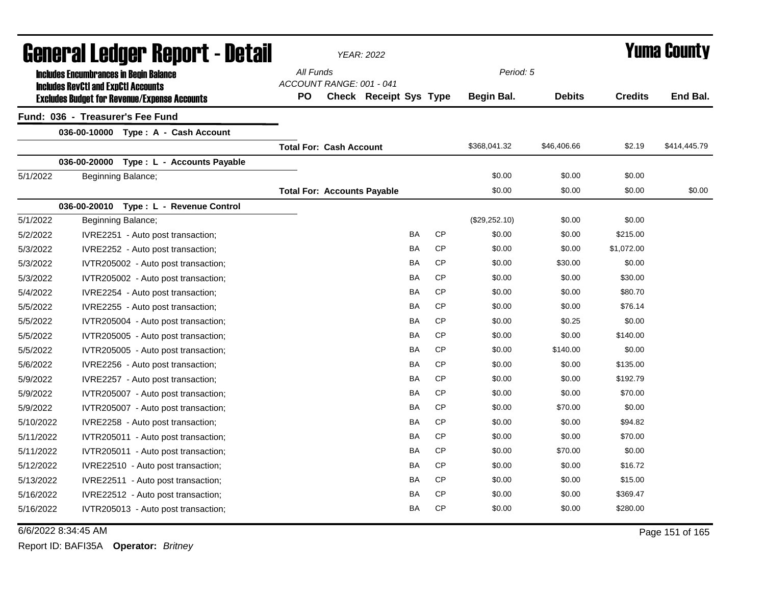# General Ledger Report - Detail

*YEAR: 2022*

# Yuma County

**Includes Encumbrances in Begin Balance**
**Includes RevCtl and ExpCtl Accounts**
**Excludes Budget for Revenue/Expense Accounts**

*All Funds*
*ACCOUNT RANGE: 001 - 041*

*Period: 5*

## Fund: 036 - Treasurer's Fee Fund

| Date | Description | PO | Check | Receipt | Sys | Type | Begin Bal. | Debits | Credits | End Bal. |
|---|---|---|---|---|---|---|---|---|---|---|
| | **036-00-10000 Type : A - Cash Account** | | | | | | | | | |
| | | **Total For: Cash Account** | | | | | $368,041.32 | $46,406.66 | $2.19 | $414,445.79 |
| | **036-00-20000 Type : L - Accounts Payable** | | | | | | | | | |
| 5/1/2022 | Beginning Balance; | | | | | | $0.00 | $0.00 | $0.00 | |
| | | **Total For: Accounts Payable** | | | | | $0.00 | $0.00 | $0.00 | $0.00 |
| | **036-00-20010 Type : L - Revenue Control** | | | | | | | | | |
| 5/1/2022 | Beginning Balance; | | | | | | ($29,252.10) | $0.00 | $0.00 | |
| 5/2/2022 | IVRE2251 - Auto post transaction; | | | | BA | CP | $0.00 | $0.00 | $215.00 | |
| 5/3/2022 | IVRE2252 - Auto post transaction; | | | | BA | CP | $0.00 | $0.00 | $1,072.00 | |
| 5/3/2022 | IVTR205002 - Auto post transaction; | | | | BA | CP | $0.00 | $30.00 | $0.00 | |
| 5/3/2022 | IVTR205002 - Auto post transaction; | | | | BA | CP | $0.00 | $0.00 | $30.00 | |
| 5/4/2022 | IVRE2254 - Auto post transaction; | | | | BA | CP | $0.00 | $0.00 | $80.70 | |
| 5/5/2022 | IVRE2255 - Auto post transaction; | | | | BA | CP | $0.00 | $0.00 | $76.14 | |
| 5/5/2022 | IVTR205004 - Auto post transaction; | | | | BA | CP | $0.00 | $0.25 | $0.00 | |
| 5/5/2022 | IVTR205005 - Auto post transaction; | | | | BA | CP | $0.00 | $0.00 | $140.00 | |
| 5/5/2022 | IVTR205005 - Auto post transaction; | | | | BA | CP | $0.00 | $140.00 | $0.00 | |
| 5/6/2022 | IVRE2256 - Auto post transaction; | | | | BA | CP | $0.00 | $0.00 | $135.00 | |
| 5/9/2022 | IVRE2257 - Auto post transaction; | | | | BA | CP | $0.00 | $0.00 | $192.79 | |
| 5/9/2022 | IVTR205007 - Auto post transaction; | | | | BA | CP | $0.00 | $0.00 | $70.00 | |
| 5/9/2022 | IVTR205007 - Auto post transaction; | | | | BA | CP | $0.00 | $70.00 | $0.00 | |
| 5/10/2022 | IVRE2258 - Auto post transaction; | | | | BA | CP | $0.00 | $0.00 | $94.82 | |
| 5/11/2022 | IVTR205011 - Auto post transaction; | | | | BA | CP | $0.00 | $0.00 | $70.00 | |
| 5/11/2022 | IVTR205011 - Auto post transaction; | | | | BA | CP | $0.00 | $70.00 | $0.00 | |
| 5/12/2022 | IVRE22510 - Auto post transaction; | | | | BA | CP | $0.00 | $0.00 | $16.72 | |
| 5/13/2022 | IVRE22511 - Auto post transaction; | | | | BA | CP | $0.00 | $0.00 | $15.00 | |
| 5/16/2022 | IVRE22512 - Auto post transaction; | | | | BA | CP | $0.00 | $0.00 | $369.47 | |
| 5/16/2022 | IVTR205013 - Auto post transaction; | | | | BA | CP | $0.00 | $0.00 | $280.00 | |

6/6/2022 8:34:45 AM

Report ID: BAFI35A **Operator:** *Britney*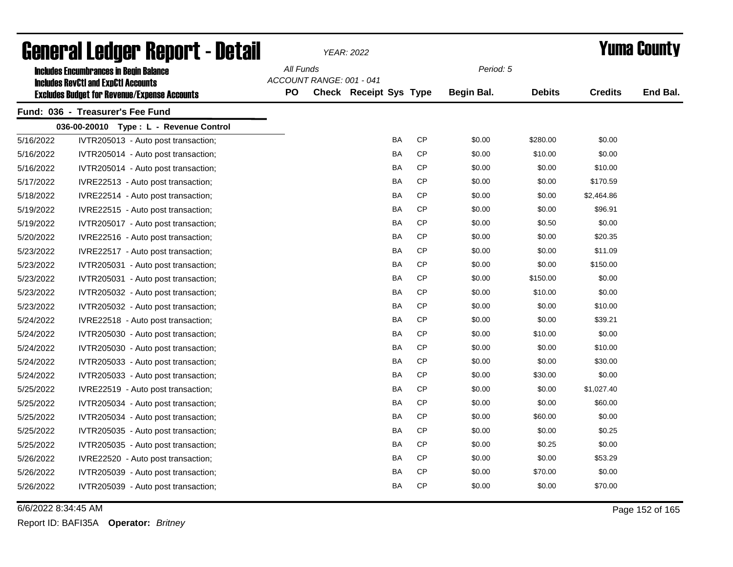# General Ledger Report - Detail

*YEAR: 2022*

# Yuma County

**Includes Encumbrances in Begin Balance**
**Includes RevCtl and ExpCtl Accounts**
**Excludes Budget for Revenue/Expense Accounts**

*All Funds*
*ACCOUNT RANGE: 001 - 041*
*Period: 5*

## Fund: 036 - Treasurer's Fee Fund

### 036-00-20010 Type : L - Revenue Control

| Date | Description | PO | Check | Receipt | Sys | Type | Begin Bal. | Debits | Credits | End Bal. |
|---|---|---|---|---|---|---|---|---|---|---|
| 5/16/2022 | IVTR205013 - Auto post transaction; | | | | BA | CP | $0.00 | $280.00 | $0.00 | |
| 5/16/2022 | IVTR205014 - Auto post transaction; | | | | BA | CP | $0.00 | $10.00 | $0.00 | |
| 5/16/2022 | IVTR205014 - Auto post transaction; | | | | BA | CP | $0.00 | $0.00 | $10.00 | |
| 5/17/2022 | IVRE22513 - Auto post transaction; | | | | BA | CP | $0.00 | $0.00 | $170.59 | |
| 5/18/2022 | IVRE22514 - Auto post transaction; | | | | BA | CP | $0.00 | $0.00 | $2,464.86 | |
| 5/19/2022 | IVRE22515 - Auto post transaction; | | | | BA | CP | $0.00 | $0.00 | $96.91 | |
| 5/19/2022 | IVTR205017 - Auto post transaction; | | | | BA | CP | $0.00 | $0.50 | $0.00 | |
| 5/20/2022 | IVRE22516 - Auto post transaction; | | | | BA | CP | $0.00 | $0.00 | $20.35 | |
| 5/23/2022 | IVRE22517 - Auto post transaction; | | | | BA | CP | $0.00 | $0.00 | $11.09 | |
| 5/23/2022 | IVTR205031 - Auto post transaction; | | | | BA | CP | $0.00 | $0.00 | $150.00 | |
| 5/23/2022 | IVTR205031 - Auto post transaction; | | | | BA | CP | $0.00 | $150.00 | $0.00 | |
| 5/23/2022 | IVTR205032 - Auto post transaction; | | | | BA | CP | $0.00 | $10.00 | $0.00 | |
| 5/23/2022 | IVTR205032 - Auto post transaction; | | | | BA | CP | $0.00 | $0.00 | $10.00 | |
| 5/24/2022 | IVRE22518 - Auto post transaction; | | | | BA | CP | $0.00 | $0.00 | $39.21 | |
| 5/24/2022 | IVTR205030 - Auto post transaction; | | | | BA | CP | $0.00 | $10.00 | $0.00 | |
| 5/24/2022 | IVTR205030 - Auto post transaction; | | | | BA | CP | $0.00 | $0.00 | $10.00 | |
| 5/24/2022 | IVTR205033 - Auto post transaction; | | | | BA | CP | $0.00 | $0.00 | $30.00 | |
| 5/24/2022 | IVTR205033 - Auto post transaction; | | | | BA | CP | $0.00 | $30.00 | $0.00 | |
| 5/25/2022 | IVRE22519 - Auto post transaction; | | | | BA | CP | $0.00 | $0.00 | $1,027.40 | |
| 5/25/2022 | IVTR205034 - Auto post transaction; | | | | BA | CP | $0.00 | $0.00 | $60.00 | |
| 5/25/2022 | IVTR205034 - Auto post transaction; | | | | BA | CP | $0.00 | $60.00 | $0.00 | |
| 5/25/2022 | IVTR205035 - Auto post transaction; | | | | BA | CP | $0.00 | $0.00 | $0.25 | |
| 5/25/2022 | IVTR205035 - Auto post transaction; | | | | BA | CP | $0.00 | $0.25 | $0.00 | |
| 5/26/2022 | IVRE22520 - Auto post transaction; | | | | BA | CP | $0.00 | $0.00 | $53.29 | |
| 5/26/2022 | IVTR205039 - Auto post transaction; | | | | BA | CP | $0.00 | $70.00 | $0.00 | |
| 5/26/2022 | IVTR205039 - Auto post transaction; | | | | BA | CP | $0.00 | $0.00 | $70.00 | |

6/6/2022 8:34:45 AM

Report ID: BAFI35A **Operator:** *Britney*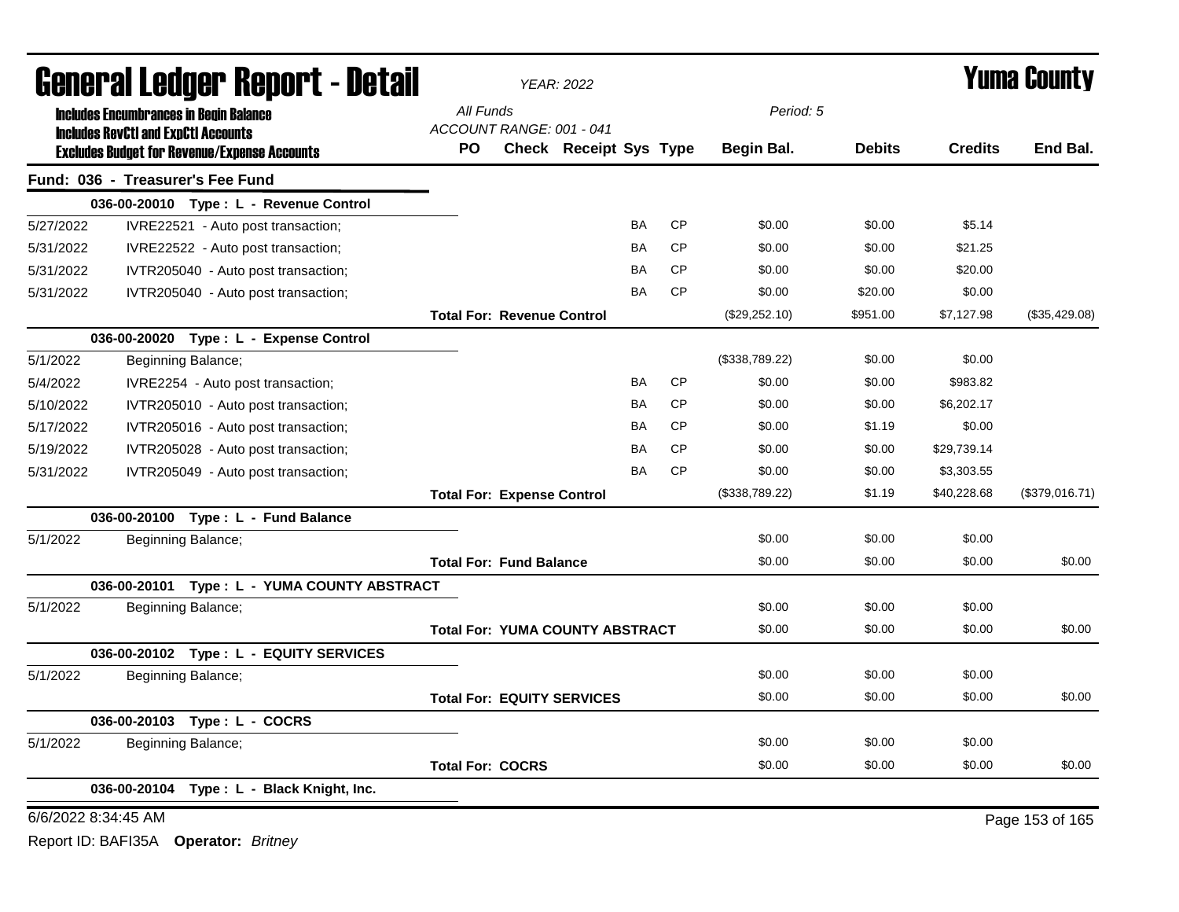# General Ledger Report - Detail

*YEAR: 2022*

# Yuma County

**Includes Encumbrances in Begin Balance**
**Includes RevCtl and ExpCtl Accounts**
**Excludes Budget for Revenue/Expense Accounts**

*All Funds*
*ACCOUNT RANGE: 001 - 041*
*Period: 5*

## Fund: 036 - Treasurer's Fee Fund

| Date | Description | PO | Check | Receipt | Sys | Type | Begin Bal. | Debits | Credits | End Bal. |
|---|---|---|---|---|---|---|---|---|---|---|
| | **036-00-20010 Type : L - Revenue Control** | | | | | | | | | |
| 5/27/2022 | IVRE22521 - Auto post transaction; | | | | BA | CP | $0.00 | $0.00 | $5.14 | |
| 5/31/2022 | IVRE22522 - Auto post transaction; | | | | BA | CP | $0.00 | $0.00 | $21.25 | |
| 5/31/2022 | IVTR205040 - Auto post transaction; | | | | BA | CP | $0.00 | $0.00 | $20.00 | |
| 5/31/2022 | IVTR205040 - Auto post transaction; | | | | BA | CP | $0.00 | $20.00 | $0.00 | |
| | | **Total For: Revenue Control** | | | | | ($29,252.10) | $951.00 | $7,127.98 | ($35,429.08) |
| | **036-00-20020 Type : L - Expense Control** | | | | | | | | | |
| 5/1/2022 | Beginning Balance; | | | | | | ($338,789.22) | $0.00 | $0.00 | |
| 5/4/2022 | IVRE2254 - Auto post transaction; | | | | BA | CP | $0.00 | $0.00 | $983.82 | |
| 5/10/2022 | IVTR205010 - Auto post transaction; | | | | BA | CP | $0.00 | $0.00 | $6,202.17 | |
| 5/17/2022 | IVTR205016 - Auto post transaction; | | | | BA | CP | $0.00 | $1.19 | $0.00 | |
| 5/19/2022 | IVTR205028 - Auto post transaction; | | | | BA | CP | $0.00 | $0.00 | $29,739.14 | |
| 5/31/2022 | IVTR205049 - Auto post transaction; | | | | BA | CP | $0.00 | $0.00 | $3,303.55 | |
| | | **Total For: Expense Control** | | | | | ($338,789.22) | $1.19 | $40,228.68 | ($379,016.71) |
| | **036-00-20100 Type : L - Fund Balance** | | | | | | | | | |
| 5/1/2022 | Beginning Balance; | | | | | | $0.00 | $0.00 | $0.00 | |
| | | **Total For: Fund Balance** | | | | | $0.00 | $0.00 | $0.00 | $0.00 |
| | **036-00-20101 Type : L - YUMA COUNTY ABSTRACT** | | | | | | | | | |
| 5/1/2022 | Beginning Balance; | | | | | | $0.00 | $0.00 | $0.00 | |
| | | **Total For: YUMA COUNTY ABSTRACT** | | | | | $0.00 | $0.00 | $0.00 | $0.00 |
| | **036-00-20102 Type : L - EQUITY SERVICES** | | | | | | | | | |
| 5/1/2022 | Beginning Balance; | | | | | | $0.00 | $0.00 | $0.00 | |
| | | **Total For: EQUITY SERVICES** | | | | | $0.00 | $0.00 | $0.00 | $0.00 |
| | **036-00-20103 Type : L - COCRS** | | | | | | | | | |
| 5/1/2022 | Beginning Balance; | | | | | | $0.00 | $0.00 | $0.00 | |
| | | **Total For: COCRS** | | | | | $0.00 | $0.00 | $0.00 | $0.00 |
| | **036-00-20104 Type : L - Black Knight, Inc.** | | | | | | | | | |

6/6/2022 8:34:45 AM

Report ID: BAFI35A **Operator:** *Britney*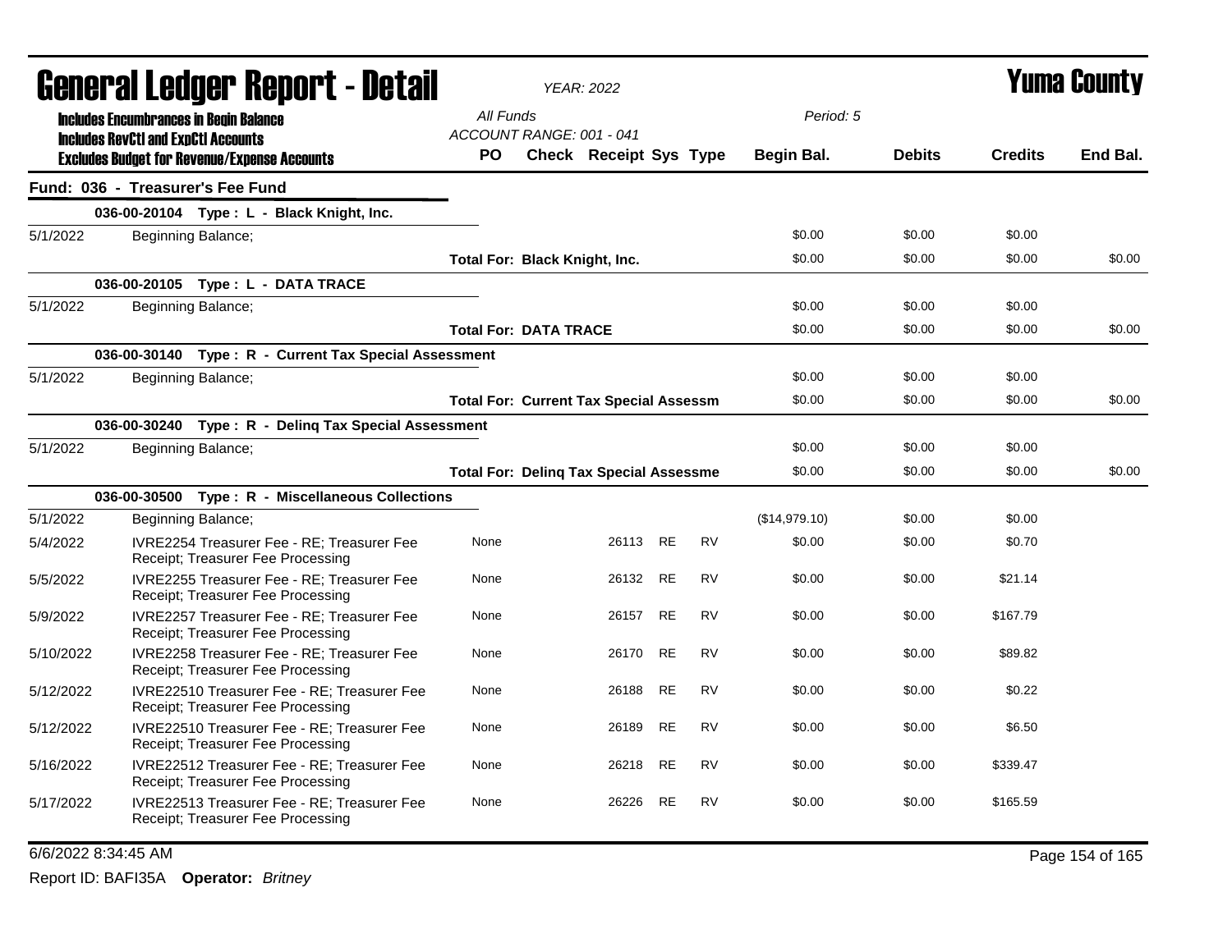# General Ledger Report - Detail

*YEAR: 2022*

# Yuma County

**Includes Encumbrances in Begin Balance**
**Includes RevCtl and ExpCtl Accounts**
**Excludes Budget for Revenue/Expense Accounts**

*All Funds*
*ACCOUNT RANGE: 001 - 041*
*Period: 5*

## Fund: 036 - Treasurer's Fee Fund

| Date | Description | PO | Check | Receipt | Sys | Type | Begin Bal. | Debits | Credits | End Bal. |
|---|---|---|---|---|---|---|---|---|---|---|
| | **036-00-20104 Type : L - Black Knight, Inc.** | | | | | | | | | |
| 5/1/2022 | Beginning Balance; | | | | | | $0.00 | $0.00 | $0.00 | |
| | | **Total For: Black Knight, Inc.** | | | | | $0.00 | $0.00 | $0.00 | $0.00 |
| | **036-00-20105 Type : L - DATA TRACE** | | | | | | | | | |
| 5/1/2022 | Beginning Balance; | | | | | | $0.00 | $0.00 | $0.00 | |
| | | **Total For: DATA TRACE** | | | | | $0.00 | $0.00 | $0.00 | $0.00 |
| | **036-00-30140 Type : R - Current Tax Special Assessment** | | | | | | | | | |
| 5/1/2022 | Beginning Balance; | | | | | | $0.00 | $0.00 | $0.00 | |
| | | **Total For: Current Tax Special Assessm** | | | | | $0.00 | $0.00 | $0.00 | $0.00 |
| | **036-00-30240 Type : R - Delinq Tax Special Assessment** | | | | | | | | | |
| 5/1/2022 | Beginning Balance; | | | | | | $0.00 | $0.00 | $0.00 | |
| | | **Total For: Delinq Tax Special Assessme** | | | | | $0.00 | $0.00 | $0.00 | $0.00 |
| | **036-00-30500 Type : R - Miscellaneous Collections** | | | | | | | | | |
| 5/1/2022 | Beginning Balance; | | | | | | ($14,979.10) | $0.00 | $0.00 | |
| 5/4/2022 | IVRE2254 Treasurer Fee - RE; Treasurer Fee Receipt; Treasurer Fee Processing | None | | 26113 | RE | RV | $0.00 | $0.00 | $0.70 | |
| 5/5/2022 | IVRE2255 Treasurer Fee - RE; Treasurer Fee Receipt; Treasurer Fee Processing | None | | 26132 | RE | RV | $0.00 | $0.00 | $21.14 | |
| 5/9/2022 | IVRE2257 Treasurer Fee - RE; Treasurer Fee Receipt; Treasurer Fee Processing | None | | 26157 | RE | RV | $0.00 | $0.00 | $167.79 | |
| 5/10/2022 | IVRE2258 Treasurer Fee - RE; Treasurer Fee Receipt; Treasurer Fee Processing | None | | 26170 | RE | RV | $0.00 | $0.00 | $89.82 | |
| 5/12/2022 | IVRE22510 Treasurer Fee - RE; Treasurer Fee Receipt; Treasurer Fee Processing | None | | 26188 | RE | RV | $0.00 | $0.00 | $0.22 | |
| 5/12/2022 | IVRE22510 Treasurer Fee - RE; Treasurer Fee Receipt; Treasurer Fee Processing | None | | 26189 | RE | RV | $0.00 | $0.00 | $6.50 | |
| 5/16/2022 | IVRE22512 Treasurer Fee - RE; Treasurer Fee Receipt; Treasurer Fee Processing | None | | 26218 | RE | RV | $0.00 | $0.00 | $339.47 | |
| 5/17/2022 | IVRE22513 Treasurer Fee - RE; Treasurer Fee Receipt; Treasurer Fee Processing | None | | 26226 | RE | RV | $0.00 | $0.00 | $165.59 | |

6/6/2022 8:34:45 AM

Report ID: BAFI35A **Operator:** *Britney*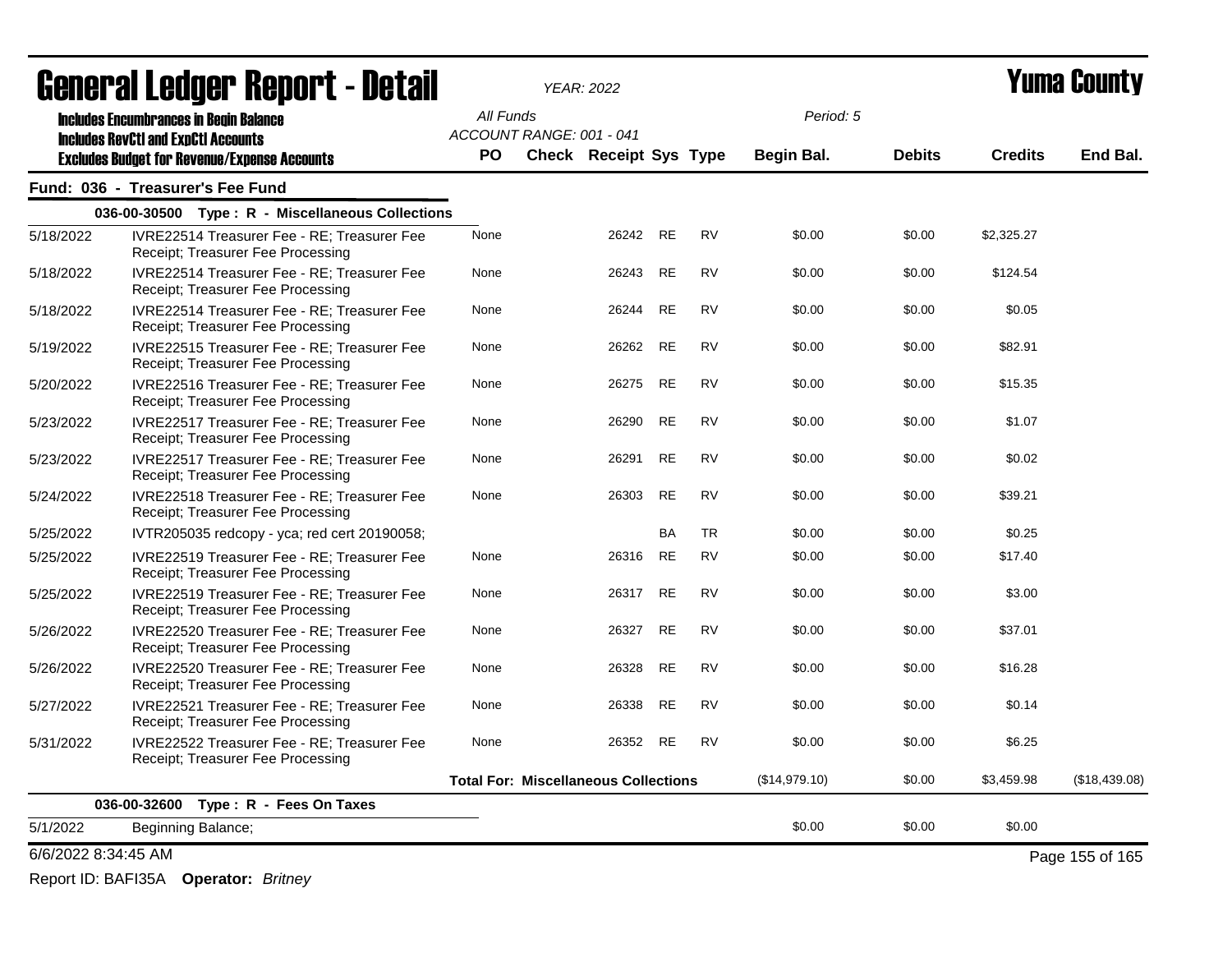# General Ledger Report - Detail

YEAR: 2022

**Yuma County**

Includes Encumbrances in Begin Balance
Includes RevCtl and ExpCtl Accounts
Excludes Budget for Revenue/Expense Accounts

All Funds
ACCOUNT RANGE: 001 - 041

Period: 5

## Fund: 036 - Treasurer's Fee Fund

### 036-00-30500 Type : R - Miscellaneous Collections

| Date | Description | PO | Check | Receipt | Sys | Type | Begin Bal. | Debits | Credits | End Bal. |
|---|---|---|---|---|---|---|---|---|---|---|
| 5/18/2022 | IVRE22514 Treasurer Fee - RE; Treasurer Fee Receipt; Treasurer Fee Processing | None | | 26242 | RE | RV | $0.00 | $0.00 | $2,325.27 | |
| 5/18/2022 | IVRE22514 Treasurer Fee - RE; Treasurer Fee Receipt; Treasurer Fee Processing | None | | 26243 | RE | RV | $0.00 | $0.00 | $124.54 | |
| 5/18/2022 | IVRE22514 Treasurer Fee - RE; Treasurer Fee Receipt; Treasurer Fee Processing | None | | 26244 | RE | RV | $0.00 | $0.00 | $0.05 | |
| 5/19/2022 | IVRE22515 Treasurer Fee - RE; Treasurer Fee Receipt; Treasurer Fee Processing | None | | 26262 | RE | RV | $0.00 | $0.00 | $82.91 | |
| 5/20/2022 | IVRE22516 Treasurer Fee - RE; Treasurer Fee Receipt; Treasurer Fee Processing | None | | 26275 | RE | RV | $0.00 | $0.00 | $15.35 | |
| 5/23/2022 | IVRE22517 Treasurer Fee - RE; Treasurer Fee Receipt; Treasurer Fee Processing | None | | 26290 | RE | RV | $0.00 | $0.00 | $1.07 | |
| 5/23/2022 | IVRE22517 Treasurer Fee - RE; Treasurer Fee Receipt; Treasurer Fee Processing | None | | 26291 | RE | RV | $0.00 | $0.00 | $0.02 | |
| 5/24/2022 | IVRE22518 Treasurer Fee - RE; Treasurer Fee Receipt; Treasurer Fee Processing | None | | 26303 | RE | RV | $0.00 | $0.00 | $39.21 | |
| 5/25/2022 | IVTR205035 redcopy - yca; red cert 20190058; | | | | BA | TR | $0.00 | $0.00 | $0.25 | |
| 5/25/2022 | IVRE22519 Treasurer Fee - RE; Treasurer Fee Receipt; Treasurer Fee Processing | None | | 26316 | RE | RV | $0.00 | $0.00 | $17.40 | |
| 5/25/2022 | IVRE22519 Treasurer Fee - RE; Treasurer Fee Receipt; Treasurer Fee Processing | None | | 26317 | RE | RV | $0.00 | $0.00 | $3.00 | |
| 5/26/2022 | IVRE22520 Treasurer Fee - RE; Treasurer Fee Receipt; Treasurer Fee Processing | None | | 26327 | RE | RV | $0.00 | $0.00 | $37.01 | |
| 5/26/2022 | IVRE22520 Treasurer Fee - RE; Treasurer Fee Receipt; Treasurer Fee Processing | None | | 26328 | RE | RV | $0.00 | $0.00 | $16.28 | |
| 5/27/2022 | IVRE22521 Treasurer Fee - RE; Treasurer Fee Receipt; Treasurer Fee Processing | None | | 26338 | RE | RV | $0.00 | $0.00 | $0.14 | |
| 5/31/2022 | IVRE22522 Treasurer Fee - RE; Treasurer Fee Receipt; Treasurer Fee Processing | None | | 26352 | RE | RV | $0.00 | $0.00 | $6.25 | |
| | **Total For: Miscellaneous Collections** | | | | | | ($14,979.10) | $0.00 | $3,459.98 | ($18,439.08) |

### 036-00-32600 Type : R - Fees On Taxes

| Date | Description | PO | Check | Receipt | Sys | Type | Begin Bal. | Debits | Credits | End Bal. |
|---|---|---|---|---|---|---|---|---|---|---|
| 5/1/2022 | Beginning Balance; | | | | | | $0.00 | $0.00 | $0.00 | |

6/6/2022 8:34:45 AM

Report ID: BAFI35A **Operator:** *Britney*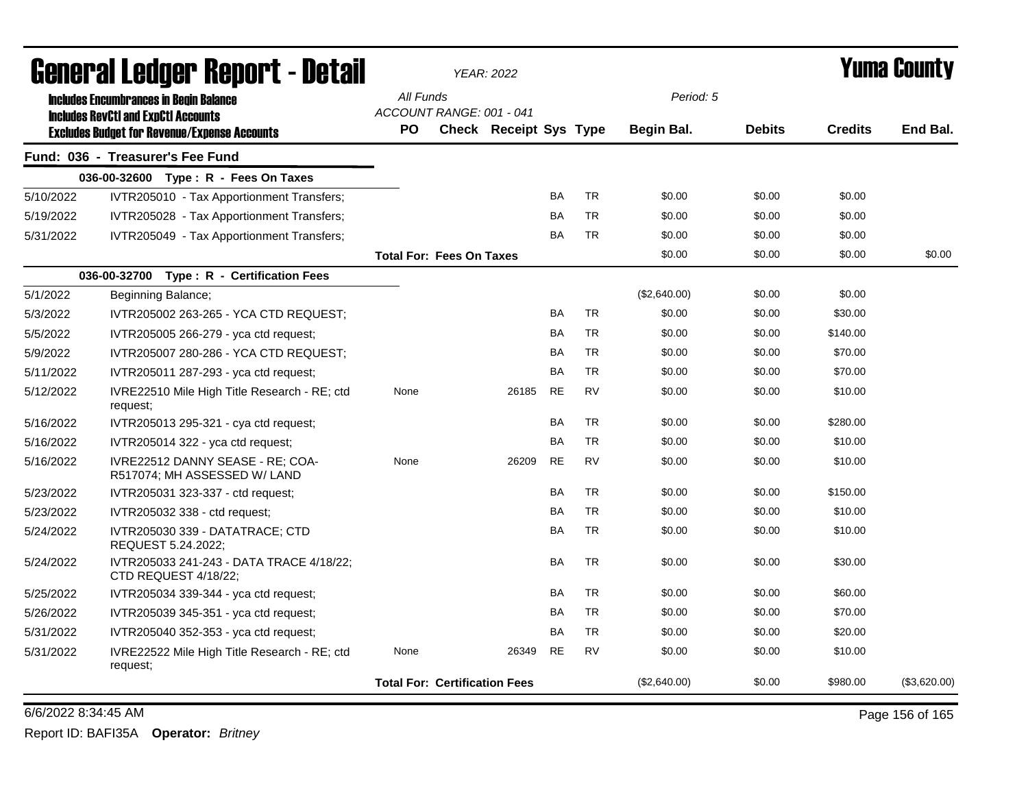# General Ledger Report - Detail

*YEAR: 2022*

# Yuma County

**Includes Encumbrances in Begin Balance**
**Includes RevCtl and ExpCtl Accounts**
**Excludes Budget for Revenue/Expense Accounts**

All Funds
ACCOUNT RANGE: 001 - 041

Period: 5

| | | PO | Check | Receipt | Sys | Type | Begin Bal. | Debits | Credits | End Bal. |
|---|---|---|---|---|---|---|---|---|---|---|
| **Fund: 036 - Treasurer's Fee Fund** | | | | | | | | | | |
| | **036-00-32600 Type : R - Fees On Taxes** | | | | | | | | | |
| 5/10/2022 | IVTR205010 - Tax Apportionment Transfers; | | | | BA | TR | $0.00 | $0.00 | $0.00 | |
| 5/19/2022 | IVTR205028 - Tax Apportionment Transfers; | | | | BA | TR | $0.00 | $0.00 | $0.00 | |
| 5/31/2022 | IVTR205049 - Tax Apportionment Transfers; | | | | BA | TR | $0.00 | $0.00 | $0.00 | |
| | | **Total For: Fees On Taxes** | | | | | $0.00 | $0.00 | $0.00 | $0.00 |
| | **036-00-32700 Type : R - Certification Fees** | | | | | | | | | |
| 5/1/2022 | Beginning Balance; | | | | | | ($2,640.00) | $0.00 | $0.00 | |
| 5/3/2022 | IVTR205002 263-265 - YCA CTD REQUEST; | | | | BA | TR | $0.00 | $0.00 | $30.00 | |
| 5/5/2022 | IVTR205005 266-279 - yca ctd request; | | | | BA | TR | $0.00 | $0.00 | $140.00 | |
| 5/9/2022 | IVTR205007 280-286 - YCA CTD REQUEST; | | | | BA | TR | $0.00 | $0.00 | $70.00 | |
| 5/11/2022 | IVTR205011 287-293 - yca ctd request; | | | | BA | TR | $0.00 | $0.00 | $70.00 | |
| 5/12/2022 | IVRE22510 Mile High Title Research - RE; ctd request; | None | | 26185 | RE | RV | $0.00 | $0.00 | $10.00 | |
| 5/16/2022 | IVTR205013 295-321 - cya ctd request; | | | | BA | TR | $0.00 | $0.00 | $280.00 | |
| 5/16/2022 | IVTR205014 322 - yca ctd request; | | | | BA | TR | $0.00 | $0.00 | $10.00 | |
| 5/16/2022 | IVRE22512 DANNY SEASE - RE; COA-R517074; MH ASSESSED W/ LAND | None | | 26209 | RE | RV | $0.00 | $0.00 | $10.00 | |
| 5/23/2022 | IVTR205031 323-337 - ctd request; | | | | BA | TR | $0.00 | $0.00 | $150.00 | |
| 5/23/2022 | IVTR205032 338 - ctd request; | | | | BA | TR | $0.00 | $0.00 | $10.00 | |
| 5/24/2022 | IVTR205030 339 - DATATRACE; CTD REQUEST 5.24.2022; | | | | BA | TR | $0.00 | $0.00 | $10.00 | |
| 5/24/2022 | IVTR205033 241-243 - DATA TRACE 4/18/22; CTD REQUEST 4/18/22; | | | | BA | TR | $0.00 | $0.00 | $30.00 | |
| 5/25/2022 | IVTR205034 339-344 - yca ctd request; | | | | BA | TR | $0.00 | $0.00 | $60.00 | |
| 5/26/2022 | IVTR205039 345-351 - yca ctd request; | | | | BA | TR | $0.00 | $0.00 | $70.00 | |
| 5/31/2022 | IVTR205040 352-353 - yca ctd request; | | | | BA | TR | $0.00 | $0.00 | $20.00 | |
| 5/31/2022 | IVRE22522 Mile High Title Research - RE; ctd request; | None | | 26349 | RE | RV | $0.00 | $0.00 | $10.00 | |
| | | **Total For: Certification Fees** | | | | | ($2,640.00) | $0.00 | $980.00 | ($3,620.00) |

6/6/2022 8:34:45 AM

Report ID: BAFI35A **Operator:** *Britney*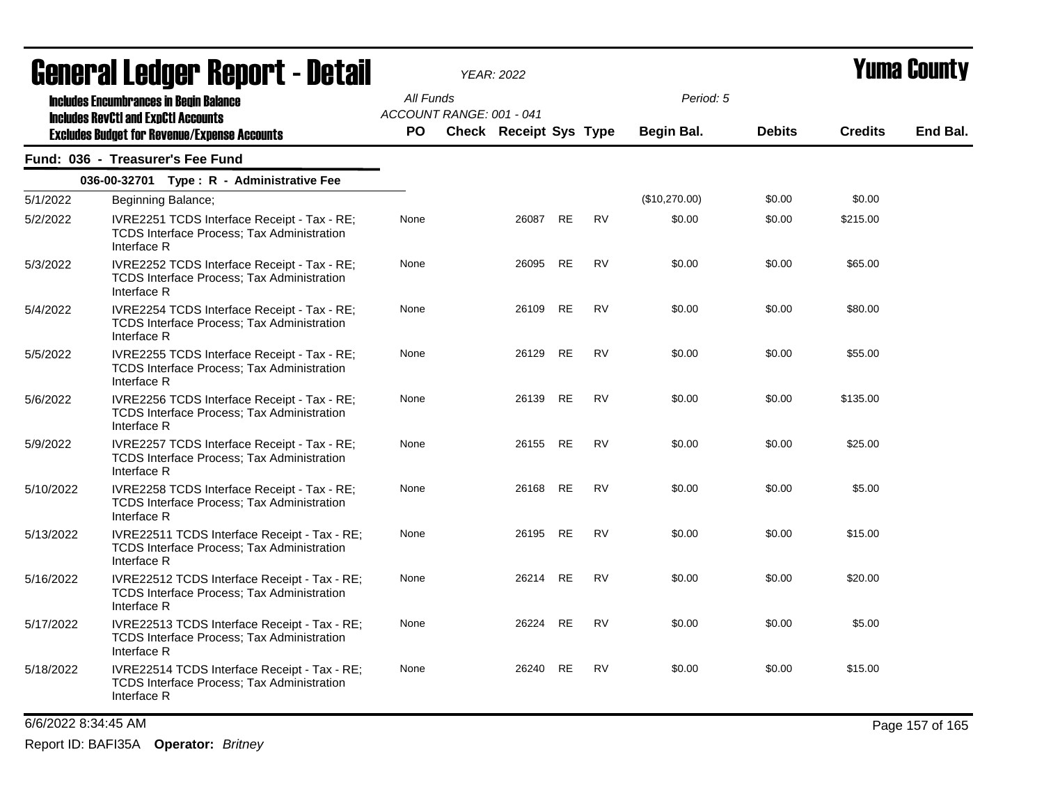# General Ledger Report - Detail

**Yuma County**

YEAR: 2022

Includes Encumbrances in Begin Balance
Includes RevCtl and ExpCtl Accounts
Excludes Budget for Revenue/Expense Accounts

All Funds
ACCOUNT RANGE: 001 - 041

Period: 5

## Fund: 036 - Treasurer's Fee Fund

### 036-00-32701 Type : R - Administrative Fee

| Date | Description | PO | Check | Receipt | Sys | Type | Begin Bal. | Debits | Credits | End Bal. |
|---|---|---|---|---|---|---|---|---|---|---|
| 5/1/2022 | Beginning Balance; | | | | | | ($10,270.00) | $0.00 | $0.00 | |
| 5/2/2022 | IVRE2251 TCDS Interface Receipt - Tax - RE; TCDS Interface Process; Tax Administration Interface R | None | | 26087 | RE | RV | $0.00 | $0.00 | $215.00 | |
| 5/3/2022 | IVRE2252 TCDS Interface Receipt - Tax - RE; TCDS Interface Process; Tax Administration Interface R | None | | 26095 | RE | RV | $0.00 | $0.00 | $65.00 | |
| 5/4/2022 | IVRE2254 TCDS Interface Receipt - Tax - RE; TCDS Interface Process; Tax Administration Interface R | None | | 26109 | RE | RV | $0.00 | $0.00 | $80.00 | |
| 5/5/2022 | IVRE2255 TCDS Interface Receipt - Tax - RE; TCDS Interface Process; Tax Administration Interface R | None | | 26129 | RE | RV | $0.00 | $0.00 | $55.00 | |
| 5/6/2022 | IVRE2256 TCDS Interface Receipt - Tax - RE; TCDS Interface Process; Tax Administration Interface R | None | | 26139 | RE | RV | $0.00 | $0.00 | $135.00 | |
| 5/9/2022 | IVRE2257 TCDS Interface Receipt - Tax - RE; TCDS Interface Process; Tax Administration Interface R | None | | 26155 | RE | RV | $0.00 | $0.00 | $25.00 | |
| 5/10/2022 | IVRE2258 TCDS Interface Receipt - Tax - RE; TCDS Interface Process; Tax Administration Interface R | None | | 26168 | RE | RV | $0.00 | $0.00 | $5.00 | |
| 5/13/2022 | IVRE22511 TCDS Interface Receipt - Tax - RE; TCDS Interface Process; Tax Administration Interface R | None | | 26195 | RE | RV | $0.00 | $0.00 | $15.00 | |
| 5/16/2022 | IVRE22512 TCDS Interface Receipt - Tax - RE; TCDS Interface Process; Tax Administration Interface R | None | | 26214 | RE | RV | $0.00 | $0.00 | $20.00 | |
| 5/17/2022 | IVRE22513 TCDS Interface Receipt - Tax - RE; TCDS Interface Process; Tax Administration Interface R | None | | 26224 | RE | RV | $0.00 | $0.00 | $5.00 | |
| 5/18/2022 | IVRE22514 TCDS Interface Receipt - Tax - RE; TCDS Interface Process; Tax Administration Interface R | None | | 26240 | RE | RV | $0.00 | $0.00 | $15.00 | |

6/6/2022 8:34:45 AM

Report ID: BAFI35A **Operator:** *Britney*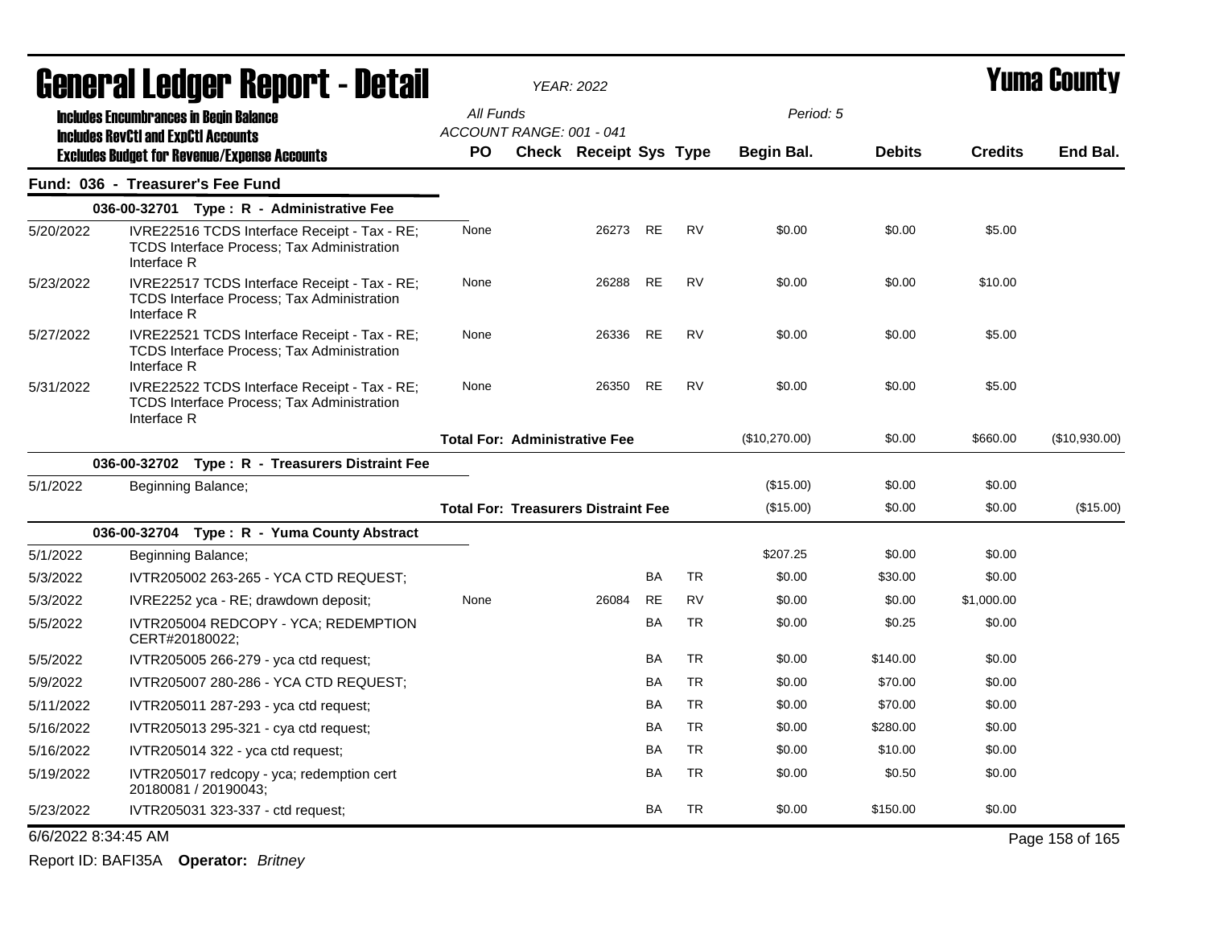# General Ledger Report - Detail

*YEAR: 2022*

**Yuma County**

Includes Encumbrances in Begin Balance
Includes RevCtl and ExpCtl Accounts
Excludes Budget for Revenue/Expense Accounts

All Funds
ACCOUNT RANGE: 001 - 041

Period: 5

## Fund: 036 - Treasurer's Fee Fund

| Date | Description | PO | Check | Receipt | Sys | Type | Begin Bal. | Debits | Credits | End Bal. |
|---|---|---|---|---|---|---|---|---|---|---|
| | **036-00-32701 Type : R - Administrative Fee** | | | | | | | | | |
| 5/20/2022 | IVRE22516 TCDS Interface Receipt - Tax - RE; TCDS Interface Process; Tax Administration Interface R | None | | 26273 | RE | RV | $0.00 | $0.00 | $5.00 | |
| 5/23/2022 | IVRE22517 TCDS Interface Receipt - Tax - RE; TCDS Interface Process; Tax Administration Interface R | None | | 26288 | RE | RV | $0.00 | $0.00 | $10.00 | |
| 5/27/2022 | IVRE22521 TCDS Interface Receipt - Tax - RE; TCDS Interface Process; Tax Administration Interface R | None | | 26336 | RE | RV | $0.00 | $0.00 | $5.00 | |
| 5/31/2022 | IVRE22522 TCDS Interface Receipt - Tax - RE; TCDS Interface Process; Tax Administration Interface R | None | | 26350 | RE | RV | $0.00 | $0.00 | $5.00 | |
| | | **Total For: Administrative Fee** | | | | | ($10,270.00) | $0.00 | $660.00 | ($10,930.00) |
| | **036-00-32702 Type : R - Treasurers Distraint Fee** | | | | | | | | | |
| 5/1/2022 | Beginning Balance; | | | | | | ($15.00) | $0.00 | $0.00 | |
| | | **Total For: Treasurers Distraint Fee** | | | | | ($15.00) | $0.00 | $0.00 | ($15.00) |
| | **036-00-32704 Type : R - Yuma County Abstract** | | | | | | | | | |
| 5/1/2022 | Beginning Balance; | | | | | | $207.25 | $0.00 | $0.00 | |
| 5/3/2022 | IVTR205002 263-265 - YCA CTD REQUEST; | | | | BA | TR | $0.00 | $30.00 | $0.00 | |
| 5/3/2022 | IVRE2252 yca - RE; drawdown deposit; | None | | 26084 | RE | RV | $0.00 | $0.00 | $1,000.00 | |
| 5/5/2022 | IVTR205004 REDCOPY - YCA; REDEMPTION CERT#20180022; | | | | BA | TR | $0.00 | $0.25 | $0.00 | |
| 5/5/2022 | IVTR205005 266-279 - yca ctd request; | | | | BA | TR | $0.00 | $140.00 | $0.00 | |
| 5/9/2022 | IVTR205007 280-286 - YCA CTD REQUEST; | | | | BA | TR | $0.00 | $70.00 | $0.00 | |
| 5/11/2022 | IVTR205011 287-293 - yca ctd request; | | | | BA | TR | $0.00 | $70.00 | $0.00 | |
| 5/16/2022 | IVTR205013 295-321 - cya ctd request; | | | | BA | TR | $0.00 | $280.00 | $0.00 | |
| 5/16/2022 | IVTR205014 322 - yca ctd request; | | | | BA | TR | $0.00 | $10.00 | $0.00 | |
| 5/19/2022 | IVTR205017 redcopy - yca; redemption cert 20180081 / 20190043; | | | | BA | TR | $0.00 | $0.50 | $0.00 | |
| 5/23/2022 | IVTR205031 323-337 - ctd request; | | | | BA | TR | $0.00 | $150.00 | $0.00 | |

6/6/2022 8:34:45 AM

Report ID: BAFI35A **Operator:** *Britney*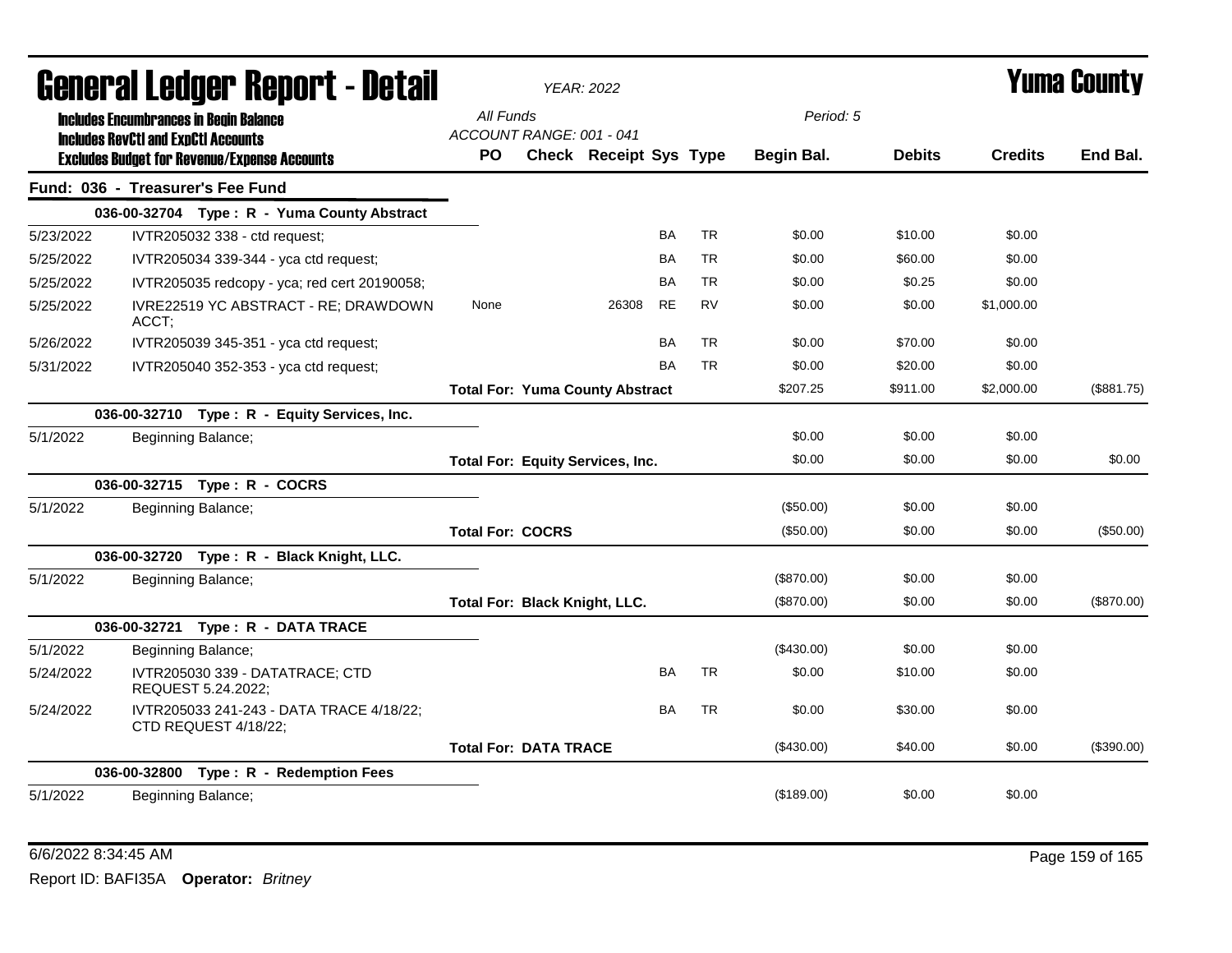# General Ledger Report - Detail

**YEAR: 2022**

**Yuma County**

Includes Encumbrances in Begin Balance
Includes RevCtl and ExpCtl Accounts
Excludes Budget for Revenue/Expense Accounts

All Funds
ACCOUNT RANGE: 001 - 041

Period: 5

## Fund: 036 - Treasurer's Fee Fund

| Date | Description | PO | Check | Receipt | Sys | Type | Begin Bal. | Debits | Credits | End Bal. |
|---|---|---|---|---|---|---|---|---|---|---|
| | **036-00-32704 Type : R - Yuma County Abstract** | | | | | | | | | |
| 5/23/2022 | IVTR205032 338 - ctd request; | | | | BA | TR | $0.00 | $10.00 | $0.00 | |
| 5/25/2022 | IVTR205034 339-344 - yca ctd request; | | | | BA | TR | $0.00 | $60.00 | $0.00 | |
| 5/25/2022 | IVTR205035 redcopy - yca; red cert 20190058; | | | | BA | TR | $0.00 | $0.25 | $0.00 | |
| 5/25/2022 | IVRE22519 YC ABSTRACT - RE; DRAWDOWN ACCT; | None | | 26308 | RE | RV | $0.00 | $0.00 | $1,000.00 | |
| 5/26/2022 | IVTR205039 345-351 - yca ctd request; | | | | BA | TR | $0.00 | $70.00 | $0.00 | |
| 5/31/2022 | IVTR205040 352-353 - yca ctd request; | | | | BA | TR | $0.00 | $20.00 | $0.00 | |
| | | **Total For: Yuma County Abstract** | | | | | $207.25 | $911.00 | $2,000.00 | ($881.75) |
| | **036-00-32710 Type : R - Equity Services, Inc.** | | | | | | | | | |
| 5/1/2022 | Beginning Balance; | | | | | | $0.00 | $0.00 | $0.00 | |
| | | **Total For: Equity Services, Inc.** | | | | | $0.00 | $0.00 | $0.00 | $0.00 |
| | **036-00-32715 Type : R - COCRS** | | | | | | | | | |
| 5/1/2022 | Beginning Balance; | | | | | | ($50.00) | $0.00 | $0.00 | |
| | | **Total For: COCRS** | | | | | ($50.00) | $0.00 | $0.00 | ($50.00) |
| | **036-00-32720 Type : R - Black Knight, LLC.** | | | | | | | | | |
| 5/1/2022 | Beginning Balance; | | | | | | ($870.00) | $0.00 | $0.00 | |
| | | **Total For: Black Knight, LLC.** | | | | | ($870.00) | $0.00 | $0.00 | ($870.00) |
| | **036-00-32721 Type : R - DATA TRACE** | | | | | | | | | |
| 5/1/2022 | Beginning Balance; | | | | | | ($430.00) | $0.00 | $0.00 | |
| 5/24/2022 | IVTR205030 339 - DATATRACE; CTD REQUEST 5.24.2022; | | | | BA | TR | $0.00 | $10.00 | $0.00 | |
| 5/24/2022 | IVTR205033 241-243 - DATA TRACE 4/18/22; CTD REQUEST 4/18/22; | | | | BA | TR | $0.00 | $30.00 | $0.00 | |
| | | **Total For: DATA TRACE** | | | | | ($430.00) | $40.00 | $0.00 | ($390.00) |
| | **036-00-32800 Type : R - Redemption Fees** | | | | | | | | | |
| 5/1/2022 | Beginning Balance; | | | | | | ($189.00) | $0.00 | $0.00 | |

6/6/2022 8:34:45 AM

Report ID: BAFI35A **Operator:** *Britney*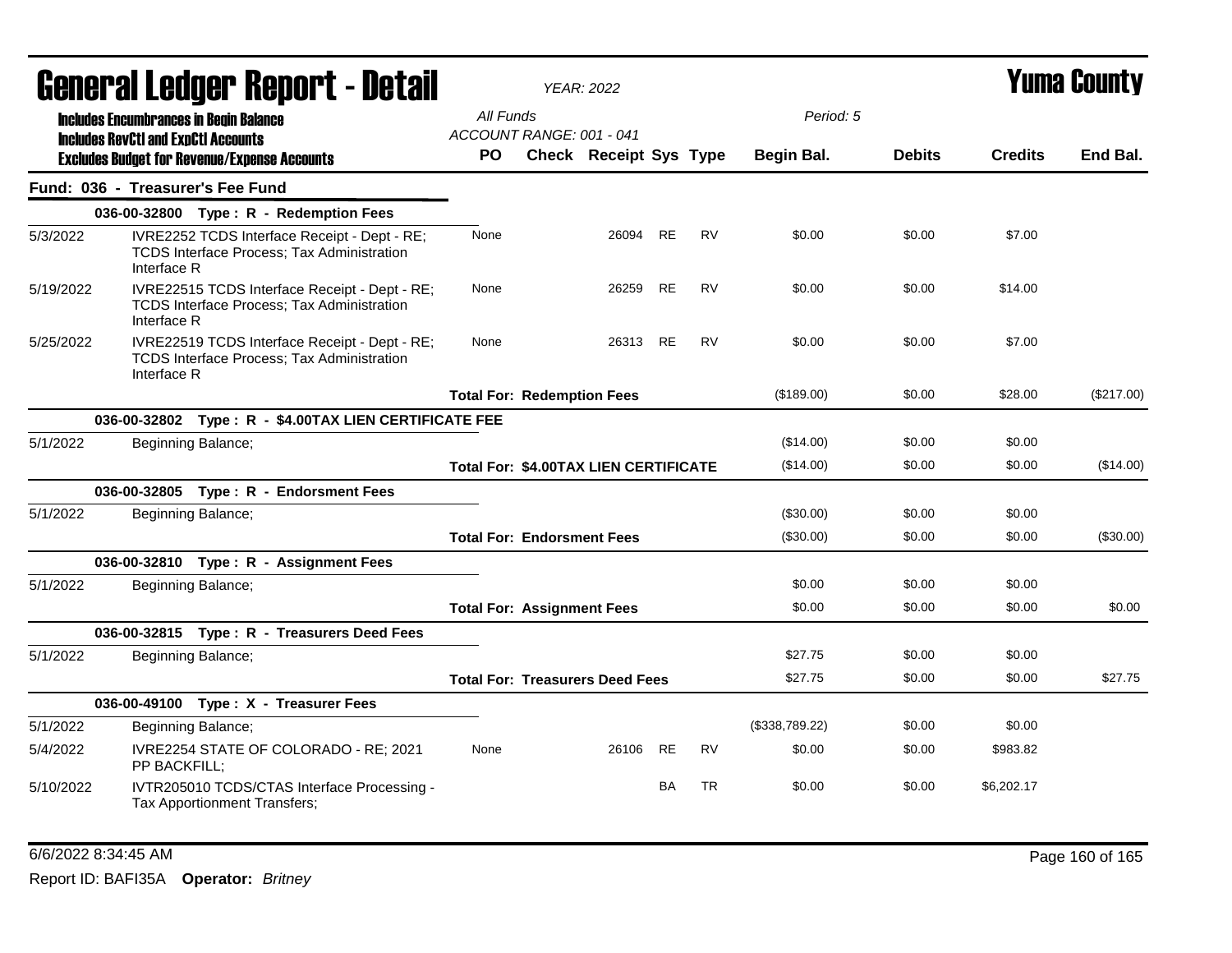# General Ledger Report - Detail

YEAR: 2022

Yuma County

**Includes Encumbrances in Begin Balance**
**Includes RevCtl and ExpCtl Accounts**
**Excludes Budget for Revenue/Expense Accounts**

All Funds
ACCOUNT RANGE: 001 - 041

Period: 5

| | | PO | Check | Receipt | Sys | Type | Begin Bal. | Debits | Credits | End Bal. |
|---|---|---|---|---|---|---|---|---|---|---|
| **Fund: 036 - Treasurer's Fee Fund** | | | | | | | | | | |
| | **036-00-32800 Type : R - Redemption Fees** | | | | | | | | | |
| 5/3/2022 | IVRE2252 TCDS Interface Receipt - Dept - RE; TCDS Interface Process; Tax Administration Interface R | None | | 26094 | RE | RV | $0.00 | $0.00 | $7.00 | |
| 5/19/2022 | IVRE22515 TCDS Interface Receipt - Dept - RE; TCDS Interface Process; Tax Administration Interface R | None | | 26259 | RE | RV | $0.00 | $0.00 | $14.00 | |
| 5/25/2022 | IVRE22519 TCDS Interface Receipt - Dept - RE; TCDS Interface Process; Tax Administration Interface R | None | | 26313 | RE | RV | $0.00 | $0.00 | $7.00 | |
| | | **Total For: Redemption Fees** | | | | | ($189.00) | $0.00 | $28.00 | ($217.00) |
| | **036-00-32802 Type : R - $4.00TAX LIEN CERTIFICATE FEE** | | | | | | | | | |
| 5/1/2022 | Beginning Balance; | | | | | | ($14.00) | $0.00 | $0.00 | |
| | | **Total For: $4.00TAX LIEN CERTIFICATE** | | | | | ($14.00) | $0.00 | $0.00 | ($14.00) |
| | **036-00-32805 Type : R - Endorsment Fees** | | | | | | | | | |
| 5/1/2022 | Beginning Balance; | | | | | | ($30.00) | $0.00 | $0.00 | |
| | | **Total For: Endorsment Fees** | | | | | ($30.00) | $0.00 | $0.00 | ($30.00) |
| | **036-00-32810 Type : R - Assignment Fees** | | | | | | | | | |
| 5/1/2022 | Beginning Balance; | | | | | | $0.00 | $0.00 | $0.00 | |
| | | **Total For: Assignment Fees** | | | | | $0.00 | $0.00 | $0.00 | $0.00 |
| | **036-00-32815 Type : R - Treasurers Deed Fees** | | | | | | | | | |
| 5/1/2022 | Beginning Balance; | | | | | | $27.75 | $0.00 | $0.00 | |
| | | **Total For: Treasurers Deed Fees** | | | | | $27.75 | $0.00 | $0.00 | $27.75 |
| | **036-00-49100 Type : X - Treasurer Fees** | | | | | | | | | |
| 5/1/2022 | Beginning Balance; | | | | | | ($338,789.22) | $0.00 | $0.00 | |
| 5/4/2022 | IVRE2254 STATE OF COLORADO - RE; 2021 PP BACKFILL; | None | | 26106 | RE | RV | $0.00 | $0.00 | $983.82 | |
| 5/10/2022 | IVTR205010 TCDS/CTAS Interface Processing - Tax Apportionment Transfers; | | | | BA | TR | $0.00 | $0.00 | $6,202.17 | |

6/6/2022 8:34:45 AM

Report ID: BAFI35A **Operator:** *Britney*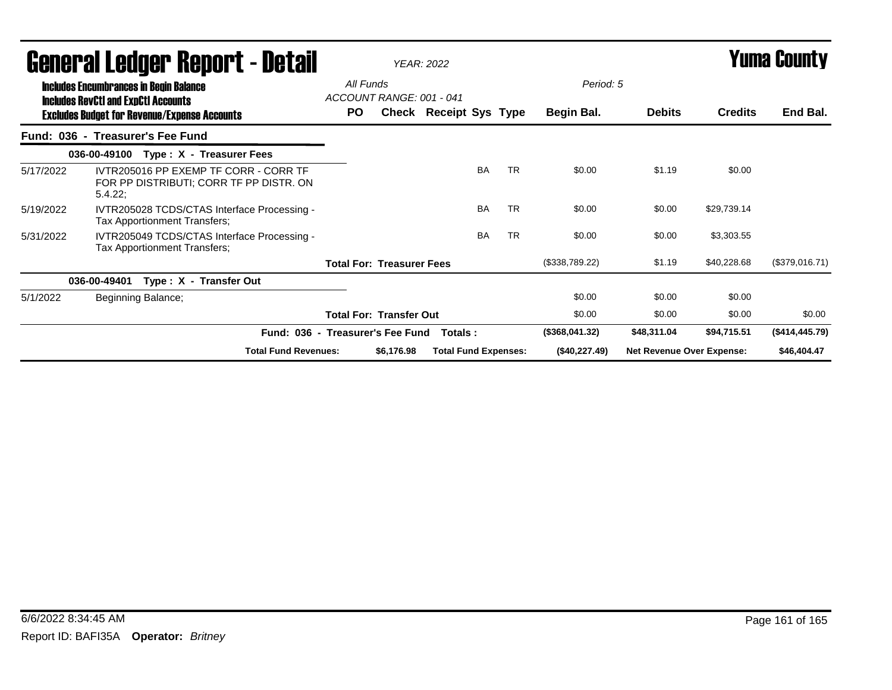# General Ledger Report - Detail

YEAR: 2022

**Yuma County**

Includes Encumbrances in Begin Balance
Includes RevCtl and ExpCtl Accounts
Excludes Budget for Revenue/Expense Accounts

All Funds
ACCOUNT RANGE: 001 - 041

Period: 5

| | | PO | Check | Receipt | Sys | Type | Begin Bal. | Debits | Credits | End Bal. |
|---|---|---|---|---|---|---|---|---|---|---|
| **Fund: 036 - Treasurer's Fee Fund** | | | | | | | | | | |
| **036-00-49100 Type : X - Treasurer Fees** | | | | | | | | | | |
| 5/17/2022 | IVTR205016 PP EXEMP TF CORR - CORR TF FOR PP DISTRIBUTI; CORR TF PP DISTR. ON 5.4.22; | | | | BA | TR | $0.00 | $1.19 | $0.00 | |
| 5/19/2022 | IVTR205028 TCDS/CTAS Interface Processing - Tax Apportionment Transfers; | | | | BA | TR | $0.00 | $0.00 | $29,739.14 | |
| 5/31/2022 | IVTR205049 TCDS/CTAS Interface Processing - Tax Apportionment Transfers; | | | | BA | TR | $0.00 | $0.00 | $3,303.55 | |
| | | **Total For: Treasurer Fees** | | | | | ($338,789.22) | $1.19 | $40,228.68 | ($379,016.71) |
| **036-00-49401 Type : X - Transfer Out** | | | | | | | | | | |
| 5/1/2022 | Beginning Balance; | | | | | | $0.00 | $0.00 | $0.00 | |
| | | **Total For: Transfer Out** | | | | | $0.00 | $0.00 | $0.00 | $0.00 |
| | **Fund: 036 - Treasurer's Fee Fund Totals :** | | | | | | **($368,041.32)** | **$48,311.04** | **$94,715.51** | **($414,445.79)** |
| | **Total Fund Revenues:** | | **$6,176.98** | **Total Fund Expenses:** | | | **($40,227.49)** | **Net Revenue Over Expense:** | | **$46,404.47** |

6/6/2022 8:34:45 AM

Report ID: BAFI35A **Operator:** *Britney*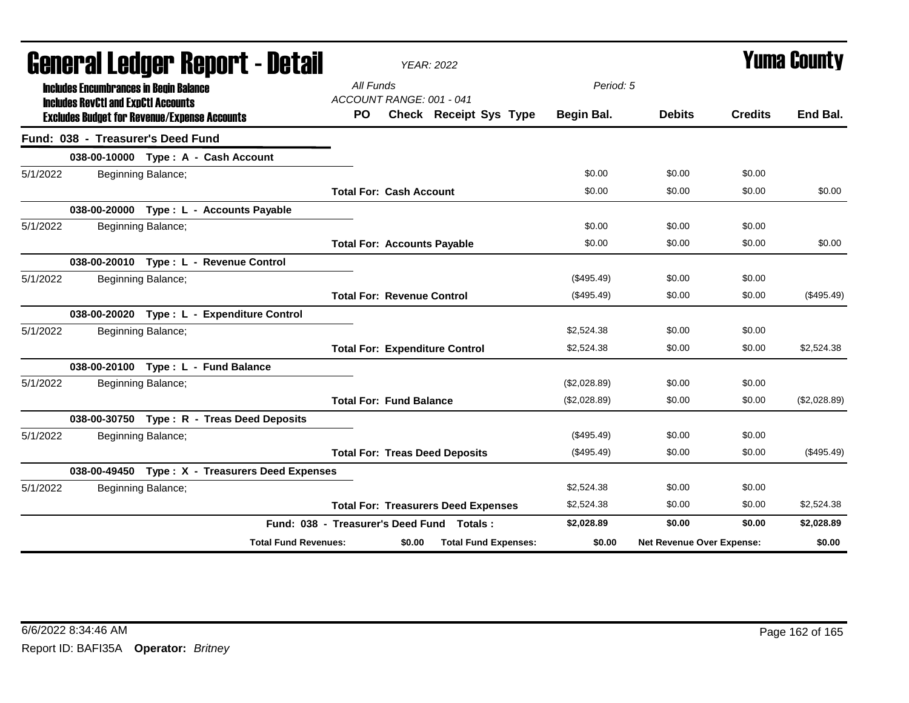# General Ledger Report - Detail

*YEAR: 2022*

# Yuma County

**Includes Encumbrances in Begin Balance**
**Includes RevCtl and ExpCtl Accounts**
**Excludes Budget for Revenue/Expense Accounts**

*All Funds*
*ACCOUNT RANGE: 001 - 041*
*Period: 5*

| | | PO | Check | Receipt Sys Type | Begin Bal. | Debits | Credits | End Bal. |
|---|---|---|---|---|---|---|---|---|
| **Fund: 038 - Treasurer's Deed Fund** | | | | | | | | |
| **038-00-10000 Type : A - Cash Account** | | | | | | | | |
| 5/1/2022 | Beginning Balance; | | | | $0.00 | $0.00 | $0.00 | |
| | | **Total For: Cash Account** | | | $0.00 | $0.00 | $0.00 | $0.00 |
| **038-00-20000 Type : L - Accounts Payable** | | | | | | | | |
| 5/1/2022 | Beginning Balance; | | | | $0.00 | $0.00 | $0.00 | |
| | | **Total For: Accounts Payable** | | | $0.00 | $0.00 | $0.00 | $0.00 |
| **038-00-20010 Type : L - Revenue Control** | | | | | | | | |
| 5/1/2022 | Beginning Balance; | | | | ($495.49) | $0.00 | $0.00 | |
| | | **Total For: Revenue Control** | | | ($495.49) | $0.00 | $0.00 | ($495.49) |
| **038-00-20020 Type : L - Expenditure Control** | | | | | | | | |
| 5/1/2022 | Beginning Balance; | | | | $2,524.38 | $0.00 | $0.00 | |
| | | **Total For: Expenditure Control** | | | $2,524.38 | $0.00 | $0.00 | $2,524.38 |
| **038-00-20100 Type : L - Fund Balance** | | | | | | | | |
| 5/1/2022 | Beginning Balance; | | | | ($2,028.89) | $0.00 | $0.00 | |
| | | **Total For: Fund Balance** | | | ($2,028.89) | $0.00 | $0.00 | ($2,028.89) |
| **038-00-30750 Type : R - Treas Deed Deposits** | | | | | | | | |
| 5/1/2022 | Beginning Balance; | | | | ($495.49) | $0.00 | $0.00 | |
| | | **Total For: Treas Deed Deposits** | | | ($495.49) | $0.00 | $0.00 | ($495.49) |
| **038-00-49450 Type : X - Treasurers Deed Expenses** | | | | | | | | |
| 5/1/2022 | Beginning Balance; | | | | $2,524.38 | $0.00 | $0.00 | |
| | | **Total For: Treasurers Deed Expenses** | | | $2,524.38 | $0.00 | $0.00 | $2,524.38 |
| | | **Fund: 038 - Treasurer's Deed Fund Totals :** | | | **$2,028.89** | **$0.00** | **$0.00** | **$2,028.89** |
| | **Total Fund Revenues:** | | **$0.00** | **Total Fund Expenses:** | **$0.00** | **Net Revenue Over Expense:** | | **$0.00** |

6/6/2022 8:34:46 AM

Report ID: BAFI35A **Operator:** *Britney*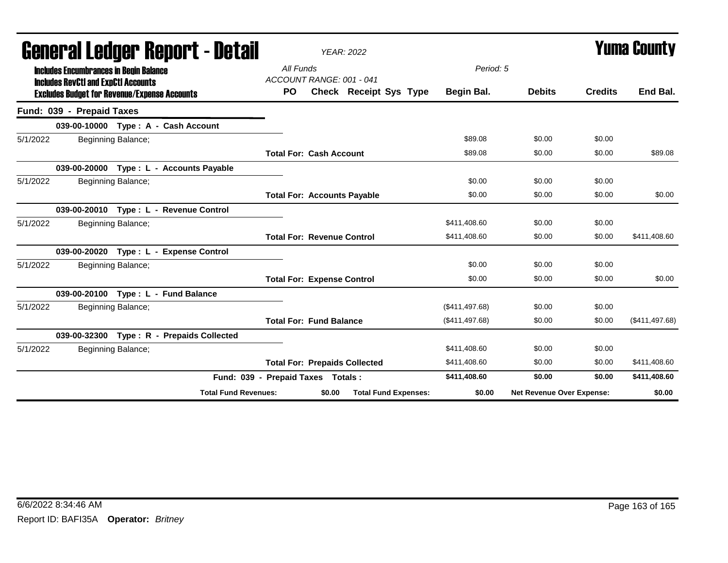# General Ledger Report - Detail

**Yuma County**

*YEAR: 2022*

**Includes Encumbrances in Begin Balance**
**Includes RevCtl and ExpCtl Accounts**
**Excludes Budget for Revenue/Expense Accounts**

*All Funds*
*ACCOUNT RANGE: 001 - 041*
*Period: 5*

| | | PO | Check | Receipt | Sys | Type | Begin Bal. | Debits | Credits | End Bal. |
|---|---|---|---|---|---|---|---|---|---|---|
| **Fund: 039 - Prepaid Taxes** | | | | | | | | | | |
| | **039-00-10000 Type : A - Cash Account** | | | | | | | | | |
| 5/1/2022 | Beginning Balance; | | | | | | $89.08 | $0.00 | $0.00 | |
| | | **Total For: Cash Account** | | | | | $89.08 | $0.00 | $0.00 | $89.08 |
| | **039-00-20000 Type : L - Accounts Payable** | | | | | | | | | |
| 5/1/2022 | Beginning Balance; | | | | | | $0.00 | $0.00 | $0.00 | |
| | | **Total For: Accounts Payable** | | | | | $0.00 | $0.00 | $0.00 | $0.00 |
| | **039-00-20010 Type : L - Revenue Control** | | | | | | | | | |
| 5/1/2022 | Beginning Balance; | | | | | | $411,408.60 | $0.00 | $0.00 | |
| | | **Total For: Revenue Control** | | | | | $411,408.60 | $0.00 | $0.00 | $411,408.60 |
| | **039-00-20020 Type : L - Expense Control** | | | | | | | | | |
| 5/1/2022 | Beginning Balance; | | | | | | $0.00 | $0.00 | $0.00 | |
| | | **Total For: Expense Control** | | | | | $0.00 | $0.00 | $0.00 | $0.00 |
| | **039-00-20100 Type : L - Fund Balance** | | | | | | | | | |
| 5/1/2022 | Beginning Balance; | | | | | | ($411,497.68) | $0.00 | $0.00 | |
| | | **Total For: Fund Balance** | | | | | ($411,497.68) | $0.00 | $0.00 | ($411,497.68) |
| | **039-00-32300 Type : R - Prepaids Collected** | | | | | | | | | |
| 5/1/2022 | Beginning Balance; | | | | | | $411,408.60 | $0.00 | $0.00 | |
| | | **Total For: Prepaids Collected** | | | | | $411,408.60 | $0.00 | $0.00 | $411,408.60 |
| | **Fund: 039 - Prepaid Taxes Totals :** | | | | | | **$411,408.60** | **$0.00** | **$0.00** | **$411,408.60** |
| | **Total Fund Revenues:** | | **$0.00** | **Total Fund Expenses:** | | | **$0.00** | **Net Revenue Over Expense:** | | **$0.00** |

6/6/2022 8:34:46 AM

Report ID: BAFI35A **Operator:** *Britney*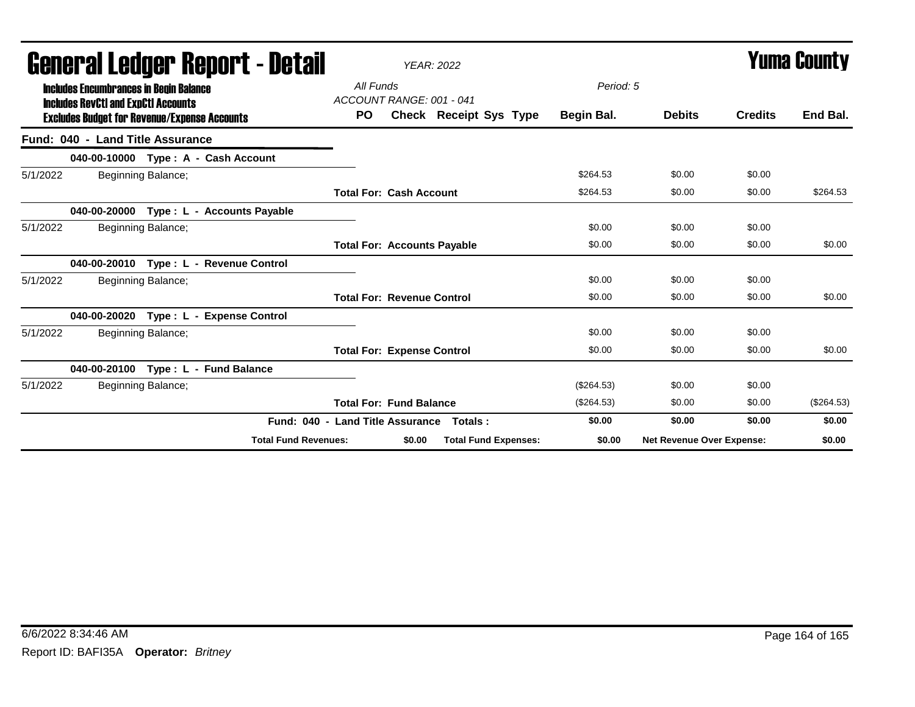# General Ledger Report - Detail

*YEAR: 2022*

# Yuma County

**Includes Encumbrances in Begin Balance**
**Includes RevCtl and ExpCtl Accounts**
**Excludes Budget for Revenue/Expense Accounts**

*All Funds*
*ACCOUNT RANGE: 001 - 041*
*Period: 5*

## Fund: 040 - Land Title Assurance

| Date | Description | PO | Check | Receipt | Sys | Type | Begin Bal. | Debits | Credits | End Bal. |
|---|---|---|---|---|---|---|---|---|---|---|
| **040-00-10000 Type : A - Cash Account** | | | | | | | | | | |
| 5/1/2022 | Beginning Balance; | | | | | | $264.53 | $0.00 | $0.00 | |
| | **Total For: Cash Account** | | | | | | $264.53 | $0.00 | $0.00 | $264.53 |
| **040-00-20000 Type : L - Accounts Payable** | | | | | | | | | | |
| 5/1/2022 | Beginning Balance; | | | | | | $0.00 | $0.00 | $0.00 | |
| | **Total For: Accounts Payable** | | | | | | $0.00 | $0.00 | $0.00 | $0.00 |
| **040-00-20010 Type : L - Revenue Control** | | | | | | | | | | |
| 5/1/2022 | Beginning Balance; | | | | | | $0.00 | $0.00 | $0.00 | |
| | **Total For: Revenue Control** | | | | | | $0.00 | $0.00 | $0.00 | $0.00 |
| **040-00-20020 Type : L - Expense Control** | | | | | | | | | | |
| 5/1/2022 | Beginning Balance; | | | | | | $0.00 | $0.00 | $0.00 | |
| | **Total For: Expense Control** | | | | | | $0.00 | $0.00 | $0.00 | $0.00 |
| **040-00-20100 Type : L - Fund Balance** | | | | | | | | | | |
| 5/1/2022 | Beginning Balance; | | | | | | ($264.53) | $0.00 | $0.00 | |
| | **Total For: Fund Balance** | | | | | | ($264.53) | $0.00 | $0.00 | ($264.53) |
| | **Fund: 040 - Land Title Assurance Totals :** | | | | | | **$0.00** | **$0.00** | **$0.00** | **$0.00** |

| **Total Fund Revenues:** | **$0.00** | **Total Fund Expenses:** | **$0.00** | **Net Revenue Over Expense:** | **$0.00** |
|---|---|---|---|---|---|

6/6/2022 8:34:46 AM

Report ID: BAFI35A **Operator:** *Britney*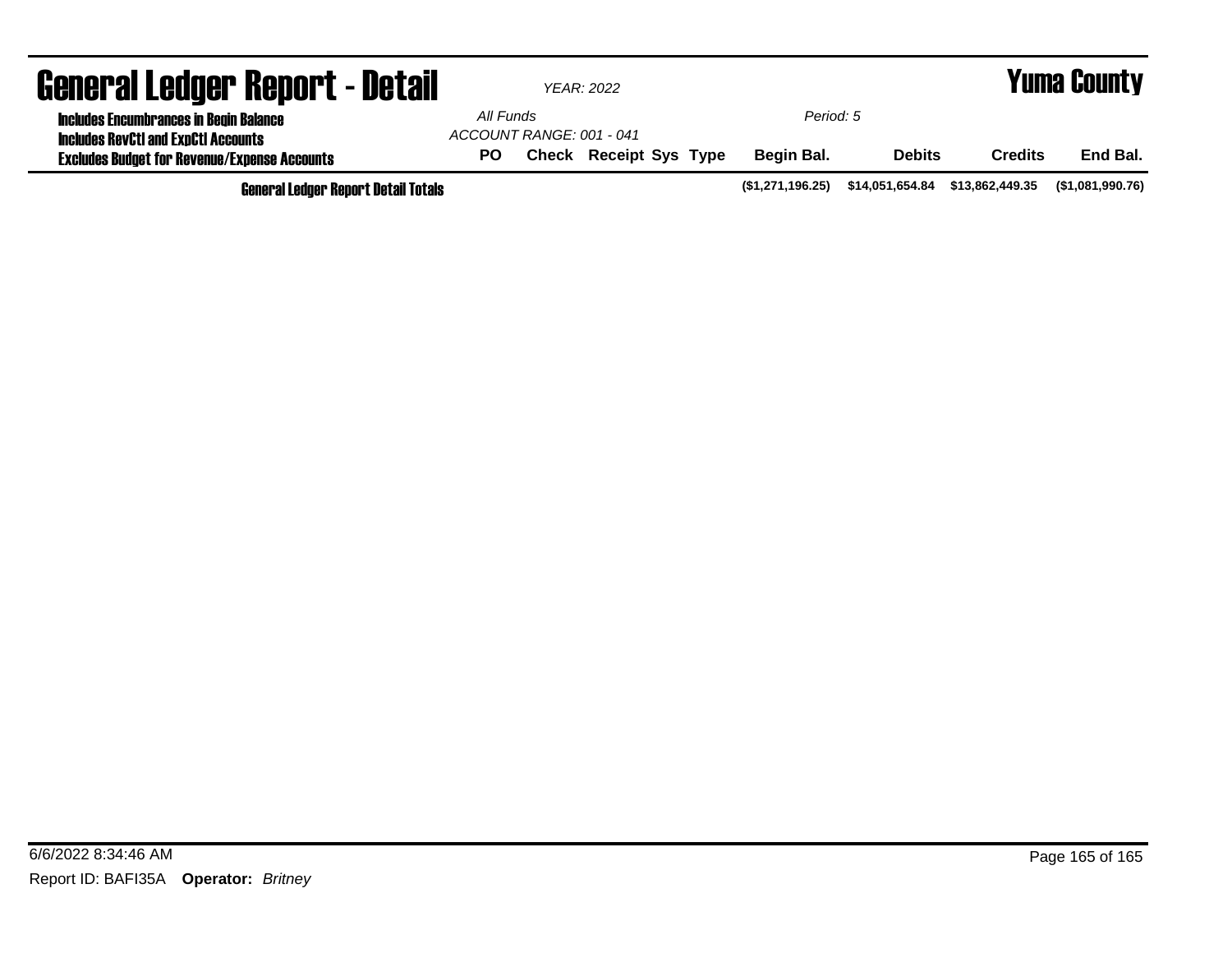# General Ledger Report - Detail

*YEAR: 2022*

# Yuma County

**Includes Encumbrances in Begin Balance**
**Includes RevCtl and ExpCtl Accounts**
**Excludes Budget for Revenue/Expense Accounts**

*All Funds*
*ACCOUNT RANGE: 001 - 041*
*Period: 5*

| | PO | Check | Receipt | Sys | Type | Begin Bal. | Debits | Credits | End Bal. |
|---|---|---|---|---|---|---|---|---|---|
| **General Ledger Report Detail Totals** | | | | | | **($1,271,196.25)** | **$14,051,654.84** | **$13,862,449.35** | **($1,081,990.76)** |

6/6/2022 8:34:46 AM

Report ID: BAFI35A **Operator:** *Britney*